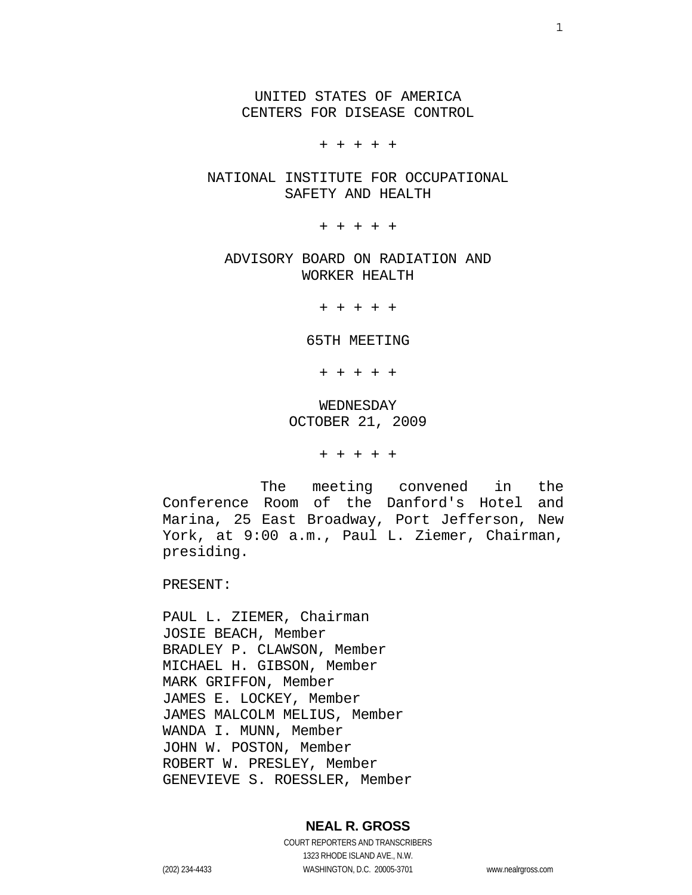UNITED STATES OF AMERICA
CENTERS FOR DISEASE CONTROL

+ + + + +

NATIONAL INSTITUTE FOR OCCUPATIONAL
SAFETY AND HEALTH

+ + + + +

ADVISORY BOARD ON RADIATION AND
WORKER HEALTH

+ + + + +

65TH MEETING

+ + + + +

WEDNESDAY
OCTOBER 21, 2009

+ + + + +

The meeting convened in the Conference Room of the Danford's Hotel and Marina, 25 East Broadway, Port Jefferson, New York, at 9:00 a.m., Paul L. Ziemer, Chairman, presiding.

PRESENT:

PAUL L. ZIEMER, Chairman
JOSIE BEACH, Member
BRADLEY P. CLAWSON, Member
MICHAEL H. GIBSON, Member
MARK GRIFFON, Member
JAMES E. LOCKEY, Member
JAMES MALCOLM MELIUS, Member
WANDA I. MUNN, Member
JOHN W. POSTON, Member
ROBERT W. PRESLEY, Member
GENEVIEVE S. ROESSLER, Member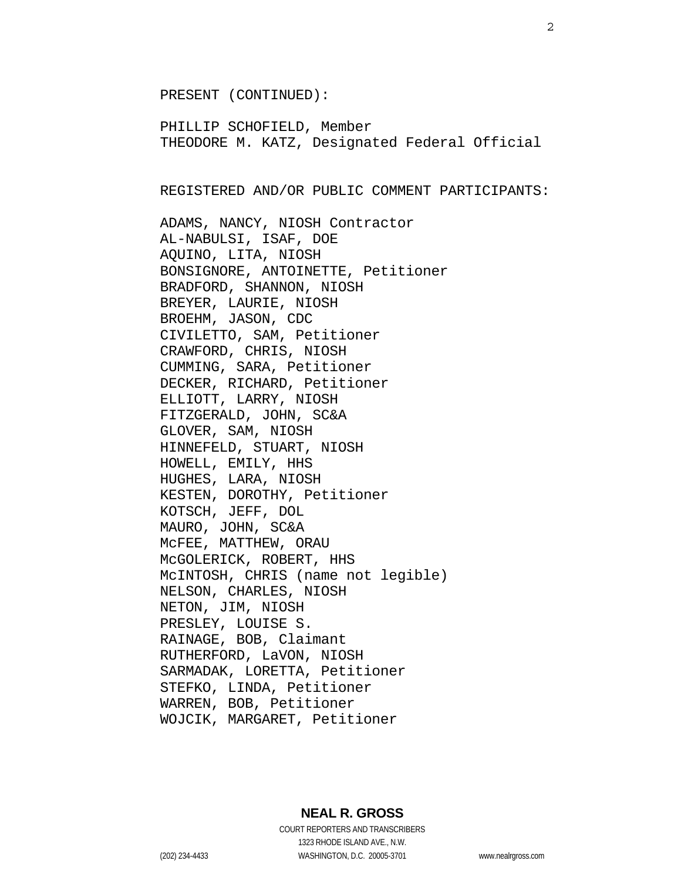PRESENT (CONTINUED):

PHILLIP SCHOFIELD, Member
THEODORE M. KATZ, Designated Federal Official

REGISTERED AND/OR PUBLIC COMMENT PARTICIPANTS:

ADAMS, NANCY, NIOSH Contractor
AL-NABULSI, ISAF, DOE
AQUINO, LITA, NIOSH
BONSIGNORE, ANTOINETTE, Petitioner
BRADFORD, SHANNON, NIOSH
BREYER, LAURIE, NIOSH
BROEHM, JASON, CDC
CIVILETTO, SAM, Petitioner
CRAWFORD, CHRIS, NIOSH
CUMMING, SARA, Petitioner
DECKER, RICHARD, Petitioner
ELLIOTT, LARRY, NIOSH
FITZGERALD, JOHN, SC&A
GLOVER, SAM, NIOSH
HINNEFELD, STUART, NIOSH
HOWELL, EMILY, HHS
HUGHES, LARA, NIOSH
KESTEN, DOROTHY, Petitioner
KOTSCH, JEFF, DOL
MAURO, JOHN, SC&A
McFEE, MATTHEW, ORAU
McGOLERICK, ROBERT, HHS
McINTOSH, CHRIS (name not legible)
NELSON, CHARLES, NIOSH
NETON, JIM, NIOSH
PRESLEY, LOUISE S.
RAINAGE, BOB, Claimant
RUTHERFORD, LaVON, NIOSH
SARMADAK, LORETTA, Petitioner
STEFKO, LINDA, Petitioner
WARREN, BOB, Petitioner
WOJCIK, MARGARET, Petitioner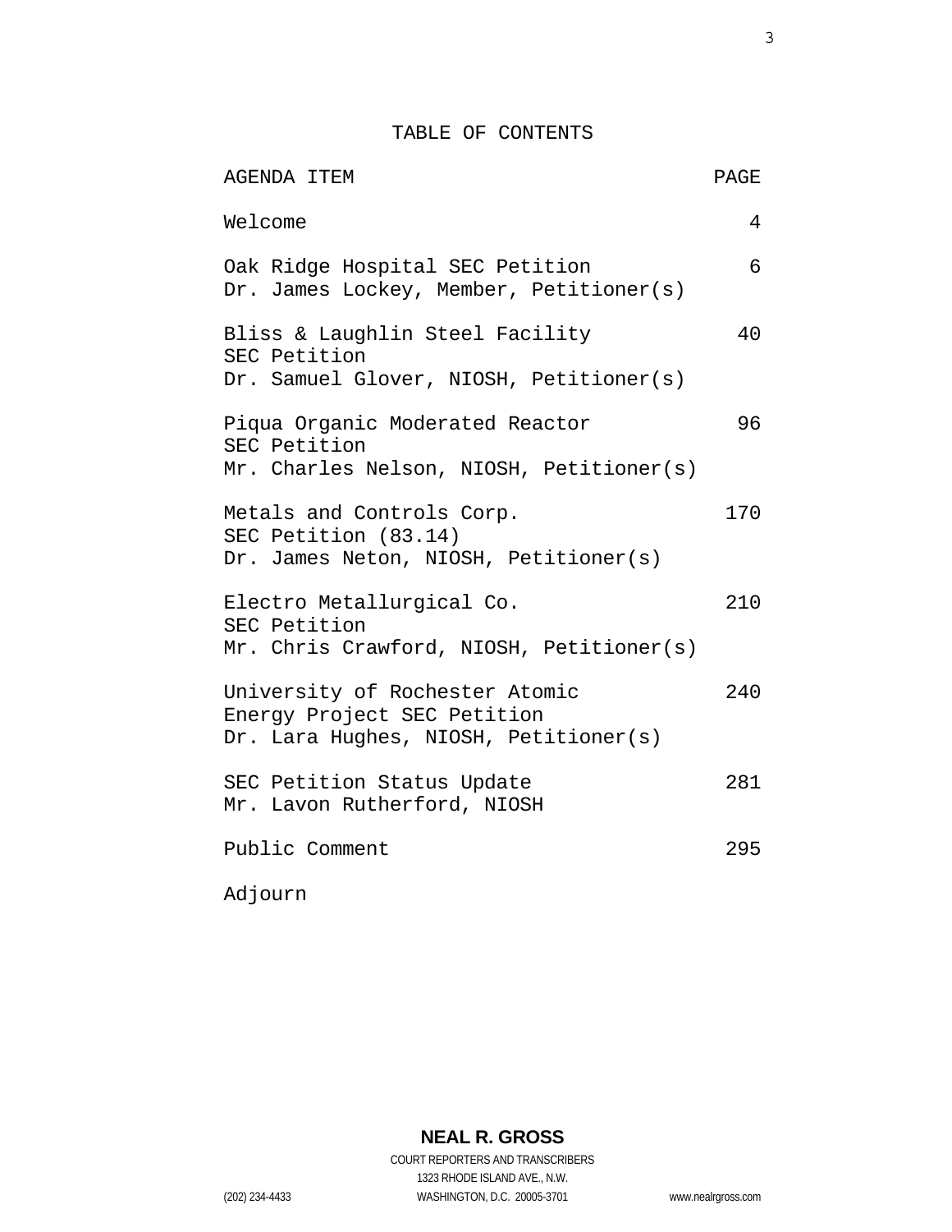# TABLE OF CONTENTS

| AGENDA ITEM | PAGE |
|---|---|
| Welcome | 4 |
| Oak Ridge Hospital SEC Petition<br>Dr. James Lockey, Member, Petitioner(s) | 6 |
| Bliss & Laughlin Steel Facility<br>SEC Petition<br>Dr. Samuel Glover, NIOSH, Petitioner(s) | 40 |
| Piqua Organic Moderated Reactor<br>SEC Petition<br>Mr. Charles Nelson, NIOSH, Petitioner(s) | 96 |
| Metals and Controls Corp.<br>SEC Petition (83.14)<br>Dr. James Neton, NIOSH, Petitioner(s) | 170 |
| Electro Metallurgical Co.<br>SEC Petition<br>Mr. Chris Crawford, NIOSH, Petitioner(s) | 210 |
| University of Rochester Atomic<br>Energy Project SEC Petition<br>Dr. Lara Hughes, NIOSH, Petitioner(s) | 240 |
| SEC Petition Status Update<br>Mr. Lavon Rutherford, NIOSH | 281 |
| Public Comment | 295 |
| Adjourn | |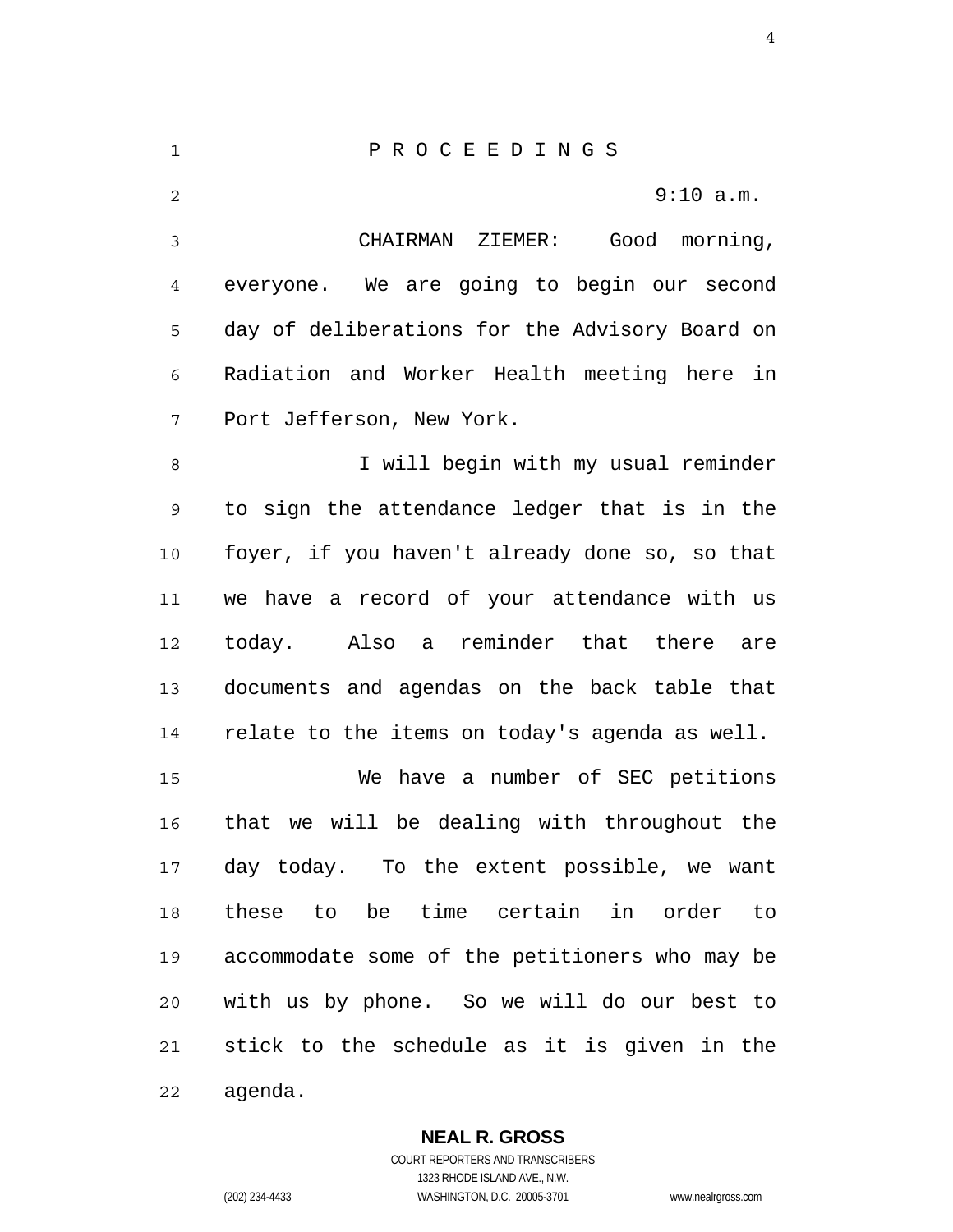P R O C E E D I N G S

9:10 a.m.

CHAIRMAN ZIEMER: Good morning, everyone. We are going to begin our second day of deliberations for the Advisory Board on Radiation and Worker Health meeting here in Port Jefferson, New York.

I will begin with my usual reminder to sign the attendance ledger that is in the foyer, if you haven't already done so, so that we have a record of your attendance with us today. Also a reminder that there are documents and agendas on the back table that relate to the items on today's agenda as well.

We have a number of SEC petitions that we will be dealing with throughout the day today. To the extent possible, we want these to be time certain in order to accommodate some of the petitioners who may be with us by phone. So we will do our best to stick to the schedule as it is given in the agenda.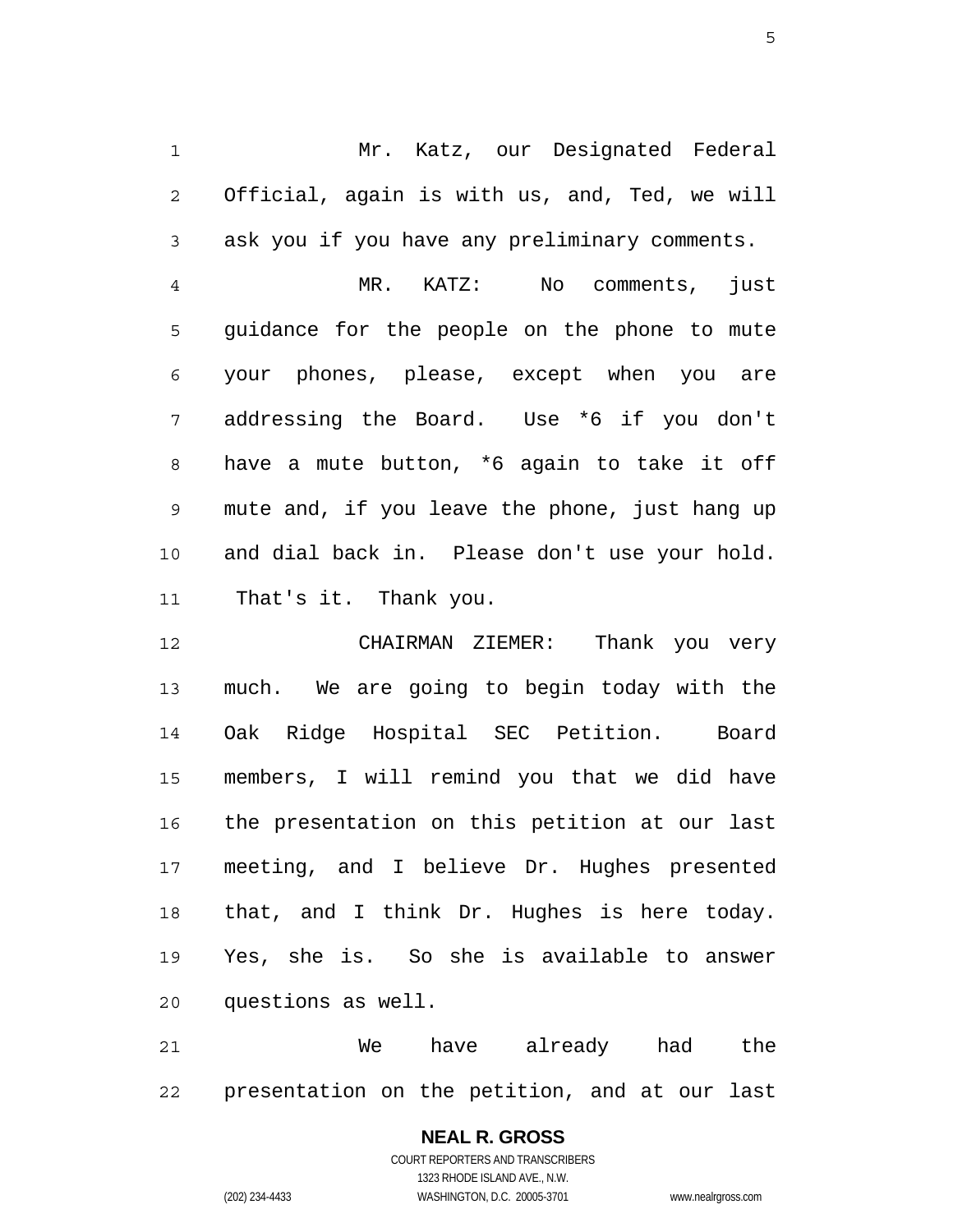Mr. Katz, our Designated Federal Official, again is with us, and, Ted, we will ask you if you have any preliminary comments.

MR. KATZ: No comments, just guidance for the people on the phone to mute your phones, please, except when you are addressing the Board. Use *6 if you don't have a mute button, *6 again to take it off mute and, if you leave the phone, just hang up and dial back in. Please don't use your hold. That's it. Thank you.

CHAIRMAN ZIEMER: Thank you very much. We are going to begin today with the Oak Ridge Hospital SEC Petition. Board members, I will remind you that we did have the presentation on this petition at our last meeting, and I believe Dr. Hughes presented that, and I think Dr. Hughes is here today. Yes, she is. So she is available to answer questions as well.

We have already had the presentation on the petition, and at our last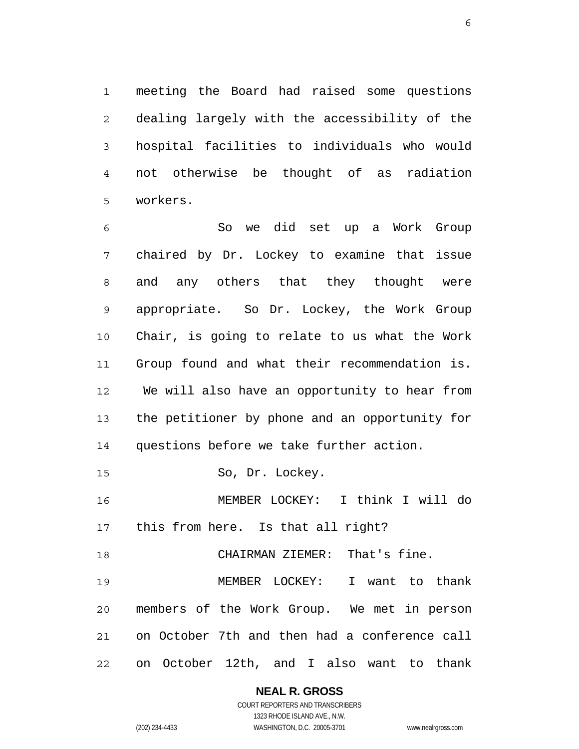meeting the Board had raised some questions dealing largely with the accessibility of the hospital facilities to individuals who would not otherwise be thought of as radiation workers.

So we did set up a Work Group chaired by Dr. Lockey to examine that issue and any others that they thought were appropriate. So Dr. Lockey, the Work Group Chair, is going to relate to us what the Work Group found and what their recommendation is. We will also have an opportunity to hear from the petitioner by phone and an opportunity for questions before we take further action.

So, Dr. Lockey.

MEMBER LOCKEY: I think I will do this from here. Is that all right?

CHAIRMAN ZIEMER: That's fine.

MEMBER LOCKEY: I want to thank members of the Work Group. We met in person on October 7th and then had a conference call on October 12th, and I also want to thank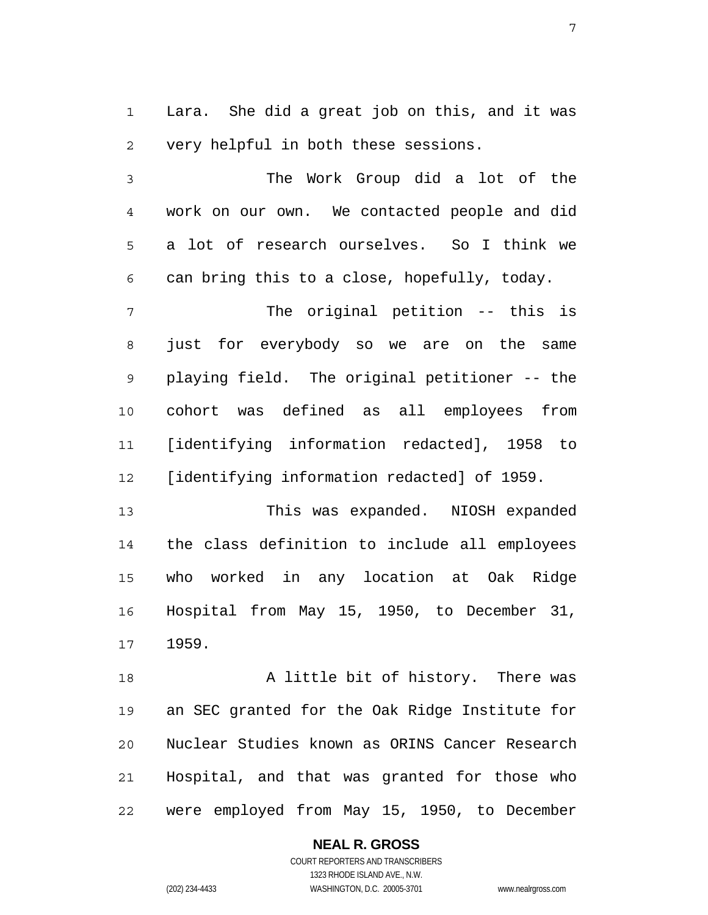Lara. She did a great job on this, and it was very helpful in both these sessions.

The Work Group did a lot of the work on our own. We contacted people and did a lot of research ourselves. So I think we can bring this to a close, hopefully, today.

The original petition -- this is just for everybody so we are on the same playing field. The original petitioner -- the cohort was defined as all employees from [identifying information redacted], 1958 to [identifying information redacted] of 1959.

This was expanded. NIOSH expanded the class definition to include all employees who worked in any location at Oak Ridge Hospital from May 15, 1950, to December 31, 1959.

A little bit of history. There was an SEC granted for the Oak Ridge Institute for Nuclear Studies known as ORINS Cancer Research Hospital, and that was granted for those who were employed from May 15, 1950, to December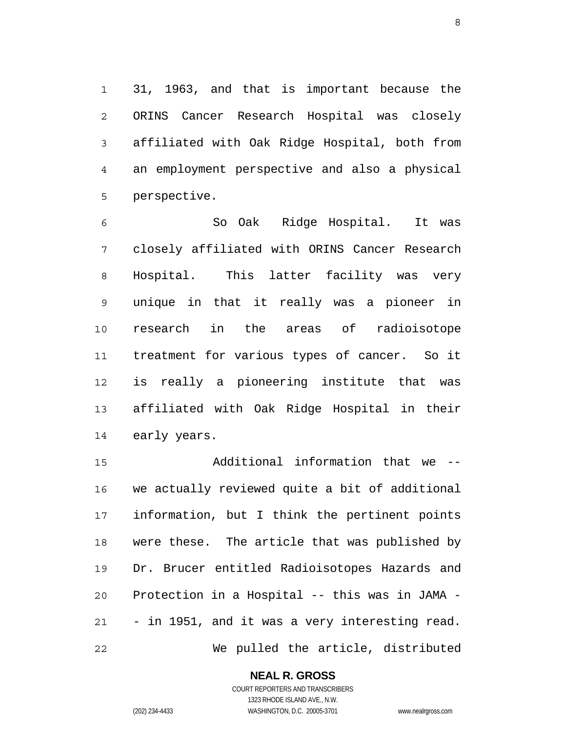31, 1963, and that is important because the ORINS Cancer Research Hospital was closely affiliated with Oak Ridge Hospital, both from an employment perspective and also a physical perspective.

So Oak Ridge Hospital. It was closely affiliated with ORINS Cancer Research Hospital. This latter facility was very unique in that it really was a pioneer in research in the areas of radioisotope treatment for various types of cancer. So it is really a pioneering institute that was affiliated with Oak Ridge Hospital in their early years.

Additional information that we -- we actually reviewed quite a bit of additional information, but I think the pertinent points were these. The article that was published by Dr. Brucer entitled Radioisotopes Hazards and Protection in a Hospital -- this was in JAMA -- in 1951, and it was a very interesting read.

We pulled the article, distributed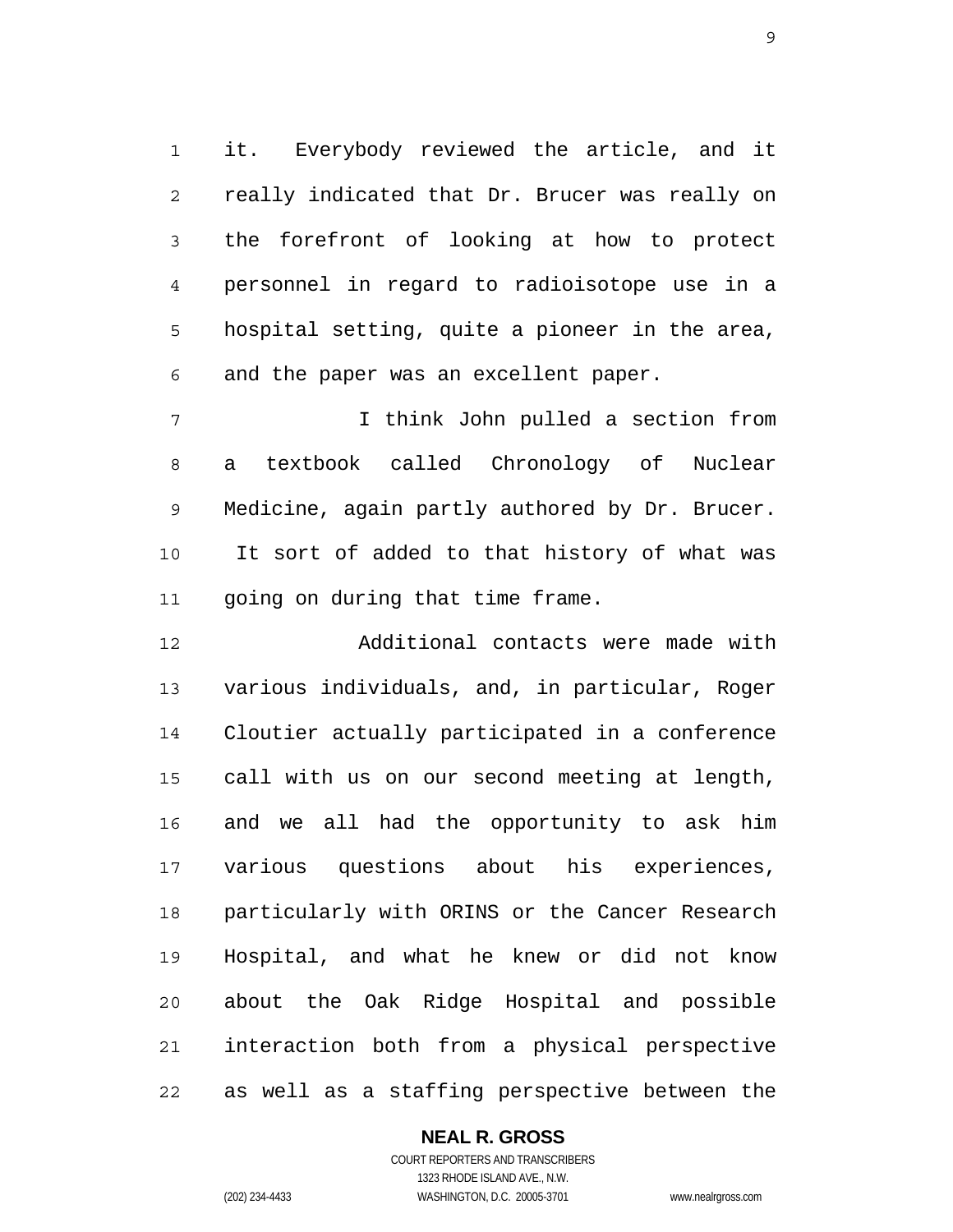it. Everybody reviewed the article, and it really indicated that Dr. Brucer was really on the forefront of looking at how to protect personnel in regard to radioisotope use in a hospital setting, quite a pioneer in the area, and the paper was an excellent paper.

I think John pulled a section from a textbook called Chronology of Nuclear Medicine, again partly authored by Dr. Brucer. It sort of added to that history of what was going on during that time frame.

Additional contacts were made with various individuals, and, in particular, Roger Cloutier actually participated in a conference call with us on our second meeting at length, and we all had the opportunity to ask him various questions about his experiences, particularly with ORINS or the Cancer Research Hospital, and what he knew or did not know about the Oak Ridge Hospital and possible interaction both from a physical perspective as well as a staffing perspective between the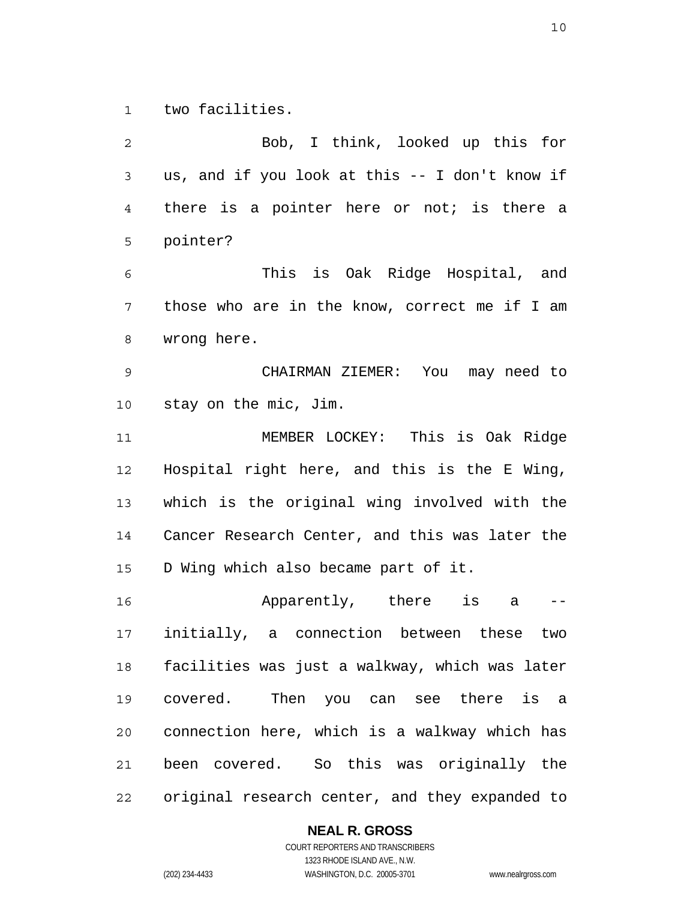two facilities.

Bob, I think, looked up this for us, and if you look at this -- I don't know if there is a pointer here or not; is there a pointer?

This is Oak Ridge Hospital, and those who are in the know, correct me if I am wrong here.

CHAIRMAN ZIEMER: You may need to stay on the mic, Jim.

MEMBER LOCKEY: This is Oak Ridge Hospital right here, and this is the E Wing, which is the original wing involved with the Cancer Research Center, and this was later the D Wing which also became part of it.

Apparently, there is a -- initially, a connection between these two facilities was just a walkway, which was later covered. Then you can see there is a connection here, which is a walkway which has been covered. So this was originally the original research center, and they expanded to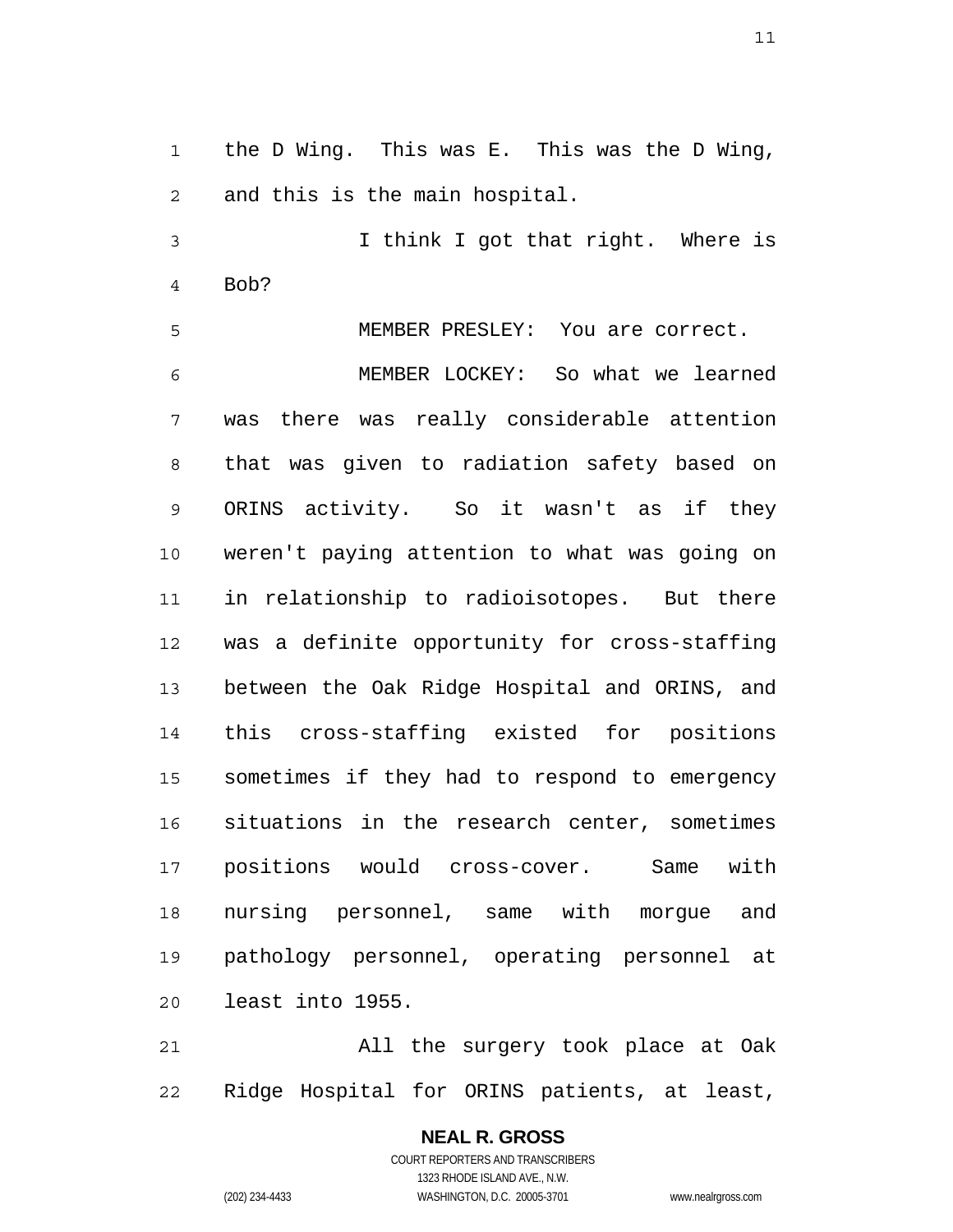the D Wing. This was E. This was the D Wing, and this is the main hospital.

I think I got that right. Where is Bob?

MEMBER PRESLEY: You are correct.

MEMBER LOCKEY: So what we learned was there was really considerable attention that was given to radiation safety based on ORINS activity. So it wasn't as if they weren't paying attention to what was going on in relationship to radioisotopes. But there was a definite opportunity for cross-staffing between the Oak Ridge Hospital and ORINS, and this cross-staffing existed for positions sometimes if they had to respond to emergency situations in the research center, sometimes positions would cross-cover. Same with nursing personnel, same with morgue and pathology personnel, operating personnel at least into 1955.

All the surgery took place at Oak Ridge Hospital for ORINS patients, at least,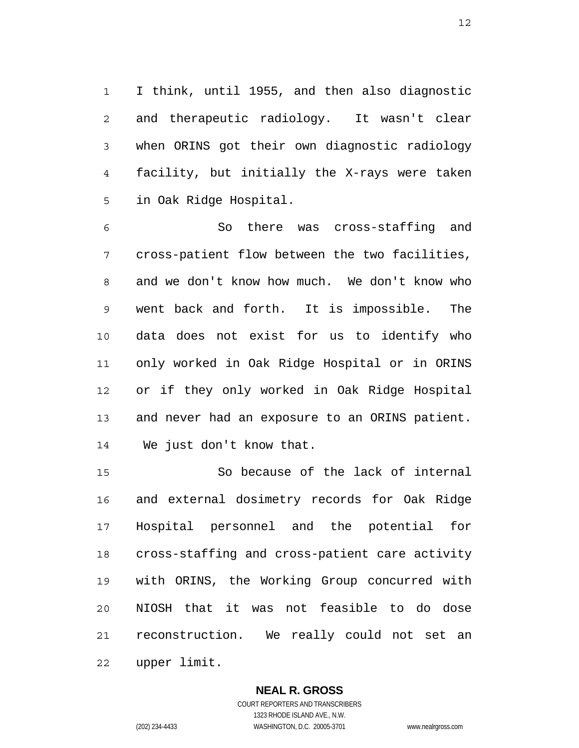I think, until 1955, and then also diagnostic and therapeutic radiology. It wasn't clear when ORINS got their own diagnostic radiology facility, but initially the X-rays were taken in Oak Ridge Hospital.

So there was cross-staffing and cross-patient flow between the two facilities, and we don't know how much. We don't know who went back and forth. It is impossible. The data does not exist for us to identify who only worked in Oak Ridge Hospital or in ORINS or if they only worked in Oak Ridge Hospital and never had an exposure to an ORINS patient. We just don't know that.

So because of the lack of internal and external dosimetry records for Oak Ridge Hospital personnel and the potential for cross-staffing and cross-patient care activity with ORINS, the Working Group concurred with NIOSH that it was not feasible to do dose reconstruction. We really could not set an upper limit.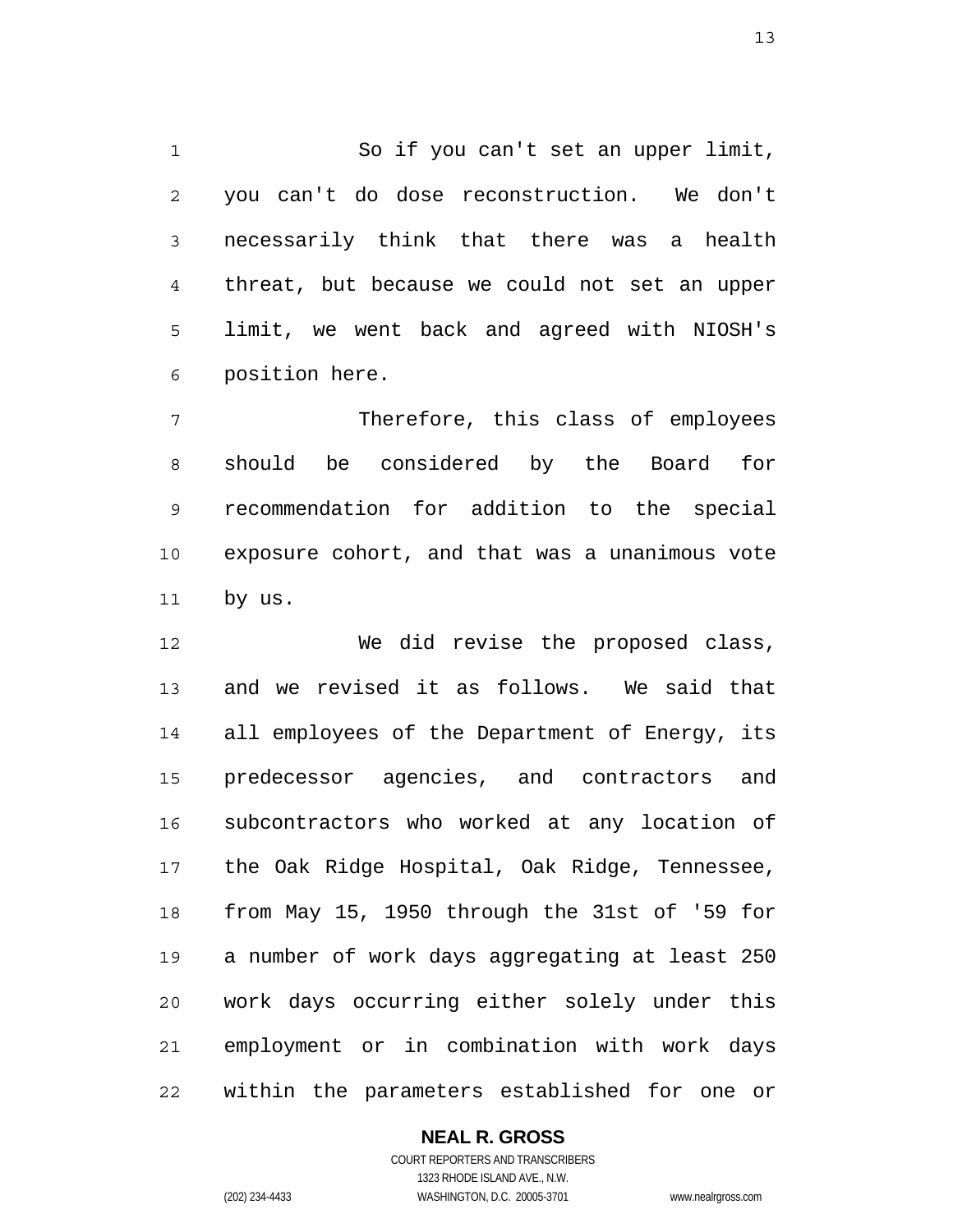So if you can't set an upper limit, you can't do dose reconstruction. We don't necessarily think that there was a health threat, but because we could not set an upper limit, we went back and agreed with NIOSH's position here.

Therefore, this class of employees should be considered by the Board for recommendation for addition to the special exposure cohort, and that was a unanimous vote by us.

We did revise the proposed class, and we revised it as follows. We said that all employees of the Department of Energy, its predecessor agencies, and contractors and subcontractors who worked at any location of the Oak Ridge Hospital, Oak Ridge, Tennessee, from May 15, 1950 through the 31st of '59 for a number of work days aggregating at least 250 work days occurring either solely under this employment or in combination with work days within the parameters established for one or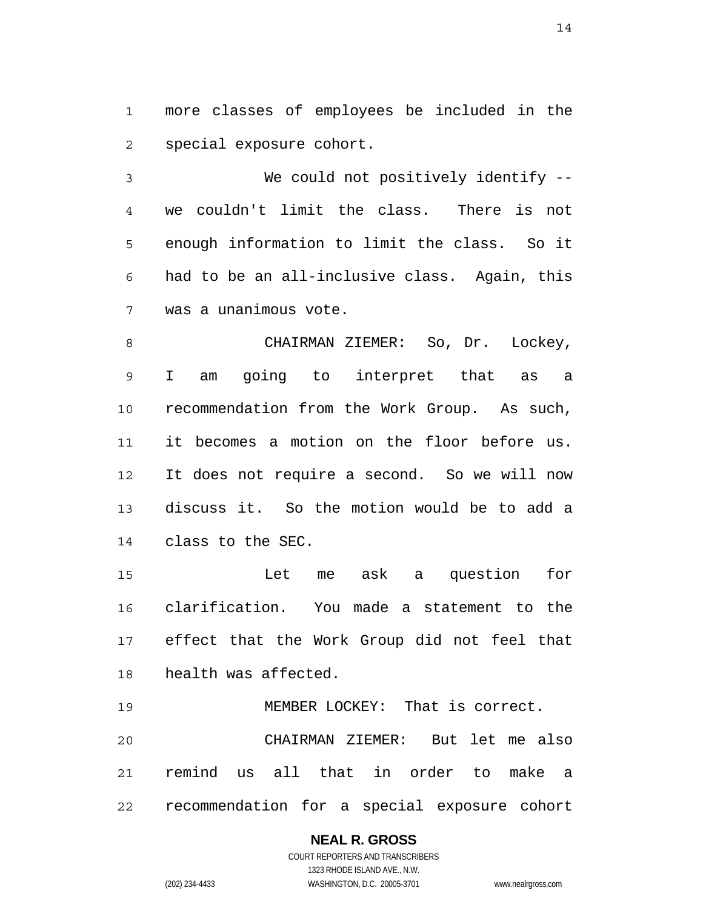more classes of employees be included in the special exposure cohort.

We could not positively identify -- we couldn't limit the class. There is not enough information to limit the class. So it had to be an all-inclusive class. Again, this was a unanimous vote.

CHAIRMAN ZIEMER: So, Dr. Lockey, I am going to interpret that as a recommendation from the Work Group. As such, it becomes a motion on the floor before us. It does not require a second. So we will now discuss it. So the motion would be to add a class to the SEC.

Let me ask a question for clarification. You made a statement to the effect that the Work Group did not feel that health was affected.

MEMBER LOCKEY: That is correct.

CHAIRMAN ZIEMER: But let me also remind us all that in order to make a recommendation for a special exposure cohort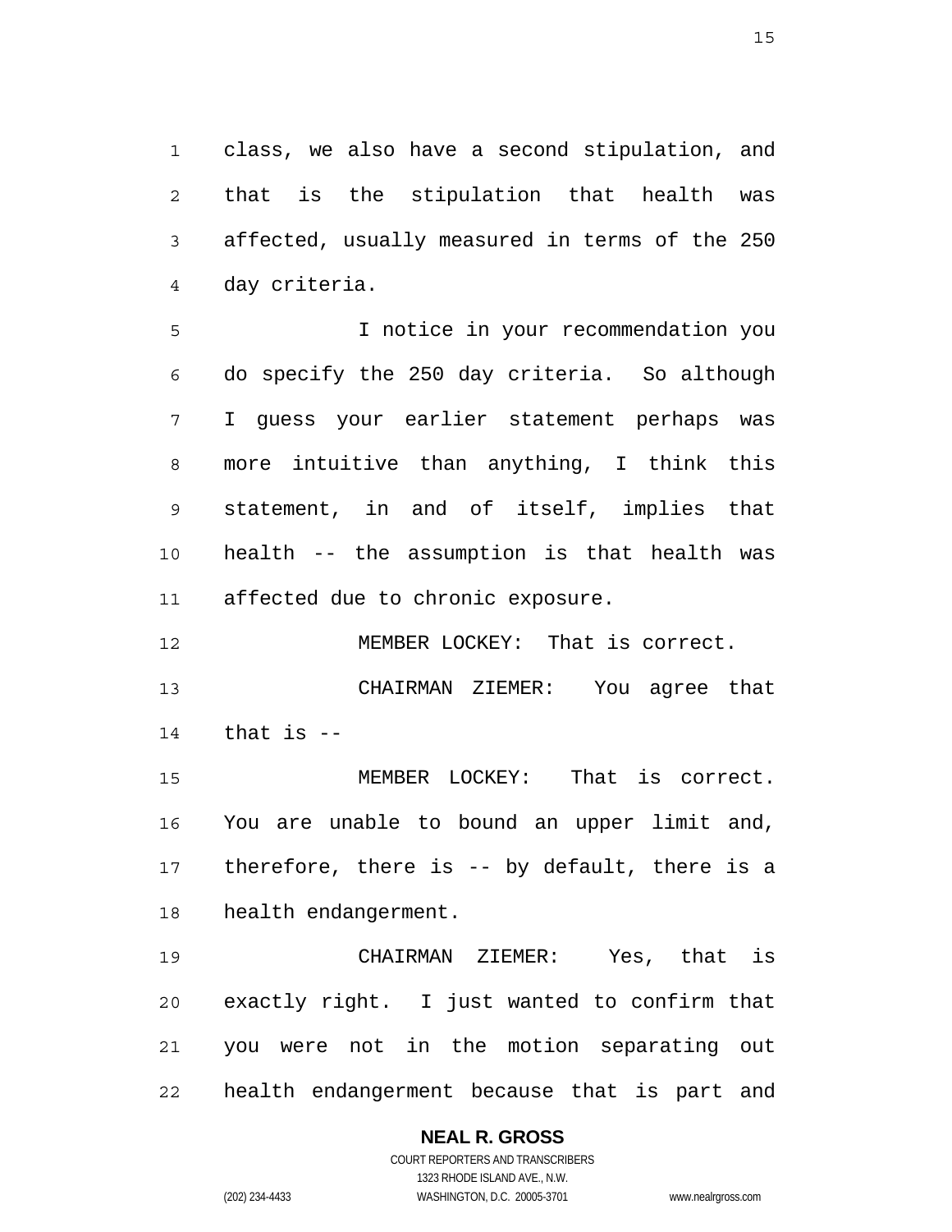class, we also have a second stipulation, and that is the stipulation that health was affected, usually measured in terms of the 250 day criteria.

I notice in your recommendation you do specify the 250 day criteria. So although I guess your earlier statement perhaps was more intuitive than anything, I think this statement, in and of itself, implies that health -- the assumption is that health was affected due to chronic exposure.

MEMBER LOCKEY: That is correct.

CHAIRMAN ZIEMER: You agree that that is --

MEMBER LOCKEY: That is correct. You are unable to bound an upper limit and, therefore, there is -- by default, there is a health endangerment.

CHAIRMAN ZIEMER: Yes, that is exactly right. I just wanted to confirm that you were not in the motion separating out health endangerment because that is part and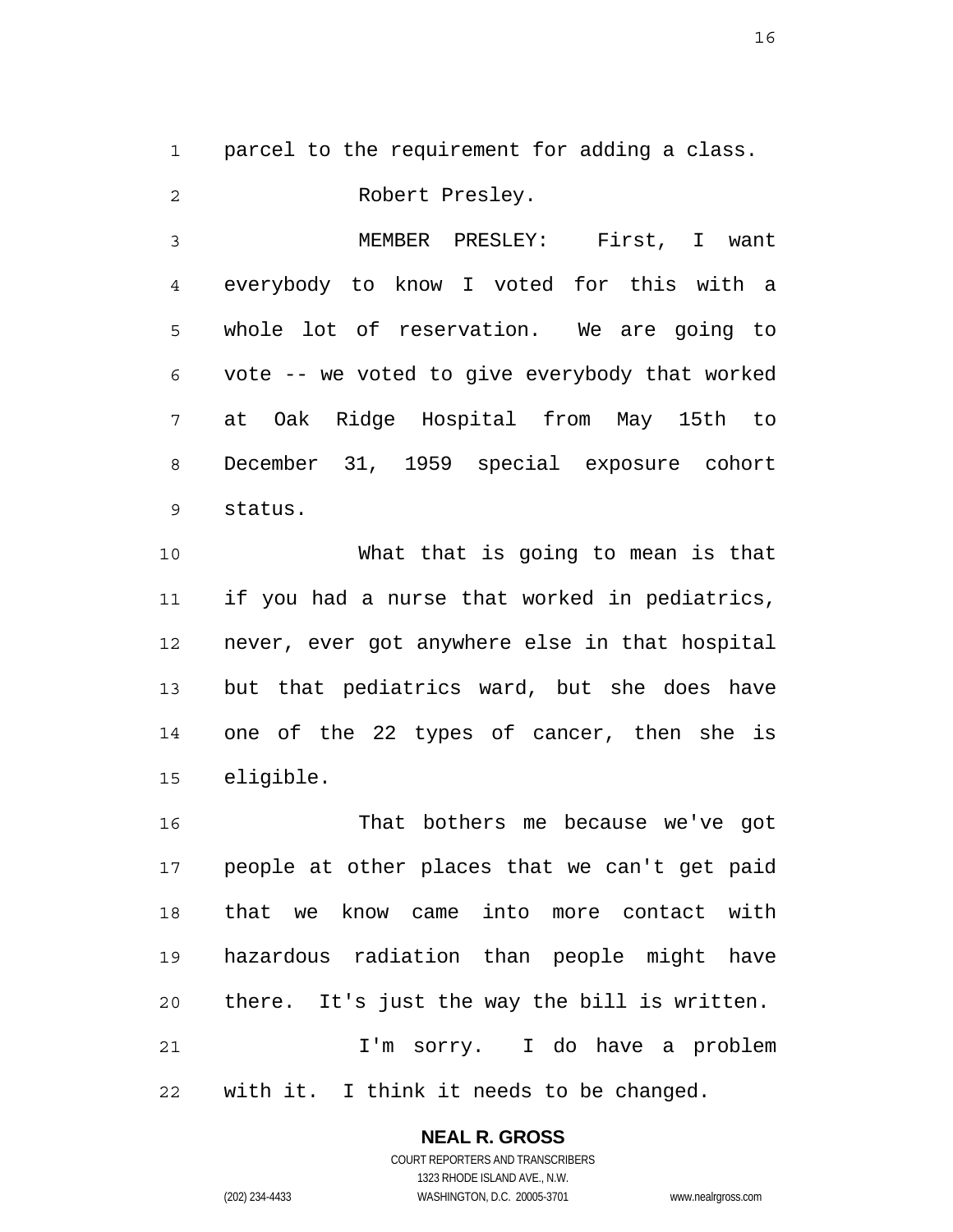parcel to the requirement for adding a class.

Robert Presley.

MEMBER PRESLEY: First, I want everybody to know I voted for this with a whole lot of reservation. We are going to vote -- we voted to give everybody that worked at Oak Ridge Hospital from May 15th to December 31, 1959 special exposure cohort status.

What that is going to mean is that if you had a nurse that worked in pediatrics, never, ever got anywhere else in that hospital but that pediatrics ward, but she does have one of the 22 types of cancer, then she is eligible.

That bothers me because we've got people at other places that we can't get paid that we know came into more contact with hazardous radiation than people might have there. It's just the way the bill is written.

I'm sorry. I do have a problem with it. I think it needs to be changed.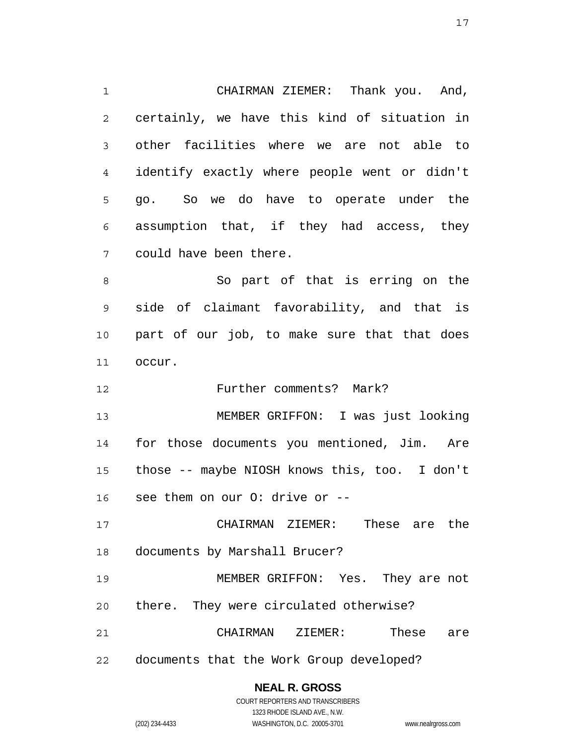CHAIRMAN ZIEMER: Thank you. And, certainly, we have this kind of situation in other facilities where we are not able to identify exactly where people went or didn't go. So we do have to operate under the assumption that, if they had access, they could have been there.

So part of that is erring on the side of claimant favorability, and that is part of our job, to make sure that that does occur.

Further comments? Mark?

MEMBER GRIFFON: I was just looking for those documents you mentioned, Jim. Are those -- maybe NIOSH knows this, too. I don't see them on our O: drive or --

CHAIRMAN ZIEMER: These are the documents by Marshall Brucer?

MEMBER GRIFFON: Yes. They are not there. They were circulated otherwise?

CHAIRMAN ZIEMER: These are documents that the Work Group developed?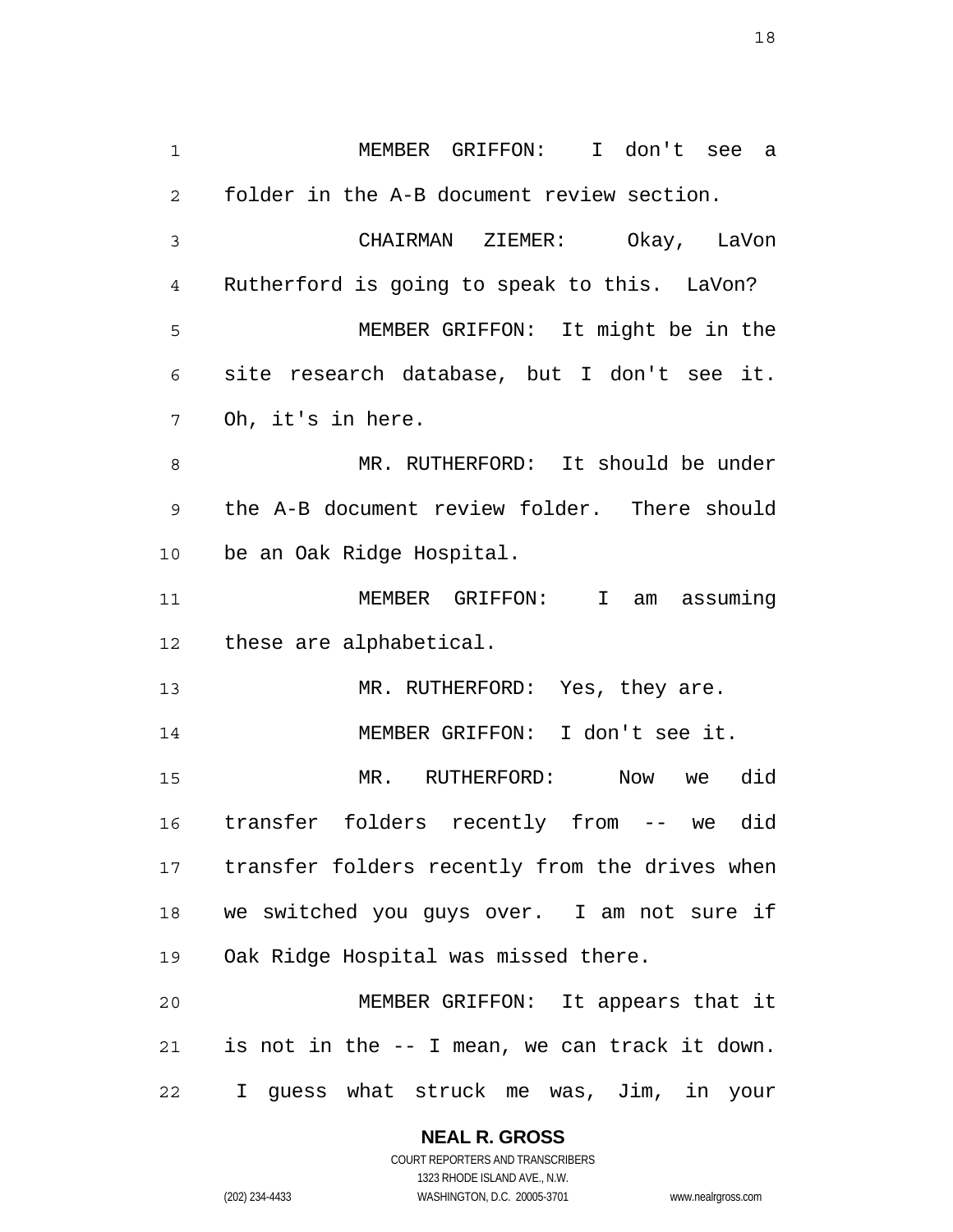MEMBER GRIFFON: I don't see a folder in the A-B document review section.

CHAIRMAN ZIEMER: Okay, LaVon Rutherford is going to speak to this. LaVon?

MEMBER GRIFFON: It might be in the site research database, but I don't see it. Oh, it's in here.

MR. RUTHERFORD: It should be under the A-B document review folder. There should be an Oak Ridge Hospital.

MEMBER GRIFFON: I am assuming these are alphabetical.

MR. RUTHERFORD: Yes, they are.

MEMBER GRIFFON: I don't see it.

MR. RUTHERFORD: Now we did transfer folders recently from -- we did transfer folders recently from the drives when we switched you guys over. I am not sure if Oak Ridge Hospital was missed there.

MEMBER GRIFFON: It appears that it is not in the -- I mean, we can track it down. I guess what struck me was, Jim, in your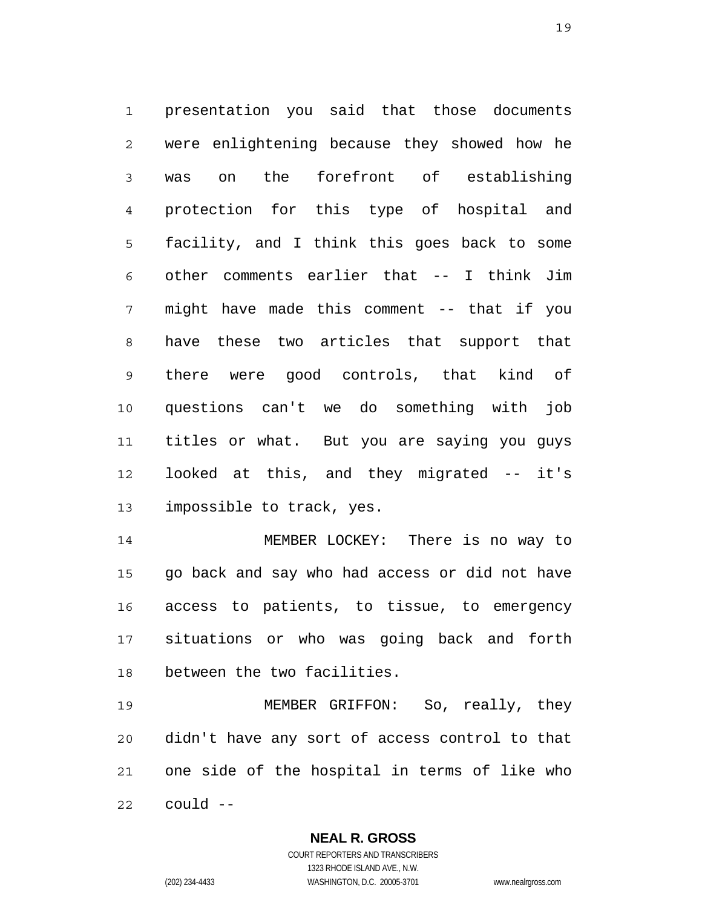presentation you said that those documents were enlightening because they showed how he was on the forefront of establishing protection for this type of hospital and facility, and I think this goes back to some other comments earlier that -- I think Jim might have made this comment -- that if you have these two articles that support that there were good controls, that kind of questions can't we do something with job titles or what. But you are saying you guys looked at this, and they migrated -- it's impossible to track, yes.

MEMBER LOCKEY: There is no way to go back and say who had access or did not have access to patients, to tissue, to emergency situations or who was going back and forth between the two facilities.

MEMBER GRIFFON: So, really, they didn't have any sort of access control to that one side of the hospital in terms of like who could --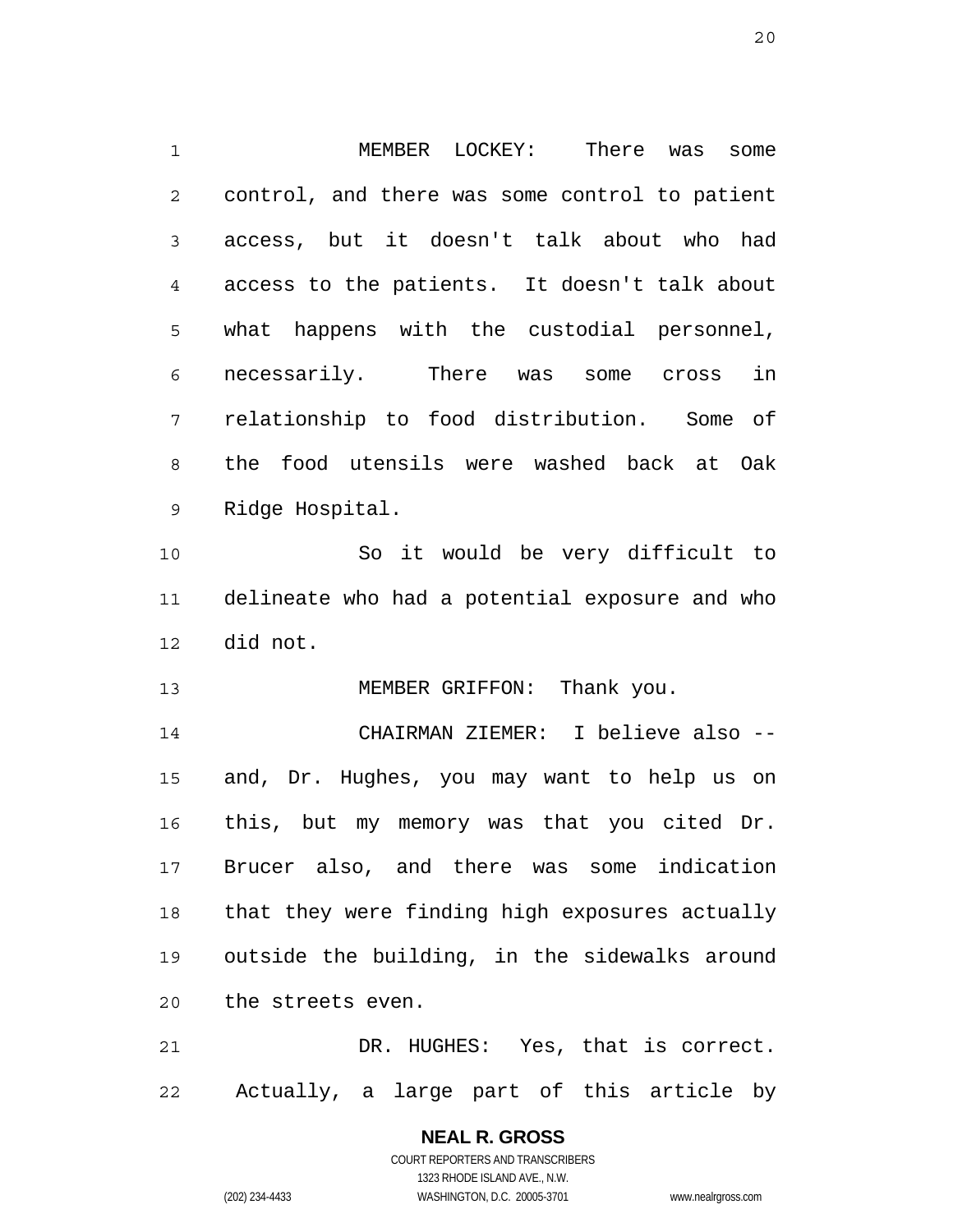MEMBER LOCKEY: There was some control, and there was some control to patient access, but it doesn't talk about who had access to the patients. It doesn't talk about what happens with the custodial personnel, necessarily. There was some cross in relationship to food distribution. Some of the food utensils were washed back at Oak Ridge Hospital.

So it would be very difficult to delineate who had a potential exposure and who did not.

MEMBER GRIFFON: Thank you.

CHAIRMAN ZIEMER: I believe also -- and, Dr. Hughes, you may want to help us on this, but my memory was that you cited Dr. Brucer also, and there was some indication that they were finding high exposures actually outside the building, in the sidewalks around the streets even.

DR. HUGHES: Yes, that is correct. Actually, a large part of this article by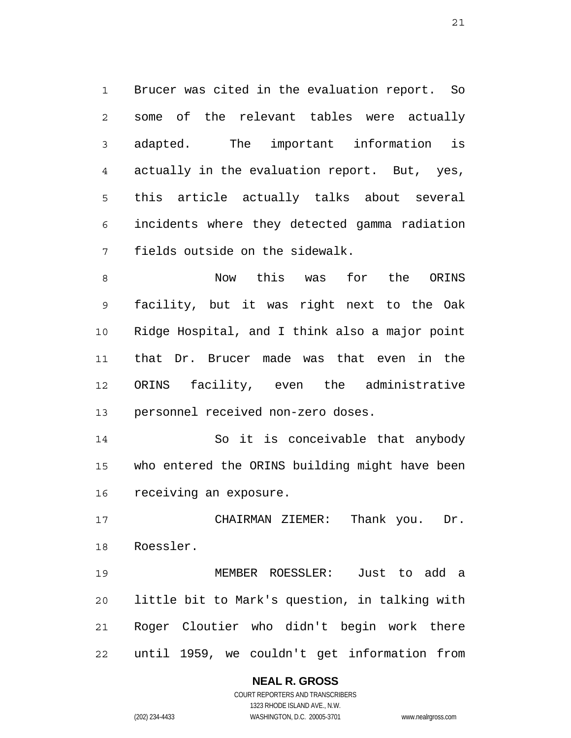Brucer was cited in the evaluation report. So some of the relevant tables were actually adapted. The important information is actually in the evaluation report. But, yes, this article actually talks about several incidents where they detected gamma radiation fields outside on the sidewalk.

Now this was for the ORINS facility, but it was right next to the Oak Ridge Hospital, and I think also a major point that Dr. Brucer made was that even in the ORINS facility, even the administrative personnel received non-zero doses.

So it is conceivable that anybody who entered the ORINS building might have been receiving an exposure.

CHAIRMAN ZIEMER: Thank you. Dr. Roessler.

MEMBER ROESSLER: Just to add a little bit to Mark's question, in talking with Roger Cloutier who didn't begin work there until 1959, we couldn't get information from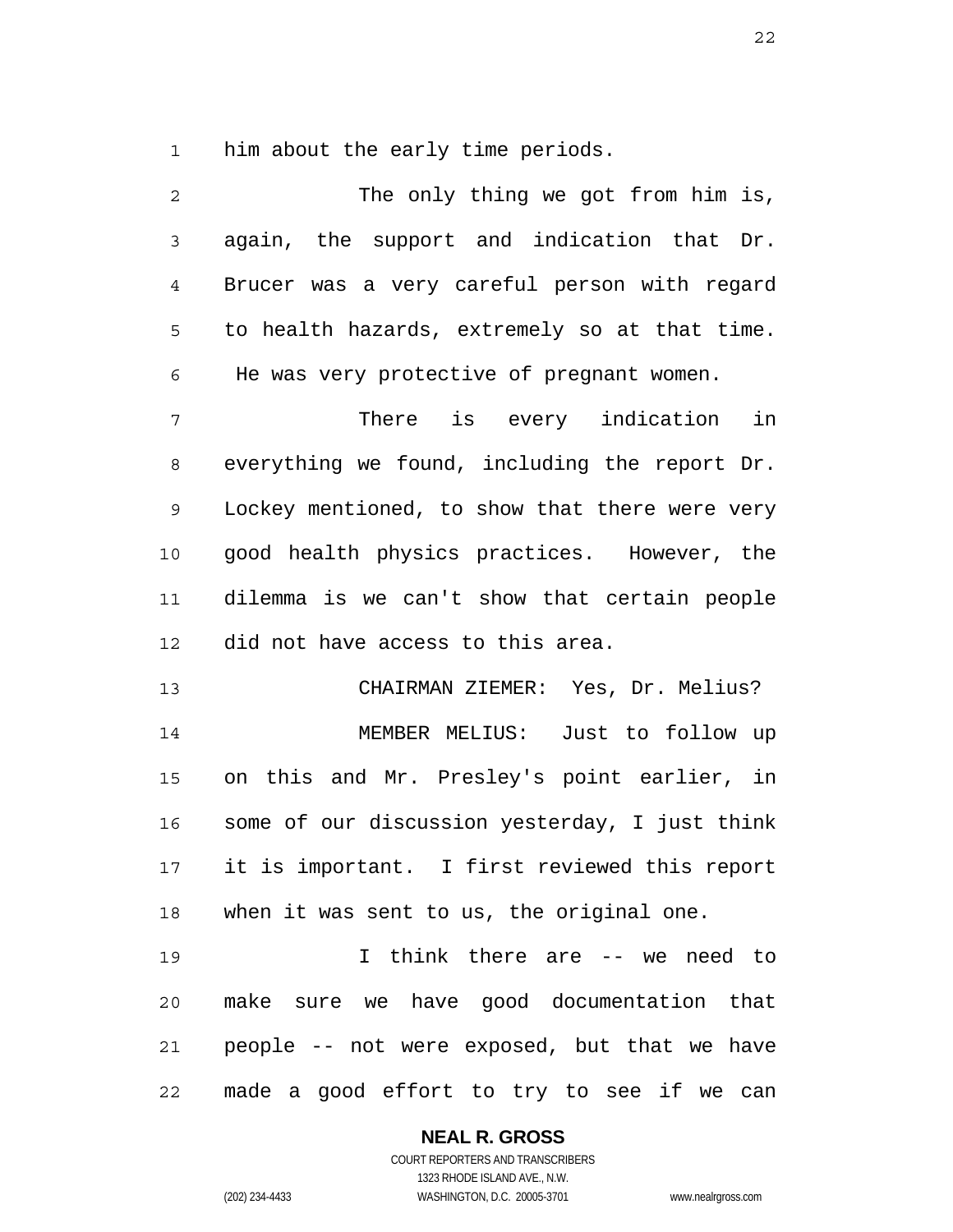him about the early time periods.

The only thing we got from him is, again, the support and indication that Dr. Brucer was a very careful person with regard to health hazards, extremely so at that time. He was very protective of pregnant women.

There is every indication in everything we found, including the report Dr. Lockey mentioned, to show that there were very good health physics practices. However, the dilemma is we can't show that certain people did not have access to this area.

CHAIRMAN ZIEMER: Yes, Dr. Melius?

MEMBER MELIUS: Just to follow up on this and Mr. Presley's point earlier, in some of our discussion yesterday, I just think it is important. I first reviewed this report when it was sent to us, the original one.

I think there are -- we need to make sure we have good documentation that people -- not were exposed, but that we have made a good effort to try to see if we can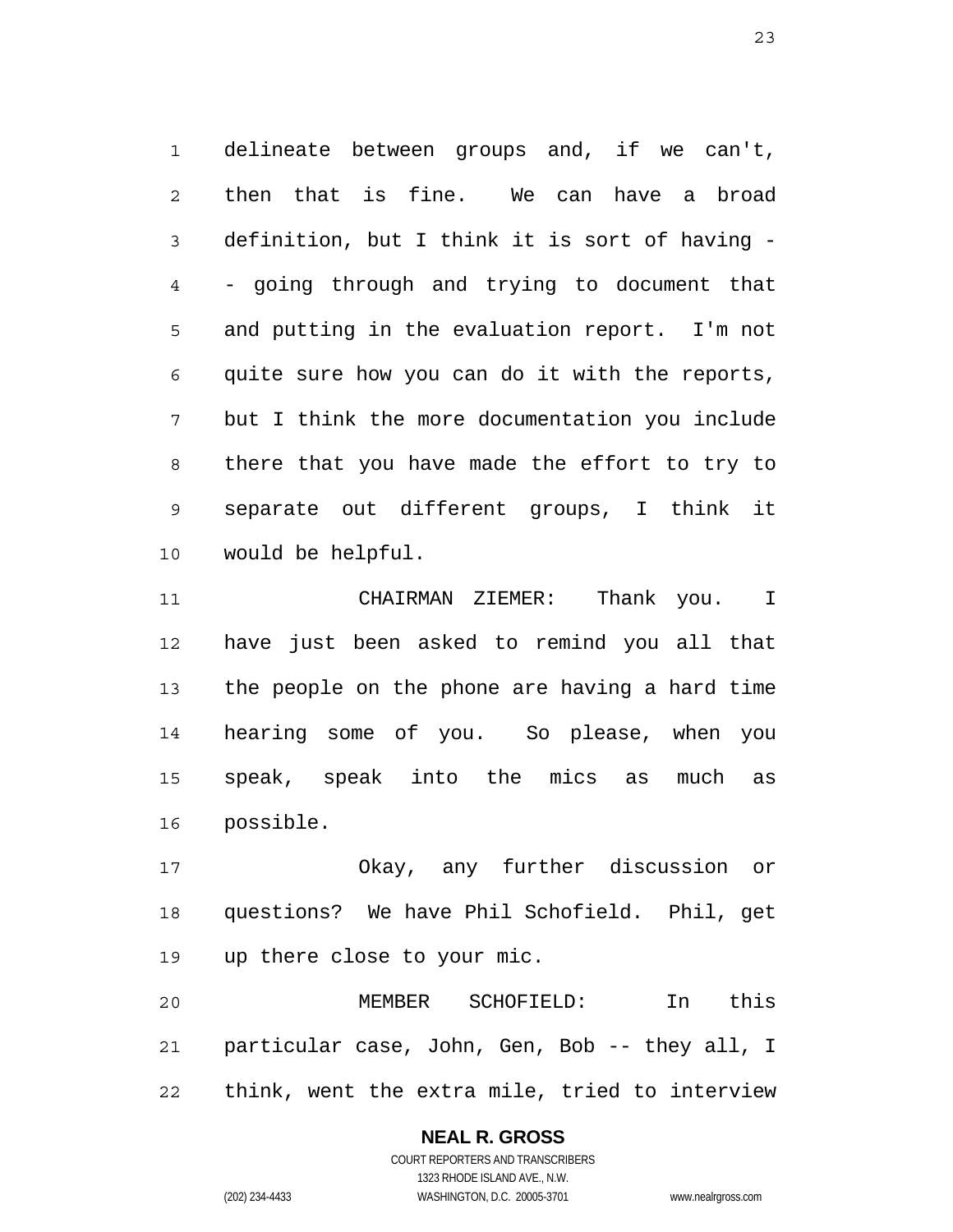delineate between groups and, if we can't, then that is fine. We can have a broad definition, but I think it is sort of having -- going through and trying to document that and putting in the evaluation report. I'm not quite sure how you can do it with the reports, but I think the more documentation you include there that you have made the effort to try to separate out different groups, I think it would be helpful.

CHAIRMAN ZIEMER: Thank you. I have just been asked to remind you all that the people on the phone are having a hard time hearing some of you. So please, when you speak, speak into the mics as much as possible.

Okay, any further discussion or questions? We have Phil Schofield. Phil, get up there close to your mic.

MEMBER SCHOFIELD: In this particular case, John, Gen, Bob -- they all, I think, went the extra mile, tried to interview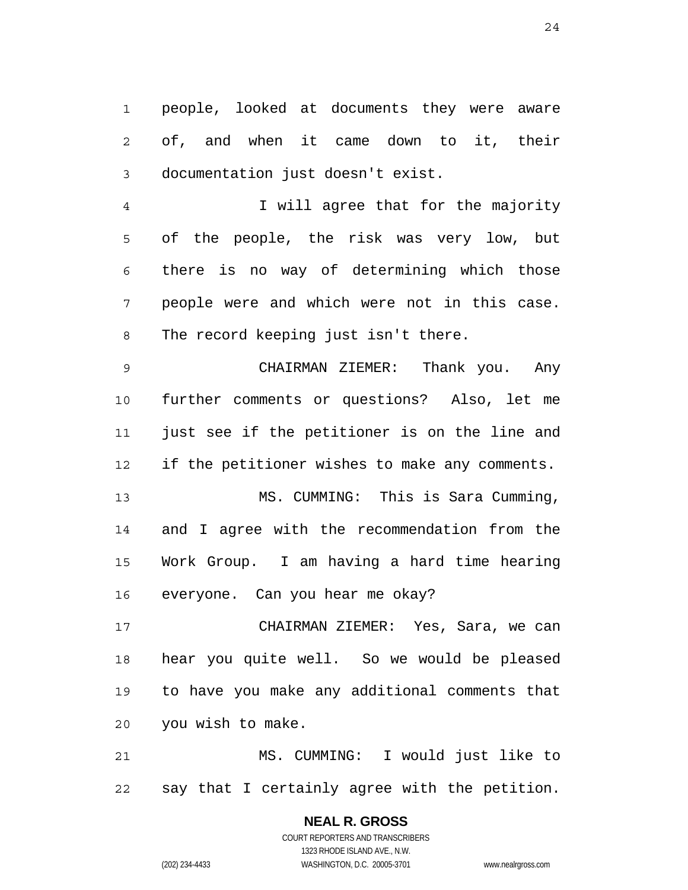people, looked at documents they were aware of, and when it came down to it, their documentation just doesn't exist.

I will agree that for the majority of the people, the risk was very low, but there is no way of determining which those people were and which were not in this case. The record keeping just isn't there.

CHAIRMAN ZIEMER: Thank you. Any further comments or questions? Also, let me just see if the petitioner is on the line and if the petitioner wishes to make any comments.

MS. CUMMING: This is Sara Cumming, and I agree with the recommendation from the Work Group. I am having a hard time hearing everyone. Can you hear me okay?

CHAIRMAN ZIEMER: Yes, Sara, we can hear you quite well. So we would be pleased to have you make any additional comments that you wish to make.

MS. CUMMING: I would just like to say that I certainly agree with the petition.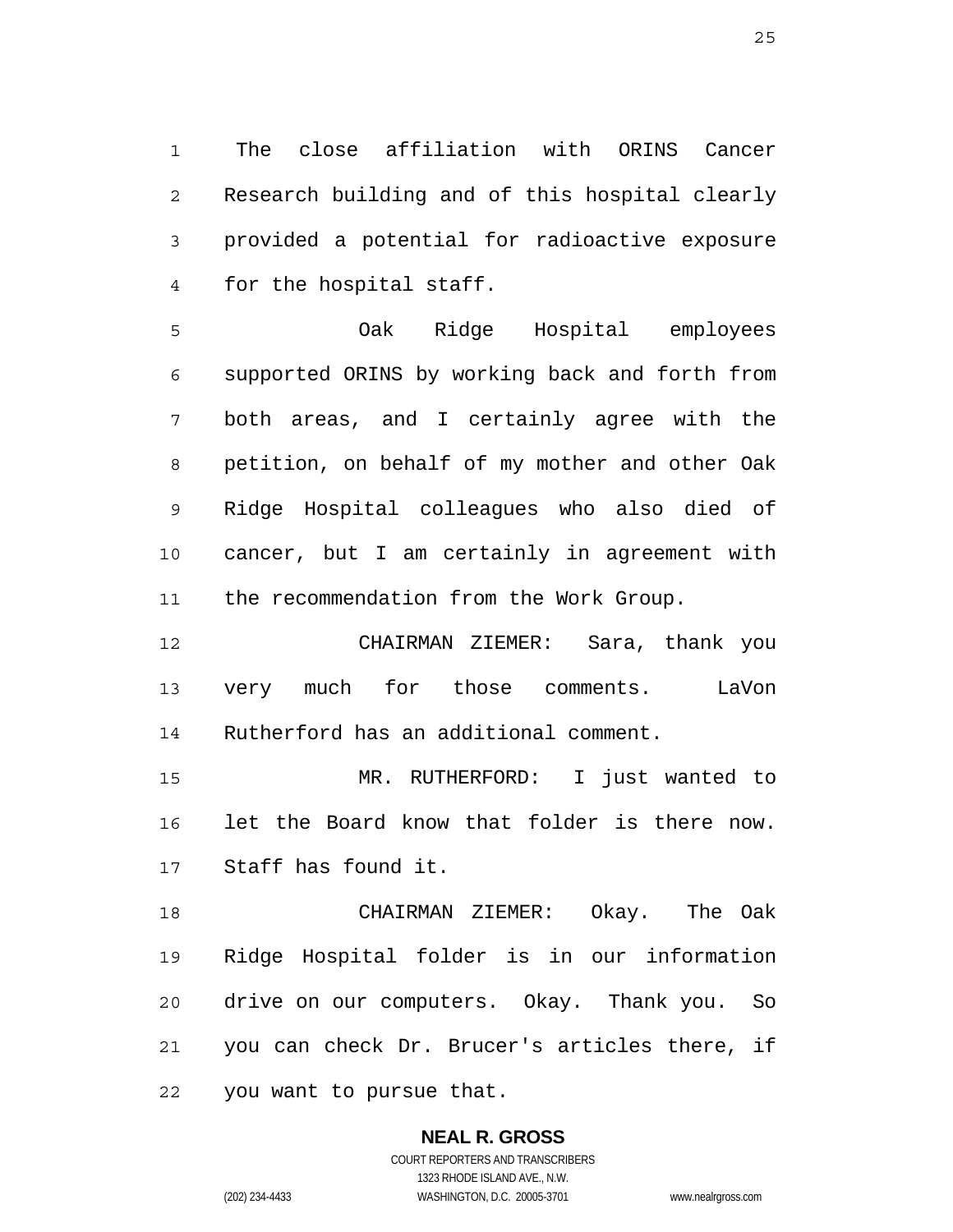The close affiliation with ORINS Cancer Research building and of this hospital clearly provided a potential for radioactive exposure for the hospital staff.

Oak Ridge Hospital employees supported ORINS by working back and forth from both areas, and I certainly agree with the petition, on behalf of my mother and other Oak Ridge Hospital colleagues who also died of cancer, but I am certainly in agreement with the recommendation from the Work Group.

CHAIRMAN ZIEMER: Sara, thank you very much for those comments. LaVon Rutherford has an additional comment.

MR. RUTHERFORD: I just wanted to let the Board know that folder is there now. Staff has found it.

CHAIRMAN ZIEMER: Okay. The Oak Ridge Hospital folder is in our information drive on our computers. Okay. Thank you. So you can check Dr. Brucer's articles there, if you want to pursue that.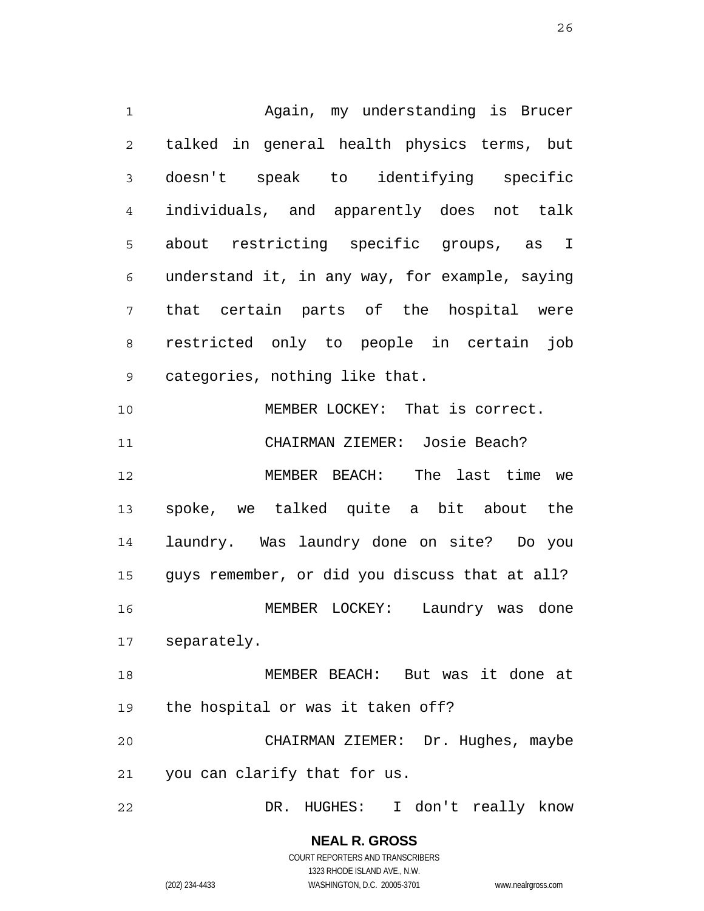Again, my understanding is Brucer talked in general health physics terms, but doesn't speak to identifying specific individuals, and apparently does not talk about restricting specific groups, as I understand it, in any way, for example, saying that certain parts of the hospital were restricted only to people in certain job categories, nothing like that.

MEMBER LOCKEY: That is correct.

CHAIRMAN ZIEMER: Josie Beach?

MEMBER BEACH: The last time we spoke, we talked quite a bit about the laundry. Was laundry done on site? Do you guys remember, or did you discuss that at all?

MEMBER LOCKEY: Laundry was done separately.

MEMBER BEACH: But was it done at the hospital or was it taken off?

CHAIRMAN ZIEMER: Dr. Hughes, maybe you can clarify that for us.

DR. HUGHES: I don't really know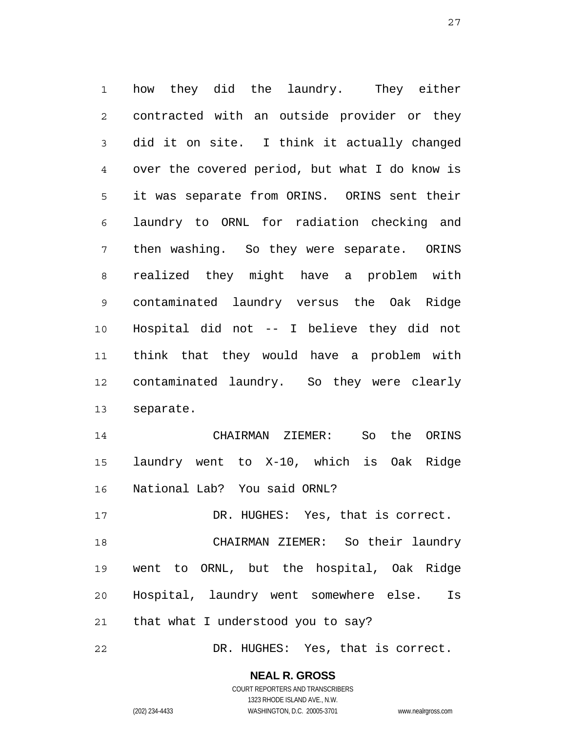how they did the laundry. They either contracted with an outside provider or they did it on site. I think it actually changed over the covered period, but what I do know is it was separate from ORINS. ORINS sent their laundry to ORNL for radiation checking and then washing. So they were separate. ORINS realized they might have a problem with contaminated laundry versus the Oak Ridge Hospital did not -- I believe they did not think that they would have a problem with contaminated laundry. So they were clearly separate.

CHAIRMAN ZIEMER: So the ORINS laundry went to X-10, which is Oak Ridge National Lab? You said ORNL?

DR. HUGHES: Yes, that is correct.

CHAIRMAN ZIEMER: So their laundry went to ORNL, but the hospital, Oak Ridge Hospital, laundry went somewhere else. Is that what I understood you to say?

DR. HUGHES: Yes, that is correct.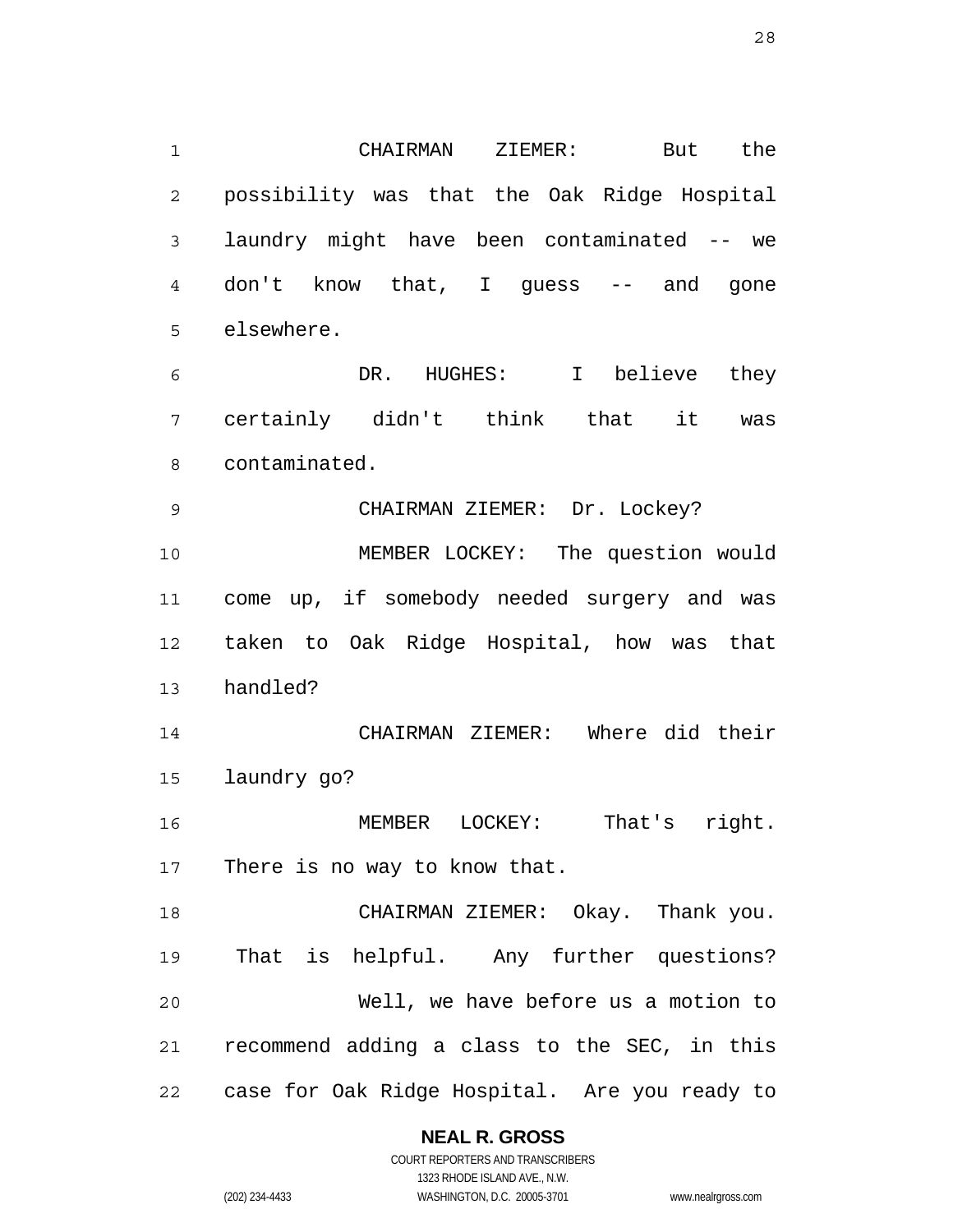CHAIRMAN ZIEMER: But the possibility was that the Oak Ridge Hospital laundry might have been contaminated -- we don't know that, I guess -- and gone elsewhere.

DR. HUGHES: I believe they certainly didn't think that it was contaminated.

CHAIRMAN ZIEMER: Dr. Lockey?

MEMBER LOCKEY: The question would come up, if somebody needed surgery and was taken to Oak Ridge Hospital, how was that handled?

CHAIRMAN ZIEMER: Where did their laundry go?

MEMBER LOCKEY: That's right. There is no way to know that.

CHAIRMAN ZIEMER: Okay. Thank you. That is helpful. Any further questions?

Well, we have before us a motion to recommend adding a class to the SEC, in this case for Oak Ridge Hospital. Are you ready to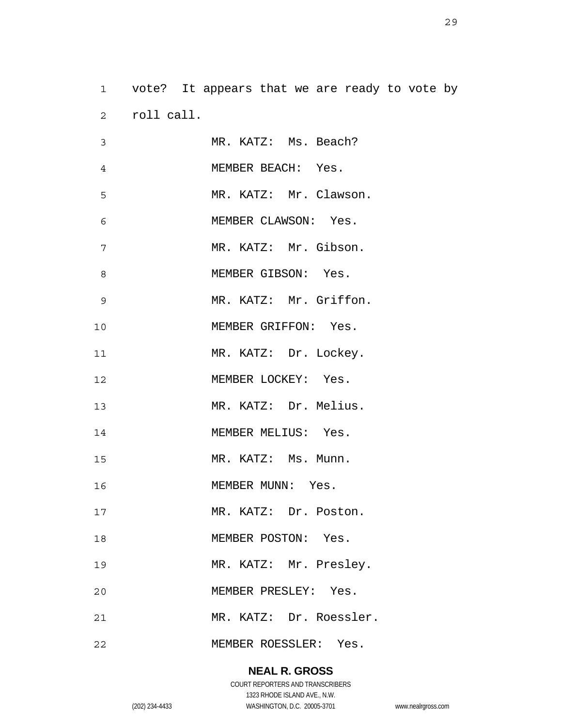vote? It appears that we are ready to vote by roll call.

MR. KATZ: Ms. Beach?

MEMBER BEACH: Yes.

MR. KATZ: Mr. Clawson.

MEMBER CLAWSON: Yes.

MR. KATZ: Mr. Gibson.

MEMBER GIBSON: Yes.

MR. KATZ: Mr. Griffon.

MEMBER GRIFFON: Yes.

MR. KATZ: Dr. Lockey.

MEMBER LOCKEY: Yes.

MR. KATZ: Dr. Melius.

MEMBER MELIUS: Yes.

MR. KATZ: Ms. Munn.

MEMBER MUNN: Yes.

MR. KATZ: Dr. Poston.

MEMBER POSTON: Yes.

MR. KATZ: Mr. Presley.

MEMBER PRESLEY: Yes.

MR. KATZ: Dr. Roessler.

MEMBER ROESSLER: Yes.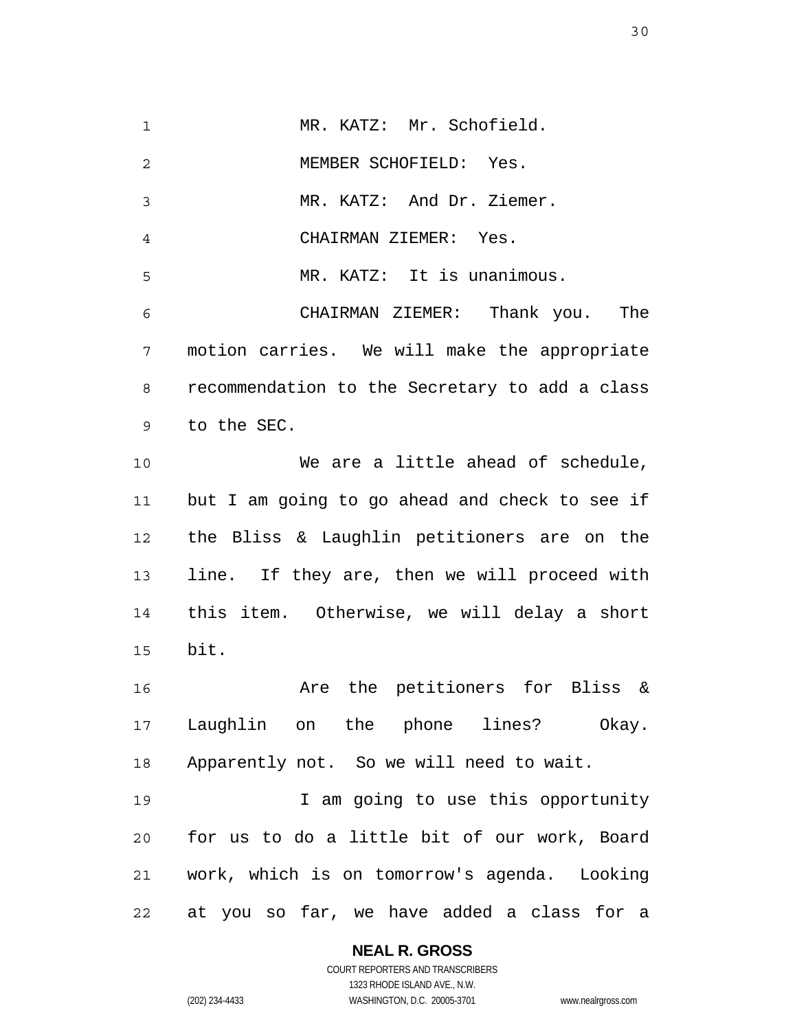MR. KATZ: Mr. Schofield.

MEMBER SCHOFIELD: Yes.

MR. KATZ: And Dr. Ziemer.

CHAIRMAN ZIEMER: Yes.

MR. KATZ: It is unanimous.

CHAIRMAN ZIEMER: Thank you. The motion carries. We will make the appropriate recommendation to the Secretary to add a class to the SEC.

We are a little ahead of schedule, but I am going to go ahead and check to see if the Bliss & Laughlin petitioners are on the line. If they are, then we will proceed with this item. Otherwise, we will delay a short bit.

Are the petitioners for Bliss & Laughlin on the phone lines? Okay. Apparently not. So we will need to wait.

I am going to use this opportunity for us to do a little bit of our work, Board work, which is on tomorrow's agenda. Looking at you so far, we have added a class for a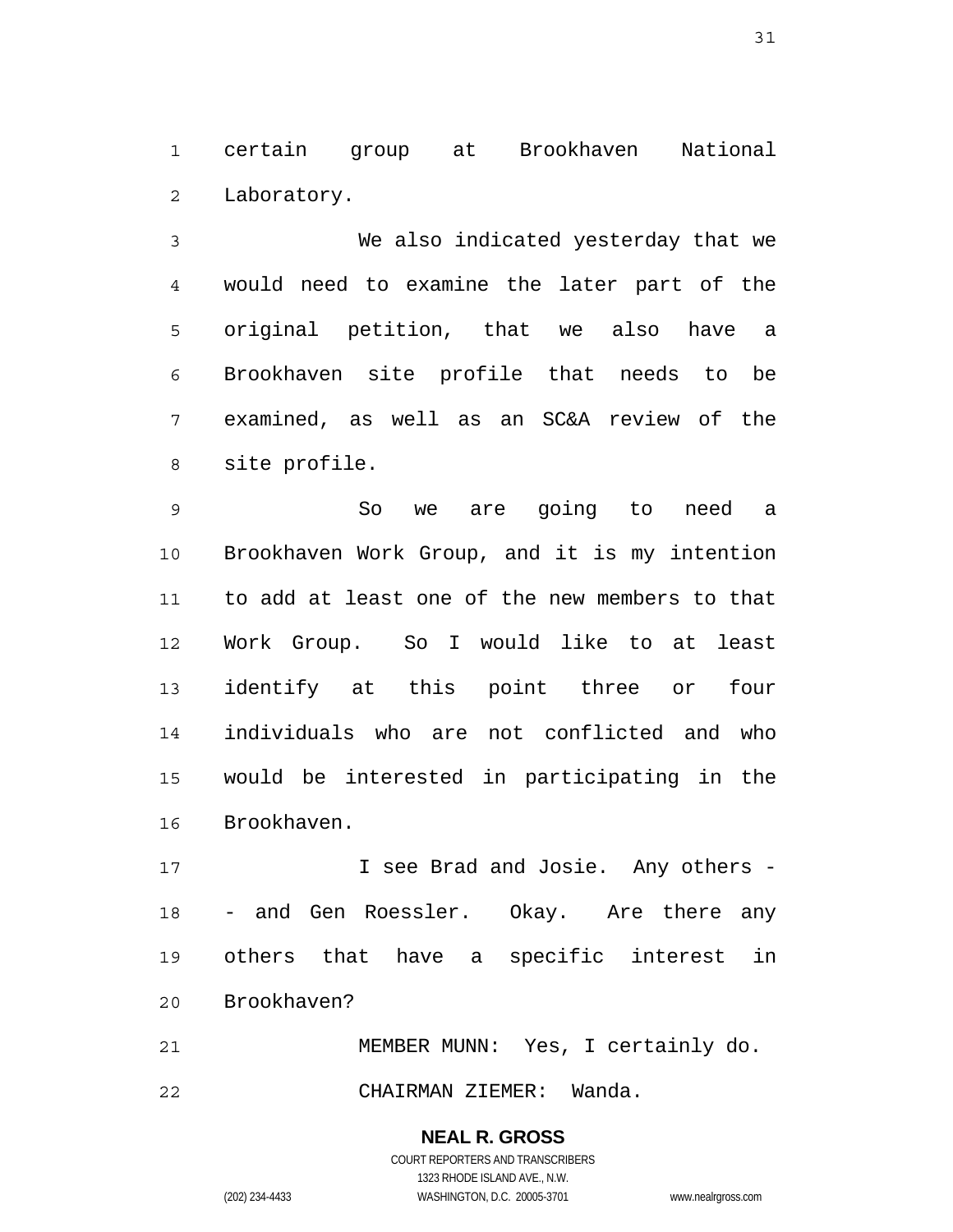certain group at Brookhaven National Laboratory.

We also indicated yesterday that we would need to examine the later part of the original petition, that we also have a Brookhaven site profile that needs to be examined, as well as an SC&A review of the site profile.

So we are going to need a Brookhaven Work Group, and it is my intention to add at least one of the new members to that Work Group. So I would like to at least identify at this point three or four individuals who are not conflicted and who would be interested in participating in the Brookhaven.

I see Brad and Josie. Any others -- and Gen Roessler. Okay. Are there any others that have a specific interest in Brookhaven?

MEMBER MUNN: Yes, I certainly do.

CHAIRMAN ZIEMER: Wanda.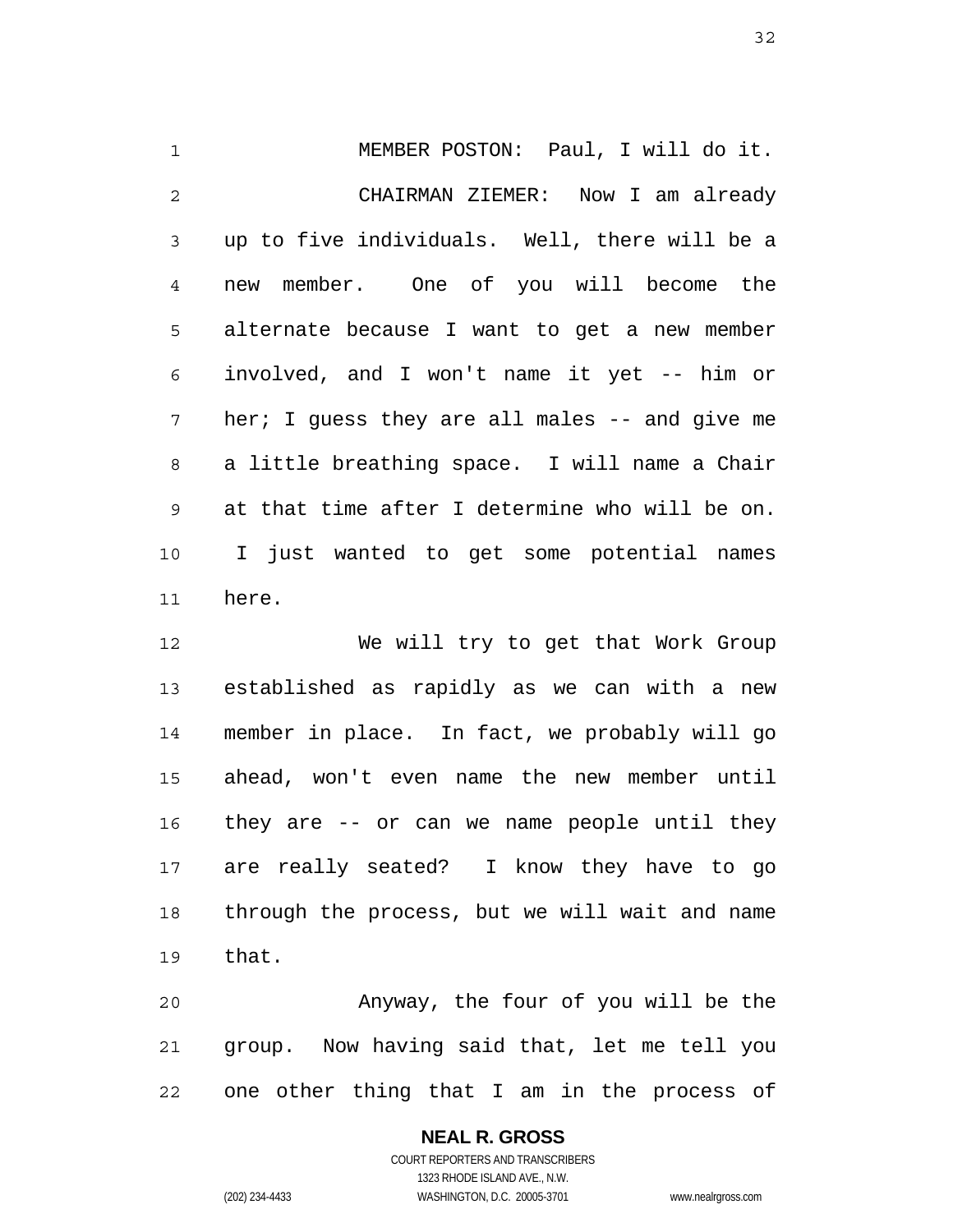MEMBER POSTON: Paul, I will do it.

CHAIRMAN ZIEMER: Now I am already up to five individuals. Well, there will be a new member. One of you will become the alternate because I want to get a new member involved, and I won't name it yet -- him or her; I guess they are all males -- and give me a little breathing space. I will name a Chair at that time after I determine who will be on. I just wanted to get some potential names here.

We will try to get that Work Group established as rapidly as we can with a new member in place. In fact, we probably will go ahead, won't even name the new member until they are -- or can we name people until they are really seated? I know they have to go through the process, but we will wait and name that.

Anyway, the four of you will be the group. Now having said that, let me tell you one other thing that I am in the process of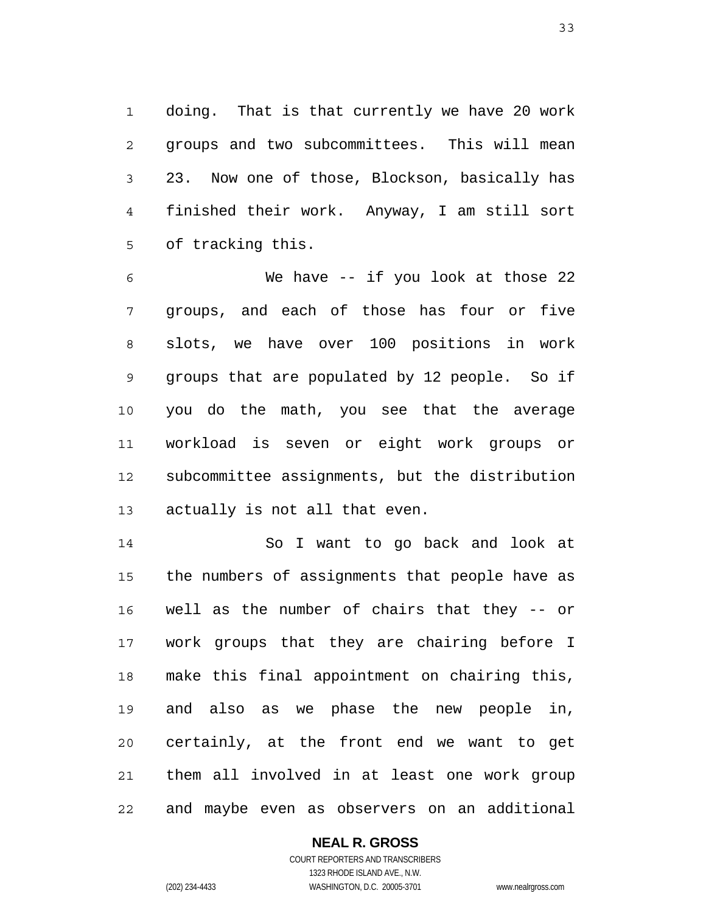doing. That is that currently we have 20 work groups and two subcommittees. This will mean 23. Now one of those, Blockson, basically has finished their work. Anyway, I am still sort of tracking this.

We have -- if you look at those 22 groups, and each of those has four or five slots, we have over 100 positions in work groups that are populated by 12 people. So if you do the math, you see that the average workload is seven or eight work groups or subcommittee assignments, but the distribution actually is not all that even.

So I want to go back and look at the numbers of assignments that people have as well as the number of chairs that they -- or work groups that they are chairing before I make this final appointment on chairing this, and also as we phase the new people in, certainly, at the front end we want to get them all involved in at least one work group and maybe even as observers on an additional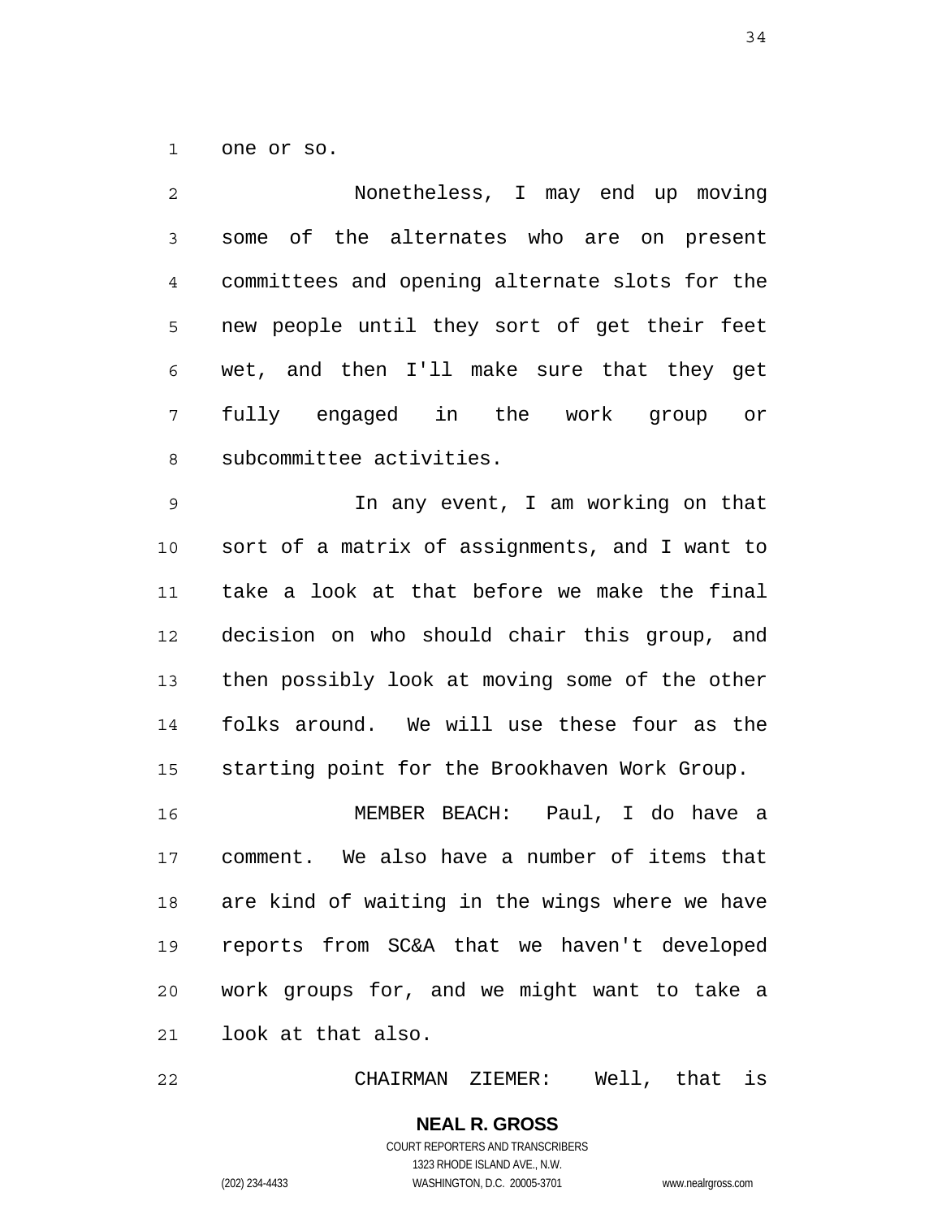one or so.

Nonetheless, I may end up moving some of the alternates who are on present committees and opening alternate slots for the new people until they sort of get their feet wet, and then I'll make sure that they get fully engaged in the work group or subcommittee activities.

In any event, I am working on that sort of a matrix of assignments, and I want to take a look at that before we make the final decision on who should chair this group, and then possibly look at moving some of the other folks around. We will use these four as the starting point for the Brookhaven Work Group.

MEMBER BEACH: Paul, I do have a comment. We also have a number of items that are kind of waiting in the wings where we have reports from SC&A that we haven't developed work groups for, and we might want to take a look at that also.

CHAIRMAN ZIEMER: Well, that is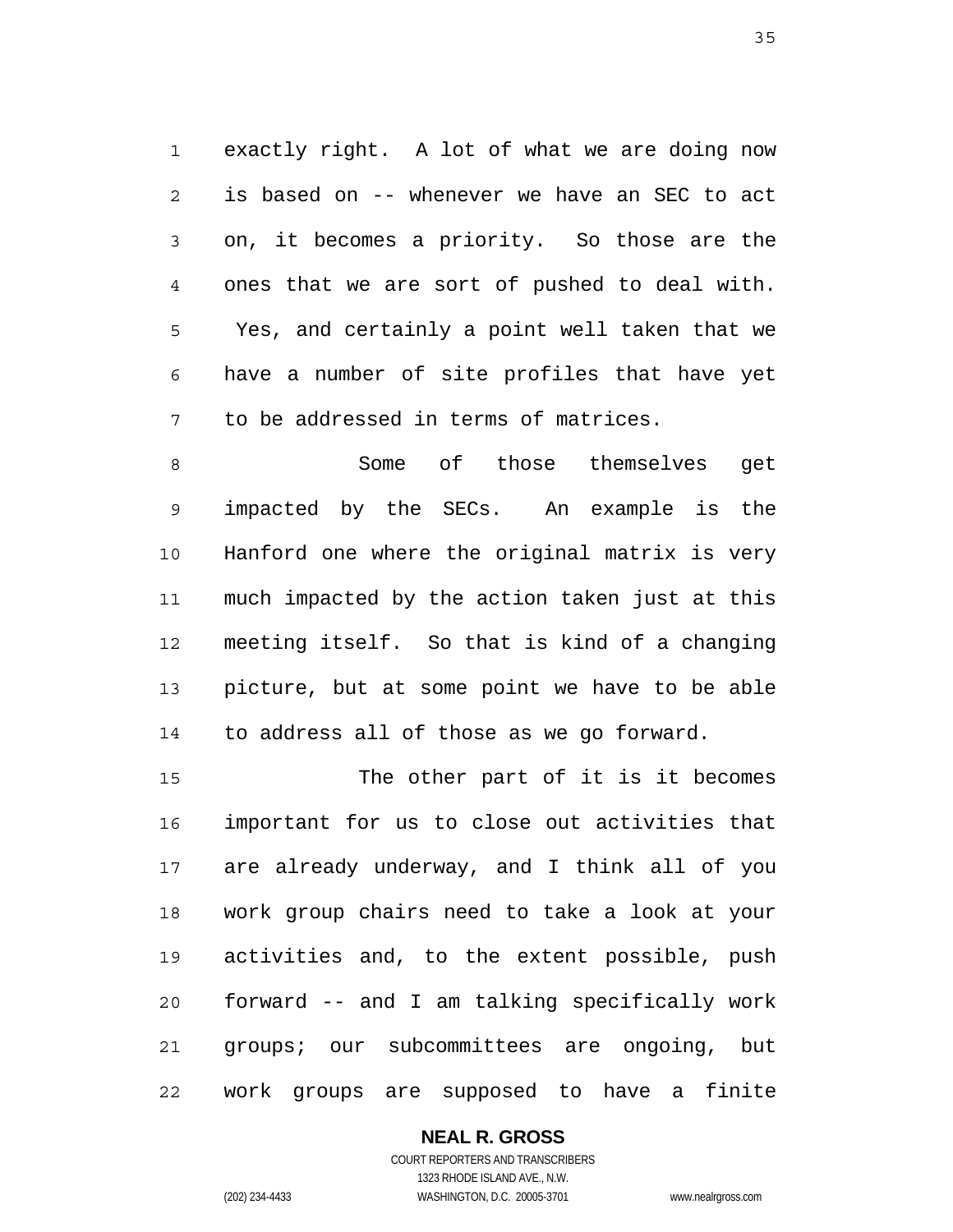exactly right. A lot of what we are doing now is based on -- whenever we have an SEC to act on, it becomes a priority. So those are the ones that we are sort of pushed to deal with. Yes, and certainly a point well taken that we have a number of site profiles that have yet to be addressed in terms of matrices.

Some of those themselves get impacted by the SECs. An example is the Hanford one where the original matrix is very much impacted by the action taken just at this meeting itself. So that is kind of a changing picture, but at some point we have to be able to address all of those as we go forward.

The other part of it is it becomes important for us to close out activities that are already underway, and I think all of you work group chairs need to take a look at your activities and, to the extent possible, push forward -- and I am talking specifically work groups; our subcommittees are ongoing, but work groups are supposed to have a finite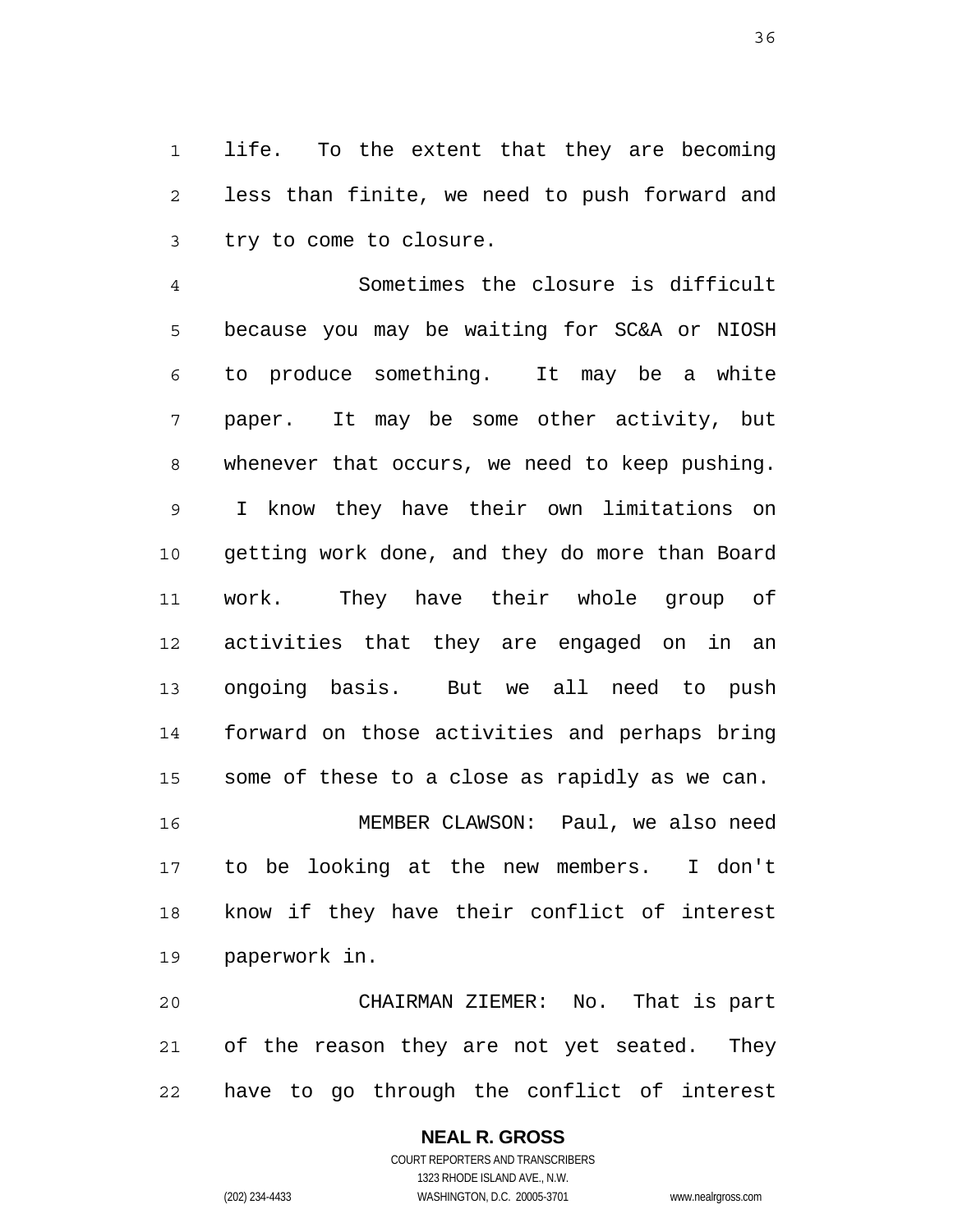life. To the extent that they are becoming less than finite, we need to push forward and try to come to closure.

Sometimes the closure is difficult because you may be waiting for SC&A or NIOSH to produce something. It may be a white paper. It may be some other activity, but whenever that occurs, we need to keep pushing. I know they have their own limitations on getting work done, and they do more than Board work. They have their whole group of activities that they are engaged on in an ongoing basis. But we all need to push forward on those activities and perhaps bring some of these to a close as rapidly as we can.

MEMBER CLAWSON: Paul, we also need to be looking at the new members. I don't know if they have their conflict of interest paperwork in.

CHAIRMAN ZIEMER: No. That is part of the reason they are not yet seated. They have to go through the conflict of interest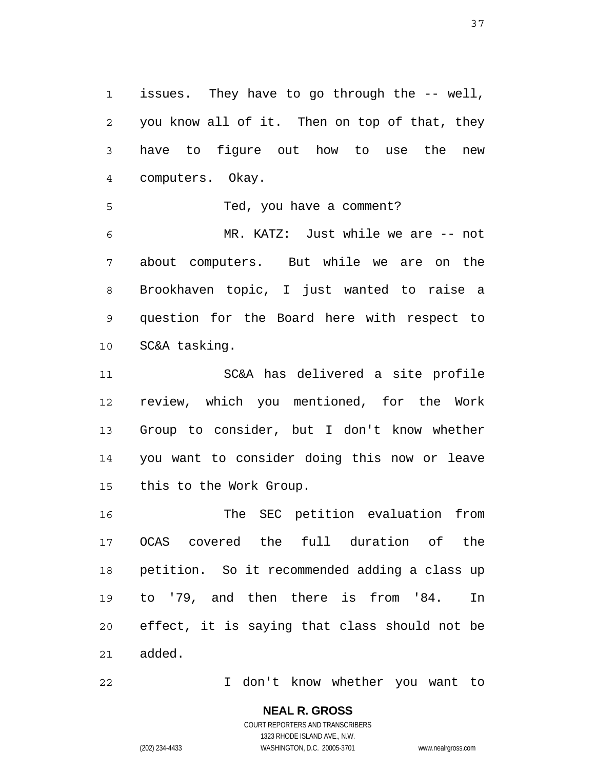issues. They have to go through the -- well, you know all of it. Then on top of that, they have to figure out how to use the new computers. Okay.

Ted, you have a comment?

MR. KATZ: Just while we are -- not about computers. But while we are on the Brookhaven topic, I just wanted to raise a question for the Board here with respect to SC&A tasking.

SC&A has delivered a site profile review, which you mentioned, for the Work Group to consider, but I don't know whether you want to consider doing this now or leave this to the Work Group.

The SEC petition evaluation from OCAS covered the full duration of the petition. So it recommended adding a class up to '79, and then there is from '84. In effect, it is saying that class should not be added.

I don't know whether you want to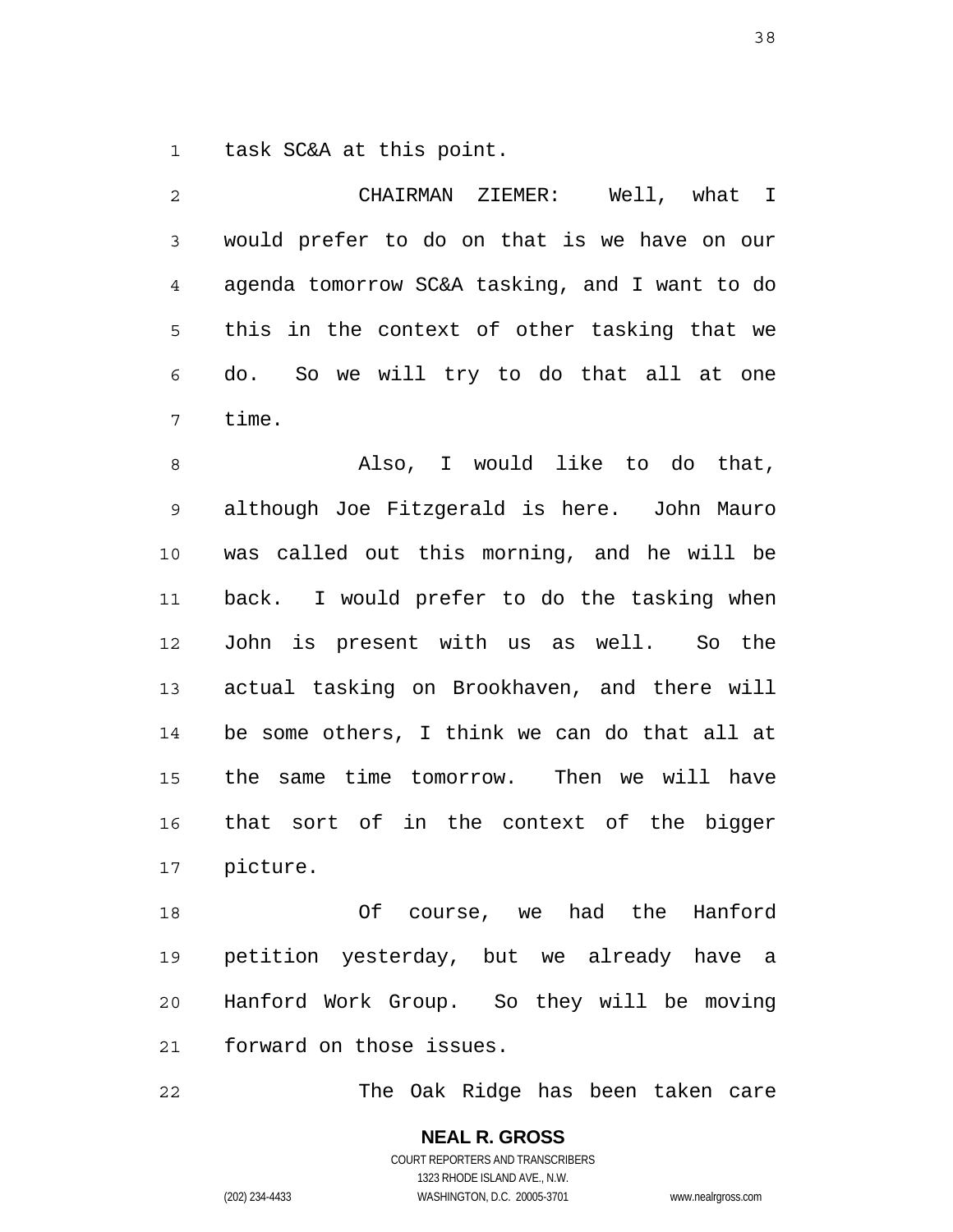task SC&A at this point.

CHAIRMAN ZIEMER: Well, what I would prefer to do on that is we have on our agenda tomorrow SC&A tasking, and I want to do this in the context of other tasking that we do. So we will try to do that all at one time.

Also, I would like to do that, although Joe Fitzgerald is here. John Mauro was called out this morning, and he will be back. I would prefer to do the tasking when John is present with us as well. So the actual tasking on Brookhaven, and there will be some others, I think we can do that all at the same time tomorrow. Then we will have that sort of in the context of the bigger picture.

Of course, we had the Hanford petition yesterday, but we already have a Hanford Work Group. So they will be moving forward on those issues.

The Oak Ridge has been taken care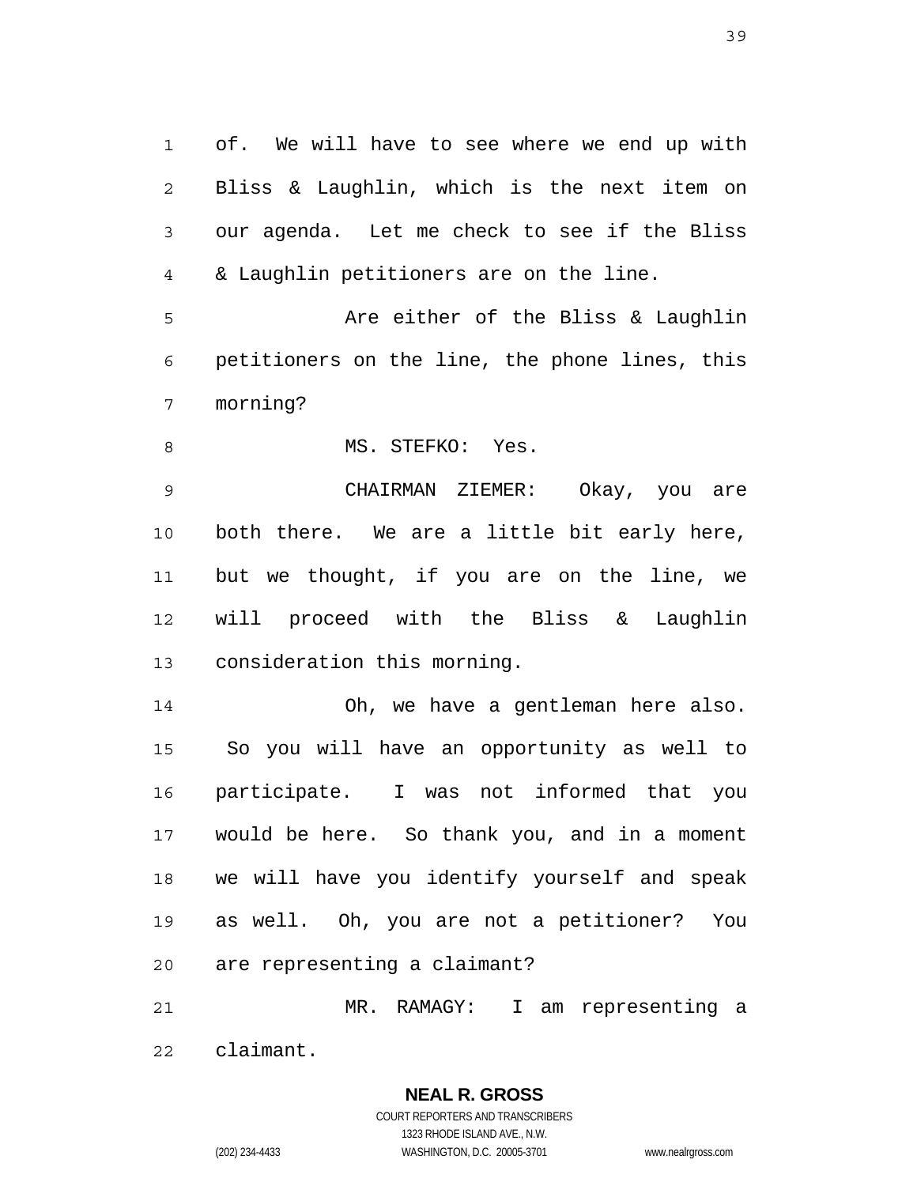of. We will have to see where we end up with Bliss & Laughlin, which is the next item on our agenda. Let me check to see if the Bliss & Laughlin petitioners are on the line.

Are either of the Bliss & Laughlin petitioners on the line, the phone lines, this morning?

MS. STEFKO: Yes.

CHAIRMAN ZIEMER: Okay, you are both there. We are a little bit early here, but we thought, if you are on the line, we will proceed with the Bliss & Laughlin consideration this morning.

Oh, we have a gentleman here also. So you will have an opportunity as well to participate. I was not informed that you would be here. So thank you, and in a moment we will have you identify yourself and speak as well. Oh, you are not a petitioner? You are representing a claimant?

MR. RAMAGY: I am representing a claimant.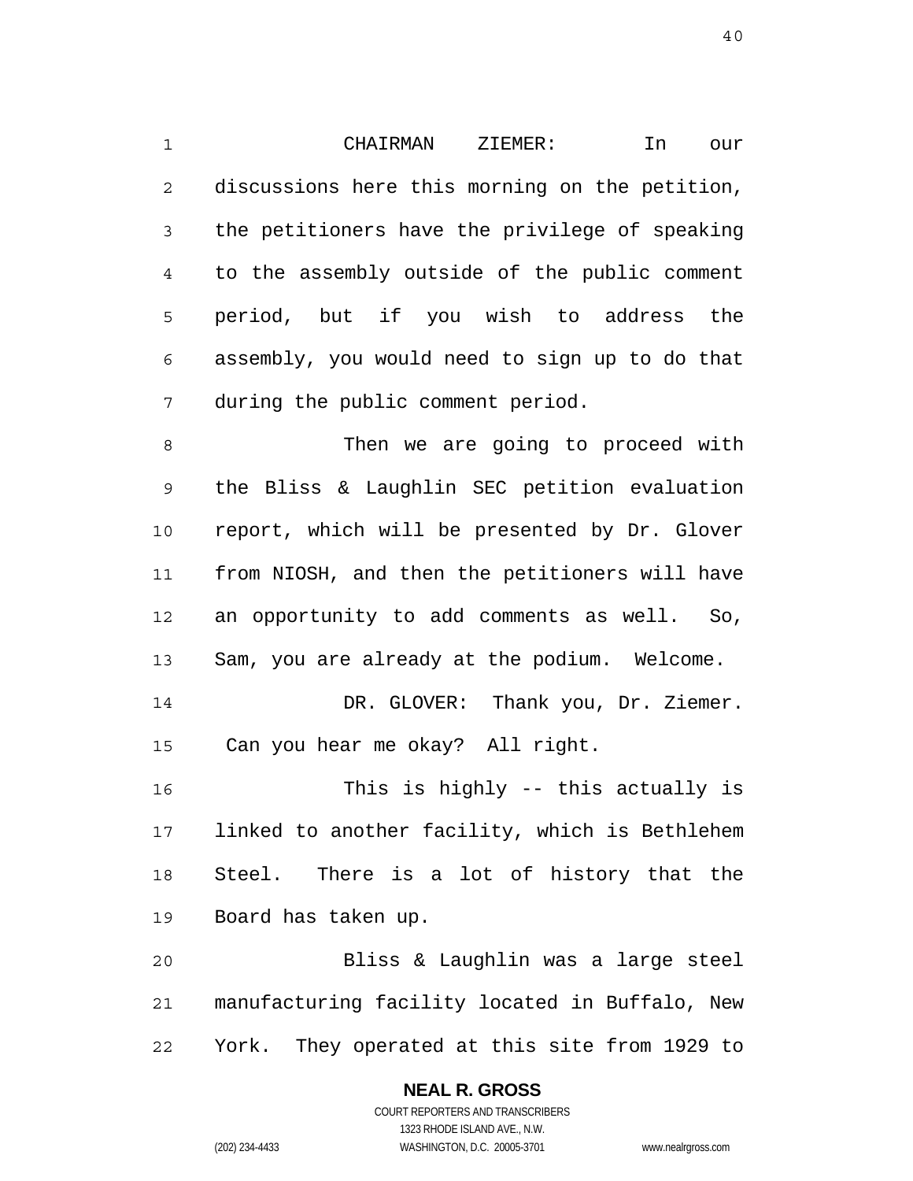CHAIRMAN ZIEMER: In our discussions here this morning on the petition, the petitioners have the privilege of speaking to the assembly outside of the public comment period, but if you wish to address the assembly, you would need to sign up to do that during the public comment period.

Then we are going to proceed with the Bliss & Laughlin SEC petition evaluation report, which will be presented by Dr. Glover from NIOSH, and then the petitioners will have an opportunity to add comments as well. So, Sam, you are already at the podium. Welcome.

DR. GLOVER: Thank you, Dr. Ziemer. Can you hear me okay? All right.

This is highly -- this actually is linked to another facility, which is Bethlehem Steel. There is a lot of history that the Board has taken up.

Bliss & Laughlin was a large steel manufacturing facility located in Buffalo, New York. They operated at this site from 1929 to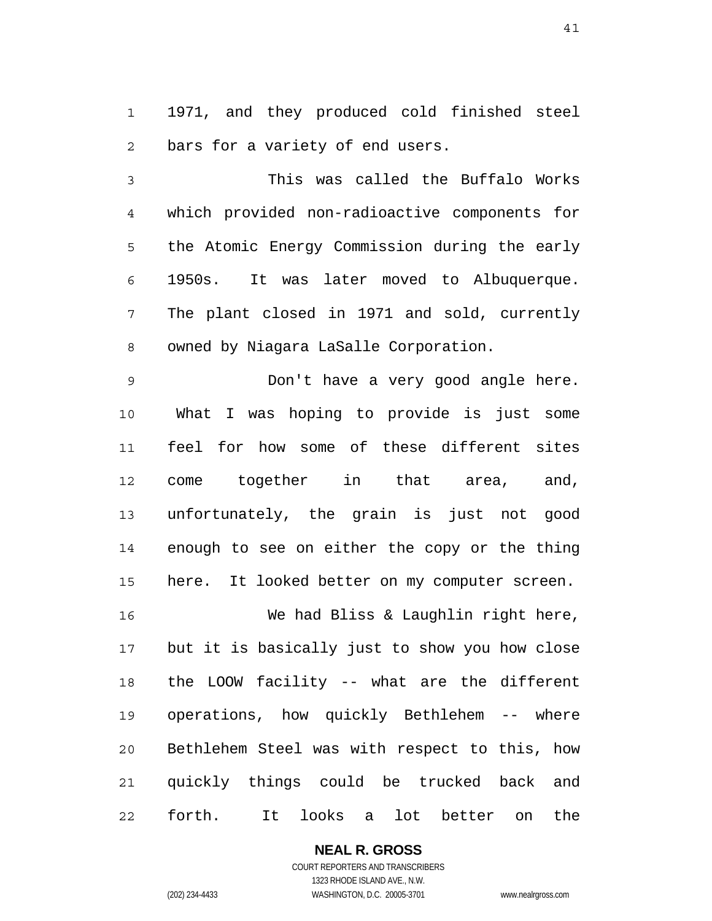1971, and they produced cold finished steel bars for a variety of end users.

This was called the Buffalo Works which provided non-radioactive components for the Atomic Energy Commission during the early 1950s. It was later moved to Albuquerque. The plant closed in 1971 and sold, currently owned by Niagara LaSalle Corporation.

Don't have a very good angle here. What I was hoping to provide is just some feel for how some of these different sites come together in that area, and, unfortunately, the grain is just not good enough to see on either the copy or the thing here. It looked better on my computer screen.

We had Bliss & Laughlin right here, but it is basically just to show you how close the LOOW facility -- what are the different operations, how quickly Bethlehem -- where Bethlehem Steel was with respect to this, how quickly things could be trucked back and forth. It looks a lot better on the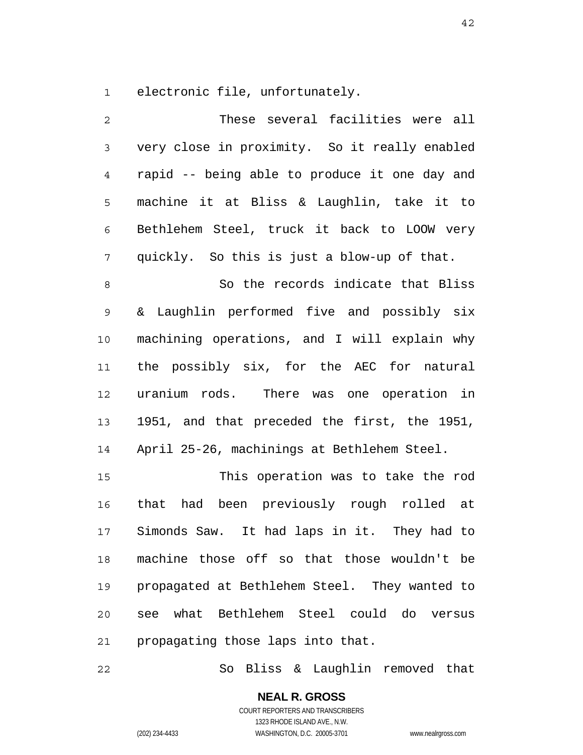electronic file, unfortunately.

These several facilities were all very close in proximity. So it really enabled rapid -- being able to produce it one day and machine it at Bliss & Laughlin, take it to Bethlehem Steel, truck it back to LOOW very quickly. So this is just a blow-up of that.

So the records indicate that Bliss & Laughlin performed five and possibly six machining operations, and I will explain why the possibly six, for the AEC for natural uranium rods. There was one operation in 1951, and that preceded the first, the 1951, April 25-26, machinings at Bethlehem Steel.

This operation was to take the rod that had been previously rough rolled at Simonds Saw. It had laps in it. They had to machine those off so that those wouldn't be propagated at Bethlehem Steel. They wanted to see what Bethlehem Steel could do versus propagating those laps into that.

So Bliss & Laughlin removed that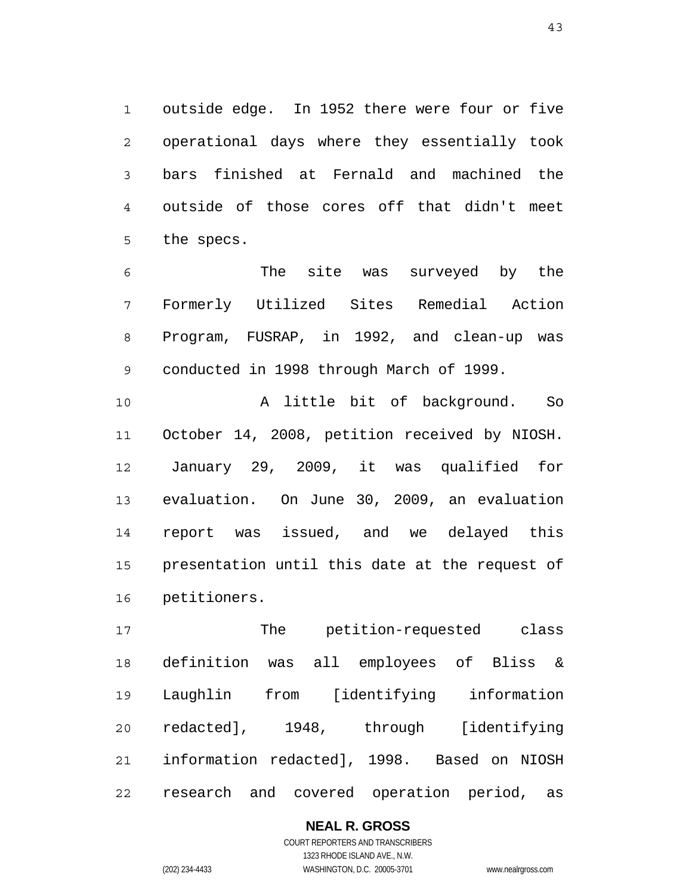outside edge. In 1952 there were four or five operational days where they essentially took bars finished at Fernald and machined the outside of those cores off that didn't meet the specs.

The site was surveyed by the Formerly Utilized Sites Remedial Action Program, FUSRAP, in 1992, and clean-up was conducted in 1998 through March of 1999.

A little bit of background. So October 14, 2008, petition received by NIOSH. January 29, 2009, it was qualified for evaluation. On June 30, 2009, an evaluation report was issued, and we delayed this presentation until this date at the request of petitioners.

The petition-requested class definition was all employees of Bliss & Laughlin from [identifying information redacted], 1948, through [identifying information redacted], 1998. Based on NIOSH research and covered operation period, as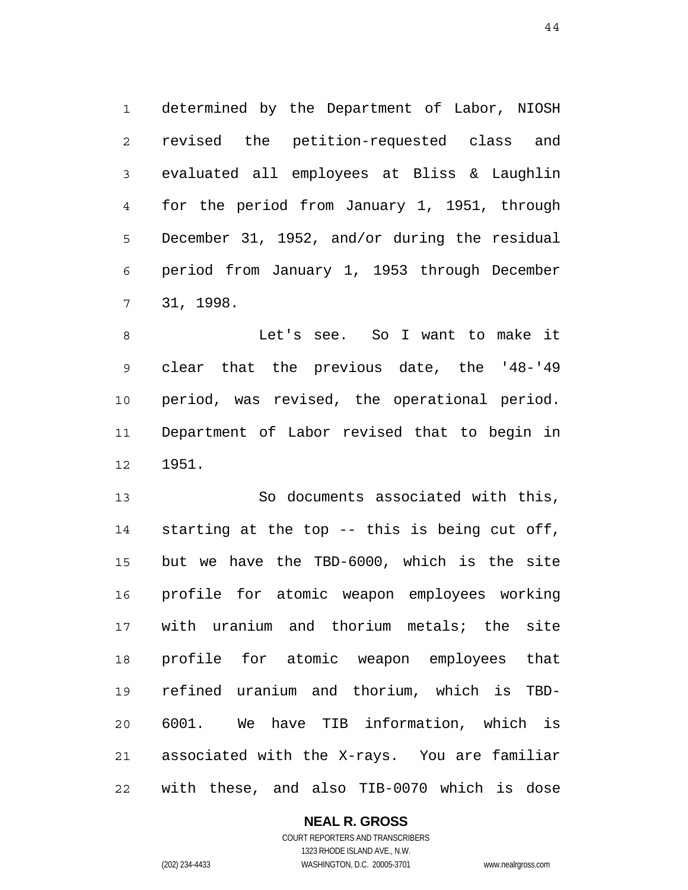determined by the Department of Labor, NIOSH revised the petition-requested class and evaluated all employees at Bliss & Laughlin for the period from January 1, 1951, through December 31, 1952, and/or during the residual period from January 1, 1953 through December 31, 1998.

Let's see. So I want to make it clear that the previous date, the '48-'49 period, was revised, the operational period. Department of Labor revised that to begin in 1951.

So documents associated with this, starting at the top -- this is being cut off, but we have the TBD-6000, which is the site profile for atomic weapon employees working with uranium and thorium metals; the site profile for atomic weapon employees that refined uranium and thorium, which is TBD-6001. We have TIB information, which is associated with the X-rays. You are familiar with these, and also TIB-0070 which is dose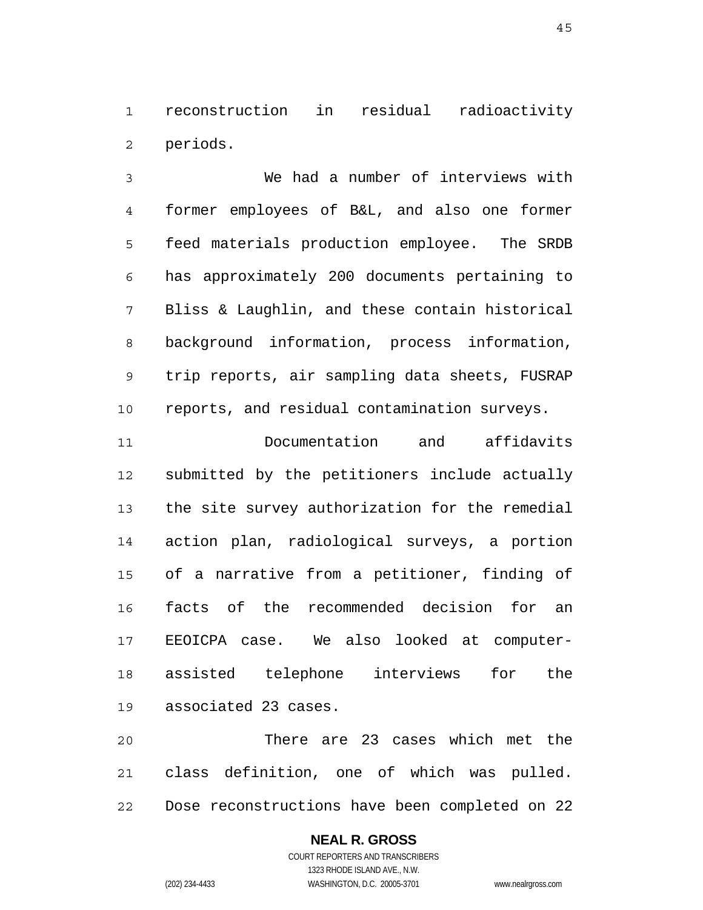reconstruction in residual radioactivity periods.

We had a number of interviews with former employees of B&L, and also one former feed materials production employee. The SRDB has approximately 200 documents pertaining to Bliss & Laughlin, and these contain historical background information, process information, trip reports, air sampling data sheets, FUSRAP reports, and residual contamination surveys.

Documentation and affidavits submitted by the petitioners include actually the site survey authorization for the remedial action plan, radiological surveys, a portion of a narrative from a petitioner, finding of facts of the recommended decision for an EEOICPA case. We also looked at computer-assisted telephone interviews for the associated 23 cases.

There are 23 cases which met the class definition, one of which was pulled. Dose reconstructions have been completed on 22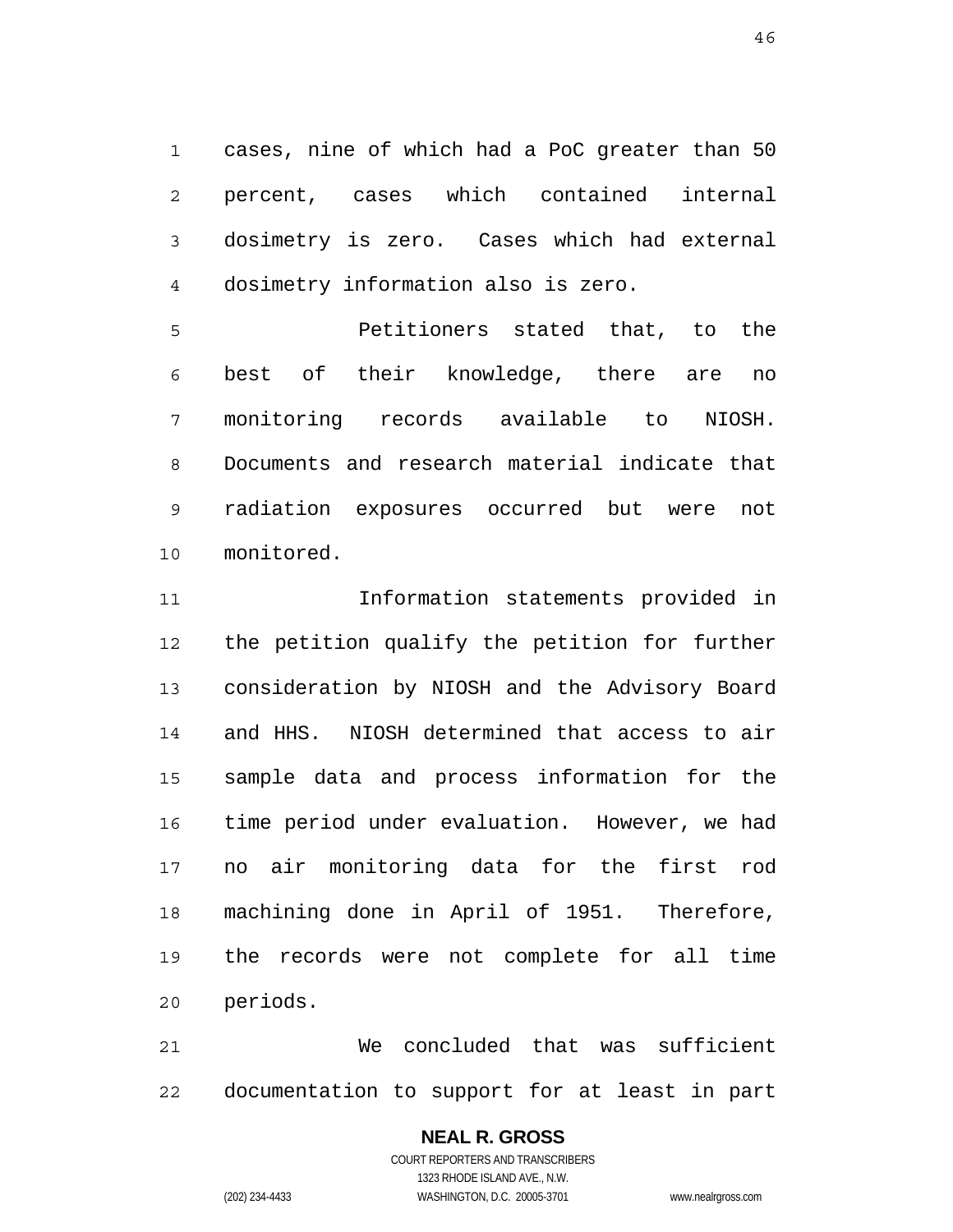cases, nine of which had a PoC greater than 50 percent, cases which contained internal dosimetry is zero. Cases which had external dosimetry information also is zero.

Petitioners stated that, to the best of their knowledge, there are no monitoring records available to NIOSH. Documents and research material indicate that radiation exposures occurred but were not monitored.

Information statements provided in the petition qualify the petition for further consideration by NIOSH and the Advisory Board and HHS. NIOSH determined that access to air sample data and process information for the time period under evaluation. However, we had no air monitoring data for the first rod machining done in April of 1951. Therefore, the records were not complete for all time periods.

We concluded that was sufficient documentation to support for at least in part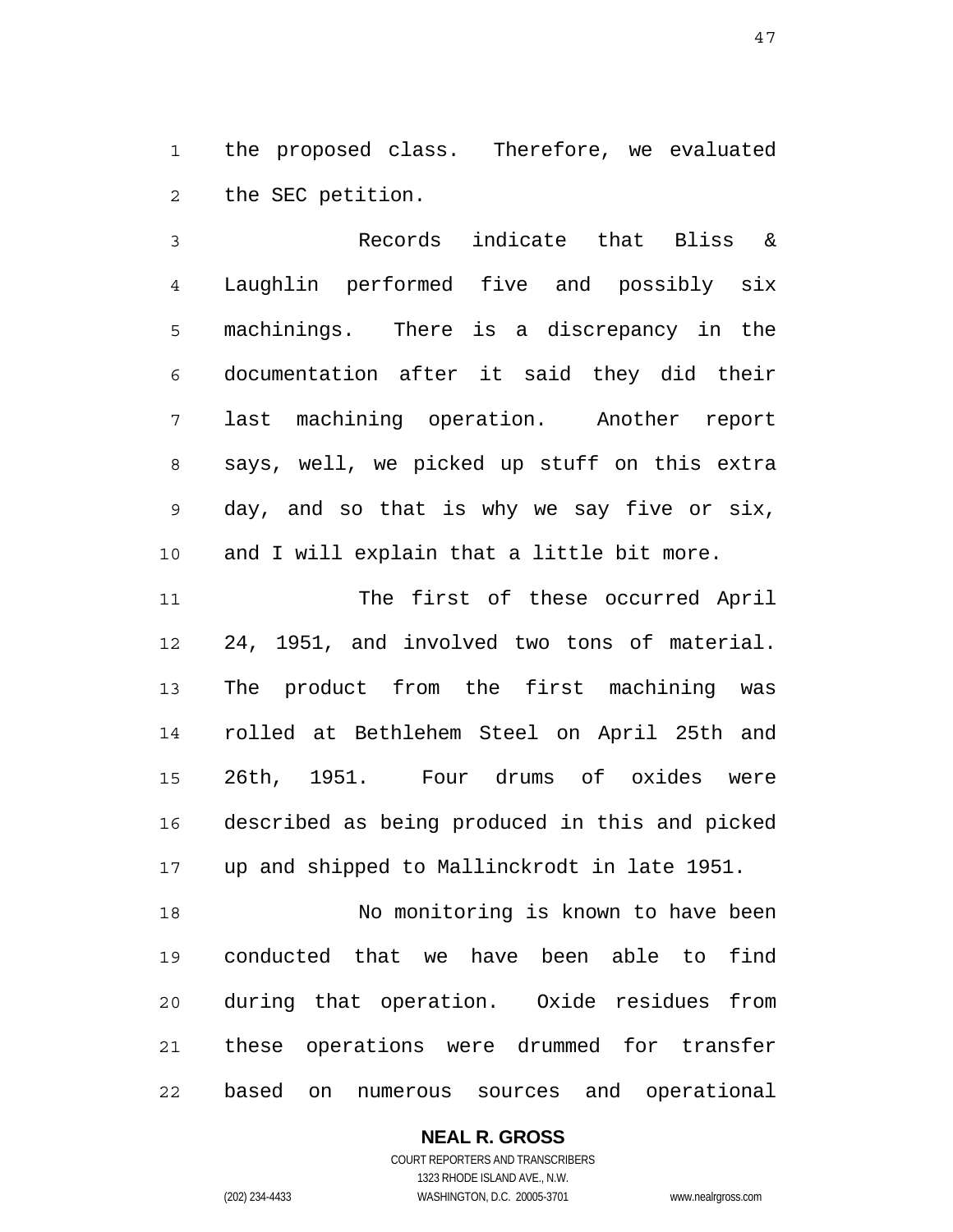the proposed class. Therefore, we evaluated the SEC petition.

Records indicate that Bliss & Laughlin performed five and possibly six machinings. There is a discrepancy in the documentation after it said they did their last machining operation. Another report says, well, we picked up stuff on this extra day, and so that is why we say five or six, and I will explain that a little bit more.

The first of these occurred April 24, 1951, and involved two tons of material. The product from the first machining was rolled at Bethlehem Steel on April 25th and 26th, 1951. Four drums of oxides were described as being produced in this and picked up and shipped to Mallinckrodt in late 1951.

No monitoring is known to have been conducted that we have been able to find during that operation. Oxide residues from these operations were drummed for transfer based on numerous sources and operational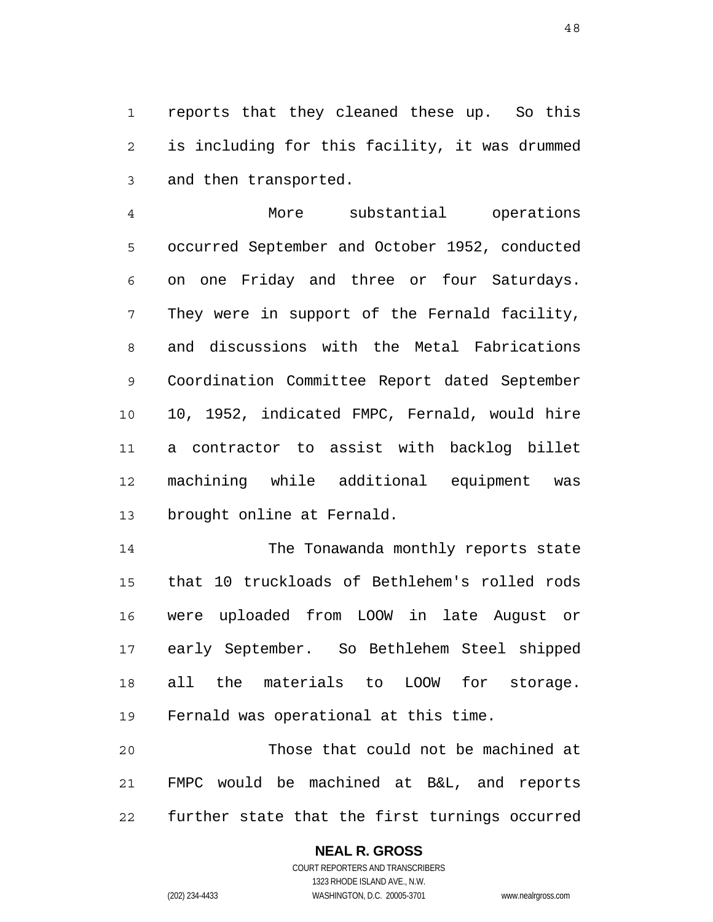reports that they cleaned these up. So this is including for this facility, it was drummed and then transported.

More substantial operations occurred September and October 1952, conducted on one Friday and three or four Saturdays. They were in support of the Fernald facility, and discussions with the Metal Fabrications Coordination Committee Report dated September 10, 1952, indicated FMPC, Fernald, would hire a contractor to assist with backlog billet machining while additional equipment was brought online at Fernald.

The Tonawanda monthly reports state that 10 truckloads of Bethlehem's rolled rods were uploaded from LOOW in late August or early September. So Bethlehem Steel shipped all the materials to LOOW for storage. Fernald was operational at this time.

Those that could not be machined at FMPC would be machined at B&L, and reports further state that the first turnings occurred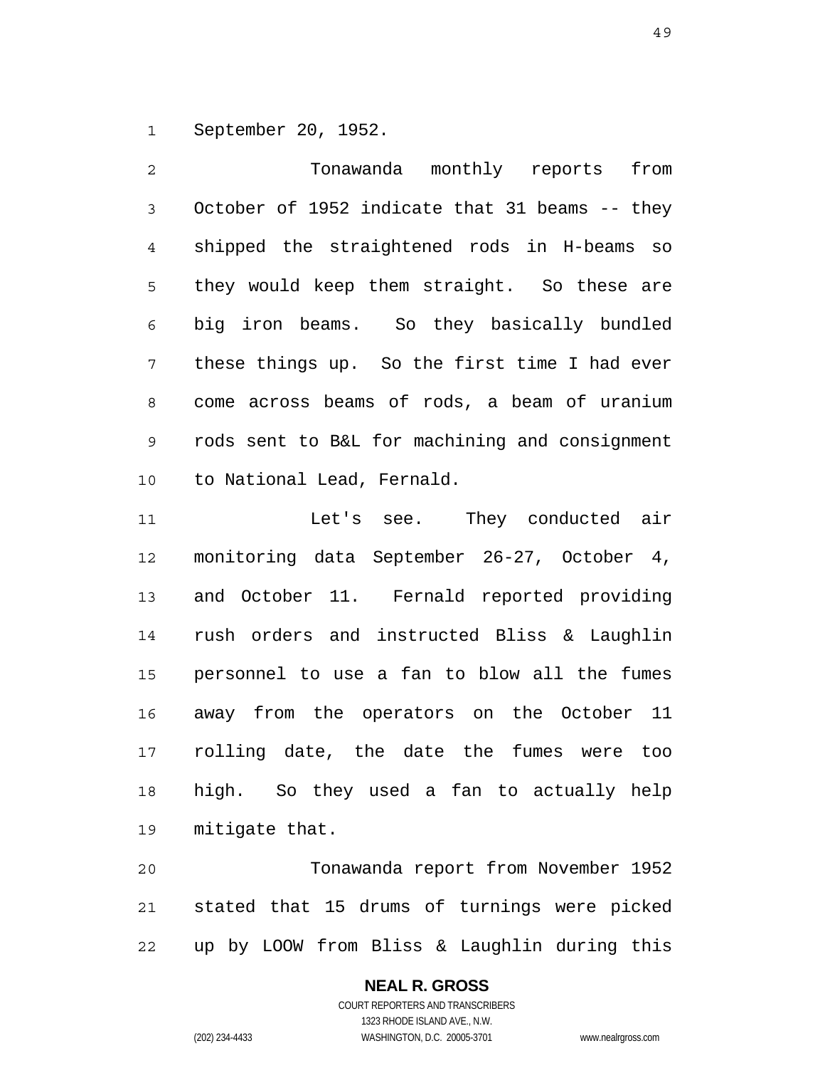September 20, 1952.

Tonawanda monthly reports from October of 1952 indicate that 31 beams -- they shipped the straightened rods in H-beams so they would keep them straight. So these are big iron beams. So they basically bundled these things up. So the first time I had ever come across beams of rods, a beam of uranium rods sent to B&L for machining and consignment to National Lead, Fernald.

Let's see. They conducted air monitoring data September 26-27, October 4, and October 11. Fernald reported providing rush orders and instructed Bliss & Laughlin personnel to use a fan to blow all the fumes away from the operators on the October 11 rolling date, the date the fumes were too high. So they used a fan to actually help mitigate that.

Tonawanda report from November 1952 stated that 15 drums of turnings were picked up by LOOW from Bliss & Laughlin during this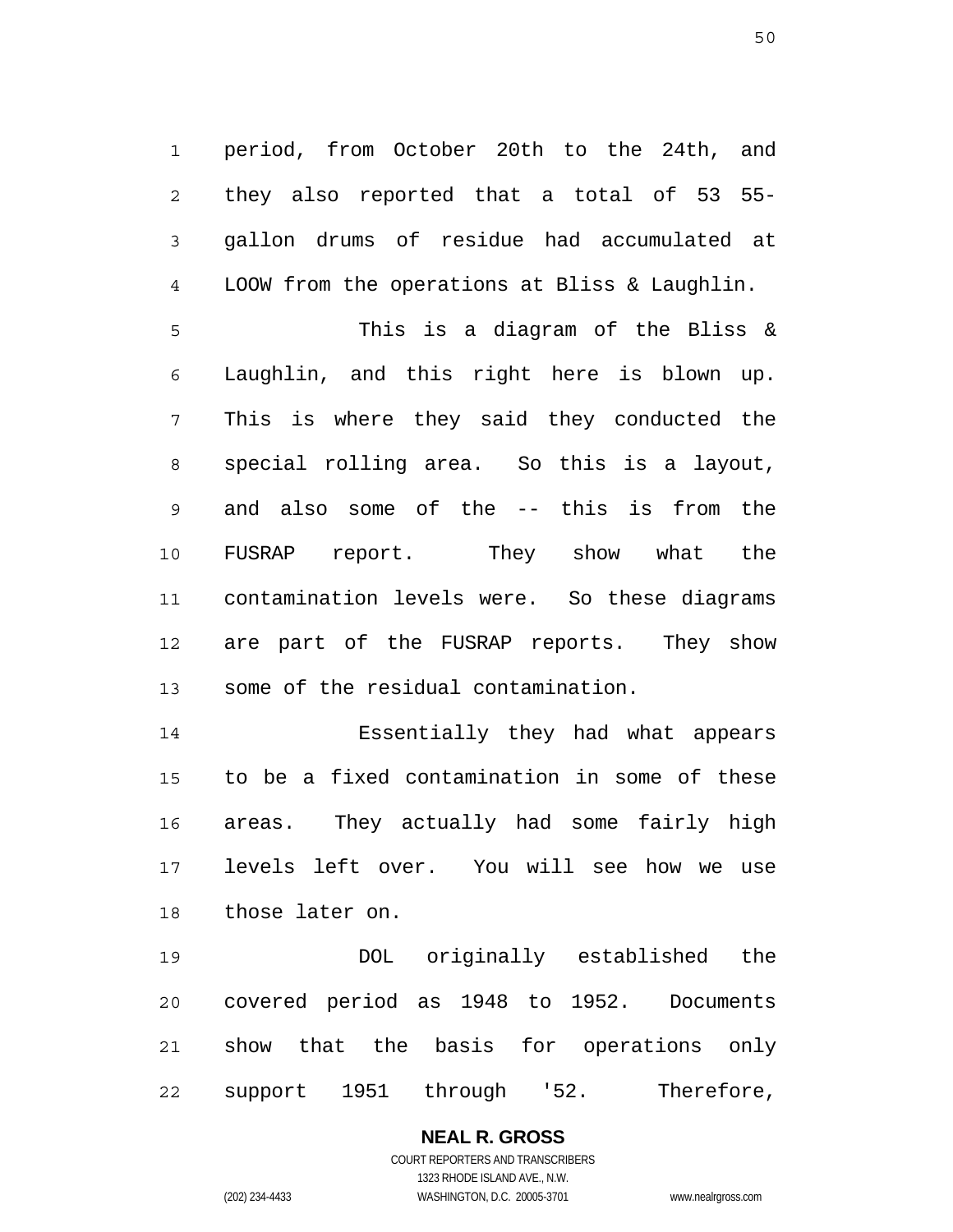period, from October 20th to the 24th, and they also reported that a total of 53 55-gallon drums of residue had accumulated at LOOW from the operations at Bliss & Laughlin.

This is a diagram of the Bliss & Laughlin, and this right here is blown up. This is where they said they conducted the special rolling area. So this is a layout, and also some of the -- this is from the FUSRAP report. They show what the contamination levels were. So these diagrams are part of the FUSRAP reports. They show some of the residual contamination.

Essentially they had what appears to be a fixed contamination in some of these areas. They actually had some fairly high levels left over. You will see how we use those later on.

DOL originally established the covered period as 1948 to 1952. Documents show that the basis for operations only support 1951 through '52. Therefore,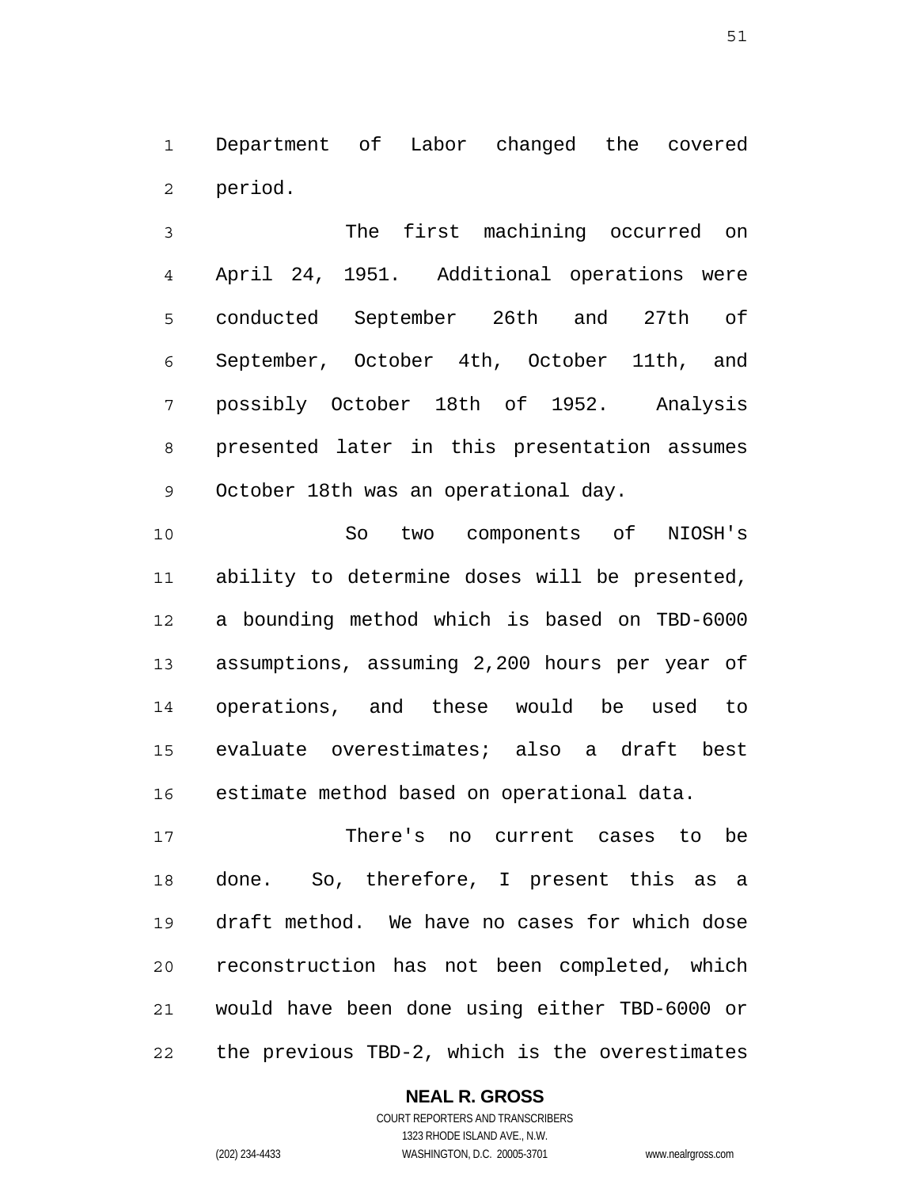Department of Labor changed the covered period.

The first machining occurred on April 24, 1951. Additional operations were conducted September 26th and 27th of September, October 4th, October 11th, and possibly October 18th of 1952. Analysis presented later in this presentation assumes October 18th was an operational day.

So two components of NIOSH's ability to determine doses will be presented, a bounding method which is based on TBD-6000 assumptions, assuming 2,200 hours per year of operations, and these would be used to evaluate overestimates; also a draft best estimate method based on operational data.

There's no current cases to be done. So, therefore, I present this as a draft method. We have no cases for which dose reconstruction has not been completed, which would have been done using either TBD-6000 or the previous TBD-2, which is the overestimates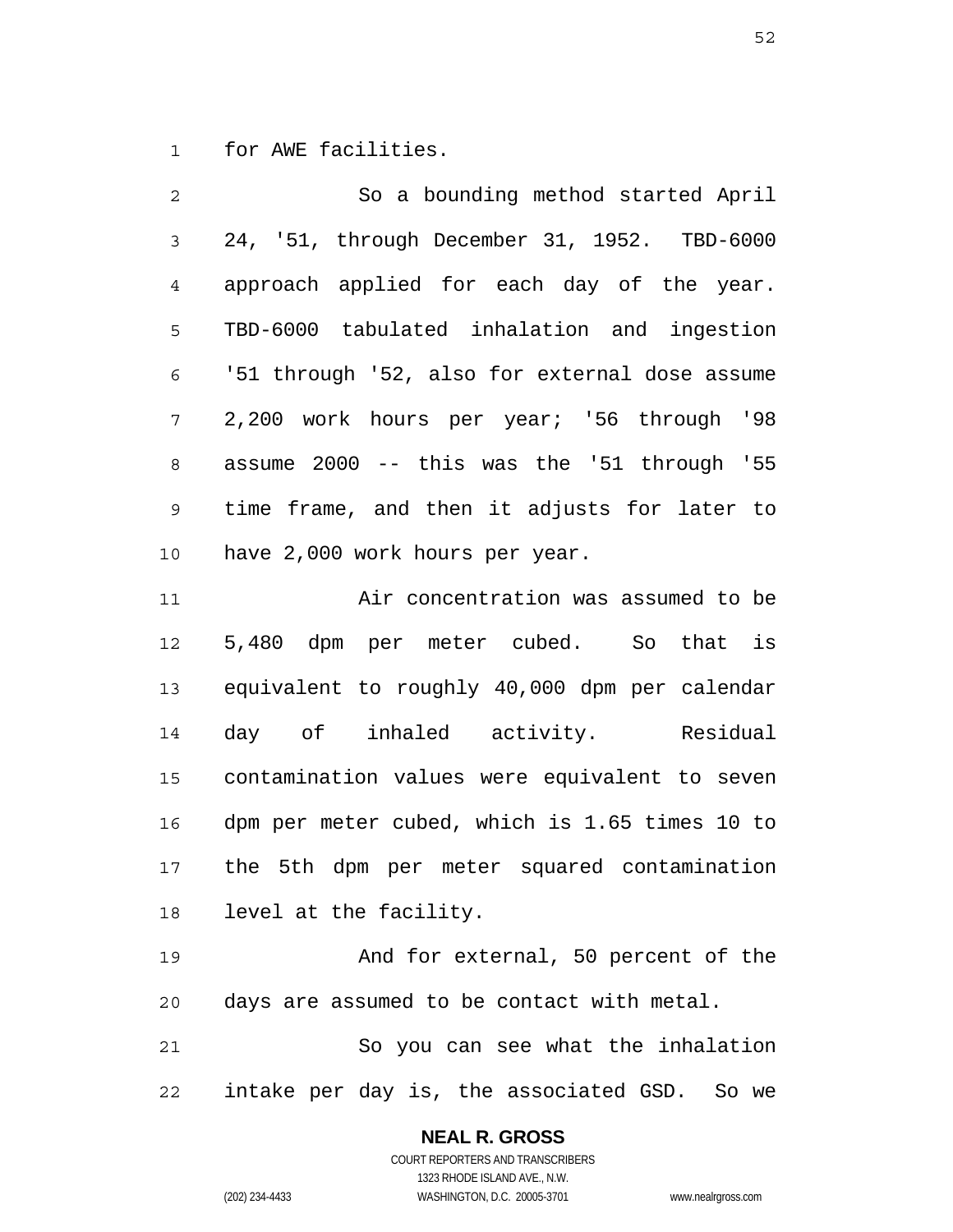for AWE facilities.

So a bounding method started April 24, '51, through December 31, 1952. TBD-6000 approach applied for each day of the year. TBD-6000 tabulated inhalation and ingestion '51 through '52, also for external dose assume 2,200 work hours per year; '56 through '98 assume 2000 -- this was the '51 through '55 time frame, and then it adjusts for later to have 2,000 work hours per year.

Air concentration was assumed to be 5,480 dpm per meter cubed. So that is equivalent to roughly 40,000 dpm per calendar day of inhaled activity. Residual contamination values were equivalent to seven dpm per meter cubed, which is 1.65 times 10 to the 5th dpm per meter squared contamination level at the facility.

And for external, 50 percent of the days are assumed to be contact with metal.

So you can see what the inhalation intake per day is, the associated GSD. So we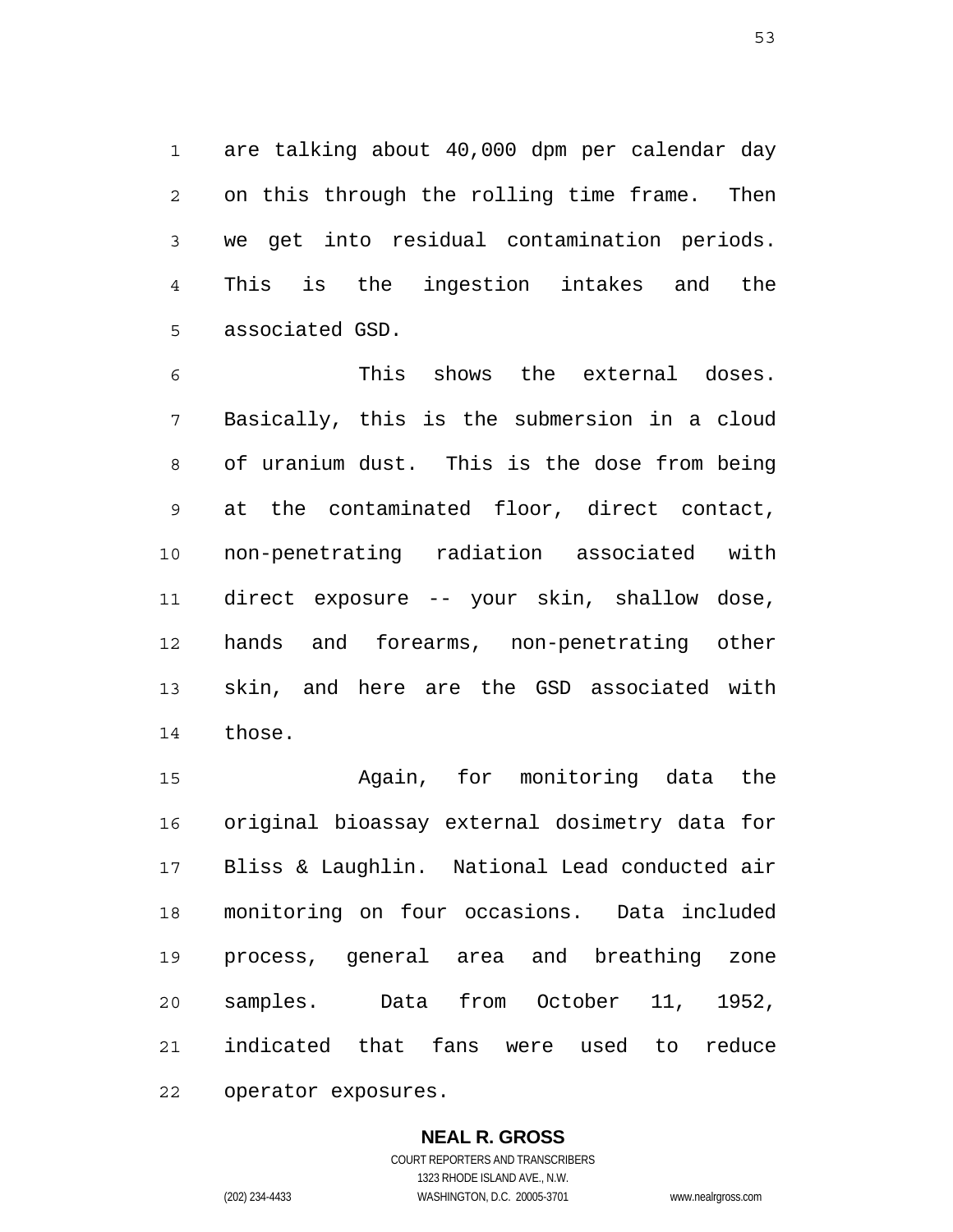are talking about 40,000 dpm per calendar day on this through the rolling time frame. Then we get into residual contamination periods. This is the ingestion intakes and the associated GSD.

This shows the external doses. Basically, this is the submersion in a cloud of uranium dust. This is the dose from being at the contaminated floor, direct contact, non-penetrating radiation associated with direct exposure -- your skin, shallow dose, hands and forearms, non-penetrating other skin, and here are the GSD associated with those.

Again, for monitoring data the original bioassay external dosimetry data for Bliss & Laughlin. National Lead conducted air monitoring on four occasions. Data included process, general area and breathing zone samples. Data from October 11, 1952, indicated that fans were used to reduce operator exposures.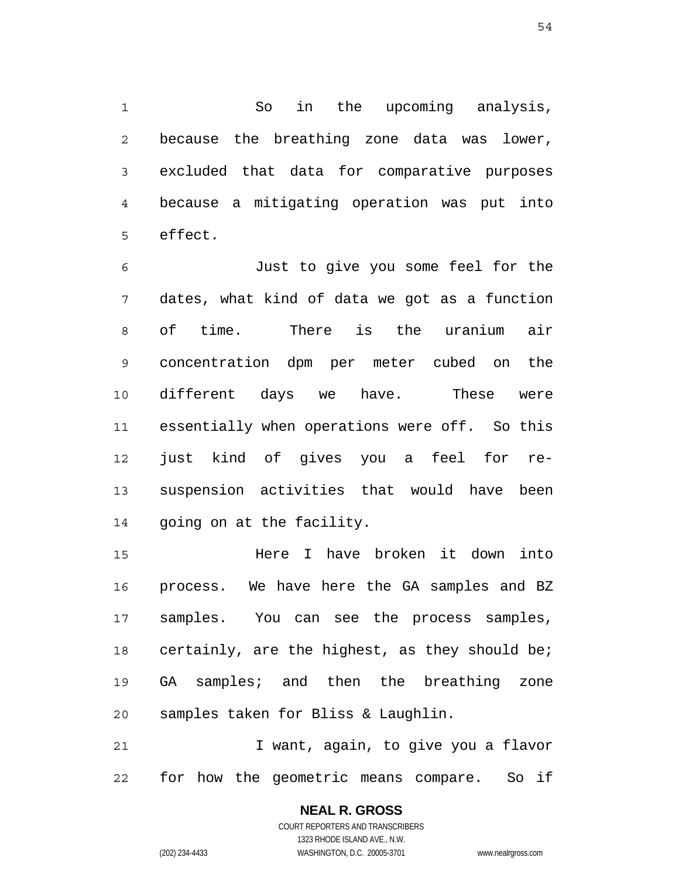So in the upcoming analysis, because the breathing zone data was lower, excluded that data for comparative purposes because a mitigating operation was put into effect.

Just to give you some feel for the dates, what kind of data we got as a function of time. There is the uranium air concentration dpm per meter cubed on the different days we have. These were essentially when operations were off. So this just kind of gives you a feel for re-suspension activities that would have been going on at the facility.

Here I have broken it down into process. We have here the GA samples and BZ samples. You can see the process samples, certainly, are the highest, as they should be; GA samples; and then the breathing zone samples taken for Bliss & Laughlin.

I want, again, to give you a flavor for how the geometric means compare. So if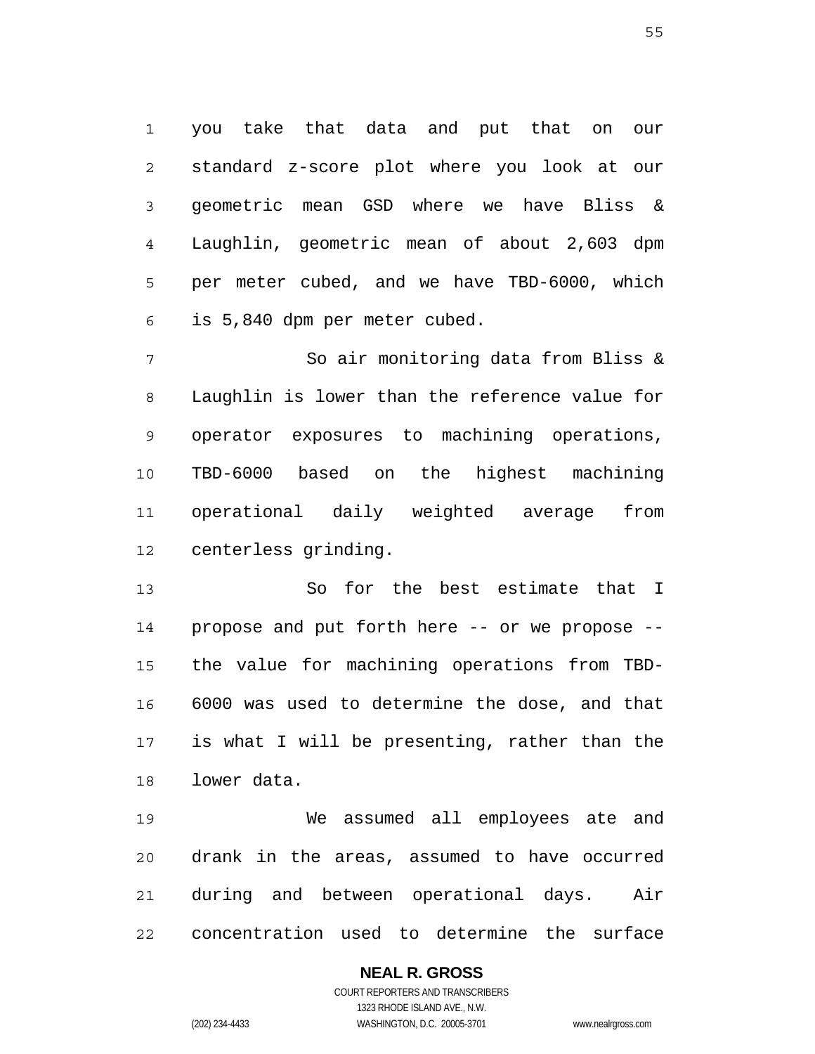you take that data and put that on our standard z-score plot where you look at our geometric mean GSD where we have Bliss & Laughlin, geometric mean of about 2,603 dpm per meter cubed, and we have TBD-6000, which is 5,840 dpm per meter cubed.

So air monitoring data from Bliss & Laughlin is lower than the reference value for operator exposures to machining operations, TBD-6000 based on the highest machining operational daily weighted average from centerless grinding.

So for the best estimate that I propose and put forth here -- or we propose -- the value for machining operations from TBD-6000 was used to determine the dose, and that is what I will be presenting, rather than the lower data.

We assumed all employees ate and drank in the areas, assumed to have occurred during and between operational days. Air concentration used to determine the surface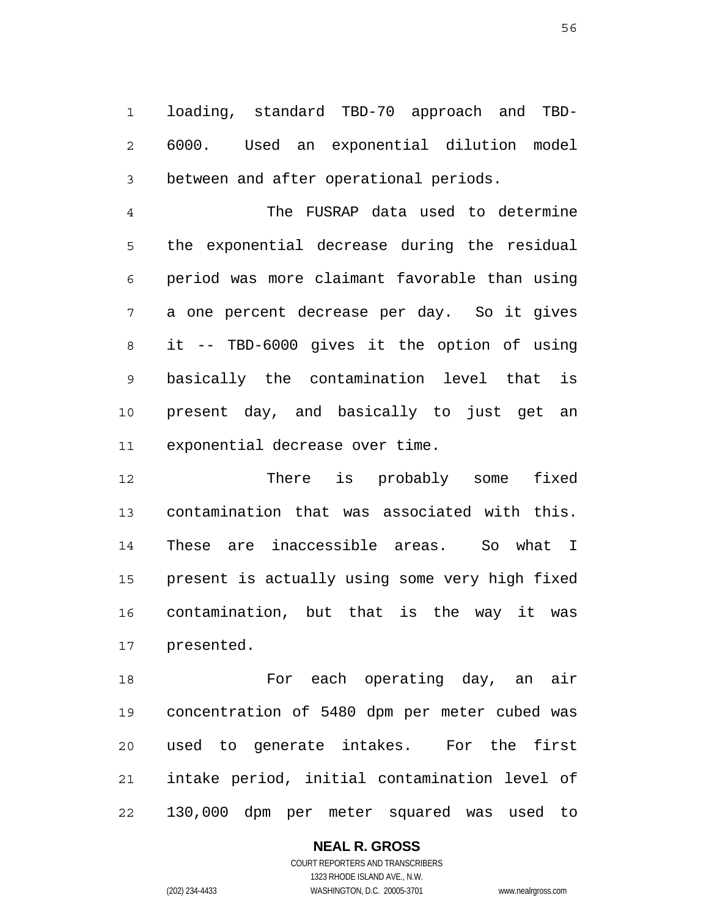loading, standard TBD-70 approach and TBD-6000. Used an exponential dilution model between and after operational periods.

The FUSRAP data used to determine the exponential decrease during the residual period was more claimant favorable than using a one percent decrease per day. So it gives it -- TBD-6000 gives it the option of using basically the contamination level that is present day, and basically to just get an exponential decrease over time.

There is probably some fixed contamination that was associated with this. These are inaccessible areas. So what I present is actually using some very high fixed contamination, but that is the way it was presented.

For each operating day, an air concentration of 5480 dpm per meter cubed was used to generate intakes. For the first intake period, initial contamination level of 130,000 dpm per meter squared was used to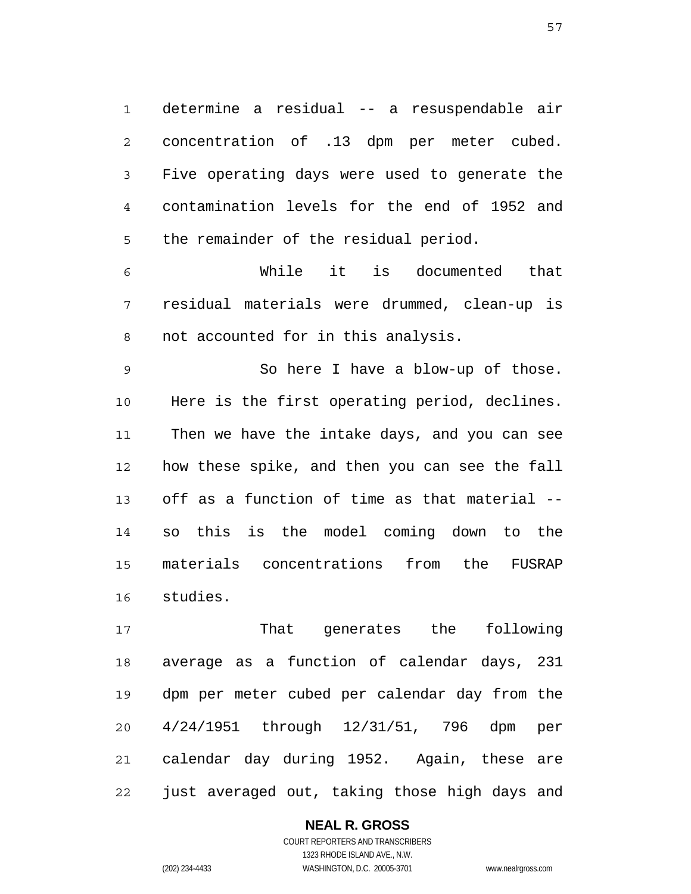determine a residual -- a resuspendable air concentration of .13 dpm per meter cubed. Five operating days were used to generate the contamination levels for the end of 1952 and the remainder of the residual period.

While it is documented that residual materials were drummed, clean-up is not accounted for in this analysis.

So here I have a blow-up of those. Here is the first operating period, declines. Then we have the intake days, and you can see how these spike, and then you can see the fall off as a function of time as that material -- so this is the model coming down to the materials concentrations from the FUSRAP studies.

That generates the following average as a function of calendar days, 231 dpm per meter cubed per calendar day from the 4/24/1951 through 12/31/51, 796 dpm per calendar day during 1952. Again, these are just averaged out, taking those high days and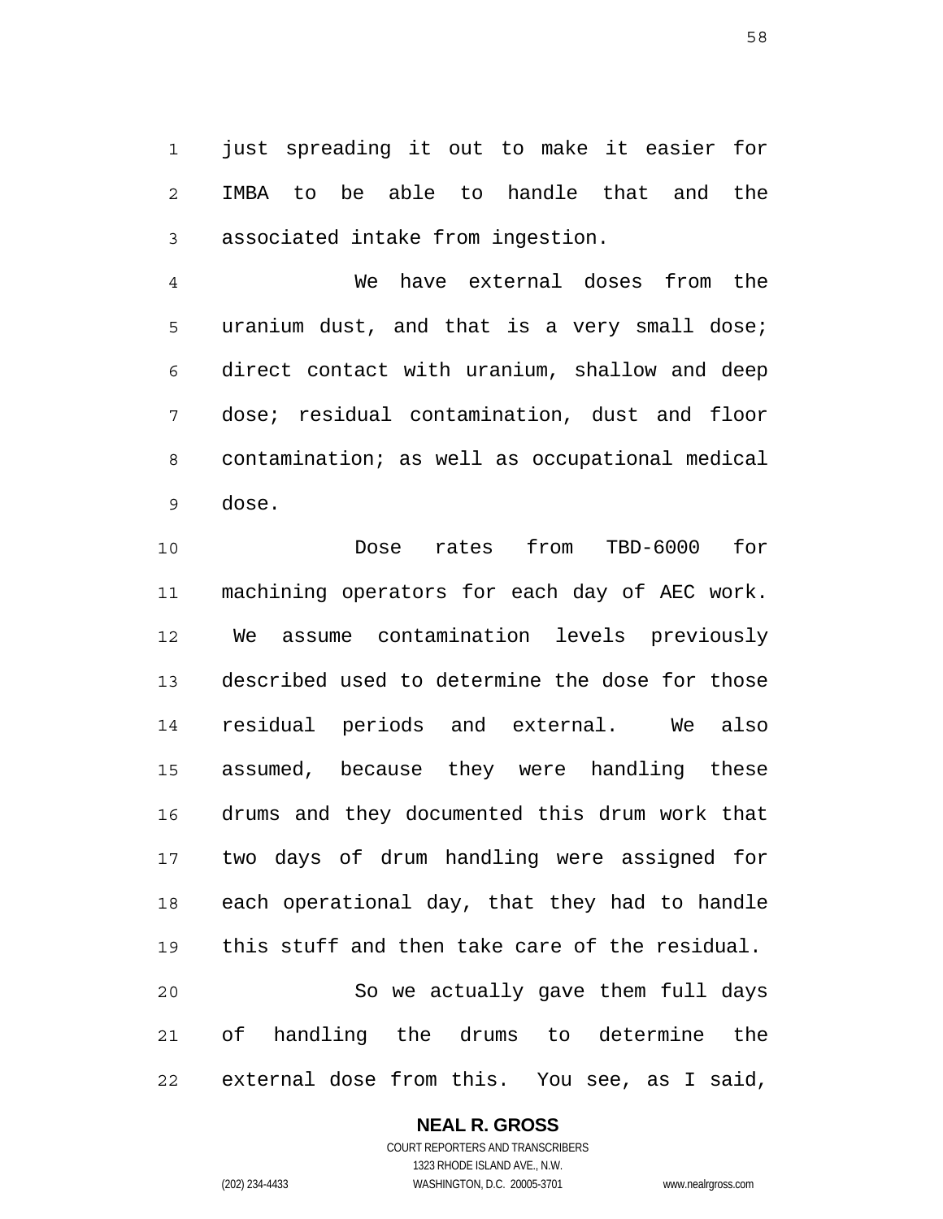just spreading it out to make it easier for IMBA to be able to handle that and the associated intake from ingestion.

We have external doses from the uranium dust, and that is a very small dose; direct contact with uranium, shallow and deep dose; residual contamination, dust and floor contamination; as well as occupational medical dose.

Dose rates from TBD-6000 for machining operators for each day of AEC work. We assume contamination levels previously described used to determine the dose for those residual periods and external. We also assumed, because they were handling these drums and they documented this drum work that two days of drum handling were assigned for each operational day, that they had to handle this stuff and then take care of the residual.

So we actually gave them full days of handling the drums to determine the external dose from this. You see, as I said,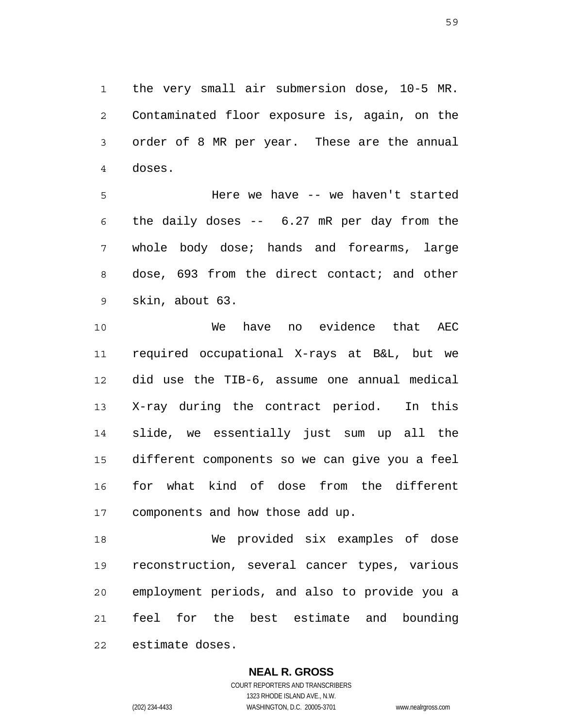the very small air submersion dose, 10-5 MR. Contaminated floor exposure is, again, on the order of 8 MR per year. These are the annual doses.

Here we have -- we haven't started the daily doses -- 6.27 mR per day from the whole body dose; hands and forearms, large dose, 693 from the direct contact; and other skin, about 63.

We have no evidence that AEC required occupational X-rays at B&L, but we did use the TIB-6, assume one annual medical X-ray during the contract period. In this slide, we essentially just sum up all the different components so we can give you a feel for what kind of dose from the different components and how those add up.

We provided six examples of dose reconstruction, several cancer types, various employment periods, and also to provide you a feel for the best estimate and bounding estimate doses.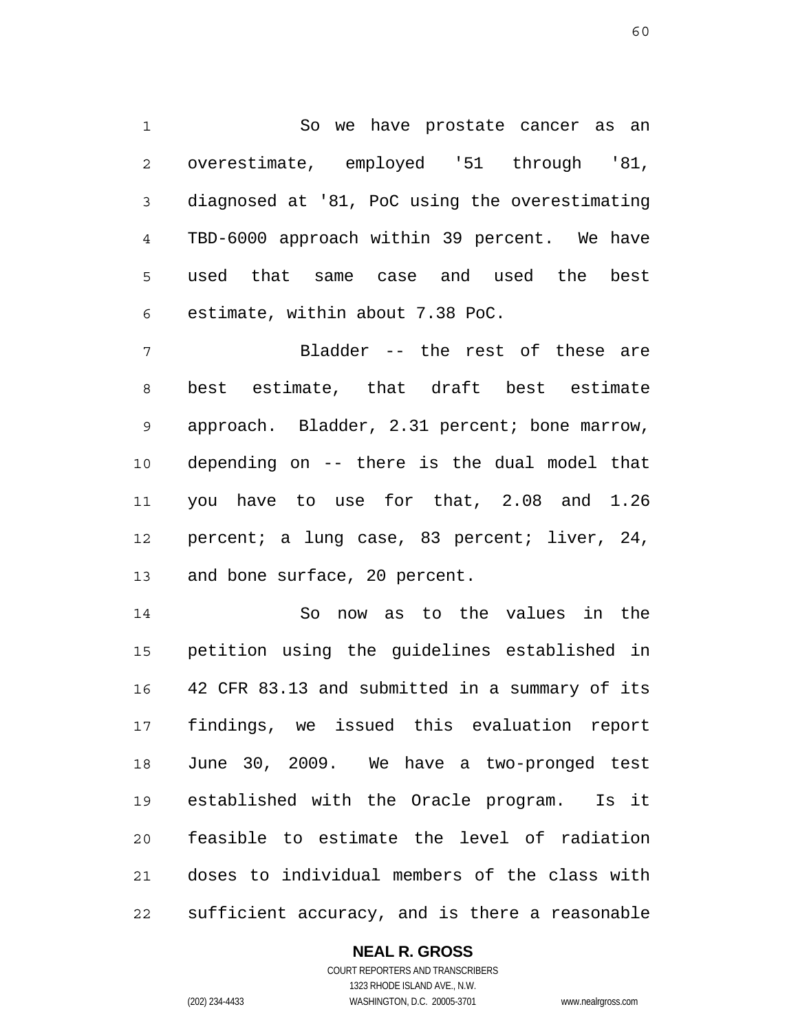So we have prostate cancer as an overestimate, employed '51 through '81, diagnosed at '81, PoC using the overestimating TBD-6000 approach within 39 percent. We have used that same case and used the best estimate, within about 7.38 PoC.

Bladder -- the rest of these are best estimate, that draft best estimate approach. Bladder, 2.31 percent; bone marrow, depending on -- there is the dual model that you have to use for that, 2.08 and 1.26 percent; a lung case, 83 percent; liver, 24, and bone surface, 20 percent.

So now as to the values in the petition using the guidelines established in 42 CFR 83.13 and submitted in a summary of its findings, we issued this evaluation report June 30, 2009. We have a two-pronged test established with the Oracle program. Is it feasible to estimate the level of radiation doses to individual members of the class with sufficient accuracy, and is there a reasonable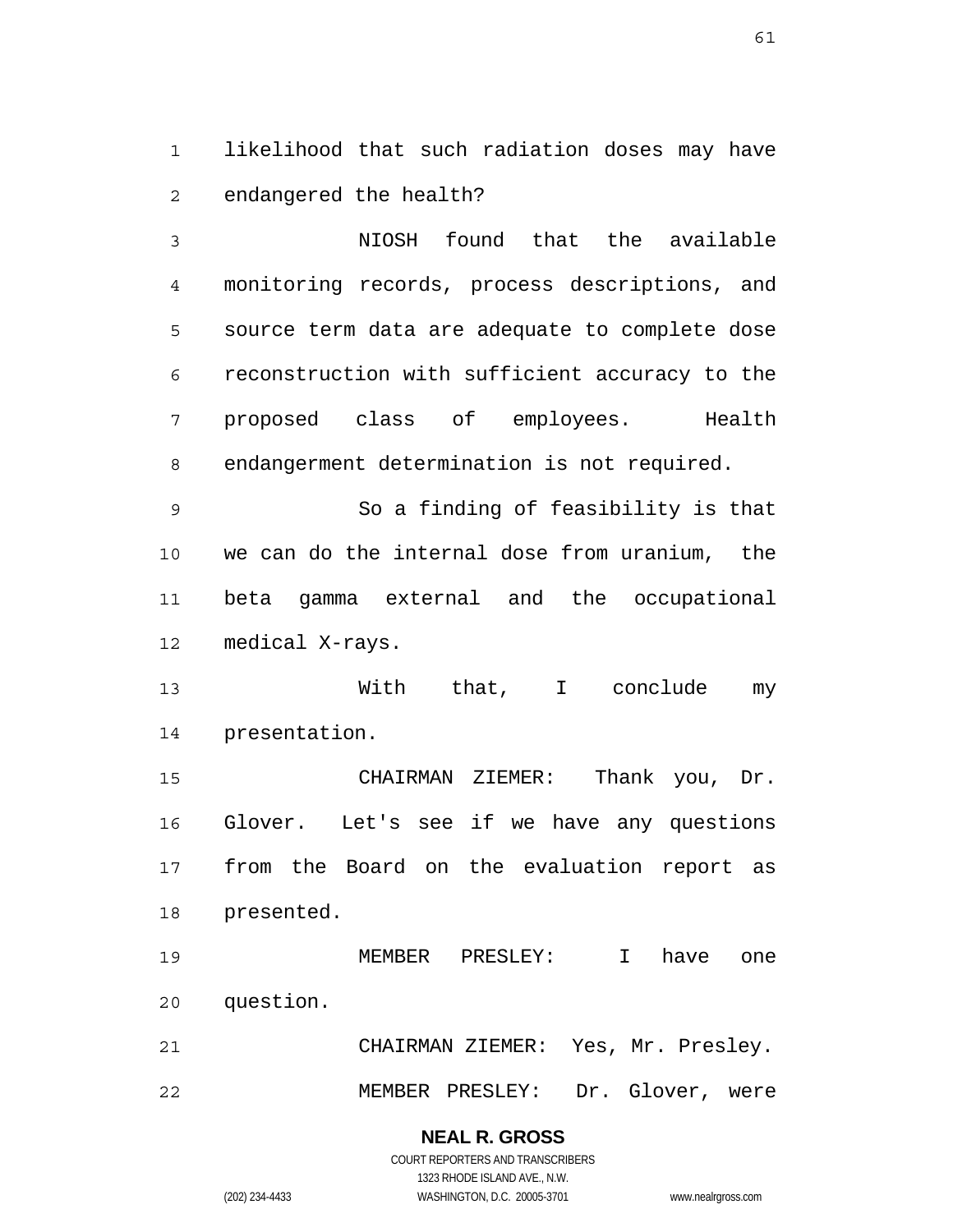likelihood that such radiation doses may have endangered the health?

NIOSH found that the available monitoring records, process descriptions, and source term data are adequate to complete dose reconstruction with sufficient accuracy to the proposed class of employees. Health endangerment determination is not required.

So a finding of feasibility is that we can do the internal dose from uranium, the beta gamma external and the occupational medical X-rays.

With that, I conclude my presentation.

CHAIRMAN ZIEMER: Thank you, Dr. Glover. Let's see if we have any questions from the Board on the evaluation report as presented.

MEMBER PRESLEY: I have one question.

CHAIRMAN ZIEMER: Yes, Mr. Presley.

MEMBER PRESLEY: Dr. Glover, were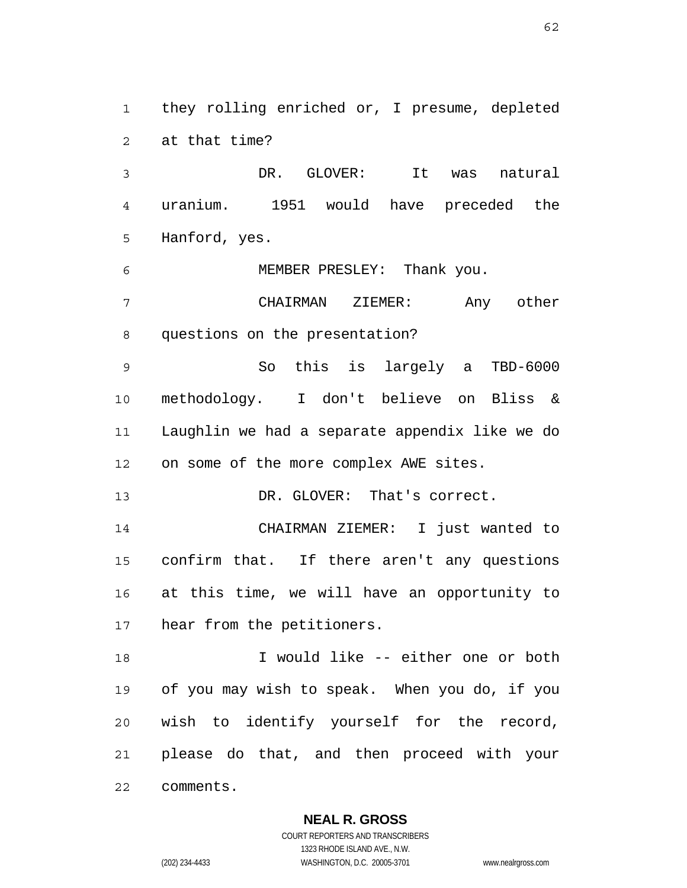they rolling enriched or, I presume, depleted at that time?

DR. GLOVER: It was natural uranium. 1951 would have preceded the Hanford, yes.

MEMBER PRESLEY: Thank you.

CHAIRMAN ZIEMER: Any other questions on the presentation?

So this is largely a TBD-6000 methodology. I don't believe on Bliss & Laughlin we had a separate appendix like we do on some of the more complex AWE sites.

DR. GLOVER: That's correct.

CHAIRMAN ZIEMER: I just wanted to confirm that. If there aren't any questions at this time, we will have an opportunity to hear from the petitioners.

I would like -- either one or both of you may wish to speak. When you do, if you wish to identify yourself for the record, please do that, and then proceed with your comments.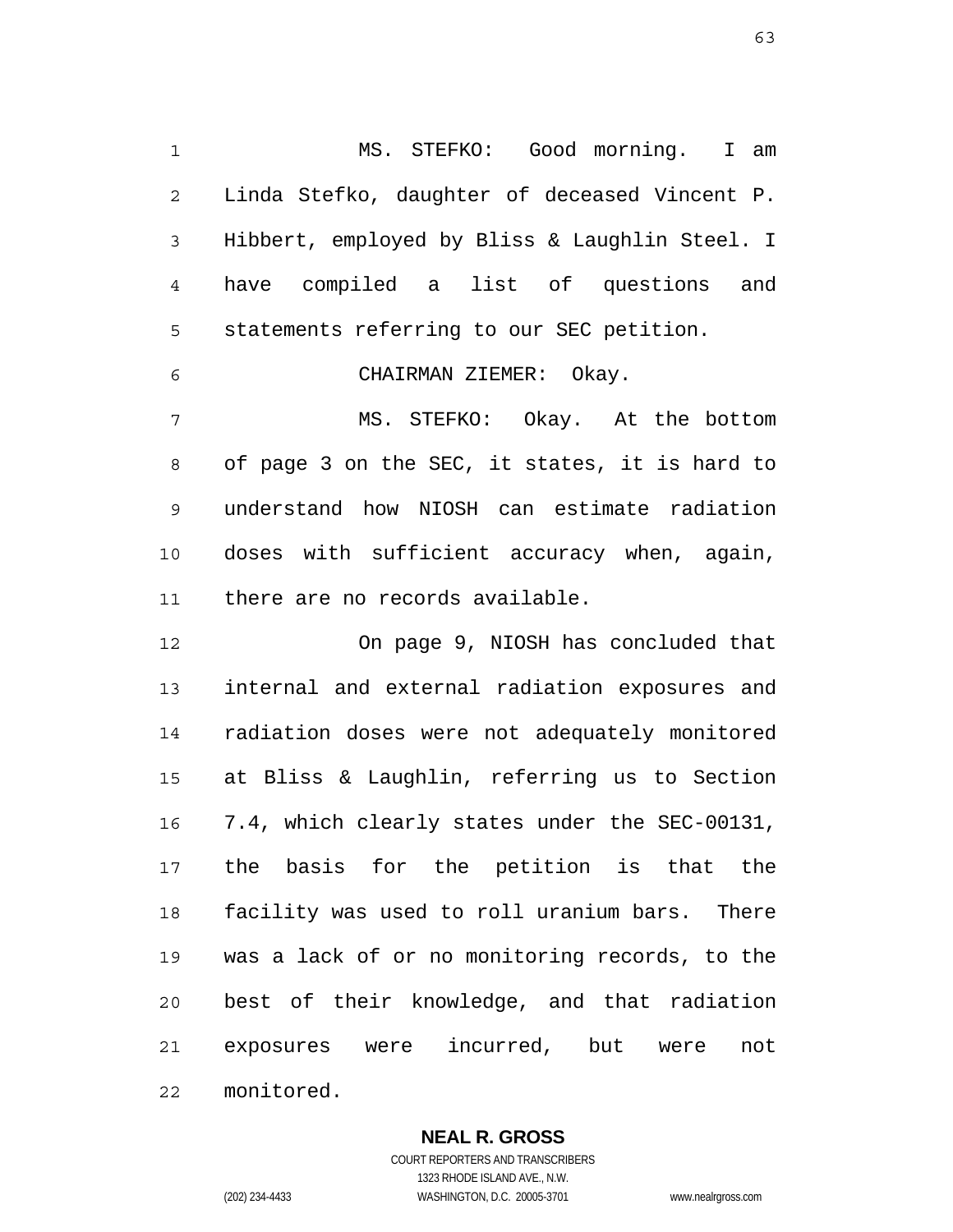MS. STEFKO: Good morning. I am Linda Stefko, daughter of deceased Vincent P. Hibbert, employed by Bliss & Laughlin Steel. I have compiled a list of questions and statements referring to our SEC petition.

CHAIRMAN ZIEMER: Okay.

MS. STEFKO: Okay. At the bottom of page 3 on the SEC, it states, it is hard to understand how NIOSH can estimate radiation doses with sufficient accuracy when, again, there are no records available.

On page 9, NIOSH has concluded that internal and external radiation exposures and radiation doses were not adequately monitored at Bliss & Laughlin, referring us to Section 7.4, which clearly states under the SEC-00131, the basis for the petition is that the facility was used to roll uranium bars. There was a lack of or no monitoring records, to the best of their knowledge, and that radiation exposures were incurred, but were not monitored.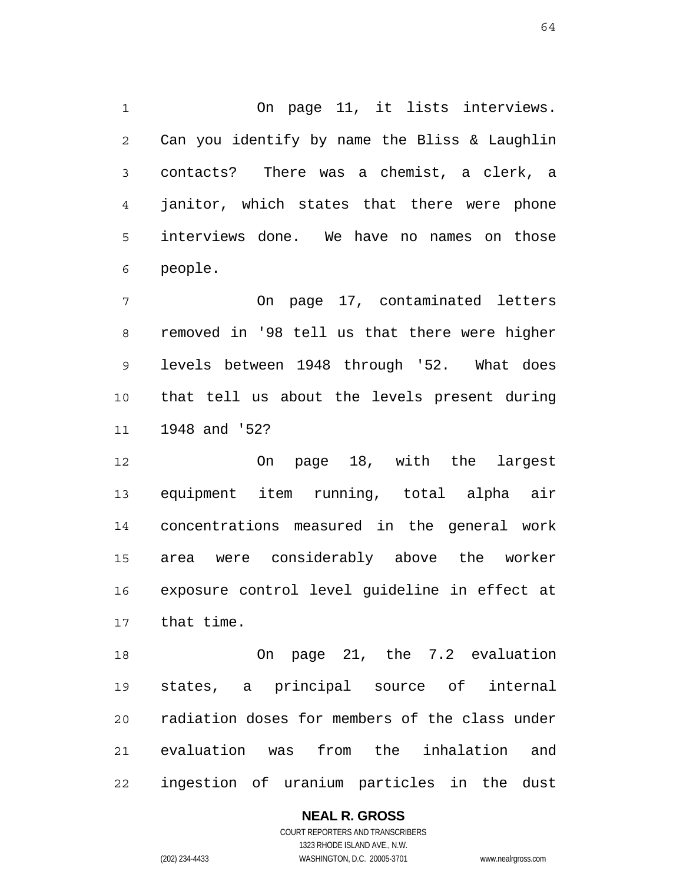On page 11, it lists interviews. Can you identify by name the Bliss & Laughlin contacts? There was a chemist, a clerk, a janitor, which states that there were phone interviews done. We have no names on those people.

On page 17, contaminated letters removed in '98 tell us that there were higher levels between 1948 through '52. What does that tell us about the levels present during 1948 and '52?

On page 18, with the largest equipment item running, total alpha air concentrations measured in the general work area were considerably above the worker exposure control level guideline in effect at that time.

On page 21, the 7.2 evaluation states, a principal source of internal radiation doses for members of the class under evaluation was from the inhalation and ingestion of uranium particles in the dust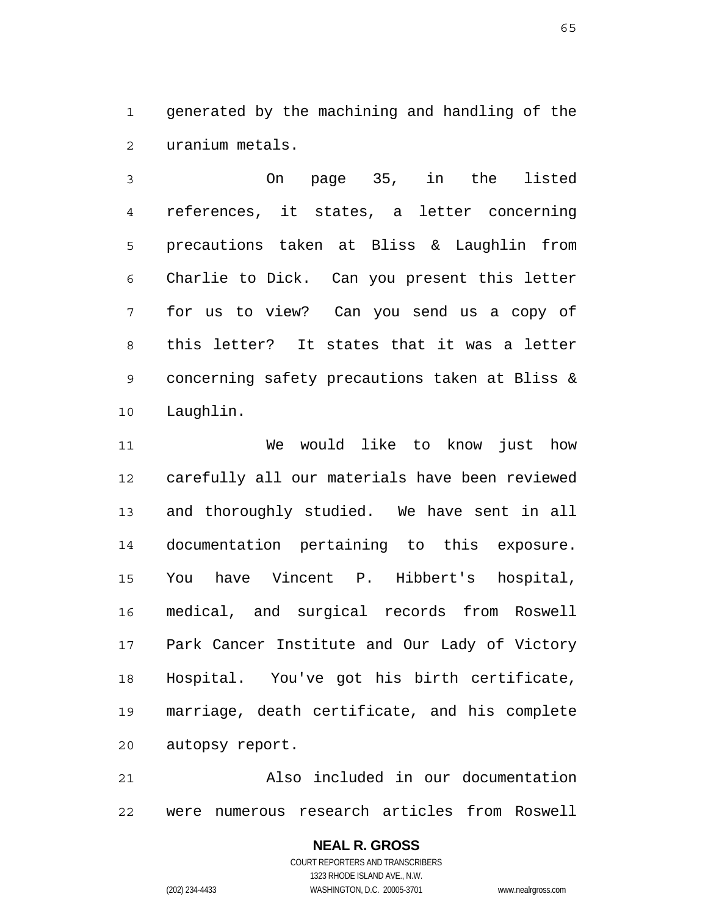generated by the machining and handling of the uranium metals.

On page 35, in the listed references, it states, a letter concerning precautions taken at Bliss & Laughlin from Charlie to Dick. Can you present this letter for us to view? Can you send us a copy of this letter? It states that it was a letter concerning safety precautions taken at Bliss & Laughlin.

We would like to know just how carefully all our materials have been reviewed and thoroughly studied. We have sent in all documentation pertaining to this exposure. You have Vincent P. Hibbert's hospital, medical, and surgical records from Roswell Park Cancer Institute and Our Lady of Victory Hospital. You've got his birth certificate, marriage, death certificate, and his complete autopsy report.

Also included in our documentation were numerous research articles from Roswell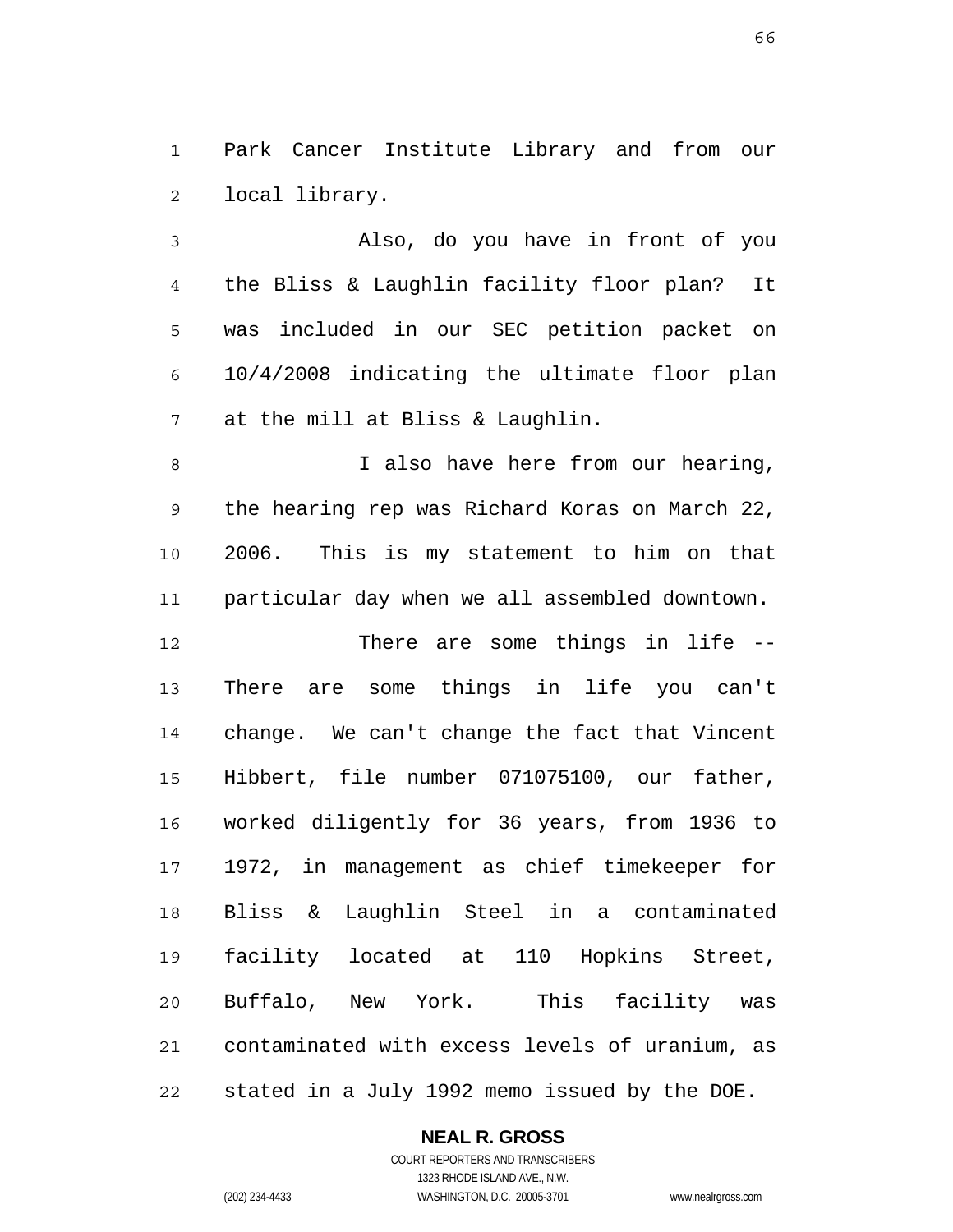Park Cancer Institute Library and from our local library.

Also, do you have in front of you the Bliss & Laughlin facility floor plan? It was included in our SEC petition packet on 10/4/2008 indicating the ultimate floor plan at the mill at Bliss & Laughlin.

I also have here from our hearing, the hearing rep was Richard Koras on March 22, 2006. This is my statement to him on that particular day when we all assembled downtown.

There are some things in life -- There are some things in life you can't change. We can't change the fact that Vincent Hibbert, file number 071075100, our father, worked diligently for 36 years, from 1936 to 1972, in management as chief timekeeper for Bliss & Laughlin Steel in a contaminated facility located at 110 Hopkins Street, Buffalo, New York. This facility was contaminated with excess levels of uranium, as stated in a July 1992 memo issued by the DOE.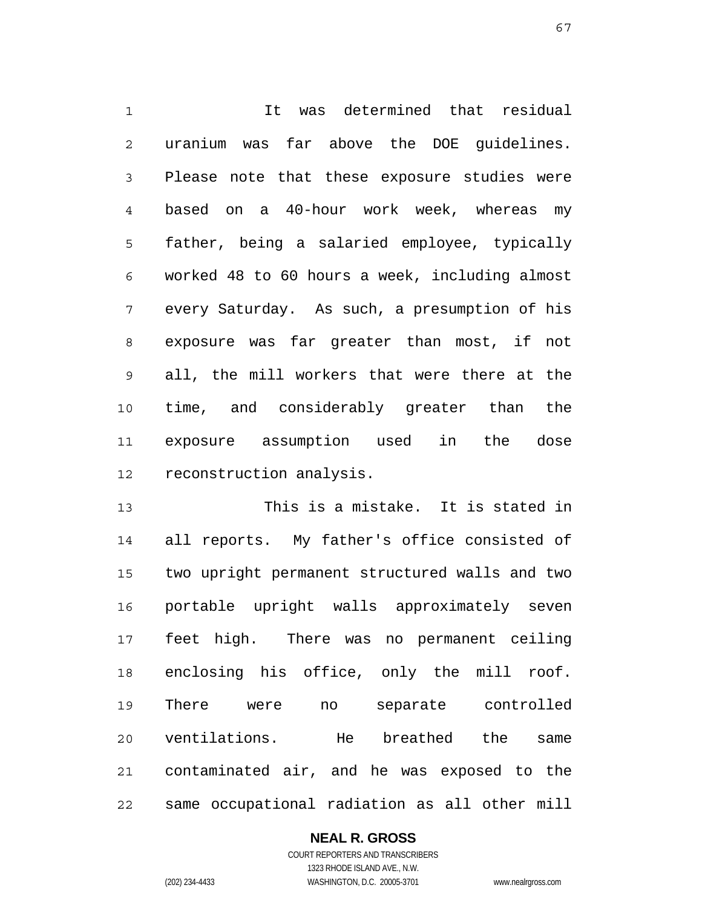It was determined that residual uranium was far above the DOE guidelines. Please note that these exposure studies were based on a 40-hour work week, whereas my father, being a salaried employee, typically worked 48 to 60 hours a week, including almost every Saturday. As such, a presumption of his exposure was far greater than most, if not all, the mill workers that were there at the time, and considerably greater than the exposure assumption used in the dose reconstruction analysis.

This is a mistake. It is stated in all reports. My father's office consisted of two upright permanent structured walls and two portable upright walls approximately seven feet high. There was no permanent ceiling enclosing his office, only the mill roof. There were no separate controlled ventilations. He breathed the same contaminated air, and he was exposed to the same occupational radiation as all other mill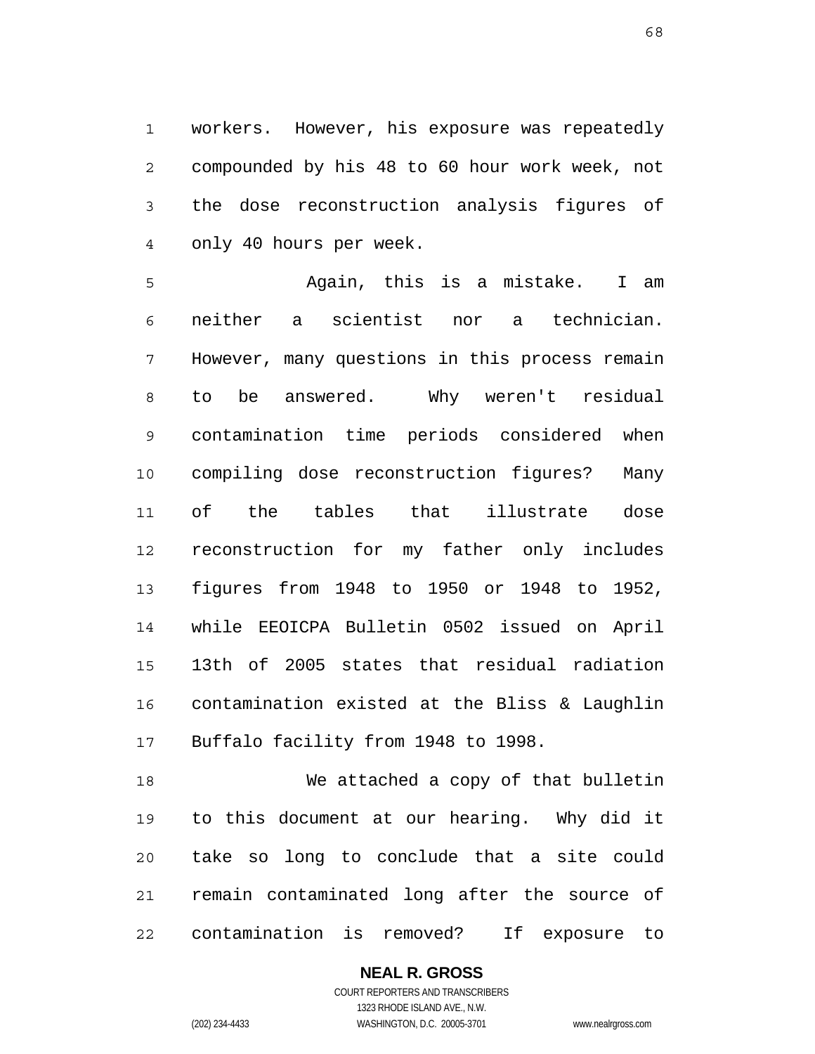workers. However, his exposure was repeatedly compounded by his 48 to 60 hour work week, not the dose reconstruction analysis figures of only 40 hours per week.

Again, this is a mistake. I am neither a scientist nor a technician. However, many questions in this process remain to be answered. Why weren't residual contamination time periods considered when compiling dose reconstruction figures? Many of the tables that illustrate dose reconstruction for my father only includes figures from 1948 to 1950 or 1948 to 1952, while EEOICPA Bulletin 0502 issued on April 13th of 2005 states that residual radiation contamination existed at the Bliss & Laughlin Buffalo facility from 1948 to 1998.

We attached a copy of that bulletin to this document at our hearing. Why did it take so long to conclude that a site could remain contaminated long after the source of contamination is removed? If exposure to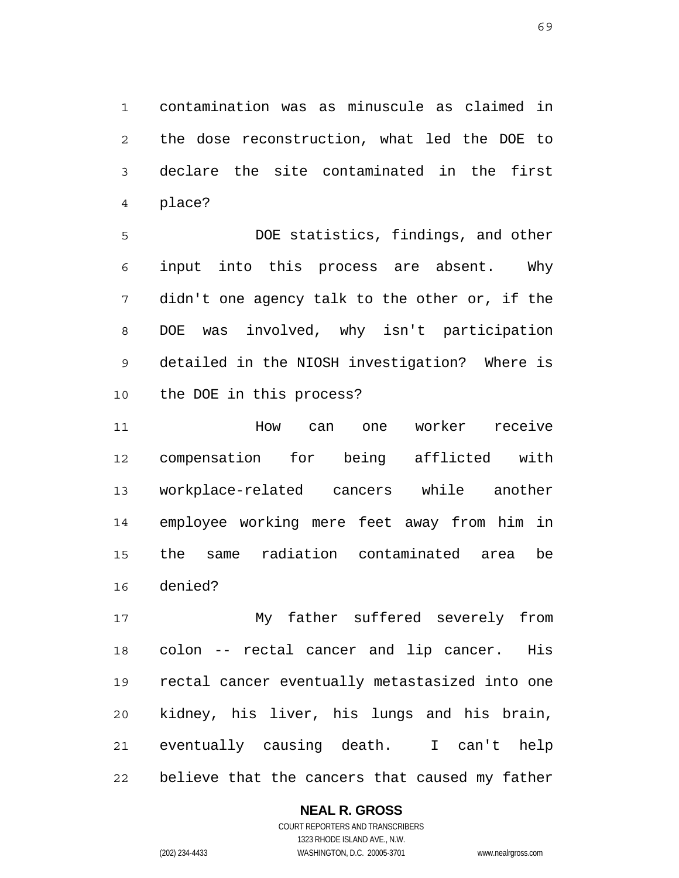contamination was as minuscule as claimed in the dose reconstruction, what led the DOE to declare the site contaminated in the first place?

DOE statistics, findings, and other input into this process are absent. Why didn't one agency talk to the other or, if the DOE was involved, why isn't participation detailed in the NIOSH investigation? Where is the DOE in this process?

How can one worker receive compensation for being afflicted with workplace-related cancers while another employee working mere feet away from him in the same radiation contaminated area be denied?

My father suffered severely from colon -- rectal cancer and lip cancer. His rectal cancer eventually metastasized into one kidney, his liver, his lungs and his brain, eventually causing death. I can't help believe that the cancers that caused my father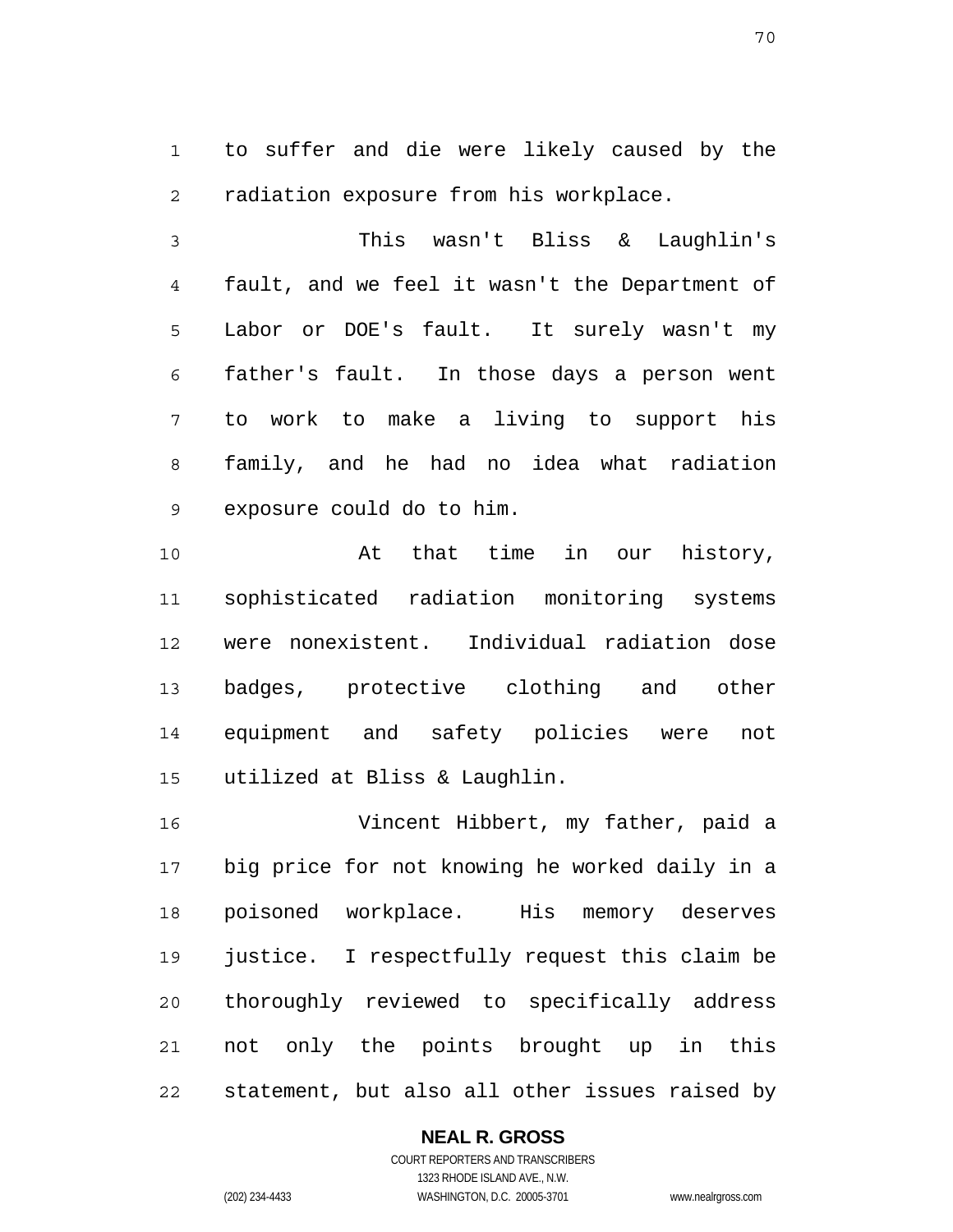to suffer and die were likely caused by the radiation exposure from his workplace.

This wasn't Bliss & Laughlin's fault, and we feel it wasn't the Department of Labor or DOE's fault. It surely wasn't my father's fault. In those days a person went to work to make a living to support his family, and he had no idea what radiation exposure could do to him.

At that time in our history, sophisticated radiation monitoring systems were nonexistent. Individual radiation dose badges, protective clothing and other equipment and safety policies were not utilized at Bliss & Laughlin.

Vincent Hibbert, my father, paid a big price for not knowing he worked daily in a poisoned workplace. His memory deserves justice. I respectfully request this claim be thoroughly reviewed to specifically address not only the points brought up in this statement, but also all other issues raised by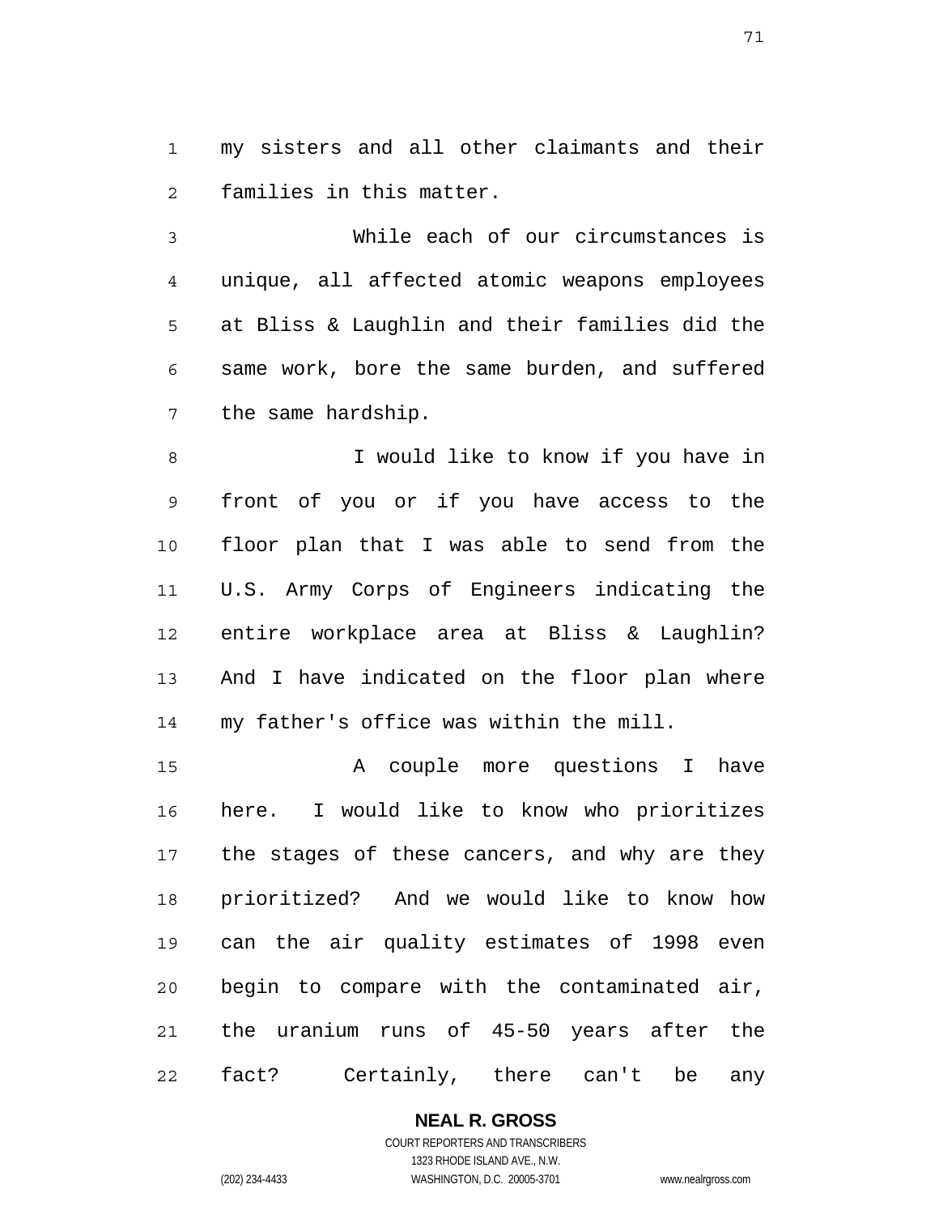my sisters and all other claimants and their families in this matter.

While each of our circumstances is unique, all affected atomic weapons employees at Bliss & Laughlin and their families did the same work, bore the same burden, and suffered the same hardship.

I would like to know if you have in front of you or if you have access to the floor plan that I was able to send from the U.S. Army Corps of Engineers indicating the entire workplace area at Bliss & Laughlin? And I have indicated on the floor plan where my father's office was within the mill.

A couple more questions I have here. I would like to know who prioritizes the stages of these cancers, and why are they prioritized? And we would like to know how can the air quality estimates of 1998 even begin to compare with the contaminated air, the uranium runs of 45-50 years after the fact? Certainly, there can't be any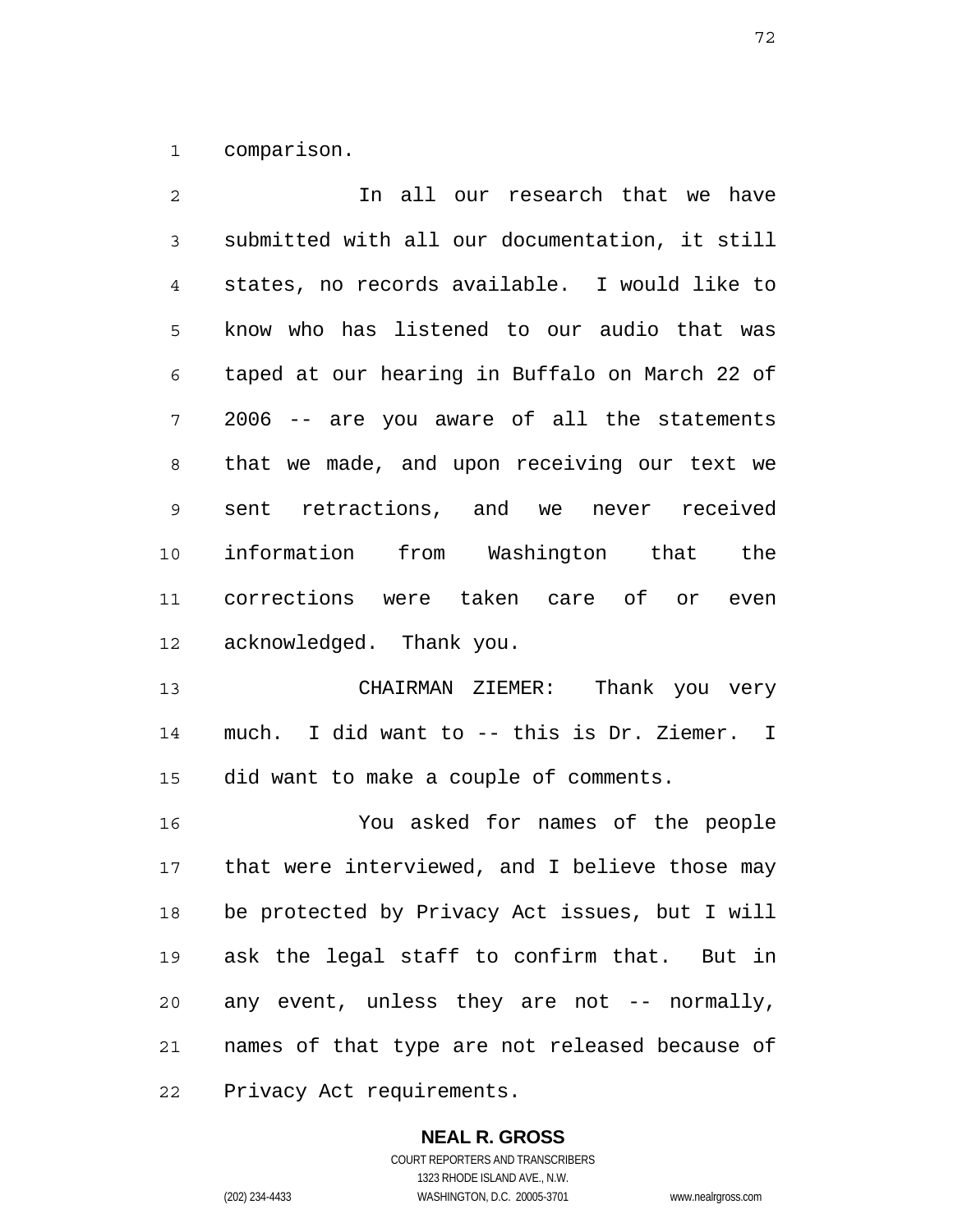comparison.

In all our research that we have submitted with all our documentation, it still states, no records available. I would like to know who has listened to our audio that was taped at our hearing in Buffalo on March 22 of 2006 -- are you aware of all the statements that we made, and upon receiving our text we sent retractions, and we never received information from Washington that the corrections were taken care of or even acknowledged. Thank you.

CHAIRMAN ZIEMER: Thank you very much. I did want to -- this is Dr. Ziemer. I did want to make a couple of comments.

You asked for names of the people that were interviewed, and I believe those may be protected by Privacy Act issues, but I will ask the legal staff to confirm that. But in any event, unless they are not -- normally, names of that type are not released because of Privacy Act requirements.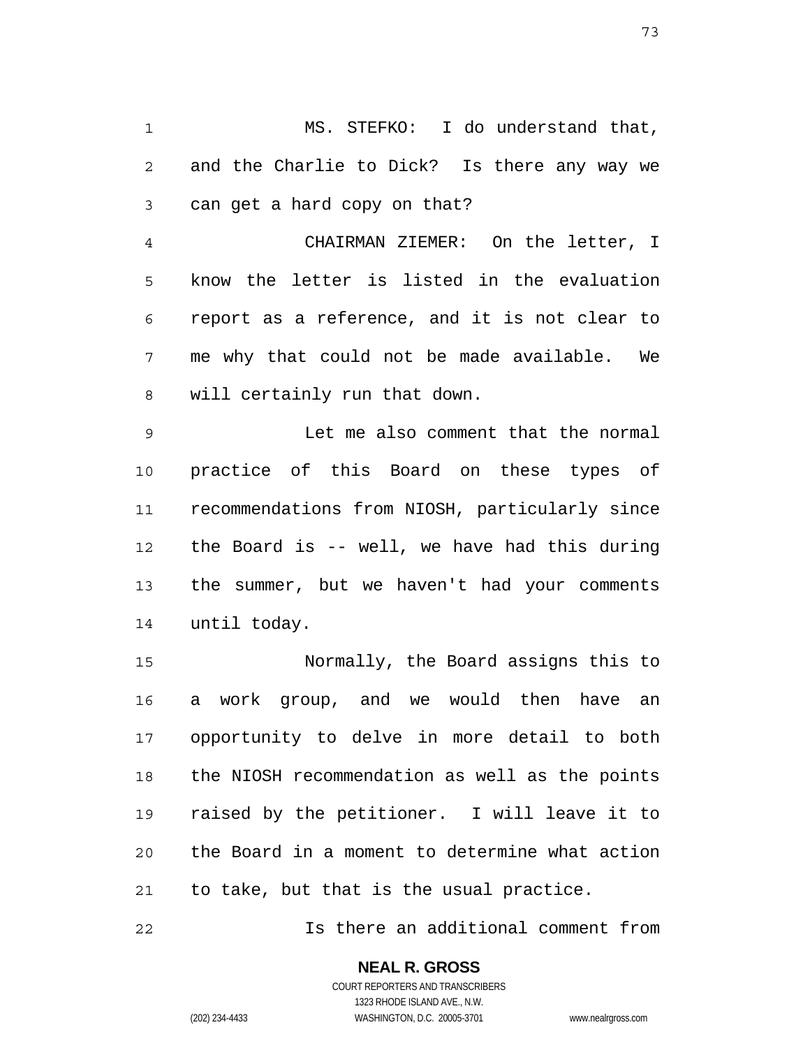MS. STEFKO: I do understand that, and the Charlie to Dick? Is there any way we can get a hard copy on that?

CHAIRMAN ZIEMER: On the letter, I know the letter is listed in the evaluation report as a reference, and it is not clear to me why that could not be made available. We will certainly run that down.

Let me also comment that the normal practice of this Board on these types of recommendations from NIOSH, particularly since the Board is -- well, we have had this during the summer, but we haven't had your comments until today.

Normally, the Board assigns this to a work group, and we would then have an opportunity to delve in more detail to both the NIOSH recommendation as well as the points raised by the petitioner. I will leave it to the Board in a moment to determine what action to take, but that is the usual practice.

Is there an additional comment from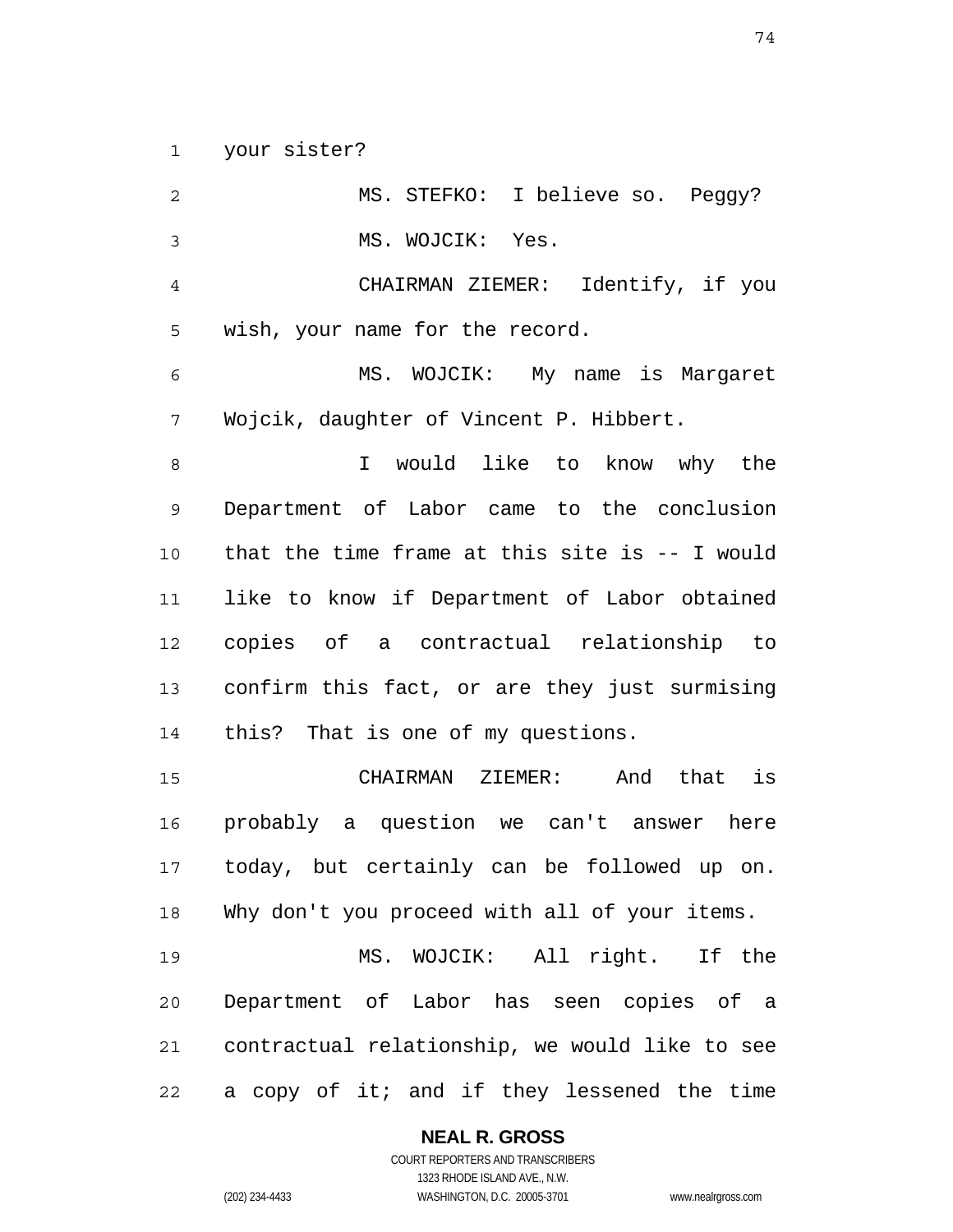your sister?

MS. STEFKO: I believe so. Peggy?

MS. WOJCIK: Yes.

CHAIRMAN ZIEMER: Identify, if you wish, your name for the record.

MS. WOJCIK: My name is Margaret Wojcik, daughter of Vincent P. Hibbert.

I would like to know why the Department of Labor came to the conclusion that the time frame at this site is -- I would like to know if Department of Labor obtained copies of a contractual relationship to confirm this fact, or are they just surmising this? That is one of my questions.

CHAIRMAN ZIEMER: And that is probably a question we can't answer here today, but certainly can be followed up on. Why don't you proceed with all of your items.

MS. WOJCIK: All right. If the Department of Labor has seen copies of a contractual relationship, we would like to see a copy of it; and if they lessened the time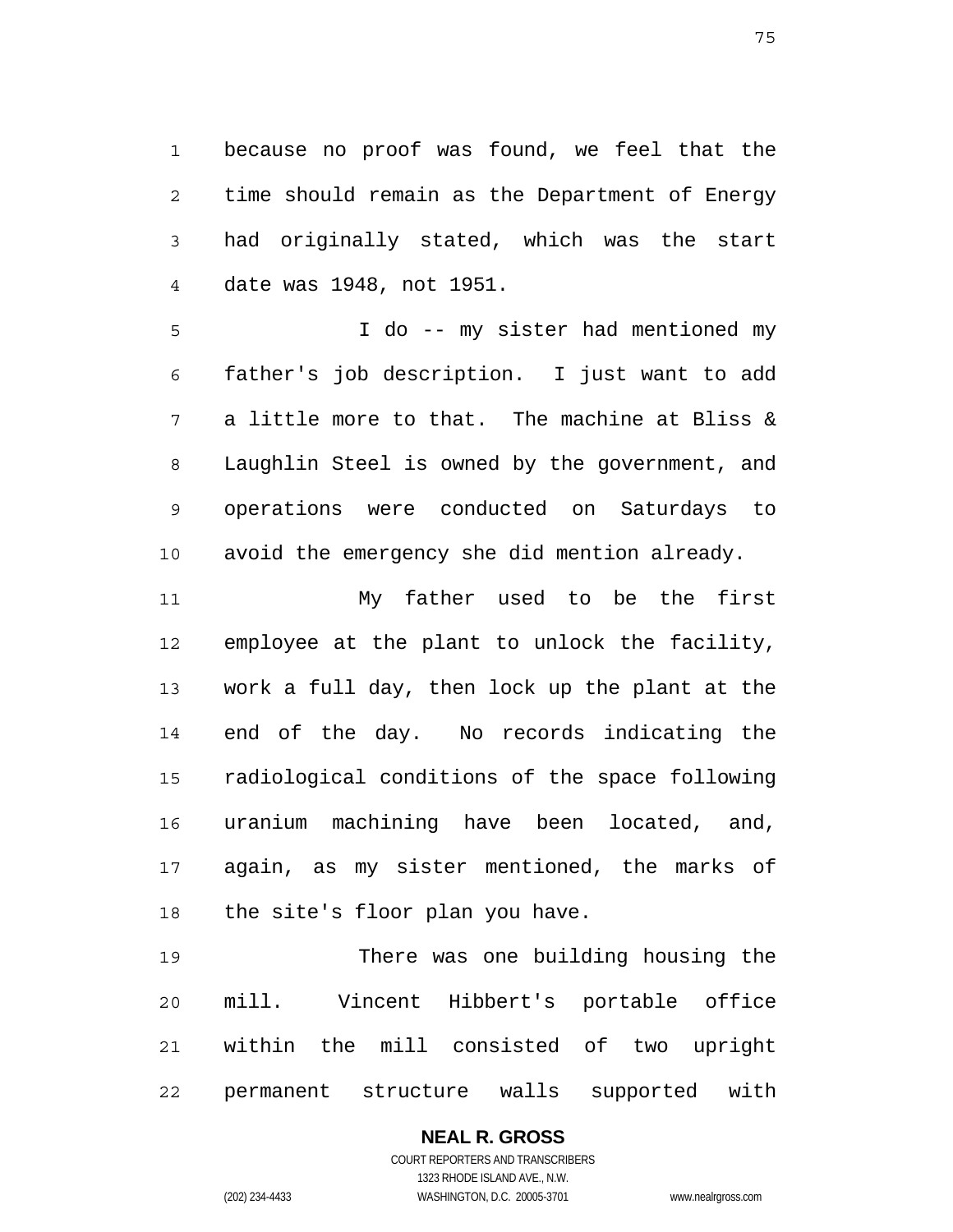because no proof was found, we feel that the time should remain as the Department of Energy had originally stated, which was the start date was 1948, not 1951.

I do -- my sister had mentioned my father's job description. I just want to add a little more to that. The machine at Bliss & Laughlin Steel is owned by the government, and operations were conducted on Saturdays to avoid the emergency she did mention already.

My father used to be the first employee at the plant to unlock the facility, work a full day, then lock up the plant at the end of the day. No records indicating the radiological conditions of the space following uranium machining have been located, and, again, as my sister mentioned, the marks of the site's floor plan you have.

There was one building housing the mill. Vincent Hibbert's portable office within the mill consisted of two upright permanent structure walls supported with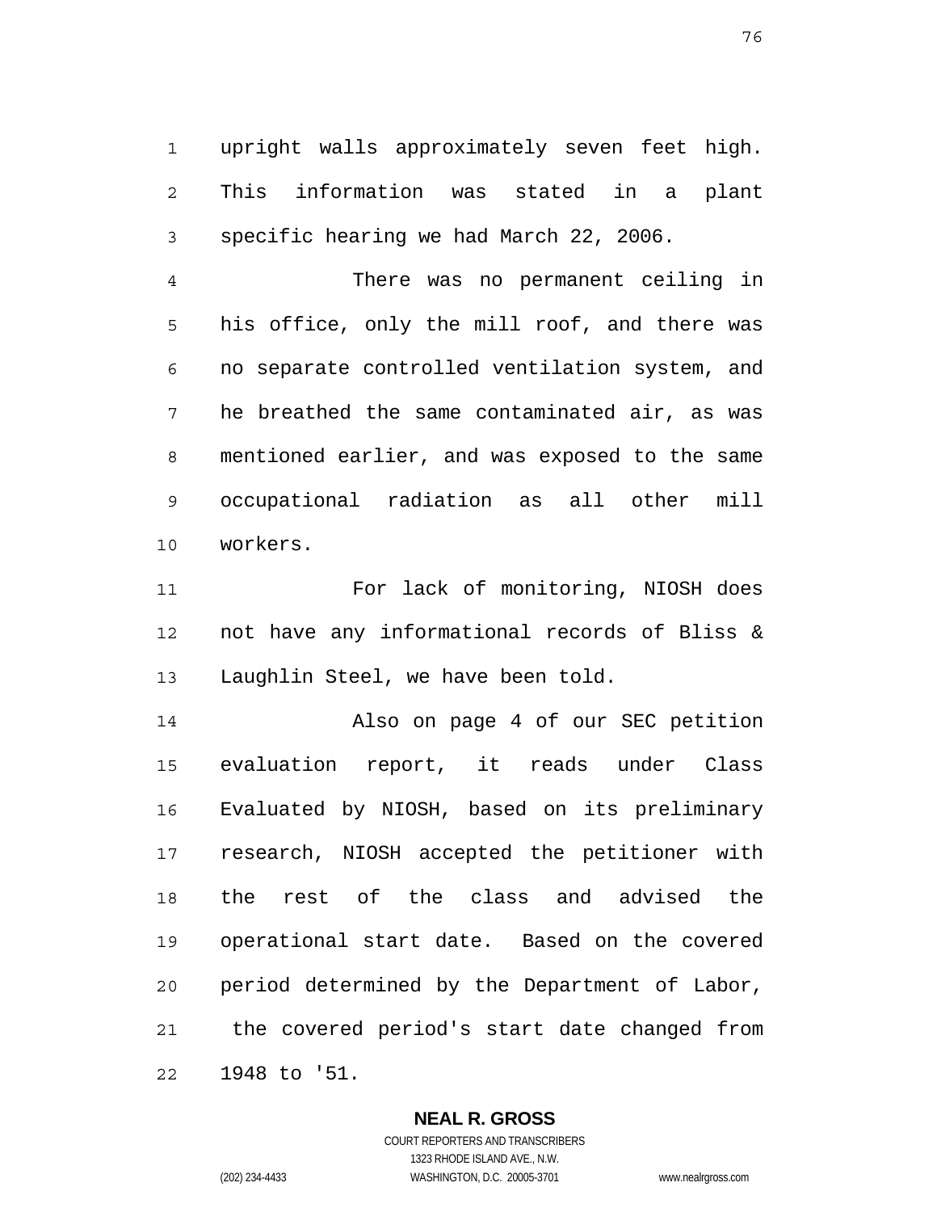upright walls approximately seven feet high. This information was stated in a plant specific hearing we had March 22, 2006.

There was no permanent ceiling in his office, only the mill roof, and there was no separate controlled ventilation system, and he breathed the same contaminated air, as was mentioned earlier, and was exposed to the same occupational radiation as all other mill workers.

For lack of monitoring, NIOSH does not have any informational records of Bliss & Laughlin Steel, we have been told.

Also on page 4 of our SEC petition evaluation report, it reads under Class Evaluated by NIOSH, based on its preliminary research, NIOSH accepted the petitioner with the rest of the class and advised the operational start date. Based on the covered period determined by the Department of Labor, the covered period's start date changed from 1948 to '51.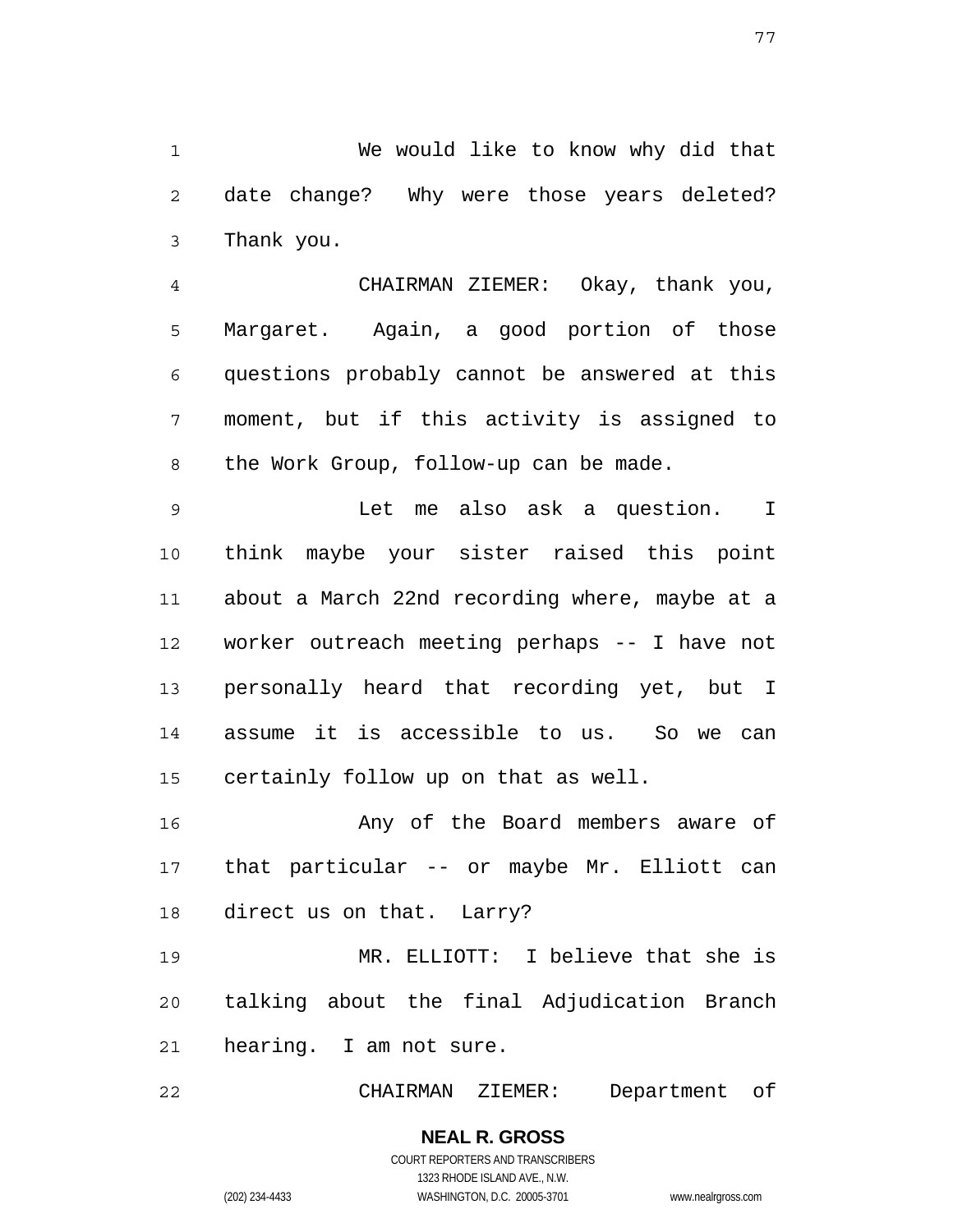We would like to know why did that date change? Why were those years deleted? Thank you.

CHAIRMAN ZIEMER: Okay, thank you, Margaret. Again, a good portion of those questions probably cannot be answered at this moment, but if this activity is assigned to the Work Group, follow-up can be made.

Let me also ask a question. I think maybe your sister raised this point about a March 22nd recording where, maybe at a worker outreach meeting perhaps -- I have not personally heard that recording yet, but I assume it is accessible to us. So we can certainly follow up on that as well.

Any of the Board members aware of that particular -- or maybe Mr. Elliott can direct us on that. Larry?

MR. ELLIOTT: I believe that she is talking about the final Adjudication Branch hearing. I am not sure.

CHAIRMAN ZIEMER: Department of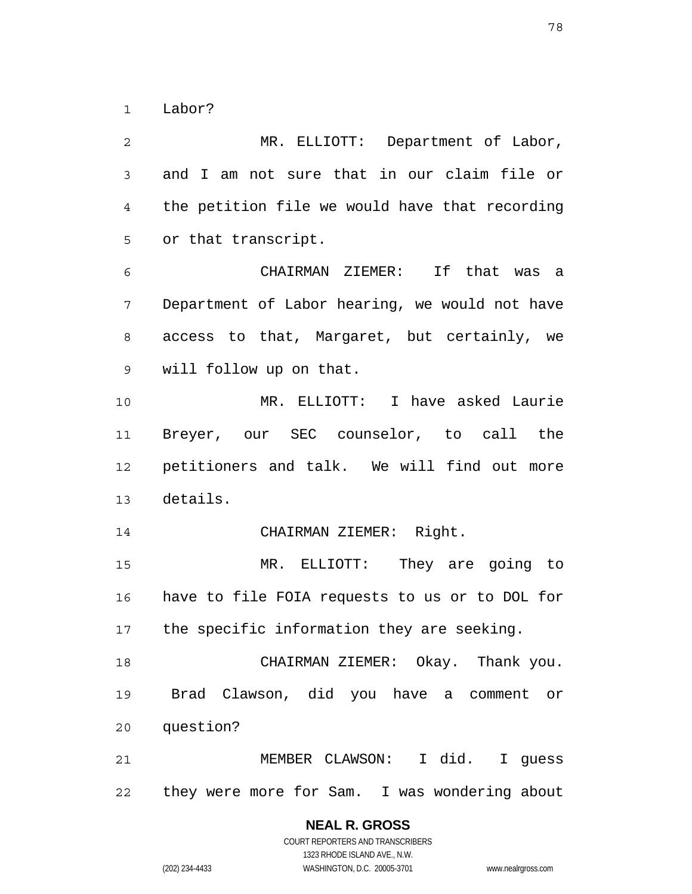Labor?

MR. ELLIOTT: Department of Labor, and I am not sure that in our claim file or the petition file we would have that recording or that transcript.

CHAIRMAN ZIEMER: If that was a Department of Labor hearing, we would not have access to that, Margaret, but certainly, we will follow up on that.

MR. ELLIOTT: I have asked Laurie Breyer, our SEC counselor, to call the petitioners and talk. We will find out more details.

CHAIRMAN ZIEMER: Right.

MR. ELLIOTT: They are going to have to file FOIA requests to us or to DOL for the specific information they are seeking.

CHAIRMAN ZIEMER: Okay. Thank you. Brad Clawson, did you have a comment or question?

MEMBER CLAWSON: I did. I guess they were more for Sam. I was wondering about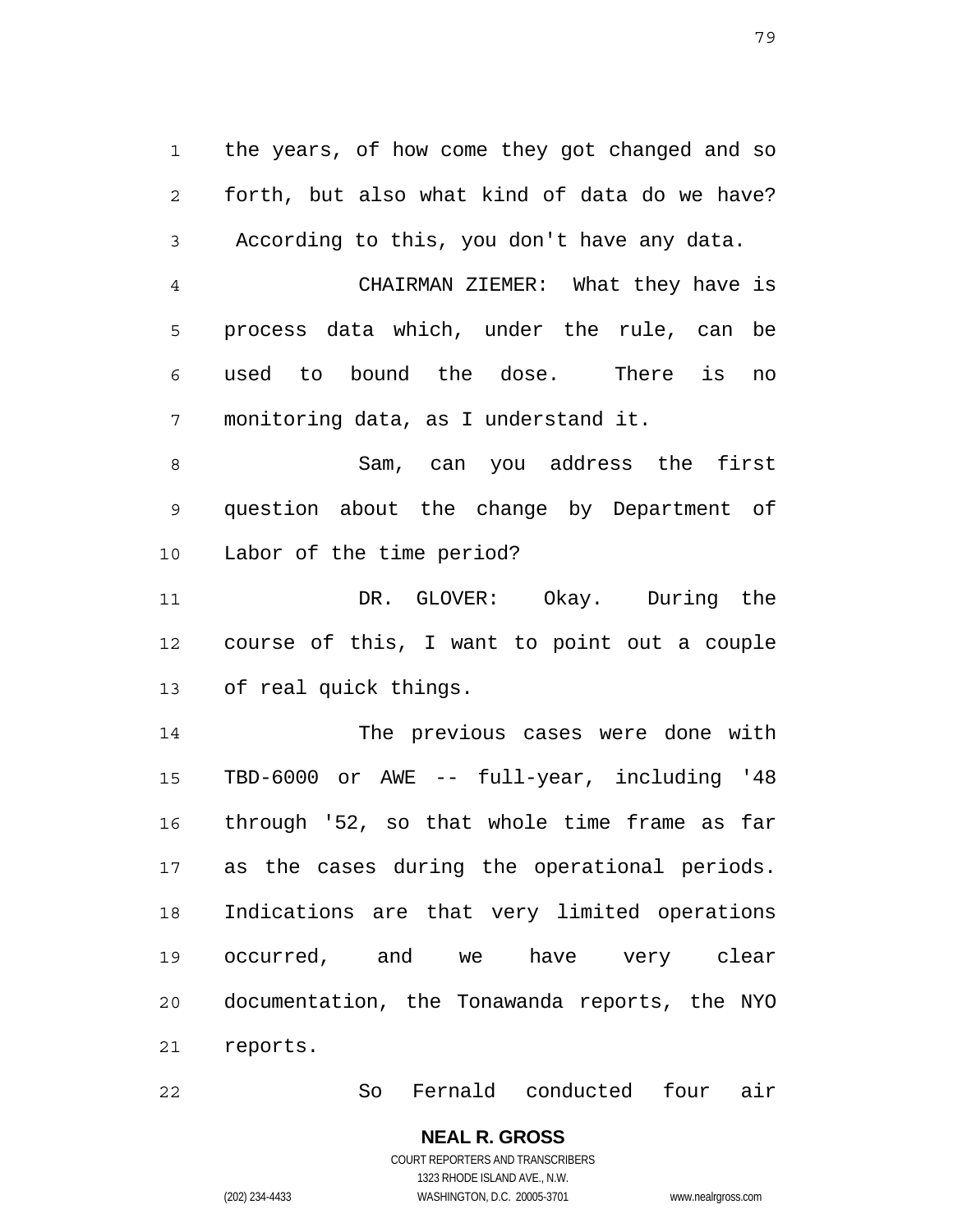the years, of how come they got changed and so forth, but also what kind of data do we have? According to this, you don't have any data.

CHAIRMAN ZIEMER: What they have is process data which, under the rule, can be used to bound the dose. There is no monitoring data, as I understand it.

Sam, can you address the first question about the change by Department of Labor of the time period?

DR. GLOVER: Okay. During the course of this, I want to point out a couple of real quick things.

The previous cases were done with TBD-6000 or AWE -- full-year, including '48 through '52, so that whole time frame as far as the cases during the operational periods. Indications are that very limited operations occurred, and we have very clear documentation, the Tonawanda reports, the NYO reports.

So Fernald conducted four air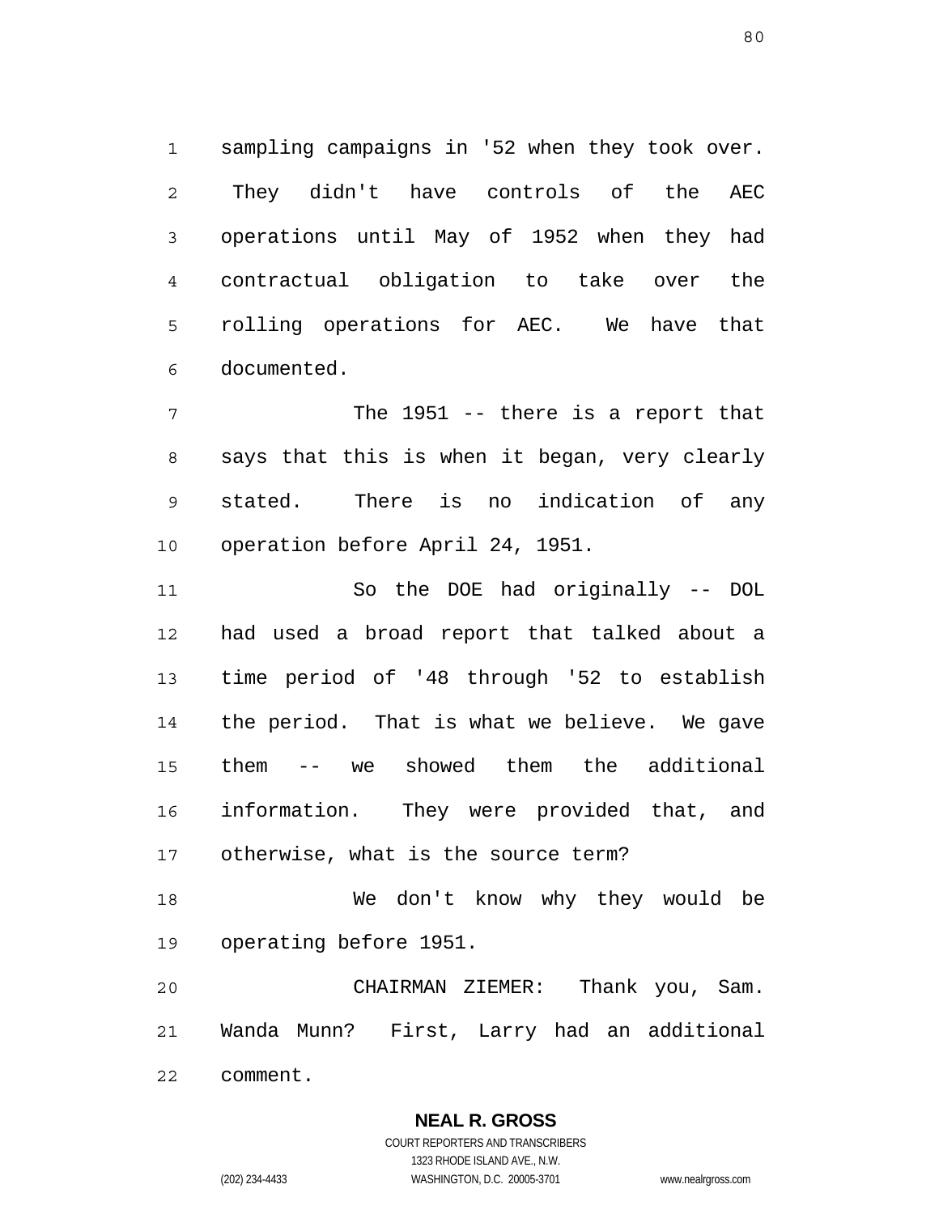sampling campaigns in '52 when they took over. They didn't have controls of the AEC operations until May of 1952 when they had contractual obligation to take over the rolling operations for AEC. We have that documented.

The 1951 -- there is a report that says that this is when it began, very clearly stated. There is no indication of any operation before April 24, 1951.

So the DOE had originally -- DOL had used a broad report that talked about a time period of '48 through '52 to establish the period. That is what we believe. We gave them -- we showed them the additional information. They were provided that, and otherwise, what is the source term?

We don't know why they would be operating before 1951.

CHAIRMAN ZIEMER: Thank you, Sam. Wanda Munn? First, Larry had an additional comment.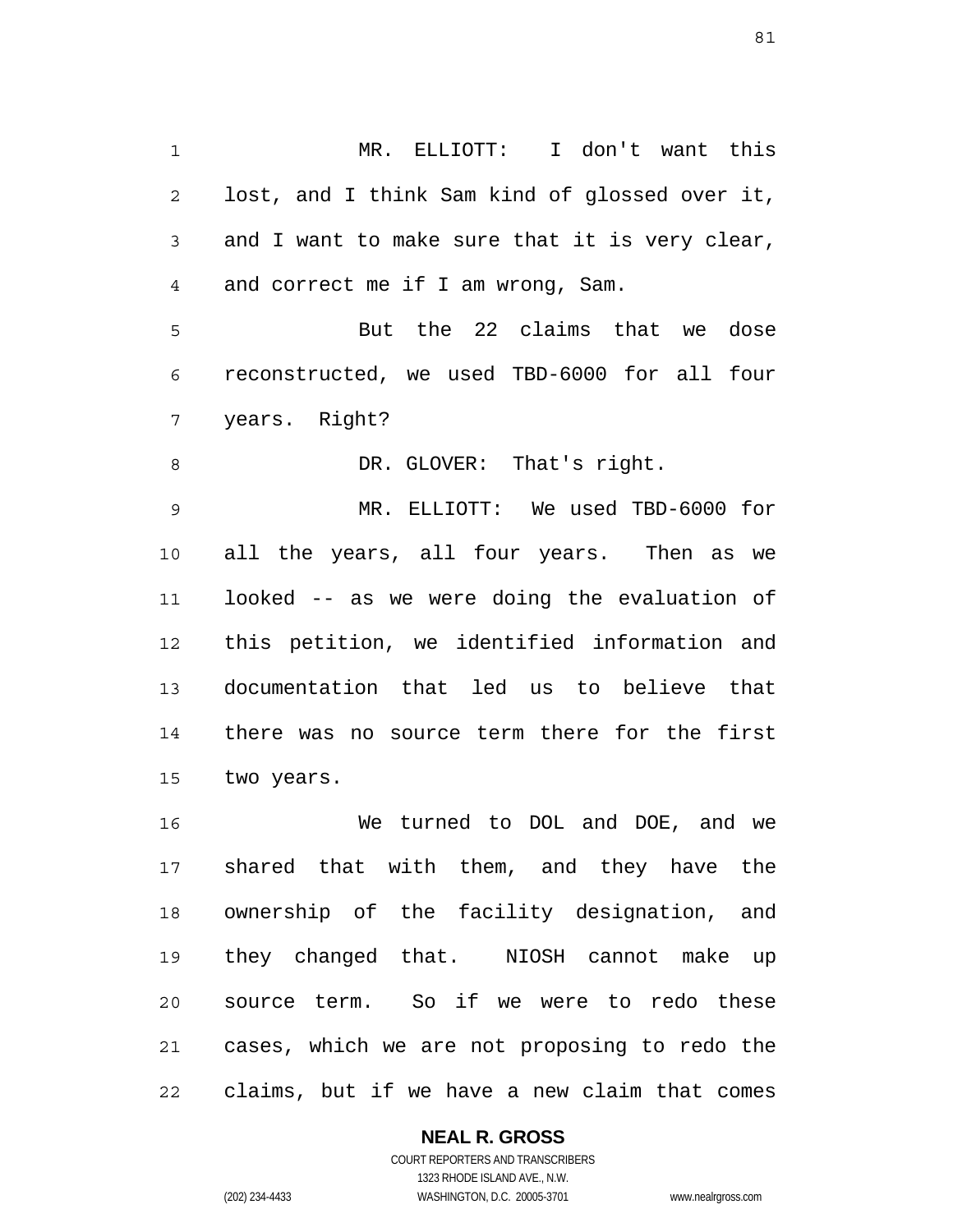MR. ELLIOTT: I don't want this lost, and I think Sam kind of glossed over it, and I want to make sure that it is very clear, and correct me if I am wrong, Sam.

But the 22 claims that we dose reconstructed, we used TBD-6000 for all four years. Right?

DR. GLOVER: That's right.

MR. ELLIOTT: We used TBD-6000 for all the years, all four years. Then as we looked -- as we were doing the evaluation of this petition, we identified information and documentation that led us to believe that there was no source term there for the first two years.

We turned to DOL and DOE, and we shared that with them, and they have the ownership of the facility designation, and they changed that. NIOSH cannot make up source term. So if we were to redo these cases, which we are not proposing to redo the claims, but if we have a new claim that comes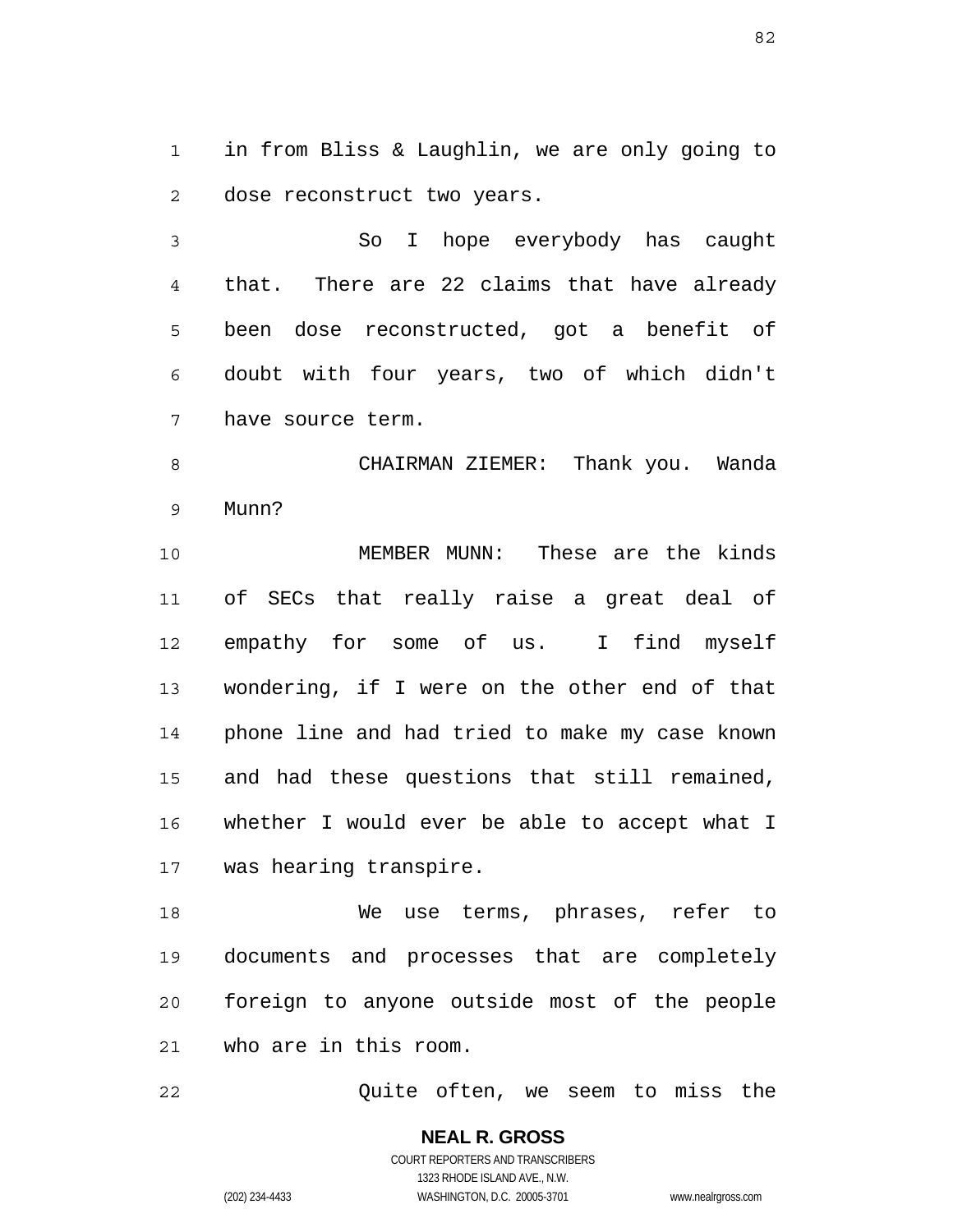in from Bliss & Laughlin, we are only going to dose reconstruct two years.

So I hope everybody has caught that. There are 22 claims that have already been dose reconstructed, got a benefit of doubt with four years, two of which didn't have source term.

CHAIRMAN ZIEMER: Thank you. Wanda Munn?

MEMBER MUNN: These are the kinds of SECs that really raise a great deal of empathy for some of us. I find myself wondering, if I were on the other end of that phone line and had tried to make my case known and had these questions that still remained, whether I would ever be able to accept what I was hearing transpire.

We use terms, phrases, refer to documents and processes that are completely foreign to anyone outside most of the people who are in this room.

Quite often, we seem to miss the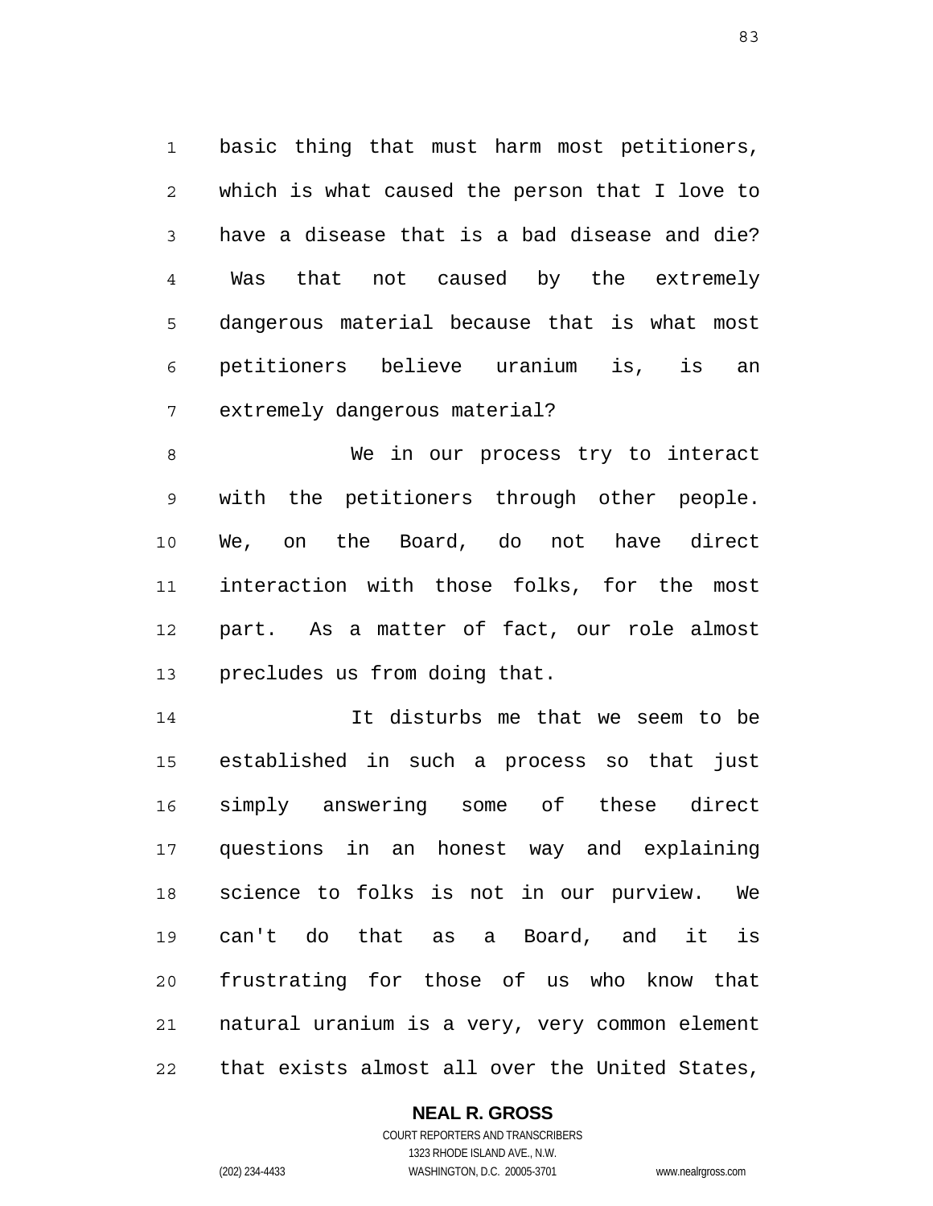basic thing that must harm most petitioners, which is what caused the person that I love to have a disease that is a bad disease and die? Was that not caused by the extremely dangerous material because that is what most petitioners believe uranium is, is an extremely dangerous material?

We in our process try to interact with the petitioners through other people. We, on the Board, do not have direct interaction with those folks, for the most part. As a matter of fact, our role almost precludes us from doing that.

It disturbs me that we seem to be established in such a process so that just simply answering some of these direct questions in an honest way and explaining science to folks is not in our purview. We can't do that as a Board, and it is frustrating for those of us who know that natural uranium is a very, very common element that exists almost all over the United States,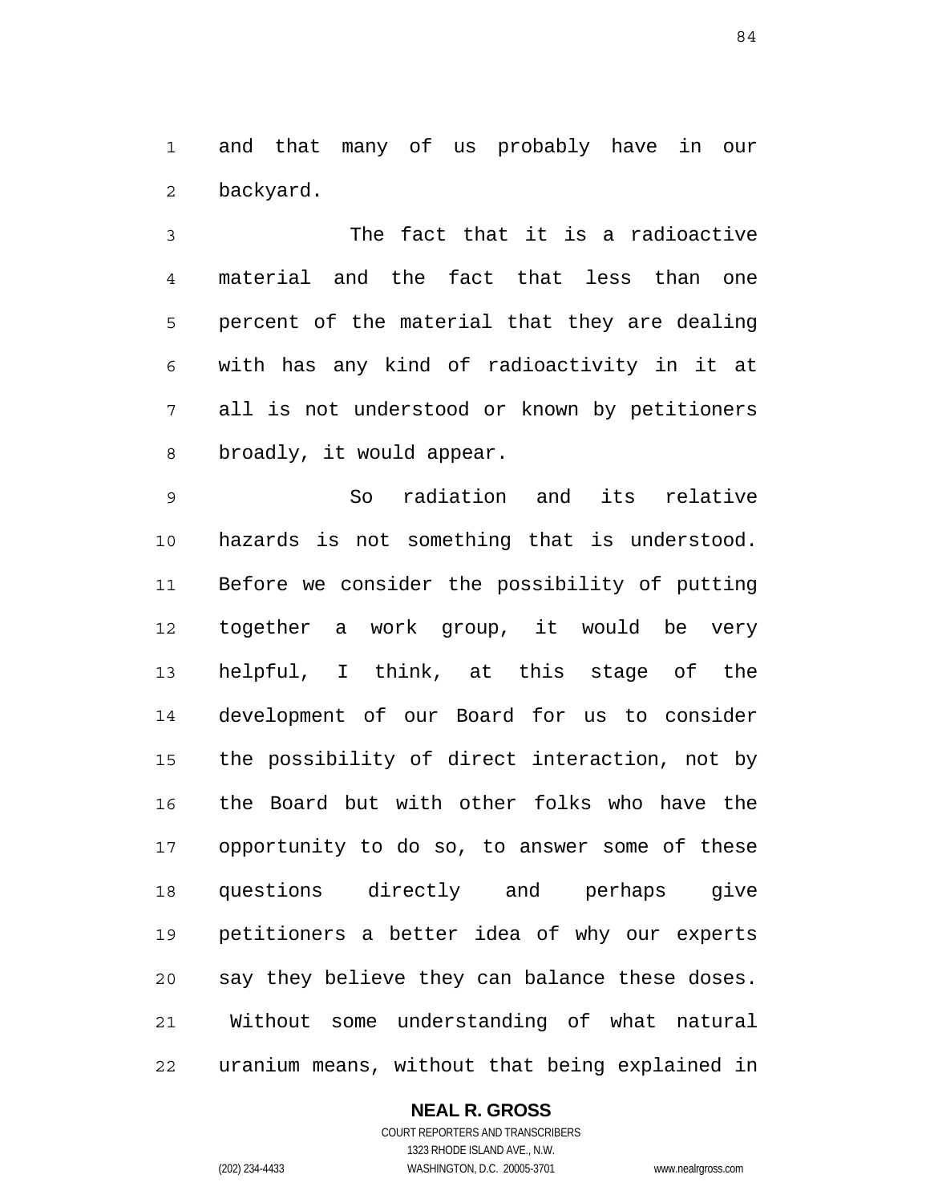and that many of us probably have in our backyard.

The fact that it is a radioactive material and the fact that less than one percent of the material that they are dealing with has any kind of radioactivity in it at all is not understood or known by petitioners broadly, it would appear.

So radiation and its relative hazards is not something that is understood. Before we consider the possibility of putting together a work group, it would be very helpful, I think, at this stage of the development of our Board for us to consider the possibility of direct interaction, not by the Board but with other folks who have the opportunity to do so, to answer some of these questions directly and perhaps give petitioners a better idea of why our experts say they believe they can balance these doses. Without some understanding of what natural uranium means, without that being explained in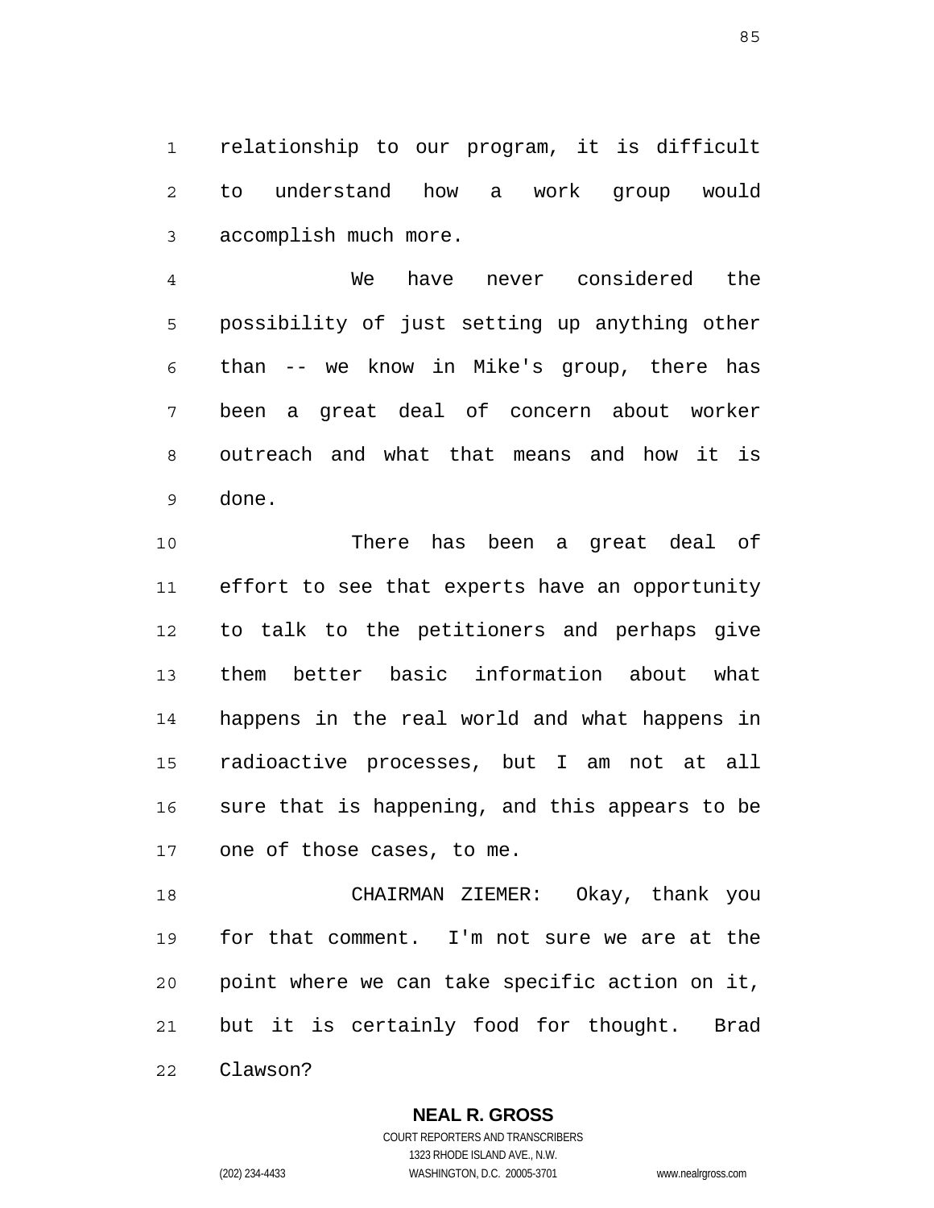relationship to our program, it is difficult to understand how a work group would accomplish much more.

We have never considered the possibility of just setting up anything other than -- we know in Mike's group, there has been a great deal of concern about worker outreach and what that means and how it is done.

There has been a great deal of effort to see that experts have an opportunity to talk to the petitioners and perhaps give them better basic information about what happens in the real world and what happens in radioactive processes, but I am not at all sure that is happening, and this appears to be one of those cases, to me.

CHAIRMAN ZIEMER: Okay, thank you for that comment. I'm not sure we are at the point where we can take specific action on it, but it is certainly food for thought. Brad Clawson?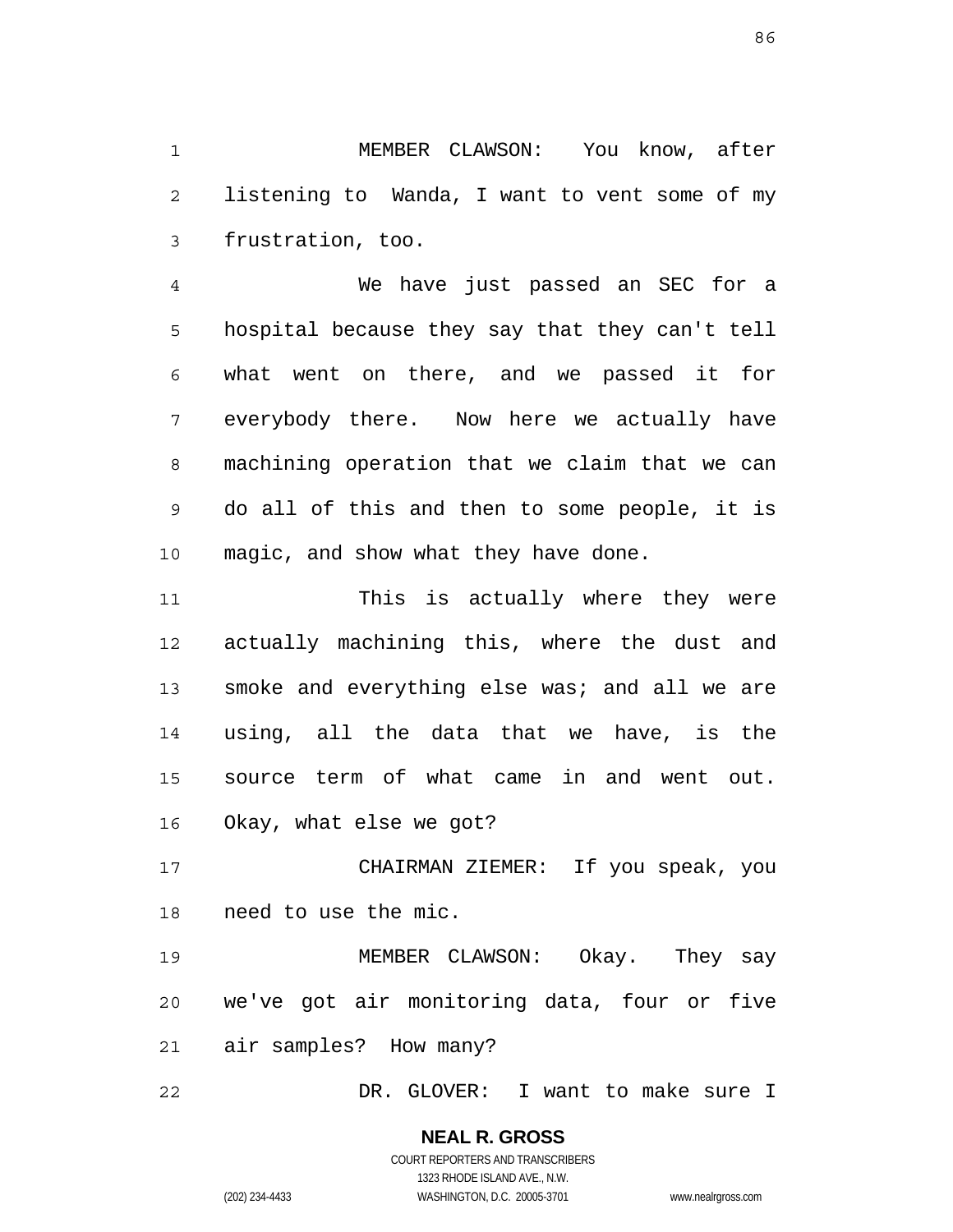MEMBER CLAWSON: You know, after listening to Wanda, I want to vent some of my frustration, too.

We have just passed an SEC for a hospital because they say that they can't tell what went on there, and we passed it for everybody there. Now here we actually have machining operation that we claim that we can do all of this and then to some people, it is magic, and show what they have done.

This is actually where they were actually machining this, where the dust and smoke and everything else was; and all we are using, all the data that we have, is the source term of what came in and went out. Okay, what else we got?

CHAIRMAN ZIEMER: If you speak, you need to use the mic.

MEMBER CLAWSON: Okay. They say we've got air monitoring data, four or five air samples? How many?

DR. GLOVER: I want to make sure I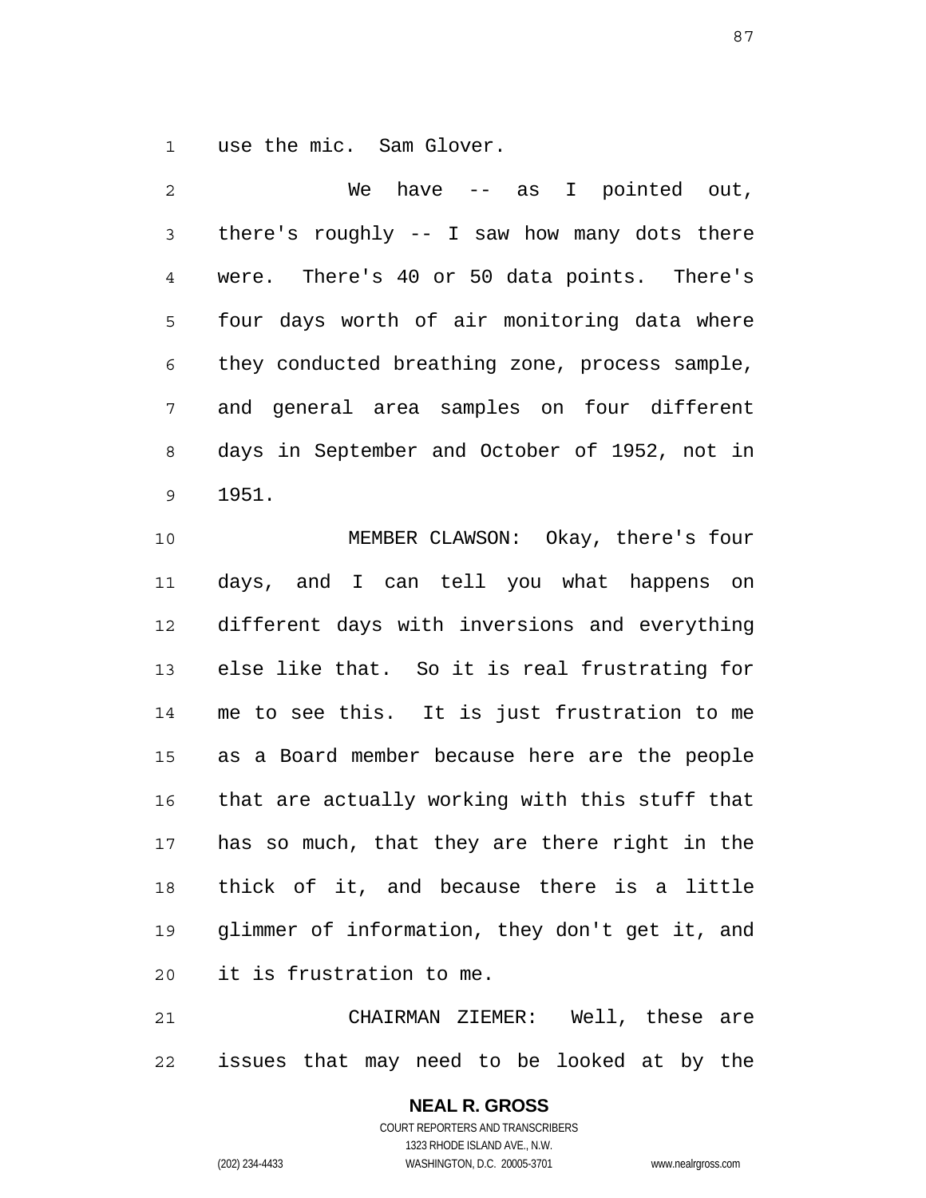use the mic. Sam Glover.

We have -- as I pointed out, there's roughly -- I saw how many dots there were. There's 40 or 50 data points. There's four days worth of air monitoring data where they conducted breathing zone, process sample, and general area samples on four different days in September and October of 1952, not in 1951.

MEMBER CLAWSON: Okay, there's four days, and I can tell you what happens on different days with inversions and everything else like that. So it is real frustrating for me to see this. It is just frustration to me as a Board member because here are the people that are actually working with this stuff that has so much, that they are there right in the thick of it, and because there is a little glimmer of information, they don't get it, and it is frustration to me.

CHAIRMAN ZIEMER: Well, these are issues that may need to be looked at by the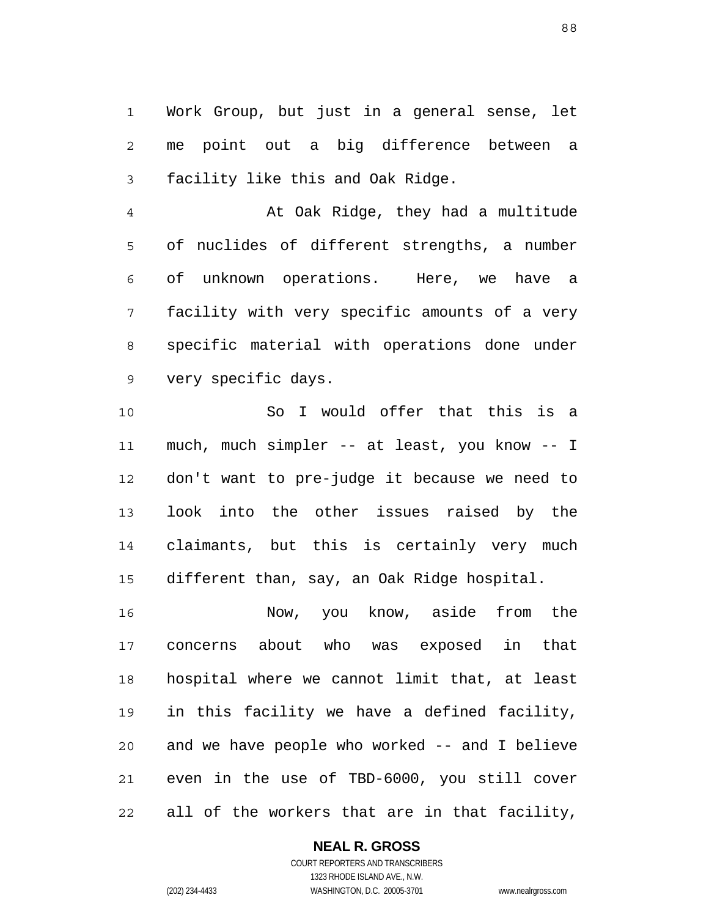Work Group, but just in a general sense, let me point out a big difference between a facility like this and Oak Ridge.

At Oak Ridge, they had a multitude of nuclides of different strengths, a number of unknown operations. Here, we have a facility with very specific amounts of a very specific material with operations done under very specific days.

So I would offer that this is a much, much simpler -- at least, you know -- I don't want to pre-judge it because we need to look into the other issues raised by the claimants, but this is certainly very much different than, say, an Oak Ridge hospital.

Now, you know, aside from the concerns about who was exposed in that hospital where we cannot limit that, at least in this facility we have a defined facility, and we have people who worked -- and I believe even in the use of TBD-6000, you still cover all of the workers that are in that facility,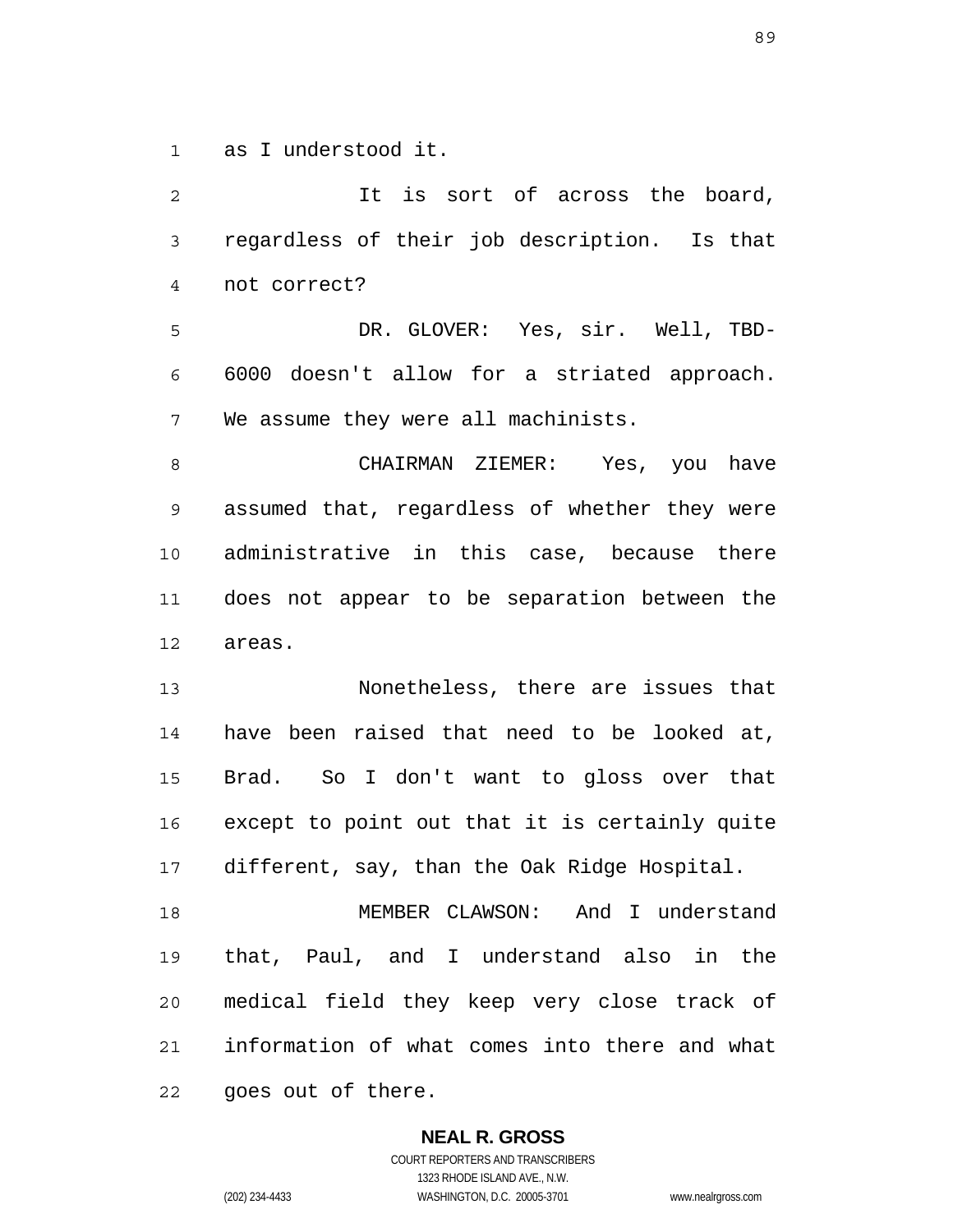as I understood it.

It is sort of across the board, regardless of their job description. Is that not correct?

DR. GLOVER: Yes, sir. Well, TBD-6000 doesn't allow for a striated approach. We assume they were all machinists.

CHAIRMAN ZIEMER: Yes, you have assumed that, regardless of whether they were administrative in this case, because there does not appear to be separation between the areas.

Nonetheless, there are issues that have been raised that need to be looked at, Brad. So I don't want to gloss over that except to point out that it is certainly quite different, say, than the Oak Ridge Hospital.

MEMBER CLAWSON: And I understand that, Paul, and I understand also in the medical field they keep very close track of information of what comes into there and what goes out of there.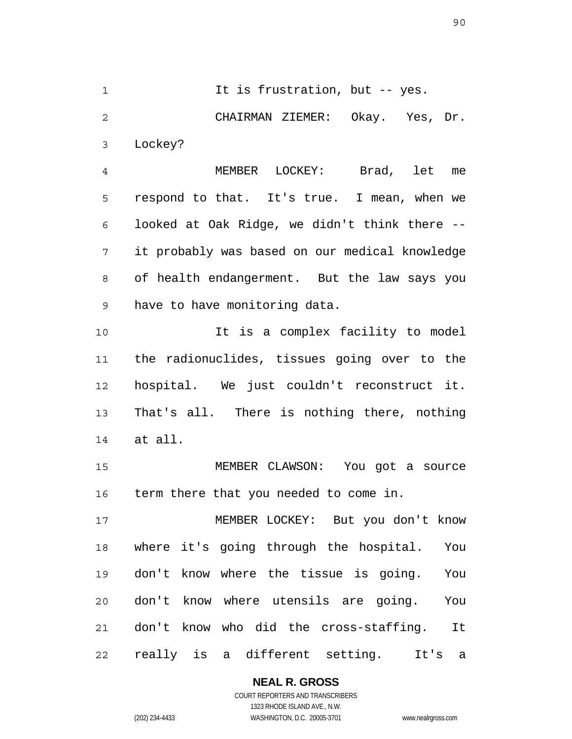It is frustration, but -- yes.

CHAIRMAN ZIEMER: Okay. Yes, Dr. Lockey?

MEMBER LOCKEY: Brad, let me respond to that. It's true. I mean, when we looked at Oak Ridge, we didn't think there -- it probably was based on our medical knowledge of health endangerment. But the law says you have to have monitoring data.

It is a complex facility to model the radionuclides, tissues going over to the hospital. We just couldn't reconstruct it. That's all. There is nothing there, nothing at all.

MEMBER CLAWSON: You got a source term there that you needed to come in.

MEMBER LOCKEY: But you don't know where it's going through the hospital. You don't know where the tissue is going. You don't know where utensils are going. You don't know who did the cross-staffing. It really is a different setting. It's a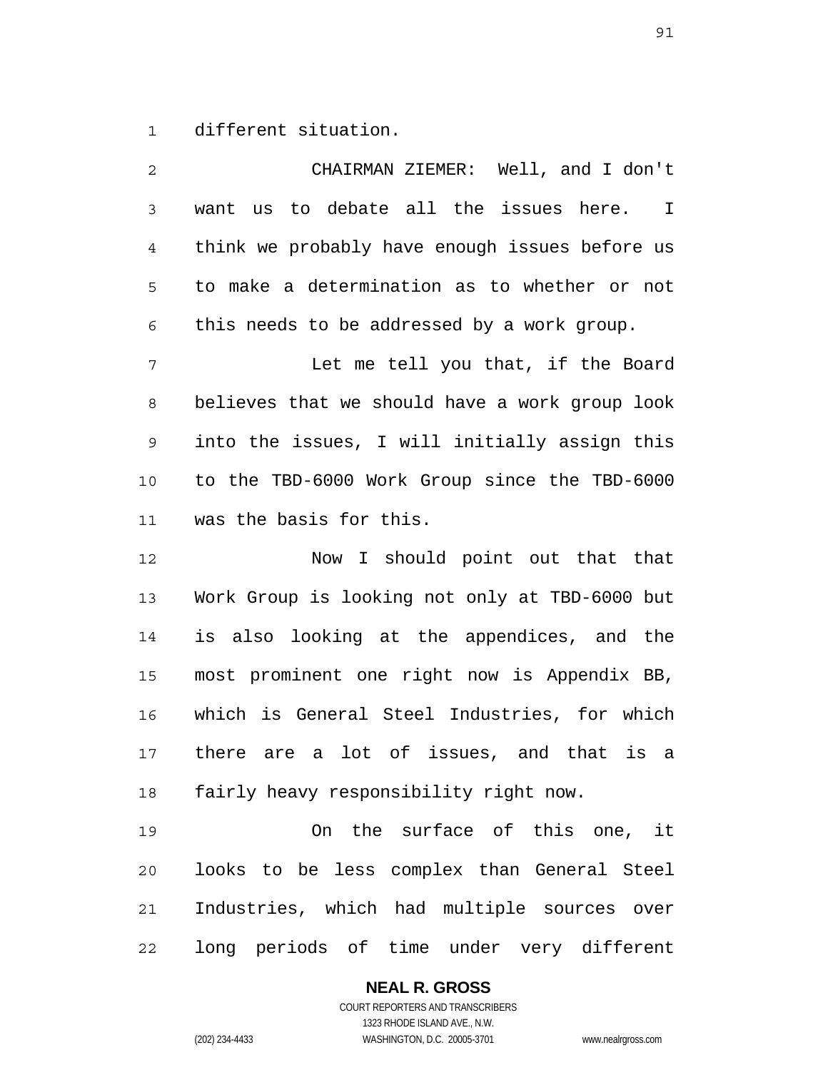different situation.

CHAIRMAN ZIEMER: Well, and I don't want us to debate all the issues here. I think we probably have enough issues before us to make a determination as to whether or not this needs to be addressed by a work group.

Let me tell you that, if the Board believes that we should have a work group look into the issues, I will initially assign this to the TBD-6000 Work Group since the TBD-6000 was the basis for this.

Now I should point out that that Work Group is looking not only at TBD-6000 but is also looking at the appendices, and the most prominent one right now is Appendix BB, which is General Steel Industries, for which there are a lot of issues, and that is a fairly heavy responsibility right now.

On the surface of this one, it looks to be less complex than General Steel Industries, which had multiple sources over long periods of time under very different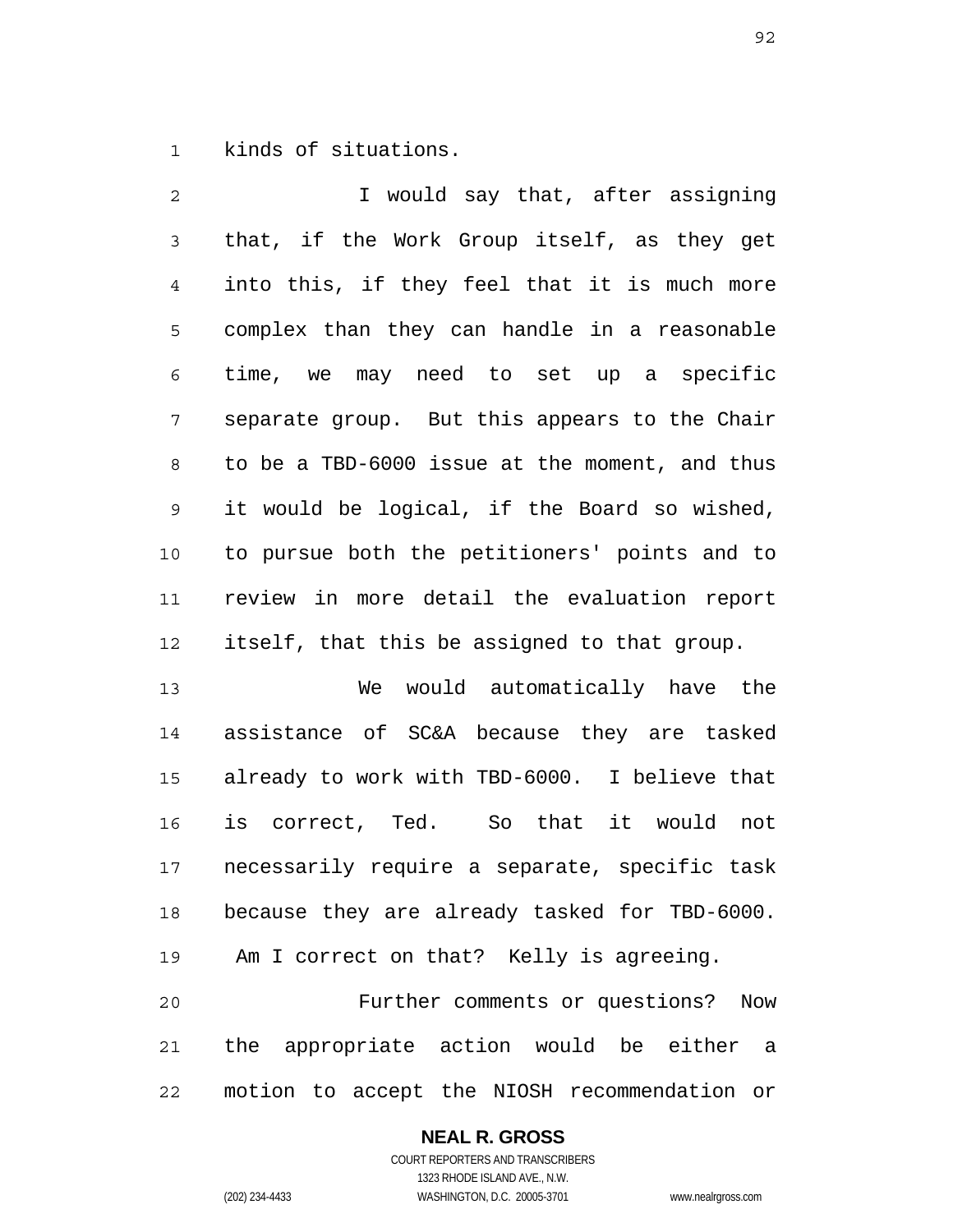kinds of situations.

I would say that, after assigning that, if the Work Group itself, as they get into this, if they feel that it is much more complex than they can handle in a reasonable time, we may need to set up a specific separate group. But this appears to the Chair to be a TBD-6000 issue at the moment, and thus it would be logical, if the Board so wished, to pursue both the petitioners' points and to review in more detail the evaluation report itself, that this be assigned to that group.

We would automatically have the assistance of SC&A because they are tasked already to work with TBD-6000. I believe that is correct, Ted. So that it would not necessarily require a separate, specific task because they are already tasked for TBD-6000. Am I correct on that? Kelly is agreeing.

Further comments or questions? Now the appropriate action would be either a motion to accept the NIOSH recommendation or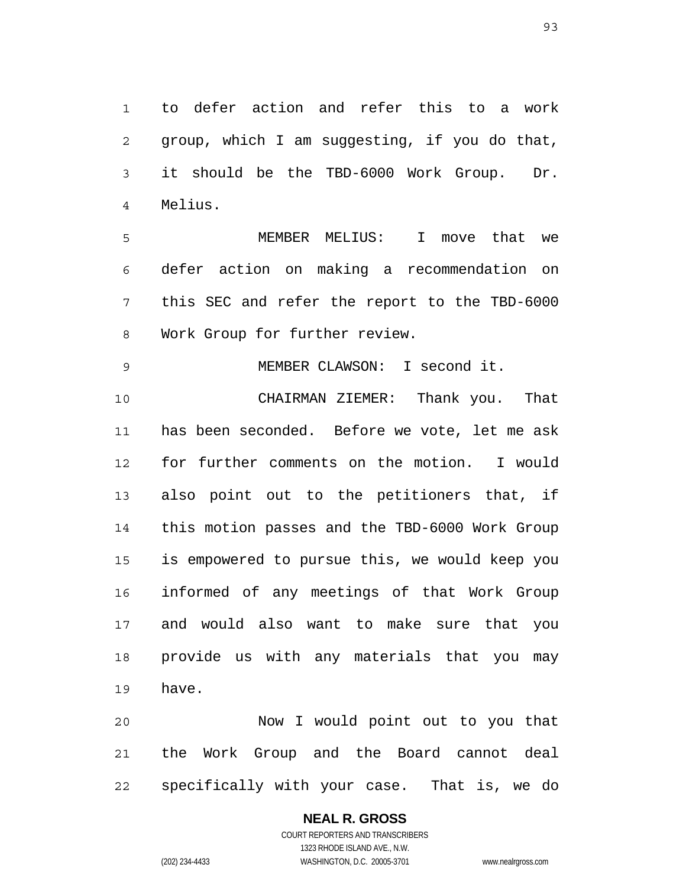to defer action and refer this to a work group, which I am suggesting, if you do that, it should be the TBD-6000 Work Group. Dr. Melius.

MEMBER MELIUS: I move that we defer action on making a recommendation on this SEC and refer the report to the TBD-6000 Work Group for further review.

MEMBER CLAWSON: I second it.

CHAIRMAN ZIEMER: Thank you. That has been seconded. Before we vote, let me ask for further comments on the motion. I would also point out to the petitioners that, if this motion passes and the TBD-6000 Work Group is empowered to pursue this, we would keep you informed of any meetings of that Work Group and would also want to make sure that you provide us with any materials that you may have.

Now I would point out to you that the Work Group and the Board cannot deal specifically with your case. That is, we do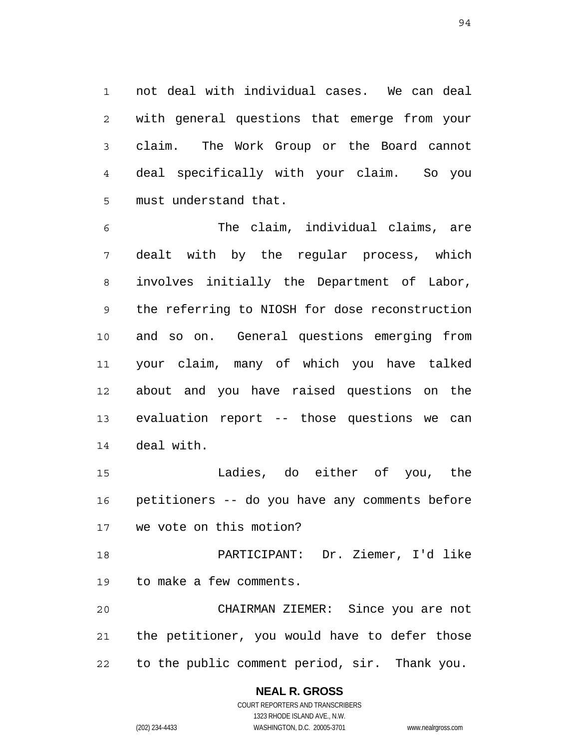not deal with individual cases. We can deal with general questions that emerge from your claim. The Work Group or the Board cannot deal specifically with your claim. So you must understand that.

The claim, individual claims, are dealt with by the regular process, which involves initially the Department of Labor, the referring to NIOSH for dose reconstruction and so on. General questions emerging from your claim, many of which you have talked about and you have raised questions on the evaluation report -- those questions we can deal with.

Ladies, do either of you, the petitioners -- do you have any comments before we vote on this motion?

PARTICIPANT: Dr. Ziemer, I'd like to make a few comments.

CHAIRMAN ZIEMER: Since you are not the petitioner, you would have to defer those to the public comment period, sir. Thank you.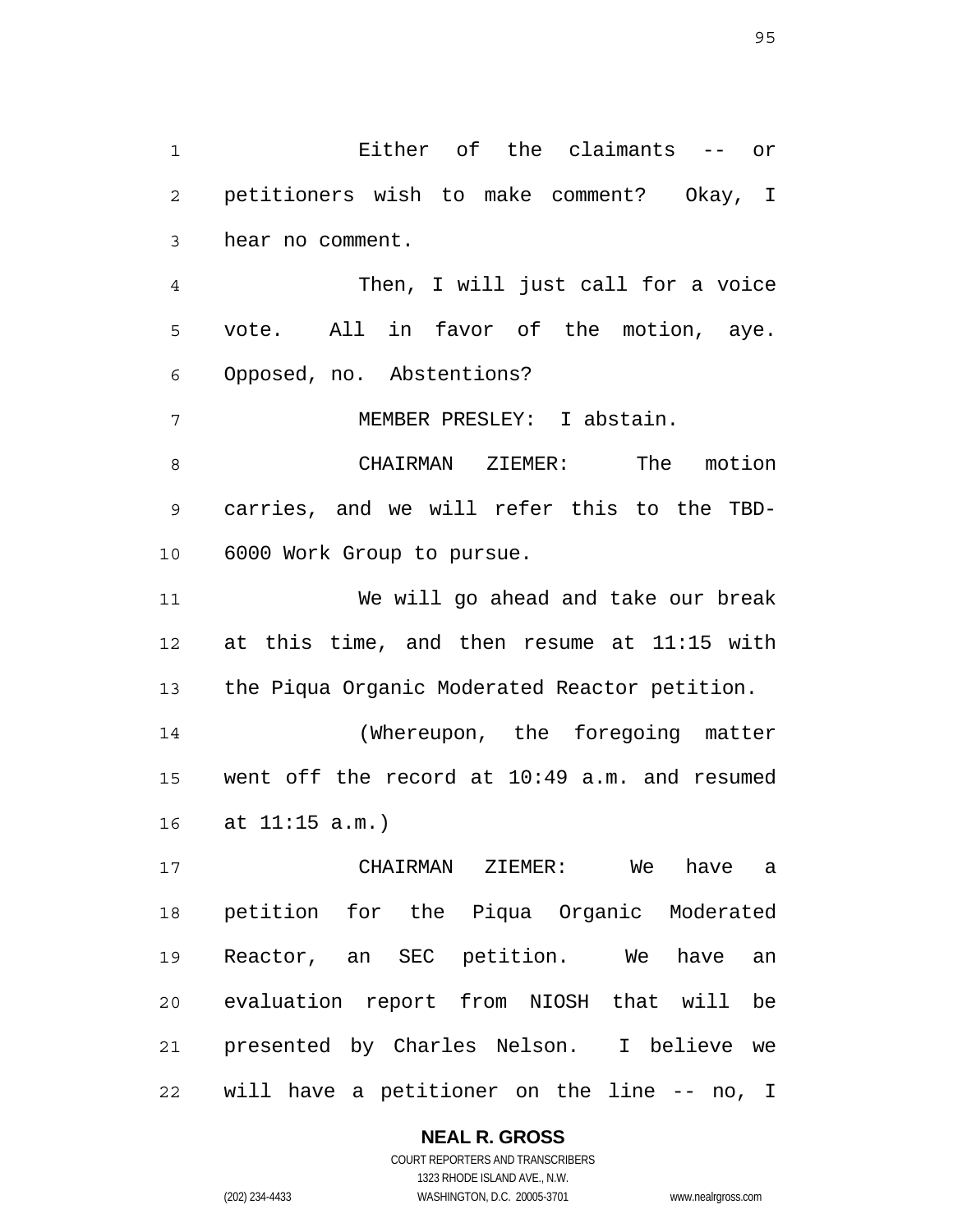Either of the claimants -- or petitioners wish to make comment? Okay, I hear no comment.

Then, I will just call for a voice vote. All in favor of the motion, aye. Opposed, no. Abstentions?

MEMBER PRESLEY: I abstain.

CHAIRMAN ZIEMER: The motion carries, and we will refer this to the TBD-6000 Work Group to pursue.

We will go ahead and take our break at this time, and then resume at 11:15 with the Piqua Organic Moderated Reactor petition.

(Whereupon, the foregoing matter went off the record at 10:49 a.m. and resumed at 11:15 a.m.)

CHAIRMAN ZIEMER: We have a petition for the Piqua Organic Moderated Reactor, an SEC petition. We have an evaluation report from NIOSH that will be presented by Charles Nelson. I believe we will have a petitioner on the line -- no, I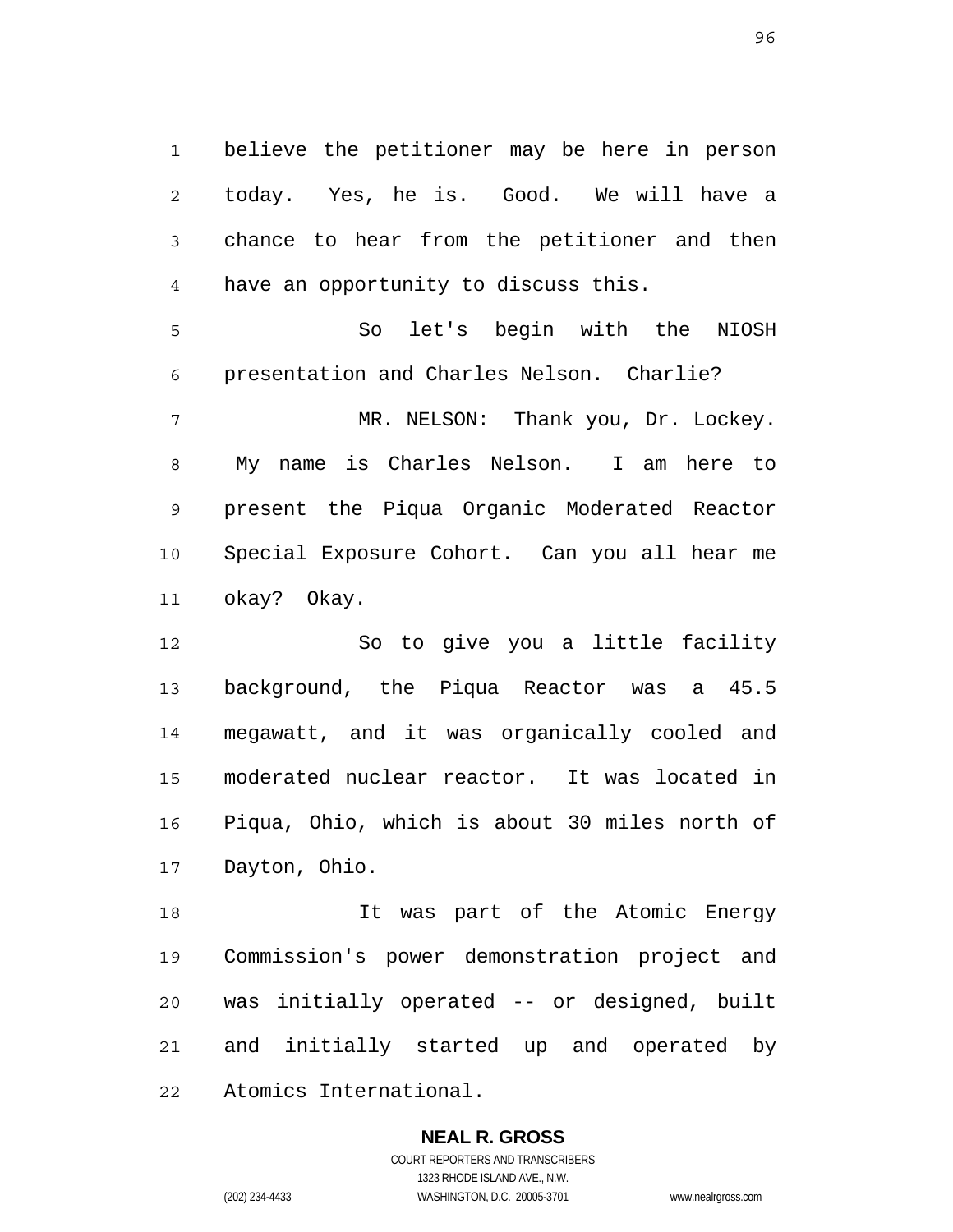believe the petitioner may be here in person today. Yes, he is. Good. We will have a chance to hear from the petitioner and then have an opportunity to discuss this.

So let's begin with the NIOSH presentation and Charles Nelson. Charlie?

MR. NELSON: Thank you, Dr. Lockey. My name is Charles Nelson. I am here to present the Piqua Organic Moderated Reactor Special Exposure Cohort. Can you all hear me okay? Okay.

So to give you a little facility background, the Piqua Reactor was a 45.5 megawatt, and it was organically cooled and moderated nuclear reactor. It was located in Piqua, Ohio, which is about 30 miles north of Dayton, Ohio.

It was part of the Atomic Energy Commission's power demonstration project and was initially operated -- or designed, built and initially started up and operated by Atomics International.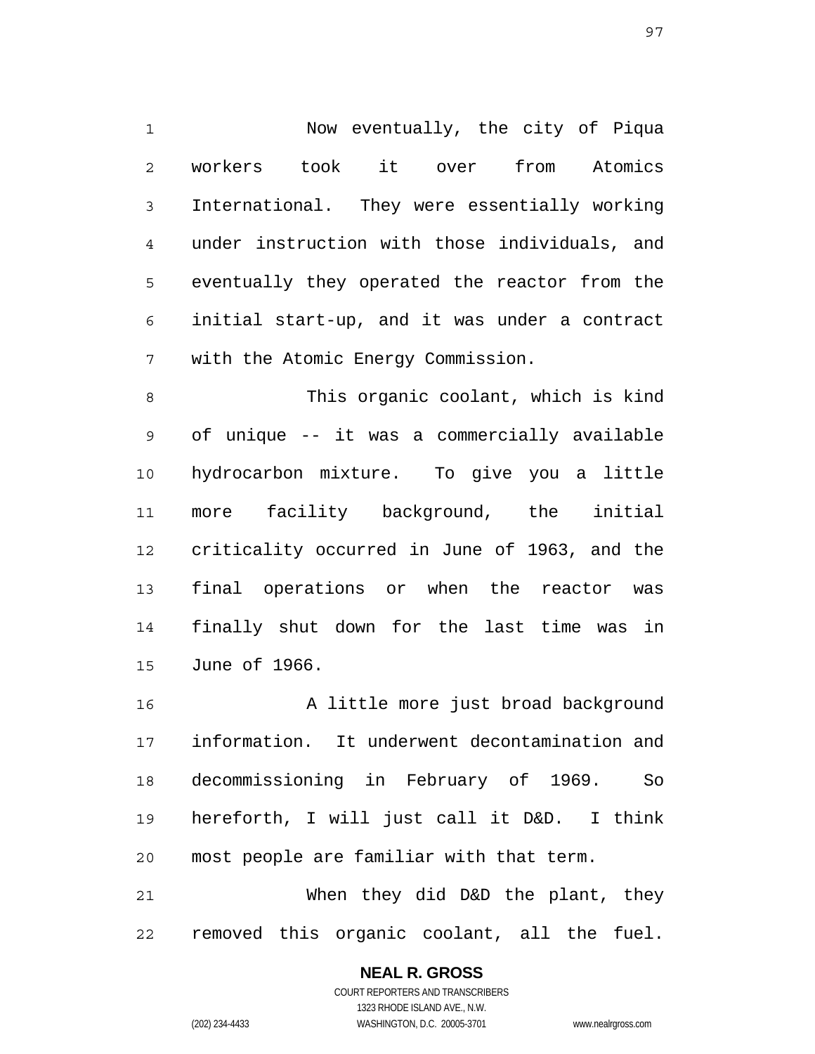Now eventually, the city of Piqua workers took it over from Atomics International. They were essentially working under instruction with those individuals, and eventually they operated the reactor from the initial start-up, and it was under a contract with the Atomic Energy Commission.

This organic coolant, which is kind of unique -- it was a commercially available hydrocarbon mixture. To give you a little more facility background, the initial criticality occurred in June of 1963, and the final operations or when the reactor was finally shut down for the last time was in June of 1966.

A little more just broad background information. It underwent decontamination and decommissioning in February of 1969. So hereforth, I will just call it D&D. I think most people are familiar with that term.

When they did D&D the plant, they removed this organic coolant, all the fuel.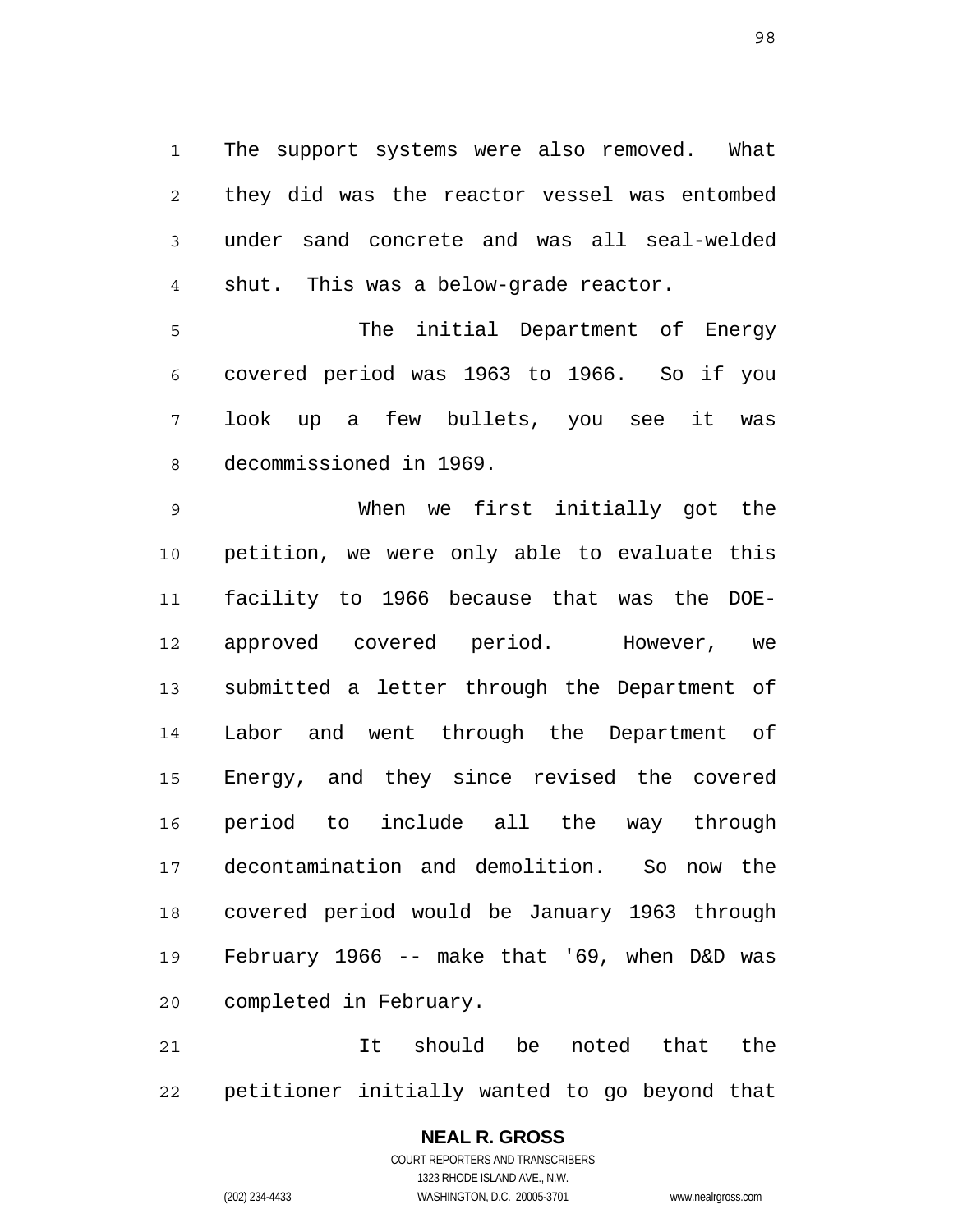The support systems were also removed. What they did was the reactor vessel was entombed under sand concrete and was all seal-welded shut. This was a below-grade reactor.

The initial Department of Energy covered period was 1963 to 1966. So if you look up a few bullets, you see it was decommissioned in 1969.

When we first initially got the petition, we were only able to evaluate this facility to 1966 because that was the DOE-approved covered period. However, we submitted a letter through the Department of Labor and went through the Department of Energy, and they since revised the covered period to include all the way through decontamination and demolition. So now the covered period would be January 1963 through February 1966 -- make that '69, when D&D was completed in February.

It should be noted that the petitioner initially wanted to go beyond that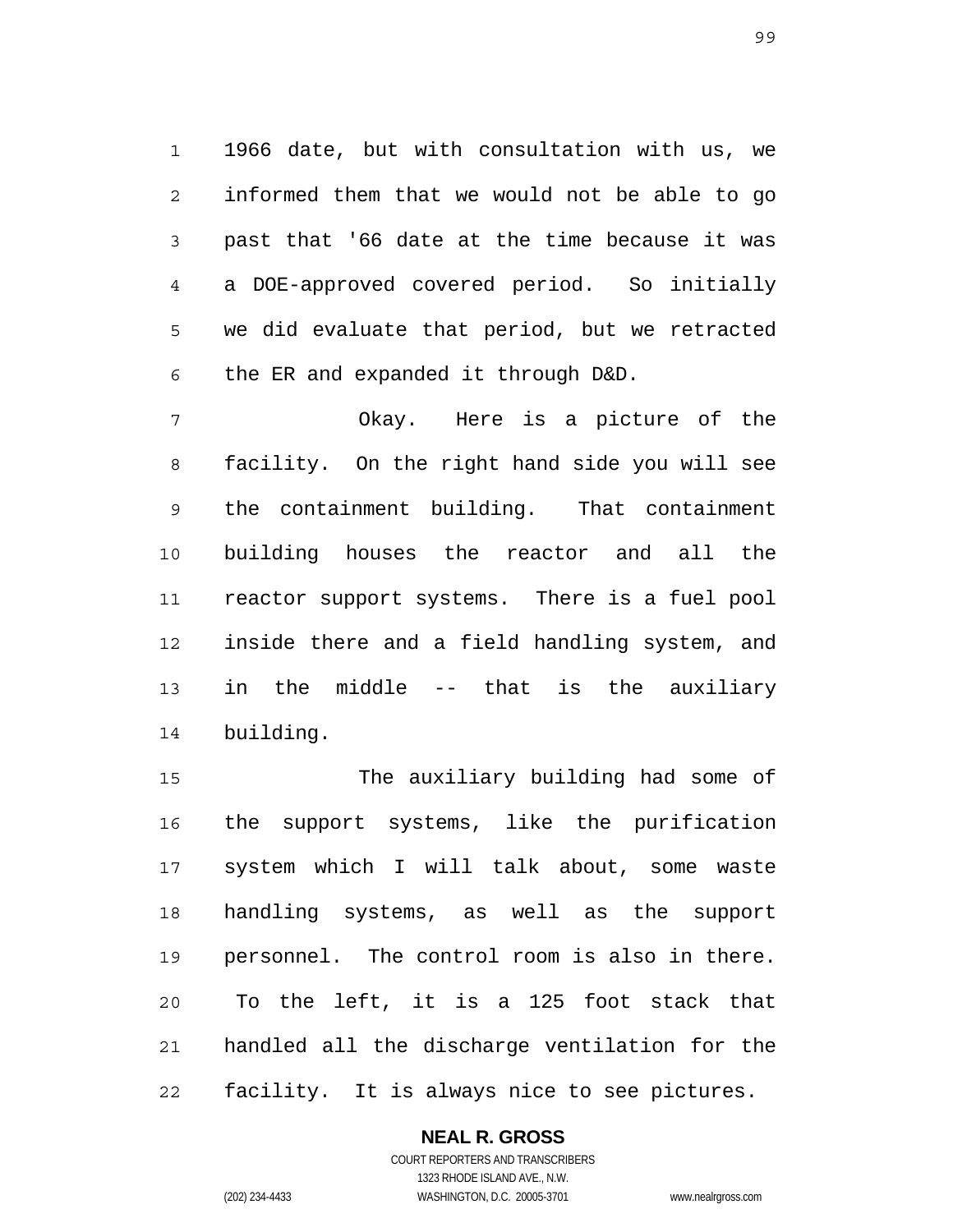1966 date, but with consultation with us, we informed them that we would not be able to go past that '66 date at the time because it was a DOE-approved covered period. So initially we did evaluate that period, but we retracted the ER and expanded it through D&D.

Okay. Here is a picture of the facility. On the right hand side you will see the containment building. That containment building houses the reactor and all the reactor support systems. There is a fuel pool inside there and a field handling system, and in the middle -- that is the auxiliary building.

The auxiliary building had some of the support systems, like the purification system which I will talk about, some waste handling systems, as well as the support personnel. The control room is also in there. To the left, it is a 125 foot stack that handled all the discharge ventilation for the facility. It is always nice to see pictures.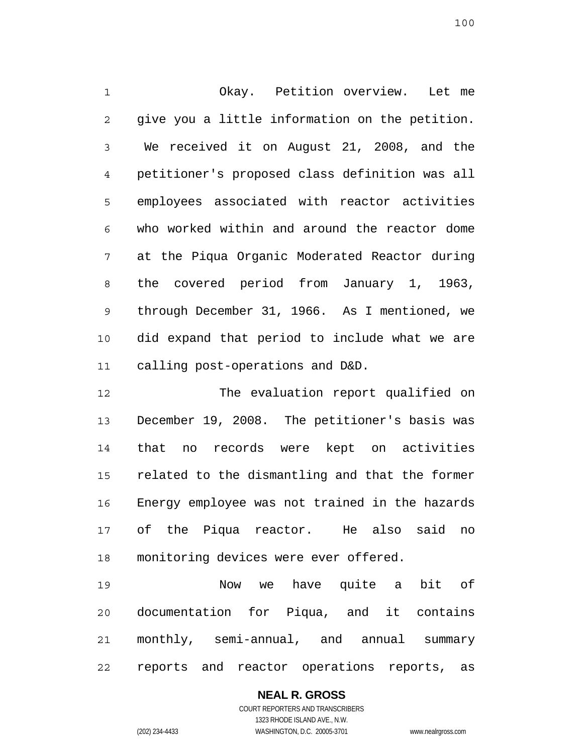Okay. Petition overview. Let me give you a little information on the petition. We received it on August 21, 2008, and the petitioner's proposed class definition was all employees associated with reactor activities who worked within and around the reactor dome at the Piqua Organic Moderated Reactor during the covered period from January 1, 1963, through December 31, 1966. As I mentioned, we did expand that period to include what we are calling post-operations and D&D.

The evaluation report qualified on December 19, 2008. The petitioner's basis was that no records were kept on activities related to the dismantling and that the former Energy employee was not trained in the hazards of the Piqua reactor. He also said no monitoring devices were ever offered.

Now we have quite a bit of documentation for Piqua, and it contains monthly, semi-annual, and annual summary reports and reactor operations reports, as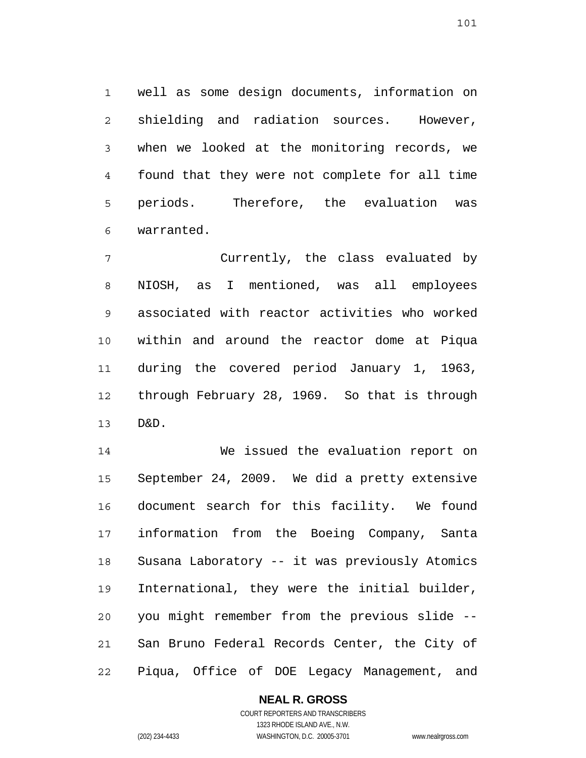well as some design documents, information on shielding and radiation sources. However, when we looked at the monitoring records, we found that they were not complete for all time periods. Therefore, the evaluation was warranted.

Currently, the class evaluated by NIOSH, as I mentioned, was all employees associated with reactor activities who worked within and around the reactor dome at Piqua during the covered period January 1, 1963, through February 28, 1969. So that is through D&D.

We issued the evaluation report on September 24, 2009. We did a pretty extensive document search for this facility. We found information from the Boeing Company, Santa Susana Laboratory -- it was previously Atomics International, they were the initial builder, you might remember from the previous slide -- San Bruno Federal Records Center, the City of Piqua, Office of DOE Legacy Management, and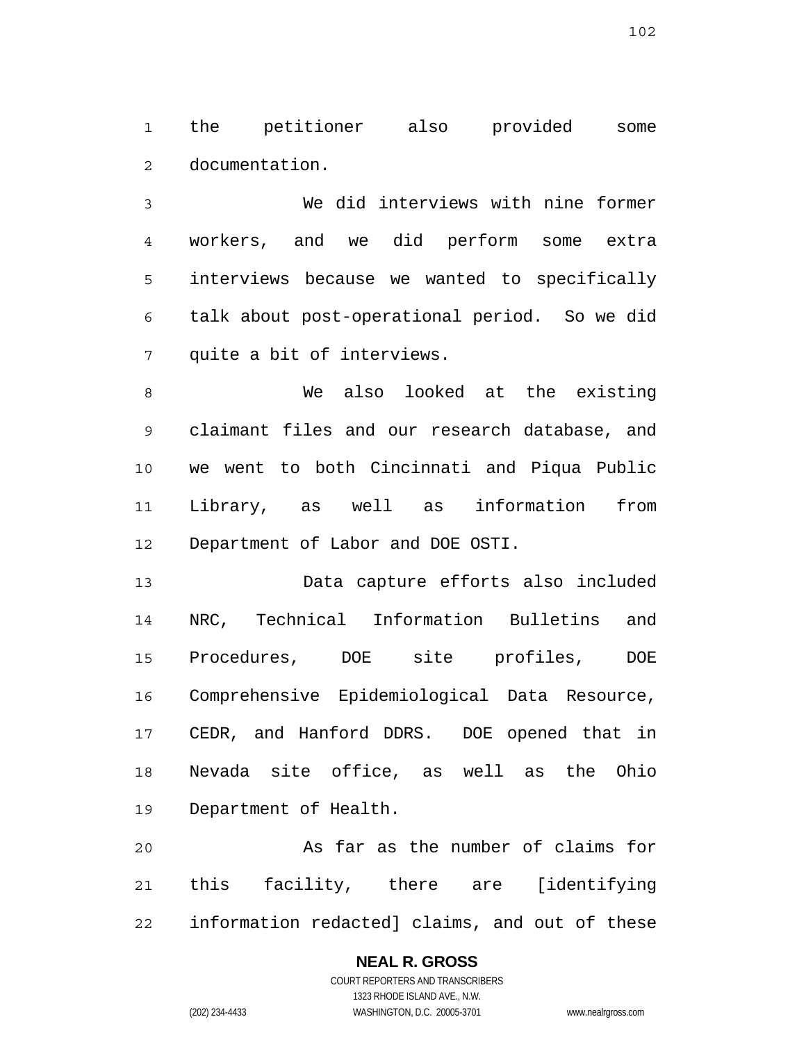the petitioner also provided some documentation.

We did interviews with nine former workers, and we did perform some extra interviews because we wanted to specifically talk about post-operational period. So we did quite a bit of interviews.

We also looked at the existing claimant files and our research database, and we went to both Cincinnati and Piqua Public Library, as well as information from Department of Labor and DOE OSTI.

Data capture efforts also included NRC, Technical Information Bulletins and Procedures, DOE site profiles, DOE Comprehensive Epidemiological Data Resource, CEDR, and Hanford DDRS. DOE opened that in Nevada site office, as well as the Ohio Department of Health.

As far as the number of claims for this facility, there are [identifying information redacted] claims, and out of these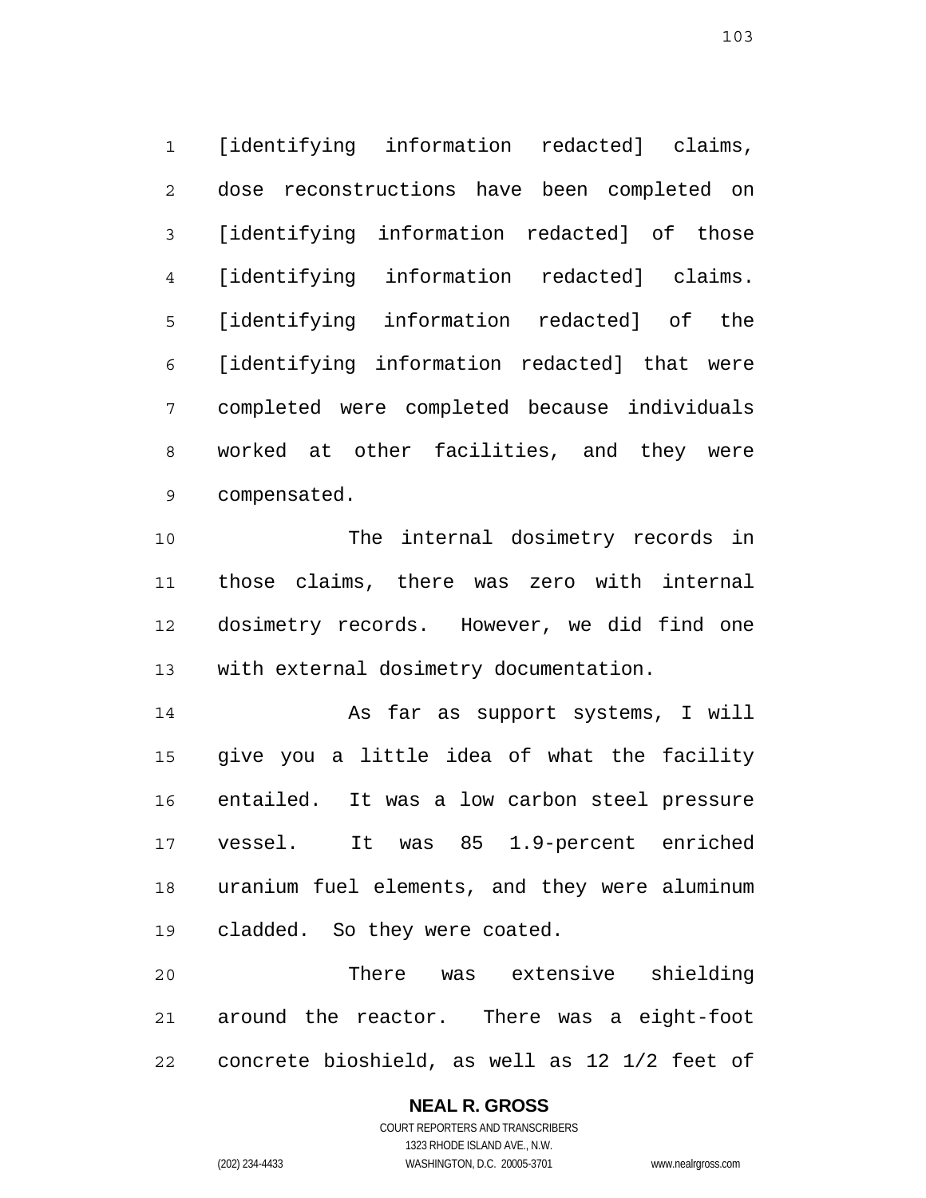[identifying information redacted] claims, dose reconstructions have been completed on [identifying information redacted] of those [identifying information redacted] claims. [identifying information redacted] of the [identifying information redacted] that were completed were completed because individuals worked at other facilities, and they were compensated.

The internal dosimetry records in those claims, there was zero with internal dosimetry records. However, we did find one with external dosimetry documentation.

As far as support systems, I will give you a little idea of what the facility entailed. It was a low carbon steel pressure vessel. It was 85 1.9-percent enriched uranium fuel elements, and they were aluminum cladded. So they were coated.

There was extensive shielding around the reactor. There was a eight-foot concrete bioshield, as well as 12 1/2 feet of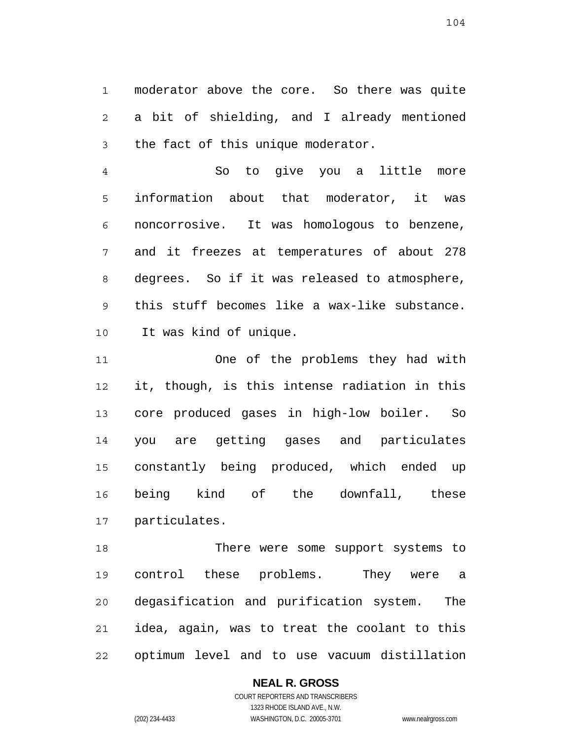moderator above the core. So there was quite a bit of shielding, and I already mentioned the fact of this unique moderator.

So to give you a little more information about that moderator, it was noncorrosive. It was homologous to benzene, and it freezes at temperatures of about 278 degrees. So if it was released to atmosphere, this stuff becomes like a wax-like substance. It was kind of unique.

One of the problems they had with it, though, is this intense radiation in this core produced gases in high-low boiler. So you are getting gases and particulates constantly being produced, which ended up being kind of the downfall, these particulates.

There were some support systems to control these problems. They were a degasification and purification system. The idea, again, was to treat the coolant to this optimum level and to use vacuum distillation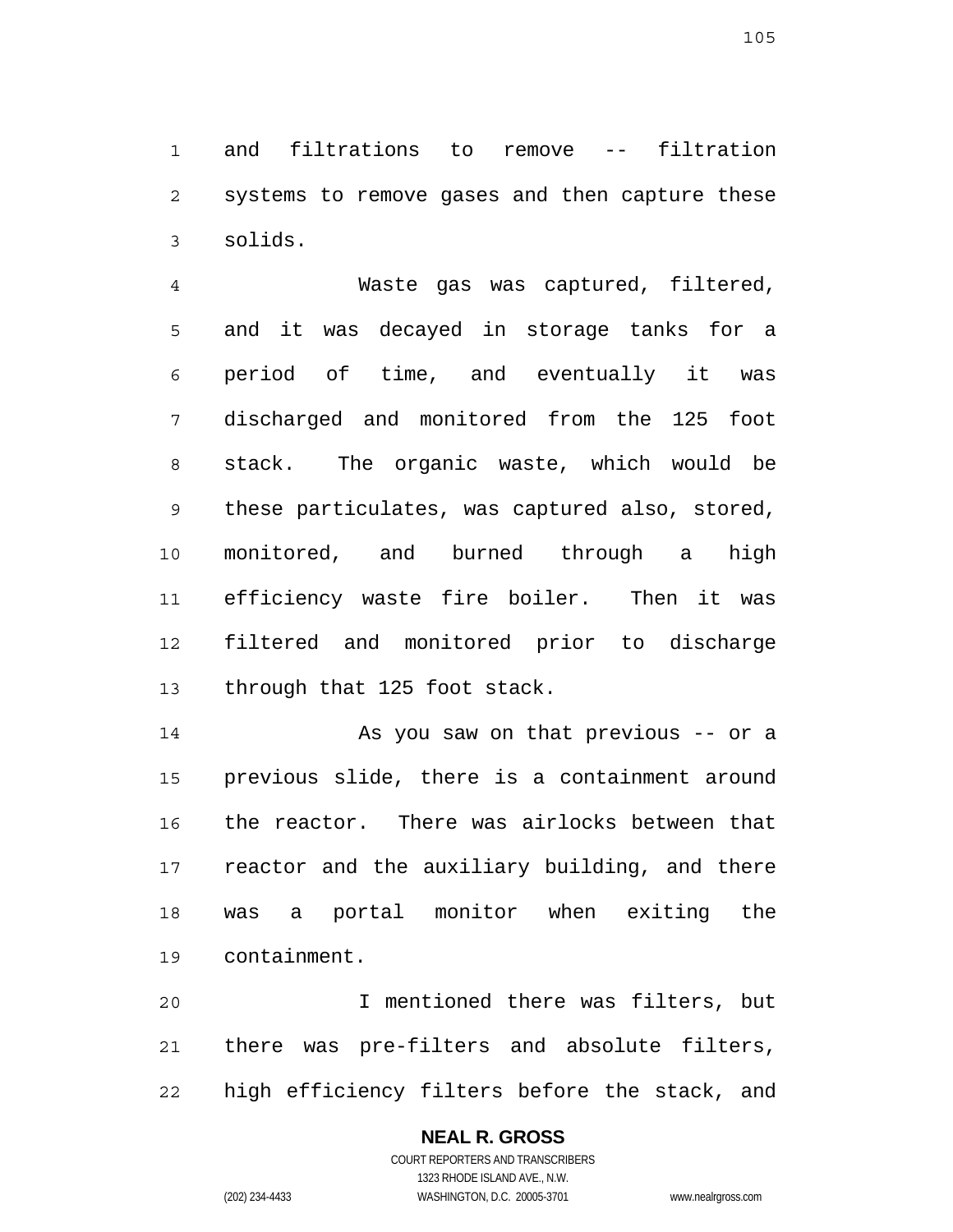and filtrations to remove -- filtration systems to remove gases and then capture these solids.

Waste gas was captured, filtered, and it was decayed in storage tanks for a period of time, and eventually it was discharged and monitored from the 125 foot stack. The organic waste, which would be these particulates, was captured also, stored, monitored, and burned through a high efficiency waste fire boiler. Then it was filtered and monitored prior to discharge through that 125 foot stack.

As you saw on that previous -- or a previous slide, there is a containment around the reactor. There was airlocks between that reactor and the auxiliary building, and there was a portal monitor when exiting the containment.

I mentioned there was filters, but there was pre-filters and absolute filters, high efficiency filters before the stack, and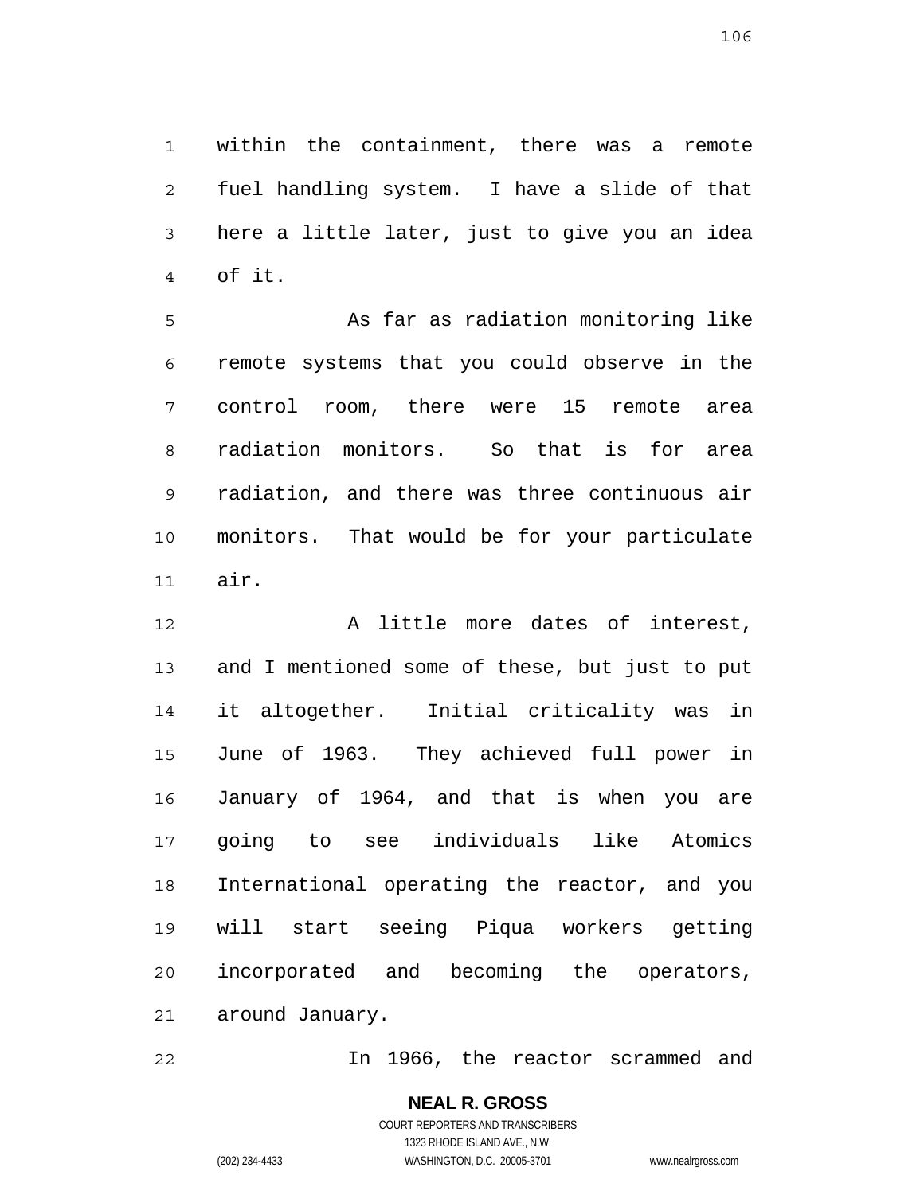within the containment, there was a remote fuel handling system. I have a slide of that here a little later, just to give you an idea of it.

As far as radiation monitoring like remote systems that you could observe in the control room, there were 15 remote area radiation monitors. So that is for area radiation, and there was three continuous air monitors. That would be for your particulate air.

A little more dates of interest, and I mentioned some of these, but just to put it altogether. Initial criticality was in June of 1963. They achieved full power in January of 1964, and that is when you are going to see individuals like Atomics International operating the reactor, and you will start seeing Piqua workers getting incorporated and becoming the operators, around January.

In 1966, the reactor scrammed and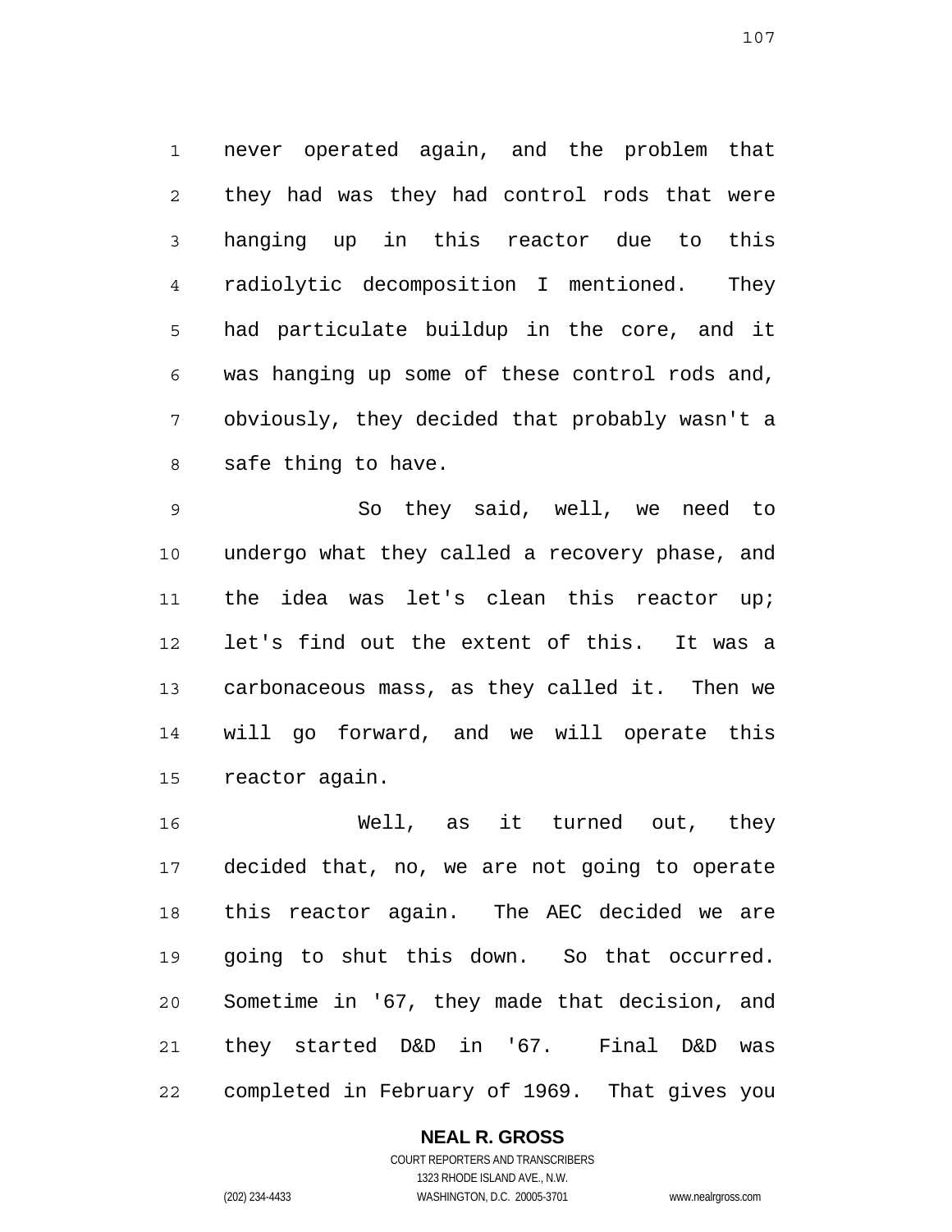never operated again, and the problem that they had was they had control rods that were hanging up in this reactor due to this radiolytic decomposition I mentioned. They had particulate buildup in the core, and it was hanging up some of these control rods and, obviously, they decided that probably wasn't a safe thing to have.

So they said, well, we need to undergo what they called a recovery phase, and the idea was let's clean this reactor up; let's find out the extent of this. It was a carbonaceous mass, as they called it. Then we will go forward, and we will operate this reactor again.

Well, as it turned out, they decided that, no, we are not going to operate this reactor again. The AEC decided we are going to shut this down. So that occurred. Sometime in '67, they made that decision, and they started D&D in '67. Final D&D was completed in February of 1969. That gives you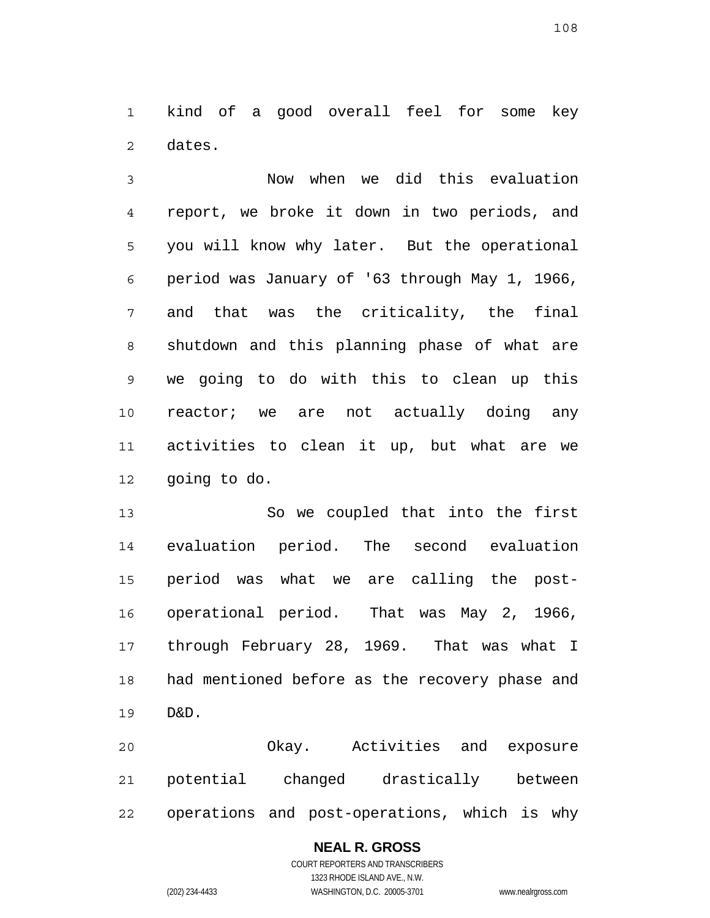kind of a good overall feel for some key dates.

Now when we did this evaluation report, we broke it down in two periods, and you will know why later. But the operational period was January of '63 through May 1, 1966, and that was the criticality, the final shutdown and this planning phase of what are we going to do with this to clean up this reactor; we are not actually doing any activities to clean it up, but what are we going to do.

So we coupled that into the first evaluation period. The second evaluation period was what we are calling the post-operational period. That was May 2, 1966, through February 28, 1969. That was what I had mentioned before as the recovery phase and D&D.

Okay. Activities and exposure potential changed drastically between operations and post-operations, which is why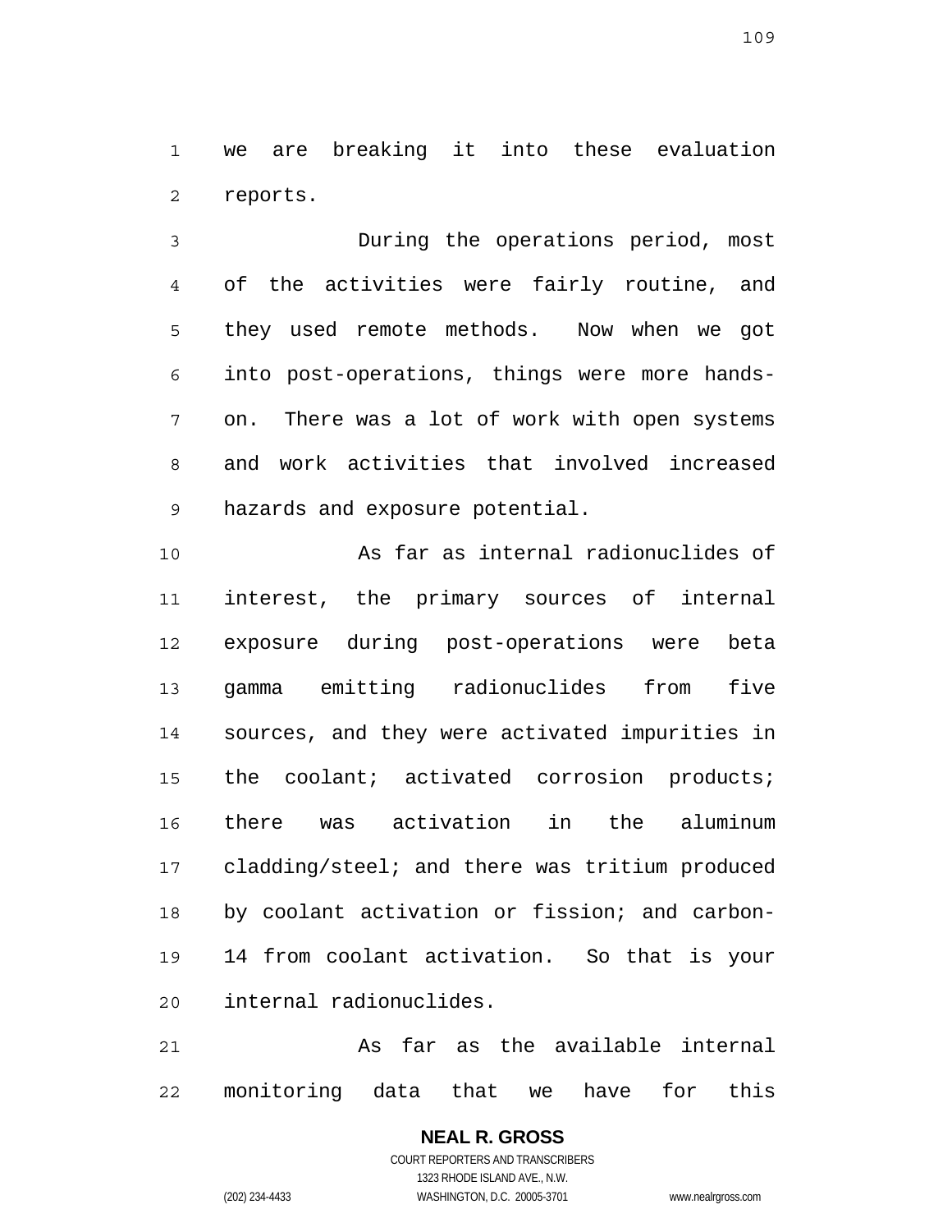we are breaking it into these evaluation reports.

During the operations period, most of the activities were fairly routine, and they used remote methods. Now when we got into post-operations, things were more hands-on. There was a lot of work with open systems and work activities that involved increased hazards and exposure potential.

As far as internal radionuclides of interest, the primary sources of internal exposure during post-operations were beta gamma emitting radionuclides from five sources, and they were activated impurities in the coolant; activated corrosion products; there was activation in the aluminum cladding/steel; and there was tritium produced by coolant activation or fission; and carbon-14 from coolant activation. So that is your internal radionuclides.

As far as the available internal monitoring data that we have for this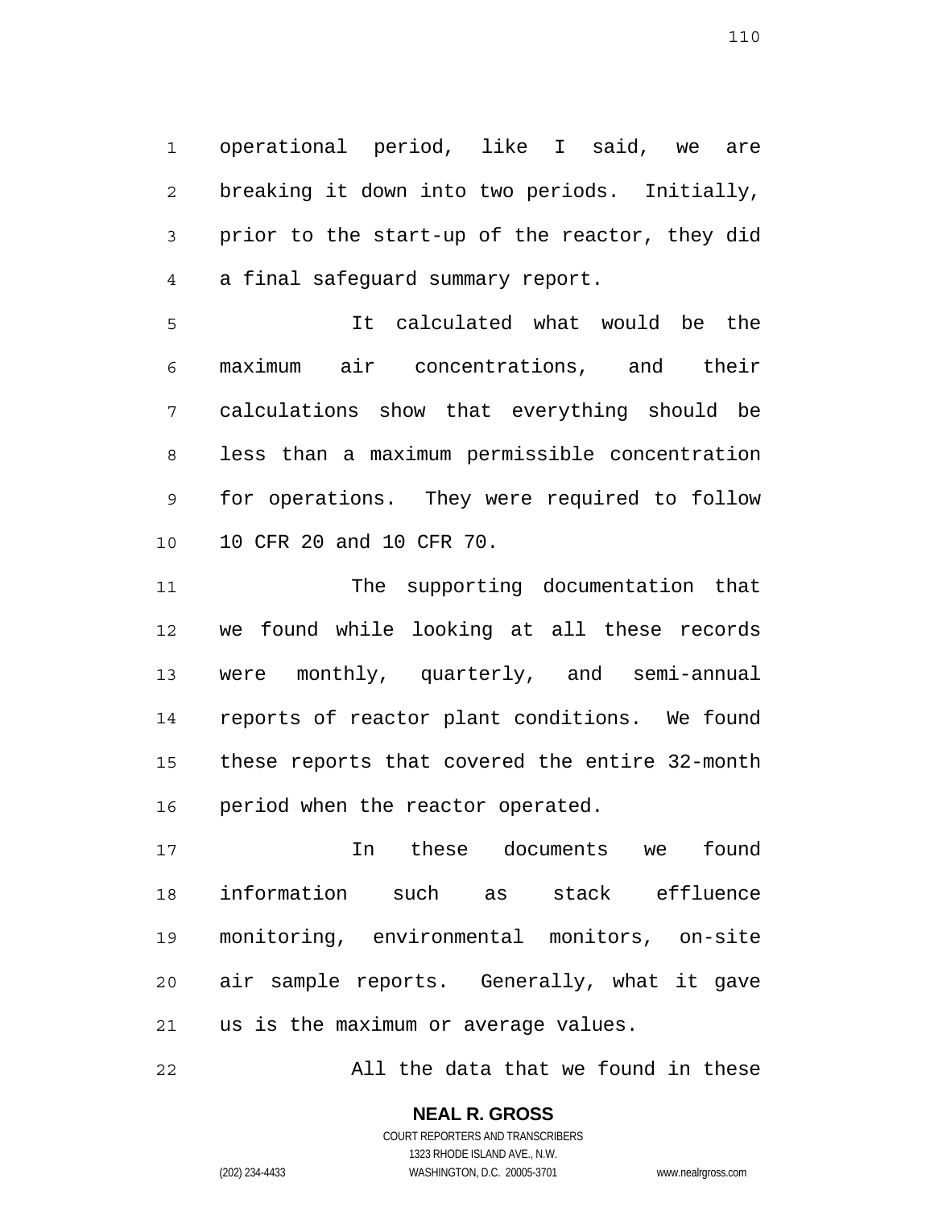operational period, like I said, we are breaking it down into two periods. Initially, prior to the start-up of the reactor, they did a final safeguard summary report.

It calculated what would be the maximum air concentrations, and their calculations show that everything should be less than a maximum permissible concentration for operations. They were required to follow 10 CFR 20 and 10 CFR 70.

The supporting documentation that we found while looking at all these records were monthly, quarterly, and semi-annual reports of reactor plant conditions. We found these reports that covered the entire 32-month period when the reactor operated.

In these documents we found information such as stack effluence monitoring, environmental monitors, on-site air sample reports. Generally, what it gave us is the maximum or average values.

All the data that we found in these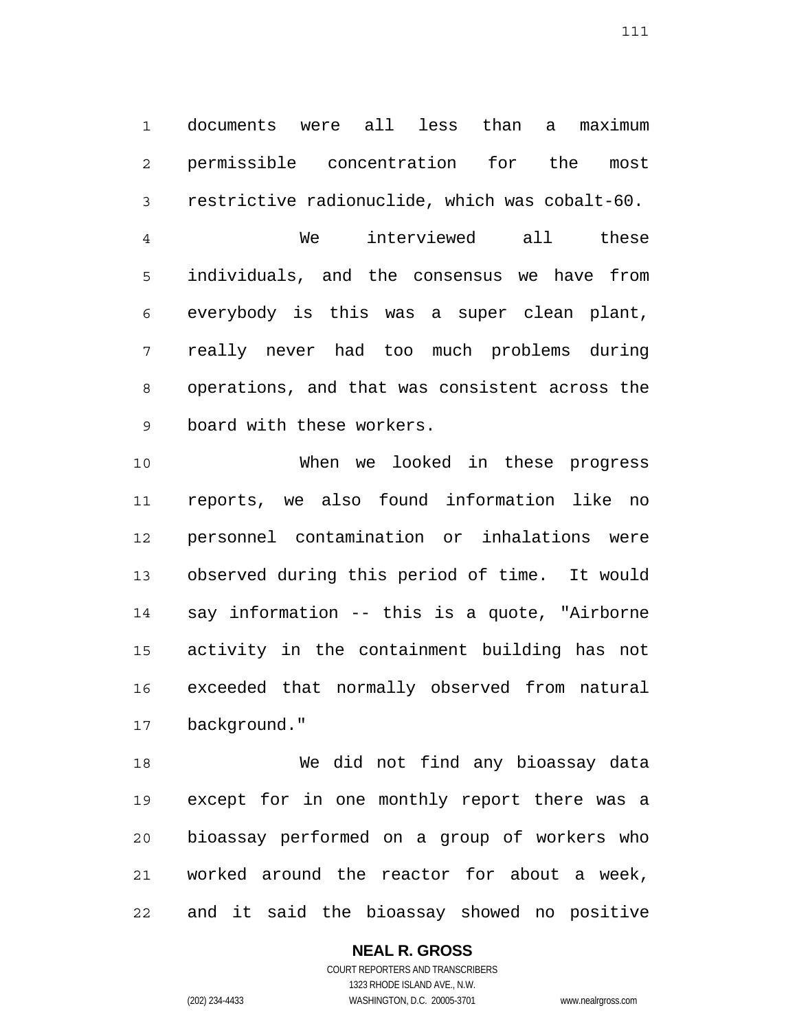documents were all less than a maximum permissible concentration for the most restrictive radionuclide, which was cobalt-60.

We interviewed all these individuals, and the consensus we have from everybody is this was a super clean plant, really never had too much problems during operations, and that was consistent across the board with these workers.

When we looked in these progress reports, we also found information like no personnel contamination or inhalations were observed during this period of time. It would say information -- this is a quote, "Airborne activity in the containment building has not exceeded that normally observed from natural background."

We did not find any bioassay data except for in one monthly report there was a bioassay performed on a group of workers who worked around the reactor for about a week, and it said the bioassay showed no positive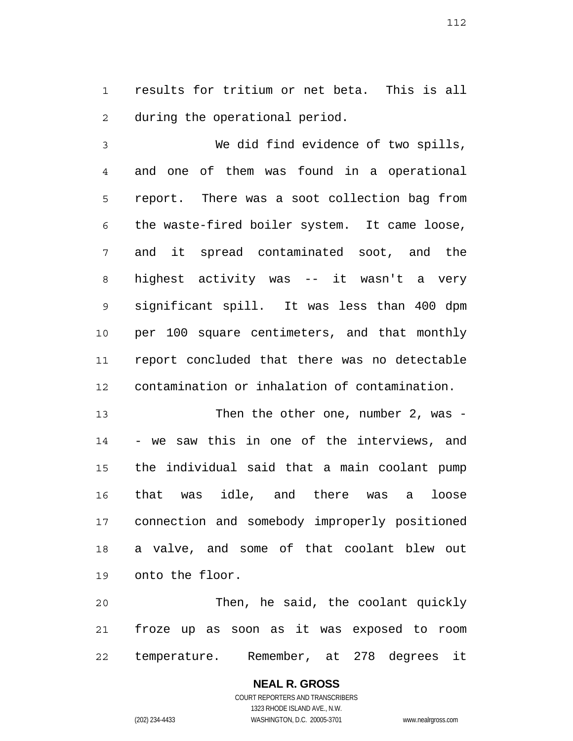results for tritium or net beta. This is all during the operational period.

We did find evidence of two spills, and one of them was found in a operational report. There was a soot collection bag from the waste-fired boiler system. It came loose, and it spread contaminated soot, and the highest activity was -- it wasn't a very significant spill. It was less than 400 dpm per 100 square centimeters, and that monthly report concluded that there was no detectable contamination or inhalation of contamination.

Then the other one, number 2, was -- we saw this in one of the interviews, and the individual said that a main coolant pump that was idle, and there was a loose connection and somebody improperly positioned a valve, and some of that coolant blew out onto the floor.

Then, he said, the coolant quickly froze up as soon as it was exposed to room temperature. Remember, at 278 degrees it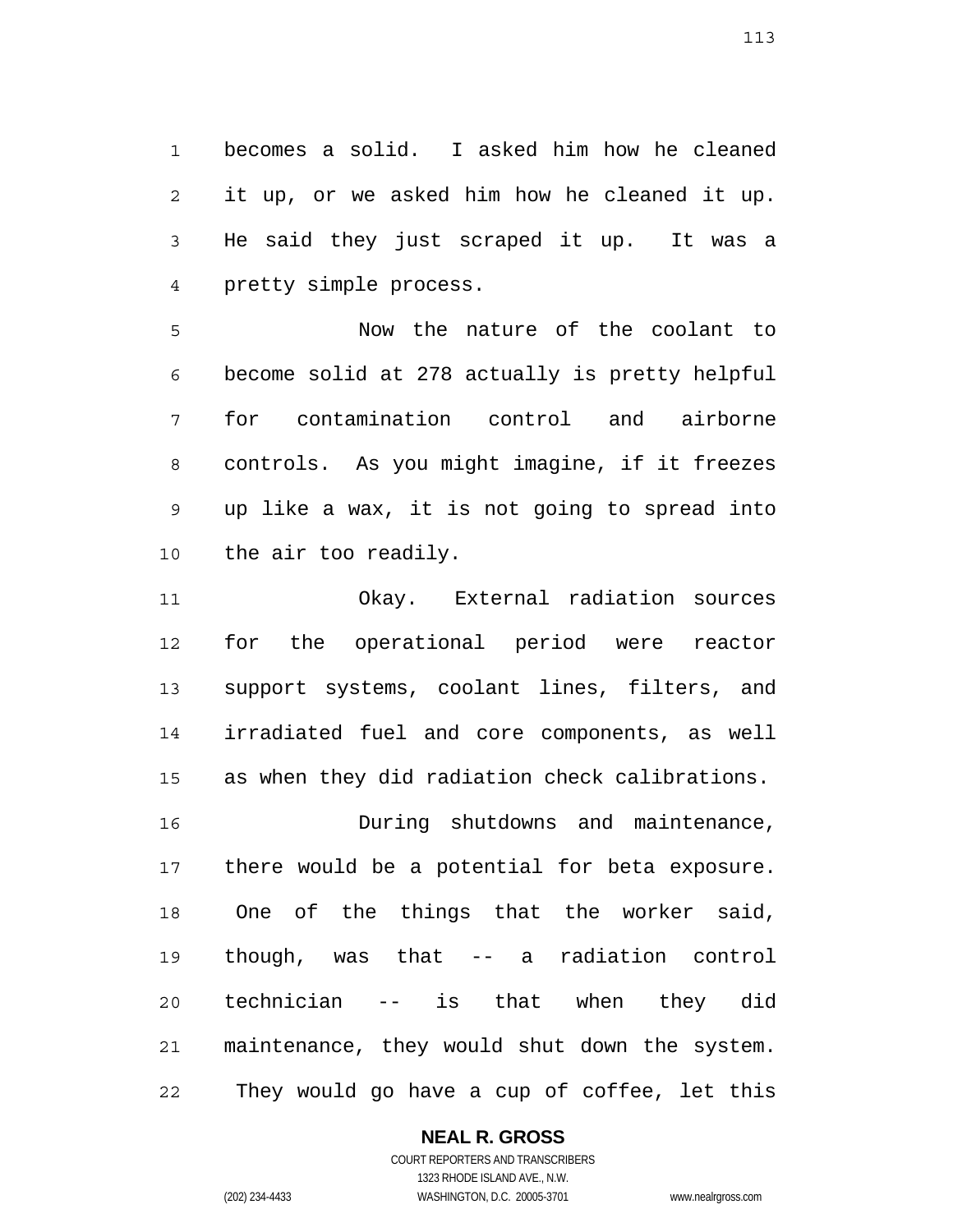becomes a solid. I asked him how he cleaned it up, or we asked him how he cleaned it up. He said they just scraped it up. It was a pretty simple process.

Now the nature of the coolant to become solid at 278 actually is pretty helpful for contamination control and airborne controls. As you might imagine, if it freezes up like a wax, it is not going to spread into the air too readily.

Okay. External radiation sources for the operational period were reactor support systems, coolant lines, filters, and irradiated fuel and core components, as well as when they did radiation check calibrations.

During shutdowns and maintenance, there would be a potential for beta exposure. One of the things that the worker said, though, was that -- a radiation control technician -- is that when they did maintenance, they would shut down the system. They would go have a cup of coffee, let this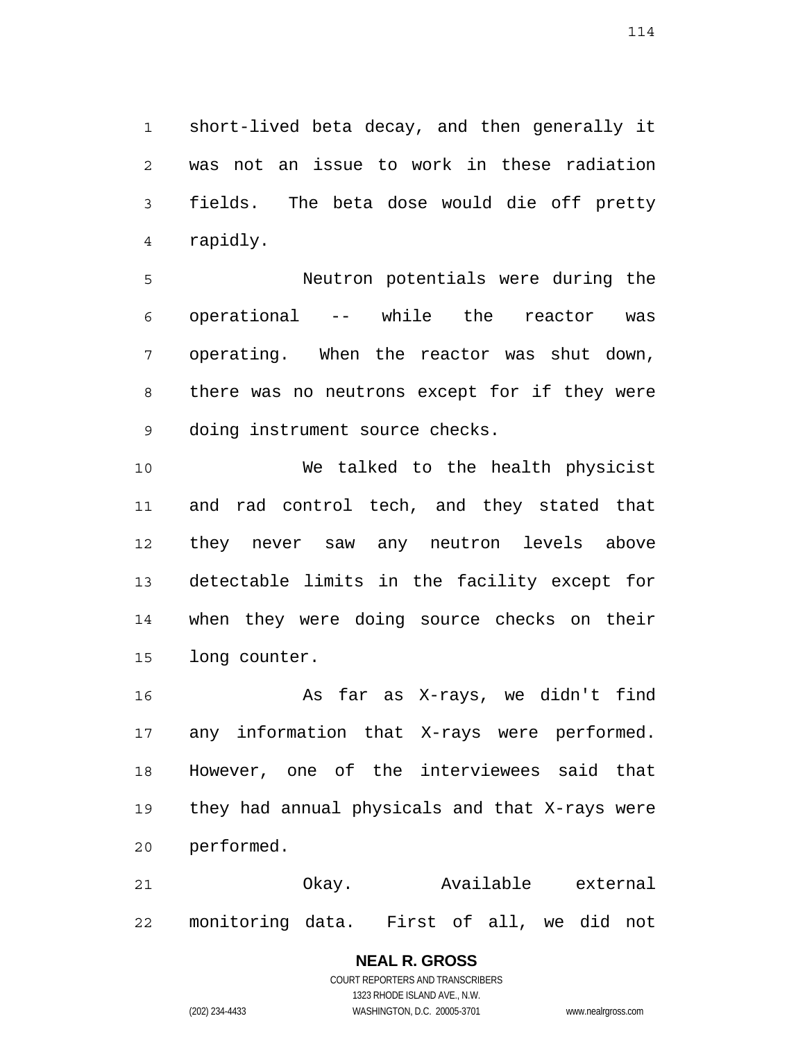short-lived beta decay, and then generally it was not an issue to work in these radiation fields. The beta dose would die off pretty rapidly.

Neutron potentials were during the operational -- while the reactor was operating. When the reactor was shut down, there was no neutrons except for if they were doing instrument source checks.

We talked to the health physicist and rad control tech, and they stated that they never saw any neutron levels above detectable limits in the facility except for when they were doing source checks on their long counter.

As far as X-rays, we didn't find any information that X-rays were performed. However, one of the interviewees said that they had annual physicals and that X-rays were performed.

Okay. Available external monitoring data. First of all, we did not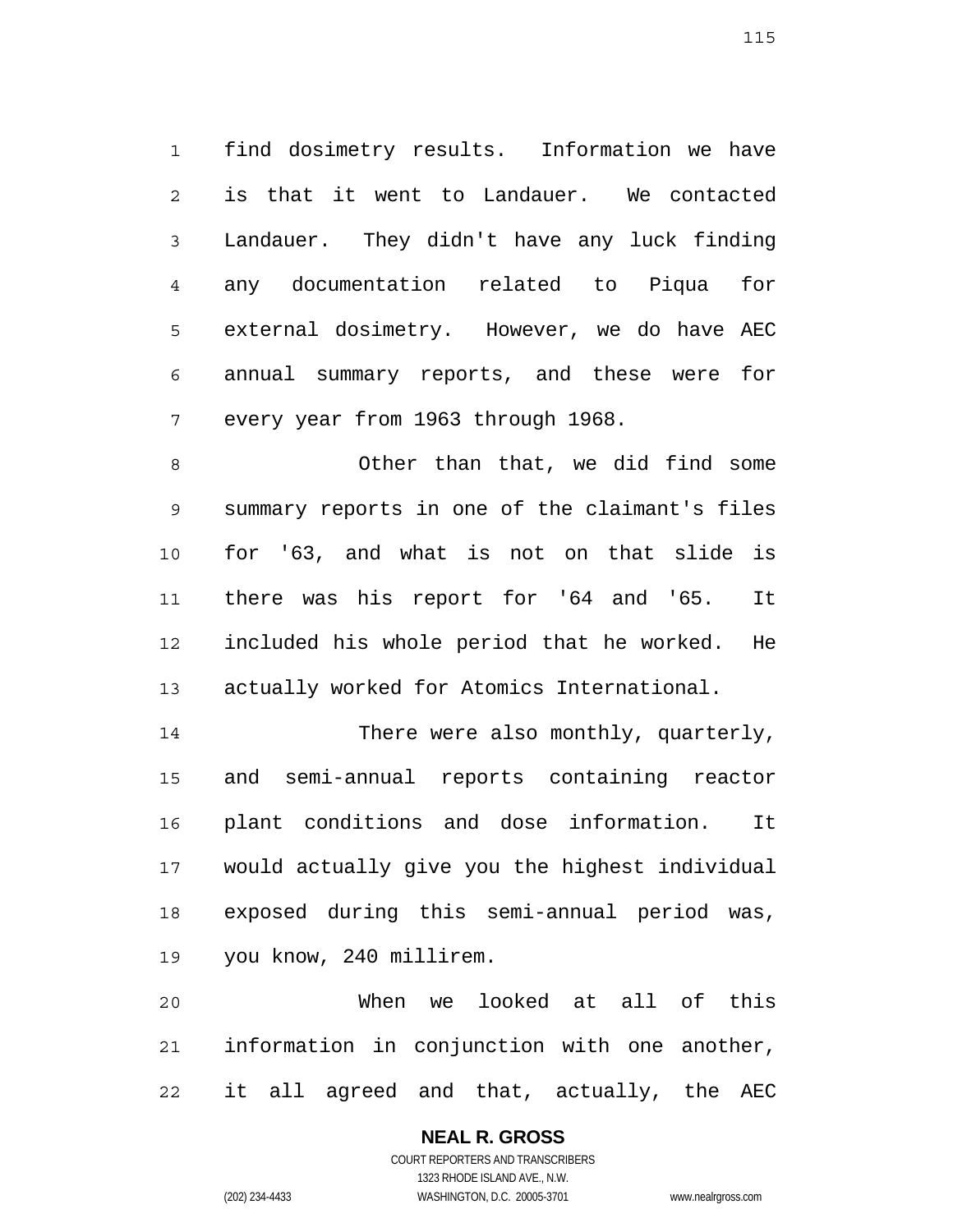find dosimetry results. Information we have is that it went to Landauer. We contacted Landauer. They didn't have any luck finding any documentation related to Piqua for external dosimetry. However, we do have AEC annual summary reports, and these were for every year from 1963 through 1968.

Other than that, we did find some summary reports in one of the claimant's files for '63, and what is not on that slide is there was his report for '64 and '65. It included his whole period that he worked. He actually worked for Atomics International.

There were also monthly, quarterly, and semi-annual reports containing reactor plant conditions and dose information. It would actually give you the highest individual exposed during this semi-annual period was, you know, 240 millirem.

When we looked at all of this information in conjunction with one another, it all agreed and that, actually, the AEC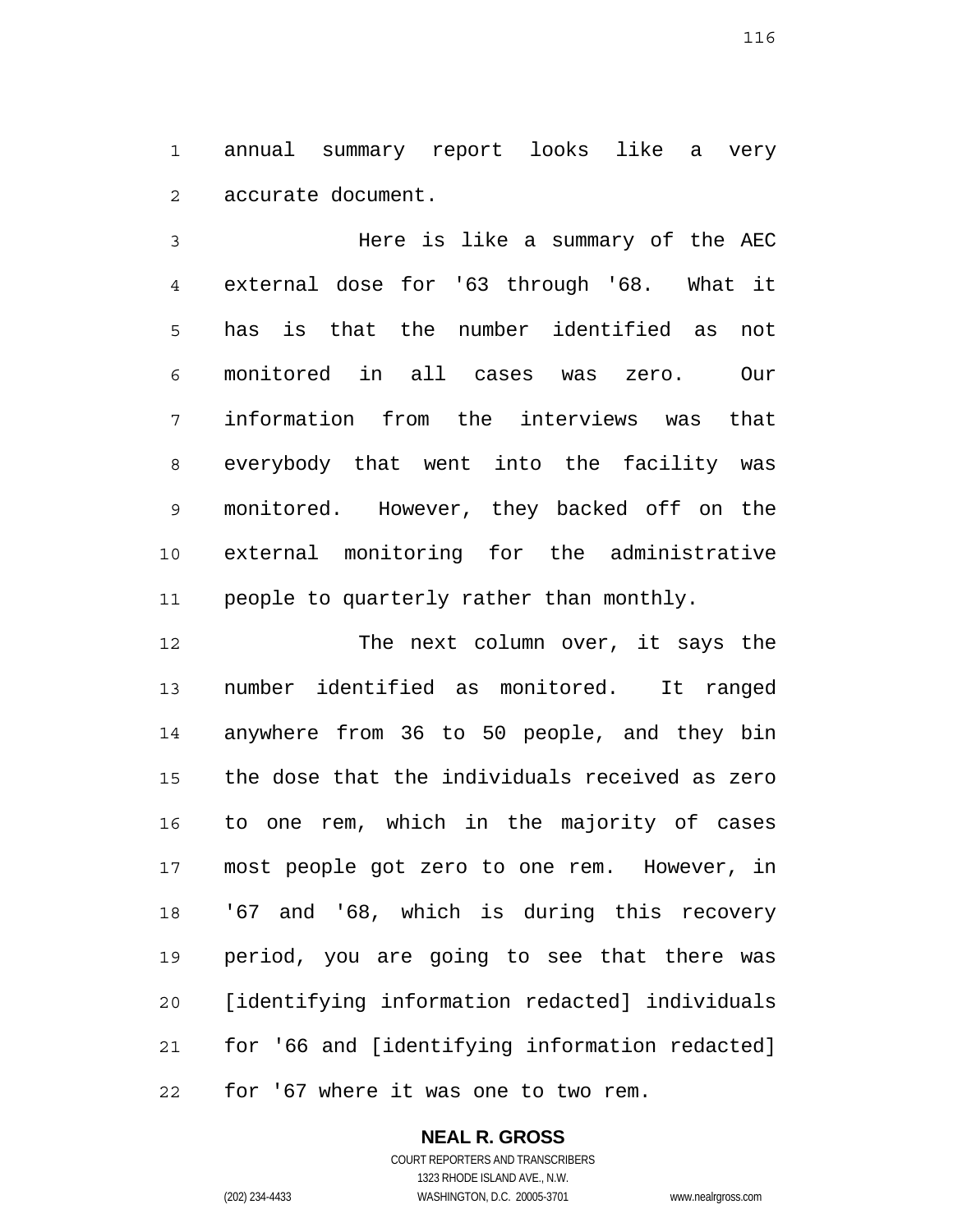annual summary report looks like a very accurate document.

Here is like a summary of the AEC external dose for '63 through '68. What it has is that the number identified as not monitored in all cases was zero. Our information from the interviews was that everybody that went into the facility was monitored. However, they backed off on the external monitoring for the administrative people to quarterly rather than monthly.

The next column over, it says the number identified as monitored. It ranged anywhere from 36 to 50 people, and they bin the dose that the individuals received as zero to one rem, which in the majority of cases most people got zero to one rem. However, in '67 and '68, which is during this recovery period, you are going to see that there was [identifying information redacted] individuals for '66 and [identifying information redacted] for '67 where it was one to two rem.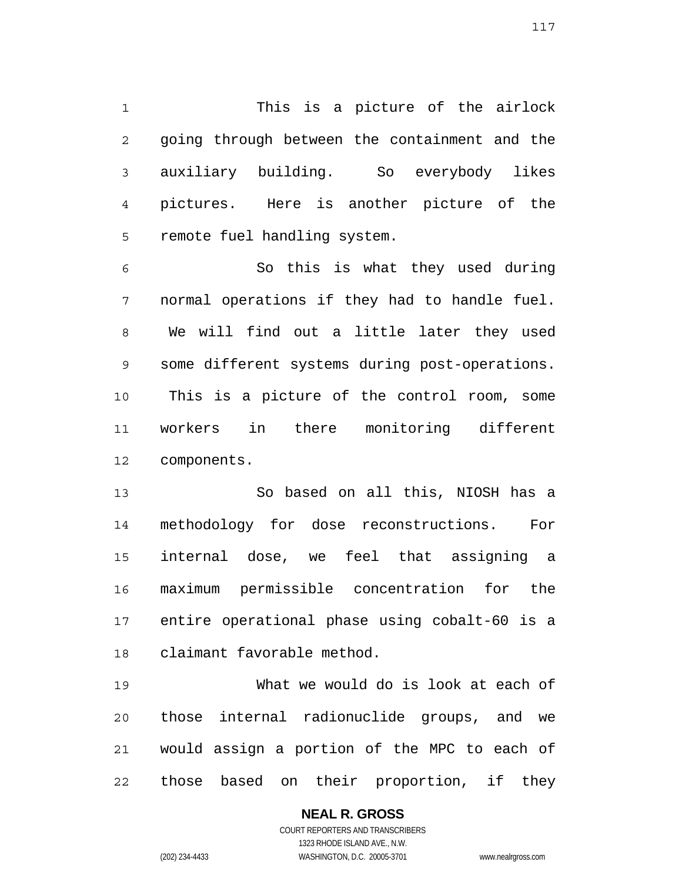This is a picture of the airlock going through between the containment and the auxiliary building. So everybody likes pictures. Here is another picture of the remote fuel handling system.

So this is what they used during normal operations if they had to handle fuel. We will find out a little later they used some different systems during post-operations. This is a picture of the control room, some workers in there monitoring different components.

So based on all this, NIOSH has a methodology for dose reconstructions. For internal dose, we feel that assigning a maximum permissible concentration for the entire operational phase using cobalt-60 is a claimant favorable method.

What we would do is look at each of those internal radionuclide groups, and we would assign a portion of the MPC to each of those based on their proportion, if they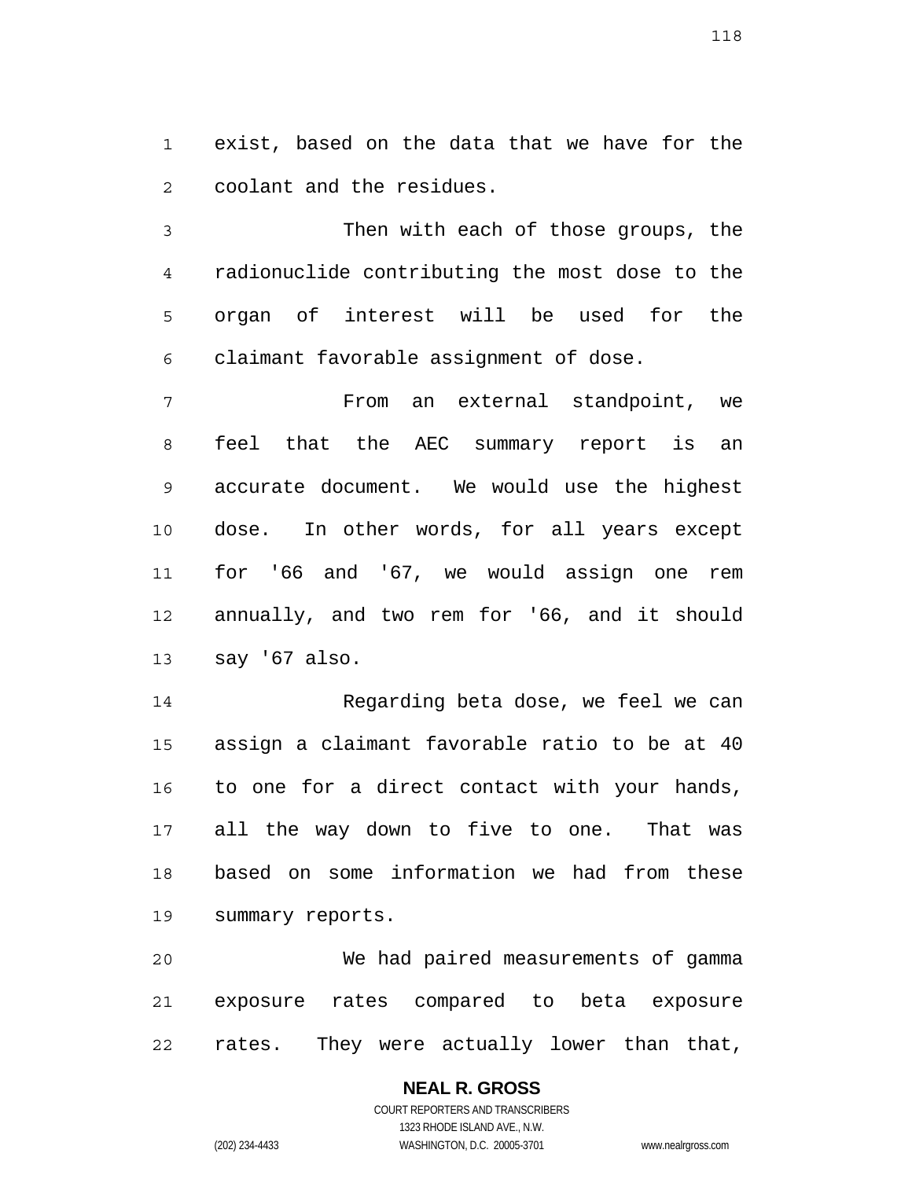exist, based on the data that we have for the coolant and the residues.

Then with each of those groups, the radionuclide contributing the most dose to the organ of interest will be used for the claimant favorable assignment of dose.

From an external standpoint, we feel that the AEC summary report is an accurate document. We would use the highest dose. In other words, for all years except for '66 and '67, we would assign one rem annually, and two rem for '66, and it should say '67 also.

Regarding beta dose, we feel we can assign a claimant favorable ratio to be at 40 to one for a direct contact with your hands, all the way down to five to one. That was based on some information we had from these summary reports.

We had paired measurements of gamma exposure rates compared to beta exposure rates. They were actually lower than that,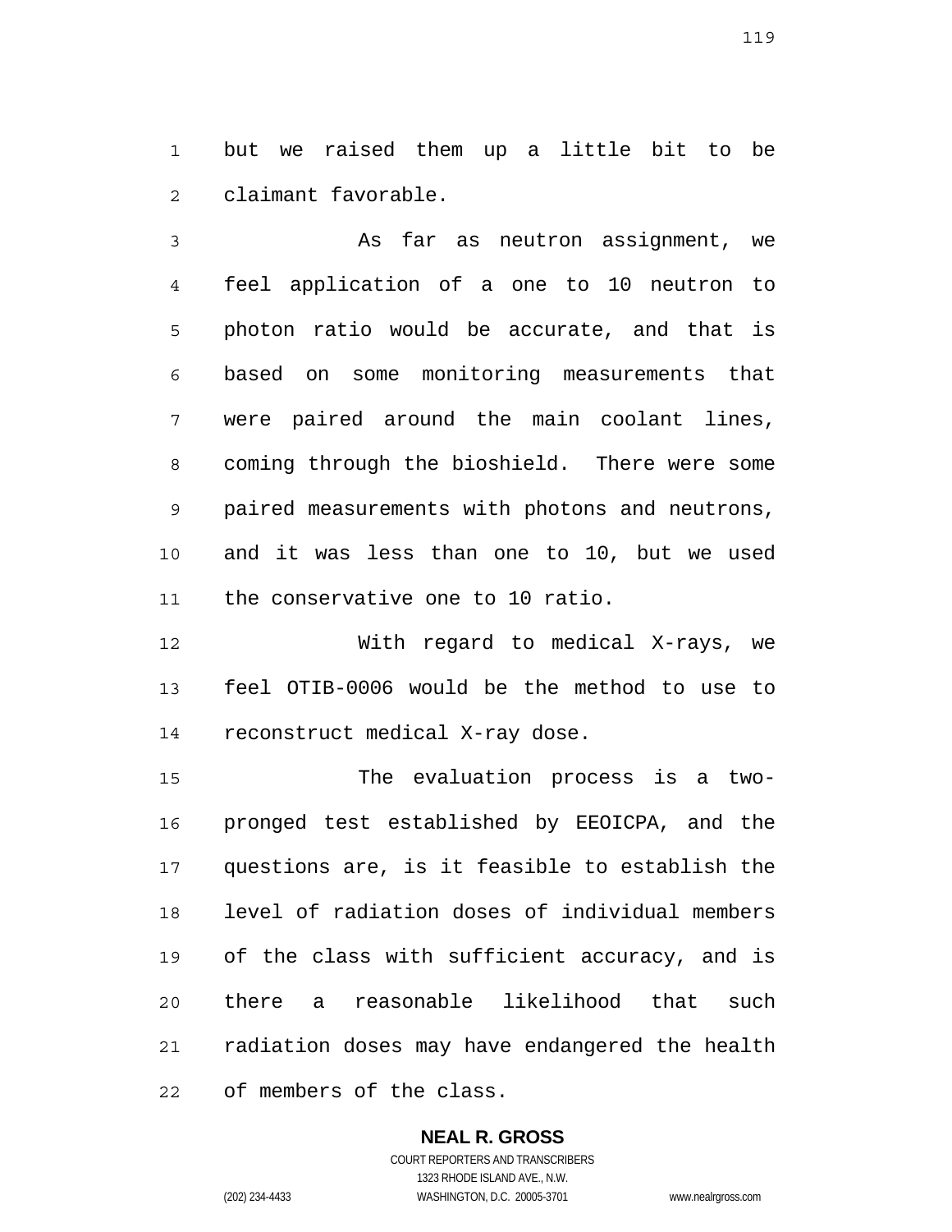but we raised them up a little bit to be claimant favorable.

As far as neutron assignment, we feel application of a one to 10 neutron to photon ratio would be accurate, and that is based on some monitoring measurements that were paired around the main coolant lines, coming through the bioshield. There were some paired measurements with photons and neutrons, and it was less than one to 10, but we used the conservative one to 10 ratio.

With regard to medical X-rays, we feel OTIB-0006 would be the method to use to reconstruct medical X-ray dose.

The evaluation process is a two-pronged test established by EEOICPA, and the questions are, is it feasible to establish the level of radiation doses of individual members of the class with sufficient accuracy, and is there a reasonable likelihood that such radiation doses may have endangered the health of members of the class.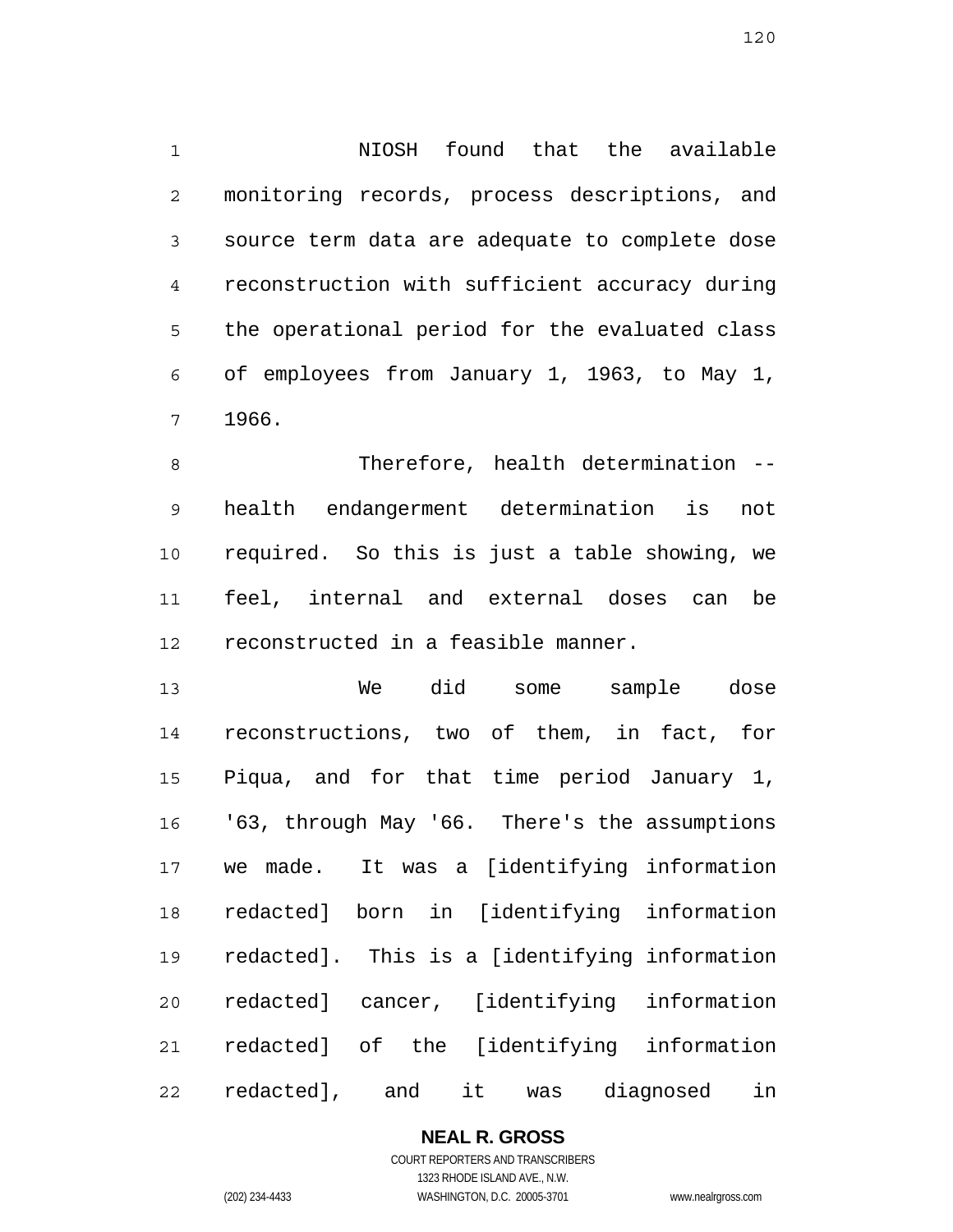NIOSH found that the available monitoring records, process descriptions, and source term data are adequate to complete dose reconstruction with sufficient accuracy during the operational period for the evaluated class of employees from January 1, 1963, to May 1, 1966.

Therefore, health determination -- health endangerment determination is not required. So this is just a table showing, we feel, internal and external doses can be reconstructed in a feasible manner.

We did some sample dose reconstructions, two of them, in fact, for Piqua, and for that time period January 1, '63, through May '66. There's the assumptions we made. It was a [identifying information redacted] born in [identifying information redacted]. This is a [identifying information redacted] cancer, [identifying information redacted] of the [identifying information redacted], and it was diagnosed in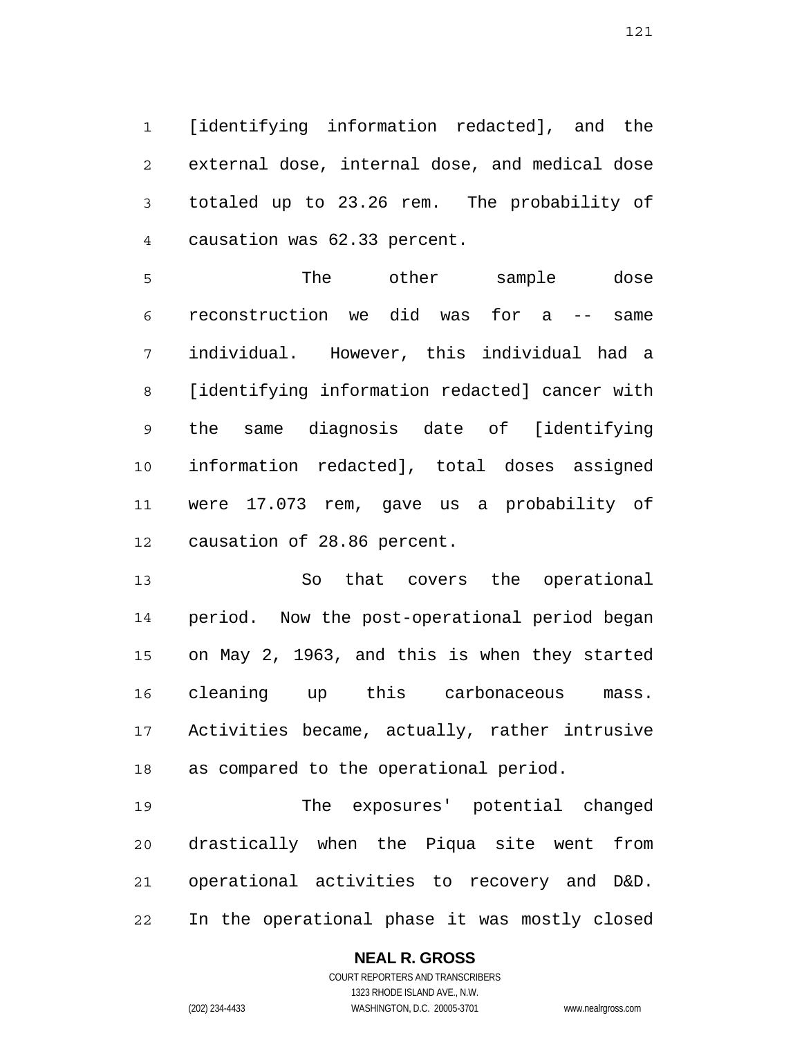[identifying information redacted], and the external dose, internal dose, and medical dose totaled up to 23.26 rem. The probability of causation was 62.33 percent.

The other sample dose reconstruction we did was for a -- same individual. However, this individual had a [identifying information redacted] cancer with the same diagnosis date of [identifying information redacted], total doses assigned were 17.073 rem, gave us a probability of causation of 28.86 percent.

So that covers the operational period. Now the post-operational period began on May 2, 1963, and this is when they started cleaning up this carbonaceous mass. Activities became, actually, rather intrusive as compared to the operational period.

The exposures' potential changed drastically when the Piqua site went from operational activities to recovery and D&D. In the operational phase it was mostly closed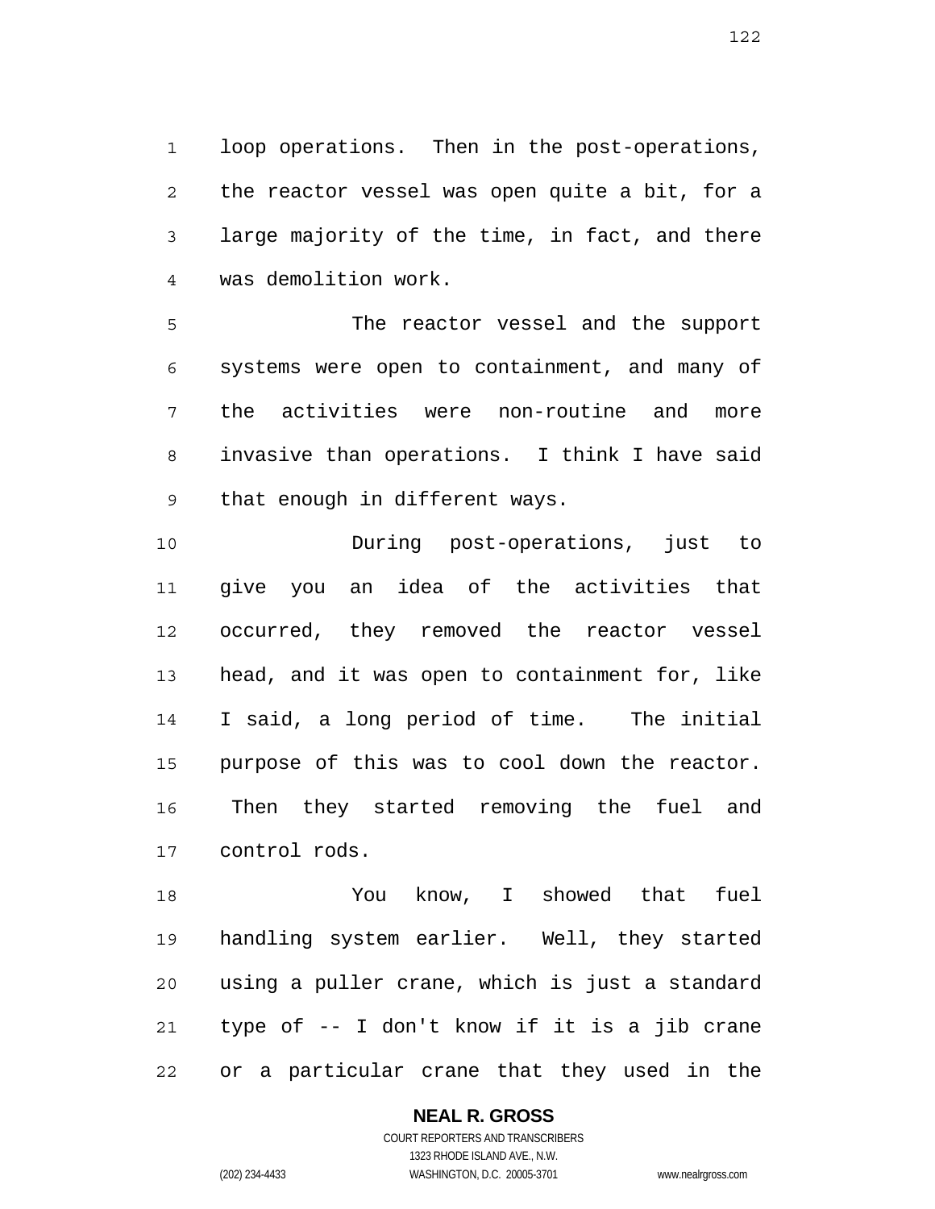loop operations. Then in the post-operations, the reactor vessel was open quite a bit, for a large majority of the time, in fact, and there was demolition work.

The reactor vessel and the support systems were open to containment, and many of the activities were non-routine and more invasive than operations. I think I have said that enough in different ways.

During post-operations, just to give you an idea of the activities that occurred, they removed the reactor vessel head, and it was open to containment for, like I said, a long period of time. The initial purpose of this was to cool down the reactor. Then they started removing the fuel and control rods.

You know, I showed that fuel handling system earlier. Well, they started using a puller crane, which is just a standard type of -- I don't know if it is a jib crane or a particular crane that they used in the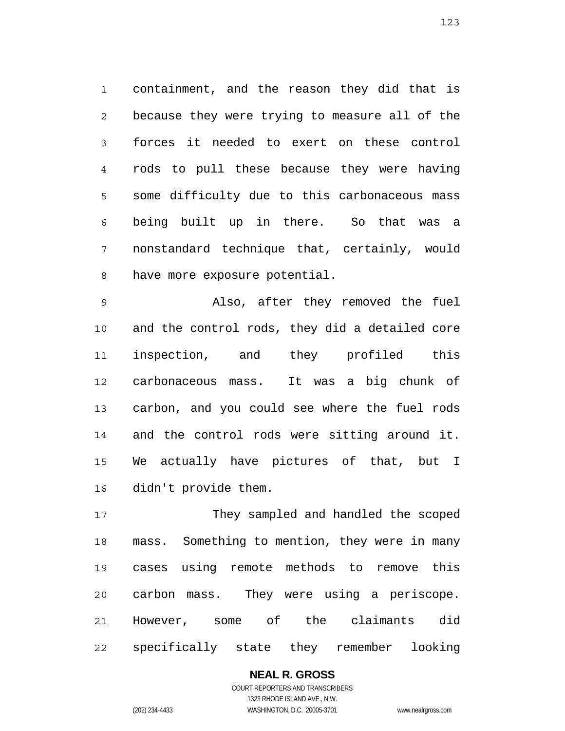containment, and the reason they did that is because they were trying to measure all of the forces it needed to exert on these control rods to pull these because they were having some difficulty due to this carbonaceous mass being built up in there. So that was a nonstandard technique that, certainly, would have more exposure potential.

Also, after they removed the fuel and the control rods, they did a detailed core inspection, and they profiled this carbonaceous mass. It was a big chunk of carbon, and you could see where the fuel rods and the control rods were sitting around it. We actually have pictures of that, but I didn't provide them.

They sampled and handled the scoped mass. Something to mention, they were in many cases using remote methods to remove this carbon mass. They were using a periscope. However, some of the claimants did specifically state they remember looking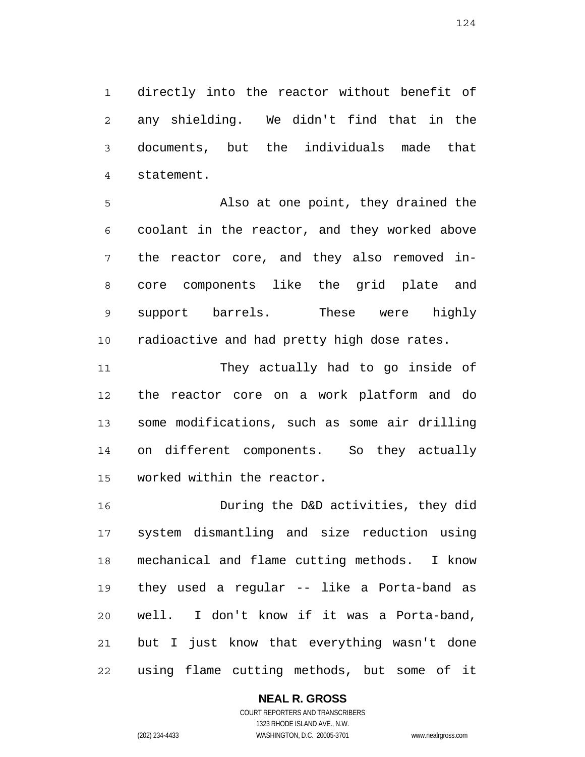directly into the reactor without benefit of any shielding. We didn't find that in the documents, but the individuals made that statement.

Also at one point, they drained the coolant in the reactor, and they worked above the reactor core, and they also removed in-core components like the grid plate and support barrels. These were highly radioactive and had pretty high dose rates.

They actually had to go inside of the reactor core on a work platform and do some modifications, such as some air drilling on different components. So they actually worked within the reactor.

During the D&D activities, they did system dismantling and size reduction using mechanical and flame cutting methods. I know they used a regular -- like a Porta-band as well. I don't know if it was a Porta-band, but I just know that everything wasn't done using flame cutting methods, but some of it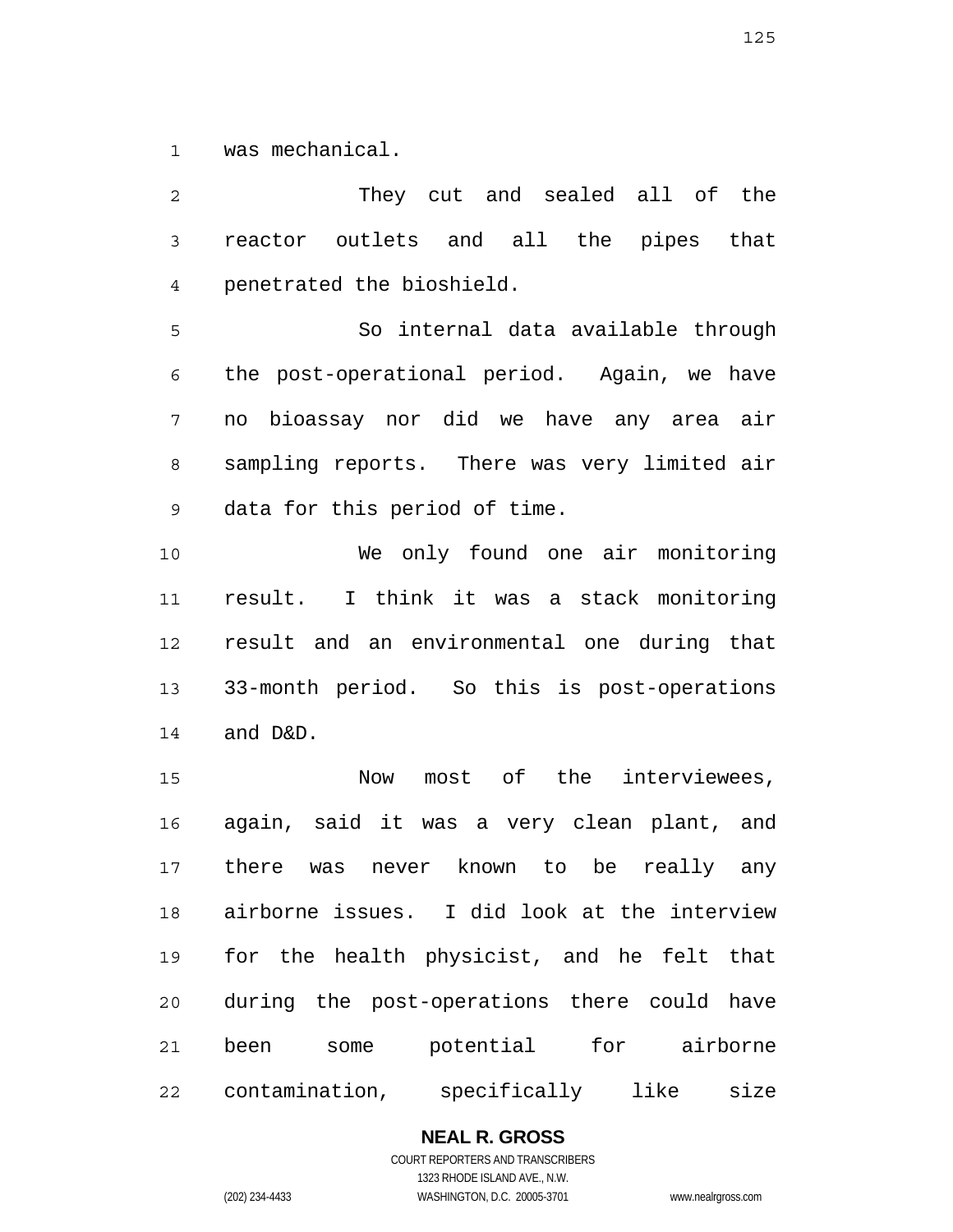was mechanical.

They cut and sealed all of the reactor outlets and all the pipes that penetrated the bioshield.

So internal data available through the post-operational period. Again, we have no bioassay nor did we have any area air sampling reports. There was very limited air data for this period of time.

We only found one air monitoring result. I think it was a stack monitoring result and an environmental one during that 33-month period. So this is post-operations and D&D.

Now most of the interviewees, again, said it was a very clean plant, and there was never known to be really any airborne issues. I did look at the interview for the health physicist, and he felt that during the post-operations there could have been some potential for airborne contamination, specifically like size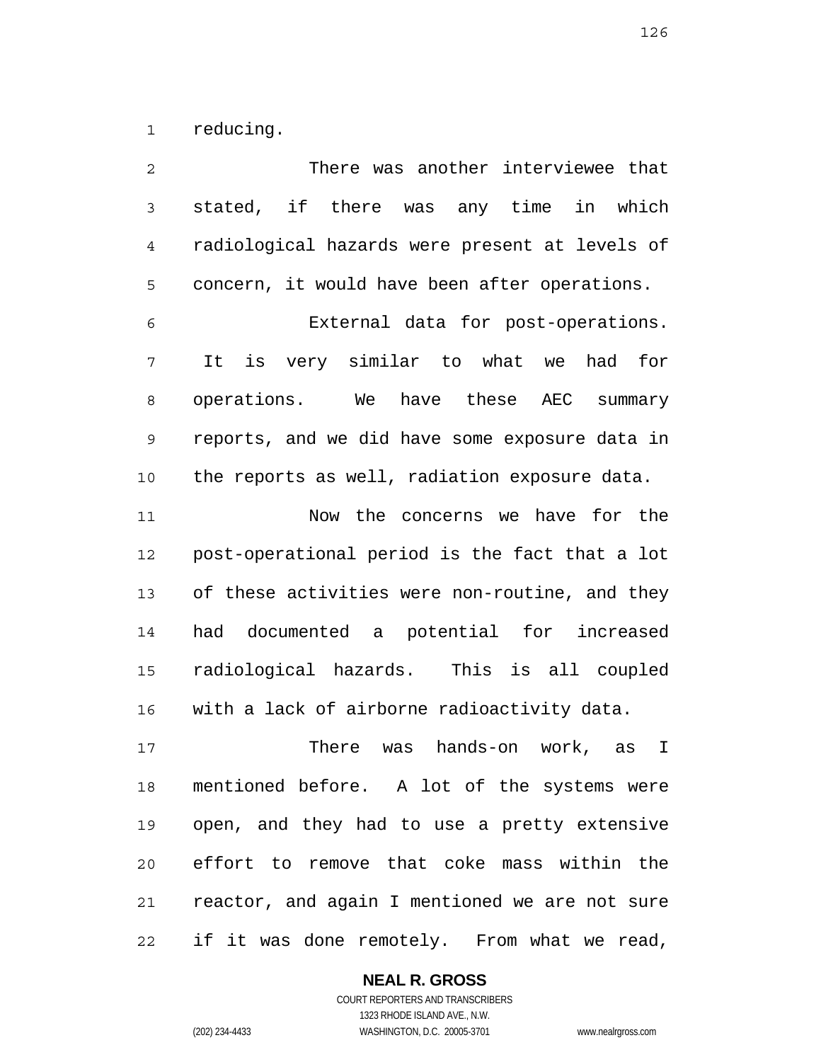reducing.

There was another interviewee that stated, if there was any time in which radiological hazards were present at levels of concern, it would have been after operations.

External data for post-operations. It is very similar to what we had for operations. We have these AEC summary reports, and we did have some exposure data in the reports as well, radiation exposure data.

Now the concerns we have for the post-operational period is the fact that a lot of these activities were non-routine, and they had documented a potential for increased radiological hazards. This is all coupled with a lack of airborne radioactivity data.

There was hands-on work, as I mentioned before. A lot of the systems were open, and they had to use a pretty extensive effort to remove that coke mass within the reactor, and again I mentioned we are not sure if it was done remotely. From what we read,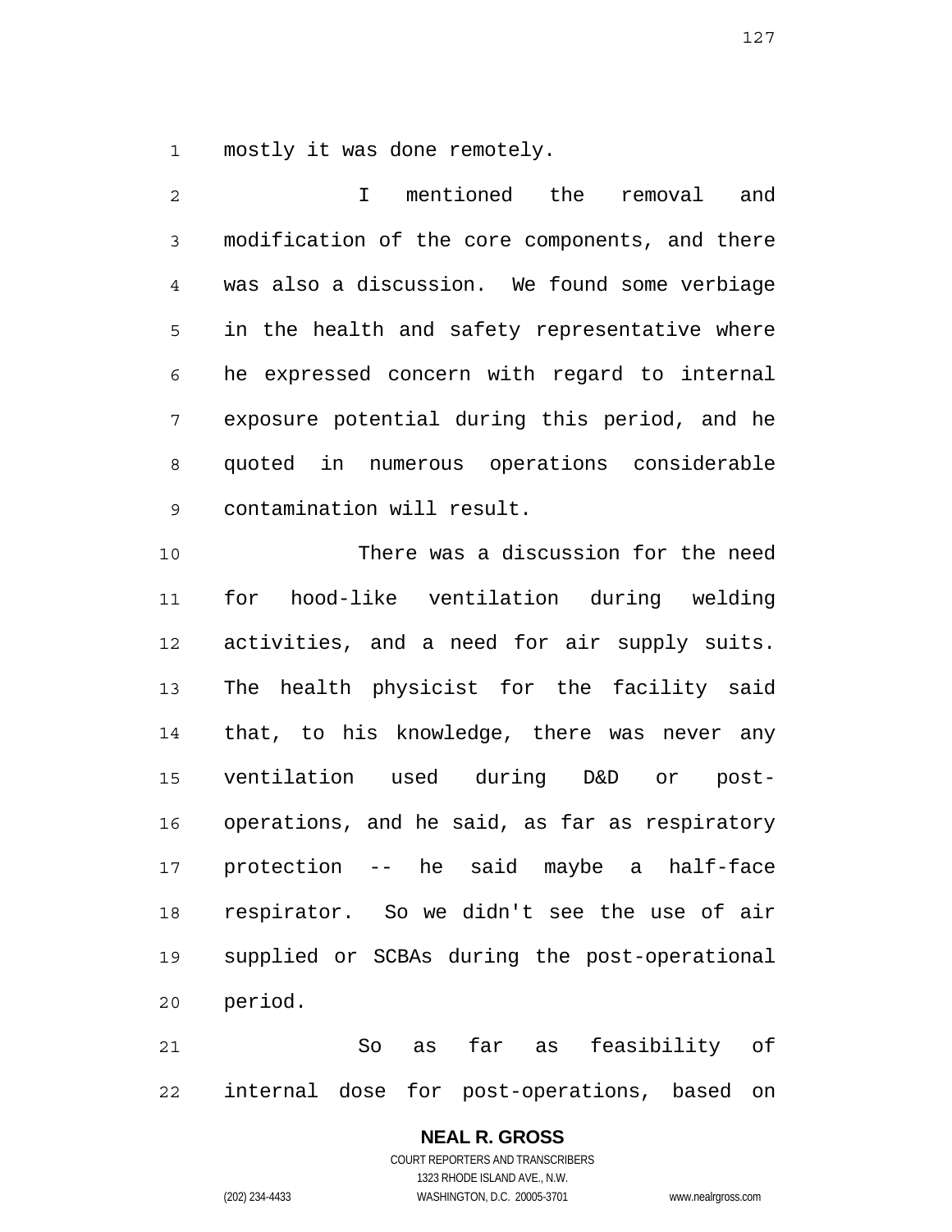mostly it was done remotely.

I mentioned the removal and modification of the core components, and there was also a discussion. We found some verbiage in the health and safety representative where he expressed concern with regard to internal exposure potential during this period, and he quoted in numerous operations considerable contamination will result.

There was a discussion for the need for hood-like ventilation during welding activities, and a need for air supply suits. The health physicist for the facility said that, to his knowledge, there was never any ventilation used during D&D or post-operations, and he said, as far as respiratory protection -- he said maybe a half-face respirator. So we didn't see the use of air supplied or SCBAs during the post-operational period.

So as far as feasibility of internal dose for post-operations, based on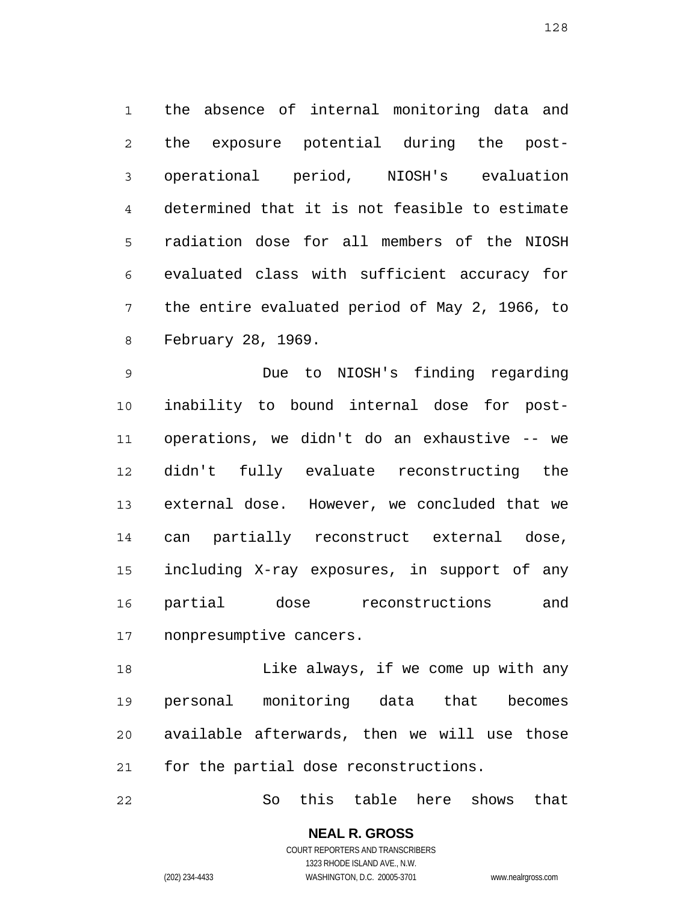the absence of internal monitoring data and the exposure potential during the post-operational period, NIOSH's evaluation determined that it is not feasible to estimate radiation dose for all members of the NIOSH evaluated class with sufficient accuracy for the entire evaluated period of May 2, 1966, to February 28, 1969.

Due to NIOSH's finding regarding inability to bound internal dose for post-operations, we didn't do an exhaustive -- we didn't fully evaluate reconstructing the external dose. However, we concluded that we can partially reconstruct external dose, including X-ray exposures, in support of any partial dose reconstructions and nonpresumptive cancers.

Like always, if we come up with any personal monitoring data that becomes available afterwards, then we will use those for the partial dose reconstructions.

So this table here shows that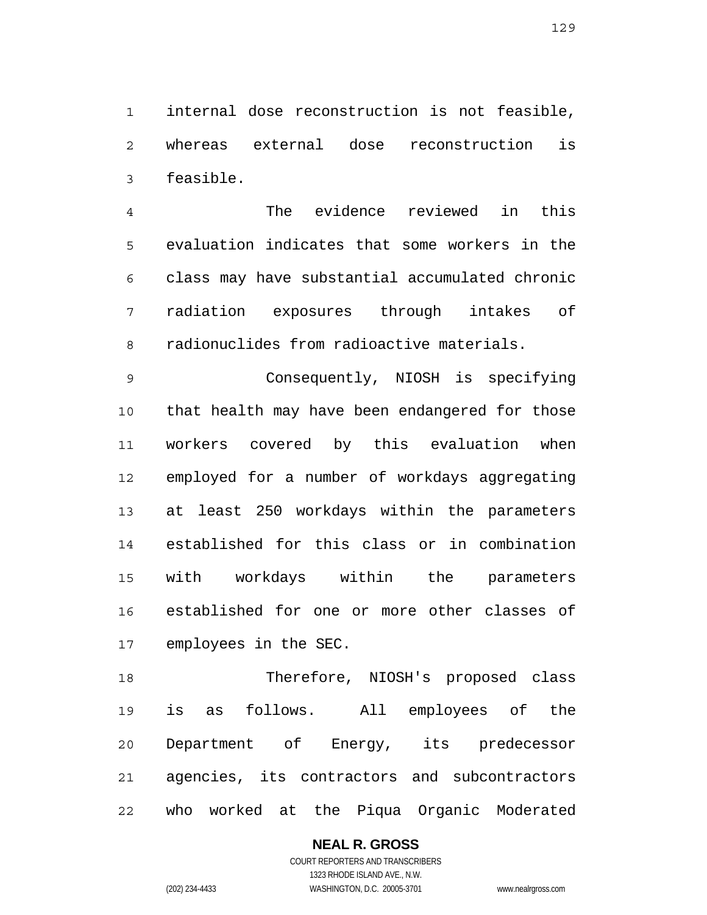internal dose reconstruction is not feasible, whereas external dose reconstruction is feasible.

The evidence reviewed in this evaluation indicates that some workers in the class may have substantial accumulated chronic radiation exposures through intakes of radionuclides from radioactive materials.

Consequently, NIOSH is specifying that health may have been endangered for those workers covered by this evaluation when employed for a number of workdays aggregating at least 250 workdays within the parameters established for this class or in combination with workdays within the parameters established for one or more other classes of employees in the SEC.

Therefore, NIOSH's proposed class is as follows. All employees of the Department of Energy, its predecessor agencies, its contractors and subcontractors who worked at the Piqua Organic Moderated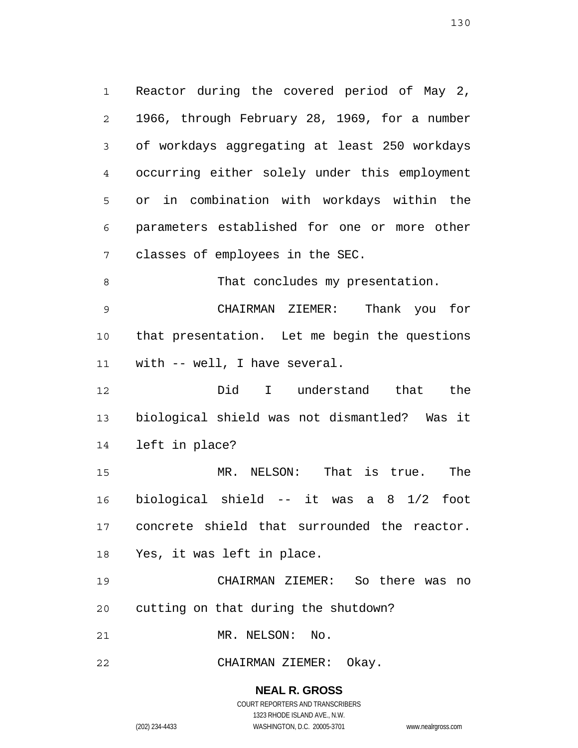Reactor during the covered period of May 2, 1966, through February 28, 1969, for a number of workdays aggregating at least 250 workdays occurring either solely under this employment or in combination with workdays within the parameters established for one or more other classes of employees in the SEC.

That concludes my presentation.

CHAIRMAN ZIEMER: Thank you for that presentation. Let me begin the questions with -- well, I have several.

Did I understand that the biological shield was not dismantled? Was it left in place?

MR. NELSON: That is true. The biological shield -- it was a 8 1/2 foot concrete shield that surrounded the reactor. Yes, it was left in place.

CHAIRMAN ZIEMER: So there was no cutting on that during the shutdown?

MR. NELSON: No.

CHAIRMAN ZIEMER: Okay.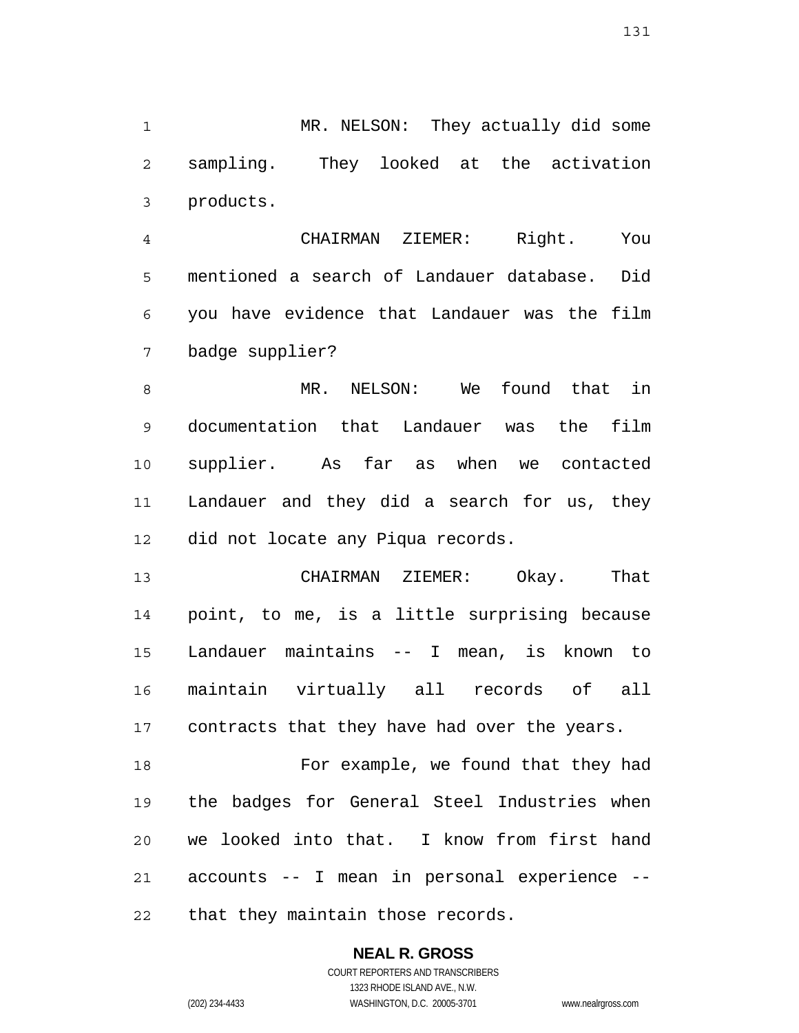MR. NELSON: They actually did some sampling. They looked at the activation products.

CHAIRMAN ZIEMER: Right. You mentioned a search of Landauer database. Did you have evidence that Landauer was the film badge supplier?

MR. NELSON: We found that in documentation that Landauer was the film supplier. As far as when we contacted Landauer and they did a search for us, they did not locate any Piqua records.

CHAIRMAN ZIEMER: Okay. That point, to me, is a little surprising because Landauer maintains -- I mean, is known to maintain virtually all records of all contracts that they have had over the years.

For example, we found that they had the badges for General Steel Industries when we looked into that. I know from first hand accounts -- I mean in personal experience -- that they maintain those records.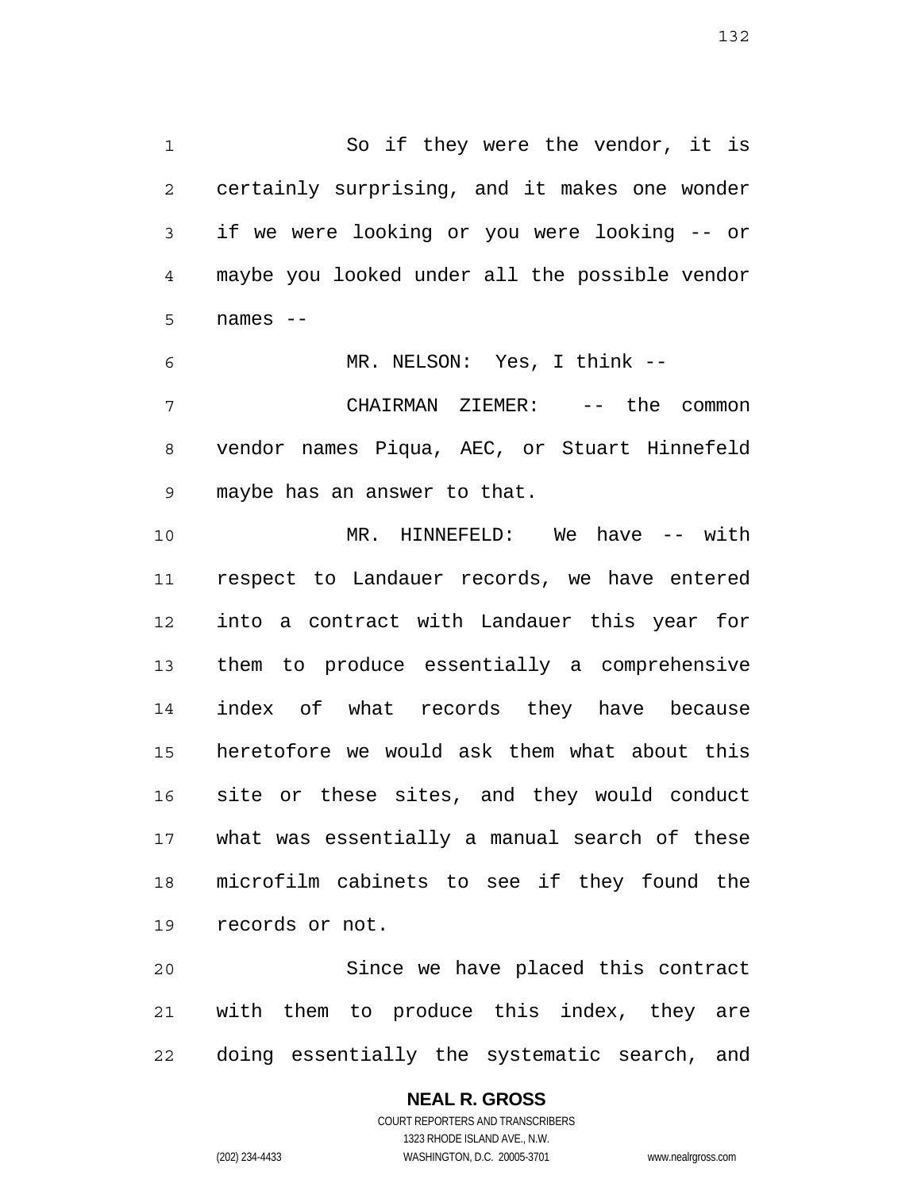So if they were the vendor, it is certainly surprising, and it makes one wonder if we were looking or you were looking -- or maybe you looked under all the possible vendor names --

MR. NELSON: Yes, I think --

CHAIRMAN ZIEMER: -- the common vendor names Piqua, AEC, or Stuart Hinnefeld maybe has an answer to that.

MR. HINNEFELD: We have -- with respect to Landauer records, we have entered into a contract with Landauer this year for them to produce essentially a comprehensive index of what records they have because heretofore we would ask them what about this site or these sites, and they would conduct what was essentially a manual search of these microfilm cabinets to see if they found the records or not.

Since we have placed this contract with them to produce this index, they are doing essentially the systematic search, and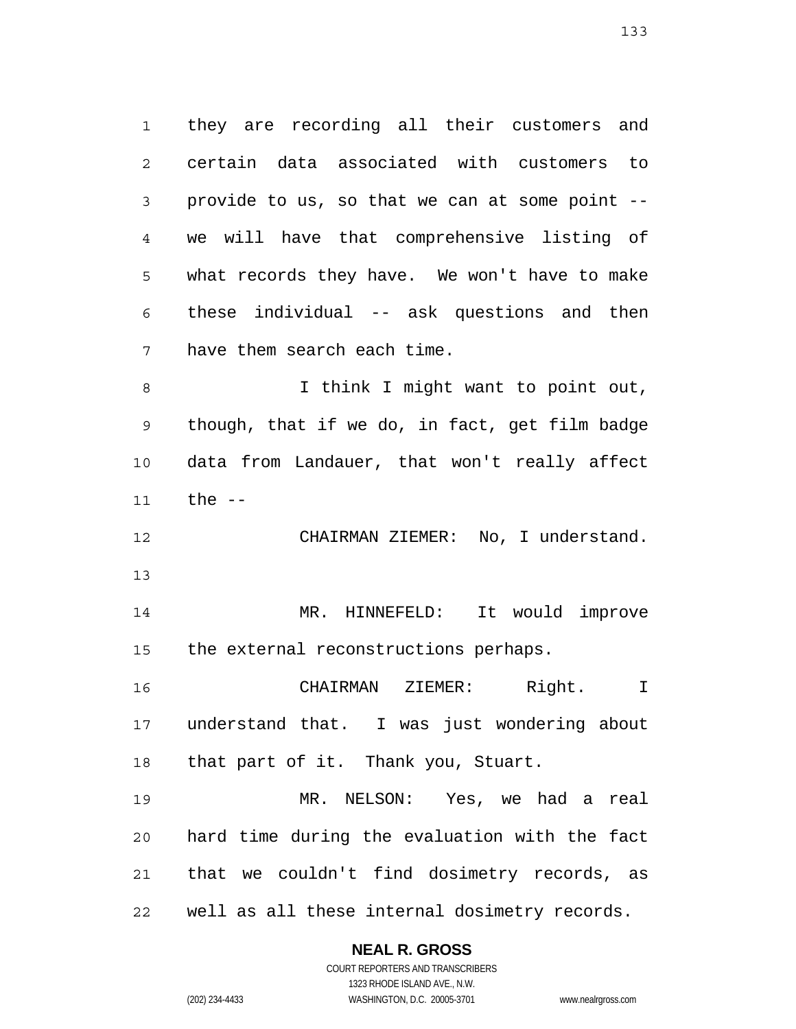they are recording all their customers and certain data associated with customers to provide to us, so that we can at some point -- we will have that comprehensive listing of what records they have. We won't have to make these individual -- ask questions and then have them search each time.

I think I might want to point out, though, that if we do, in fact, get film badge data from Landauer, that won't really affect the --

CHAIRMAN ZIEMER: No, I understand.

MR. HINNEFELD: It would improve the external reconstructions perhaps.

CHAIRMAN ZIEMER: Right. I understand that. I was just wondering about that part of it. Thank you, Stuart.

MR. NELSON: Yes, we had a real hard time during the evaluation with the fact that we couldn't find dosimetry records, as well as all these internal dosimetry records.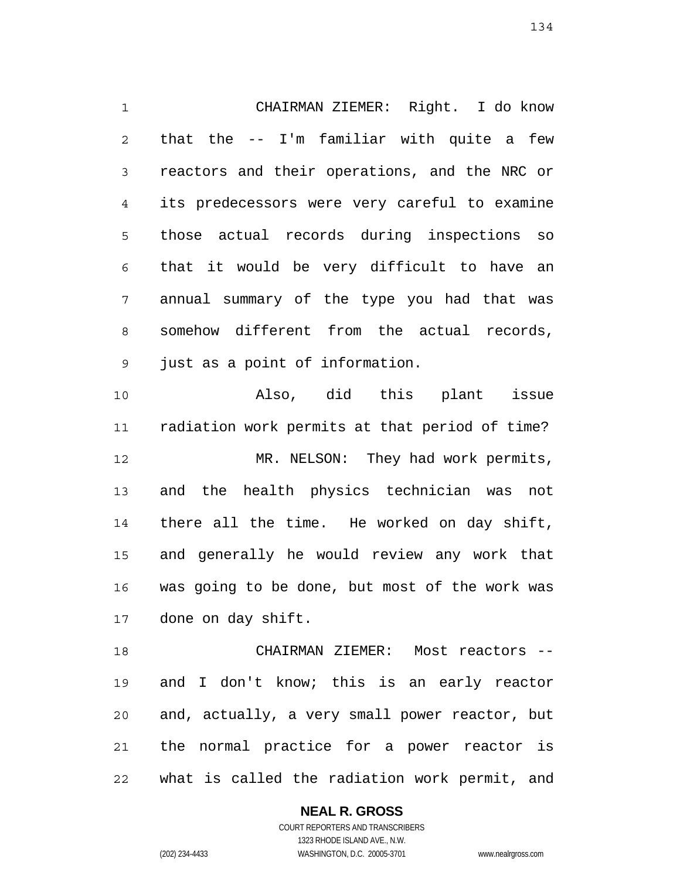CHAIRMAN ZIEMER: Right. I do know that the -- I'm familiar with quite a few reactors and their operations, and the NRC or its predecessors were very careful to examine those actual records during inspections so that it would be very difficult to have an annual summary of the type you had that was somehow different from the actual records, just as a point of information.

Also, did this plant issue radiation work permits at that period of time?

MR. NELSON: They had work permits, and the health physics technician was not there all the time. He worked on day shift, and generally he would review any work that was going to be done, but most of the work was done on day shift.

CHAIRMAN ZIEMER: Most reactors -- and I don't know; this is an early reactor and, actually, a very small power reactor, but the normal practice for a power reactor is what is called the radiation work permit, and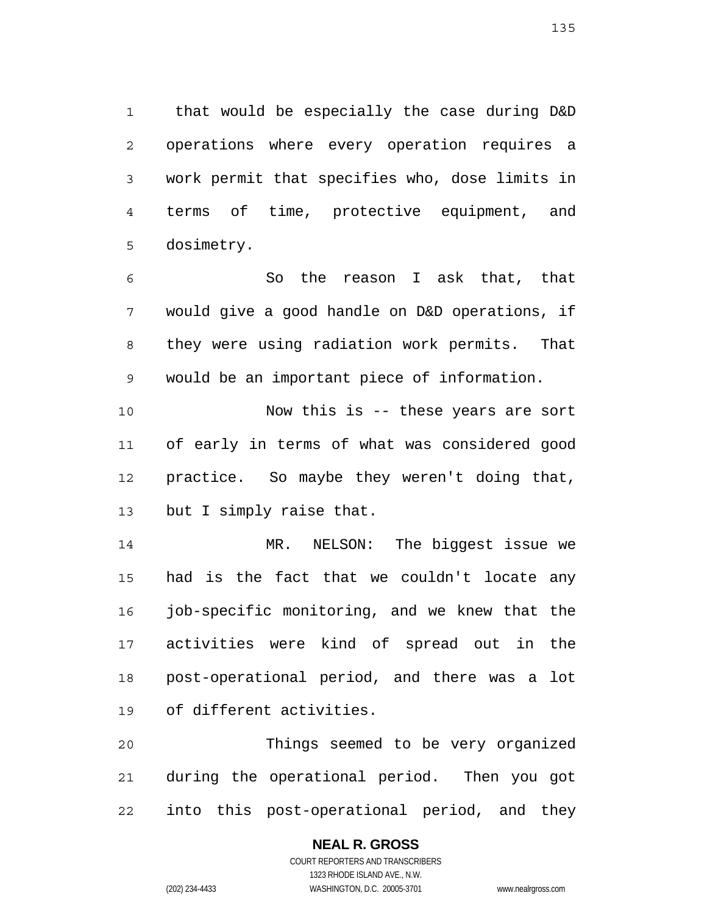that would be especially the case during D&D operations where every operation requires a work permit that specifies who, dose limits in terms of time, protective equipment, and dosimetry.

So the reason I ask that, that would give a good handle on D&D operations, if they were using radiation work permits. That would be an important piece of information.

Now this is -- these years are sort of early in terms of what was considered good practice. So maybe they weren't doing that, but I simply raise that.

MR. NELSON: The biggest issue we had is the fact that we couldn't locate any job-specific monitoring, and we knew that the activities were kind of spread out in the post-operational period, and there was a lot of different activities.

Things seemed to be very organized during the operational period. Then you got into this post-operational period, and they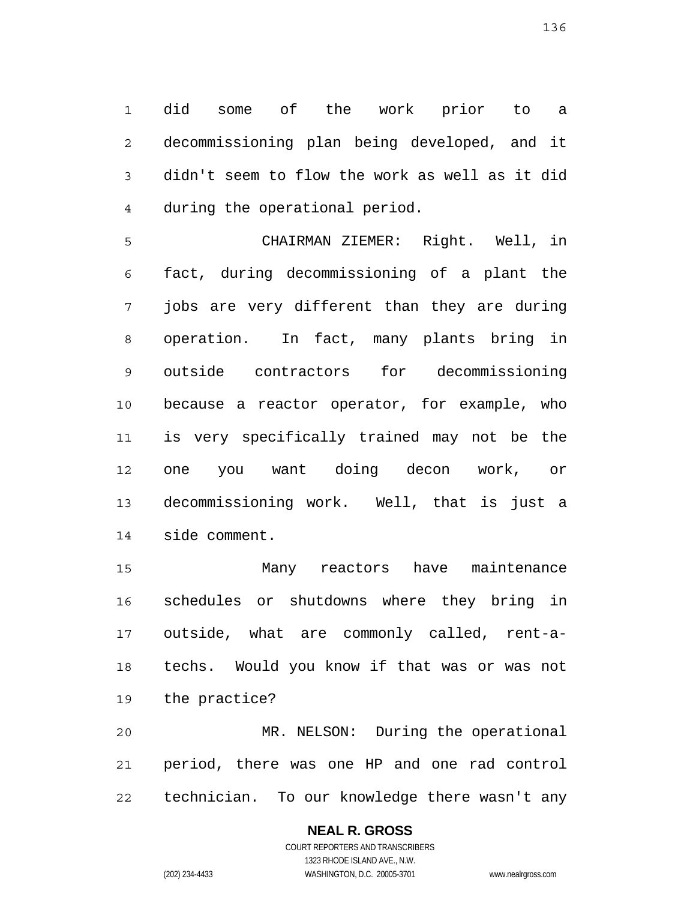did some of the work prior to a decommissioning plan being developed, and it didn't seem to flow the work as well as it did during the operational period.

CHAIRMAN ZIEMER: Right. Well, in fact, during decommissioning of a plant the jobs are very different than they are during operation. In fact, many plants bring in outside contractors for decommissioning because a reactor operator, for example, who is very specifically trained may not be the one you want doing decon work, or decommissioning work. Well, that is just a side comment.

Many reactors have maintenance schedules or shutdowns where they bring in outside, what are commonly called, rent-a-techs. Would you know if that was or was not the practice?

MR. NELSON: During the operational period, there was one HP and one rad control technician. To our knowledge there wasn't any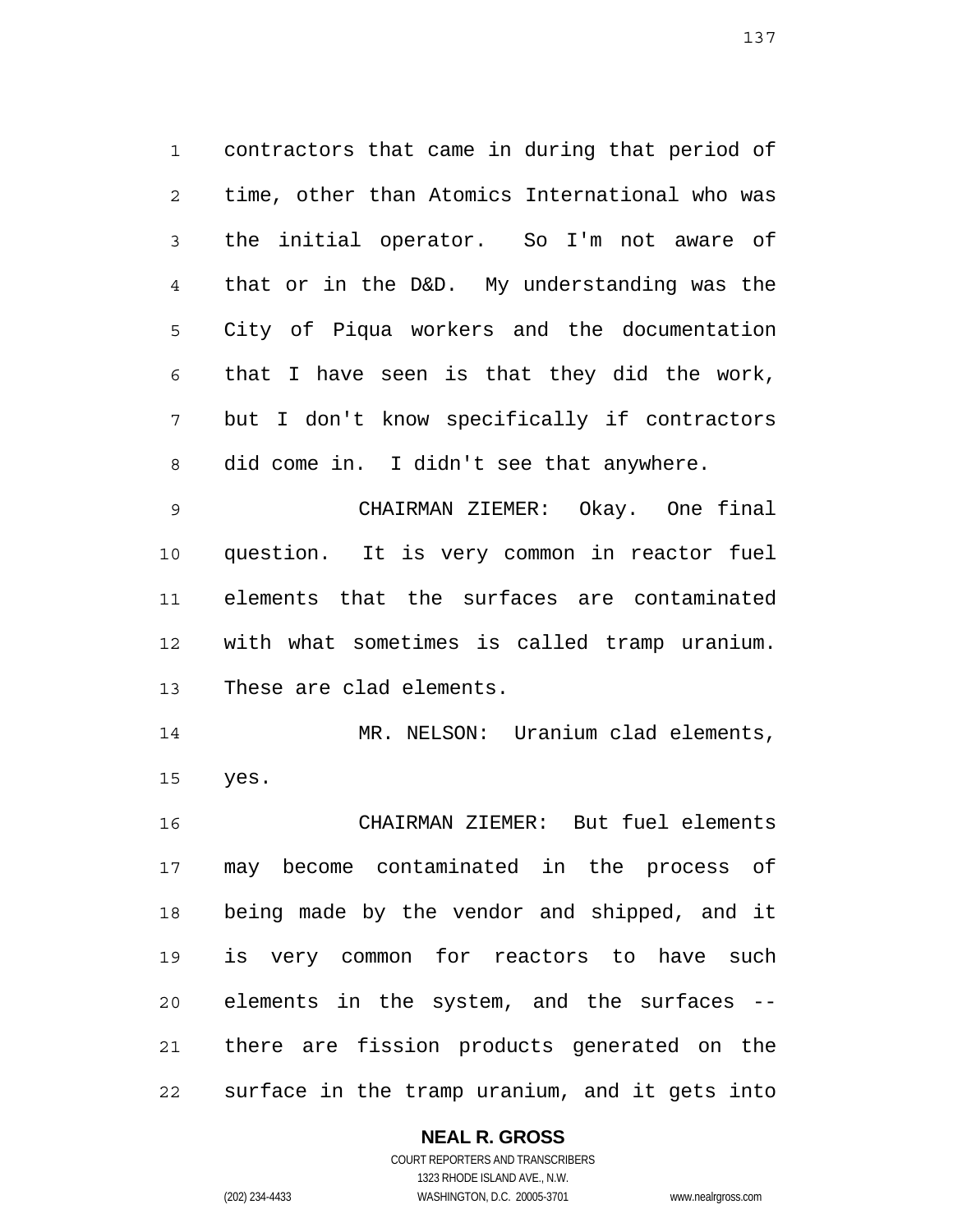contractors that came in during that period of time, other than Atomics International who was the initial operator. So I'm not aware of that or in the D&D. My understanding was the City of Piqua workers and the documentation that I have seen is that they did the work, but I don't know specifically if contractors did come in. I didn't see that anywhere.

CHAIRMAN ZIEMER: Okay. One final question. It is very common in reactor fuel elements that the surfaces are contaminated with what sometimes is called tramp uranium. These are clad elements.

MR. NELSON: Uranium clad elements, yes.

CHAIRMAN ZIEMER: But fuel elements may become contaminated in the process of being made by the vendor and shipped, and it is very common for reactors to have such elements in the system, and the surfaces -- there are fission products generated on the surface in the tramp uranium, and it gets into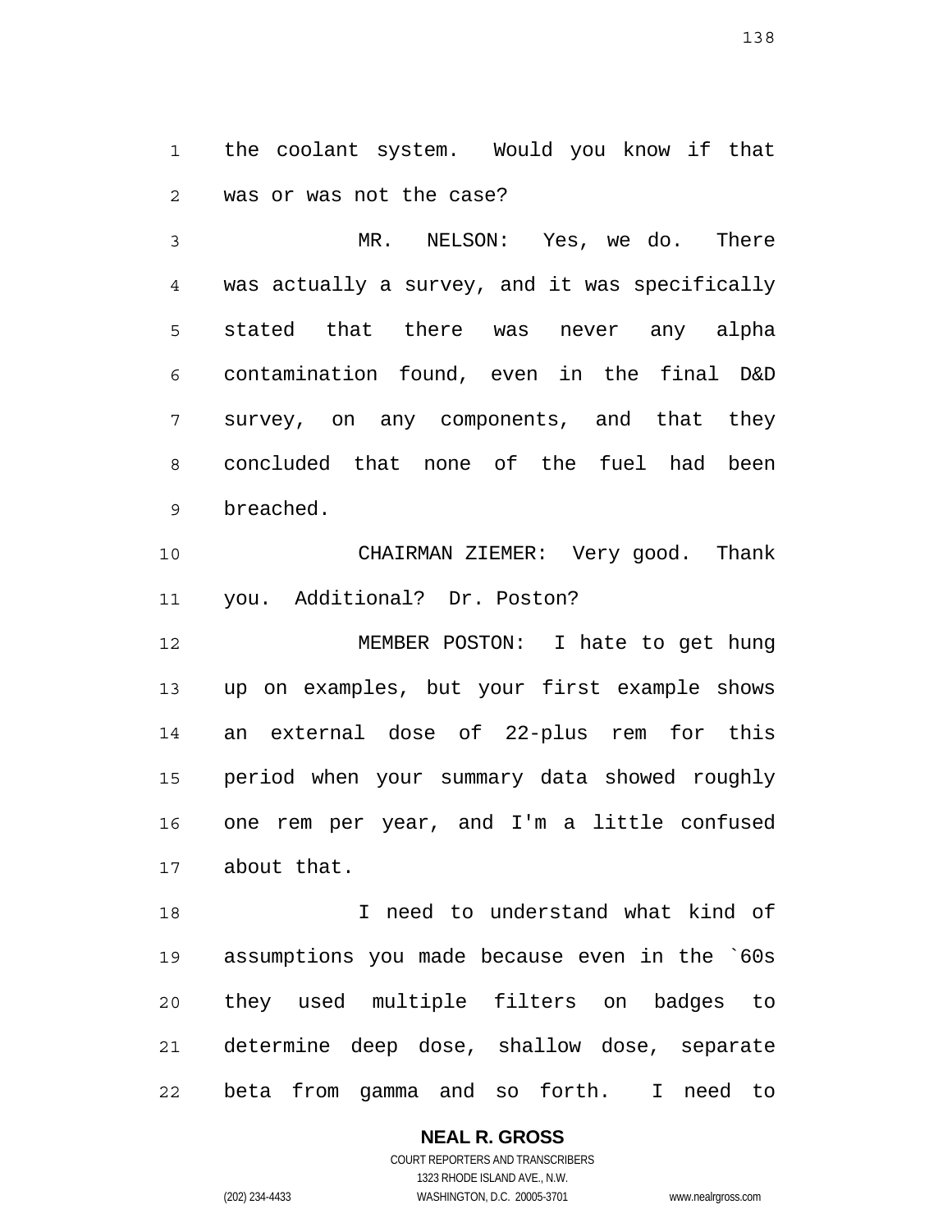the coolant system. Would you know if that was or was not the case?

MR. NELSON: Yes, we do. There was actually a survey, and it was specifically stated that there was never any alpha contamination found, even in the final D&D survey, on any components, and that they concluded that none of the fuel had been breached.

CHAIRMAN ZIEMER: Very good. Thank you. Additional? Dr. Poston?

MEMBER POSTON: I hate to get hung up on examples, but your first example shows an external dose of 22-plus rem for this period when your summary data showed roughly one rem per year, and I'm a little confused about that.

I need to understand what kind of assumptions you made because even in the `60s they used multiple filters on badges to determine deep dose, shallow dose, separate beta from gamma and so forth. I need to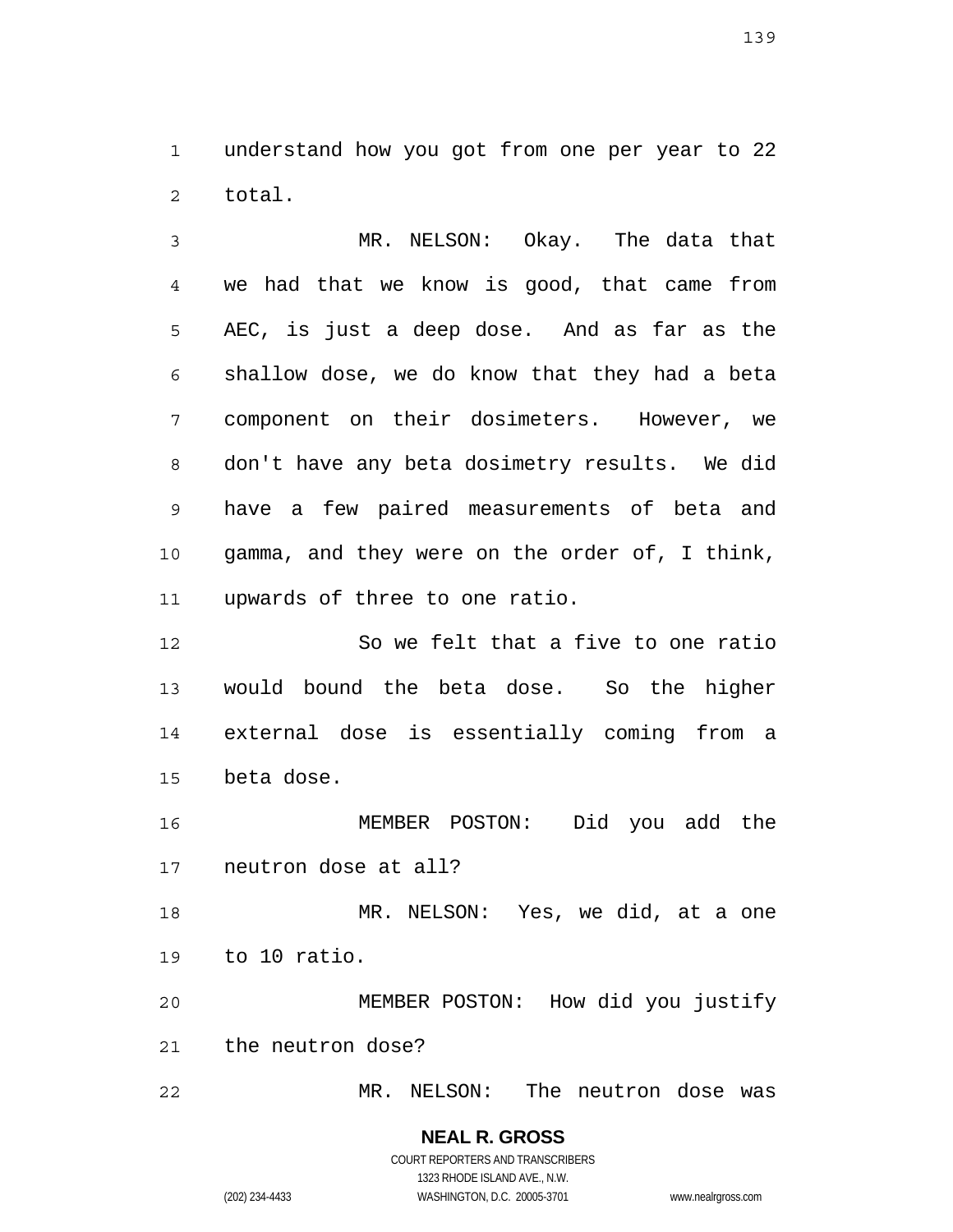understand how you got from one per year to 22 total.

MR. NELSON: Okay. The data that we had that we know is good, that came from AEC, is just a deep dose. And as far as the shallow dose, we do know that they had a beta component on their dosimeters. However, we don't have any beta dosimetry results. We did have a few paired measurements of beta and gamma, and they were on the order of, I think, upwards of three to one ratio.

So we felt that a five to one ratio would bound the beta dose. So the higher external dose is essentially coming from a beta dose.

MEMBER POSTON: Did you add the neutron dose at all?

MR. NELSON: Yes, we did, at a one to 10 ratio.

MEMBER POSTON: How did you justify the neutron dose?

MR. NELSON: The neutron dose was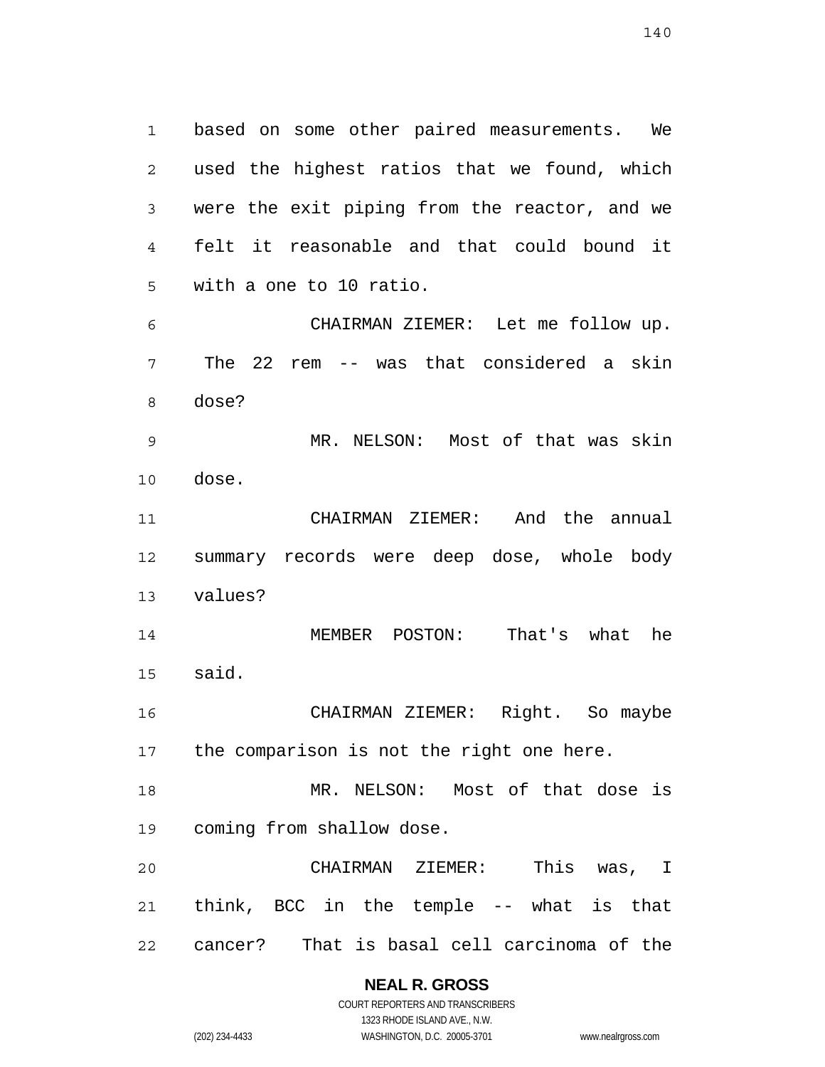based on some other paired measurements. We used the highest ratios that we found, which were the exit piping from the reactor, and we felt it reasonable and that could bound it with a one to 10 ratio.

CHAIRMAN ZIEMER: Let me follow up. The 22 rem -- was that considered a skin dose?

MR. NELSON: Most of that was skin dose.

CHAIRMAN ZIEMER: And the annual summary records were deep dose, whole body values?

MEMBER POSTON: That's what he said.

CHAIRMAN ZIEMER: Right. So maybe the comparison is not the right one here.

MR. NELSON: Most of that dose is coming from shallow dose.

CHAIRMAN ZIEMER: This was, I think, BCC in the temple -- what is that cancer? That is basal cell carcinoma of the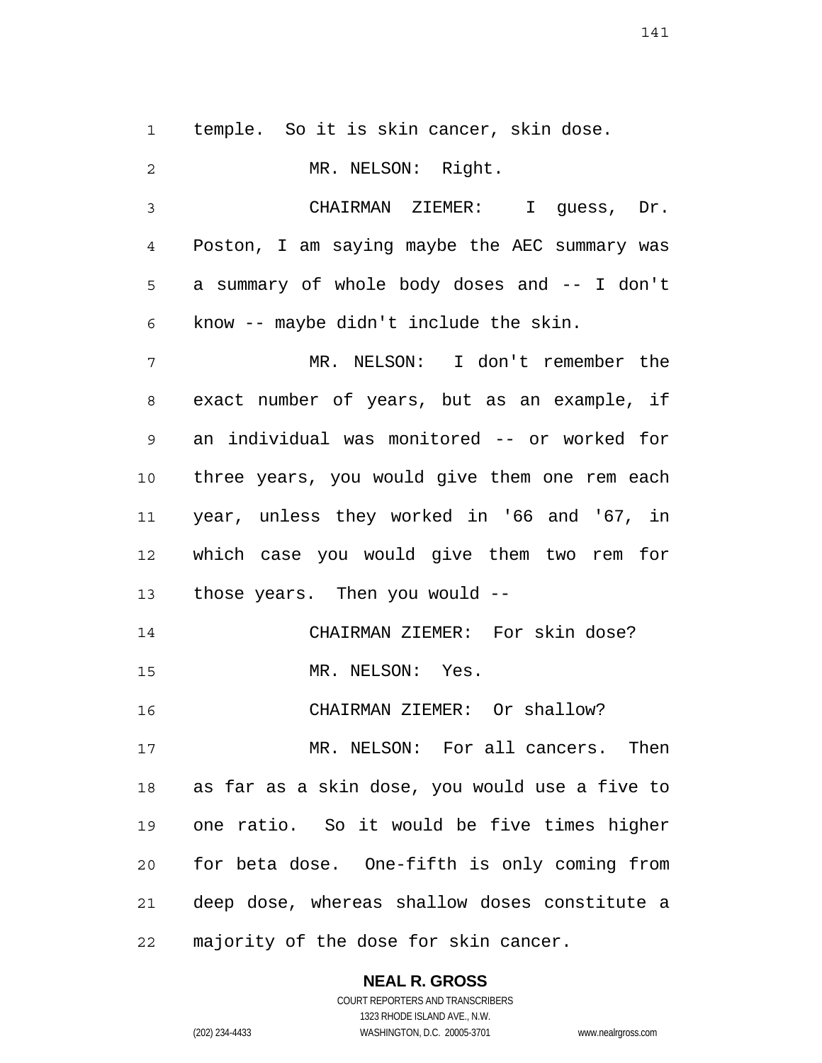temple. So it is skin cancer, skin dose.

MR. NELSON: Right.

CHAIRMAN ZIEMER: I guess, Dr. Poston, I am saying maybe the AEC summary was a summary of whole body doses and -- I don't know -- maybe didn't include the skin.

MR. NELSON: I don't remember the exact number of years, but as an example, if an individual was monitored -- or worked for three years, you would give them one rem each year, unless they worked in '66 and '67, in which case you would give them two rem for those years. Then you would --

CHAIRMAN ZIEMER: For skin dose?

MR. NELSON: Yes.

CHAIRMAN ZIEMER: Or shallow?

MR. NELSON: For all cancers. Then as far as a skin dose, you would use a five to one ratio. So it would be five times higher for beta dose. One-fifth is only coming from deep dose, whereas shallow doses constitute a majority of the dose for skin cancer.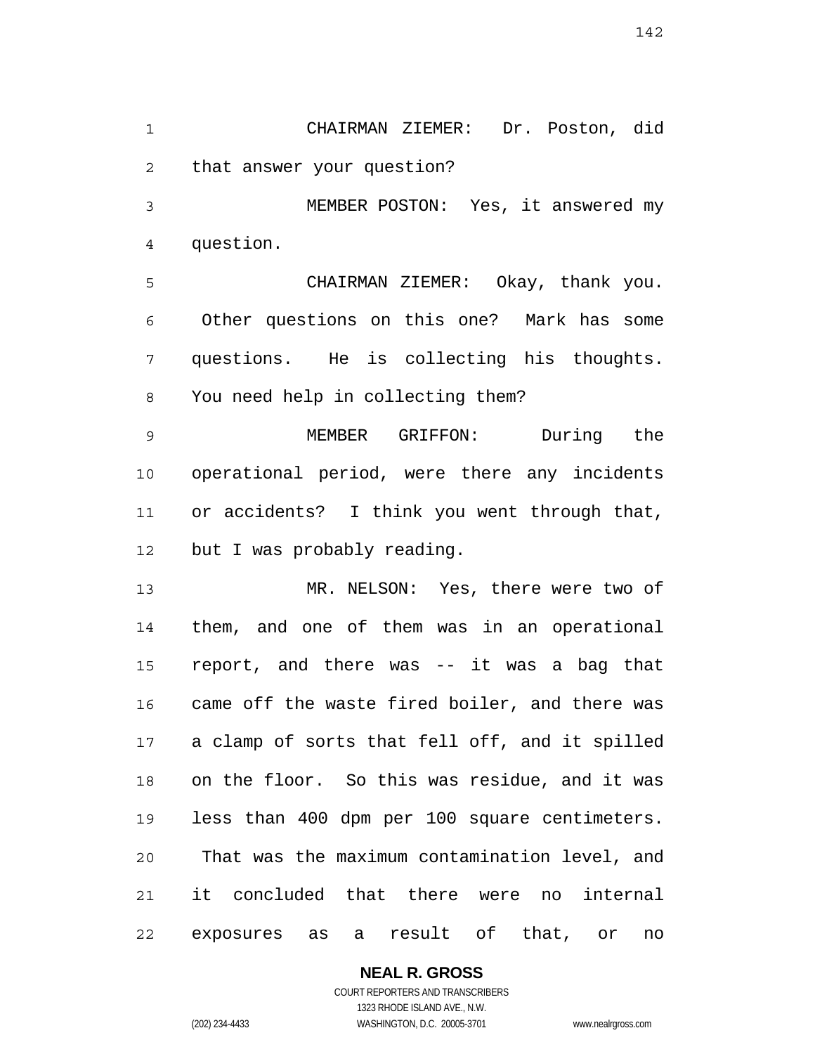CHAIRMAN ZIEMER: Dr. Poston, did that answer your question?

MEMBER POSTON: Yes, it answered my question.

CHAIRMAN ZIEMER: Okay, thank you. Other questions on this one? Mark has some questions. He is collecting his thoughts. You need help in collecting them?

MEMBER GRIFFON: During the operational period, were there any incidents or accidents? I think you went through that, but I was probably reading.

MR. NELSON: Yes, there were two of them, and one of them was in an operational report, and there was -- it was a bag that came off the waste fired boiler, and there was a clamp of sorts that fell off, and it spilled on the floor. So this was residue, and it was less than 400 dpm per 100 square centimeters. That was the maximum contamination level, and it concluded that there were no internal exposures as a result of that, or no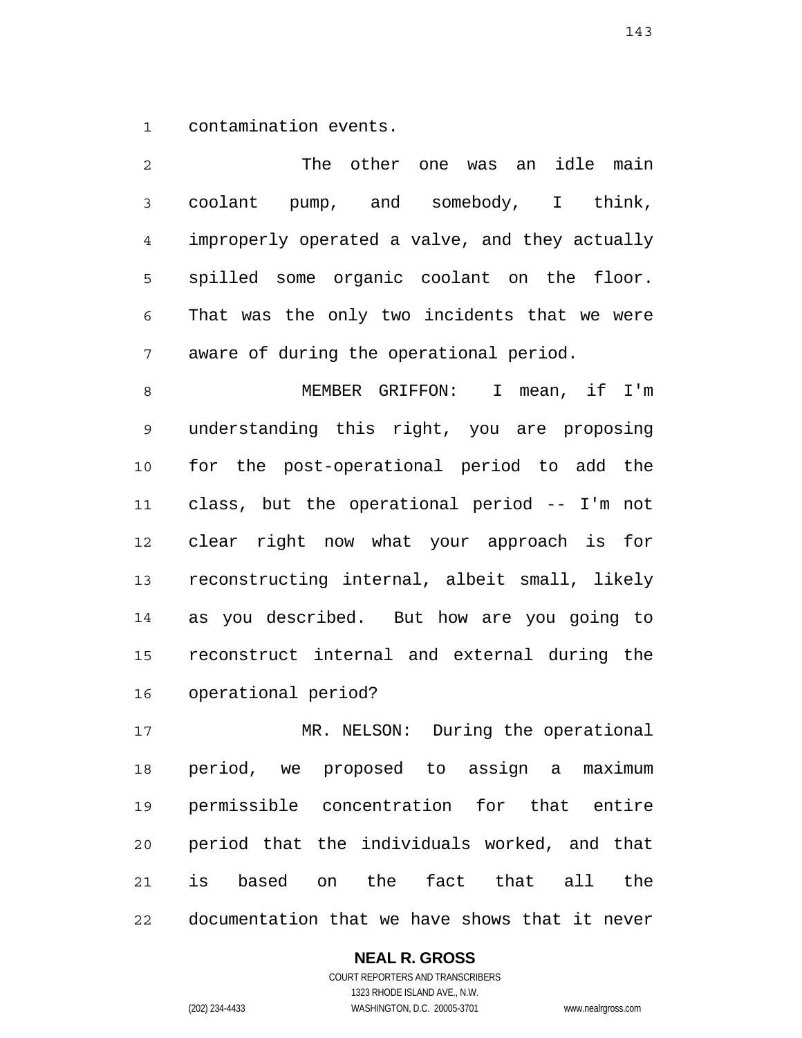contamination events.

The other one was an idle main coolant pump, and somebody, I think, improperly operated a valve, and they actually spilled some organic coolant on the floor. That was the only two incidents that we were aware of during the operational period.

MEMBER GRIFFON: I mean, if I'm understanding this right, you are proposing for the post-operational period to add the class, but the operational period -- I'm not clear right now what your approach is for reconstructing internal, albeit small, likely as you described. But how are you going to reconstruct internal and external during the operational period?

MR. NELSON: During the operational period, we proposed to assign a maximum permissible concentration for that entire period that the individuals worked, and that is based on the fact that all the documentation that we have shows that it never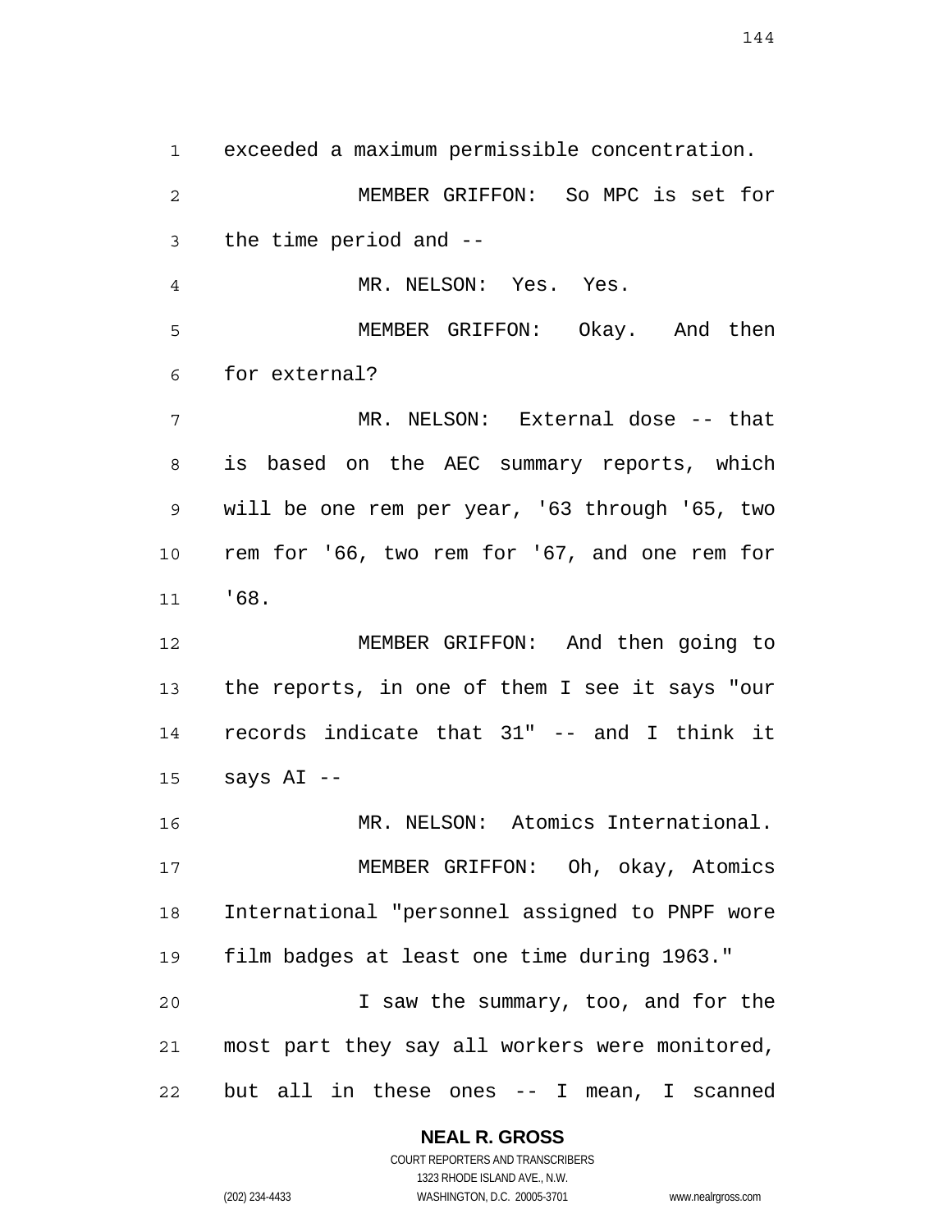exceeded a maximum permissible concentration.

MEMBER GRIFFON: So MPC is set for the time period and --

MR. NELSON: Yes. Yes.

MEMBER GRIFFON: Okay. And then for external?

MR. NELSON: External dose -- that is based on the AEC summary reports, which will be one rem per year, '63 through '65, two rem for '66, two rem for '67, and one rem for '68.

MEMBER GRIFFON: And then going to the reports, in one of them I see it says "our records indicate that 31" -- and I think it says AI --

MR. NELSON: Atomics International.

MEMBER GRIFFON: Oh, okay, Atomics International "personnel assigned to PNPF wore film badges at least one time during 1963."

I saw the summary, too, and for the most part they say all workers were monitored, but all in these ones -- I mean, I scanned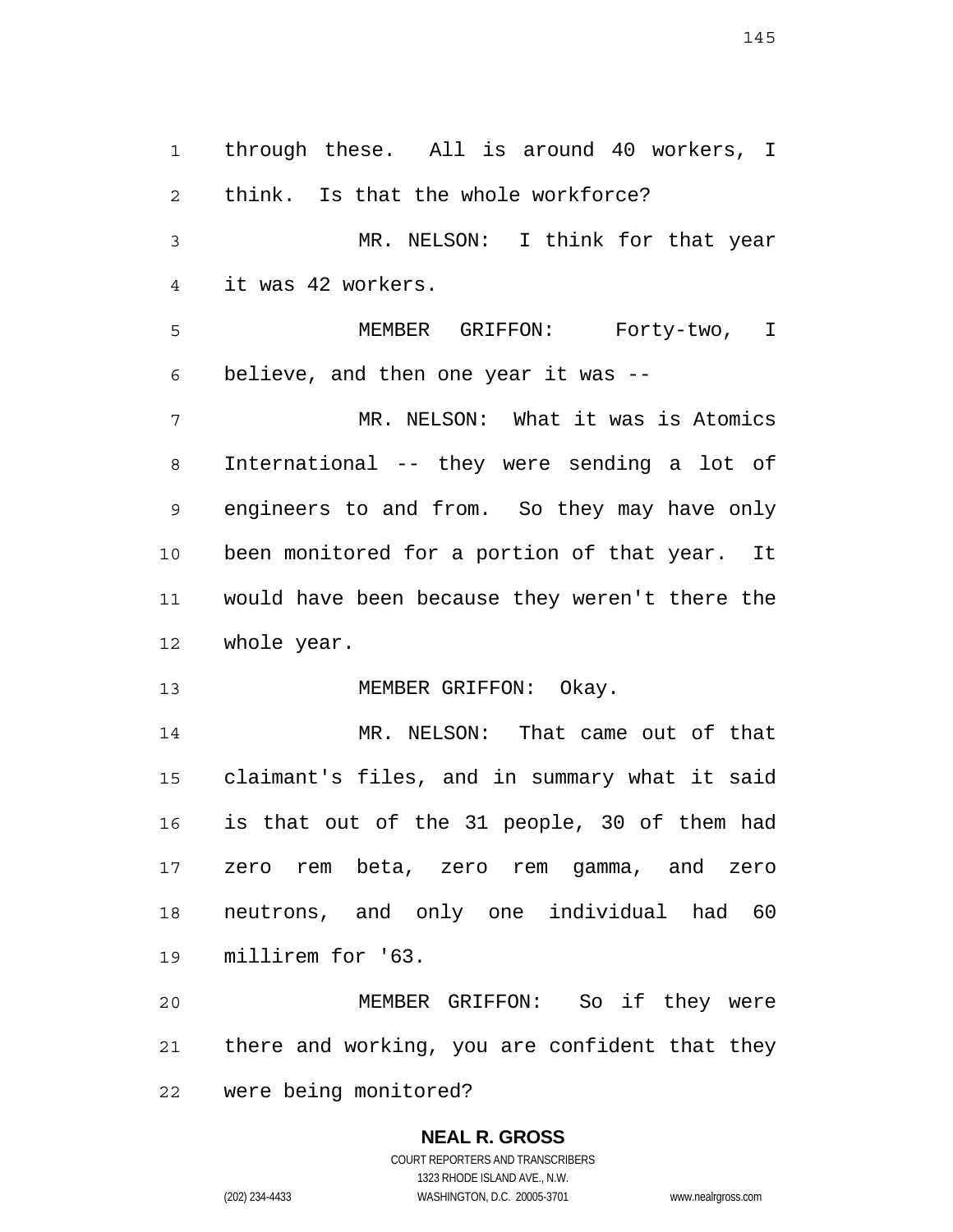through these. All is around 40 workers, I think. Is that the whole workforce?

MR. NELSON: I think for that year it was 42 workers.

MEMBER GRIFFON: Forty-two, I believe, and then one year it was --

MR. NELSON: What it was is Atomics International -- they were sending a lot of engineers to and from. So they may have only been monitored for a portion of that year. It would have been because they weren't there the whole year.

MEMBER GRIFFON: Okay.

MR. NELSON: That came out of that claimant's files, and in summary what it said is that out of the 31 people, 30 of them had zero rem beta, zero rem gamma, and zero neutrons, and only one individual had 60 millirem for '63.

MEMBER GRIFFON: So if they were there and working, you are confident that they were being monitored?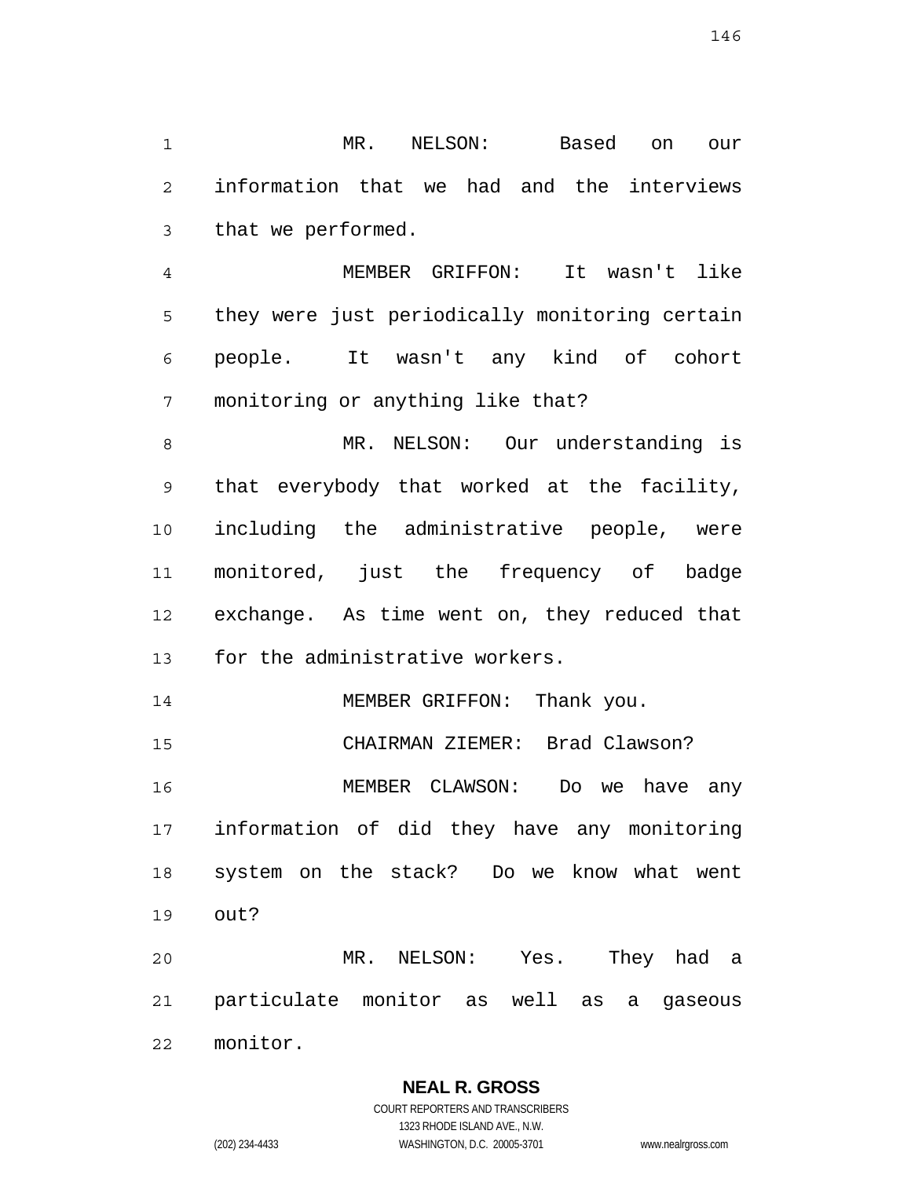MR. NELSON: Based on our information that we had and the interviews that we performed.

MEMBER GRIFFON: It wasn't like they were just periodically monitoring certain people. It wasn't any kind of cohort monitoring or anything like that?

MR. NELSON: Our understanding is that everybody that worked at the facility, including the administrative people, were monitored, just the frequency of badge exchange. As time went on, they reduced that for the administrative workers.

MEMBER GRIFFON: Thank you.

CHAIRMAN ZIEMER: Brad Clawson?

MEMBER CLAWSON: Do we have any information of did they have any monitoring system on the stack? Do we know what went out?

MR. NELSON: Yes. They had a particulate monitor as well as a gaseous monitor.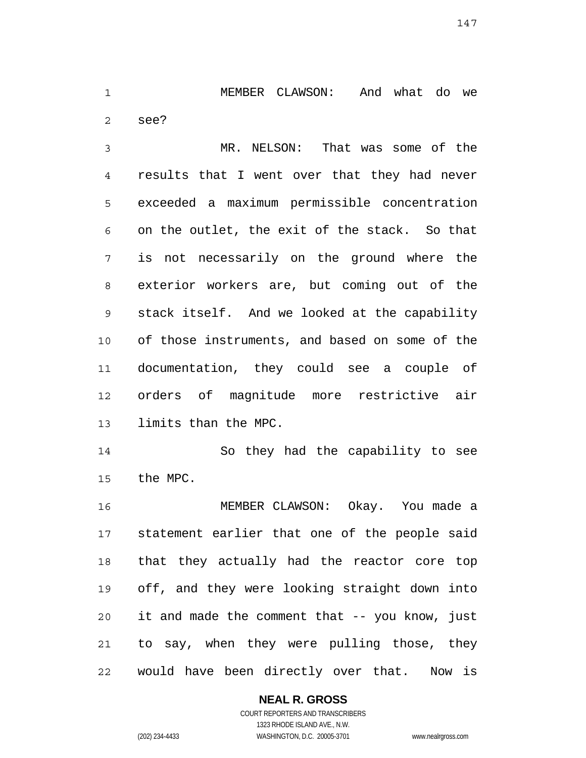MEMBER CLAWSON: And what do we see?

MR. NELSON: That was some of the results that I went over that they had never exceeded a maximum permissible concentration on the outlet, the exit of the stack. So that is not necessarily on the ground where the exterior workers are, but coming out of the stack itself. And we looked at the capability of those instruments, and based on some of the documentation, they could see a couple of orders of magnitude more restrictive air limits than the MPC.

So they had the capability to see the MPC.

MEMBER CLAWSON: Okay. You made a statement earlier that one of the people said that they actually had the reactor core top off, and they were looking straight down into it and made the comment that -- you know, just to say, when they were pulling those, they would have been directly over that. Now is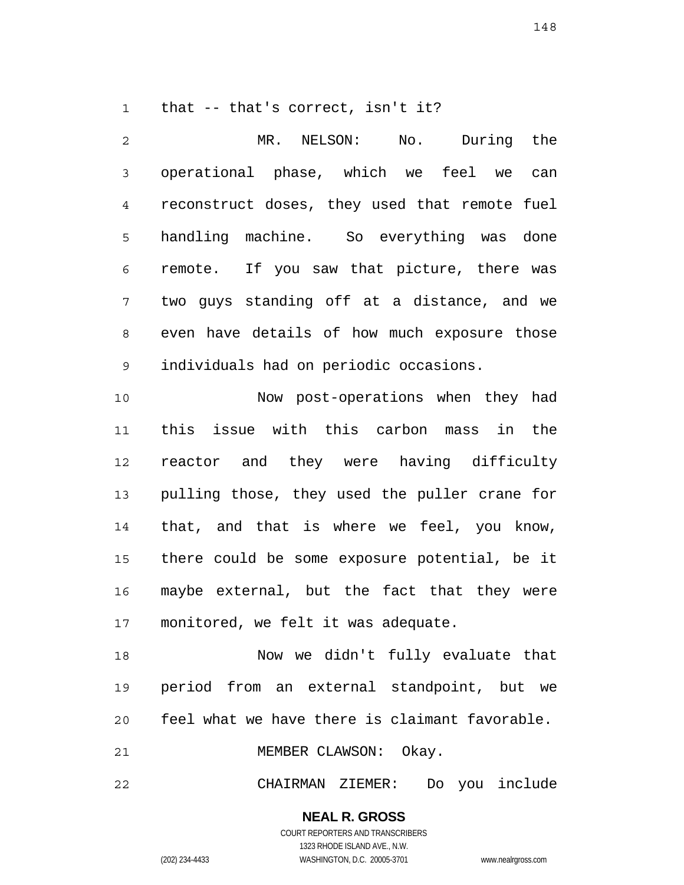that -- that's correct, isn't it?

MR. NELSON: No. During the operational phase, which we feel we can reconstruct doses, they used that remote fuel handling machine. So everything was done remote. If you saw that picture, there was two guys standing off at a distance, and we even have details of how much exposure those individuals had on periodic occasions.

Now post-operations when they had this issue with this carbon mass in the reactor and they were having difficulty pulling those, they used the puller crane for that, and that is where we feel, you know, there could be some exposure potential, be it maybe external, but the fact that they were monitored, we felt it was adequate.

Now we didn't fully evaluate that period from an external standpoint, but we feel what we have there is claimant favorable.

MEMBER CLAWSON: Okay.

CHAIRMAN ZIEMER: Do you include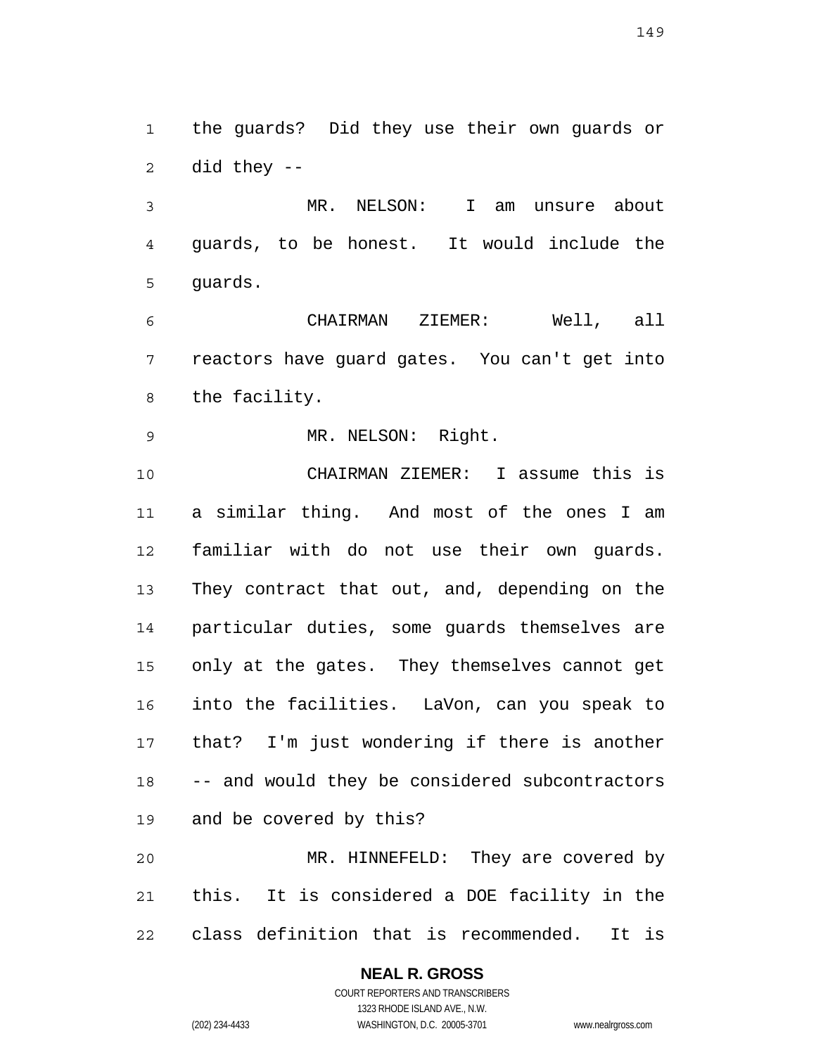the guards? Did they use their own guards or did they --

MR. NELSON: I am unsure about guards, to be honest. It would include the guards.

CHAIRMAN ZIEMER: Well, all reactors have guard gates. You can't get into the facility.

MR. NELSON: Right.

CHAIRMAN ZIEMER: I assume this is a similar thing. And most of the ones I am familiar with do not use their own guards. They contract that out, and, depending on the particular duties, some guards themselves are only at the gates. They themselves cannot get into the facilities. LaVon, can you speak to that? I'm just wondering if there is another -- and would they be considered subcontractors and be covered by this?

MR. HINNEFELD: They are covered by this. It is considered a DOE facility in the class definition that is recommended. It is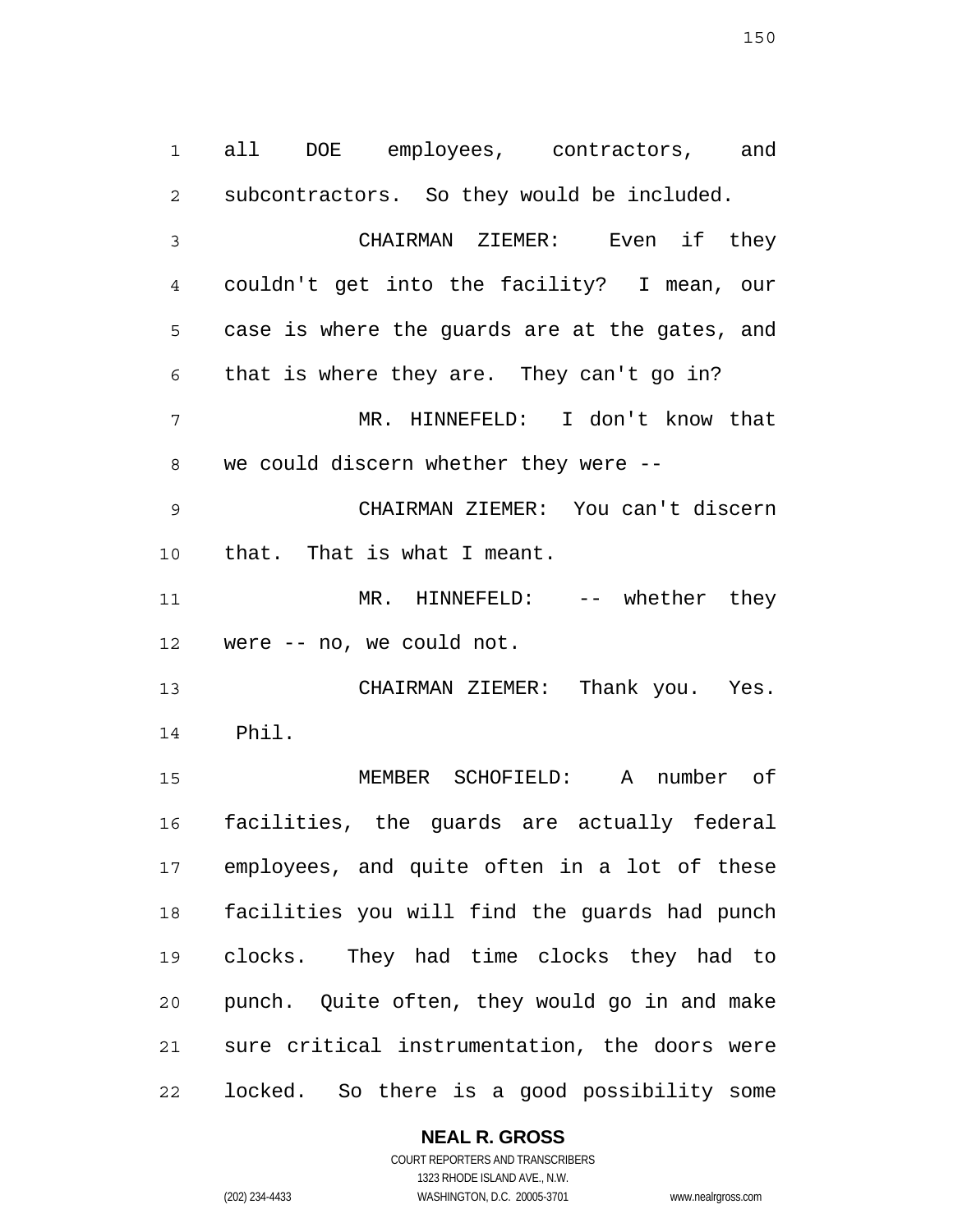all DOE employees, contractors, and subcontractors. So they would be included.

CHAIRMAN ZIEMER: Even if they couldn't get into the facility? I mean, our case is where the guards are at the gates, and that is where they are. They can't go in?

MR. HINNEFELD: I don't know that we could discern whether they were --

CHAIRMAN ZIEMER: You can't discern that. That is what I meant.

MR. HINNEFELD: -- whether they were -- no, we could not.

CHAIRMAN ZIEMER: Thank you. Yes. Phil.

MEMBER SCHOFIELD: A number of facilities, the guards are actually federal employees, and quite often in a lot of these facilities you will find the guards had punch clocks. They had time clocks they had to punch. Quite often, they would go in and make sure critical instrumentation, the doors were locked. So there is a good possibility some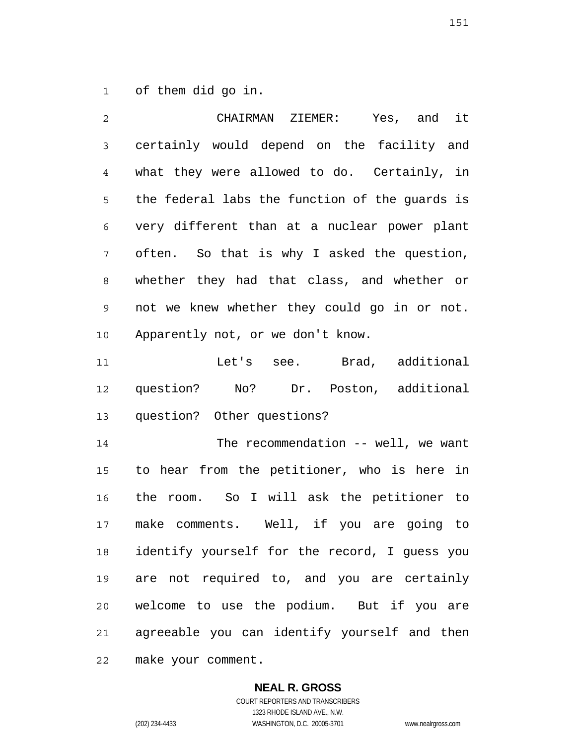of them did go in.

CHAIRMAN ZIEMER: Yes, and it certainly would depend on the facility and what they were allowed to do. Certainly, in the federal labs the function of the guards is very different than at a nuclear power plant often. So that is why I asked the question, whether they had that class, and whether or not we knew whether they could go in or not. Apparently not, or we don't know.

Let's see. Brad, additional question? No? Dr. Poston, additional question? Other questions?

The recommendation -- well, we want to hear from the petitioner, who is here in the room. So I will ask the petitioner to make comments. Well, if you are going to identify yourself for the record, I guess you are not required to, and you are certainly welcome to use the podium. But if you are agreeable you can identify yourself and then make your comment.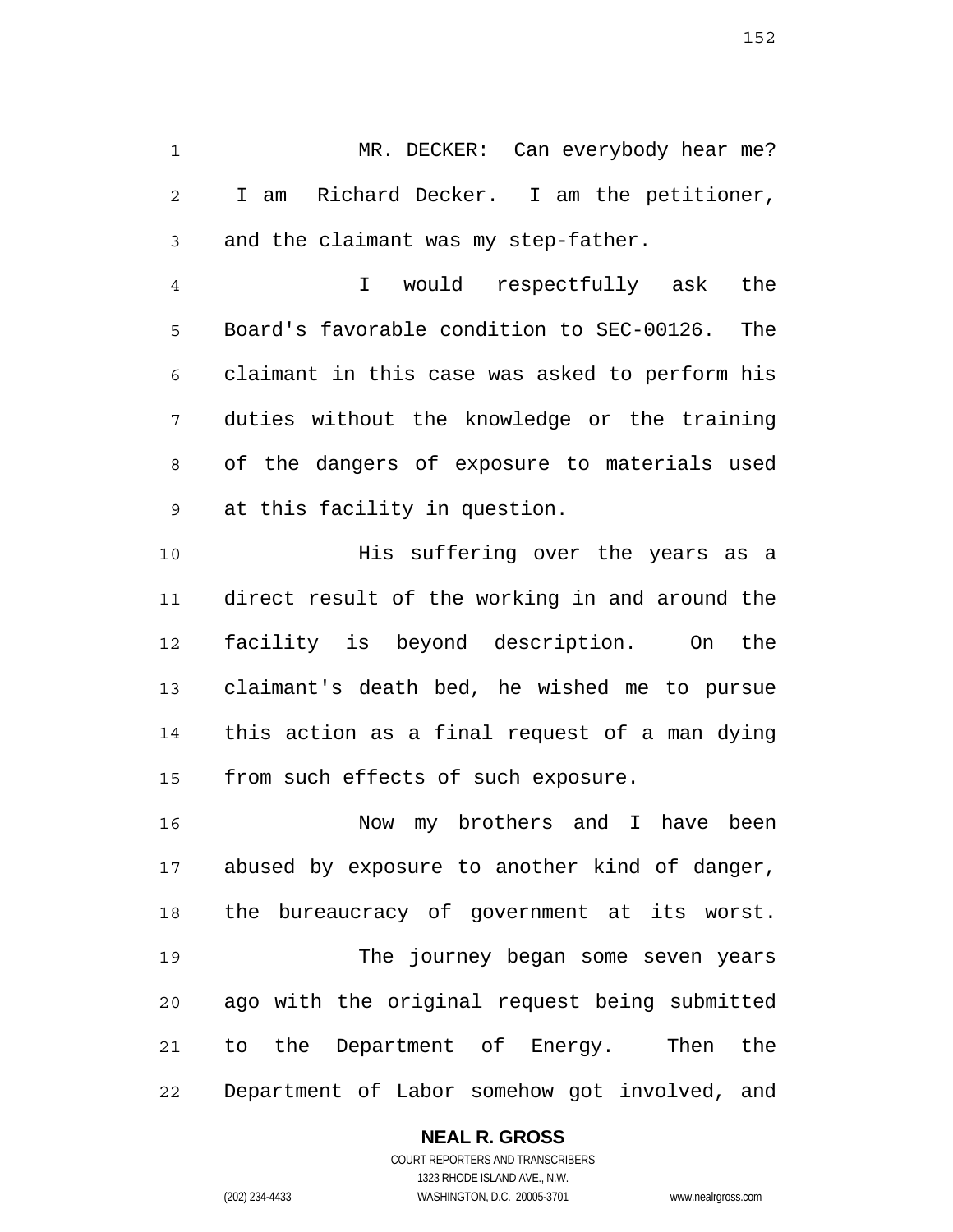MR. DECKER: Can everybody hear me? I am Richard Decker. I am the petitioner, and the claimant was my step-father.

I would respectfully ask the Board's favorable condition to SEC-00126. The claimant in this case was asked to perform his duties without the knowledge or the training of the dangers of exposure to materials used at this facility in question.

His suffering over the years as a direct result of the working in and around the facility is beyond description. On the claimant's death bed, he wished me to pursue this action as a final request of a man dying from such effects of such exposure.

Now my brothers and I have been abused by exposure to another kind of danger, the bureaucracy of government at its worst.

The journey began some seven years ago with the original request being submitted to the Department of Energy. Then the Department of Labor somehow got involved, and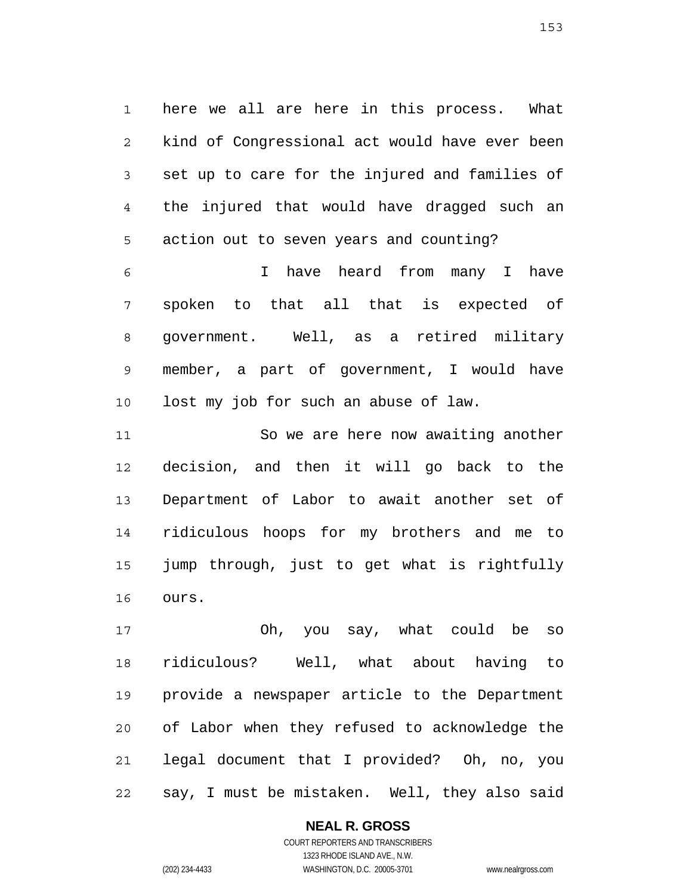here we all are here in this process. What kind of Congressional act would have ever been set up to care for the injured and families of the injured that would have dragged such an action out to seven years and counting?

I have heard from many I have spoken to that all that is expected of government. Well, as a retired military member, a part of government, I would have lost my job for such an abuse of law.

So we are here now awaiting another decision, and then it will go back to the Department of Labor to await another set of ridiculous hoops for my brothers and me to jump through, just to get what is rightfully ours.

Oh, you say, what could be so ridiculous? Well, what about having to provide a newspaper article to the Department of Labor when they refused to acknowledge the legal document that I provided? Oh, no, you say, I must be mistaken. Well, they also said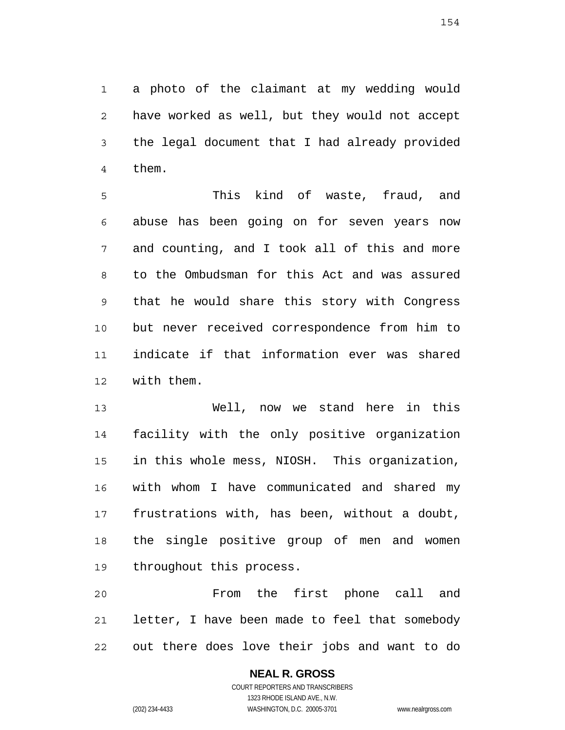a photo of the claimant at my wedding would have worked as well, but they would not accept the legal document that I had already provided them.

This kind of waste, fraud, and abuse has been going on for seven years now and counting, and I took all of this and more to the Ombudsman for this Act and was assured that he would share this story with Congress but never received correspondence from him to indicate if that information ever was shared with them.

Well, now we stand here in this facility with the only positive organization in this whole mess, NIOSH. This organization, with whom I have communicated and shared my frustrations with, has been, without a doubt, the single positive group of men and women throughout this process.

From the first phone call and letter, I have been made to feel that somebody out there does love their jobs and want to do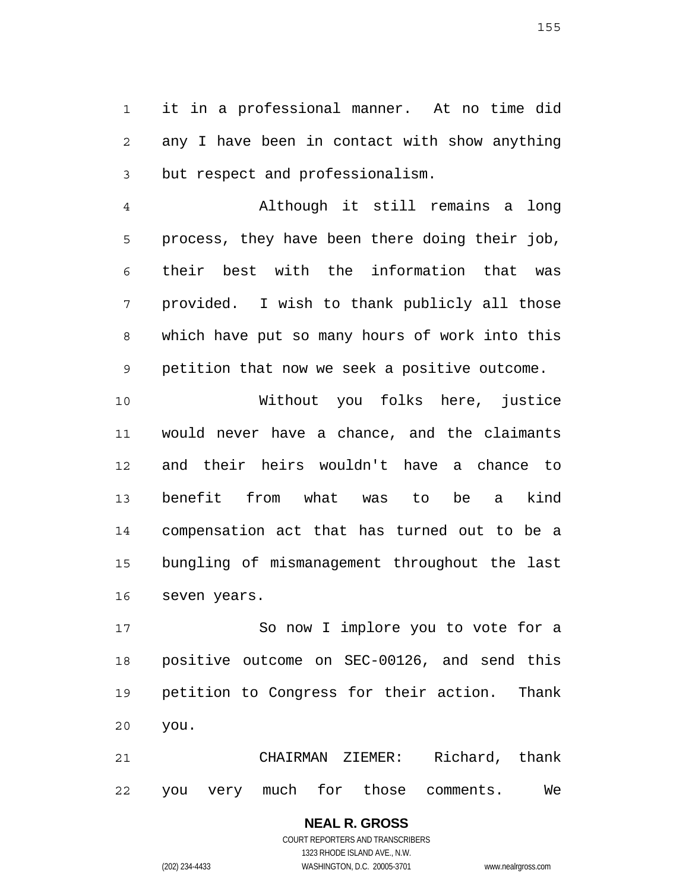it in a professional manner. At no time did any I have been in contact with show anything but respect and professionalism.

Although it still remains a long process, they have been there doing their job, their best with the information that was provided. I wish to thank publicly all those which have put so many hours of work into this petition that now we seek a positive outcome.

Without you folks here, justice would never have a chance, and the claimants and their heirs wouldn't have a chance to benefit from what was to be a kind compensation act that has turned out to be a bungling of mismanagement throughout the last seven years.

So now I implore you to vote for a positive outcome on SEC-00126, and send this petition to Congress for their action. Thank you.

CHAIRMAN ZIEMER: Richard, thank you very much for those comments. We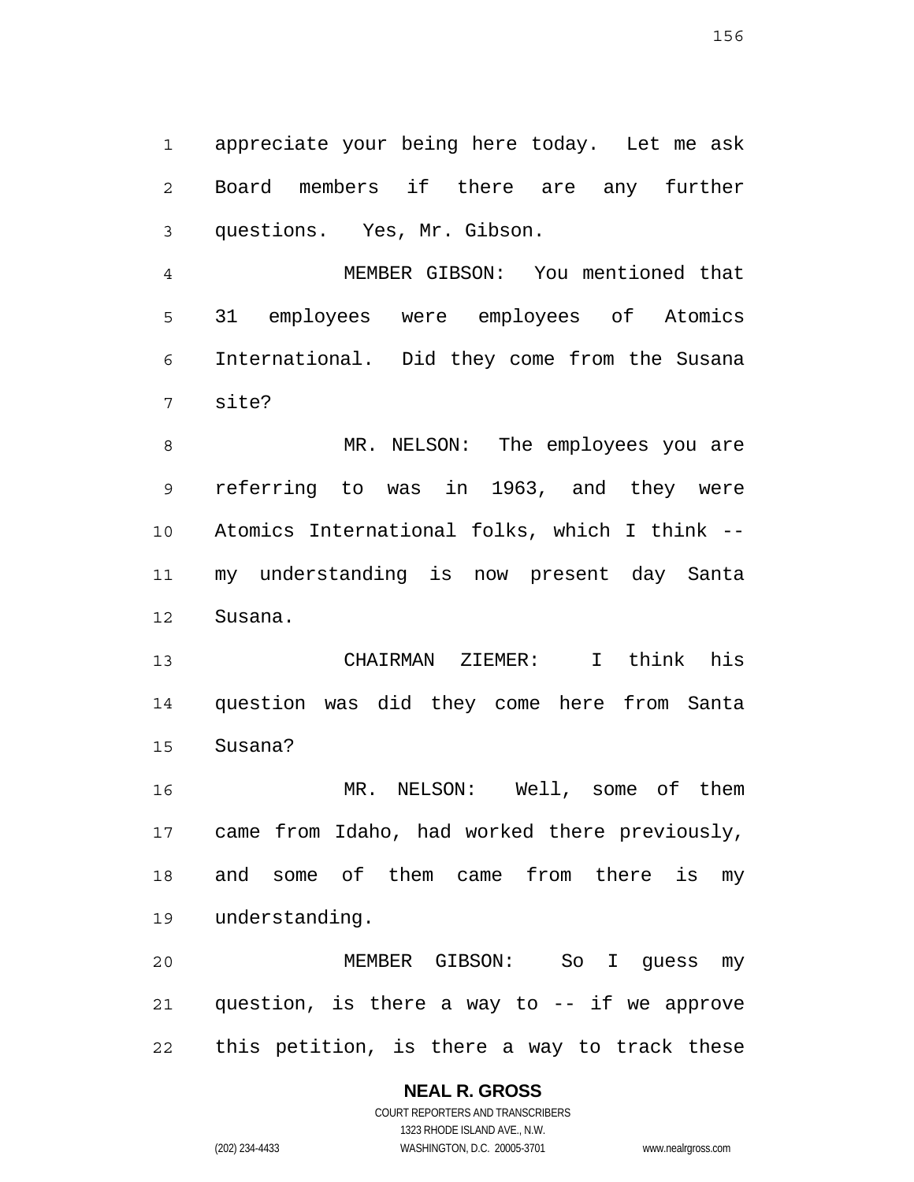appreciate your being here today. Let me ask Board members if there are any further questions. Yes, Mr. Gibson.

MEMBER GIBSON: You mentioned that 31 employees were employees of Atomics International. Did they come from the Susana site?

MR. NELSON: The employees you are referring to was in 1963, and they were Atomics International folks, which I think -- my understanding is now present day Santa Susana.

CHAIRMAN ZIEMER: I think his question was did they come here from Santa Susana?

MR. NELSON: Well, some of them came from Idaho, had worked there previously, and some of them came from there is my understanding.

MEMBER GIBSON: So I guess my question, is there a way to -- if we approve this petition, is there a way to track these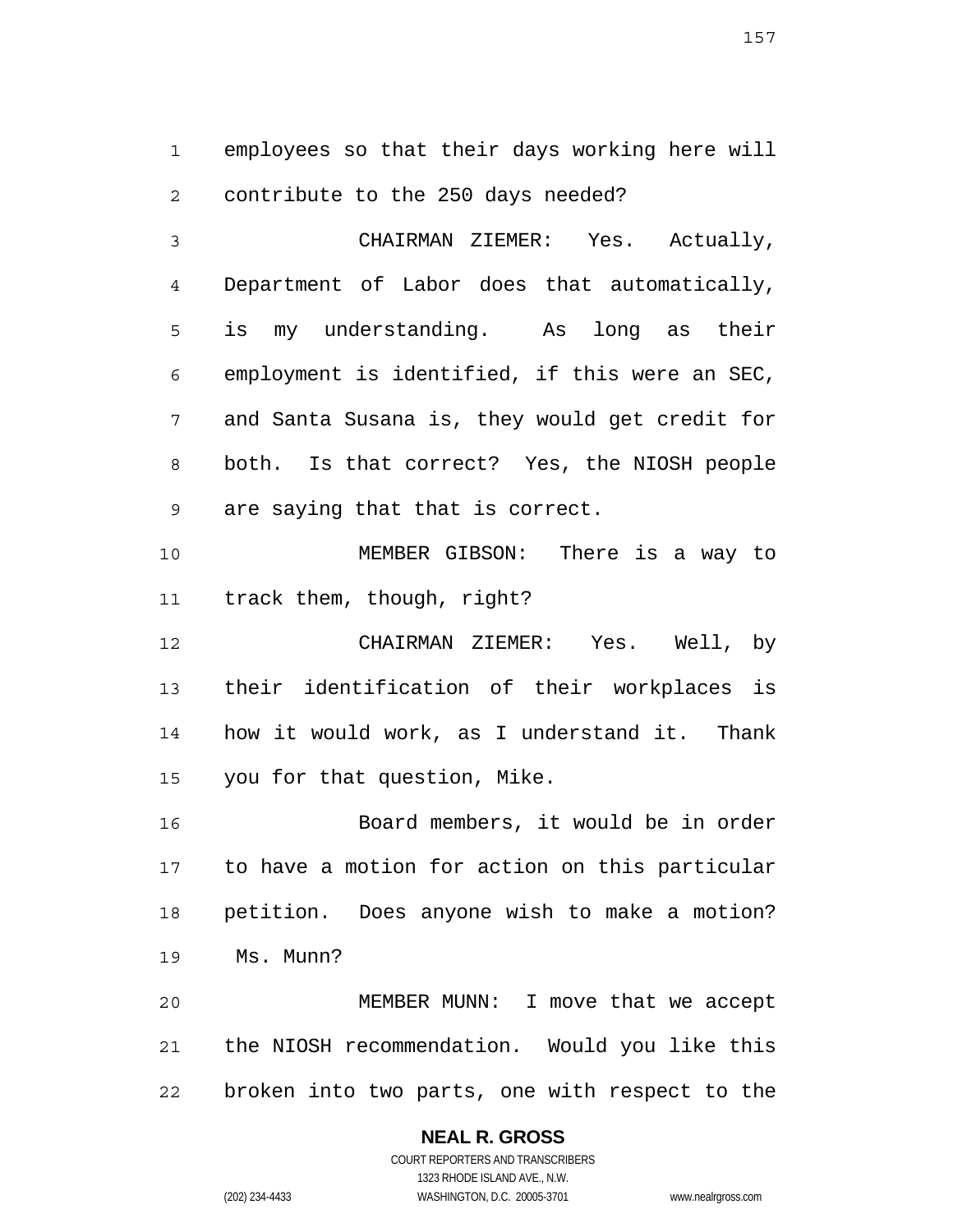employees so that their days working here will contribute to the 250 days needed?

CHAIRMAN ZIEMER: Yes. Actually, Department of Labor does that automatically, is my understanding. As long as their employment is identified, if this were an SEC, and Santa Susana is, they would get credit for both. Is that correct? Yes, the NIOSH people are saying that that is correct.

MEMBER GIBSON: There is a way to track them, though, right?

CHAIRMAN ZIEMER: Yes. Well, by their identification of their workplaces is how it would work, as I understand it. Thank you for that question, Mike.

Board members, it would be in order to have a motion for action on this particular petition. Does anyone wish to make a motion? Ms. Munn?

MEMBER MUNN: I move that we accept the NIOSH recommendation. Would you like this broken into two parts, one with respect to the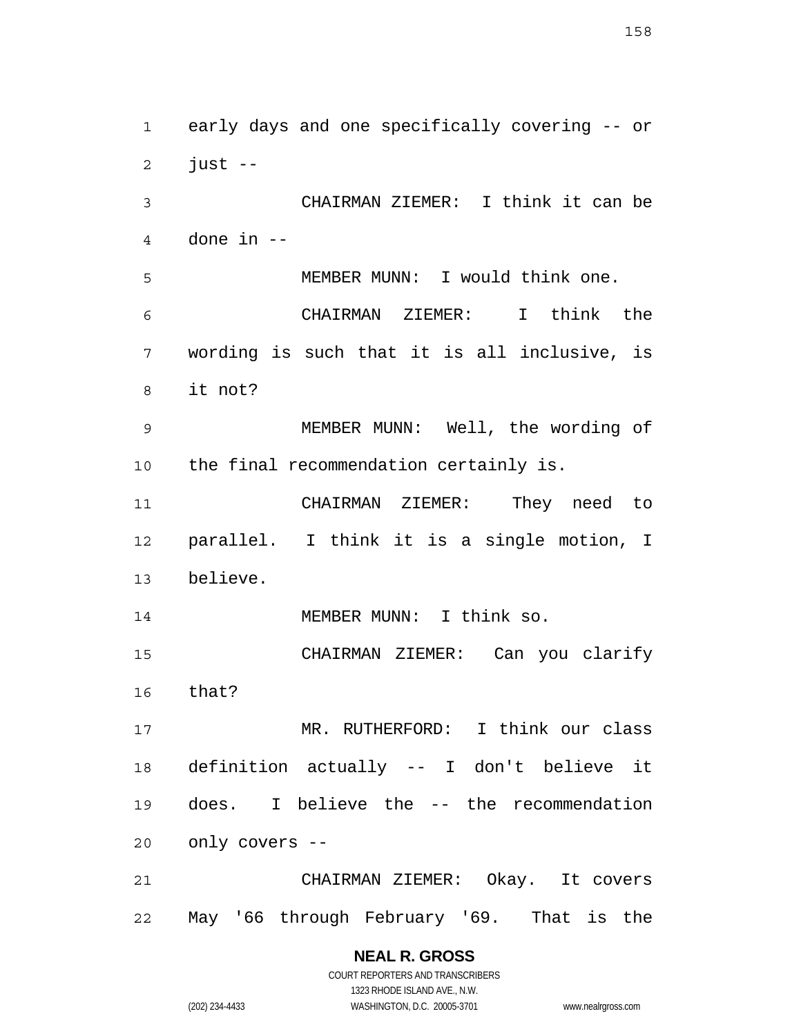early days and one specifically covering -- or just --

CHAIRMAN ZIEMER: I think it can be done in --

MEMBER MUNN: I would think one.

CHAIRMAN ZIEMER: I think the wording is such that it is all inclusive, is it not?

MEMBER MUNN: Well, the wording of the final recommendation certainly is.

CHAIRMAN ZIEMER: They need to parallel. I think it is a single motion, I believe.

MEMBER MUNN: I think so.

CHAIRMAN ZIEMER: Can you clarify that?

MR. RUTHERFORD: I think our class definition actually -- I don't believe it does. I believe the -- the recommendation only covers --

CHAIRMAN ZIEMER: Okay. It covers May '66 through February '69. That is the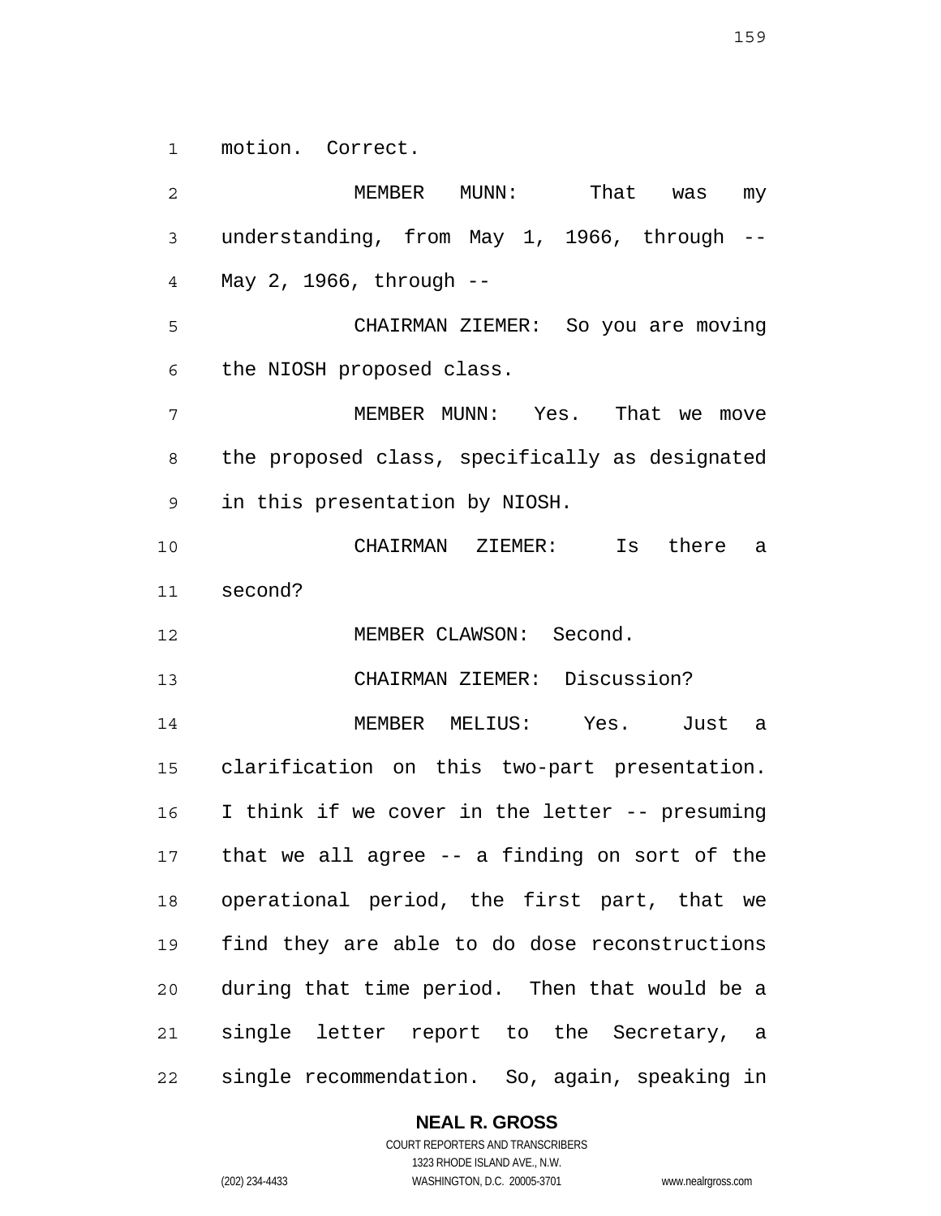motion. Correct.

MEMBER MUNN: That was my understanding, from May 1, 1966, through -- May 2, 1966, through --

CHAIRMAN ZIEMER: So you are moving the NIOSH proposed class.

MEMBER MUNN: Yes. That we move the proposed class, specifically as designated in this presentation by NIOSH.

CHAIRMAN ZIEMER: Is there a second?

MEMBER CLAWSON: Second.

CHAIRMAN ZIEMER: Discussion?

MEMBER MELIUS: Yes. Just a clarification on this two-part presentation. I think if we cover in the letter -- presuming that we all agree -- a finding on sort of the operational period, the first part, that we find they are able to do dose reconstructions during that time period. Then that would be a single letter report to the Secretary, a single recommendation. So, again, speaking in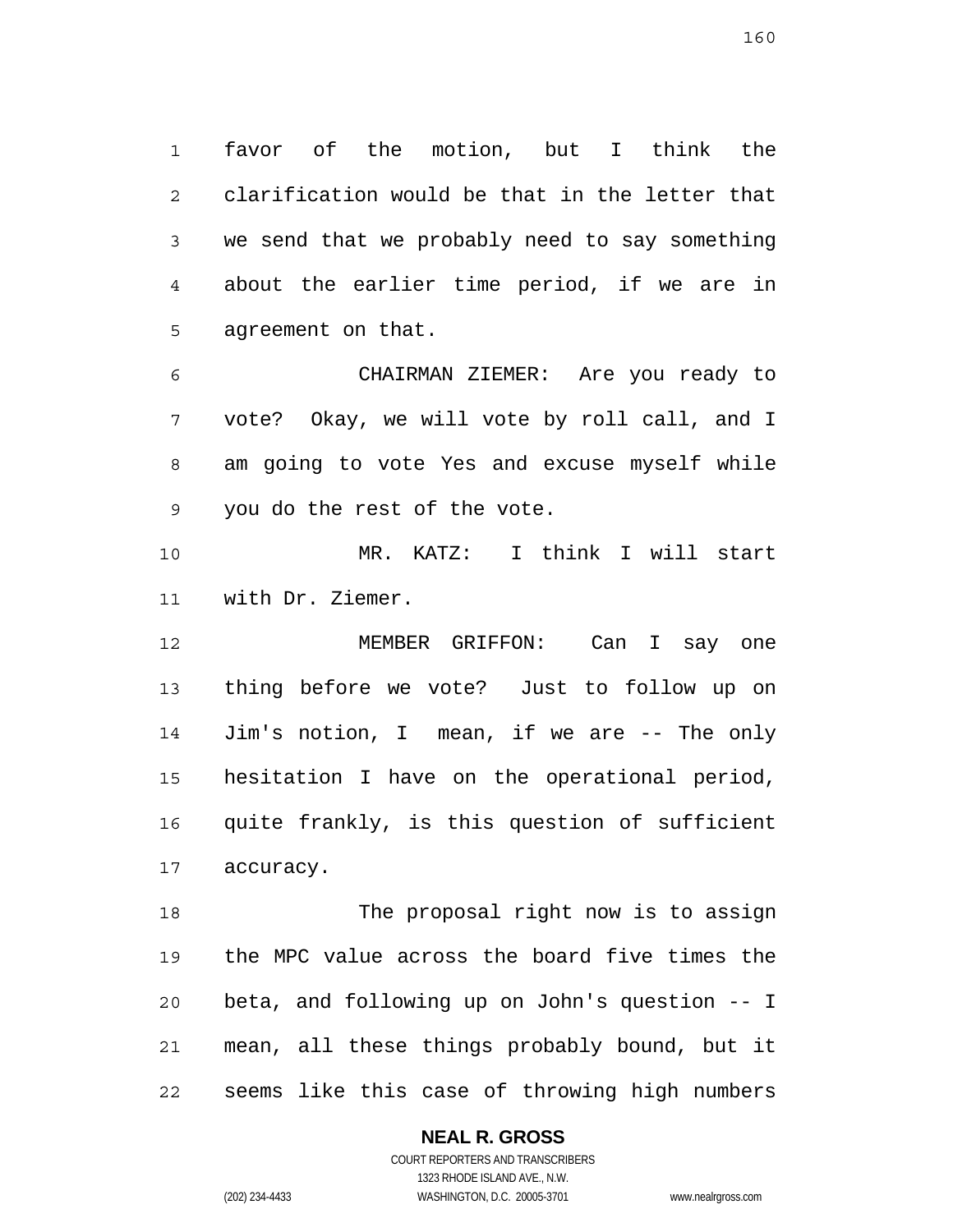favor of the motion, but I think the clarification would be that in the letter that we send that we probably need to say something about the earlier time period, if we are in agreement on that.

CHAIRMAN ZIEMER: Are you ready to vote? Okay, we will vote by roll call, and I am going to vote Yes and excuse myself while you do the rest of the vote.

MR. KATZ: I think I will start with Dr. Ziemer.

MEMBER GRIFFON: Can I say one thing before we vote? Just to follow up on Jim's notion, I mean, if we are -- The only hesitation I have on the operational period, quite frankly, is this question of sufficient accuracy.

The proposal right now is to assign the MPC value across the board five times the beta, and following up on John's question -- I mean, all these things probably bound, but it seems like this case of throwing high numbers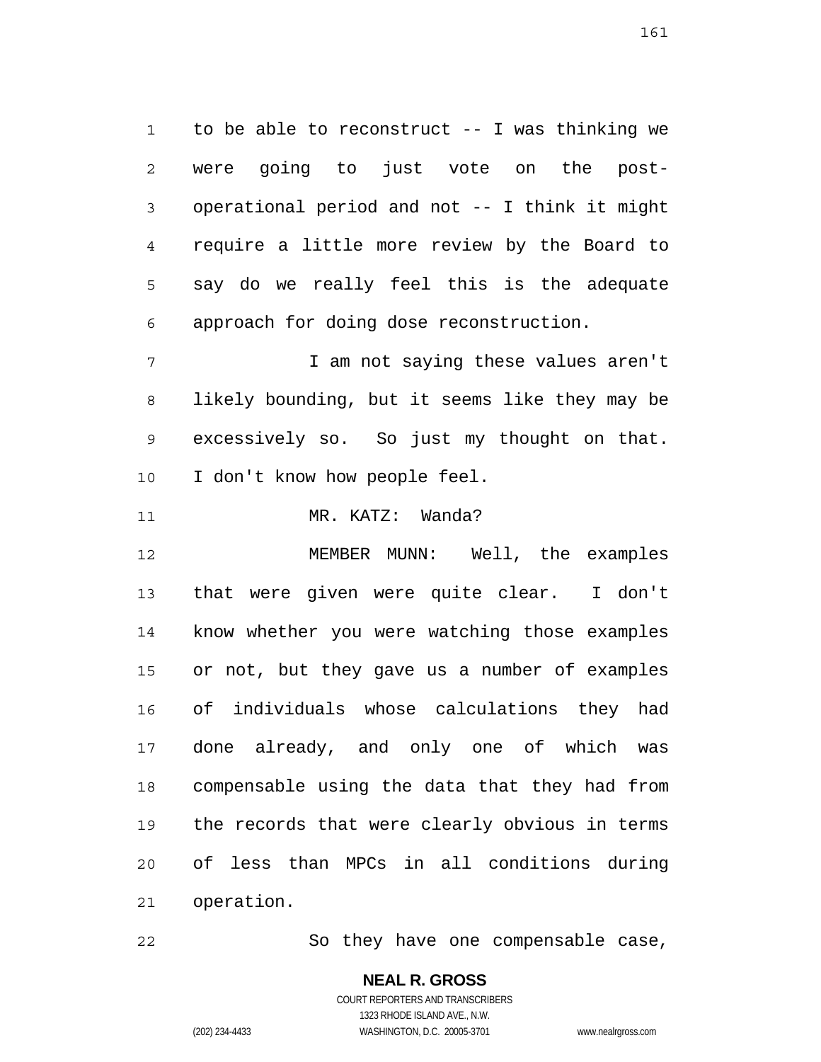to be able to reconstruct -- I was thinking we were going to just vote on the post-operational period and not -- I think it might require a little more review by the Board to say do we really feel this is the adequate approach for doing dose reconstruction.

I am not saying these values aren't likely bounding, but it seems like they may be excessively so. So just my thought on that. I don't know how people feel.

MR. KATZ: Wanda?

MEMBER MUNN: Well, the examples that were given were quite clear. I don't know whether you were watching those examples or not, but they gave us a number of examples of individuals whose calculations they had done already, and only one of which was compensable using the data that they had from the records that were clearly obvious in terms of less than MPCs in all conditions during operation.

So they have one compensable case,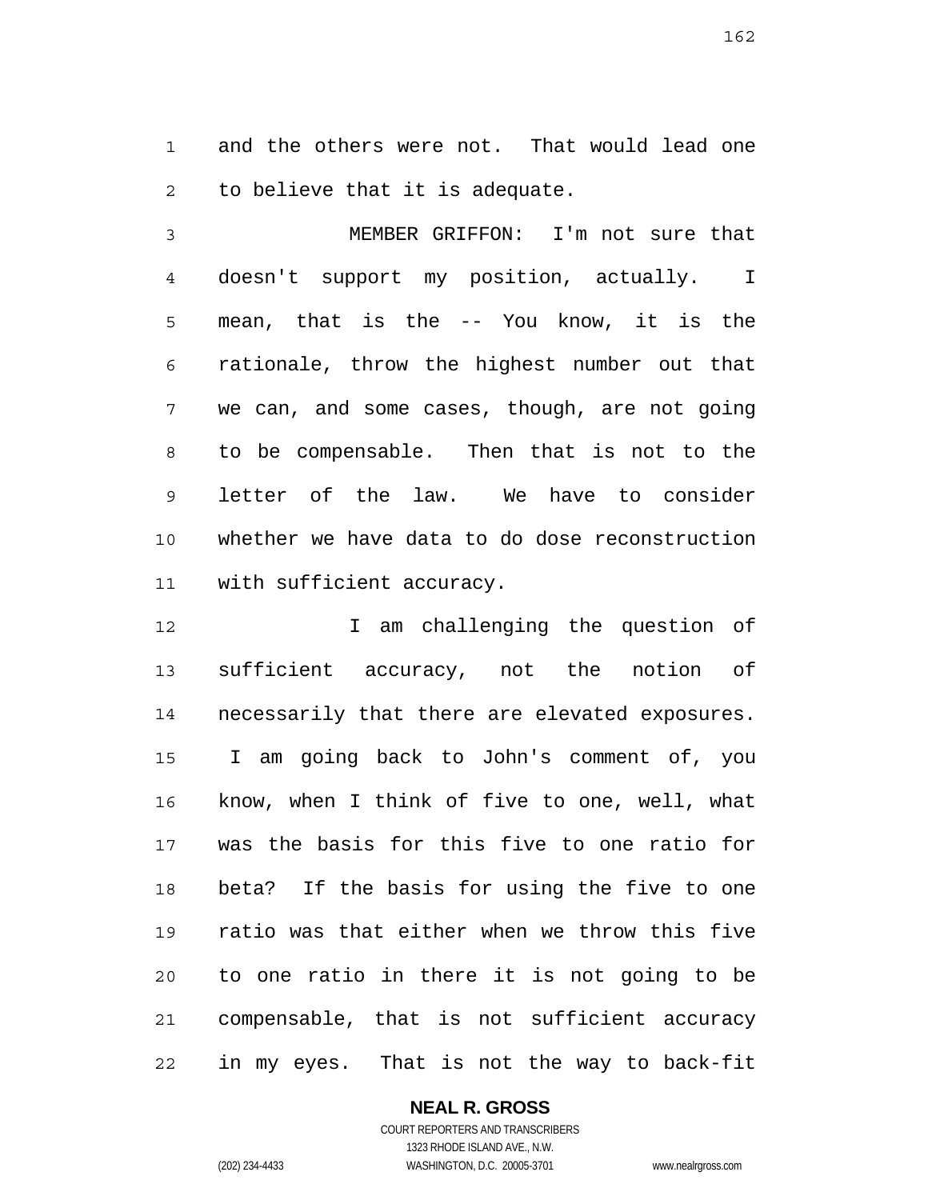and the others were not. That would lead one to believe that it is adequate.

MEMBER GRIFFON: I'm not sure that doesn't support my position, actually. I mean, that is the -- You know, it is the rationale, throw the highest number out that we can, and some cases, though, are not going to be compensable. Then that is not to the letter of the law. We have to consider whether we have data to do dose reconstruction with sufficient accuracy.

I am challenging the question of sufficient accuracy, not the notion of necessarily that there are elevated exposures. I am going back to John's comment of, you know, when I think of five to one, well, what was the basis for this five to one ratio for beta? If the basis for using the five to one ratio was that either when we throw this five to one ratio in there it is not going to be compensable, that is not sufficient accuracy in my eyes. That is not the way to back-fit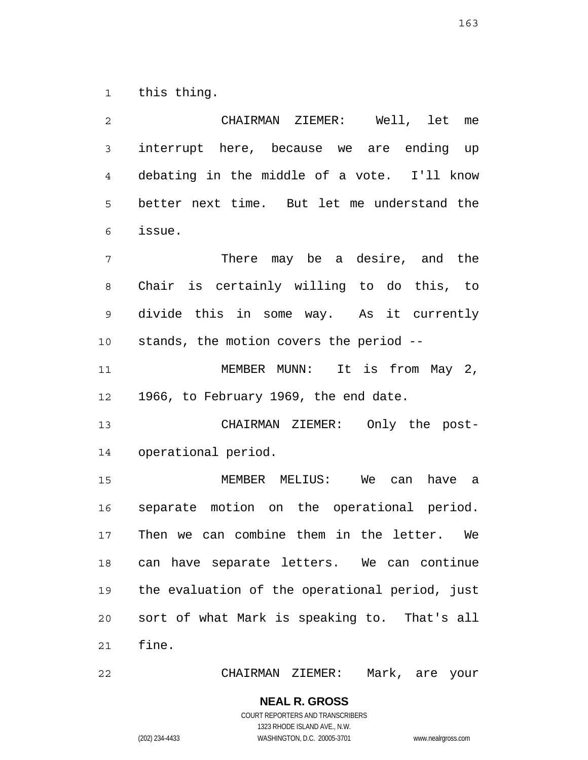this thing.

CHAIRMAN ZIEMER: Well, let me interrupt here, because we are ending up debating in the middle of a vote. I'll know better next time. But let me understand the issue.

There may be a desire, and the Chair is certainly willing to do this, to divide this in some way. As it currently stands, the motion covers the period --

MEMBER MUNN: It is from May 2, 1966, to February 1969, the end date.

CHAIRMAN ZIEMER: Only the post-operational period.

MEMBER MELIUS: We can have a separate motion on the operational period. Then we can combine them in the letter. We can have separate letters. We can continue the evaluation of the operational period, just sort of what Mark is speaking to. That's all fine.

CHAIRMAN ZIEMER: Mark, are your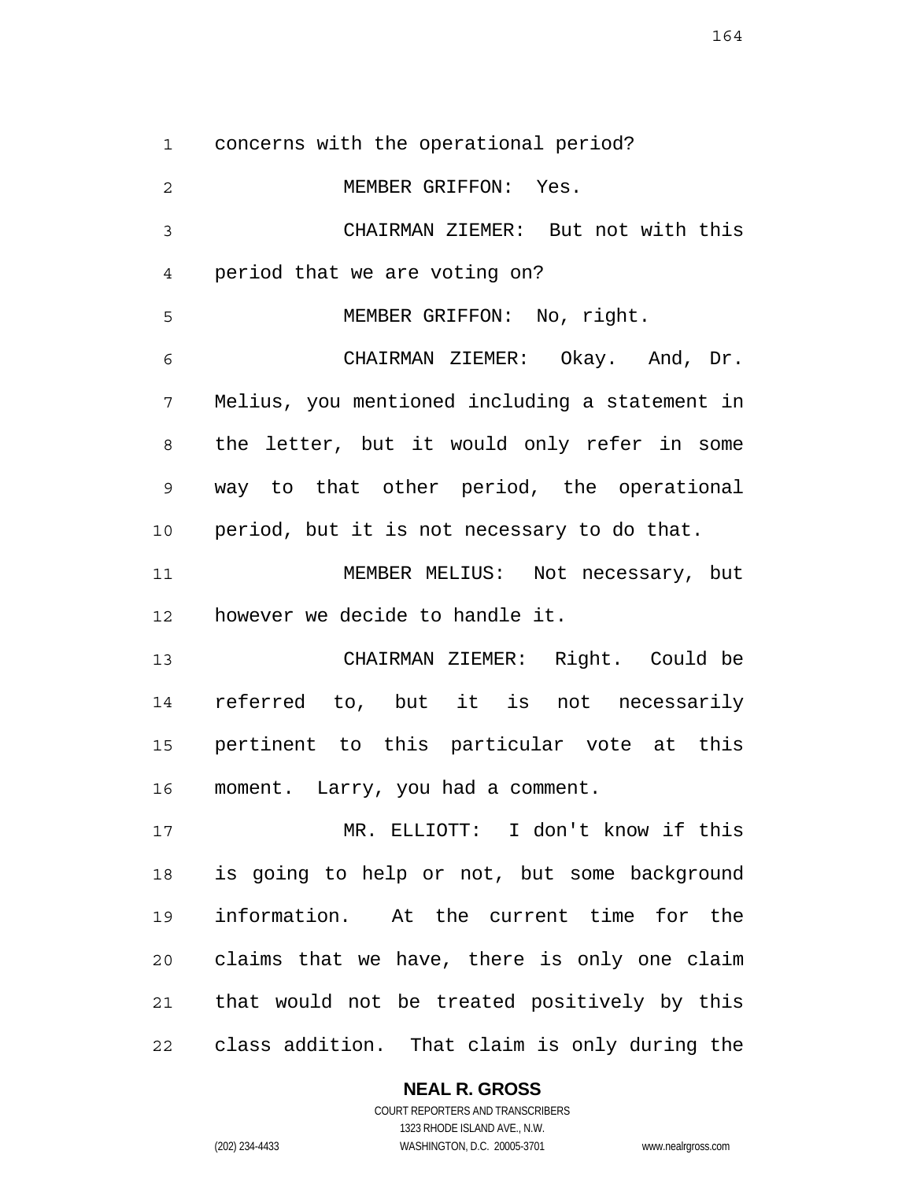concerns with the operational period?

MEMBER GRIFFON: Yes.

CHAIRMAN ZIEMER: But not with this period that we are voting on?

MEMBER GRIFFON: No, right.

CHAIRMAN ZIEMER: Okay. And, Dr. Melius, you mentioned including a statement in the letter, but it would only refer in some way to that other period, the operational period, but it is not necessary to do that.

MEMBER MELIUS: Not necessary, but however we decide to handle it.

CHAIRMAN ZIEMER: Right. Could be referred to, but it is not necessarily pertinent to this particular vote at this moment. Larry, you had a comment.

MR. ELLIOTT: I don't know if this is going to help or not, but some background information. At the current time for the claims that we have, there is only one claim that would not be treated positively by this class addition. That claim is only during the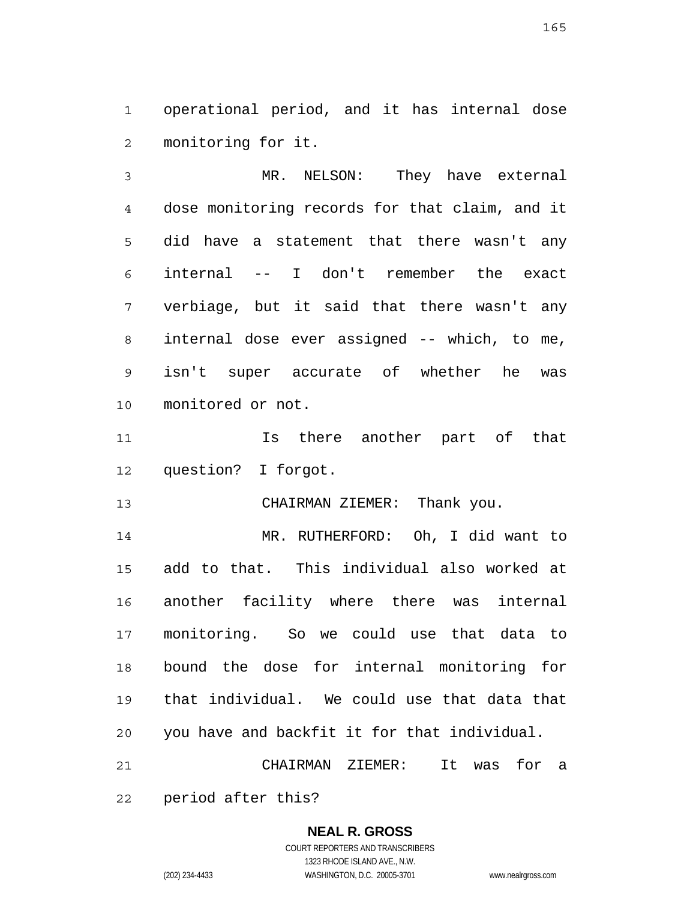operational period, and it has internal dose monitoring for it.

MR. NELSON: They have external dose monitoring records for that claim, and it did have a statement that there wasn't any internal -- I don't remember the exact verbiage, but it said that there wasn't any internal dose ever assigned -- which, to me, isn't super accurate of whether he was monitored or not.

Is there another part of that question? I forgot.

CHAIRMAN ZIEMER: Thank you.

MR. RUTHERFORD: Oh, I did want to add to that. This individual also worked at another facility where there was internal monitoring. So we could use that data to bound the dose for internal monitoring for that individual. We could use that data that you have and backfit it for that individual.

CHAIRMAN ZIEMER: It was for a period after this?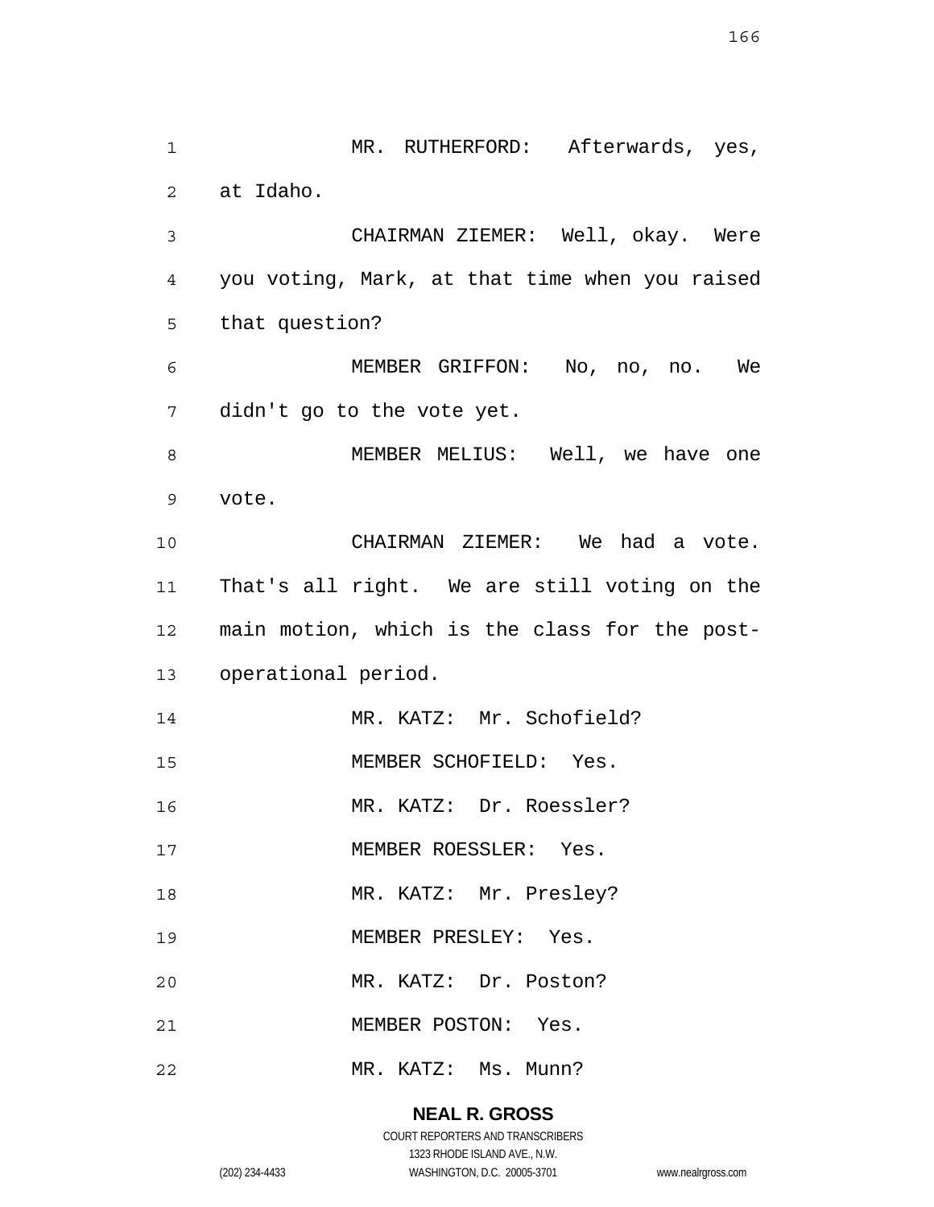MR. RUTHERFORD: Afterwards, yes, at Idaho.

CHAIRMAN ZIEMER: Well, okay. Were you voting, Mark, at that time when you raised that question?

MEMBER GRIFFON: No, no, no. We didn't go to the vote yet.

MEMBER MELIUS: Well, we have one vote.

CHAIRMAN ZIEMER: We had a vote. That's all right. We are still voting on the main motion, which is the class for the post-operational period.

MR. KATZ: Mr. Schofield?

MEMBER SCHOFIELD: Yes.

MR. KATZ: Dr. Roessler?

MEMBER ROESSLER: Yes.

MR. KATZ: Mr. Presley?

MEMBER PRESLEY: Yes.

MR. KATZ: Dr. Poston?

MEMBER POSTON: Yes.

MR. KATZ: Ms. Munn?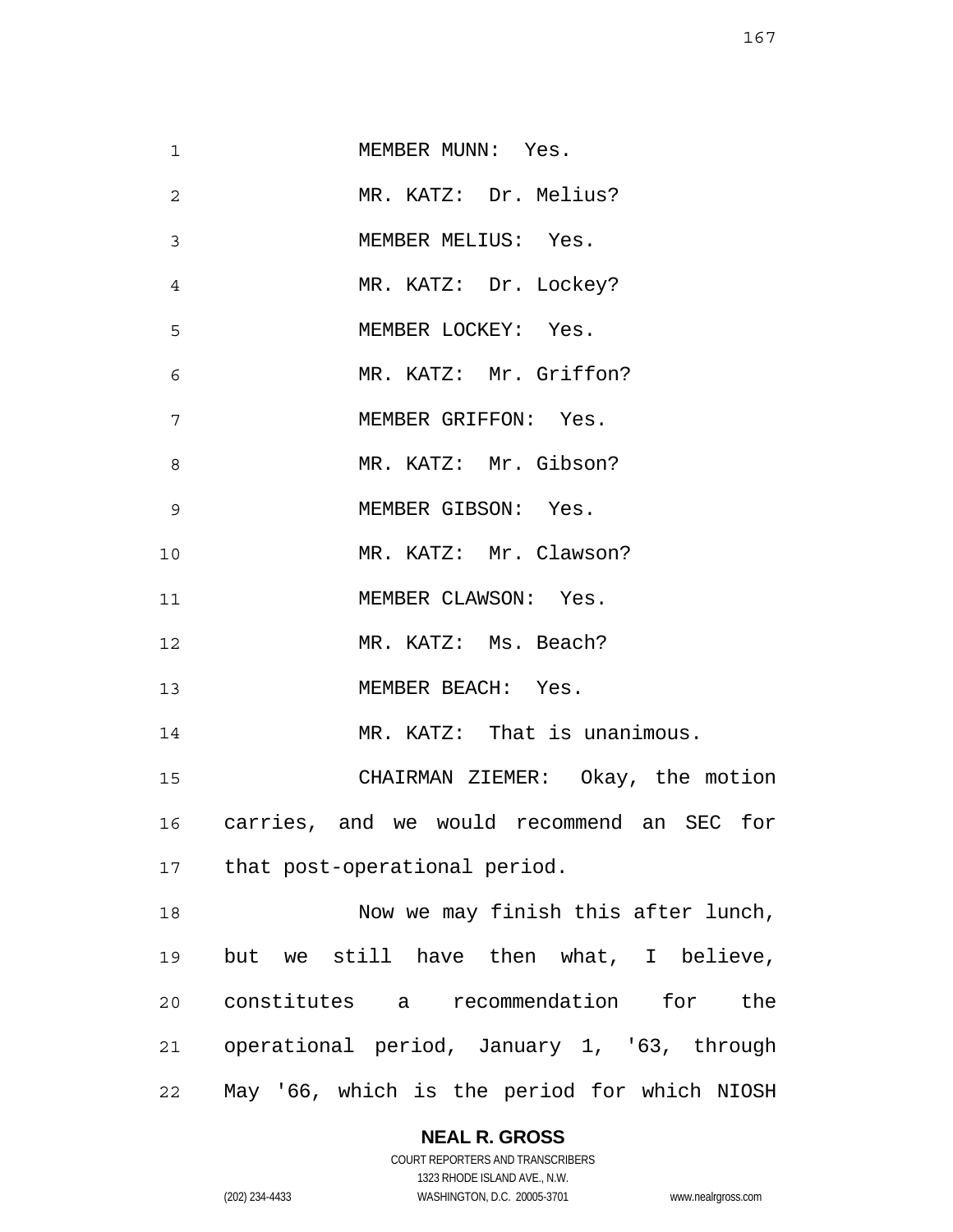MEMBER MUNN: Yes.

MR. KATZ: Dr. Melius?

MEMBER MELIUS: Yes.

MR. KATZ: Dr. Lockey?

MEMBER LOCKEY: Yes.

MR. KATZ: Mr. Griffon?

MEMBER GRIFFON: Yes.

MR. KATZ: Mr. Gibson?

MEMBER GIBSON: Yes.

MR. KATZ: Mr. Clawson?

MEMBER CLAWSON: Yes.

MR. KATZ: Ms. Beach?

MEMBER BEACH: Yes.

MR. KATZ: That is unanimous.

CHAIRMAN ZIEMER: Okay, the motion carries, and we would recommend an SEC for that post-operational period.

Now we may finish this after lunch, but we still have then what, I believe, constitutes a recommendation for the operational period, January 1, '63, through May '66, which is the period for which NIOSH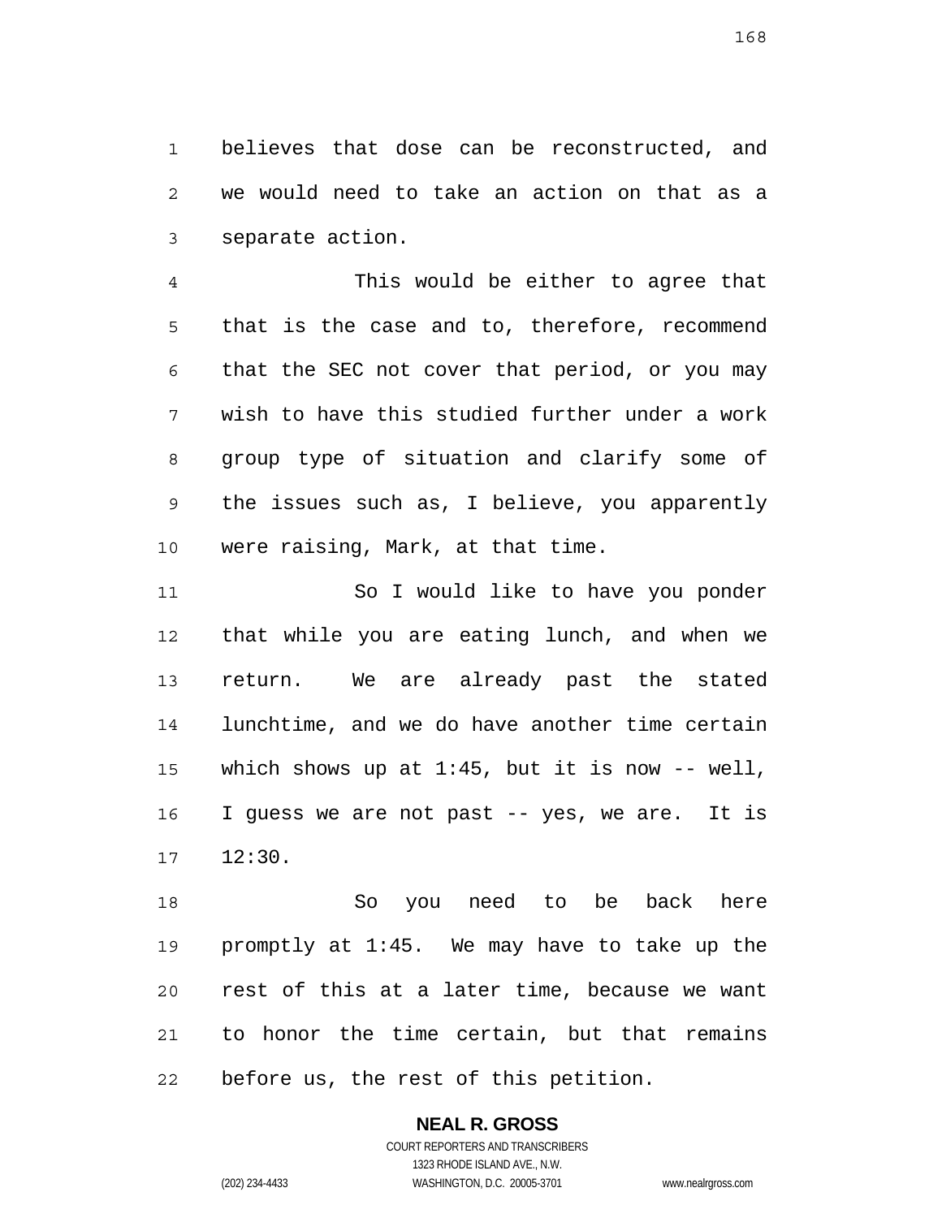believes that dose can be reconstructed, and we would need to take an action on that as a separate action.

This would be either to agree that that is the case and to, therefore, recommend that the SEC not cover that period, or you may wish to have this studied further under a work group type of situation and clarify some of the issues such as, I believe, you apparently were raising, Mark, at that time.

So I would like to have you ponder that while you are eating lunch, and when we return. We are already past the stated lunchtime, and we do have another time certain which shows up at 1:45, but it is now -- well, I guess we are not past -- yes, we are. It is 12:30.

So you need to be back here promptly at 1:45. We may have to take up the rest of this at a later time, because we want to honor the time certain, but that remains before us, the rest of this petition.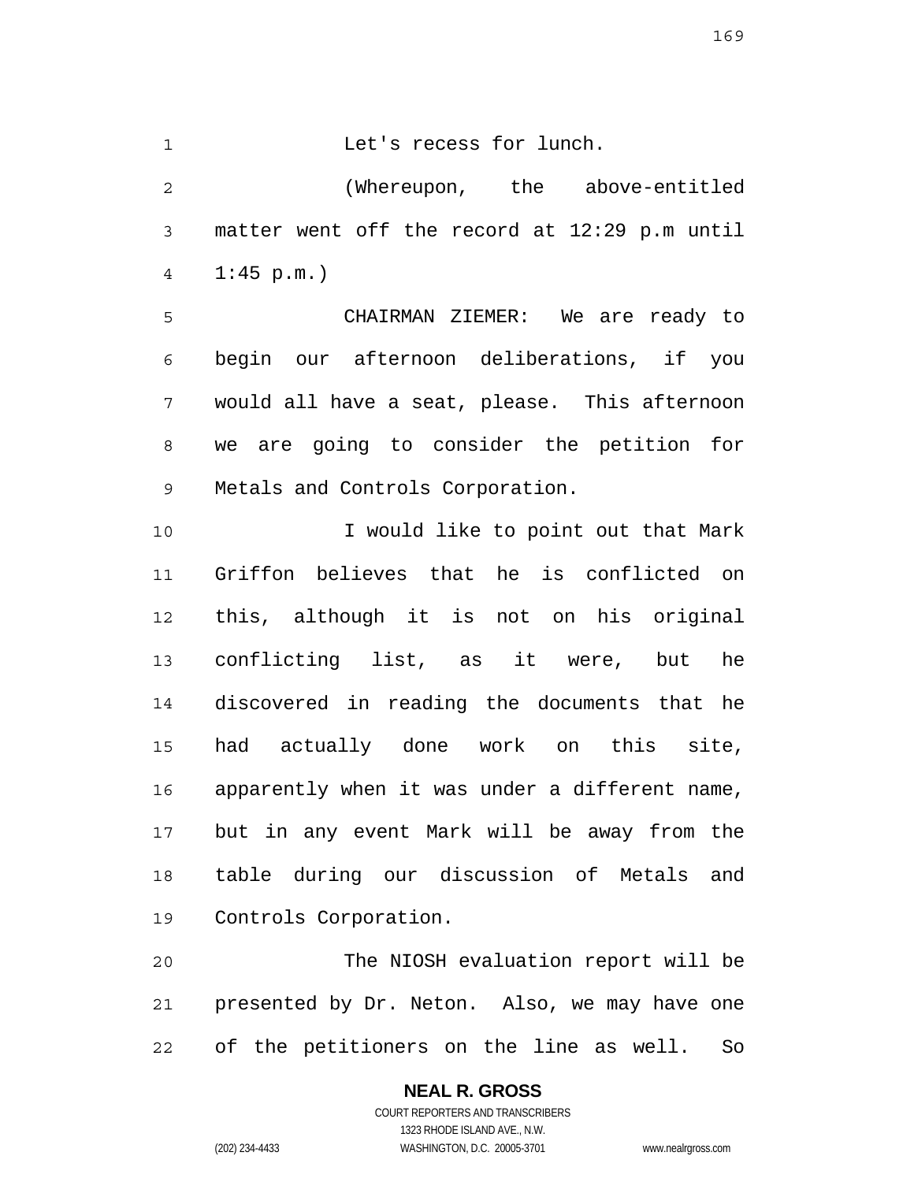Let's recess for lunch.

(Whereupon, the above-entitled matter went off the record at 12:29 p.m until 1:45 p.m.)

CHAIRMAN ZIEMER: We are ready to begin our afternoon deliberations, if you would all have a seat, please. This afternoon we are going to consider the petition for Metals and Controls Corporation.

I would like to point out that Mark Griffon believes that he is conflicted on this, although it is not on his original conflicting list, as it were, but he discovered in reading the documents that he had actually done work on this site, apparently when it was under a different name, but in any event Mark will be away from the table during our discussion of Metals and Controls Corporation.

The NIOSH evaluation report will be presented by Dr. Neton. Also, we may have one of the petitioners on the line as well. So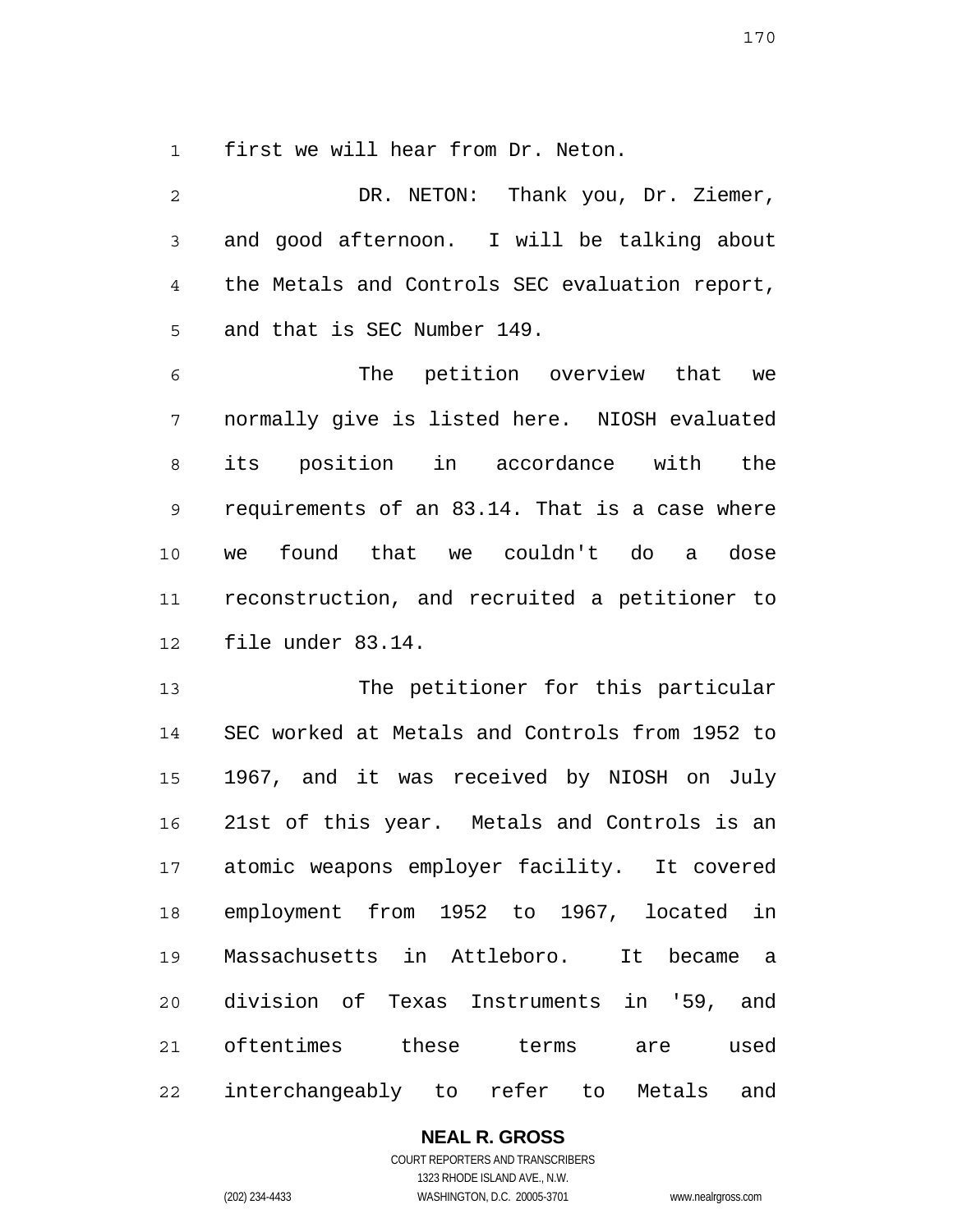first we will hear from Dr. Neton.

DR. NETON: Thank you, Dr. Ziemer, and good afternoon. I will be talking about the Metals and Controls SEC evaluation report, and that is SEC Number 149.

The petition overview that we normally give is listed here. NIOSH evaluated its position in accordance with the requirements of an 83.14. That is a case where we found that we couldn't do a dose reconstruction, and recruited a petitioner to file under 83.14.

The petitioner for this particular SEC worked at Metals and Controls from 1952 to 1967, and it was received by NIOSH on July 21st of this year. Metals and Controls is an atomic weapons employer facility. It covered employment from 1952 to 1967, located in Massachusetts in Attleboro. It became a division of Texas Instruments in '59, and oftentimes these terms are used interchangeably to refer to Metals and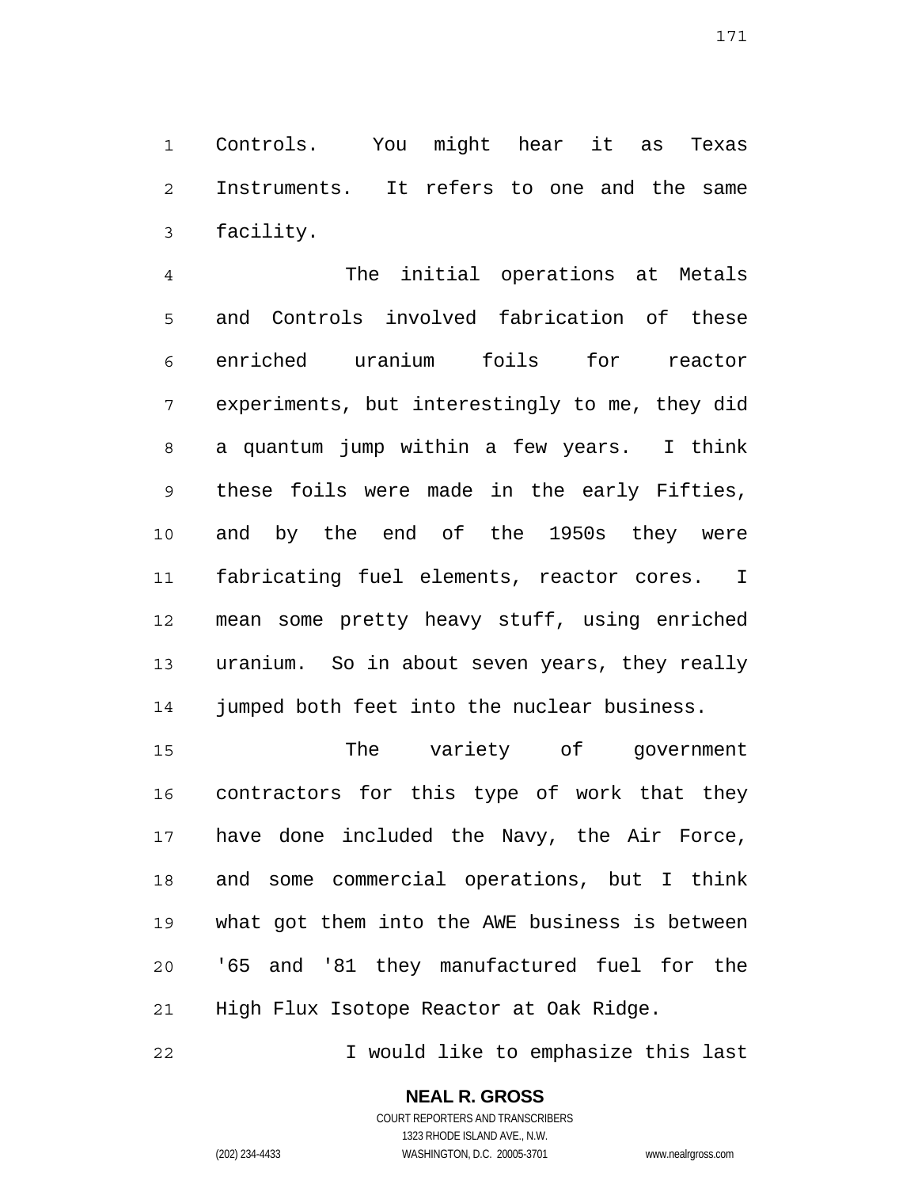Controls. You might hear it as Texas Instruments. It refers to one and the same facility.

The initial operations at Metals and Controls involved fabrication of these enriched uranium foils for reactor experiments, but interestingly to me, they did a quantum jump within a few years. I think these foils were made in the early Fifties, and by the end of the 1950s they were fabricating fuel elements, reactor cores. I mean some pretty heavy stuff, using enriched uranium. So in about seven years, they really jumped both feet into the nuclear business.

The variety of government contractors for this type of work that they have done included the Navy, the Air Force, and some commercial operations, but I think what got them into the AWE business is between '65 and '81 they manufactured fuel for the High Flux Isotope Reactor at Oak Ridge.

I would like to emphasize this last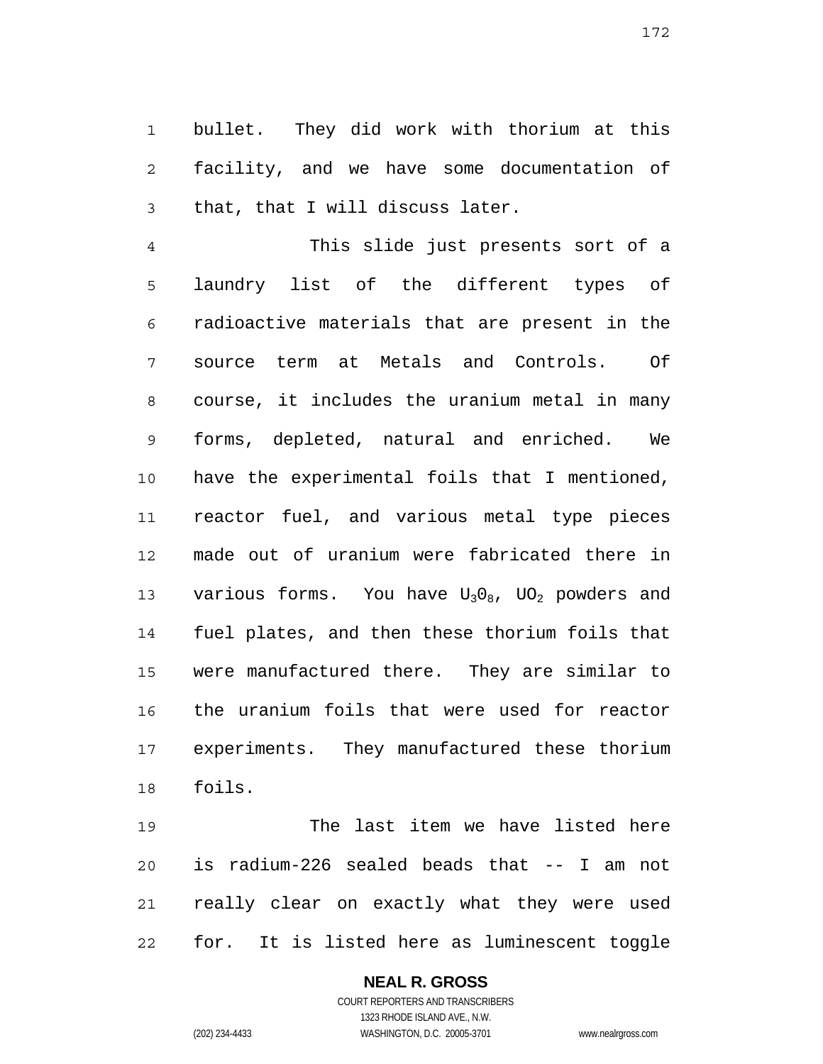bullet. They did work with thorium at this facility, and we have some documentation of that, that I will discuss later.

This slide just presents sort of a laundry list of the different types of radioactive materials that are present in the source term at Metals and Controls. Of course, it includes the uranium metal in many forms, depleted, natural and enriched. We have the experimental foils that I mentioned, reactor fuel, and various metal type pieces made out of uranium were fabricated there in various forms. You have $U_3O_8$, $UO_2$ powders and fuel plates, and then these thorium foils that were manufactured there. They are similar to the uranium foils that were used for reactor experiments. They manufactured these thorium foils.

The last item we have listed here is radium-226 sealed beads that -- I am not really clear on exactly what they were used for. It is listed here as luminescent toggle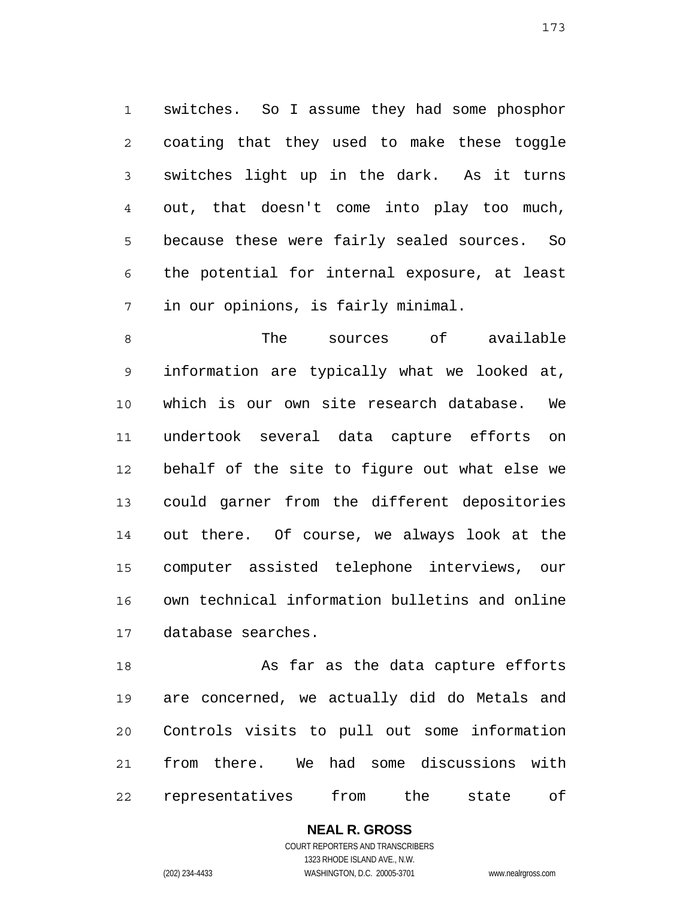switches. So I assume they had some phosphor coating that they used to make these toggle switches light up in the dark. As it turns out, that doesn't come into play too much, because these were fairly sealed sources. So the potential for internal exposure, at least in our opinions, is fairly minimal.

The sources of available information are typically what we looked at, which is our own site research database. We undertook several data capture efforts on behalf of the site to figure out what else we could garner from the different depositories out there. Of course, we always look at the computer assisted telephone interviews, our own technical information bulletins and online database searches.

As far as the data capture efforts are concerned, we actually did do Metals and Controls visits to pull out some information from there. We had some discussions with representatives from the state of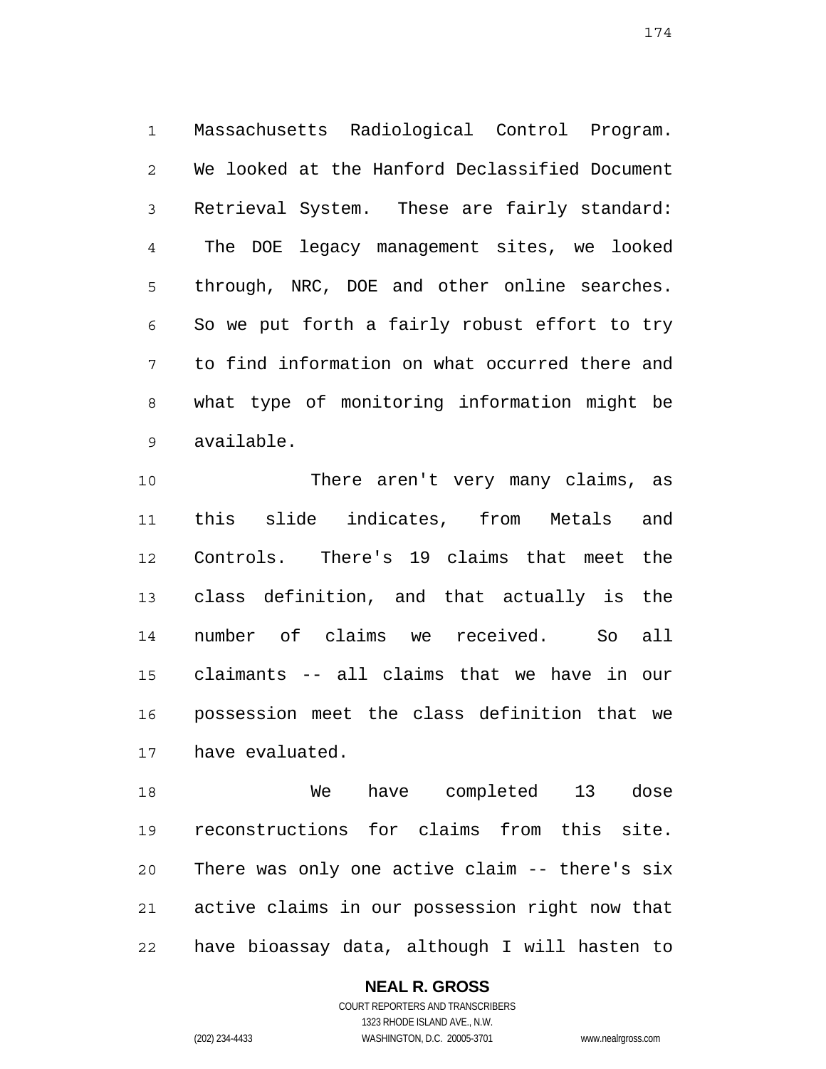Massachusetts Radiological Control Program. We looked at the Hanford Declassified Document Retrieval System. These are fairly standard: The DOE legacy management sites, we looked through, NRC, DOE and other online searches. So we put forth a fairly robust effort to try to find information on what occurred there and what type of monitoring information might be available.

There aren't very many claims, as this slide indicates, from Metals and Controls. There's 19 claims that meet the class definition, and that actually is the number of claims we received. So all claimants -- all claims that we have in our possession meet the class definition that we have evaluated.

We have completed 13 dose reconstructions for claims from this site. There was only one active claim -- there's six active claims in our possession right now that have bioassay data, although I will hasten to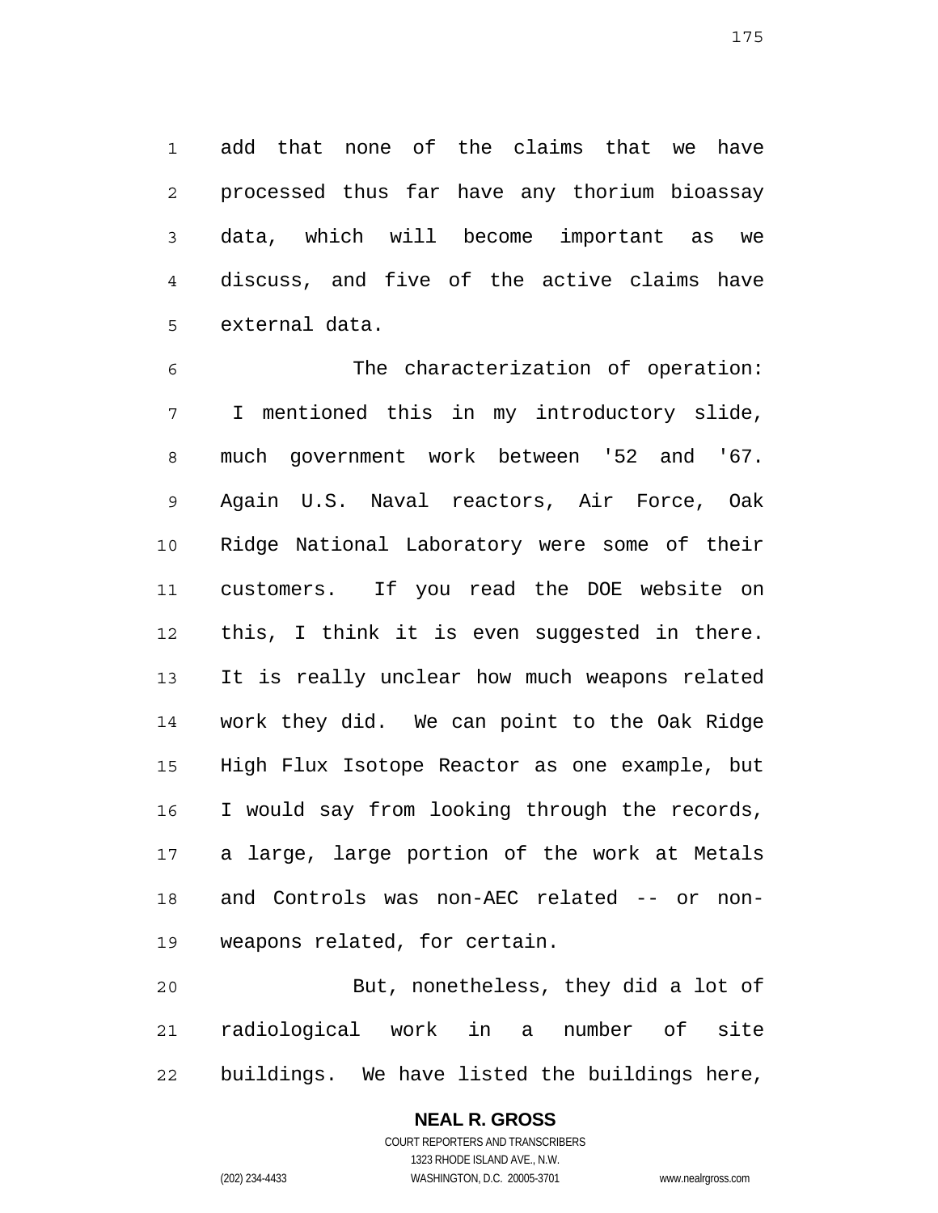add that none of the claims that we have processed thus far have any thorium bioassay data, which will become important as we discuss, and five of the active claims have external data.

The characterization of operation: I mentioned this in my introductory slide, much government work between '52 and '67. Again U.S. Naval reactors, Air Force, Oak Ridge National Laboratory were some of their customers. If you read the DOE website on this, I think it is even suggested in there. It is really unclear how much weapons related work they did. We can point to the Oak Ridge High Flux Isotope Reactor as one example, but I would say from looking through the records, a large, large portion of the work at Metals and Controls was non-AEC related -- or non-weapons related, for certain.

But, nonetheless, they did a lot of radiological work in a number of site buildings. We have listed the buildings here,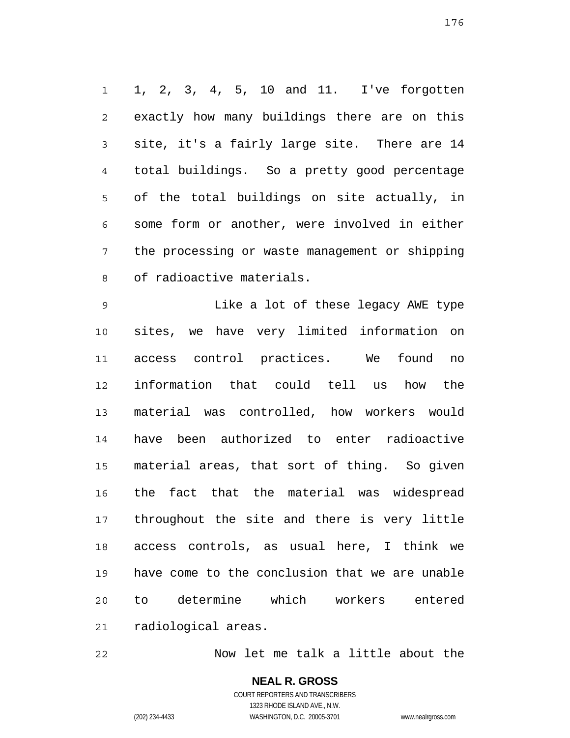1, 2, 3, 4, 5, 10 and 11. I've forgotten exactly how many buildings there are on this site, it's a fairly large site. There are 14 total buildings. So a pretty good percentage of the total buildings on site actually, in some form or another, were involved in either the processing or waste management or shipping of radioactive materials.

Like a lot of these legacy AWE type sites, we have very limited information on access control practices. We found no information that could tell us how the material was controlled, how workers would have been authorized to enter radioactive material areas, that sort of thing. So given the fact that the material was widespread throughout the site and there is very little access controls, as usual here, I think we have come to the conclusion that we are unable to determine which workers entered radiological areas.

Now let me talk a little about the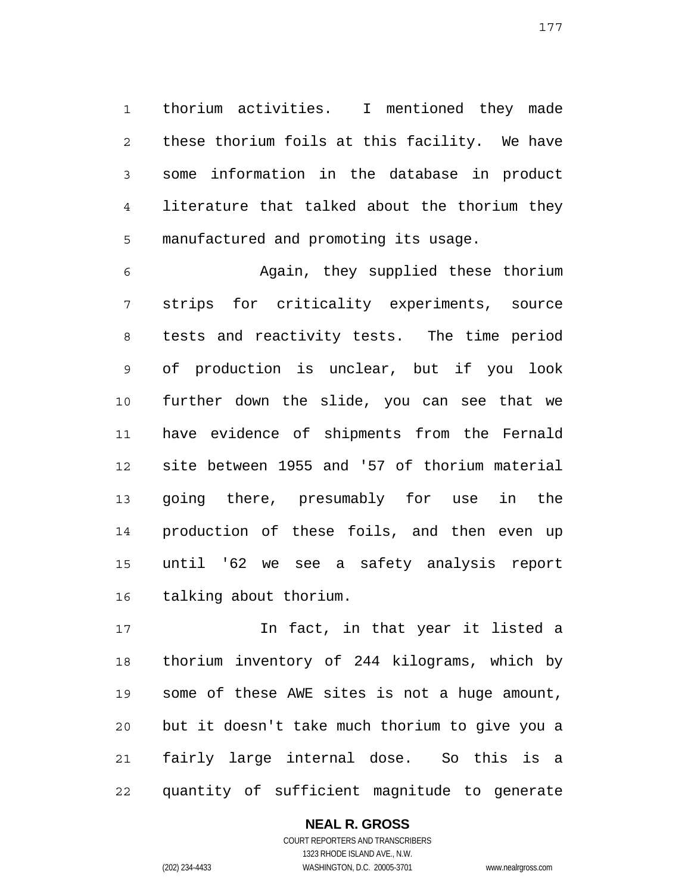thorium activities. I mentioned they made these thorium foils at this facility. We have some information in the database in product literature that talked about the thorium they manufactured and promoting its usage.

Again, they supplied these thorium strips for criticality experiments, source tests and reactivity tests. The time period of production is unclear, but if you look further down the slide, you can see that we have evidence of shipments from the Fernald site between 1955 and '57 of thorium material going there, presumably for use in the production of these foils, and then even up until '62 we see a safety analysis report talking about thorium.

In fact, in that year it listed a thorium inventory of 244 kilograms, which by some of these AWE sites is not a huge amount, but it doesn't take much thorium to give you a fairly large internal dose. So this is a quantity of sufficient magnitude to generate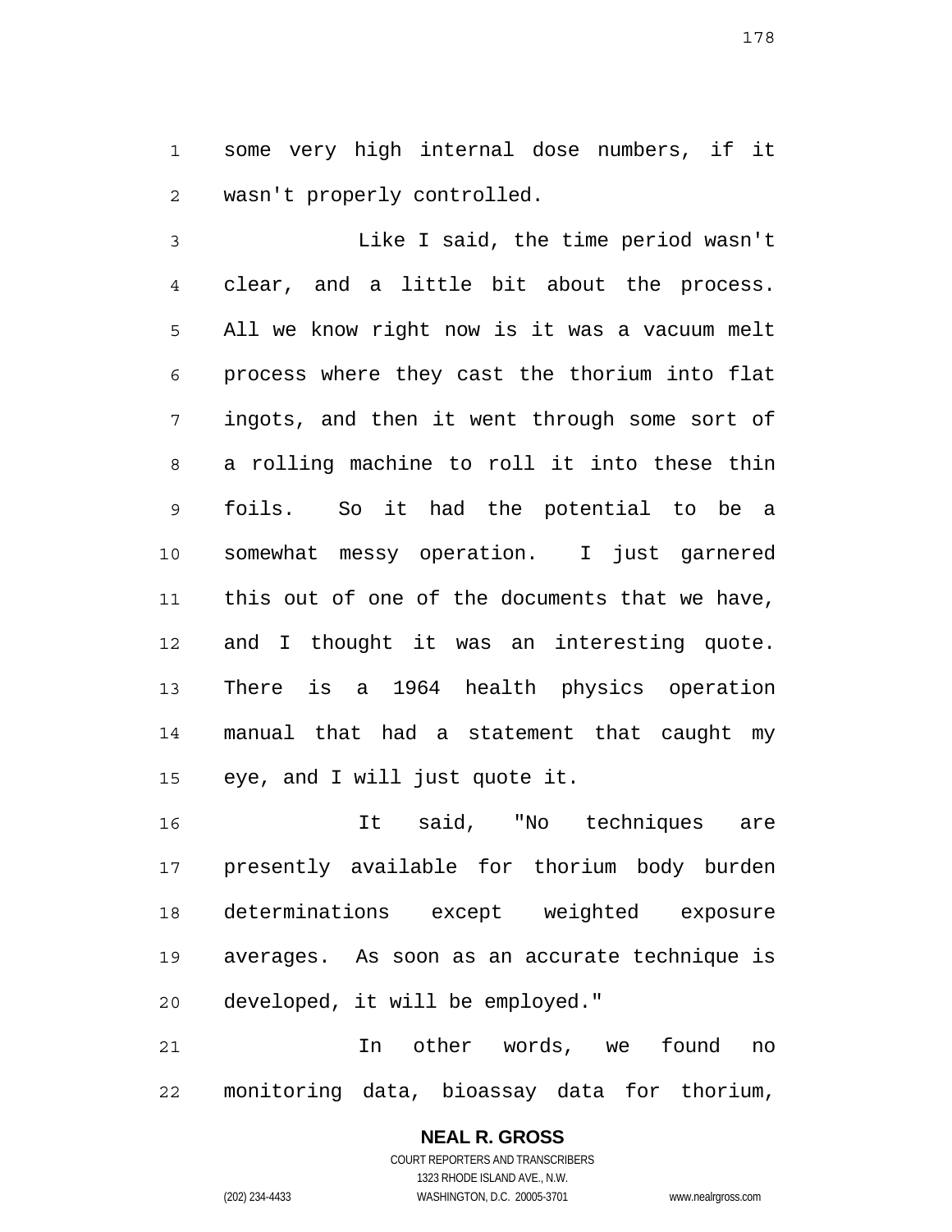some very high internal dose numbers, if it wasn't properly controlled.

Like I said, the time period wasn't clear, and a little bit about the process. All we know right now is it was a vacuum melt process where they cast the thorium into flat ingots, and then it went through some sort of a rolling machine to roll it into these thin foils. So it had the potential to be a somewhat messy operation. I just garnered this out of one of the documents that we have, and I thought it was an interesting quote. There is a 1964 health physics operation manual that had a statement that caught my eye, and I will just quote it.

It said, "No techniques are presently available for thorium body burden determinations except weighted exposure averages. As soon as an accurate technique is developed, it will be employed."

In other words, we found no monitoring data, bioassay data for thorium,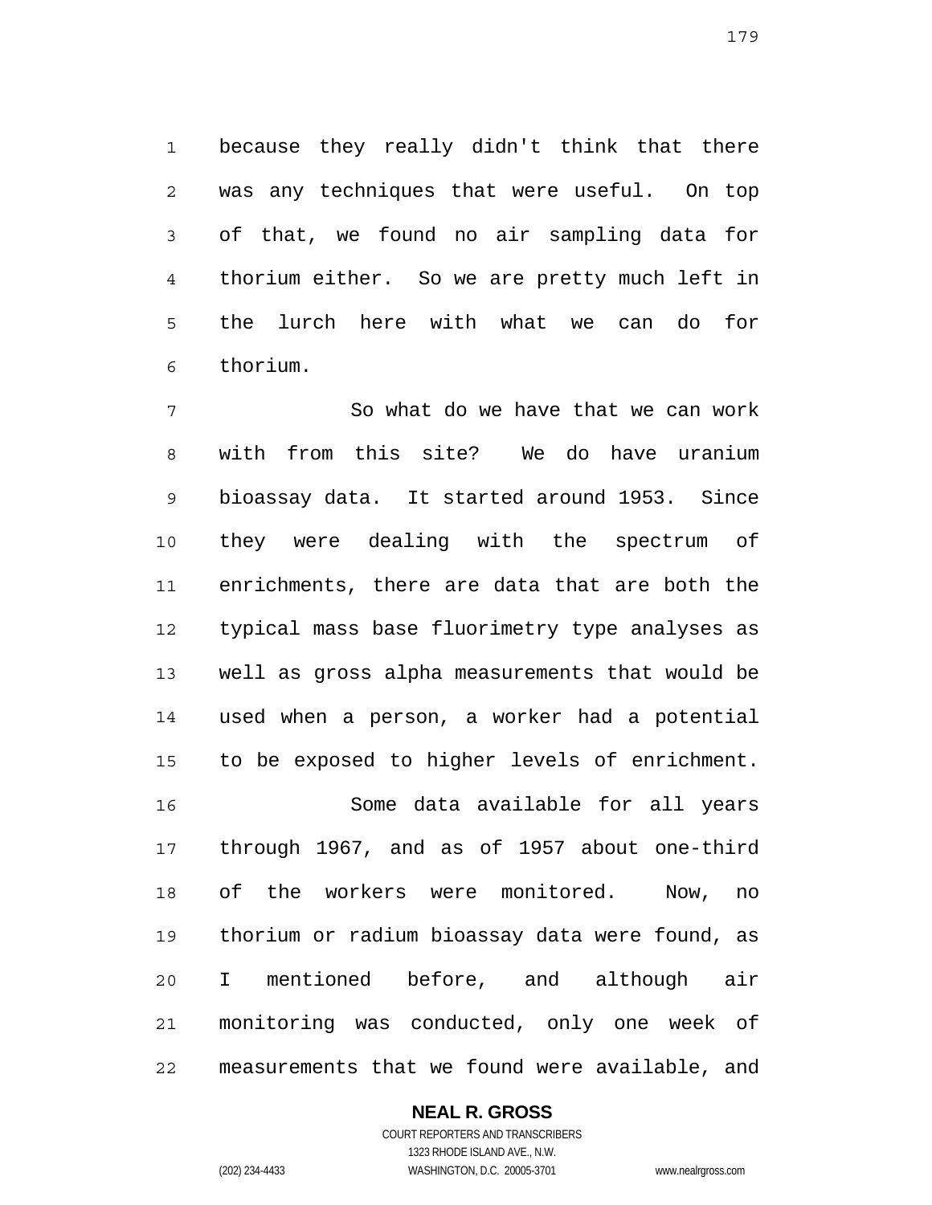because they really didn't think that there was any techniques that were useful. On top of that, we found no air sampling data for thorium either. So we are pretty much left in the lurch here with what we can do for thorium.

So what do we have that we can work with from this site? We do have uranium bioassay data. It started around 1953. Since they were dealing with the spectrum of enrichments, there are data that are both the typical mass base fluorimetry type analyses as well as gross alpha measurements that would be used when a person, a worker had a potential to be exposed to higher levels of enrichment.

Some data available for all years through 1967, and as of 1957 about one-third of the workers were monitored. Now, no thorium or radium bioassay data were found, as I mentioned before, and although air monitoring was conducted, only one week of measurements that we found were available, and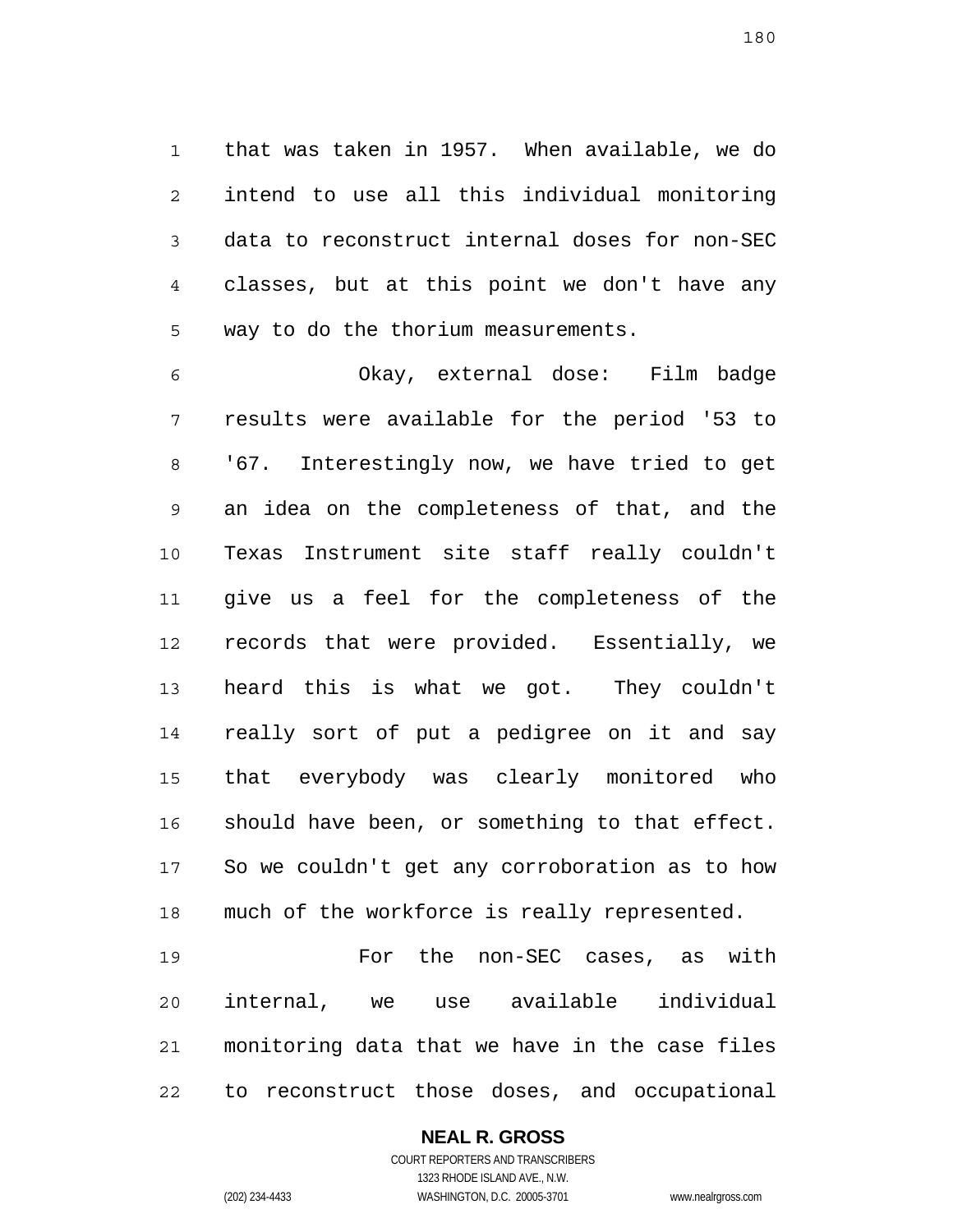that was taken in 1957. When available, we do intend to use all this individual monitoring data to reconstruct internal doses for non-SEC classes, but at this point we don't have any way to do the thorium measurements.

Okay, external dose: Film badge results were available for the period '53 to '67. Interestingly now, we have tried to get an idea on the completeness of that, and the Texas Instrument site staff really couldn't give us a feel for the completeness of the records that were provided. Essentially, we heard this is what we got. They couldn't really sort of put a pedigree on it and say that everybody was clearly monitored who should have been, or something to that effect. So we couldn't get any corroboration as to how much of the workforce is really represented.

For the non-SEC cases, as with internal, we use available individual monitoring data that we have in the case files to reconstruct those doses, and occupational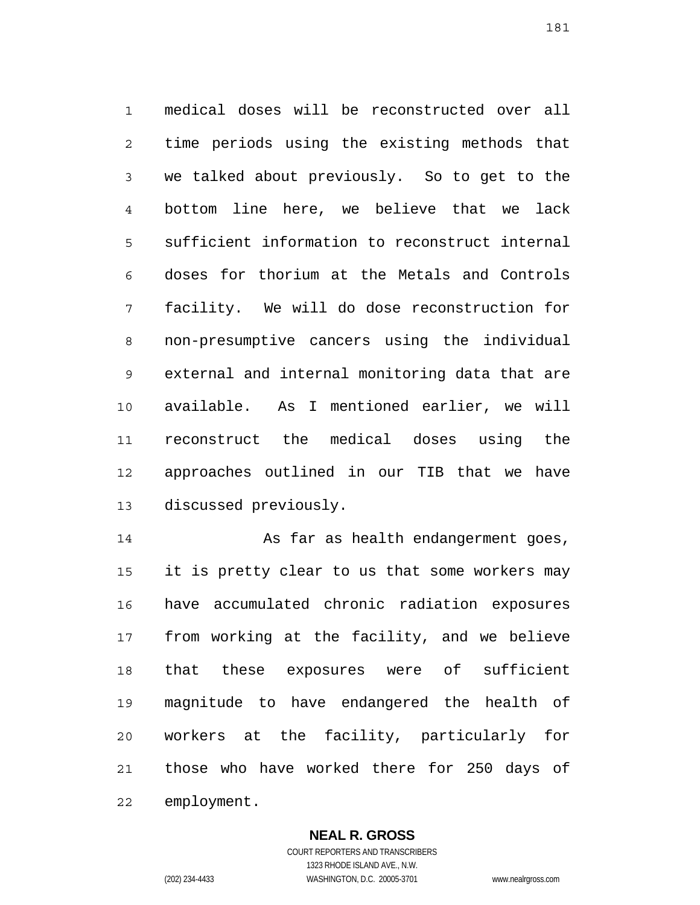medical doses will be reconstructed over all time periods using the existing methods that we talked about previously. So to get to the bottom line here, we believe that we lack sufficient information to reconstruct internal doses for thorium at the Metals and Controls facility. We will do dose reconstruction for non-presumptive cancers using the individual external and internal monitoring data that are available. As I mentioned earlier, we will reconstruct the medical doses using the approaches outlined in our TIB that we have discussed previously.

As far as health endangerment goes, it is pretty clear to us that some workers may have accumulated chronic radiation exposures from working at the facility, and we believe that these exposures were of sufficient magnitude to have endangered the health of workers at the facility, particularly for those who have worked there for 250 days of employment.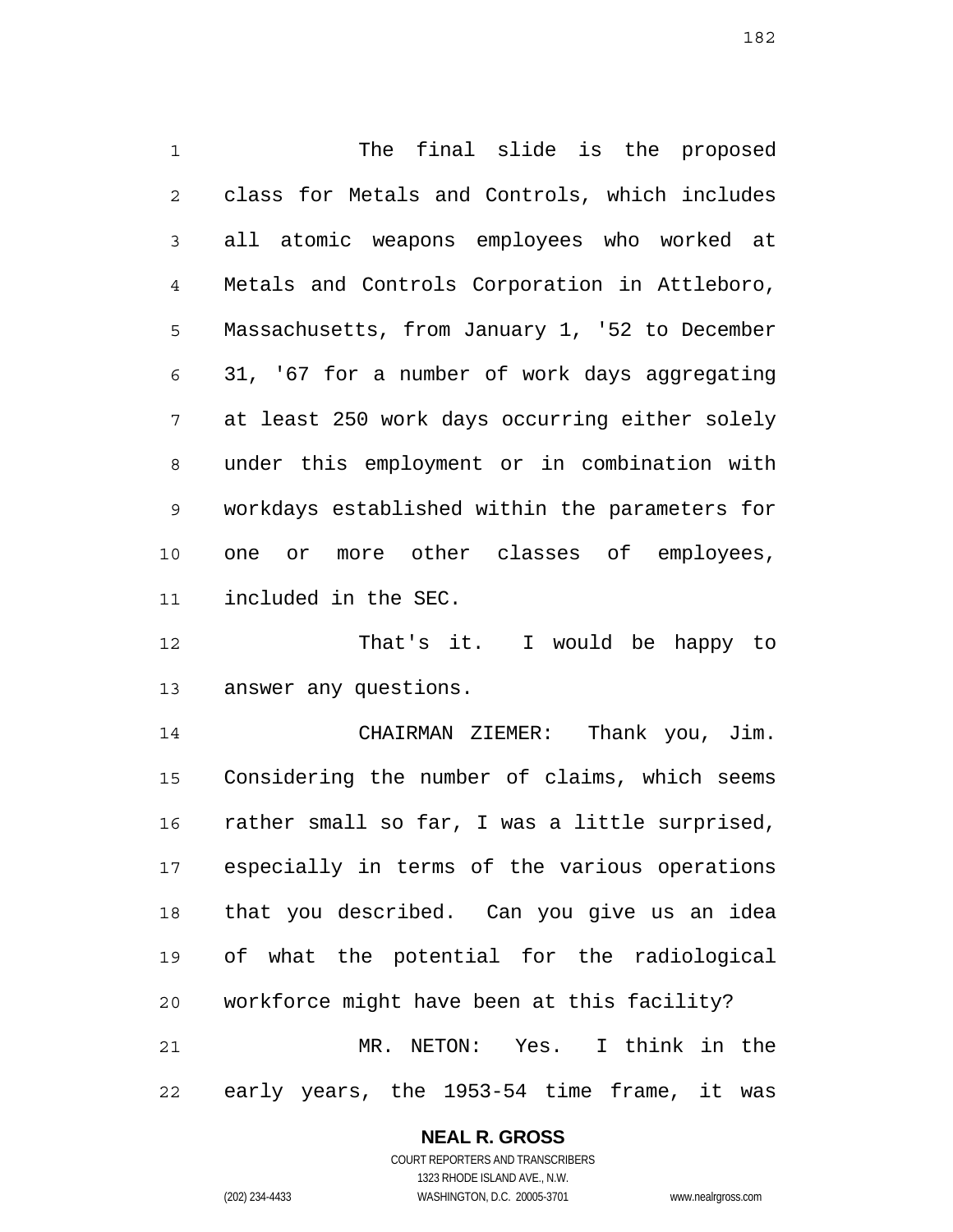The final slide is the proposed class for Metals and Controls, which includes all atomic weapons employees who worked at Metals and Controls Corporation in Attleboro, Massachusetts, from January 1, '52 to December 31, '67 for a number of work days aggregating at least 250 work days occurring either solely under this employment or in combination with workdays established within the parameters for one or more other classes of employees, included in the SEC.

That's it. I would be happy to answer any questions.

CHAIRMAN ZIEMER: Thank you, Jim. Considering the number of claims, which seems rather small so far, I was a little surprised, especially in terms of the various operations that you described. Can you give us an idea of what the potential for the radiological workforce might have been at this facility?

MR. NETON: Yes. I think in the early years, the 1953-54 time frame, it was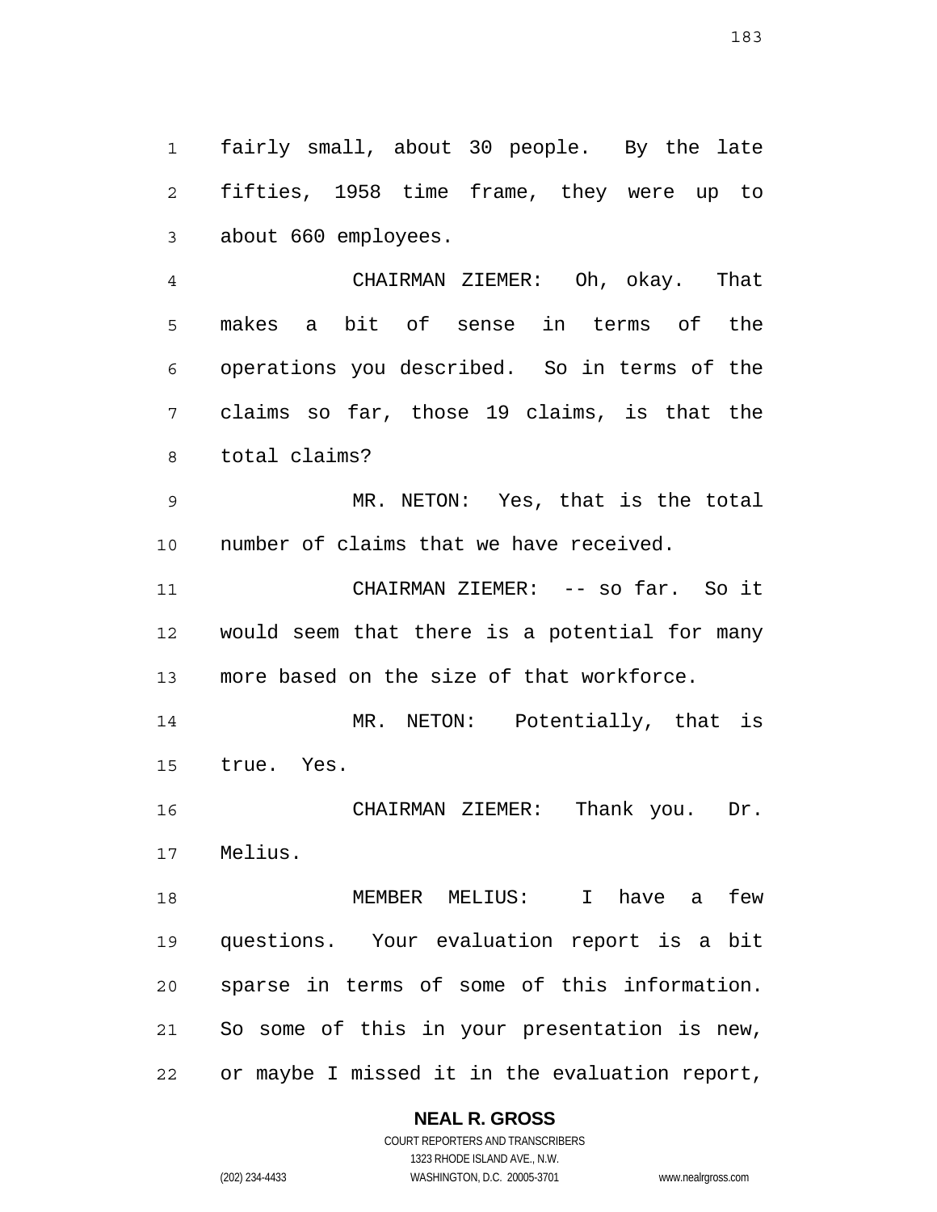fairly small, about 30 people. By the late fifties, 1958 time frame, they were up to about 660 employees.

CHAIRMAN ZIEMER: Oh, okay. That makes a bit of sense in terms of the operations you described. So in terms of the claims so far, those 19 claims, is that the total claims?

MR. NETON: Yes, that is the total number of claims that we have received.

CHAIRMAN ZIEMER: -- so far. So it would seem that there is a potential for many more based on the size of that workforce.

MR. NETON: Potentially, that is true. Yes.

CHAIRMAN ZIEMER: Thank you. Dr. Melius.

MEMBER MELIUS: I have a few questions. Your evaluation report is a bit sparse in terms of some of this information. So some of this in your presentation is new, or maybe I missed it in the evaluation report,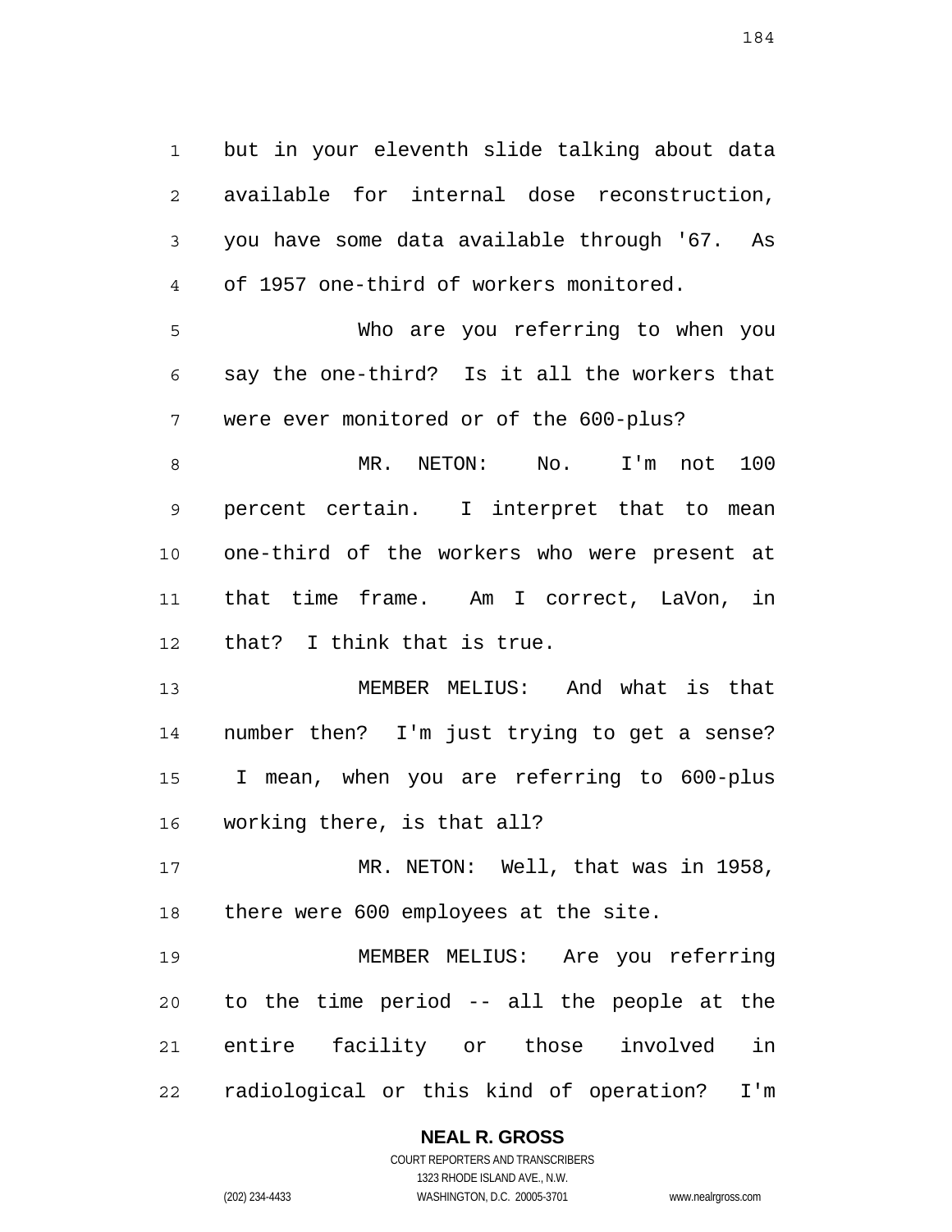but in your eleventh slide talking about data available for internal dose reconstruction, you have some data available through '67. As of 1957 one-third of workers monitored.

Who are you referring to when you say the one-third? Is it all the workers that were ever monitored or of the 600-plus?

MR. NETON: No. I'm not 100 percent certain. I interpret that to mean one-third of the workers who were present at that time frame. Am I correct, LaVon, in that? I think that is true.

MEMBER MELIUS: And what is that number then? I'm just trying to get a sense? I mean, when you are referring to 600-plus working there, is that all?

MR. NETON: Well, that was in 1958, there were 600 employees at the site.

MEMBER MELIUS: Are you referring to the time period -- all the people at the entire facility or those involved in radiological or this kind of operation? I'm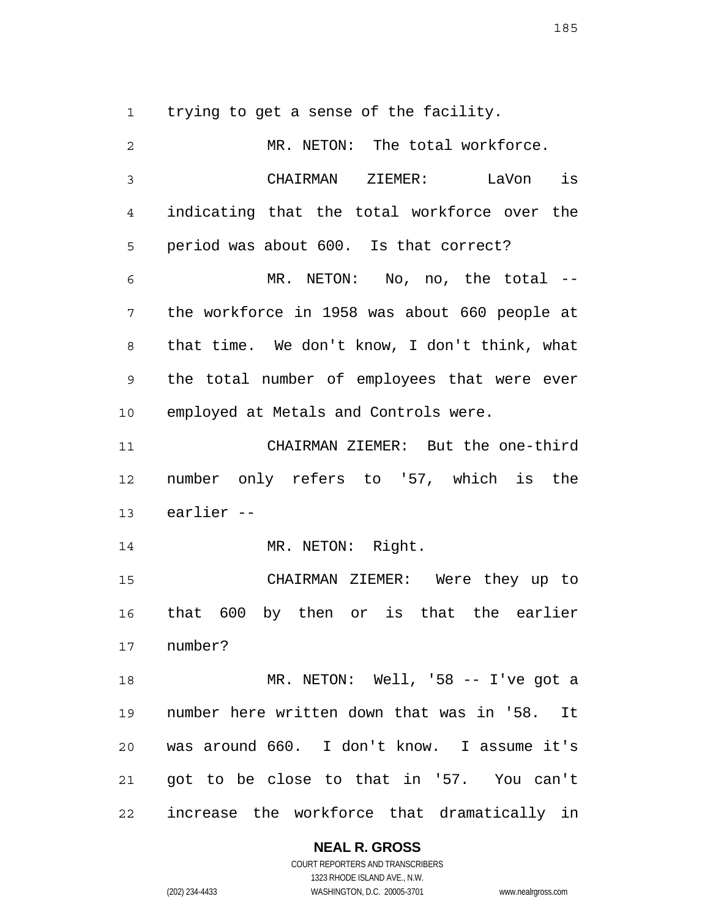trying to get a sense of the facility.

MR. NETON: The total workforce.

CHAIRMAN ZIEMER: LaVon is indicating that the total workforce over the period was about 600. Is that correct?

MR. NETON: No, no, the total -- the workforce in 1958 was about 660 people at that time. We don't know, I don't think, what the total number of employees that were ever employed at Metals and Controls were.

CHAIRMAN ZIEMER: But the one-third number only refers to '57, which is the earlier --

MR. NETON: Right.

CHAIRMAN ZIEMER: Were they up to that 600 by then or is that the earlier number?

MR. NETON: Well, '58 -- I've got a number here written down that was in '58. It was around 660. I don't know. I assume it's got to be close to that in '57. You can't increase the workforce that dramatically in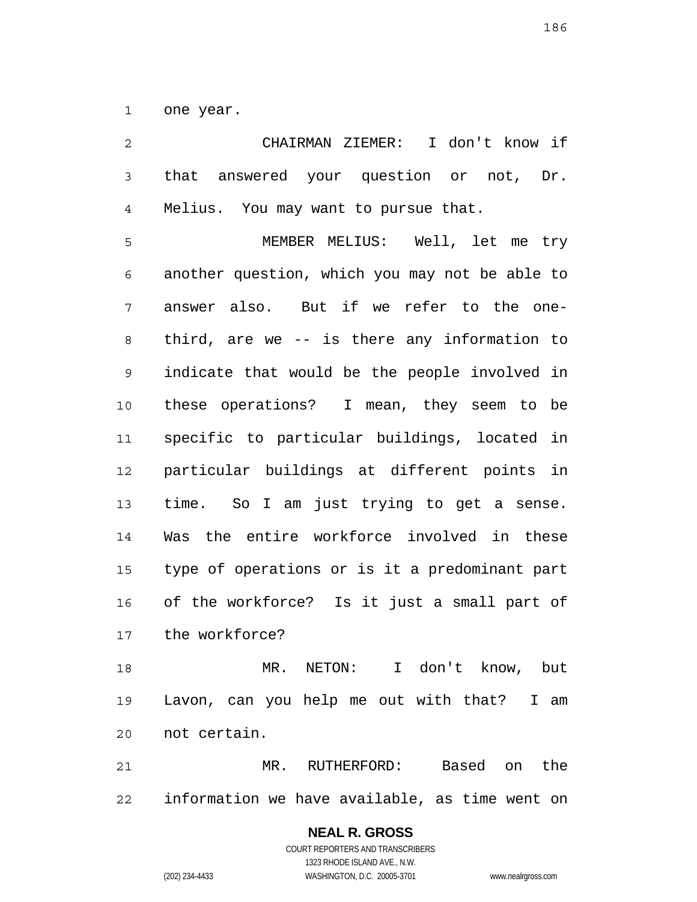one year.

CHAIRMAN ZIEMER: I don't know if that answered your question or not, Dr. Melius. You may want to pursue that.

MEMBER MELIUS: Well, let me try another question, which you may not be able to answer also. But if we refer to the one-third, are we -- is there any information to indicate that would be the people involved in these operations? I mean, they seem to be specific to particular buildings, located in particular buildings at different points in time. So I am just trying to get a sense. Was the entire workforce involved in these type of operations or is it a predominant part of the workforce? Is it just a small part of the workforce?

MR. NETON: I don't know, but Lavon, can you help me out with that? I am not certain.

MR. RUTHERFORD: Based on the information we have available, as time went on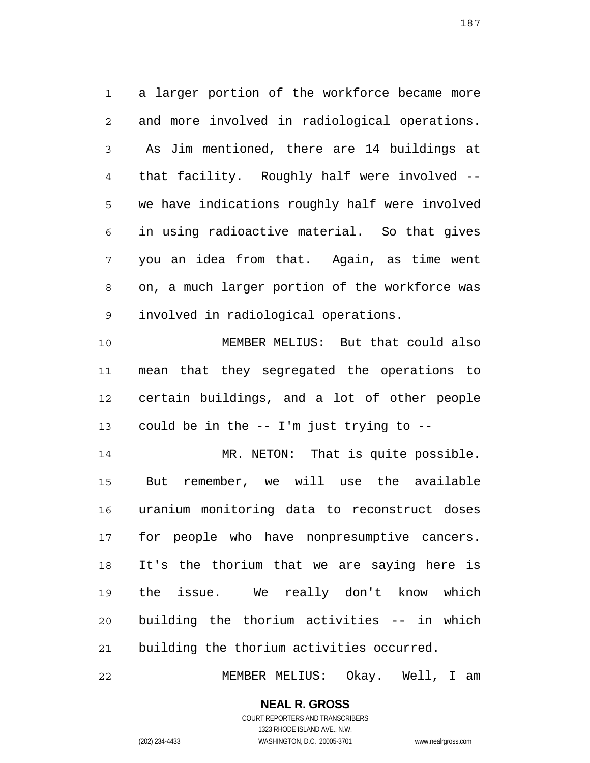a larger portion of the workforce became more and more involved in radiological operations. As Jim mentioned, there are 14 buildings at that facility. Roughly half were involved -- we have indications roughly half were involved in using radioactive material. So that gives you an idea from that. Again, as time went on, a much larger portion of the workforce was involved in radiological operations.

MEMBER MELIUS: But that could also mean that they segregated the operations to certain buildings, and a lot of other people could be in the -- I'm just trying to --

MR. NETON: That is quite possible. But remember, we will use the available uranium monitoring data to reconstruct doses for people who have nonpresumptive cancers. It's the thorium that we are saying here is the issue. We really don't know which building the thorium activities -- in which building the thorium activities occurred.

MEMBER MELIUS: Okay. Well, I am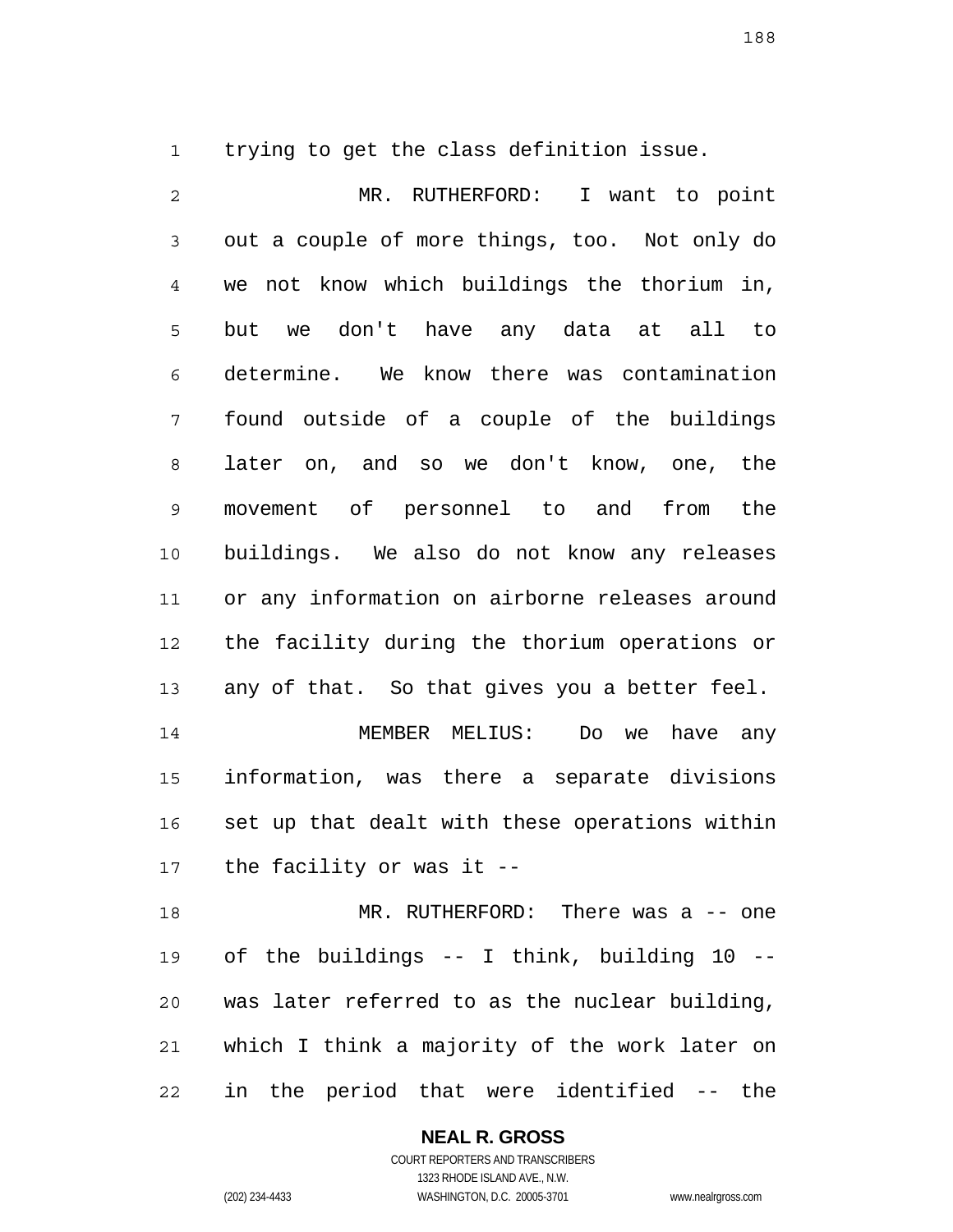trying to get the class definition issue.

MR. RUTHERFORD: I want to point out a couple of more things, too. Not only do we not know which buildings the thorium in, but we don't have any data at all to determine. We know there was contamination found outside of a couple of the buildings later on, and so we don't know, one, the movement of personnel to and from the buildings. We also do not know any releases or any information on airborne releases around the facility during the thorium operations or any of that. So that gives you a better feel.

MEMBER MELIUS: Do we have any information, was there a separate divisions set up that dealt with these operations within the facility or was it --

MR. RUTHERFORD: There was a -- one of the buildings -- I think, building 10 -- was later referred to as the nuclear building, which I think a majority of the work later on in the period that were identified -- the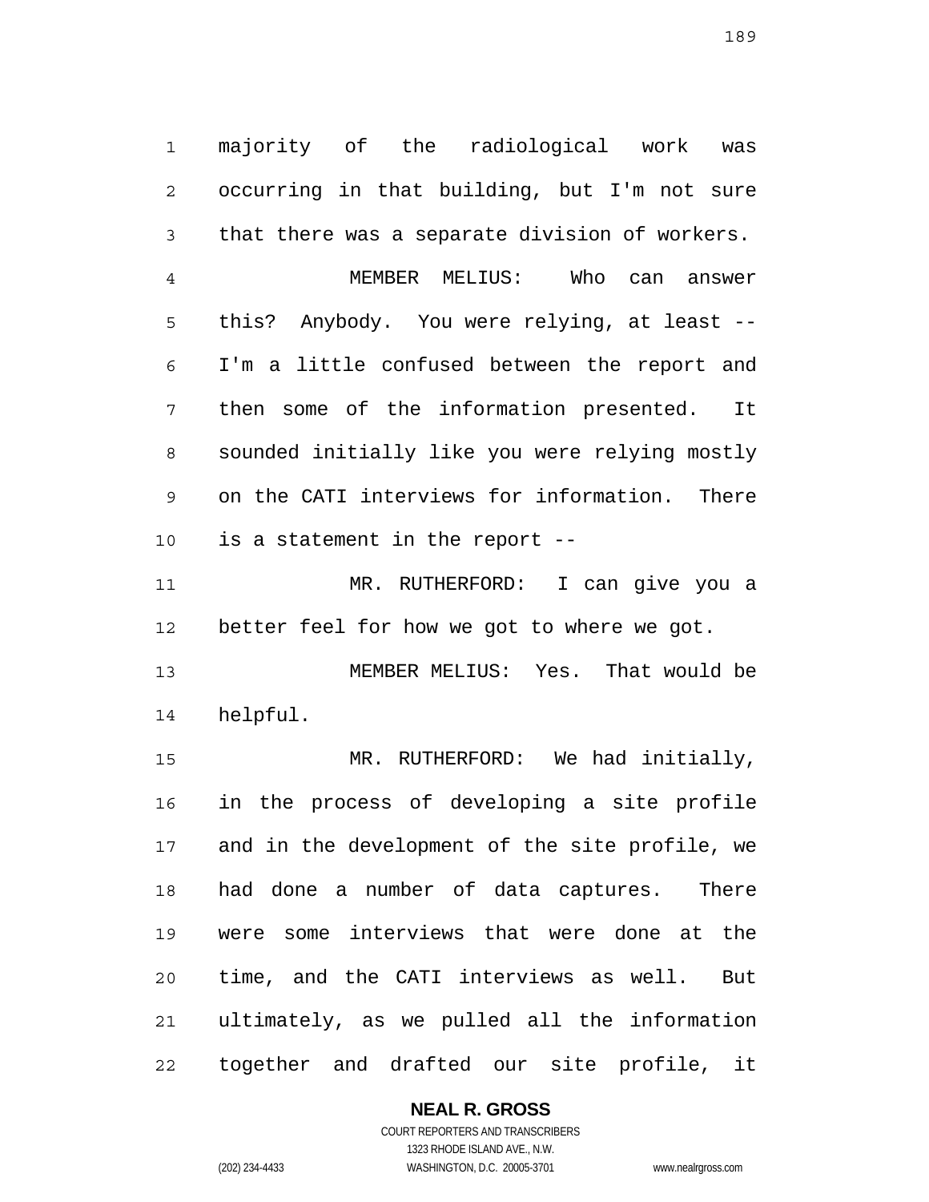majority of the radiological work was occurring in that building, but I'm not sure that there was a separate division of workers.

MEMBER MELIUS: Who can answer this? Anybody. You were relying, at least -- I'm a little confused between the report and then some of the information presented. It sounded initially like you were relying mostly on the CATI interviews for information. There is a statement in the report --

MR. RUTHERFORD: I can give you a better feel for how we got to where we got.

MEMBER MELIUS: Yes. That would be helpful.

MR. RUTHERFORD: We had initially, in the process of developing a site profile and in the development of the site profile, we had done a number of data captures. There were some interviews that were done at the time, and the CATI interviews as well. But ultimately, as we pulled all the information together and drafted our site profile, it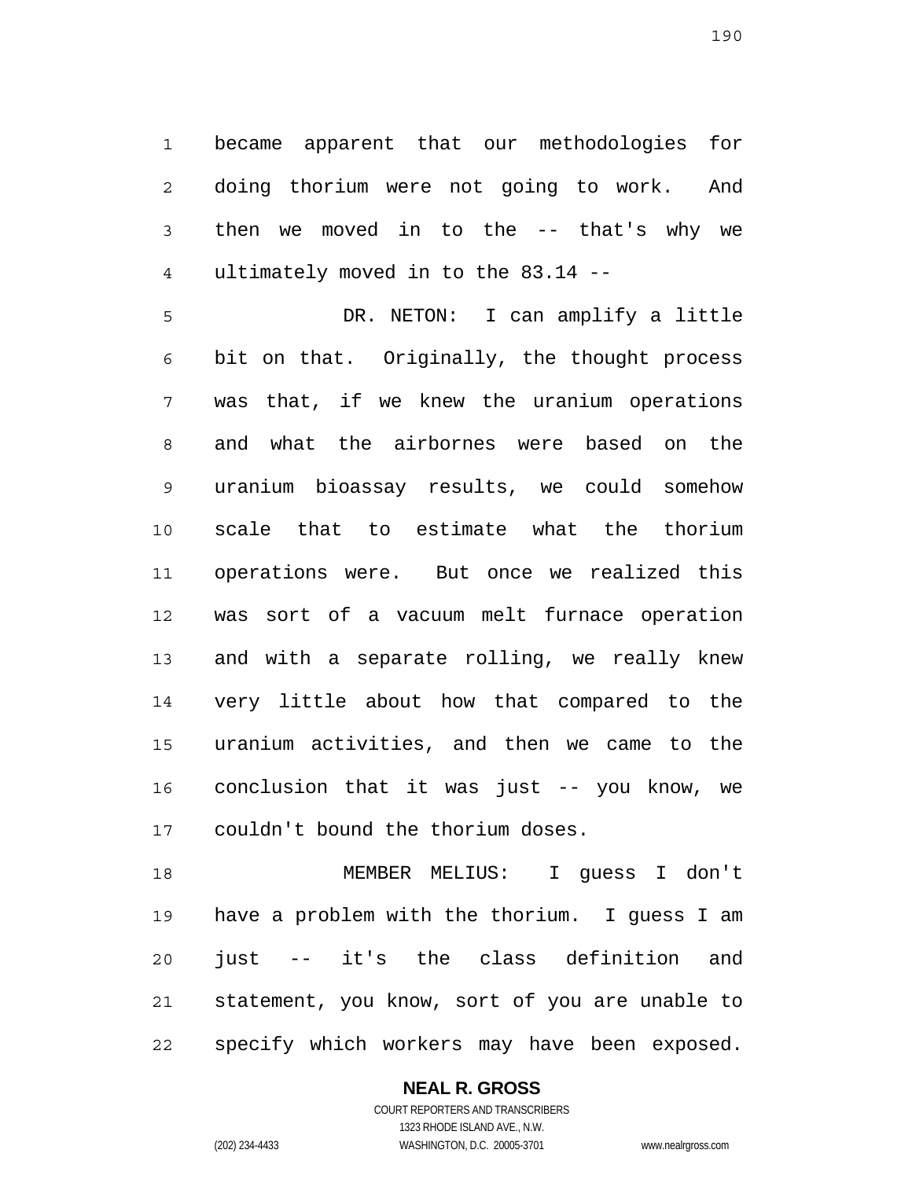became apparent that our methodologies for doing thorium were not going to work. And then we moved in to the -- that's why we ultimately moved in to the 83.14 --

DR. NETON: I can amplify a little bit on that. Originally, the thought process was that, if we knew the uranium operations and what the airbornes were based on the uranium bioassay results, we could somehow scale that to estimate what the thorium operations were. But once we realized this was sort of a vacuum melt furnace operation and with a separate rolling, we really knew very little about how that compared to the uranium activities, and then we came to the conclusion that it was just -- you know, we couldn't bound the thorium doses.

MEMBER MELIUS: I guess I don't have a problem with the thorium. I guess I am just -- it's the class definition and statement, you know, sort of you are unable to specify which workers may have been exposed.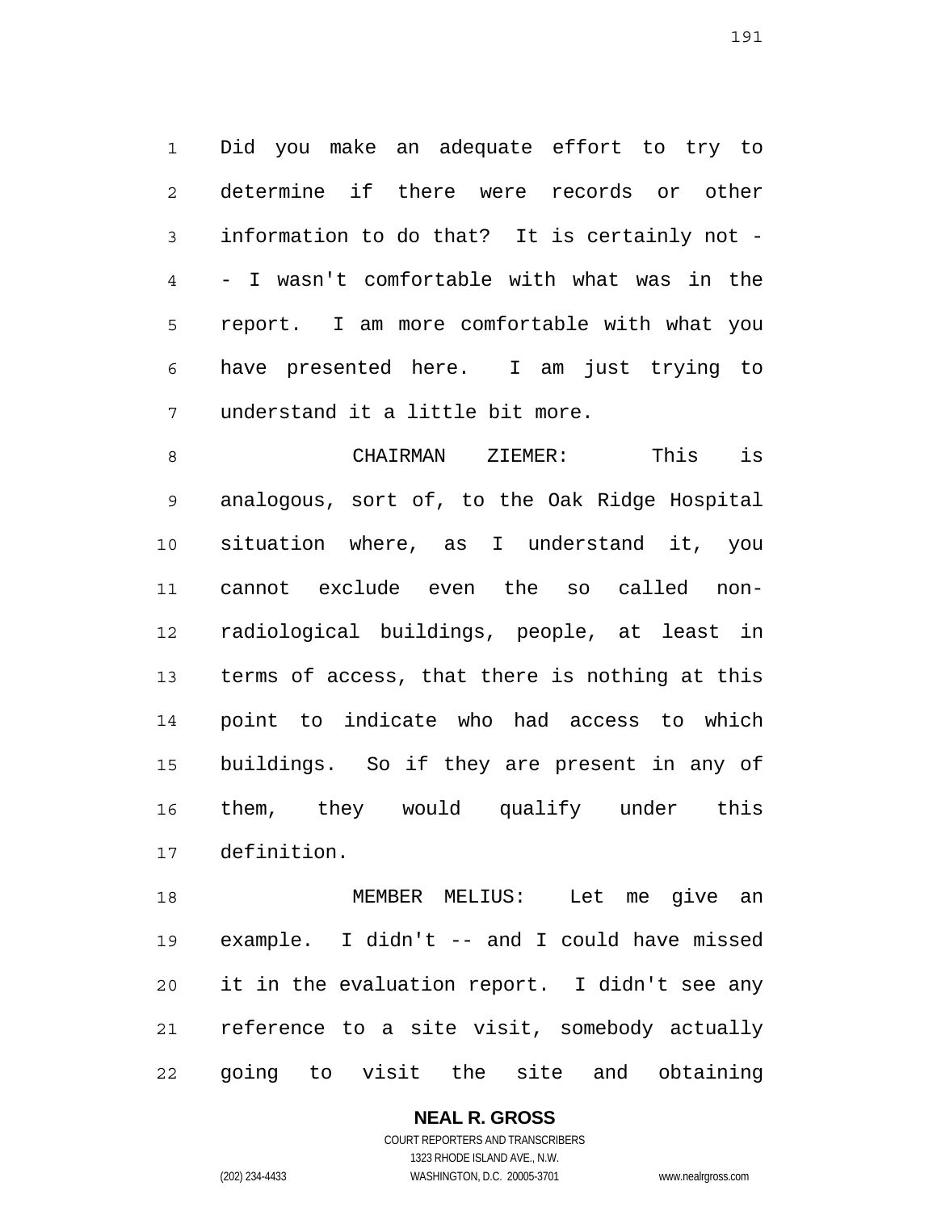Did you make an adequate effort to try to determine if there were records or other information to do that? It is certainly not -- I wasn't comfortable with what was in the report. I am more comfortable with what you have presented here. I am just trying to understand it a little bit more.

CHAIRMAN ZIEMER: This is analogous, sort of, to the Oak Ridge Hospital situation where, as I understand it, you cannot exclude even the so called non-radiological buildings, people, at least in terms of access, that there is nothing at this point to indicate who had access to which buildings. So if they are present in any of them, they would qualify under this definition.

MEMBER MELIUS: Let me give an example. I didn't -- and I could have missed it in the evaluation report. I didn't see any reference to a site visit, somebody actually going to visit the site and obtaining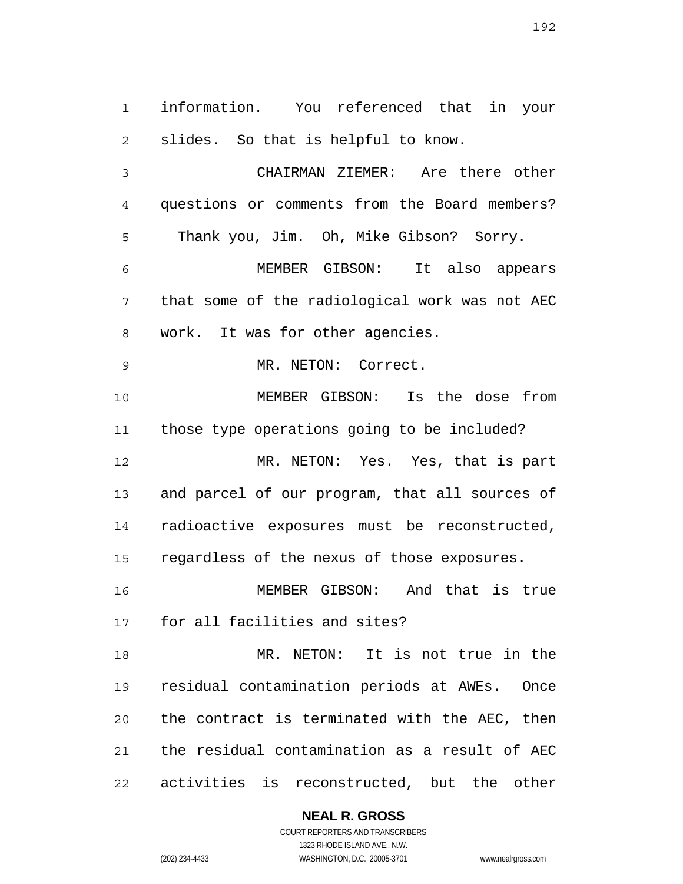information. You referenced that in your slides. So that is helpful to know.

CHAIRMAN ZIEMER: Are there other questions or comments from the Board members? Thank you, Jim. Oh, Mike Gibson? Sorry.

MEMBER GIBSON: It also appears that some of the radiological work was not AEC work. It was for other agencies.

MR. NETON: Correct.

MEMBER GIBSON: Is the dose from those type operations going to be included?

MR. NETON: Yes. Yes, that is part and parcel of our program, that all sources of radioactive exposures must be reconstructed, regardless of the nexus of those exposures.

MEMBER GIBSON: And that is true for all facilities and sites?

MR. NETON: It is not true in the residual contamination periods at AWEs. Once the contract is terminated with the AEC, then the residual contamination as a result of AEC activities is reconstructed, but the other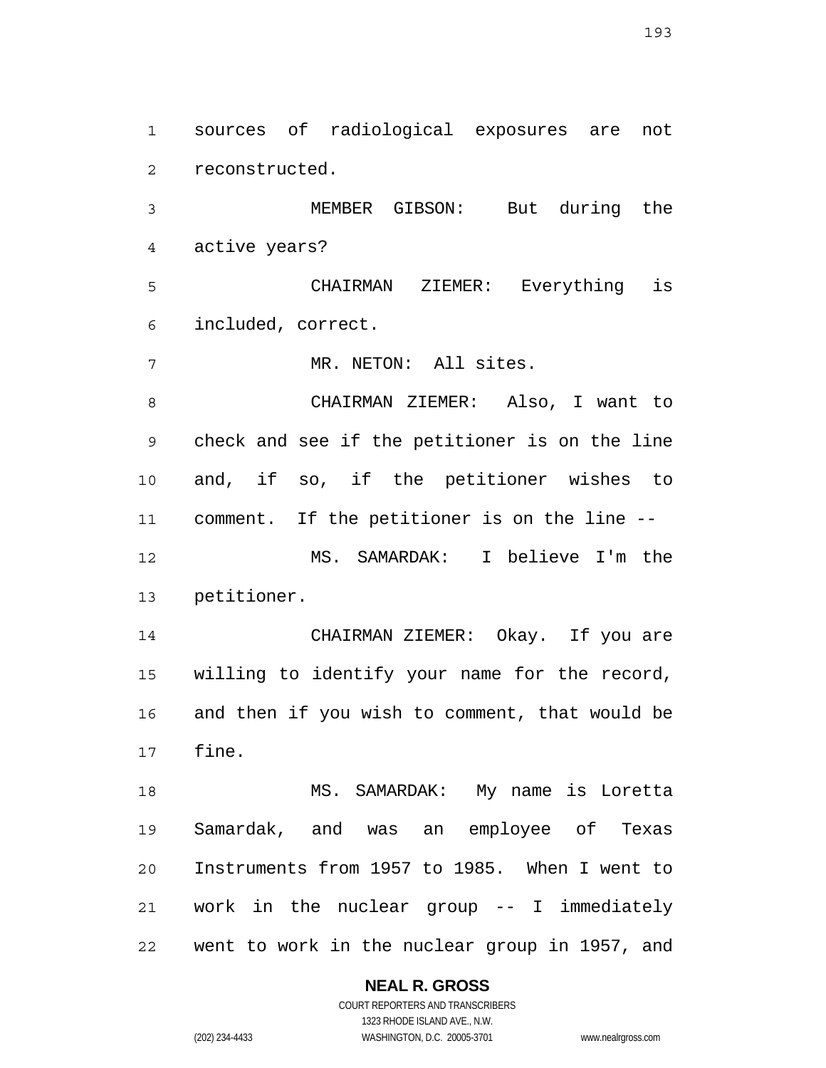sources of radiological exposures are not reconstructed.

MEMBER GIBSON: But during the active years?

CHAIRMAN ZIEMER: Everything is included, correct.

MR. NETON: All sites.

CHAIRMAN ZIEMER: Also, I want to check and see if the petitioner is on the line and, if so, if the petitioner wishes to comment. If the petitioner is on the line --

MS. SAMARDAK: I believe I'm the petitioner.

CHAIRMAN ZIEMER: Okay. If you are willing to identify your name for the record, and then if you wish to comment, that would be fine.

MS. SAMARDAK: My name is Loretta Samardak, and was an employee of Texas Instruments from 1957 to 1985. When I went to work in the nuclear group -- I immediately went to work in the nuclear group in 1957, and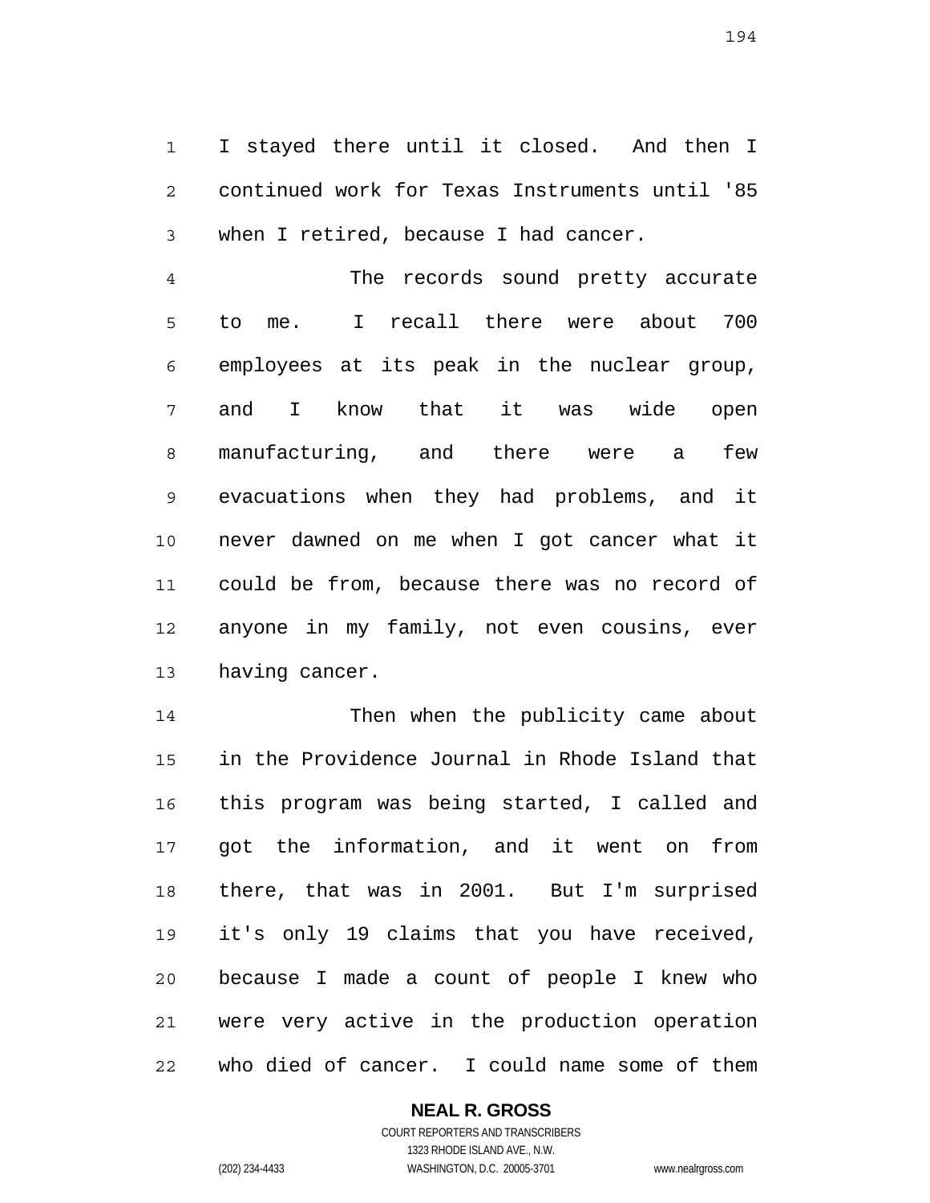I stayed there until it closed. And then I continued work for Texas Instruments until '85 when I retired, because I had cancer.

The records sound pretty accurate to me. I recall there were about 700 employees at its peak in the nuclear group, and I know that it was wide open manufacturing, and there were a few evacuations when they had problems, and it never dawned on me when I got cancer what it could be from, because there was no record of anyone in my family, not even cousins, ever having cancer.

Then when the publicity came about in the Providence Journal in Rhode Island that this program was being started, I called and got the information, and it went on from there, that was in 2001. But I'm surprised it's only 19 claims that you have received, because I made a count of people I knew who were very active in the production operation who died of cancer. I could name some of them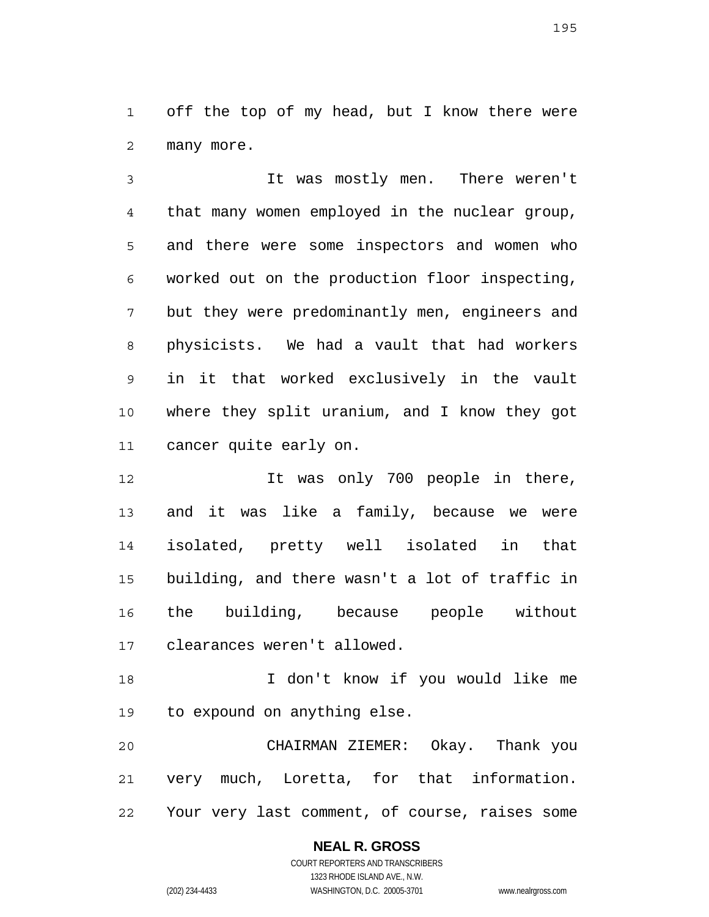off the top of my head, but I know there were many more.

It was mostly men. There weren't that many women employed in the nuclear group, and there were some inspectors and women who worked out on the production floor inspecting, but they were predominantly men, engineers and physicists. We had a vault that had workers in it that worked exclusively in the vault where they split uranium, and I know they got cancer quite early on.

It was only 700 people in there, and it was like a family, because we were isolated, pretty well isolated in that building, and there wasn't a lot of traffic in the building, because people without clearances weren't allowed.

I don't know if you would like me to expound on anything else.

CHAIRMAN ZIEMER: Okay. Thank you very much, Loretta, for that information. Your very last comment, of course, raises some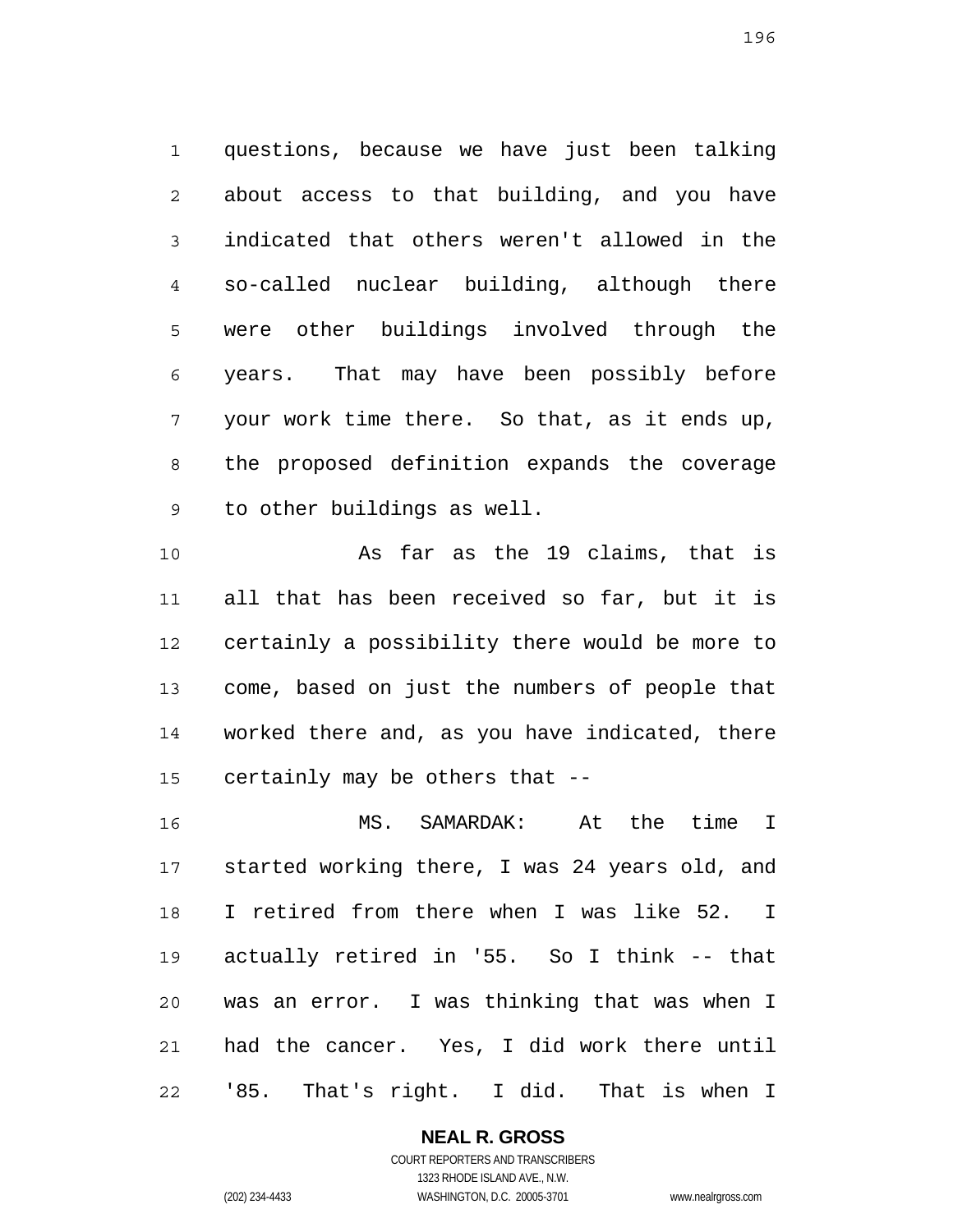questions, because we have just been talking about access to that building, and you have indicated that others weren't allowed in the so-called nuclear building, although there were other buildings involved through the years. That may have been possibly before your work time there. So that, as it ends up, the proposed definition expands the coverage to other buildings as well.

As far as the 19 claims, that is all that has been received so far, but it is certainly a possibility there would be more to come, based on just the numbers of people that worked there and, as you have indicated, there certainly may be others that --

MS. SAMARDAK: At the time I started working there, I was 24 years old, and I retired from there when I was like 52. I actually retired in '55. So I think -- that was an error. I was thinking that was when I had the cancer. Yes, I did work there until '85. That's right. I did. That is when I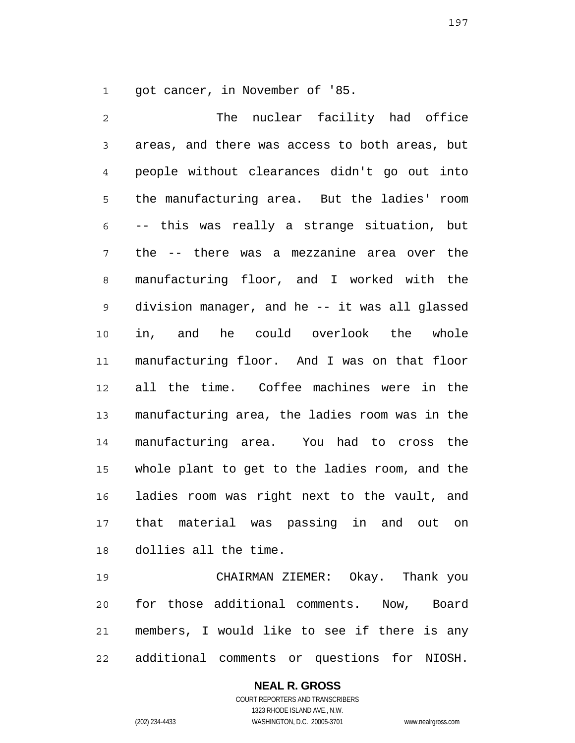got cancer, in November of '85.

The nuclear facility had office areas, and there was access to both areas, but people without clearances didn't go out into the manufacturing area. But the ladies' room -- this was really a strange situation, but the -- there was a mezzanine area over the manufacturing floor, and I worked with the division manager, and he -- it was all glassed in, and he could overlook the whole manufacturing floor. And I was on that floor all the time. Coffee machines were in the manufacturing area, the ladies room was in the manufacturing area. You had to cross the whole plant to get to the ladies room, and the ladies room was right next to the vault, and that material was passing in and out on dollies all the time.

CHAIRMAN ZIEMER: Okay. Thank you for those additional comments. Now, Board members, I would like to see if there is any additional comments or questions for NIOSH.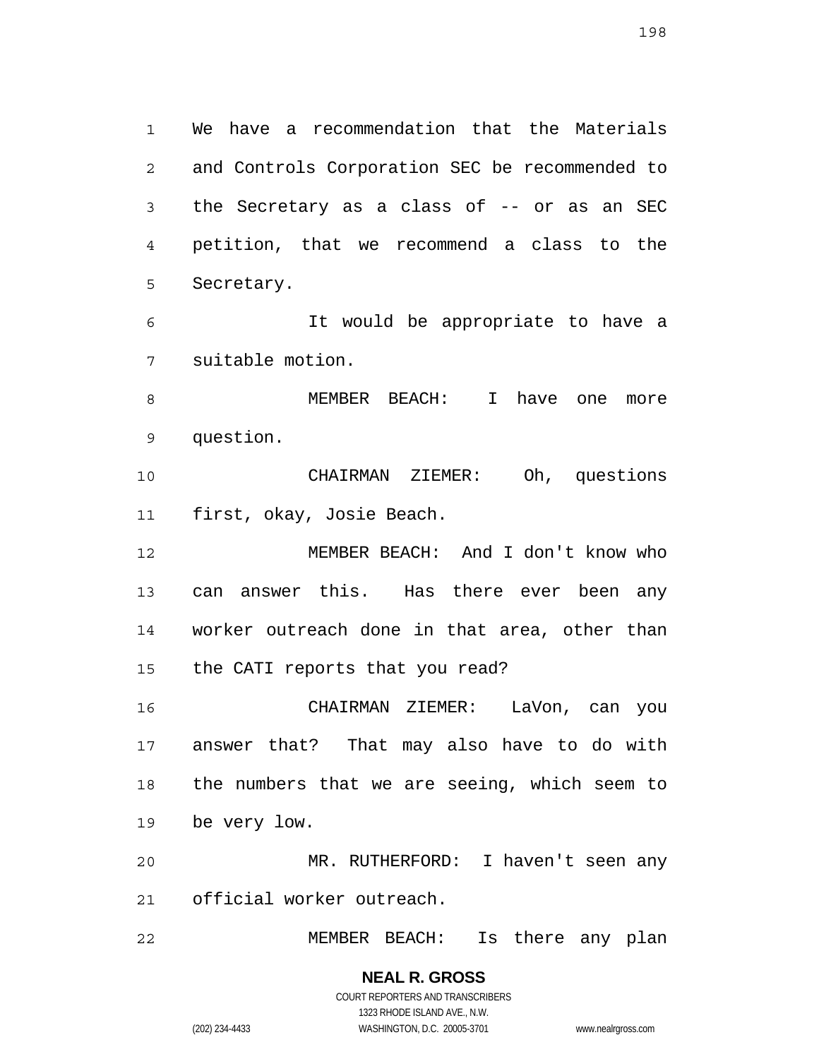We have a recommendation that the Materials and Controls Corporation SEC be recommended to the Secretary as a class of -- or as an SEC petition, that we recommend a class to the Secretary.

It would be appropriate to have a suitable motion.

MEMBER BEACH: I have one more question.

CHAIRMAN ZIEMER: Oh, questions first, okay, Josie Beach.

MEMBER BEACH: And I don't know who can answer this. Has there ever been any worker outreach done in that area, other than the CATI reports that you read?

CHAIRMAN ZIEMER: LaVon, can you answer that? That may also have to do with the numbers that we are seeing, which seem to be very low.

MR. RUTHERFORD: I haven't seen any official worker outreach.

MEMBER BEACH: Is there any plan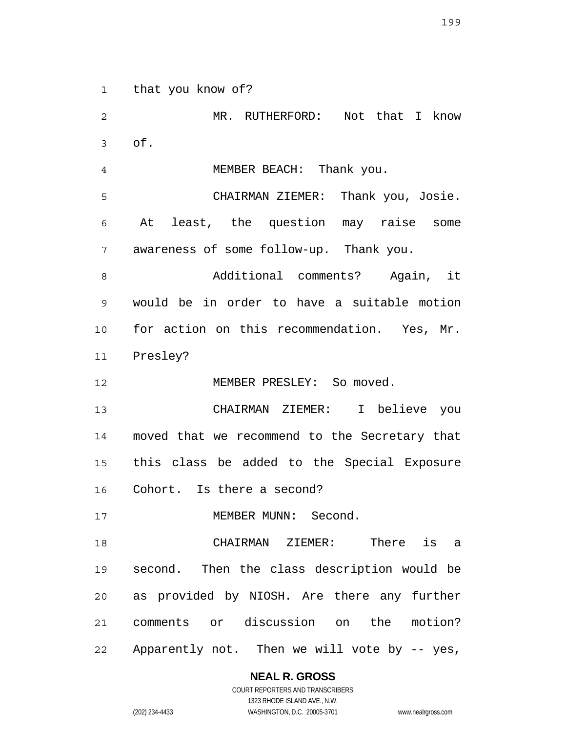that you know of?

MR. RUTHERFORD: Not that I know of.

MEMBER BEACH: Thank you.

CHAIRMAN ZIEMER: Thank you, Josie. At least, the question may raise some awareness of some follow-up. Thank you.

Additional comments? Again, it would be in order to have a suitable motion for action on this recommendation. Yes, Mr. Presley?

MEMBER PRESLEY: So moved.

CHAIRMAN ZIEMER: I believe you moved that we recommend to the Secretary that this class be added to the Special Exposure Cohort. Is there a second?

MEMBER MUNN: Second.

CHAIRMAN ZIEMER: There is a second. Then the class description would be as provided by NIOSH. Are there any further comments or discussion on the motion? Apparently not. Then we will vote by -- yes,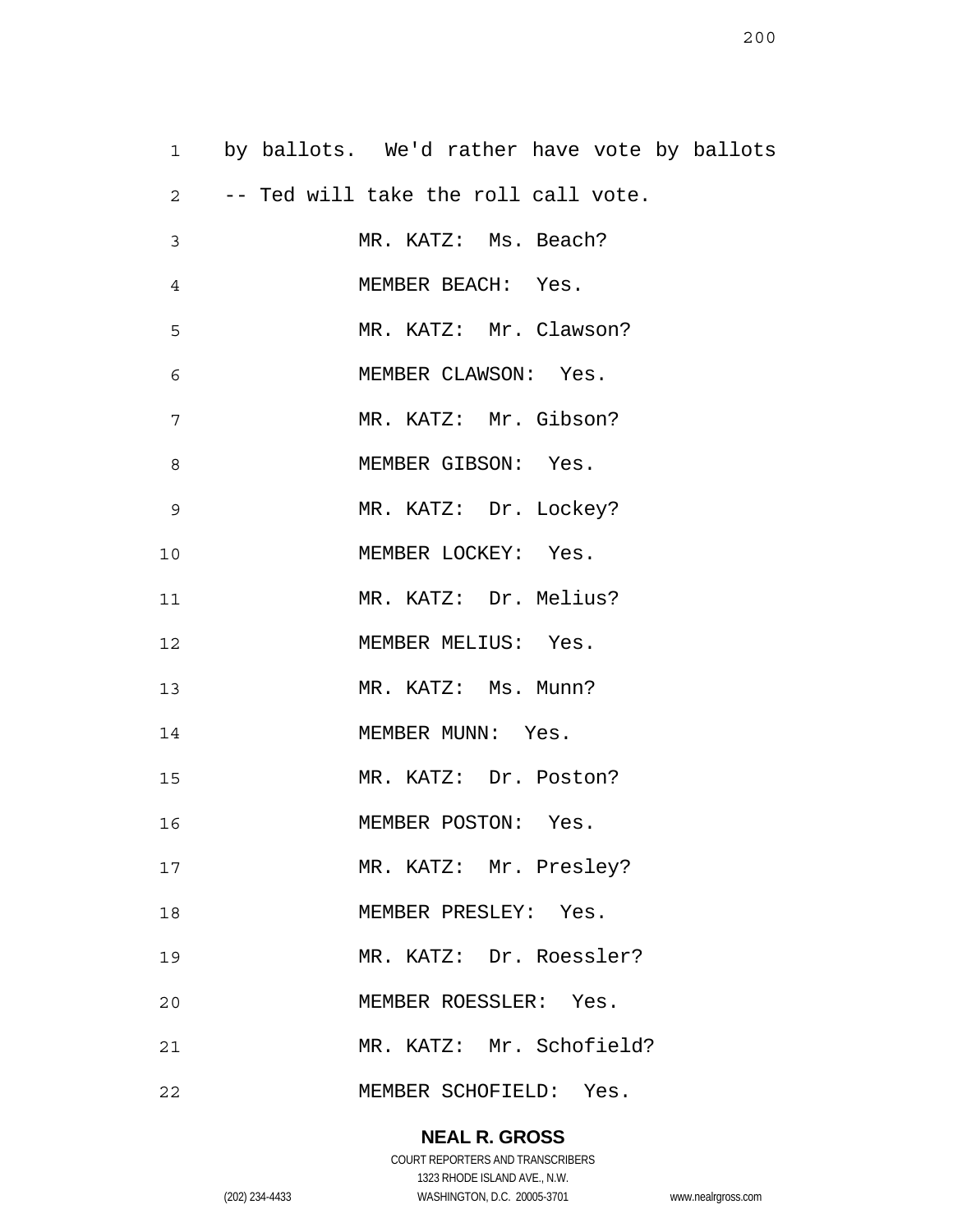by ballots. We'd rather have vote by ballots -- Ted will take the roll call vote.

MR. KATZ: Ms. Beach?

MEMBER BEACH: Yes.

MR. KATZ: Mr. Clawson?

MEMBER CLAWSON: Yes.

MR. KATZ: Mr. Gibson?

MEMBER GIBSON: Yes.

MR. KATZ: Dr. Lockey?

MEMBER LOCKEY: Yes.

MR. KATZ: Dr. Melius?

MEMBER MELIUS: Yes.

MR. KATZ: Ms. Munn?

MEMBER MUNN: Yes.

MR. KATZ: Dr. Poston?

MEMBER POSTON: Yes.

MR. KATZ: Mr. Presley?

MEMBER PRESLEY: Yes.

MR. KATZ: Dr. Roessler?

MEMBER ROESSLER: Yes.

MR. KATZ: Mr. Schofield?

MEMBER SCHOFIELD: Yes.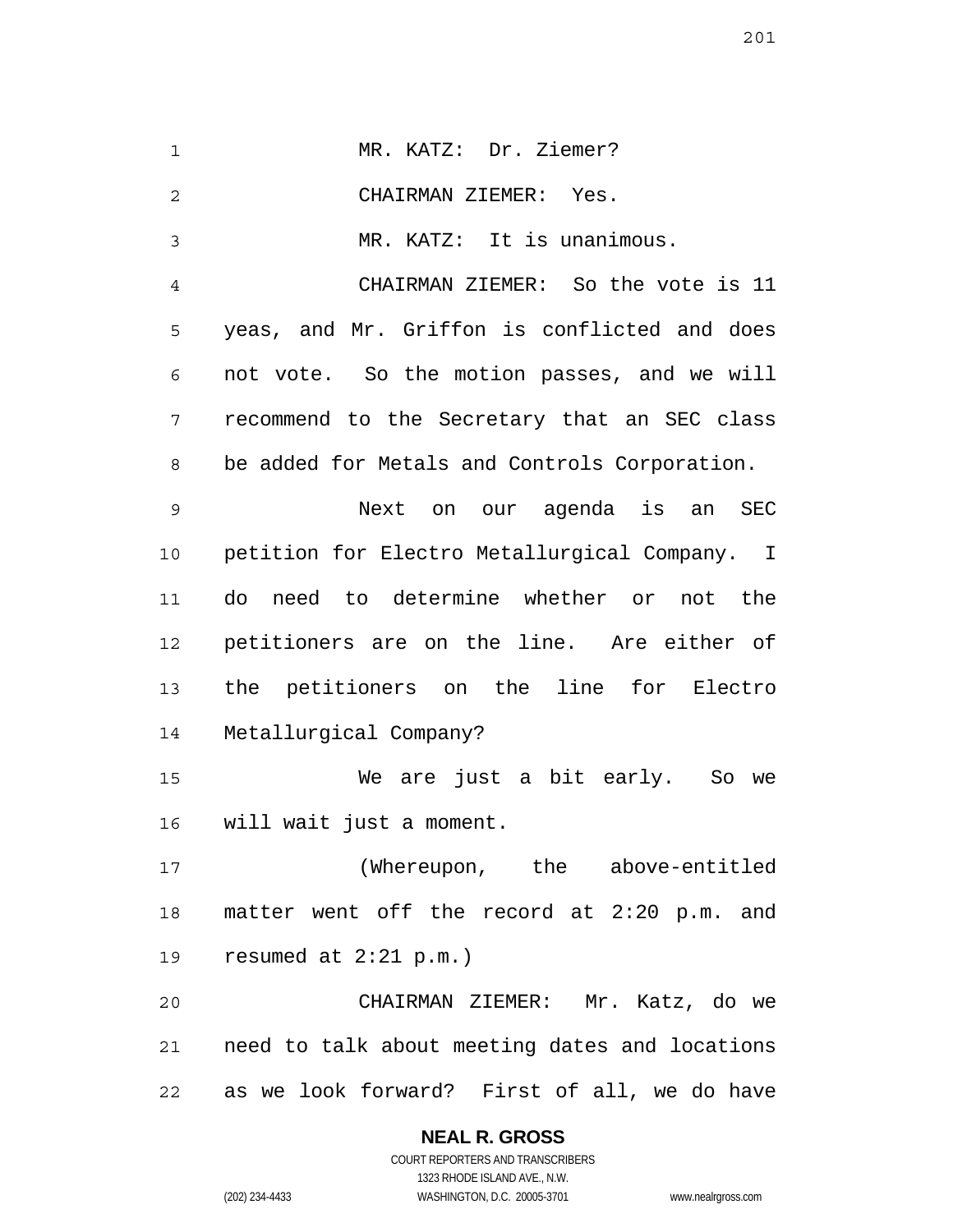MR. KATZ: Dr. Ziemer?

CHAIRMAN ZIEMER: Yes.

MR. KATZ: It is unanimous.

CHAIRMAN ZIEMER: So the vote is 11 yeas, and Mr. Griffon is conflicted and does not vote. So the motion passes, and we will recommend to the Secretary that an SEC class be added for Metals and Controls Corporation.

Next on our agenda is an SEC petition for Electro Metallurgical Company. I do need to determine whether or not the petitioners are on the line. Are either of the petitioners on the line for Electro Metallurgical Company?

We are just a bit early. So we will wait just a moment.

(Whereupon, the above-entitled matter went off the record at 2:20 p.m. and resumed at 2:21 p.m.)

CHAIRMAN ZIEMER: Mr. Katz, do we need to talk about meeting dates and locations as we look forward? First of all, we do have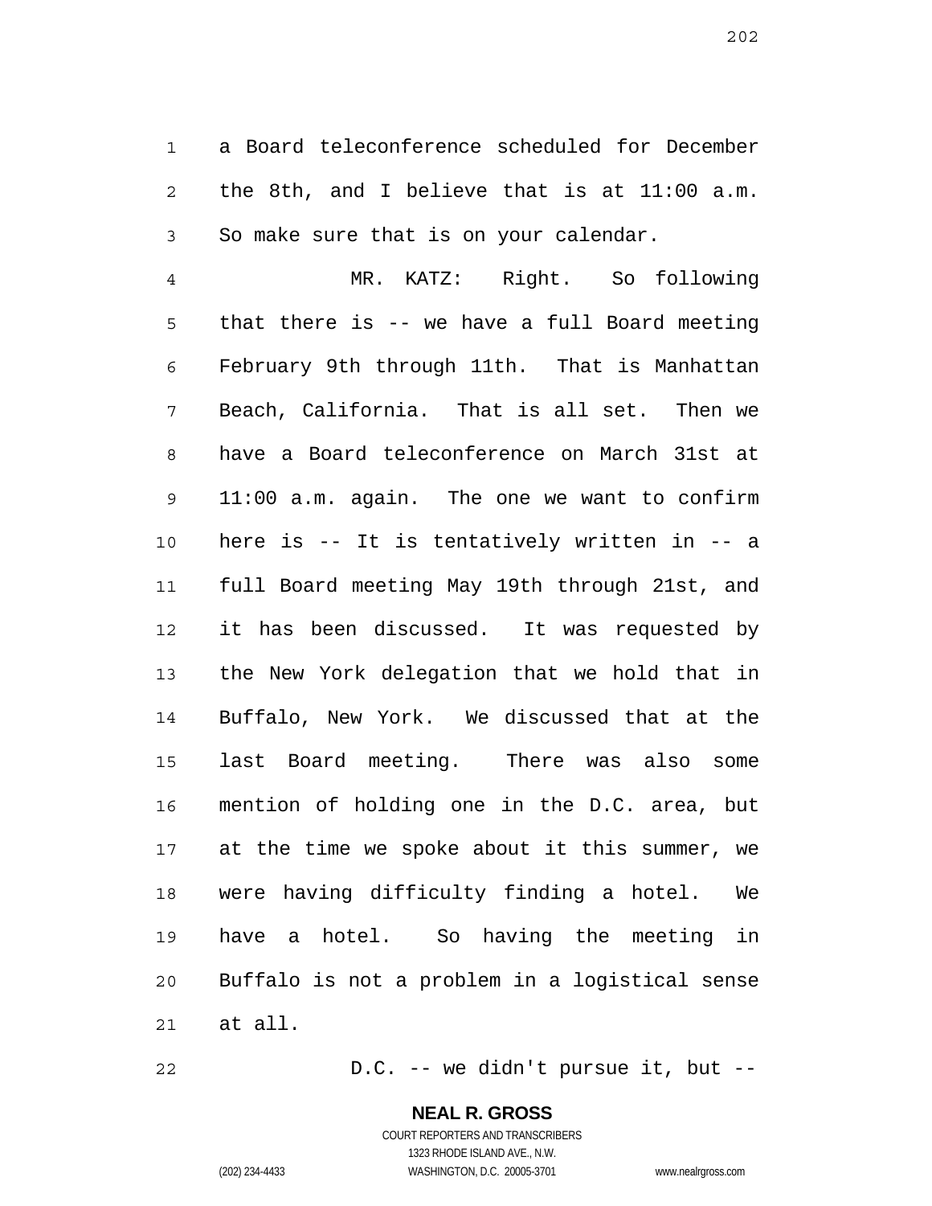a Board teleconference scheduled for December the 8th, and I believe that is at 11:00 a.m. So make sure that is on your calendar.

MR. KATZ: Right. So following that there is -- we have a full Board meeting February 9th through 11th. That is Manhattan Beach, California. That is all set. Then we have a Board teleconference on March 31st at 11:00 a.m. again. The one we want to confirm here is -- It is tentatively written in -- a full Board meeting May 19th through 21st, and it has been discussed. It was requested by the New York delegation that we hold that in Buffalo, New York. We discussed that at the last Board meeting. There was also some mention of holding one in the D.C. area, but at the time we spoke about it this summer, we were having difficulty finding a hotel. We have a hotel. So having the meeting in Buffalo is not a problem in a logistical sense at all.

D.C. -- we didn't pursue it, but --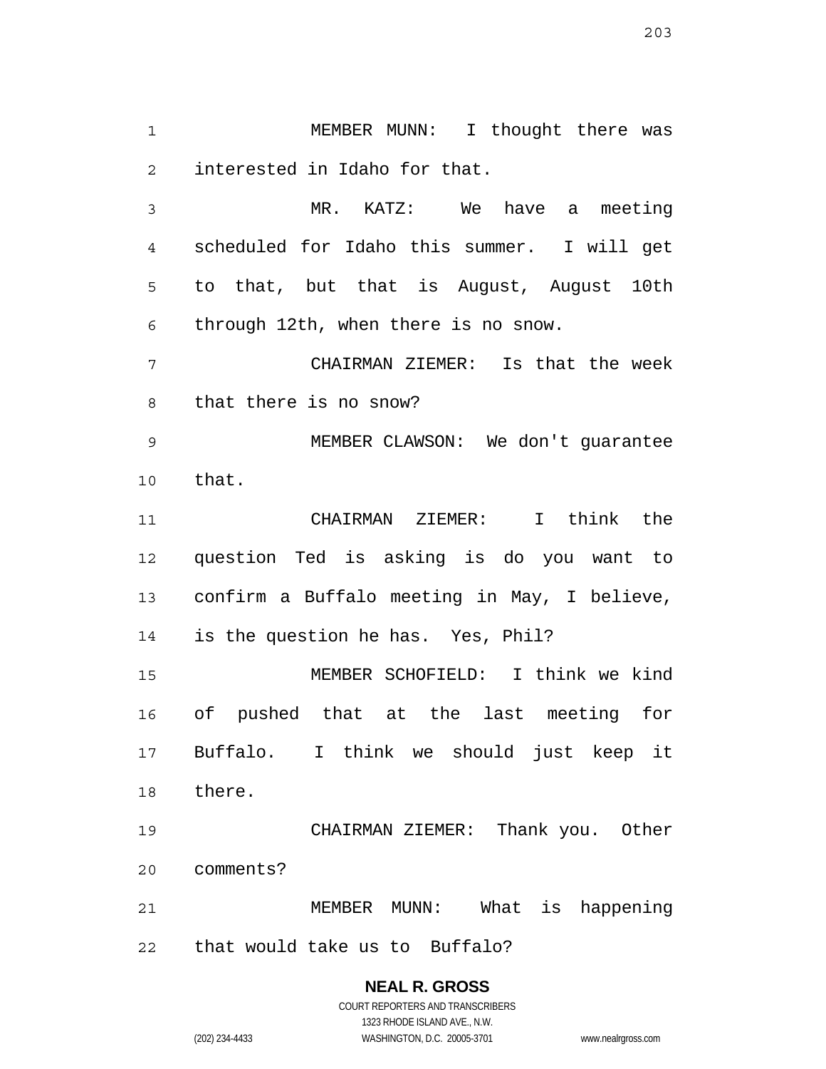MEMBER MUNN: I thought there was interested in Idaho for that.

MR. KATZ: We have a meeting scheduled for Idaho this summer. I will get to that, but that is August, August 10th through 12th, when there is no snow.

CHAIRMAN ZIEMER: Is that the week that there is no snow?

MEMBER CLAWSON: We don't guarantee that.

CHAIRMAN ZIEMER: I think the question Ted is asking is do you want to confirm a Buffalo meeting in May, I believe, is the question he has. Yes, Phil?

MEMBER SCHOFIELD: I think we kind of pushed that at the last meeting for Buffalo. I think we should just keep it there.

CHAIRMAN ZIEMER: Thank you. Other comments?

MEMBER MUNN: What is happening that would take us to Buffalo?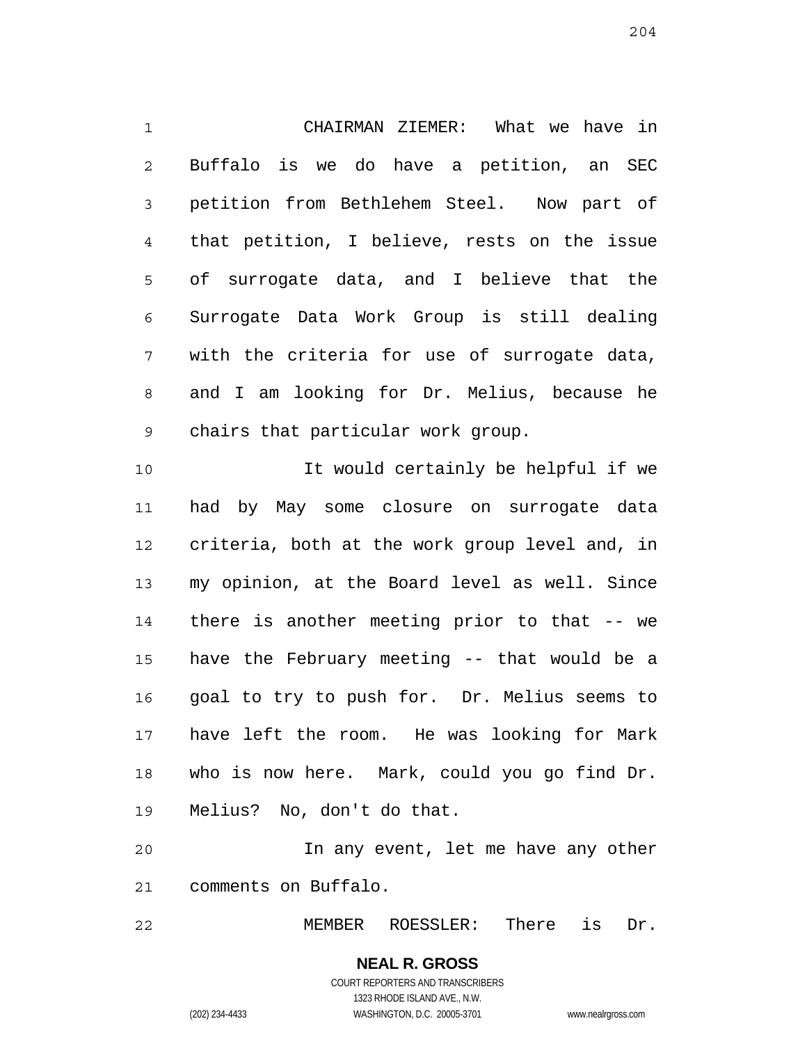CHAIRMAN ZIEMER: What we have in Buffalo is we do have a petition, an SEC petition from Bethlehem Steel. Now part of that petition, I believe, rests on the issue of surrogate data, and I believe that the Surrogate Data Work Group is still dealing with the criteria for use of surrogate data, and I am looking for Dr. Melius, because he chairs that particular work group.

It would certainly be helpful if we had by May some closure on surrogate data criteria, both at the work group level and, in my opinion, at the Board level as well. Since there is another meeting prior to that -- we have the February meeting -- that would be a goal to try to push for. Dr. Melius seems to have left the room. He was looking for Mark who is now here. Mark, could you go find Dr. Melius? No, don't do that.

In any event, let me have any other comments on Buffalo.

MEMBER ROESSLER: There is Dr.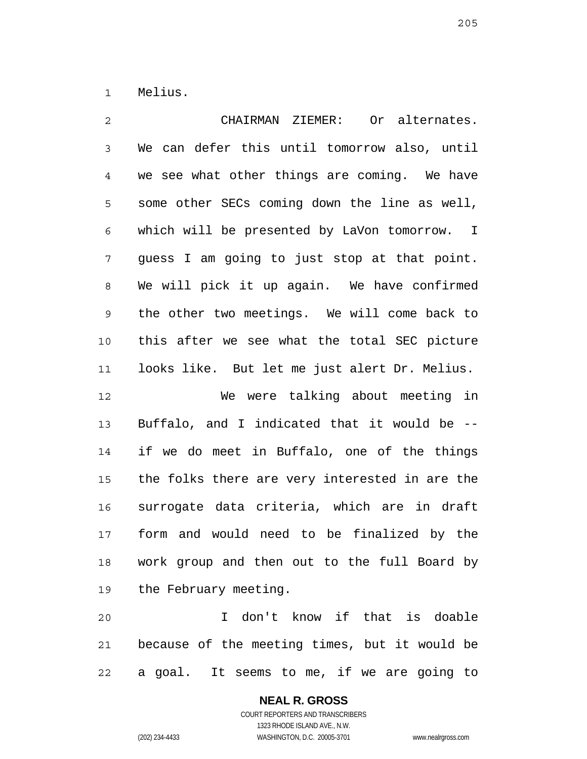Melius.

CHAIRMAN ZIEMER: Or alternates. We can defer this until tomorrow also, until we see what other things are coming. We have some other SECs coming down the line as well, which will be presented by LaVon tomorrow. I guess I am going to just stop at that point. We will pick it up again. We have confirmed the other two meetings. We will come back to this after we see what the total SEC picture looks like. But let me just alert Dr. Melius.

We were talking about meeting in Buffalo, and I indicated that it would be -- if we do meet in Buffalo, one of the things the folks there are very interested in are the surrogate data criteria, which are in draft form and would need to be finalized by the work group and then out to the full Board by the February meeting.

I don't know if that is doable because of the meeting times, but it would be a goal. It seems to me, if we are going to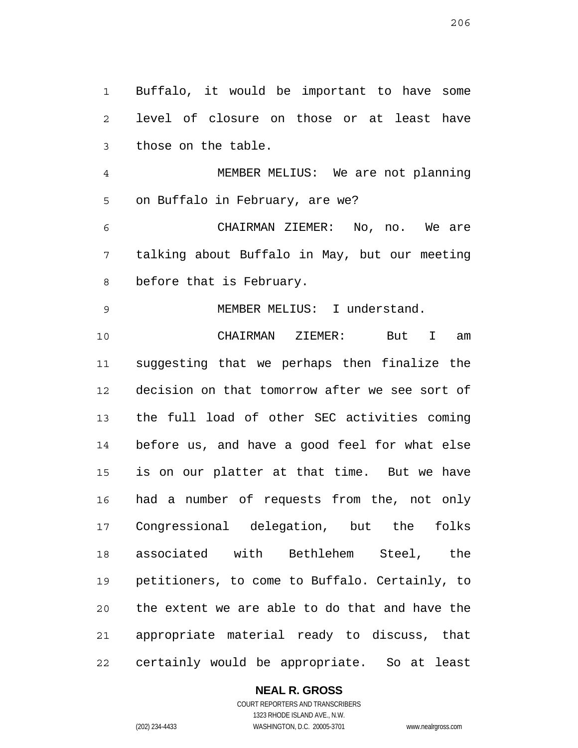Buffalo, it would be important to have some level of closure on those or at least have those on the table.

MEMBER MELIUS: We are not planning on Buffalo in February, are we?

CHAIRMAN ZIEMER: No, no. We are talking about Buffalo in May, but our meeting before that is February.

MEMBER MELIUS: I understand.

CHAIRMAN ZIEMER: But I am suggesting that we perhaps then finalize the decision on that tomorrow after we see sort of the full load of other SEC activities coming before us, and have a good feel for what else is on our platter at that time. But we have had a number of requests from the, not only Congressional delegation, but the folks associated with Bethlehem Steel, the petitioners, to come to Buffalo. Certainly, to the extent we are able to do that and have the appropriate material ready to discuss, that certainly would be appropriate. So at least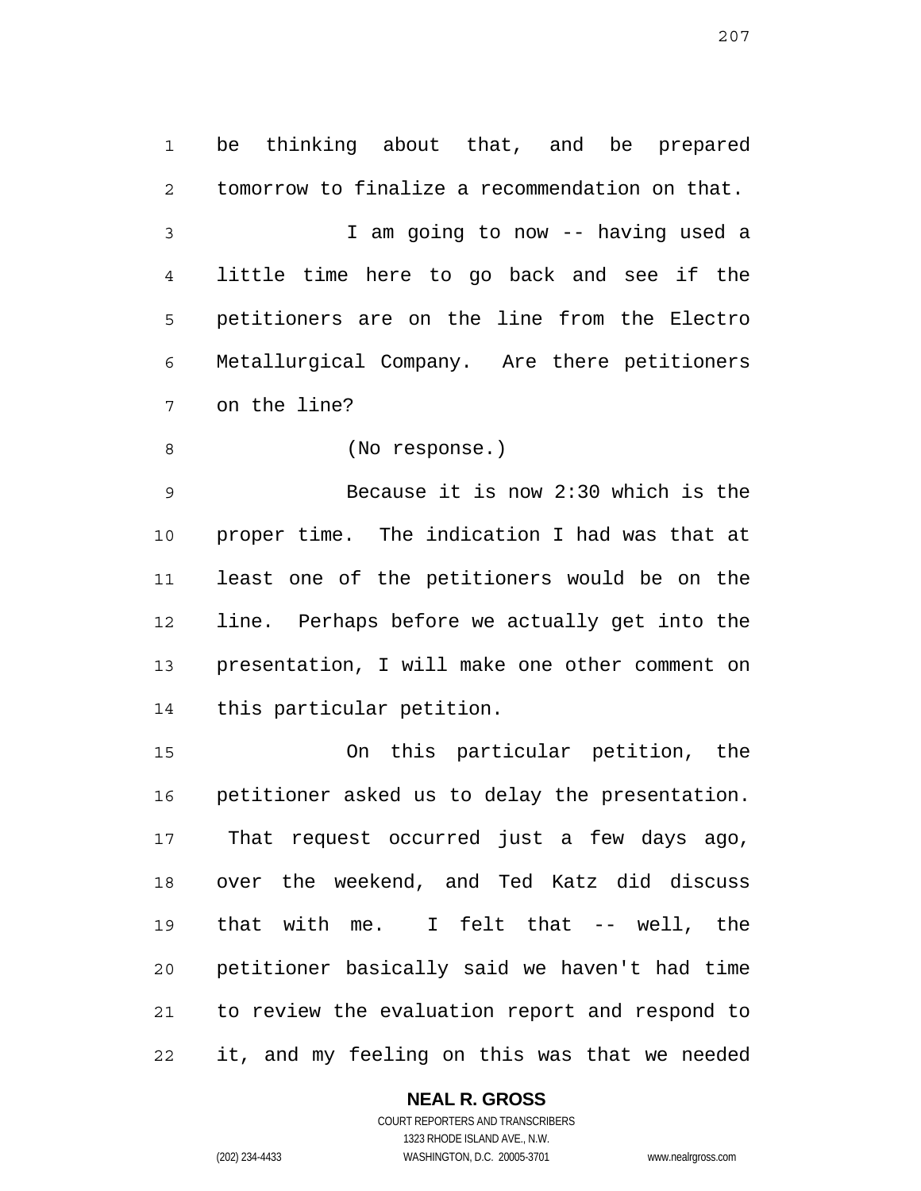be thinking about that, and be prepared tomorrow to finalize a recommendation on that.

I am going to now -- having used a little time here to go back and see if the petitioners are on the line from the Electro Metallurgical Company. Are there petitioners on the line?

(No response.)

Because it is now 2:30 which is the proper time. The indication I had was that at least one of the petitioners would be on the line. Perhaps before we actually get into the presentation, I will make one other comment on this particular petition.

On this particular petition, the petitioner asked us to delay the presentation. That request occurred just a few days ago, over the weekend, and Ted Katz did discuss that with me. I felt that -- well, the petitioner basically said we haven't had time to review the evaluation report and respond to it, and my feeling on this was that we needed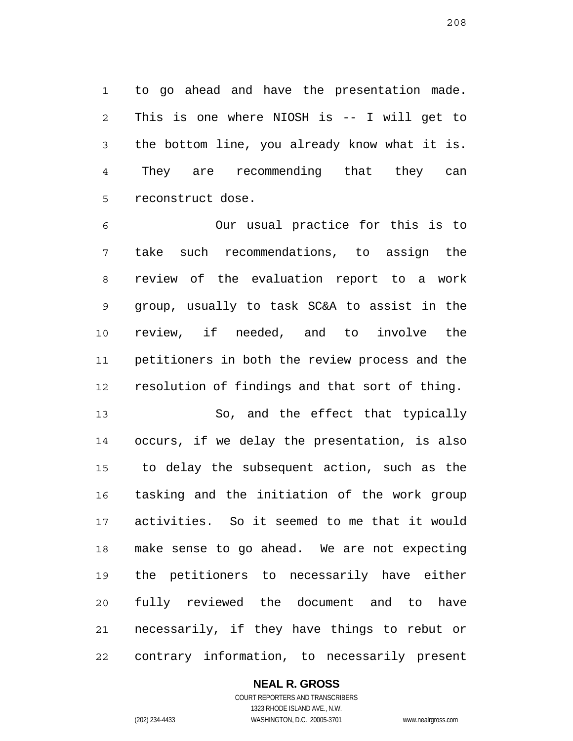to go ahead and have the presentation made. This is one where NIOSH is -- I will get to the bottom line, you already know what it is. They are recommending that they can reconstruct dose.

Our usual practice for this is to take such recommendations, to assign the review of the evaluation report to a work group, usually to task SC&A to assist in the review, if needed, and to involve the petitioners in both the review process and the resolution of findings and that sort of thing.

So, and the effect that typically occurs, if we delay the presentation, is also to delay the subsequent action, such as the tasking and the initiation of the work group activities. So it seemed to me that it would make sense to go ahead. We are not expecting the petitioners to necessarily have either fully reviewed the document and to have necessarily, if they have things to rebut or contrary information, to necessarily present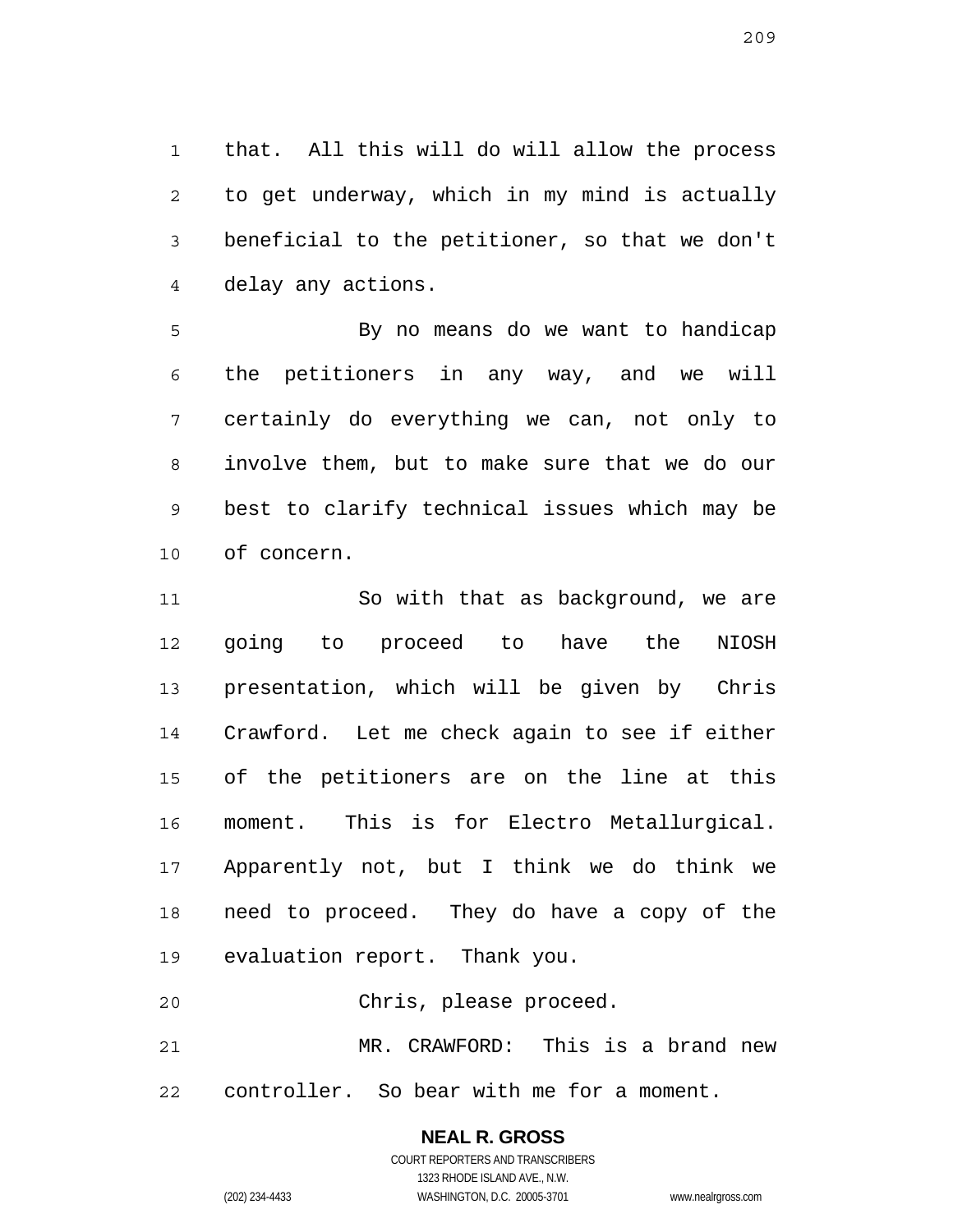that. All this will do will allow the process to get underway, which in my mind is actually beneficial to the petitioner, so that we don't delay any actions.

By no means do we want to handicap the petitioners in any way, and we will certainly do everything we can, not only to involve them, but to make sure that we do our best to clarify technical issues which may be of concern.

So with that as background, we are going to proceed to have the NIOSH presentation, which will be given by Chris Crawford. Let me check again to see if either of the petitioners are on the line at this moment. This is for Electro Metallurgical. Apparently not, but I think we do think we need to proceed. They do have a copy of the evaluation report. Thank you.

Chris, please proceed.

MR. CRAWFORD: This is a brand new controller. So bear with me for a moment.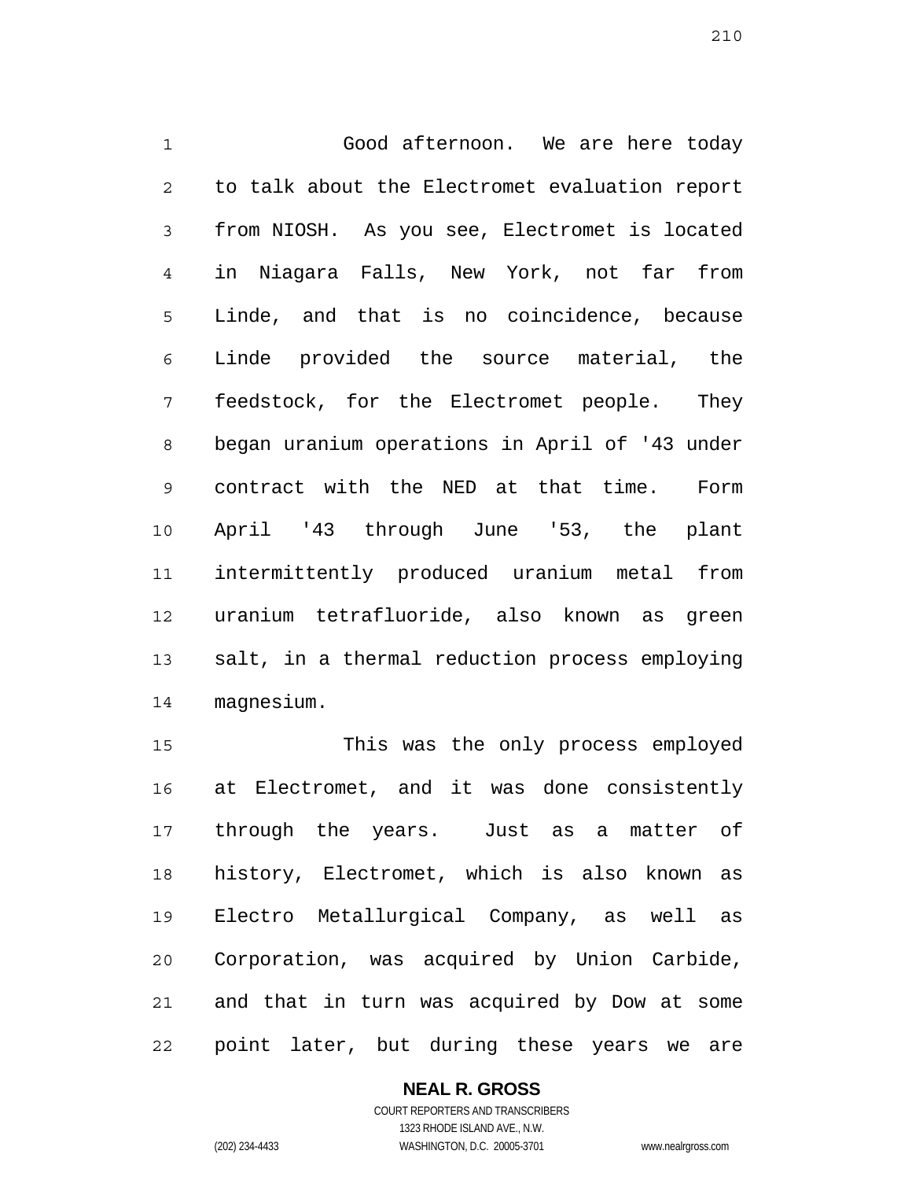Good afternoon. We are here today to talk about the Electromet evaluation report from NIOSH. As you see, Electromet is located in Niagara Falls, New York, not far from Linde, and that is no coincidence, because Linde provided the source material, the feedstock, for the Electromet people. They began uranium operations in April of '43 under contract with the NED at that time. Form April '43 through June '53, the plant intermittently produced uranium metal from uranium tetrafluoride, also known as green salt, in a thermal reduction process employing magnesium.

This was the only process employed at Electromet, and it was done consistently through the years. Just as a matter of history, Electromet, which is also known as Electro Metallurgical Company, as well as Corporation, was acquired by Union Carbide, and that in turn was acquired by Dow at some point later, but during these years we are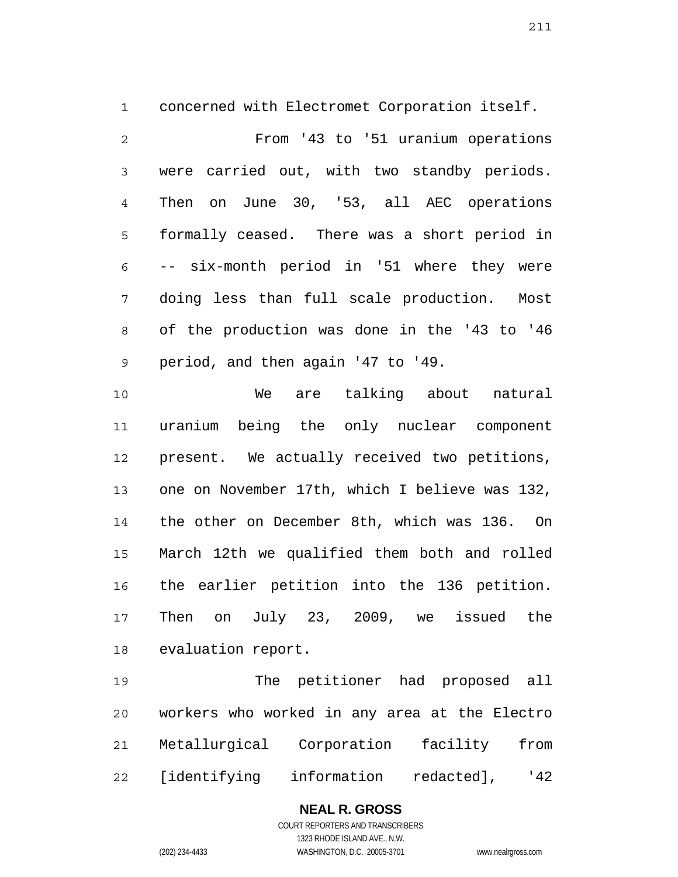concerned with Electromet Corporation itself.

From '43 to '51 uranium operations were carried out, with two standby periods. Then on June 30, '53, all AEC operations formally ceased. There was a short period in -- six-month period in '51 where they were doing less than full scale production. Most of the production was done in the '43 to '46 period, and then again '47 to '49.

We are talking about natural uranium being the only nuclear component present. We actually received two petitions, one on November 17th, which I believe was 132, the other on December 8th, which was 136. On March 12th we qualified them both and rolled the earlier petition into the 136 petition. Then on July 23, 2009, we issued the evaluation report.

The petitioner had proposed all workers who worked in any area at the Electro Metallurgical Corporation facility from [identifying information redacted], '42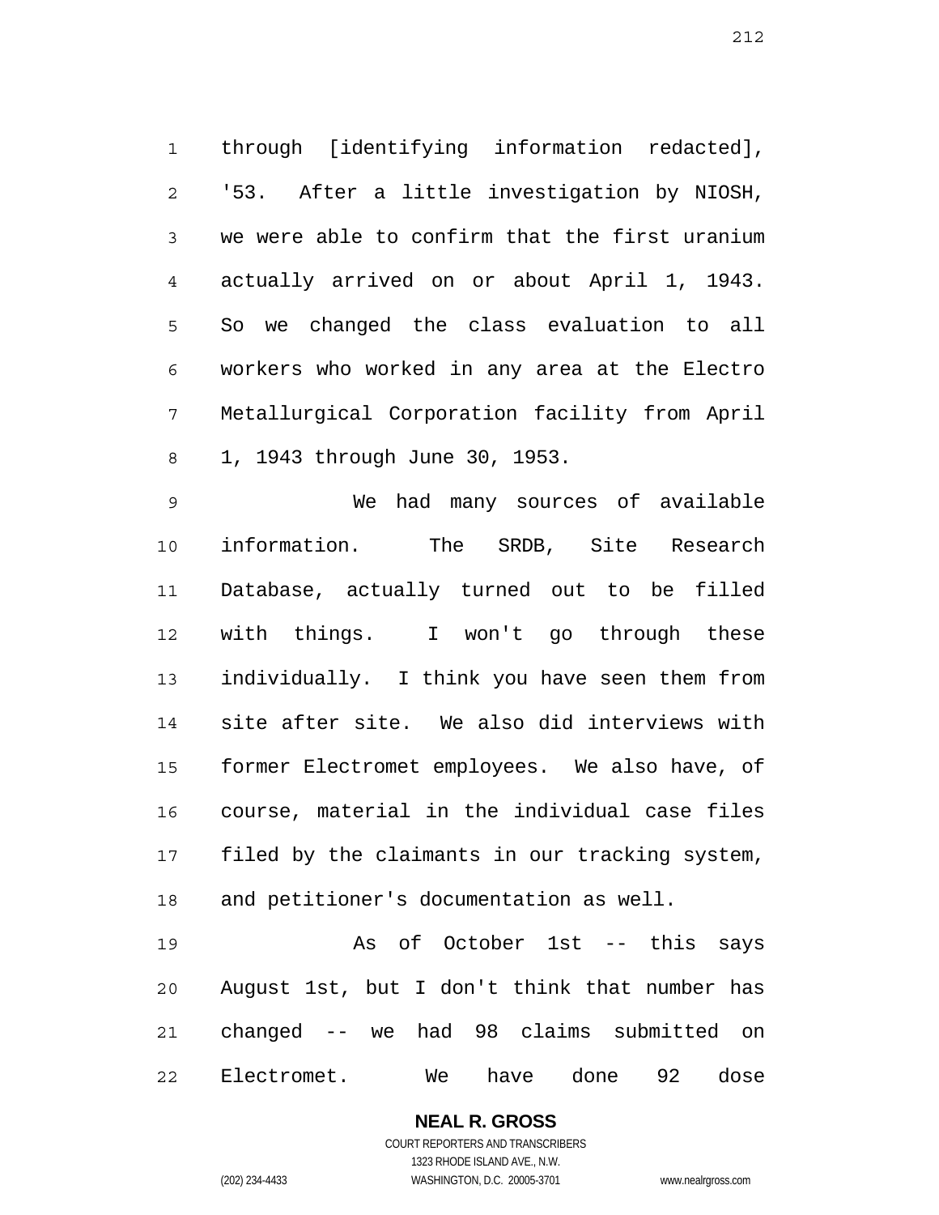through [identifying information redacted], '53. After a little investigation by NIOSH, we were able to confirm that the first uranium actually arrived on or about April 1, 1943. So we changed the class evaluation to all workers who worked in any area at the Electro Metallurgical Corporation facility from April 1, 1943 through June 30, 1953.

We had many sources of available information. The SRDB, Site Research Database, actually turned out to be filled with things. I won't go through these individually. I think you have seen them from site after site. We also did interviews with former Electromet employees. We also have, of course, material in the individual case files filed by the claimants in our tracking system, and petitioner's documentation as well.

As of October 1st -- this says August 1st, but I don't think that number has changed -- we had 98 claims submitted on Electromet. We have done 92 dose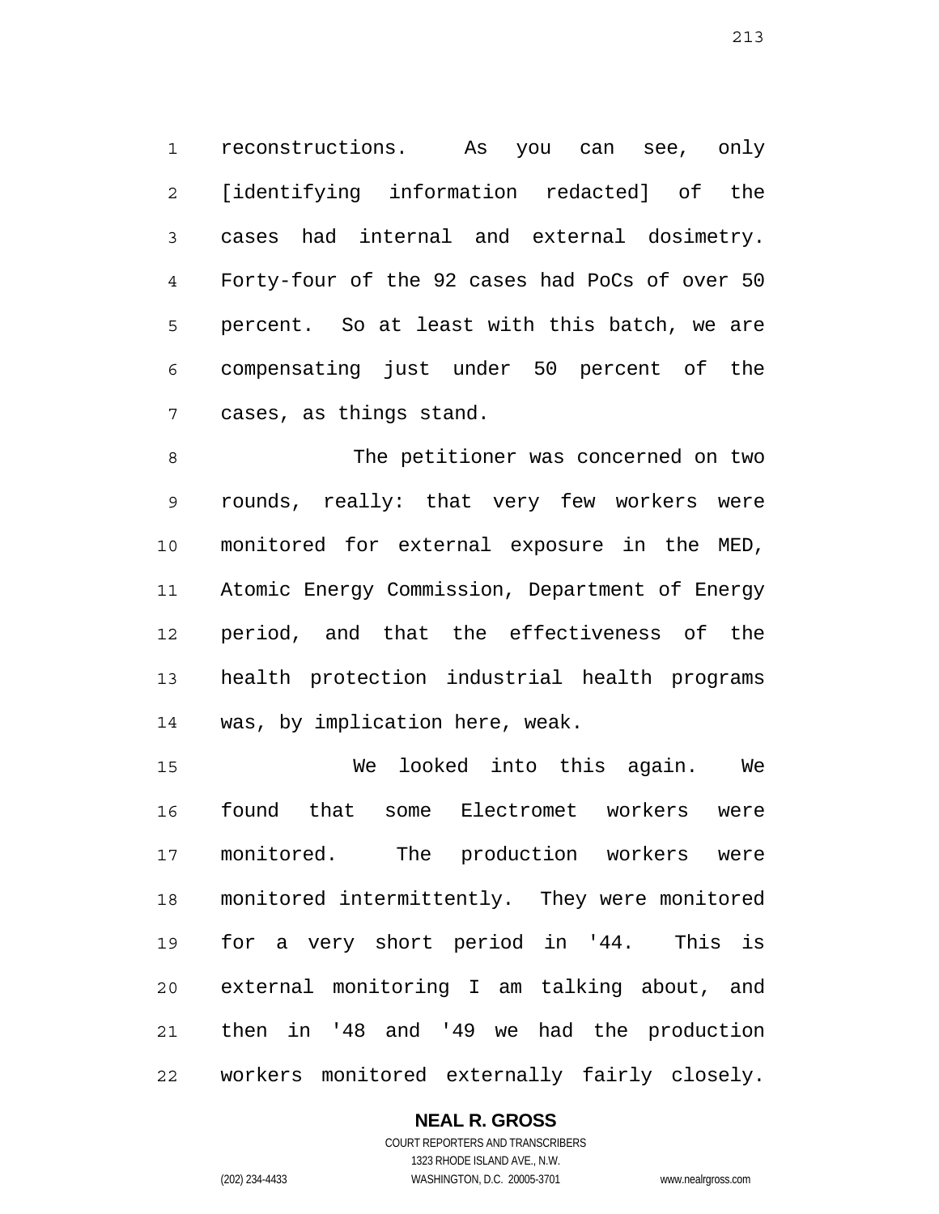reconstructions. As you can see, only [identifying information redacted] of the cases had internal and external dosimetry. Forty-four of the 92 cases had PoCs of over 50 percent. So at least with this batch, we are compensating just under 50 percent of the cases, as things stand.

The petitioner was concerned on two rounds, really: that very few workers were monitored for external exposure in the MED, Atomic Energy Commission, Department of Energy period, and that the effectiveness of the health protection industrial health programs was, by implication here, weak.

We looked into this again. We found that some Electromet workers were monitored. The production workers were monitored intermittently. They were monitored for a very short period in '44. This is external monitoring I am talking about, and then in '48 and '49 we had the production workers monitored externally fairly closely.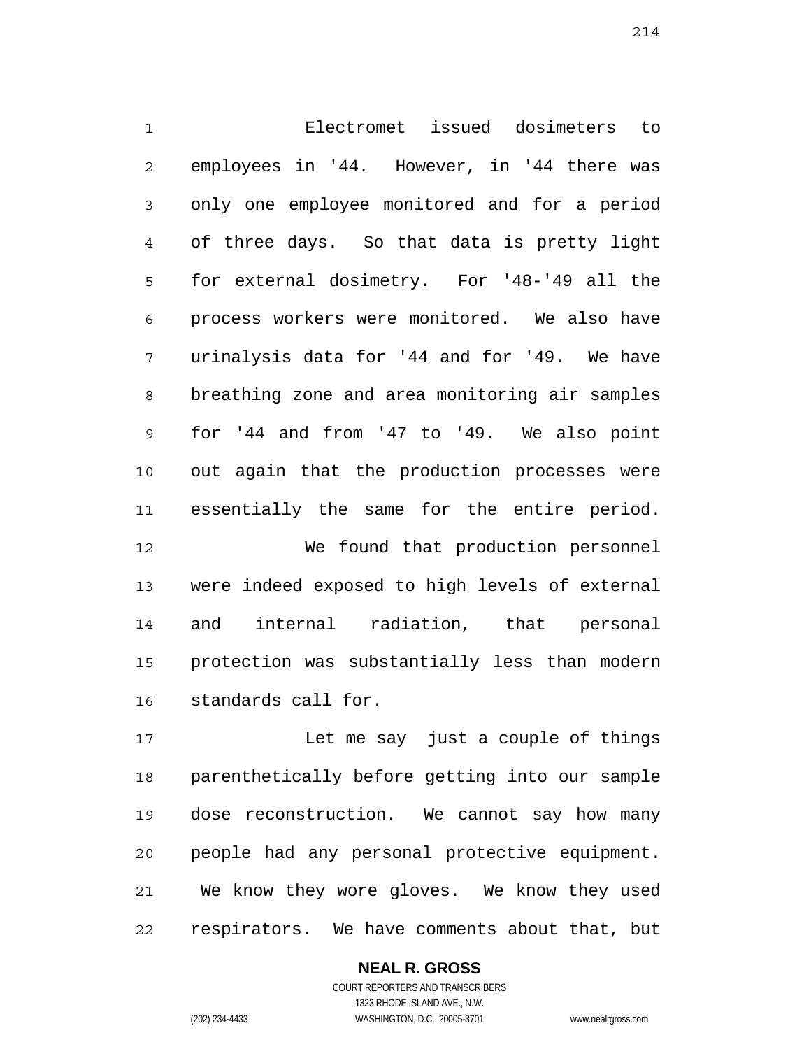Electromet issued dosimeters to employees in '44. However, in '44 there was only one employee monitored and for a period of three days. So that data is pretty light for external dosimetry. For '48-'49 all the process workers were monitored. We also have urinalysis data for '44 and for '49. We have breathing zone and area monitoring air samples for '44 and from '47 to '49. We also point out again that the production processes were essentially the same for the entire period.

We found that production personnel were indeed exposed to high levels of external and internal radiation, that personal protection was substantially less than modern standards call for.

Let me say just a couple of things parenthetically before getting into our sample dose reconstruction. We cannot say how many people had any personal protective equipment. We know they wore gloves. We know they used respirators. We have comments about that, but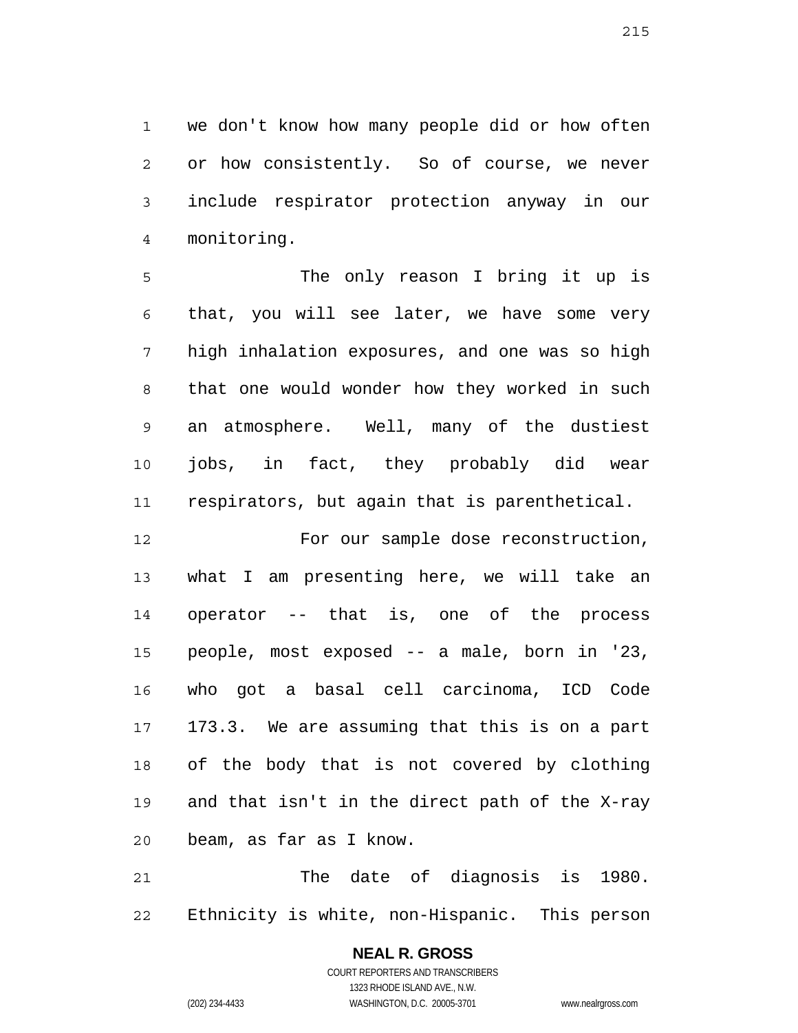we don't know how many people did or how often or how consistently. So of course, we never include respirator protection anyway in our monitoring.

The only reason I bring it up is that, you will see later, we have some very high inhalation exposures, and one was so high that one would wonder how they worked in such an atmosphere. Well, many of the dustiest jobs, in fact, they probably did wear respirators, but again that is parenthetical.

For our sample dose reconstruction, what I am presenting here, we will take an operator -- that is, one of the process people, most exposed -- a male, born in '23, who got a basal cell carcinoma, ICD Code 173.3. We are assuming that this is on a part of the body that is not covered by clothing and that isn't in the direct path of the X-ray beam, as far as I know.

The date of diagnosis is 1980. Ethnicity is white, non-Hispanic. This person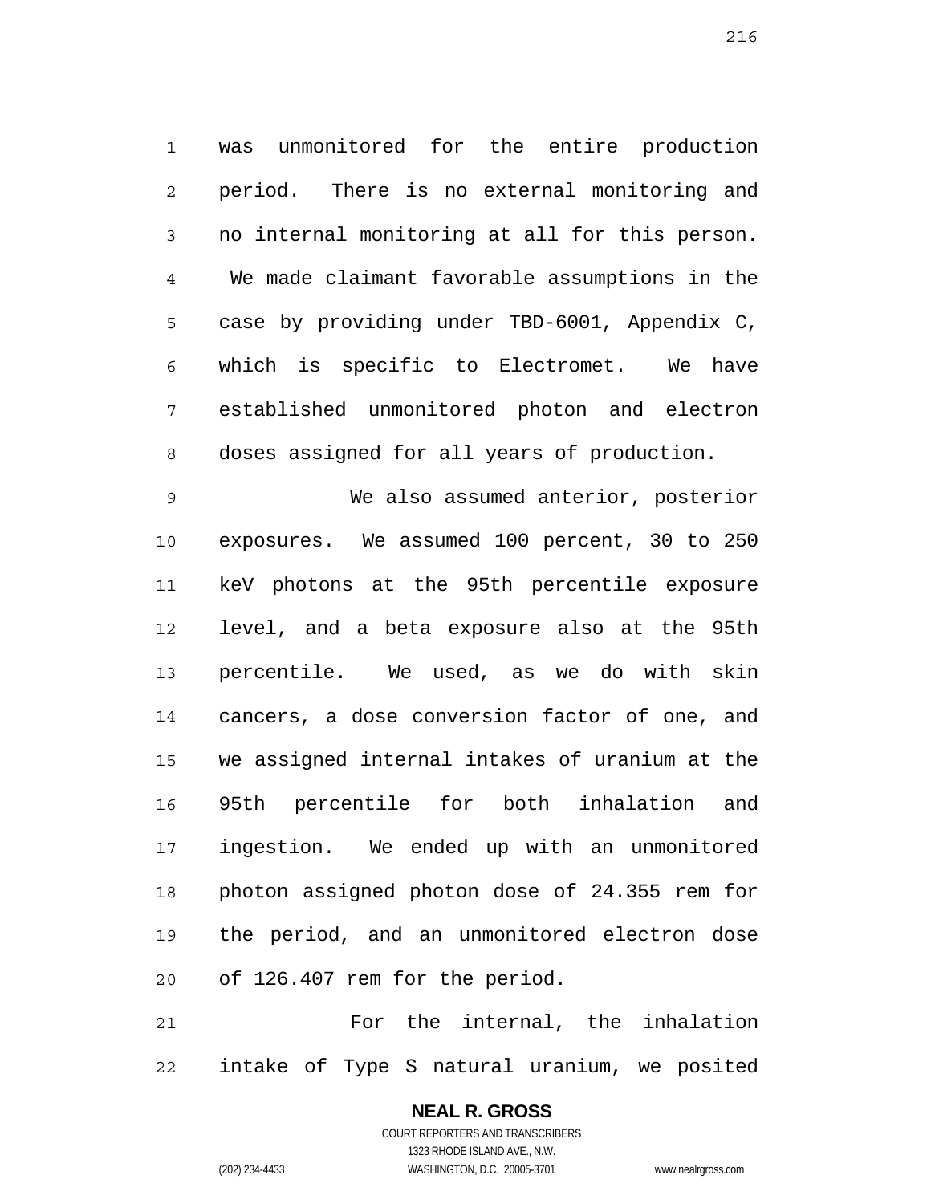was unmonitored for the entire production period. There is no external monitoring and no internal monitoring at all for this person. We made claimant favorable assumptions in the case by providing under TBD-6001, Appendix C, which is specific to Electromet. We have established unmonitored photon and electron doses assigned for all years of production.

We also assumed anterior, posterior exposures. We assumed 100 percent, 30 to 250 keV photons at the 95th percentile exposure level, and a beta exposure also at the 95th percentile. We used, as we do with skin cancers, a dose conversion factor of one, and we assigned internal intakes of uranium at the 95th percentile for both inhalation and ingestion. We ended up with an unmonitored photon assigned photon dose of 24.355 rem for the period, and an unmonitored electron dose of 126.407 rem for the period.

For the internal, the inhalation intake of Type S natural uranium, we posited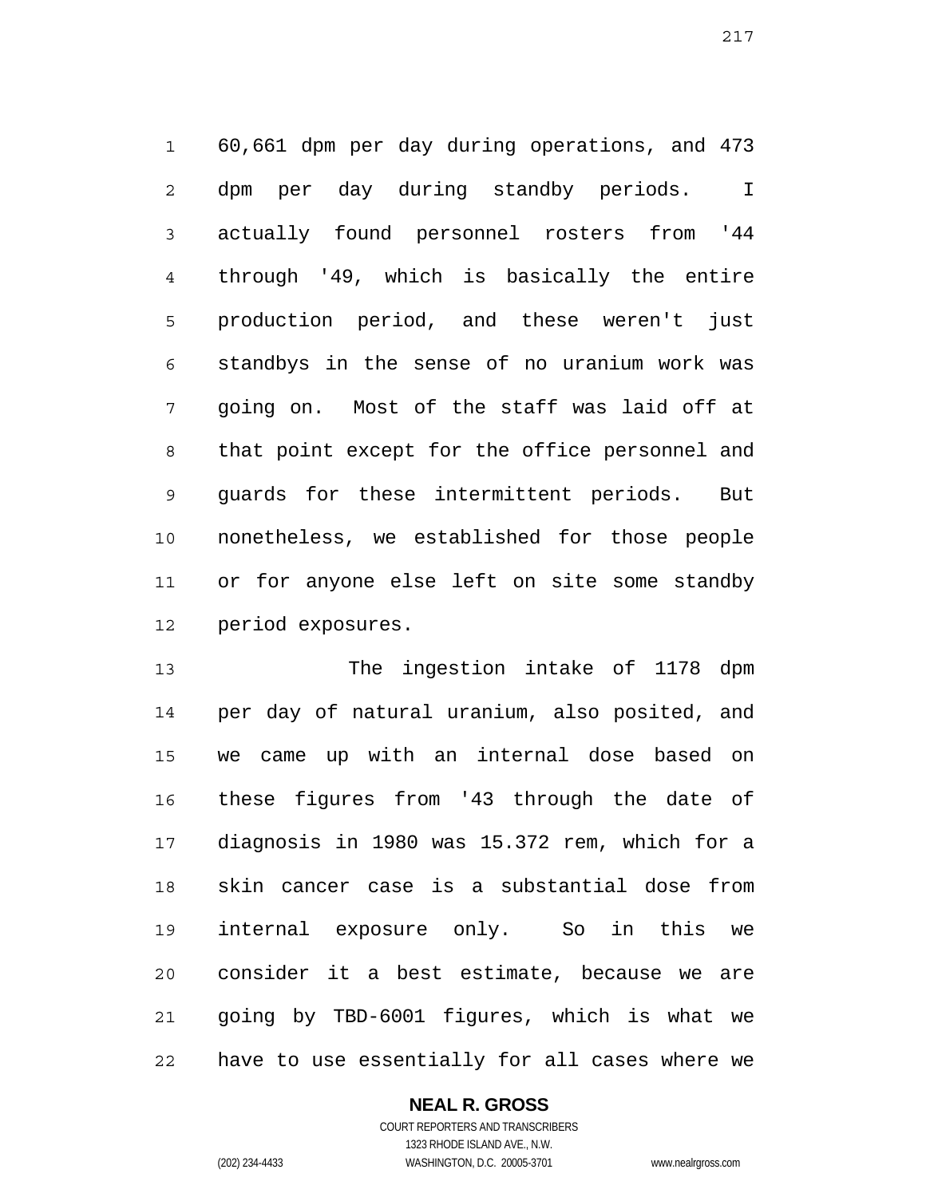60,661 dpm per day during operations, and 473 dpm per day during standby periods. I actually found personnel rosters from '44 through '49, which is basically the entire production period, and these weren't just standbys in the sense of no uranium work was going on. Most of the staff was laid off at that point except for the office personnel and guards for these intermittent periods. But nonetheless, we established for those people or for anyone else left on site some standby period exposures.

The ingestion intake of 1178 dpm per day of natural uranium, also posited, and we came up with an internal dose based on these figures from '43 through the date of diagnosis in 1980 was 15.372 rem, which for a skin cancer case is a substantial dose from internal exposure only. So in this we consider it a best estimate, because we are going by TBD-6001 figures, which is what we have to use essentially for all cases where we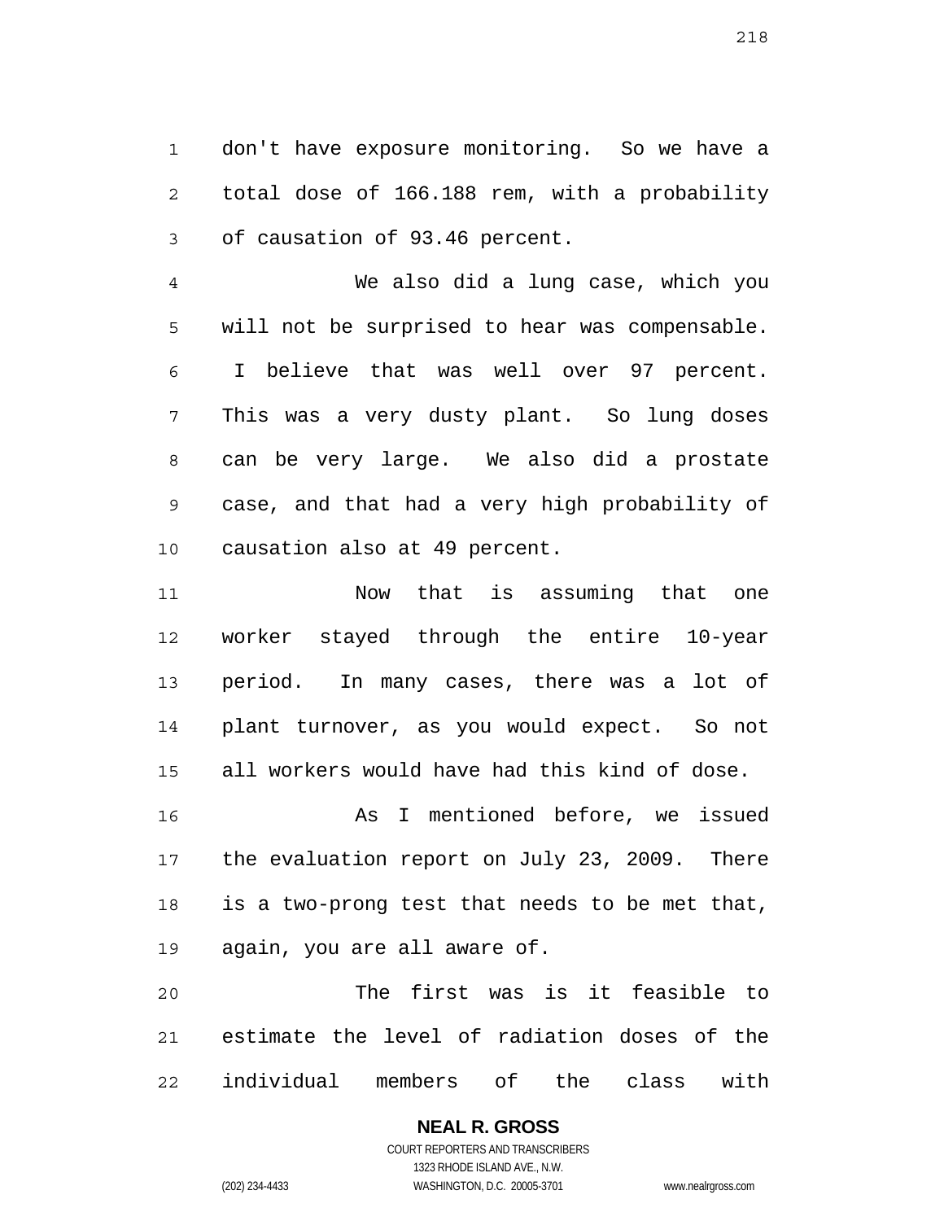don't have exposure monitoring. So we have a total dose of 166.188 rem, with a probability of causation of 93.46 percent.

We also did a lung case, which you will not be surprised to hear was compensable. I believe that was well over 97 percent. This was a very dusty plant. So lung doses can be very large. We also did a prostate case, and that had a very high probability of causation also at 49 percent.

Now that is assuming that one worker stayed through the entire 10-year period. In many cases, there was a lot of plant turnover, as you would expect. So not all workers would have had this kind of dose.

As I mentioned before, we issued the evaluation report on July 23, 2009. There is a two-prong test that needs to be met that, again, you are all aware of.

The first was is it feasible to estimate the level of radiation doses of the individual members of the class with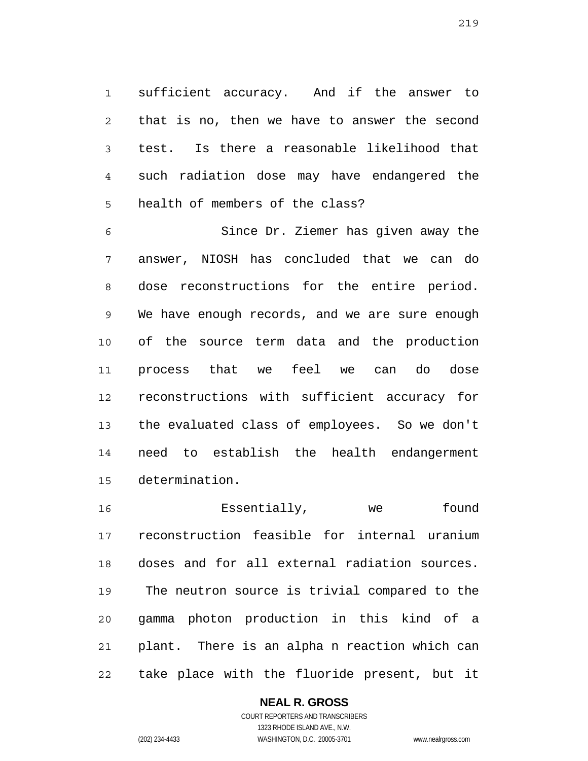sufficient accuracy. And if the answer to that is no, then we have to answer the second test. Is there a reasonable likelihood that such radiation dose may have endangered the health of members of the class?

Since Dr. Ziemer has given away the answer, NIOSH has concluded that we can do dose reconstructions for the entire period. We have enough records, and we are sure enough of the source term data and the production process that we feel we can do dose reconstructions with sufficient accuracy for the evaluated class of employees. So we don't need to establish the health endangerment determination.

Essentially, we found reconstruction feasible for internal uranium doses and for all external radiation sources. The neutron source is trivial compared to the gamma photon production in this kind of a plant. There is an alpha n reaction which can take place with the fluoride present, but it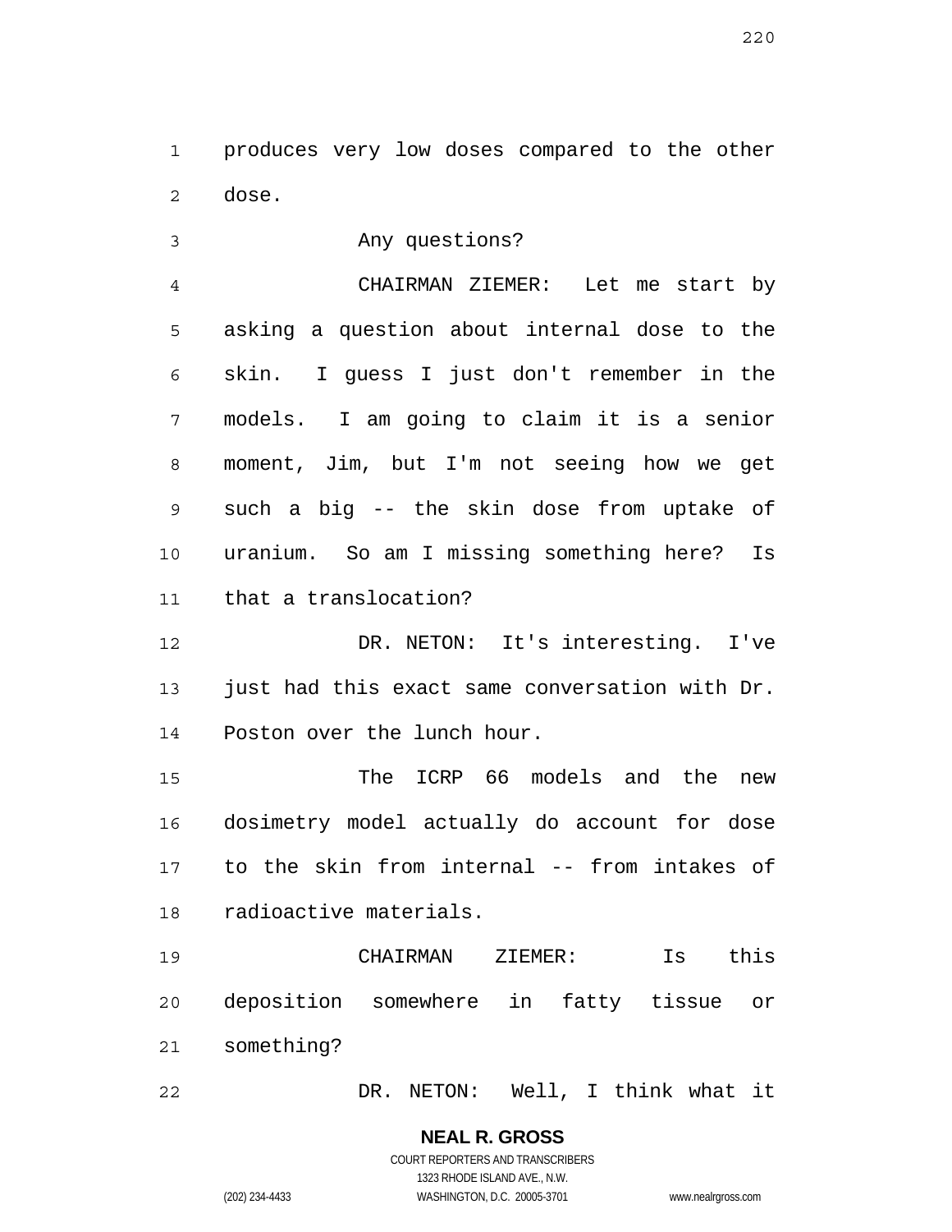produces very low doses compared to the other dose.

Any questions?

CHAIRMAN ZIEMER: Let me start by asking a question about internal dose to the skin. I guess I just don't remember in the models. I am going to claim it is a senior moment, Jim, but I'm not seeing how we get such a big -- the skin dose from uptake of uranium. So am I missing something here? Is that a translocation?

DR. NETON: It's interesting. I've just had this exact same conversation with Dr. Poston over the lunch hour.

The ICRP 66 models and the new dosimetry model actually do account for dose to the skin from internal -- from intakes of radioactive materials.

CHAIRMAN ZIEMER: Is this deposition somewhere in fatty tissue or something?

DR. NETON: Well, I think what it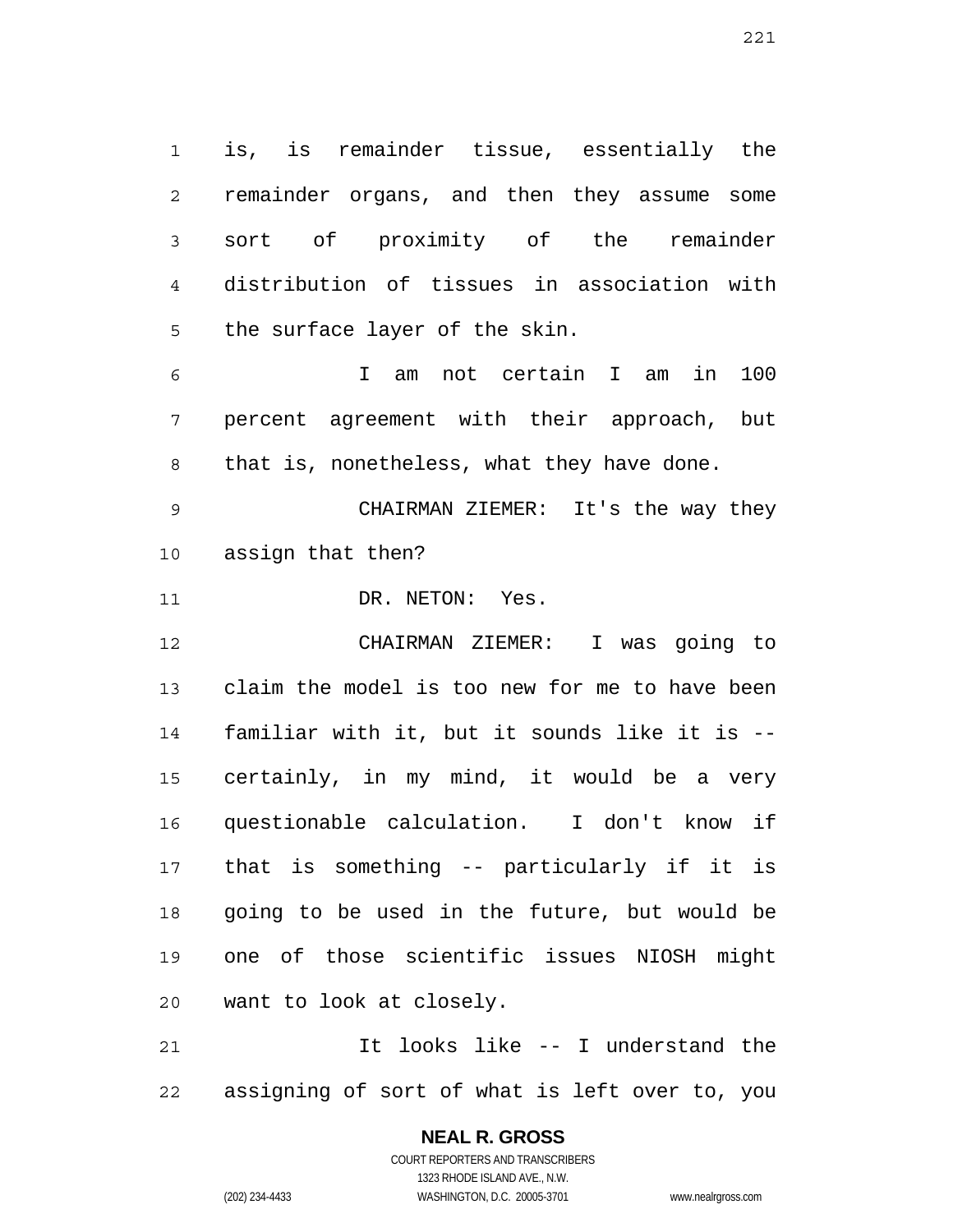is, is remainder tissue, essentially the remainder organs, and then they assume some sort of proximity of the remainder distribution of tissues in association with the surface layer of the skin.

I am not certain I am in 100 percent agreement with their approach, but that is, nonetheless, what they have done.

CHAIRMAN ZIEMER: It's the way they assign that then?

DR. NETON: Yes.

CHAIRMAN ZIEMER: I was going to claim the model is too new for me to have been familiar with it, but it sounds like it is -- certainly, in my mind, it would be a very questionable calculation. I don't know if that is something -- particularly if it is going to be used in the future, but would be one of those scientific issues NIOSH might want to look at closely.

It looks like -- I understand the assigning of sort of what is left over to, you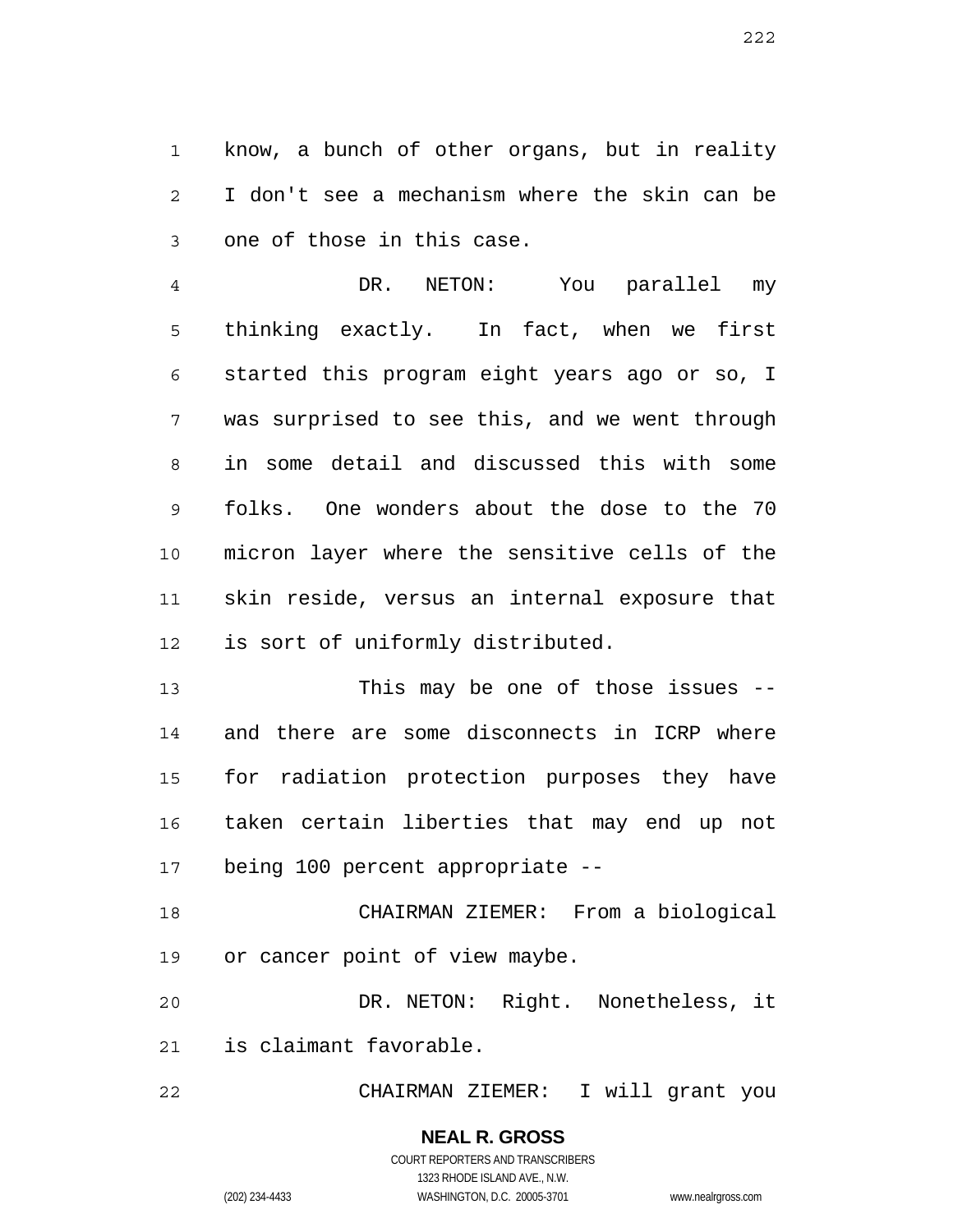know, a bunch of other organs, but in reality I don't see a mechanism where the skin can be one of those in this case.

DR. NETON: You parallel my thinking exactly. In fact, when we first started this program eight years ago or so, I was surprised to see this, and we went through in some detail and discussed this with some folks. One wonders about the dose to the 70 micron layer where the sensitive cells of the skin reside, versus an internal exposure that is sort of uniformly distributed.

This may be one of those issues -- and there are some disconnects in ICRP where for radiation protection purposes they have taken certain liberties that may end up not being 100 percent appropriate --

CHAIRMAN ZIEMER: From a biological or cancer point of view maybe.

DR. NETON: Right. Nonetheless, it is claimant favorable.

CHAIRMAN ZIEMER: I will grant you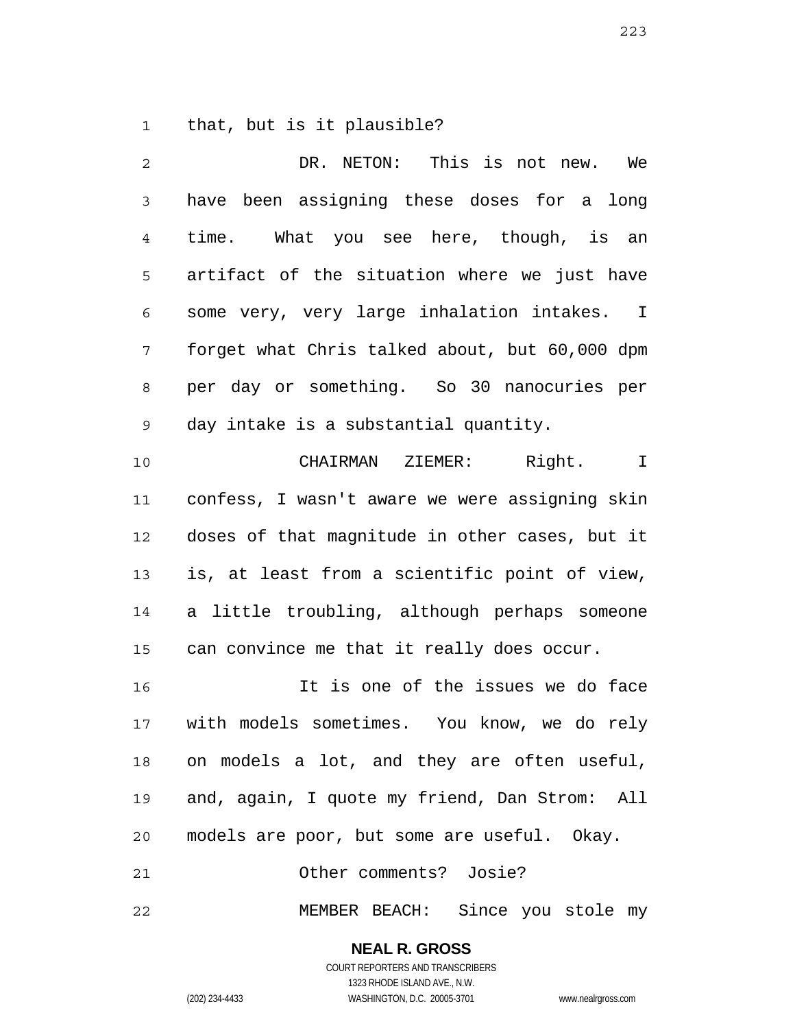that, but is it plausible?

DR. NETON: This is not new. We have been assigning these doses for a long time. What you see here, though, is an artifact of the situation where we just have some very, very large inhalation intakes. I forget what Chris talked about, but 60,000 dpm per day or something. So 30 nanocuries per day intake is a substantial quantity.

CHAIRMAN ZIEMER: Right. I confess, I wasn't aware we were assigning skin doses of that magnitude in other cases, but it is, at least from a scientific point of view, a little troubling, although perhaps someone can convince me that it really does occur.

It is one of the issues we do face with models sometimes. You know, we do rely on models a lot, and they are often useful, and, again, I quote my friend, Dan Strom: All models are poor, but some are useful. Okay.

Other comments? Josie?

MEMBER BEACH: Since you stole my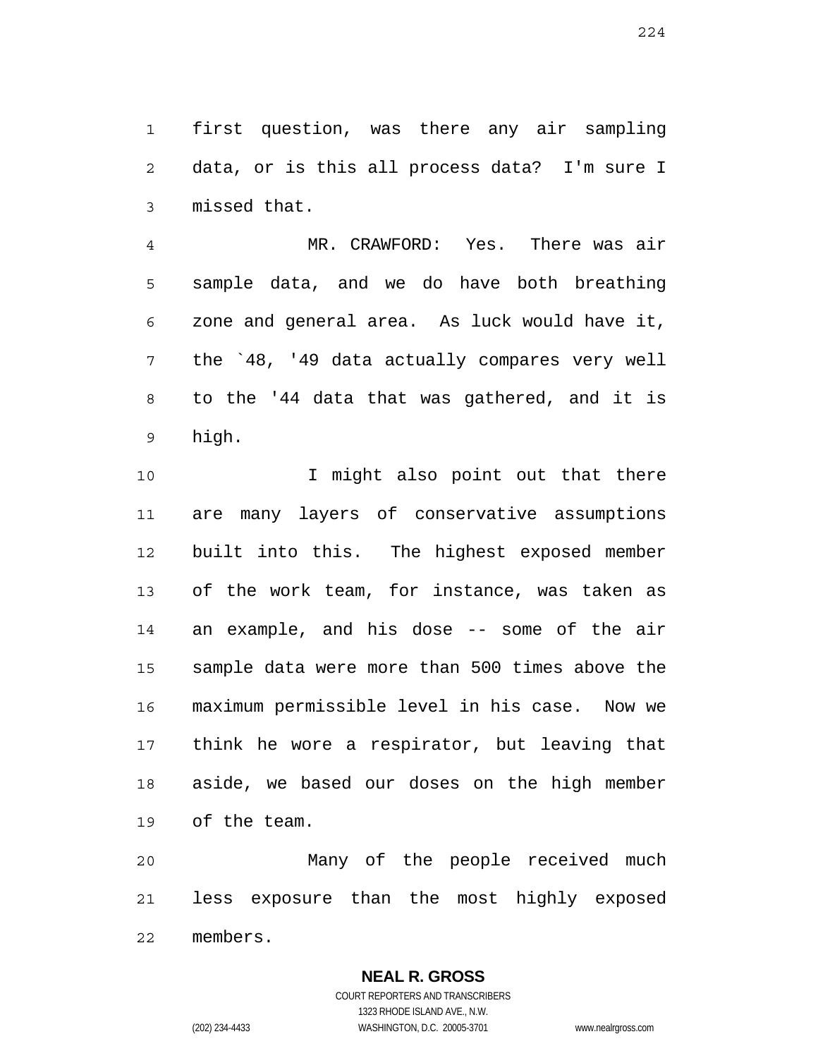first question, was there any air sampling data, or is this all process data? I'm sure I missed that.

MR. CRAWFORD: Yes. There was air sample data, and we do have both breathing zone and general area. As luck would have it, the `48, '49 data actually compares very well to the '44 data that was gathered, and it is high.

I might also point out that there are many layers of conservative assumptions built into this. The highest exposed member of the work team, for instance, was taken as an example, and his dose -- some of the air sample data were more than 500 times above the maximum permissible level in his case. Now we think he wore a respirator, but leaving that aside, we based our doses on the high member of the team.

Many of the people received much less exposure than the most highly exposed members.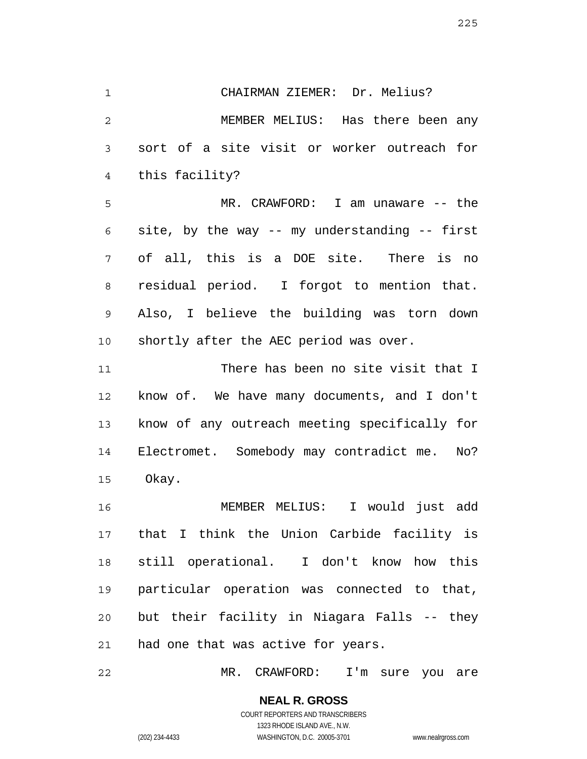CHAIRMAN ZIEMER: Dr. Melius?

MEMBER MELIUS: Has there been any sort of a site visit or worker outreach for this facility?

MR. CRAWFORD: I am unaware -- the site, by the way -- my understanding -- first of all, this is a DOE site. There is no residual period. I forgot to mention that. Also, I believe the building was torn down shortly after the AEC period was over.

There has been no site visit that I know of. We have many documents, and I don't know of any outreach meeting specifically for Electromet. Somebody may contradict me. No? Okay.

MEMBER MELIUS: I would just add that I think the Union Carbide facility is still operational. I don't know how this particular operation was connected to that, but their facility in Niagara Falls -- they had one that was active for years.

MR. CRAWFORD: I'm sure you are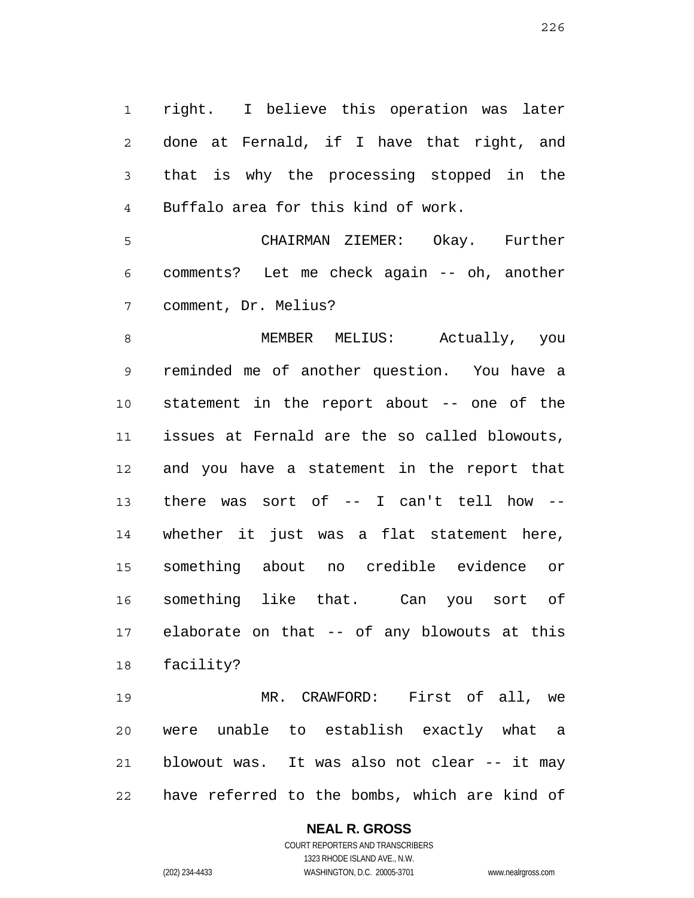right. I believe this operation was later done at Fernald, if I have that right, and that is why the processing stopped in the Buffalo area for this kind of work.

CHAIRMAN ZIEMER: Okay. Further comments? Let me check again -- oh, another comment, Dr. Melius?

MEMBER MELIUS: Actually, you reminded me of another question. You have a statement in the report about -- one of the issues at Fernald are the so called blowouts, and you have a statement in the report that there was sort of -- I can't tell how -- whether it just was a flat statement here, something about no credible evidence or something like that. Can you sort of elaborate on that -- of any blowouts at this facility?

MR. CRAWFORD: First of all, we were unable to establish exactly what a blowout was. It was also not clear -- it may have referred to the bombs, which are kind of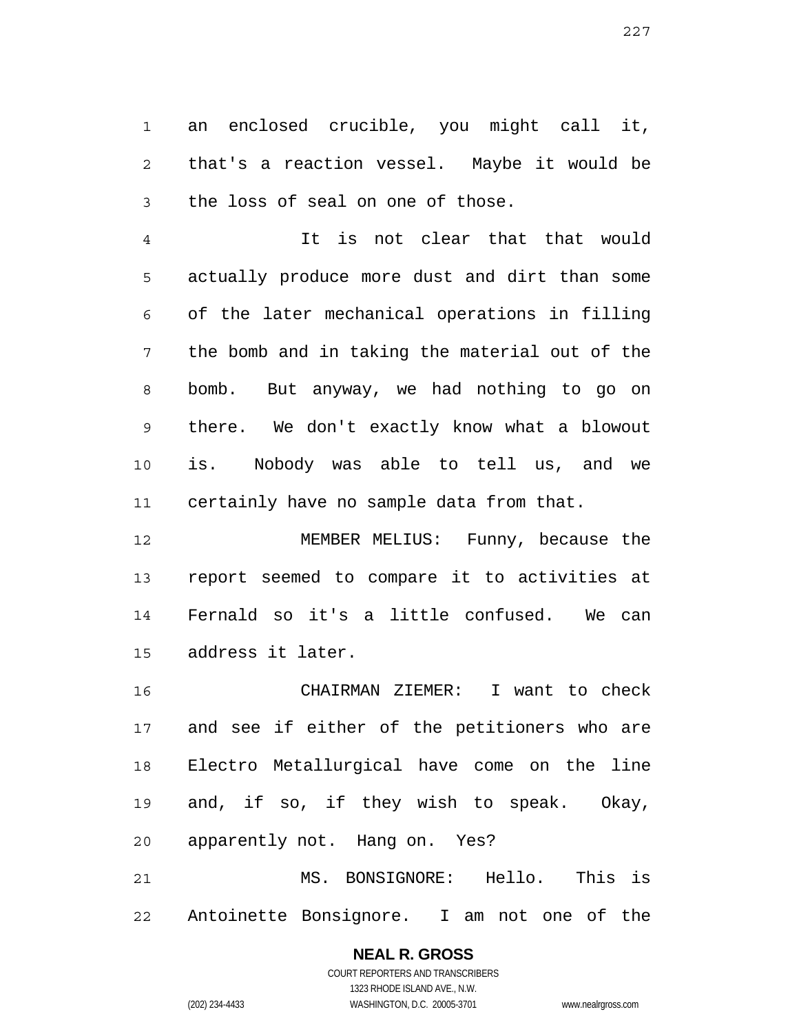an enclosed crucible, you might call it, that's a reaction vessel. Maybe it would be the loss of seal on one of those.

It is not clear that that would actually produce more dust and dirt than some of the later mechanical operations in filling the bomb and in taking the material out of the bomb. But anyway, we had nothing to go on there. We don't exactly know what a blowout is. Nobody was able to tell us, and we certainly have no sample data from that.

MEMBER MELIUS: Funny, because the report seemed to compare it to activities at Fernald so it's a little confused. We can address it later.

CHAIRMAN ZIEMER: I want to check and see if either of the petitioners who are Electro Metallurgical have come on the line and, if so, if they wish to speak. Okay, apparently not. Hang on. Yes?

MS. BONSIGNORE: Hello. This is Antoinette Bonsignore. I am not one of the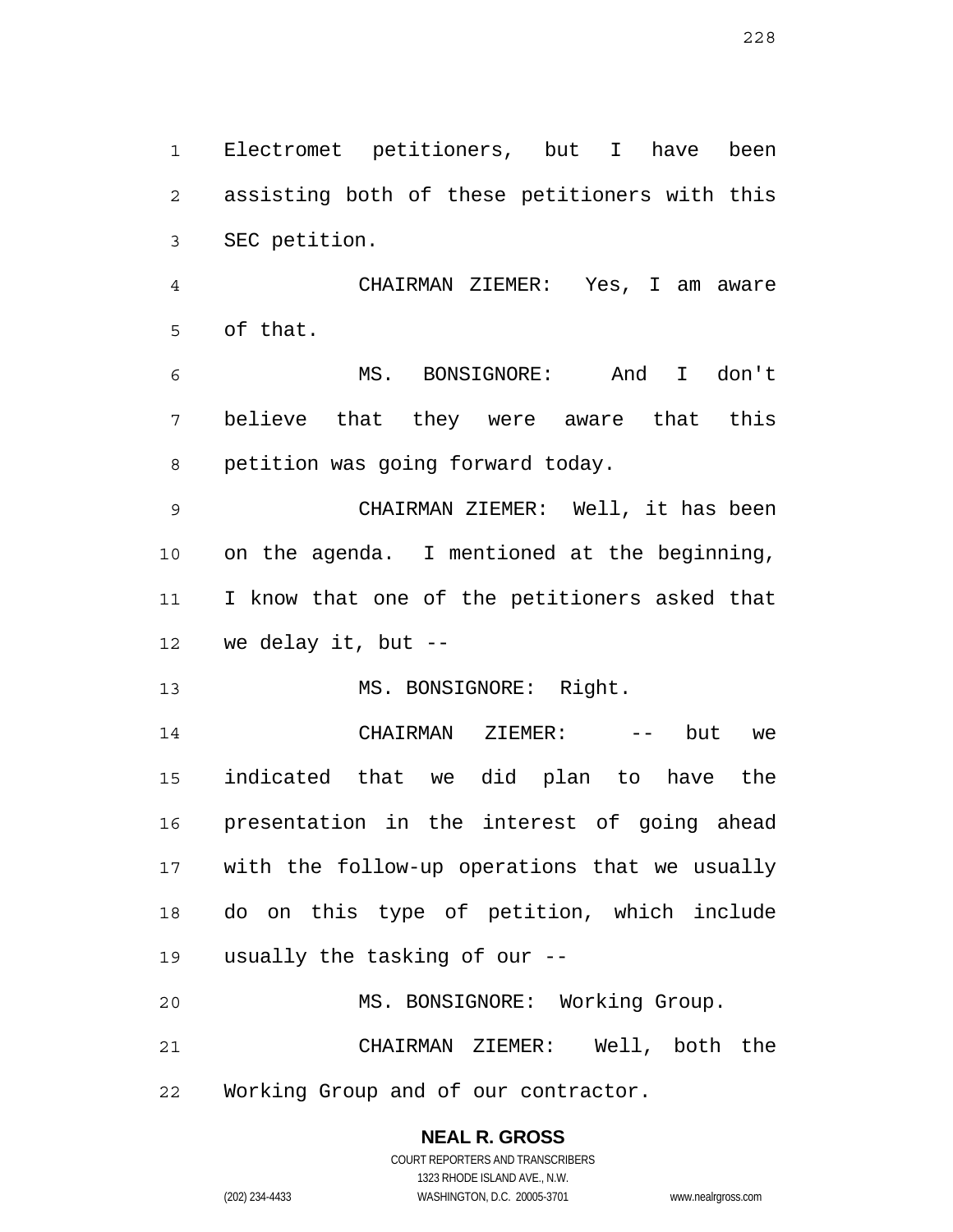Electromet petitioners, but I have been assisting both of these petitioners with this SEC petition.

CHAIRMAN ZIEMER: Yes, I am aware of that.

MS. BONSIGNORE: And I don't believe that they were aware that this petition was going forward today.

CHAIRMAN ZIEMER: Well, it has been on the agenda. I mentioned at the beginning, I know that one of the petitioners asked that we delay it, but --

MS. BONSIGNORE: Right.

CHAIRMAN ZIEMER: -- but we indicated that we did plan to have the presentation in the interest of going ahead with the follow-up operations that we usually do on this type of petition, which include usually the tasking of our --

MS. BONSIGNORE: Working Group.

CHAIRMAN ZIEMER: Well, both the Working Group and of our contractor.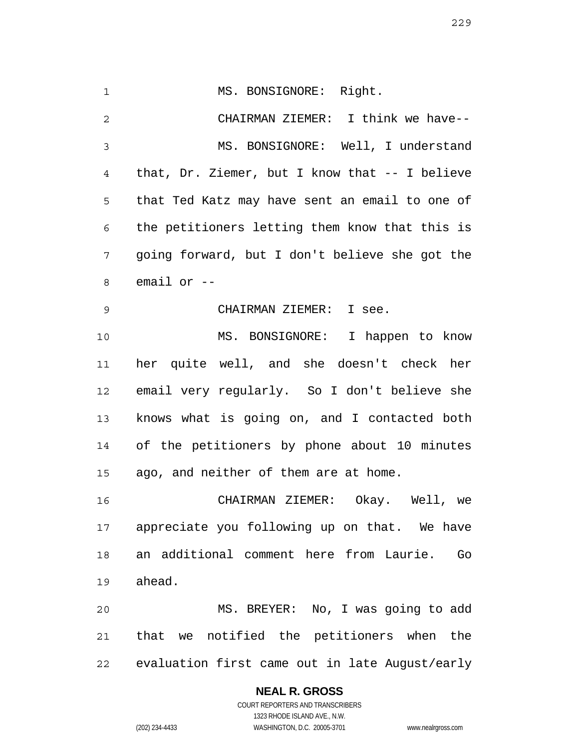MS. BONSIGNORE: Right.

CHAIRMAN ZIEMER: I think we have--

MS. BONSIGNORE: Well, I understand that, Dr. Ziemer, but I know that -- I believe that Ted Katz may have sent an email to one of the petitioners letting them know that this is going forward, but I don't believe she got the email or --

CHAIRMAN ZIEMER: I see.

MS. BONSIGNORE: I happen to know her quite well, and she doesn't check her email very regularly. So I don't believe she knows what is going on, and I contacted both of the petitioners by phone about 10 minutes ago, and neither of them are at home.

CHAIRMAN ZIEMER: Okay. Well, we appreciate you following up on that. We have an additional comment here from Laurie. Go ahead.

MS. BREYER: No, I was going to add that we notified the petitioners when the evaluation first came out in late August/early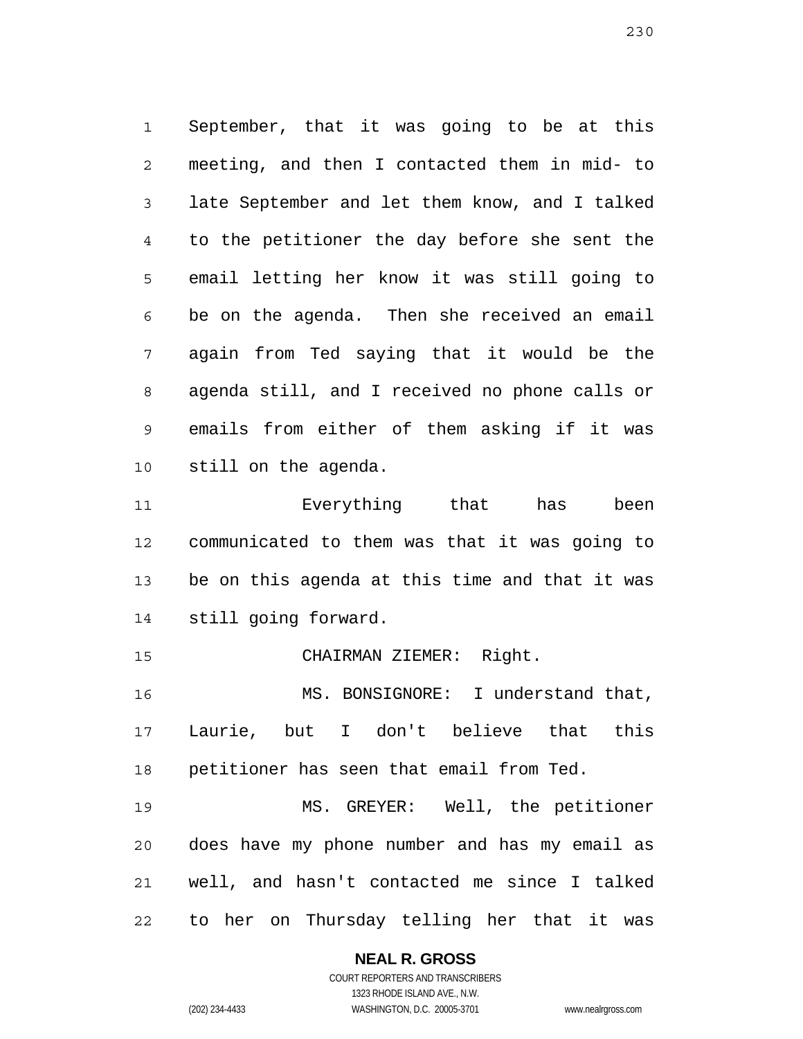September, that it was going to be at this meeting, and then I contacted them in mid- to late September and let them know, and I talked to the petitioner the day before she sent the email letting her know it was still going to be on the agenda. Then she received an email again from Ted saying that it would be the agenda still, and I received no phone calls or emails from either of them asking if it was still on the agenda.

Everything that has been communicated to them was that it was going to be on this agenda at this time and that it was still going forward.

CHAIRMAN ZIEMER: Right.

MS. BONSIGNORE: I understand that, Laurie, but I don't believe that this petitioner has seen that email from Ted.

MS. GREYER: Well, the petitioner does have my phone number and has my email as well, and hasn't contacted me since I talked to her on Thursday telling her that it was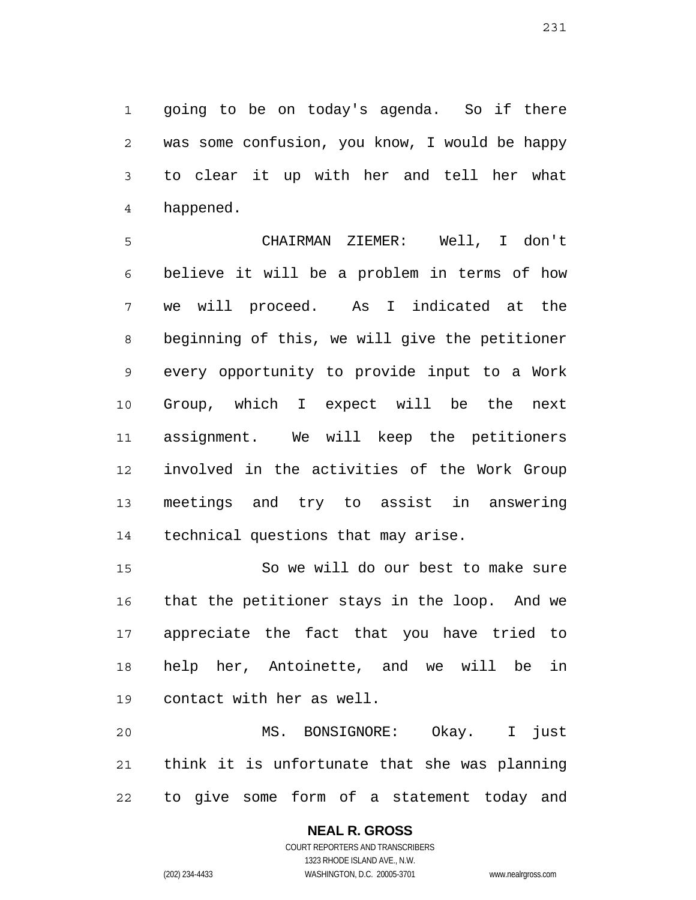going to be on today's agenda. So if there was some confusion, you know, I would be happy to clear it up with her and tell her what happened.

CHAIRMAN ZIEMER: Well, I don't believe it will be a problem in terms of how we will proceed. As I indicated at the beginning of this, we will give the petitioner every opportunity to provide input to a Work Group, which I expect will be the next assignment. We will keep the petitioners involved in the activities of the Work Group meetings and try to assist in answering technical questions that may arise.

So we will do our best to make sure that the petitioner stays in the loop. And we appreciate the fact that you have tried to help her, Antoinette, and we will be in contact with her as well.

MS. BONSIGNORE: Okay. I just think it is unfortunate that she was planning to give some form of a statement today and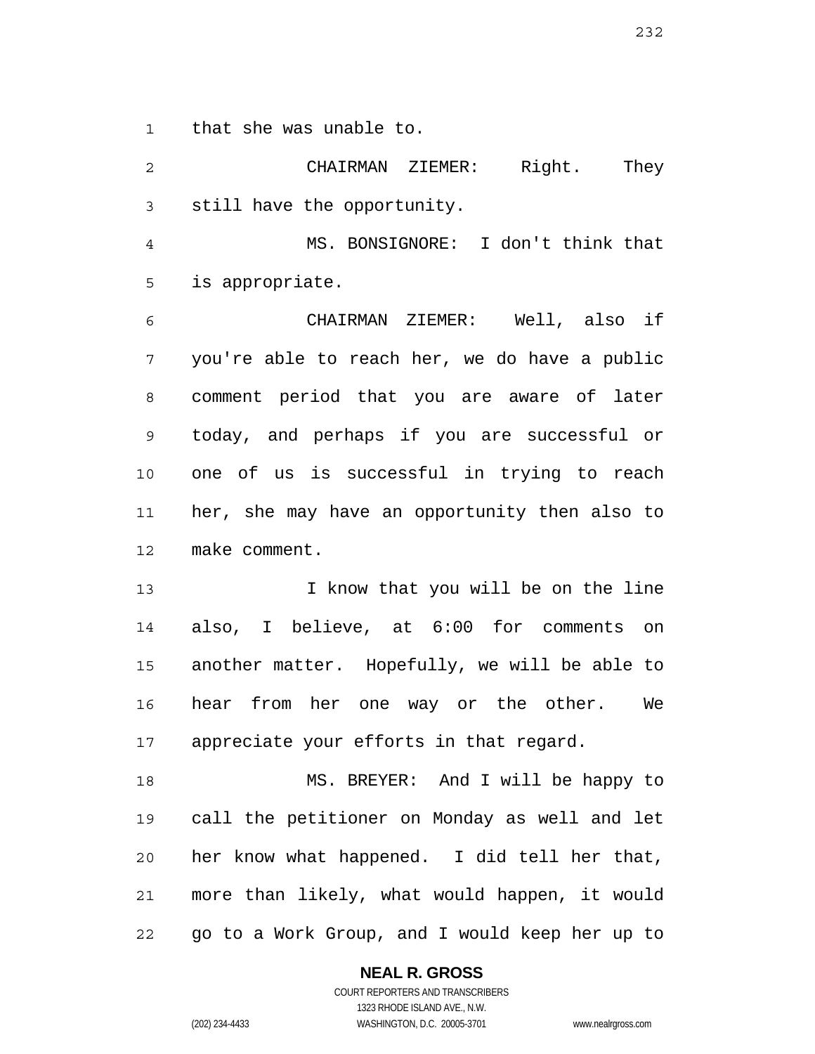that she was unable to.

CHAIRMAN ZIEMER: Right. They still have the opportunity.

MS. BONSIGNORE: I don't think that is appropriate.

CHAIRMAN ZIEMER: Well, also if you're able to reach her, we do have a public comment period that you are aware of later today, and perhaps if you are successful or one of us is successful in trying to reach her, she may have an opportunity then also to make comment.

I know that you will be on the line also, I believe, at 6:00 for comments on another matter. Hopefully, we will be able to hear from her one way or the other. We appreciate your efforts in that regard.

MS. BREYER: And I will be happy to call the petitioner on Monday as well and let her know what happened. I did tell her that, more than likely, what would happen, it would go to a Work Group, and I would keep her up to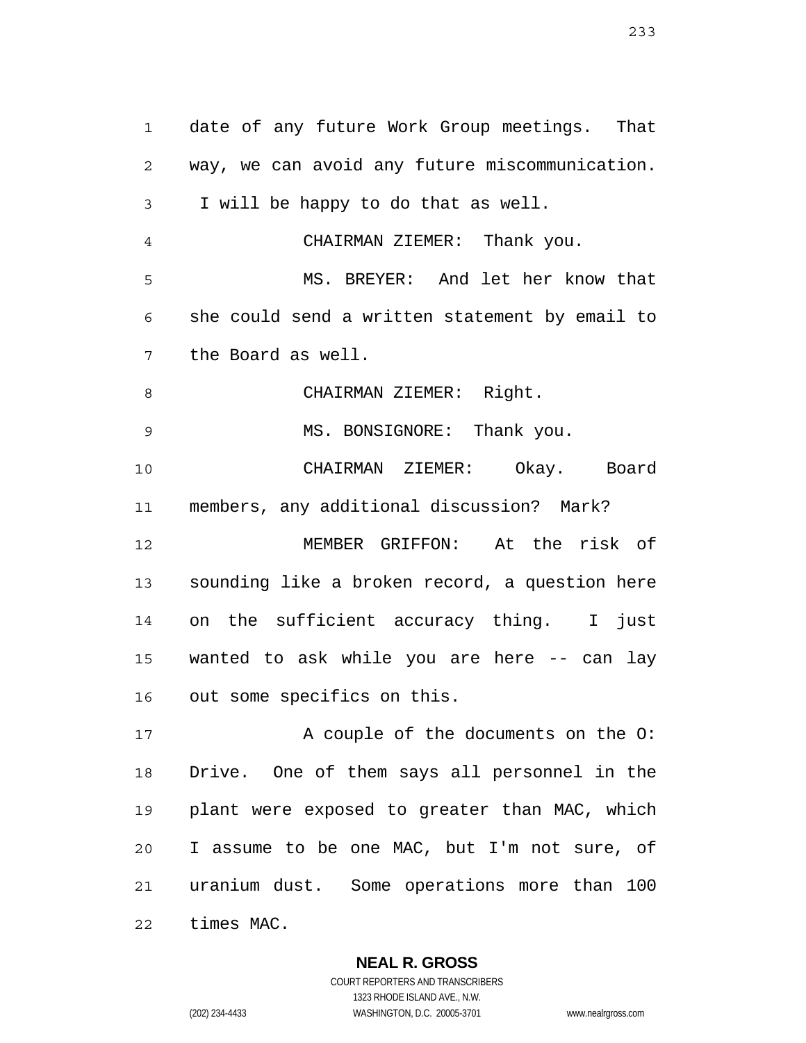date of any future Work Group meetings. That way, we can avoid any future miscommunication. I will be happy to do that as well.

CHAIRMAN ZIEMER: Thank you.

MS. BREYER: And let her know that she could send a written statement by email to the Board as well.

CHAIRMAN ZIEMER: Right.

MS. BONSIGNORE: Thank you.

CHAIRMAN ZIEMER: Okay. Board members, any additional discussion? Mark?

MEMBER GRIFFON: At the risk of sounding like a broken record, a question here on the sufficient accuracy thing. I just wanted to ask while you are here -- can lay out some specifics on this.

A couple of the documents on the O: Drive. One of them says all personnel in the plant were exposed to greater than MAC, which I assume to be one MAC, but I'm not sure, of uranium dust. Some operations more than 100 times MAC.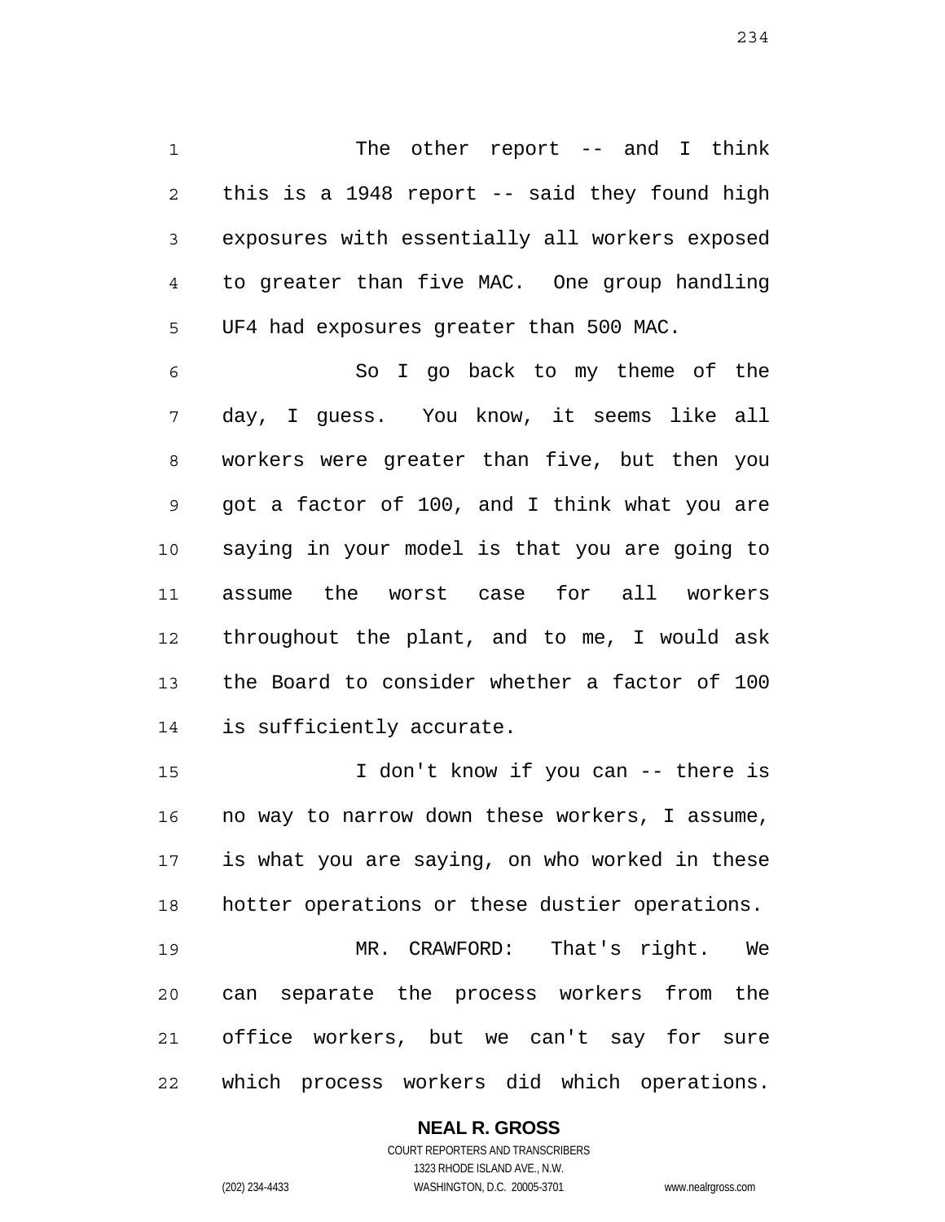The other report -- and I think this is a 1948 report -- said they found high exposures with essentially all workers exposed to greater than five MAC. One group handling $UF_4$ had exposures greater than 500 MAC.

So I go back to my theme of the day, I guess. You know, it seems like all workers were greater than five, but then you got a factor of 100, and I think what you are saying in your model is that you are going to assume the worst case for all workers throughout the plant, and to me, I would ask the Board to consider whether a factor of 100 is sufficiently accurate.

I don't know if you can -- there is no way to narrow down these workers, I assume, is what you are saying, on who worked in these hotter operations or these dustier operations.

MR. CRAWFORD: That's right. We can separate the process workers from the office workers, but we can't say for sure which process workers did which operations.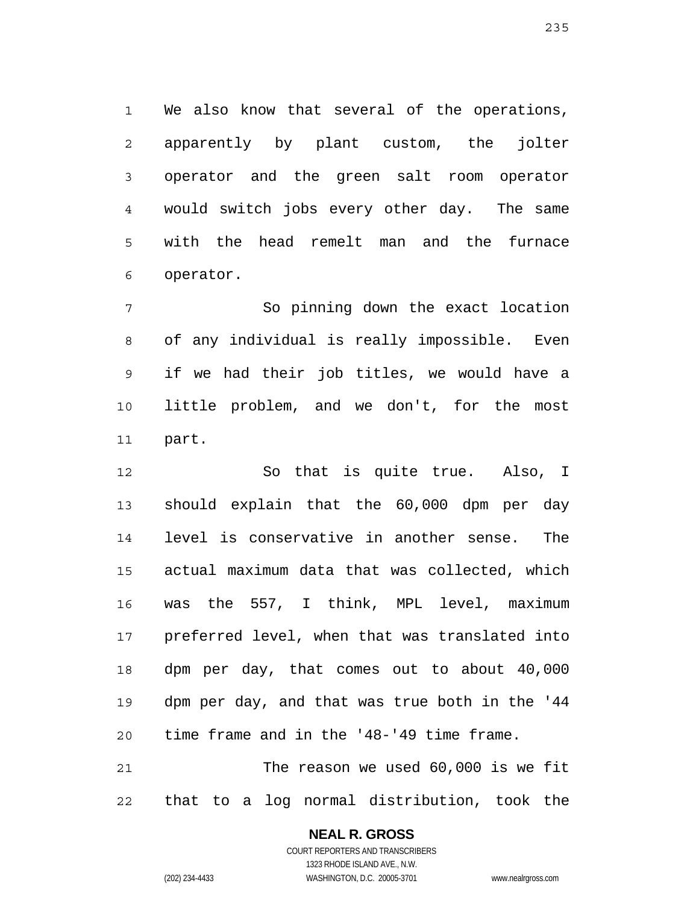We also know that several of the operations, apparently by plant custom, the jolter operator and the green salt room operator would switch jobs every other day. The same with the head remelt man and the furnace operator.

So pinning down the exact location of any individual is really impossible. Even if we had their job titles, we would have a little problem, and we don't, for the most part.

So that is quite true. Also, I should explain that the 60,000 dpm per day level is conservative in another sense. The actual maximum data that was collected, which was the 557, I think, MPL level, maximum preferred level, when that was translated into dpm per day, that comes out to about 40,000 dpm per day, and that was true both in the '44 time frame and in the '48-'49 time frame.

The reason we used 60,000 is we fit that to a log normal distribution, took the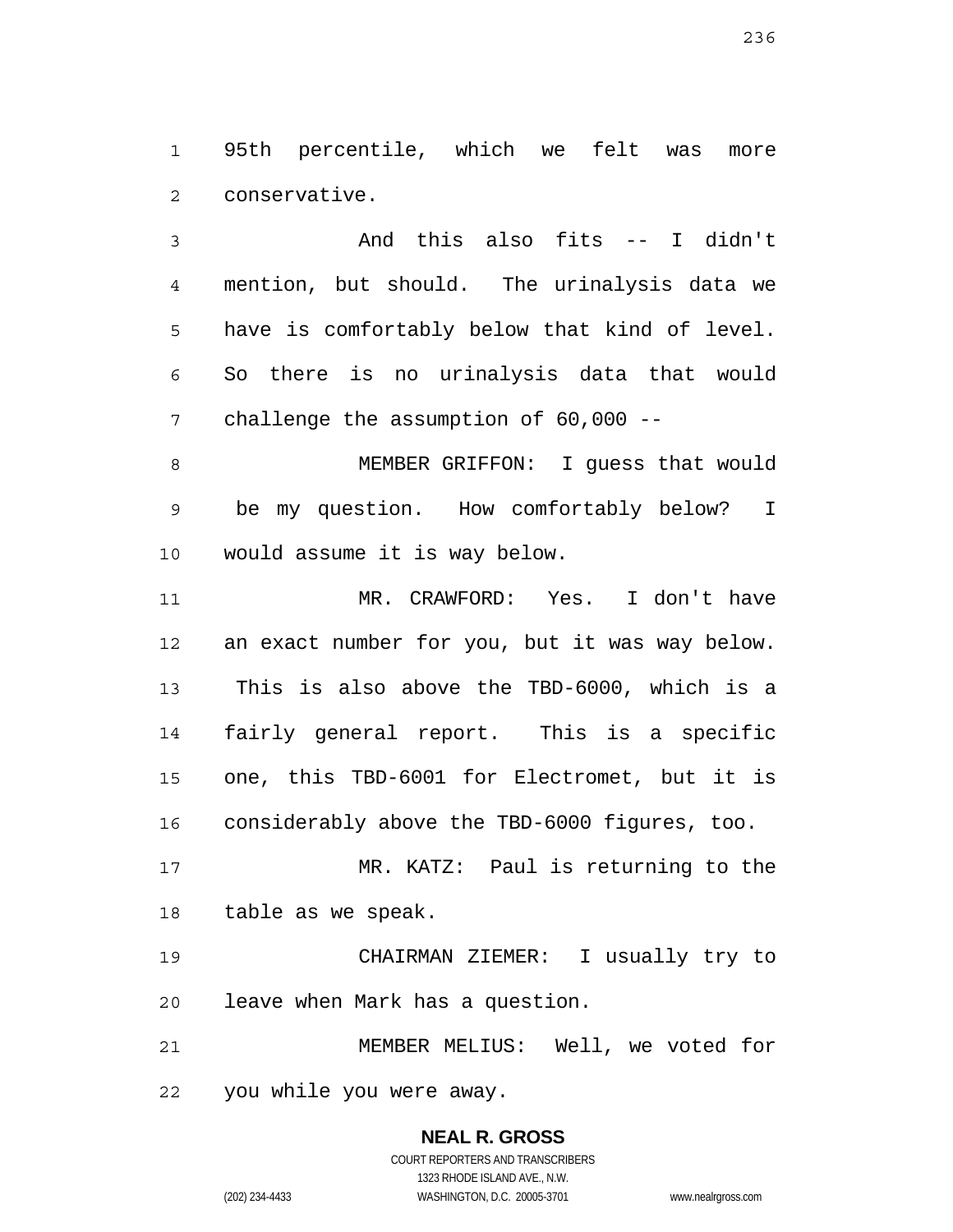95th percentile, which we felt was more conservative.

And this also fits -- I didn't mention, but should. The urinalysis data we have is comfortably below that kind of level. So there is no urinalysis data that would challenge the assumption of 60,000 --

MEMBER GRIFFON: I guess that would be my question. How comfortably below? I would assume it is way below.

MR. CRAWFORD: Yes. I don't have an exact number for you, but it was way below. This is also above the TBD-6000, which is a fairly general report. This is a specific one, this TBD-6001 for Electromet, but it is considerably above the TBD-6000 figures, too.

MR. KATZ: Paul is returning to the table as we speak.

CHAIRMAN ZIEMER: I usually try to leave when Mark has a question.

MEMBER MELIUS: Well, we voted for you while you were away.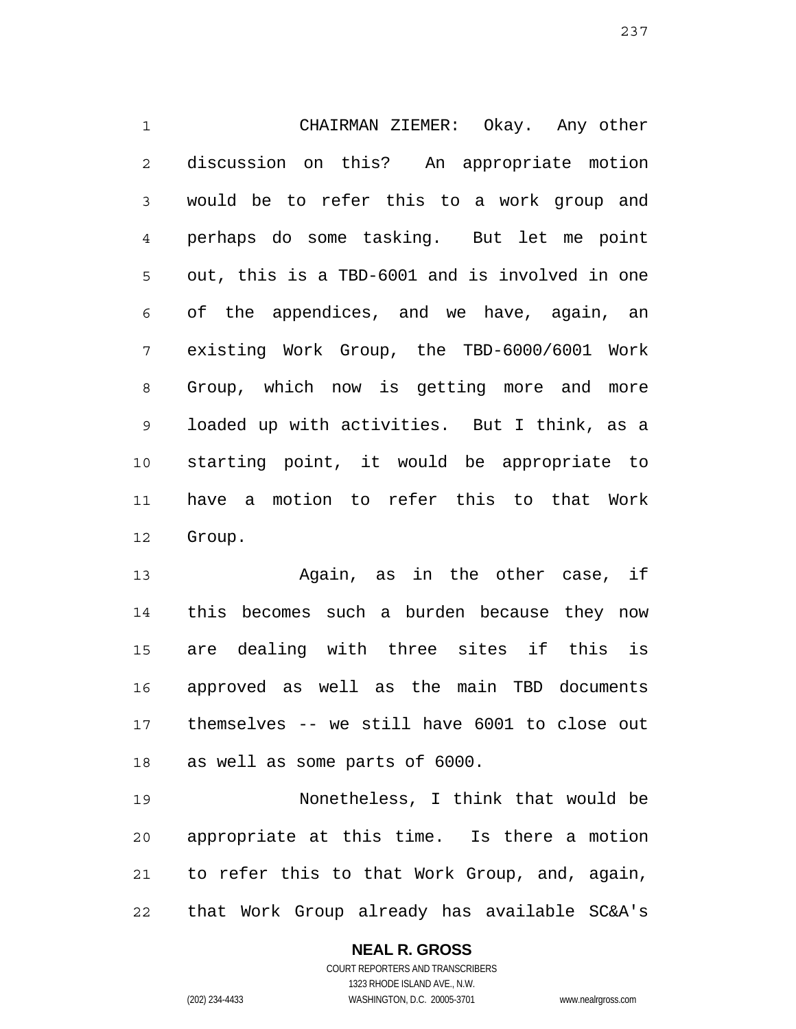CHAIRMAN ZIEMER: Okay. Any other discussion on this? An appropriate motion would be to refer this to a work group and perhaps do some tasking. But let me point out, this is a TBD-6001 and is involved in one of the appendices, and we have, again, an existing Work Group, the TBD-6000/6001 Work Group, which now is getting more and more loaded up with activities. But I think, as a starting point, it would be appropriate to have a motion to refer this to that Work Group.

Again, as in the other case, if this becomes such a burden because they now are dealing with three sites if this is approved as well as the main TBD documents themselves -- we still have 6001 to close out as well as some parts of 6000.

Nonetheless, I think that would be appropriate at this time. Is there a motion to refer this to that Work Group, and, again, that Work Group already has available SC&A's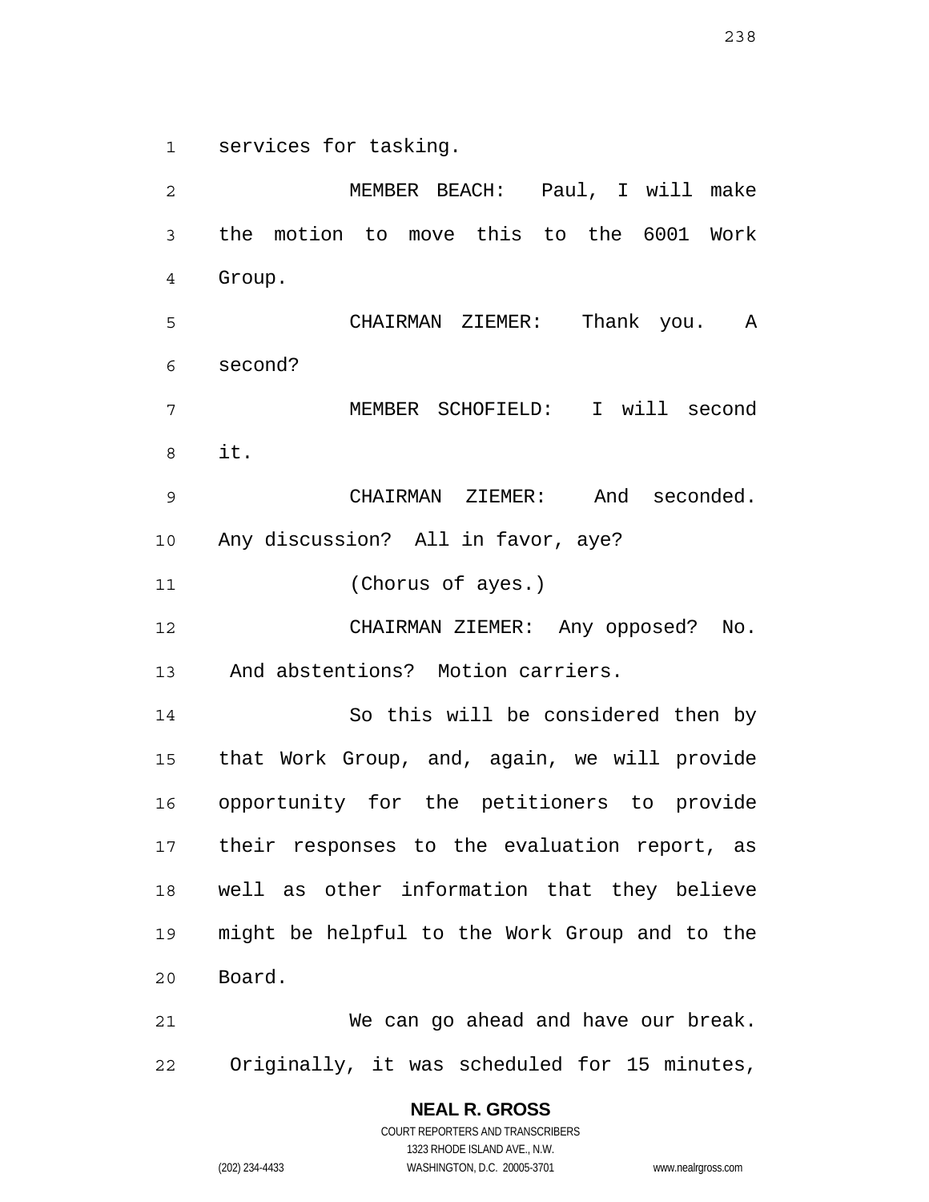services for tasking.

MEMBER BEACH: Paul, I will make the motion to move this to the 6001 Work Group.

CHAIRMAN ZIEMER: Thank you. A second?

MEMBER SCHOFIELD: I will second it.

CHAIRMAN ZIEMER: And seconded. Any discussion? All in favor, aye?

(Chorus of ayes.)

CHAIRMAN ZIEMER: Any opposed? No. And abstentions? Motion carriers.

So this will be considered then by that Work Group, and, again, we will provide opportunity for the petitioners to provide their responses to the evaluation report, as well as other information that they believe might be helpful to the Work Group and to the Board.

We can go ahead and have our break. Originally, it was scheduled for 15 minutes,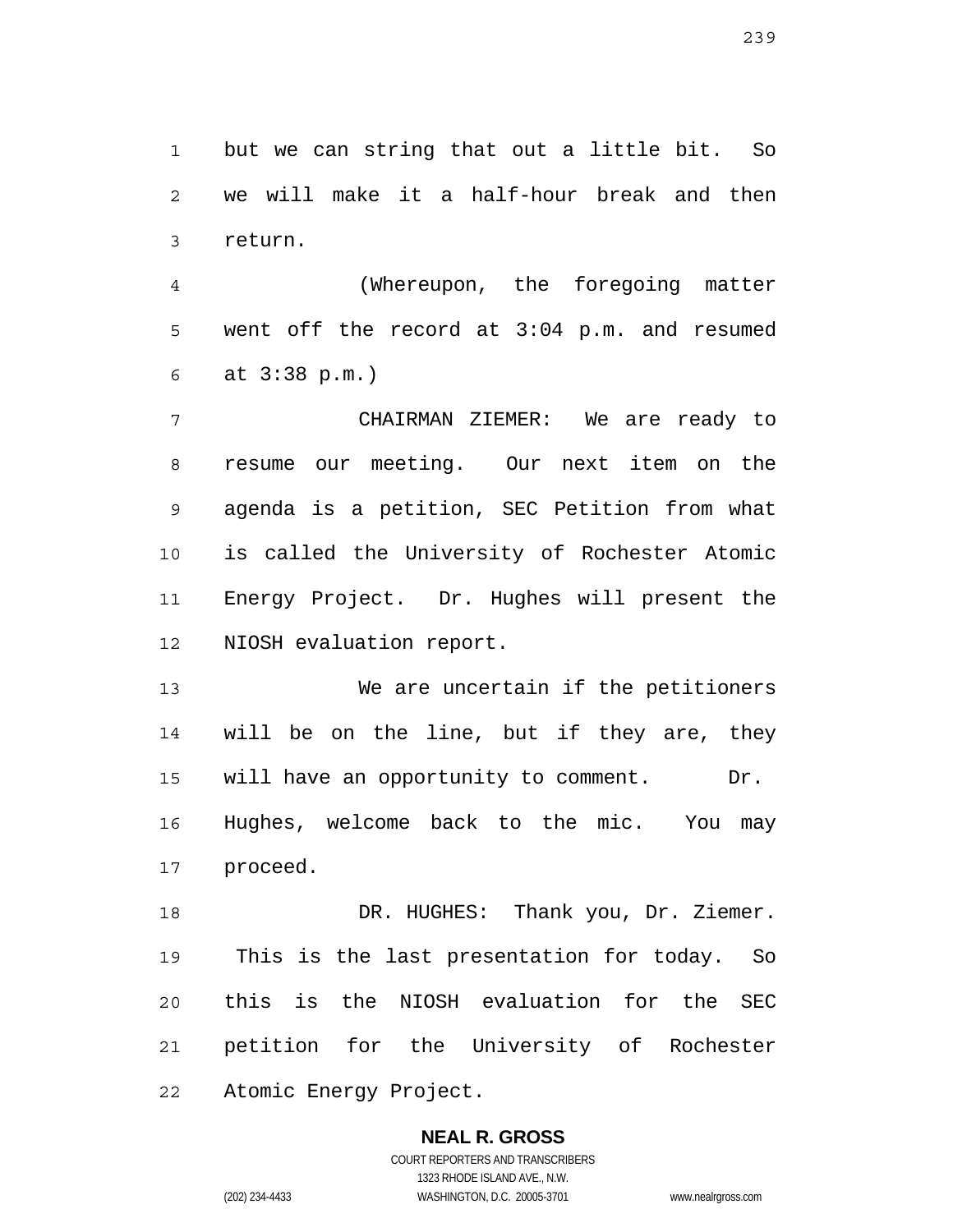but we can string that out a little bit. So we will make it a half-hour break and then return.

(Whereupon, the foregoing matter went off the record at 3:04 p.m. and resumed at 3:38 p.m.)

CHAIRMAN ZIEMER: We are ready to resume our meeting. Our next item on the agenda is a petition, SEC Petition from what is called the University of Rochester Atomic Energy Project. Dr. Hughes will present the NIOSH evaluation report.

We are uncertain if the petitioners will be on the line, but if they are, they will have an opportunity to comment. Dr. Hughes, welcome back to the mic. You may proceed.

DR. HUGHES: Thank you, Dr. Ziemer. This is the last presentation for today. So this is the NIOSH evaluation for the SEC petition for the University of Rochester Atomic Energy Project.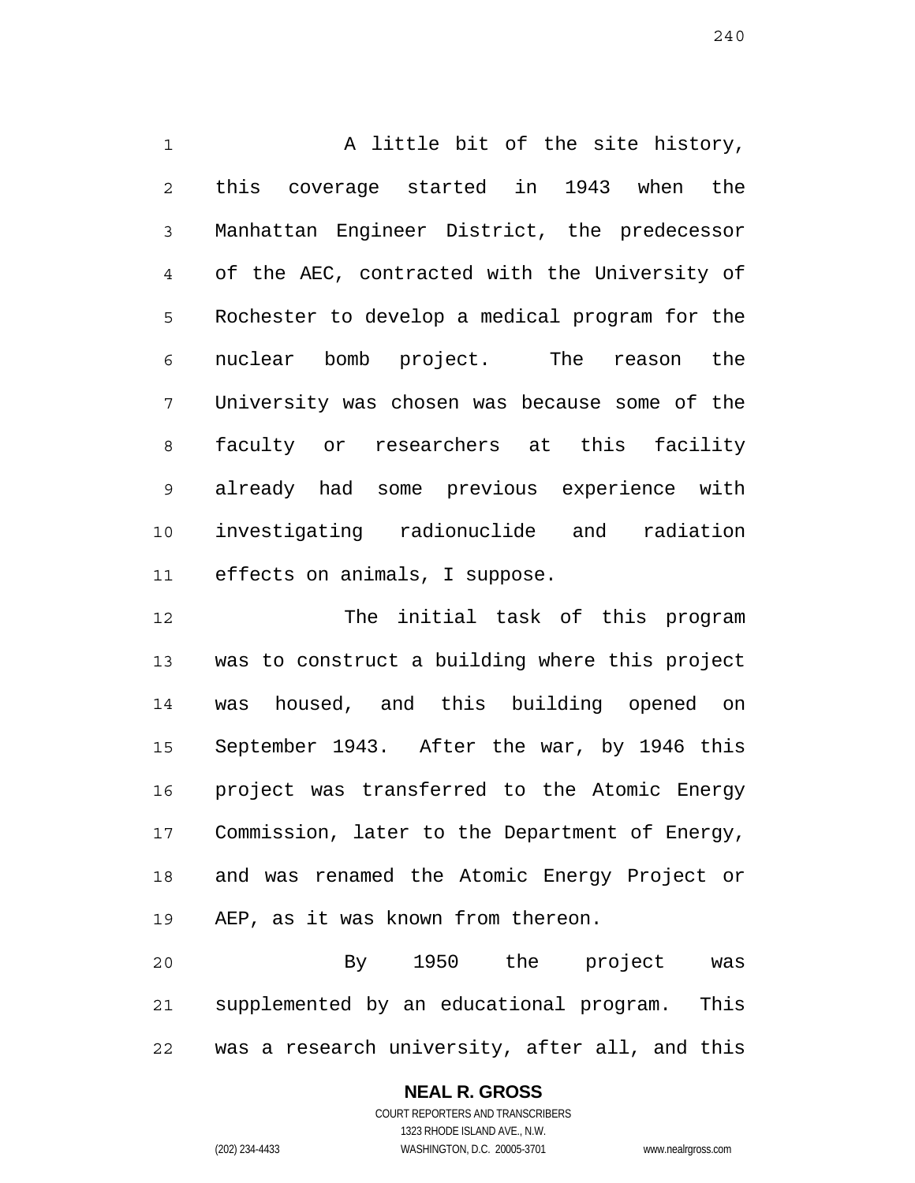A little bit of the site history, this coverage started in 1943 when the Manhattan Engineer District, the predecessor of the AEC, contracted with the University of Rochester to develop a medical program for the nuclear bomb project. The reason the University was chosen was because some of the faculty or researchers at this facility already had some previous experience with investigating radionuclide and radiation effects on animals, I suppose.

The initial task of this program was to construct a building where this project was housed, and this building opened on September 1943. After the war, by 1946 this project was transferred to the Atomic Energy Commission, later to the Department of Energy, and was renamed the Atomic Energy Project or AEP, as it was known from thereon.

By 1950 the project was supplemented by an educational program. This was a research university, after all, and this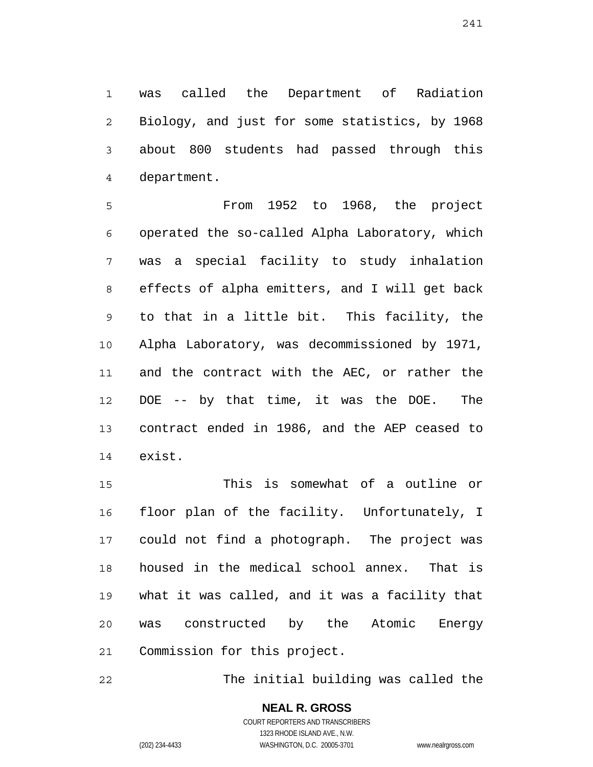was called the Department of Radiation Biology, and just for some statistics, by 1968 about 800 students had passed through this department.

From 1952 to 1968, the project operated the so-called Alpha Laboratory, which was a special facility to study inhalation effects of alpha emitters, and I will get back to that in a little bit. This facility, the Alpha Laboratory, was decommissioned by 1971, and the contract with the AEC, or rather the DOE -- by that time, it was the DOE. The contract ended in 1986, and the AEP ceased to exist.

This is somewhat of a outline or floor plan of the facility. Unfortunately, I could not find a photograph. The project was housed in the medical school annex. That is what it was called, and it was a facility that was constructed by the Atomic Energy Commission for this project.

The initial building was called the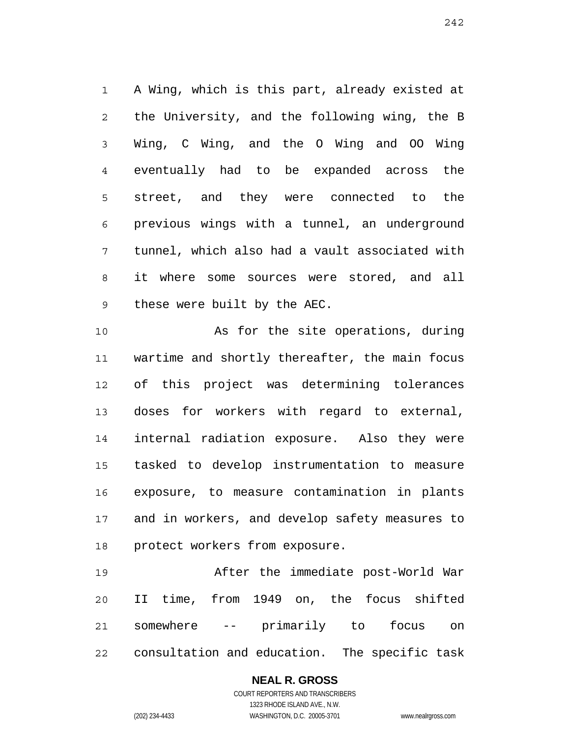A Wing, which is this part, already existed at the University, and the following wing, the B Wing, C Wing, and the O Wing and OO Wing eventually had to be expanded across the street, and they were connected to the previous wings with a tunnel, an underground tunnel, which also had a vault associated with it where some sources were stored, and all these were built by the AEC.

As for the site operations, during wartime and shortly thereafter, the main focus of this project was determining tolerances doses for workers with regard to external, internal radiation exposure. Also they were tasked to develop instrumentation to measure exposure, to measure contamination in plants and in workers, and develop safety measures to protect workers from exposure.

After the immediate post-World War II time, from 1949 on, the focus shifted somewhere -- primarily to focus on consultation and education. The specific task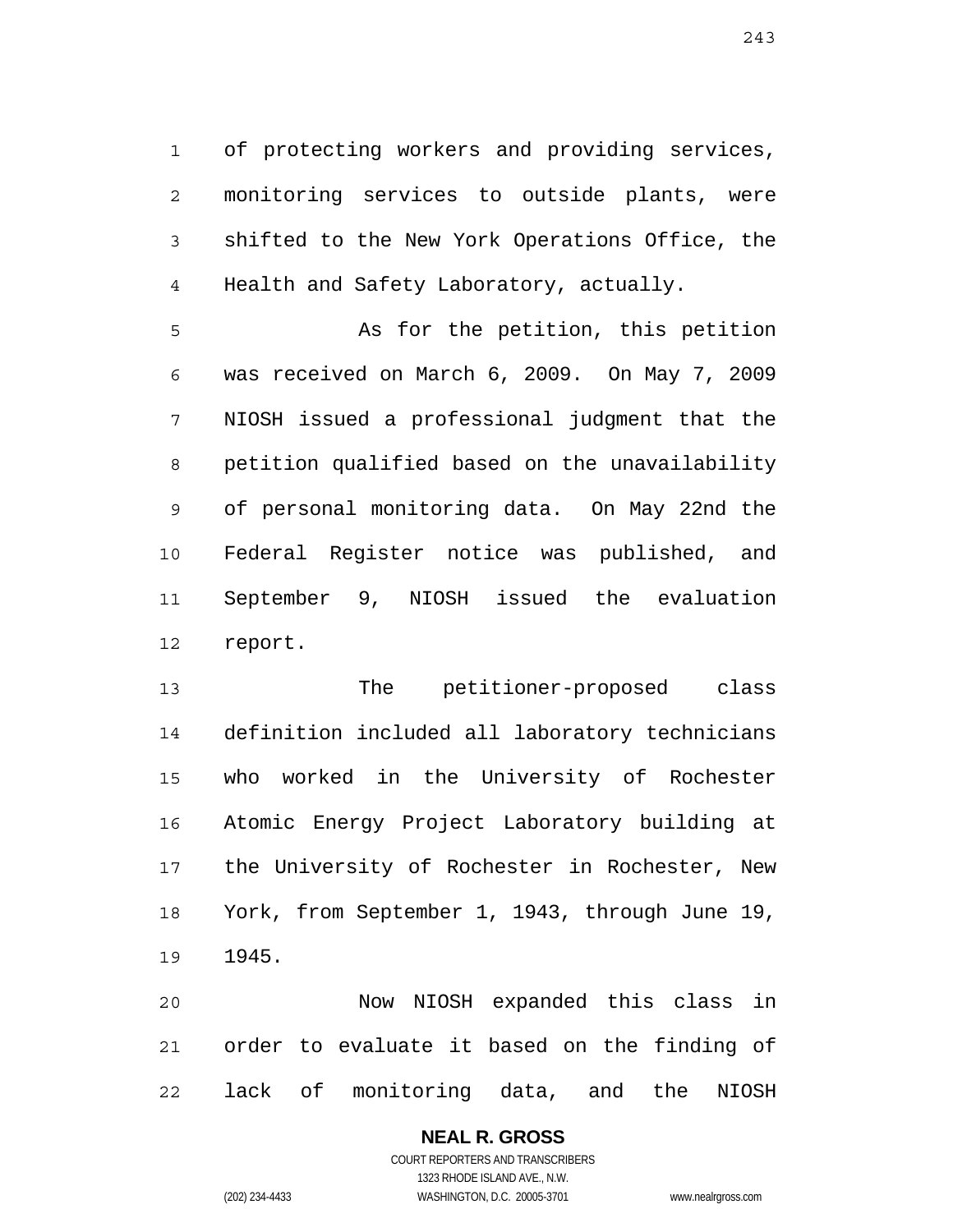of protecting workers and providing services, monitoring services to outside plants, were shifted to the New York Operations Office, the Health and Safety Laboratory, actually.

As for the petition, this petition was received on March 6, 2009. On May 7, 2009 NIOSH issued a professional judgment that the petition qualified based on the unavailability of personal monitoring data. On May 22nd the Federal Register notice was published, and September 9, NIOSH issued the evaluation report.

The petitioner-proposed class definition included all laboratory technicians who worked in the University of Rochester Atomic Energy Project Laboratory building at the University of Rochester in Rochester, New York, from September 1, 1943, through June 19, 1945.

Now NIOSH expanded this class in order to evaluate it based on the finding of lack of monitoring data, and the NIOSH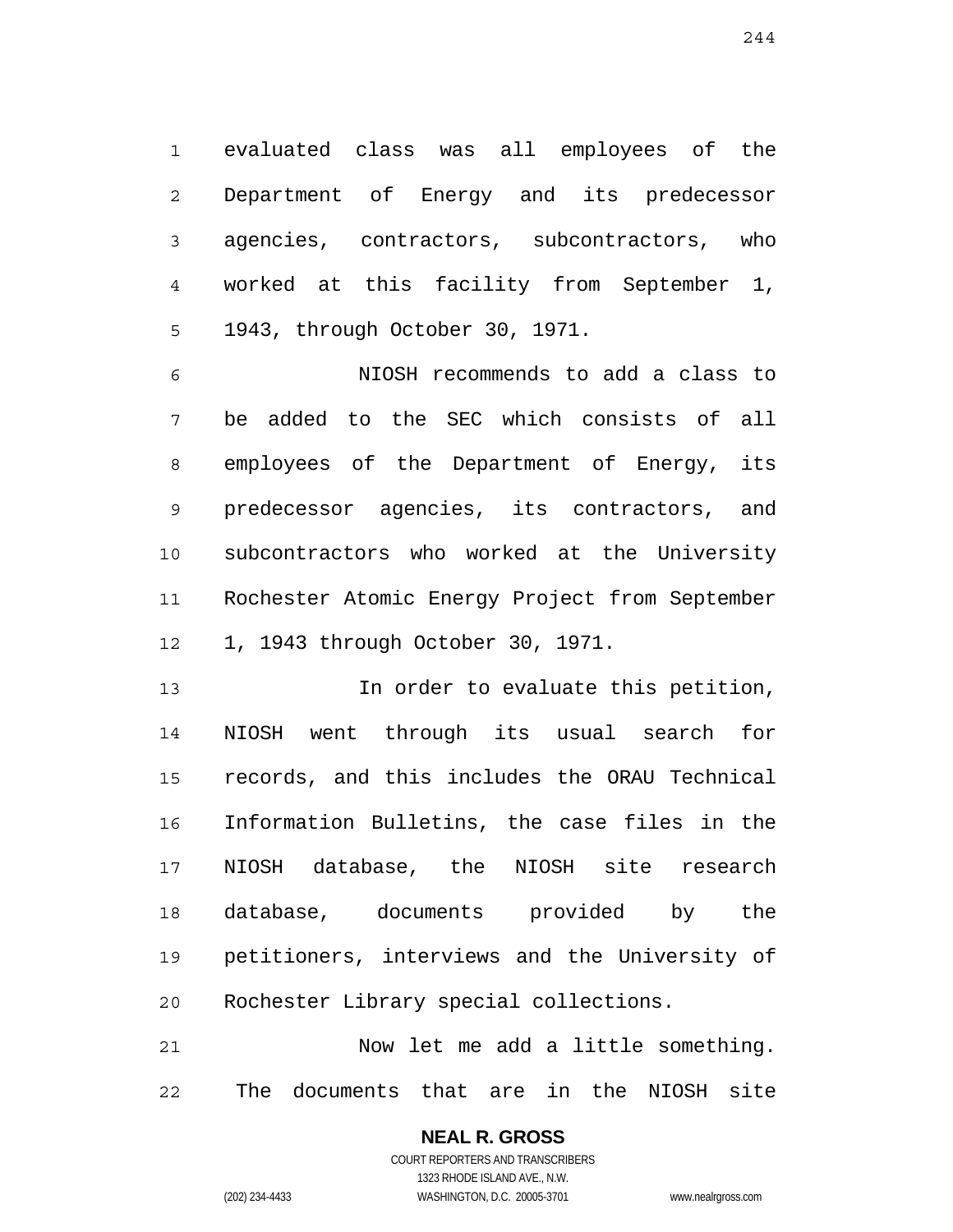evaluated class was all employees of the Department of Energy and its predecessor agencies, contractors, subcontractors, who worked at this facility from September 1, 1943, through October 30, 1971.

NIOSH recommends to add a class to be added to the SEC which consists of all employees of the Department of Energy, its predecessor agencies, its contractors, and subcontractors who worked at the University Rochester Atomic Energy Project from September 1, 1943 through October 30, 1971.

In order to evaluate this petition, NIOSH went through its usual search for records, and this includes the ORAU Technical Information Bulletins, the case files in the NIOSH database, the NIOSH site research database, documents provided by the petitioners, interviews and the University of Rochester Library special collections.

Now let me add a little something. The documents that are in the NIOSH site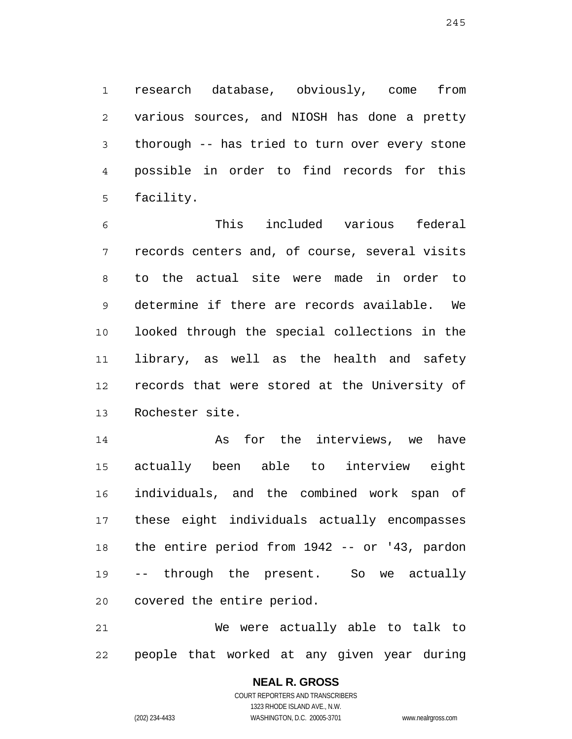research database, obviously, come from various sources, and NIOSH has done a pretty thorough -- has tried to turn over every stone possible in order to find records for this facility.

This included various federal records centers and, of course, several visits to the actual site were made in order to determine if there are records available. We looked through the special collections in the library, as well as the health and safety records that were stored at the University of Rochester site.

As for the interviews, we have actually been able to interview eight individuals, and the combined work span of these eight individuals actually encompasses the entire period from 1942 -- or '43, pardon -- through the present. So we actually covered the entire period.

We were actually able to talk to people that worked at any given year during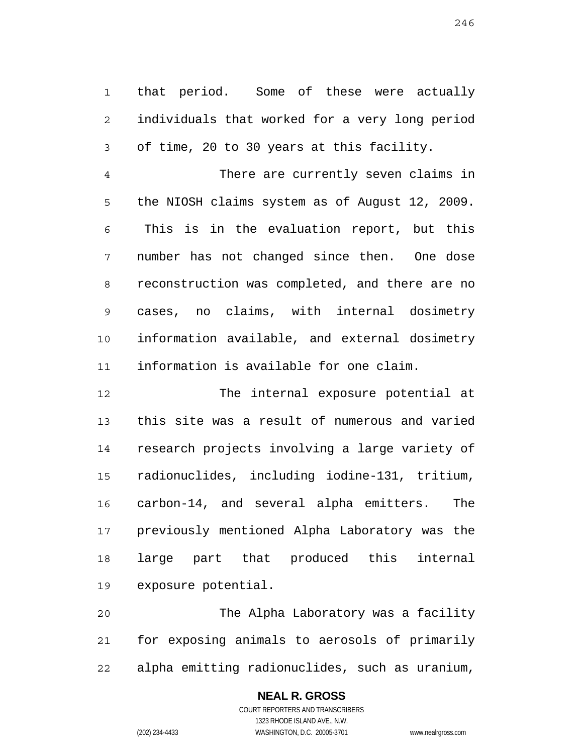that period. Some of these were actually individuals that worked for a very long period of time, 20 to 30 years at this facility.

There are currently seven claims in the NIOSH claims system as of August 12, 2009. This is in the evaluation report, but this number has not changed since then. One dose reconstruction was completed, and there are no cases, no claims, with internal dosimetry information available, and external dosimetry information is available for one claim.

The internal exposure potential at this site was a result of numerous and varied research projects involving a large variety of radionuclides, including iodine-131, tritium, carbon-14, and several alpha emitters. The previously mentioned Alpha Laboratory was the large part that produced this internal exposure potential.

The Alpha Laboratory was a facility for exposing animals to aerosols of primarily alpha emitting radionuclides, such as uranium,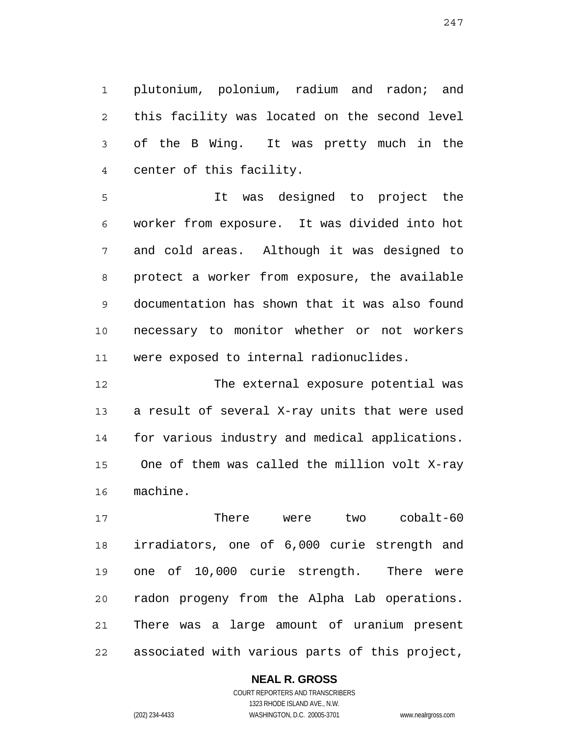plutonium, polonium, radium and radon; and this facility was located on the second level of the B Wing. It was pretty much in the center of this facility.

It was designed to project the worker from exposure. It was divided into hot and cold areas. Although it was designed to protect a worker from exposure, the available documentation has shown that it was also found necessary to monitor whether or not workers were exposed to internal radionuclides.

The external exposure potential was a result of several X-ray units that were used for various industry and medical applications. One of them was called the million volt X-ray machine.

There were two cobalt-60 irradiators, one of 6,000 curie strength and one of 10,000 curie strength. There were radon progeny from the Alpha Lab operations. There was a large amount of uranium present associated with various parts of this project,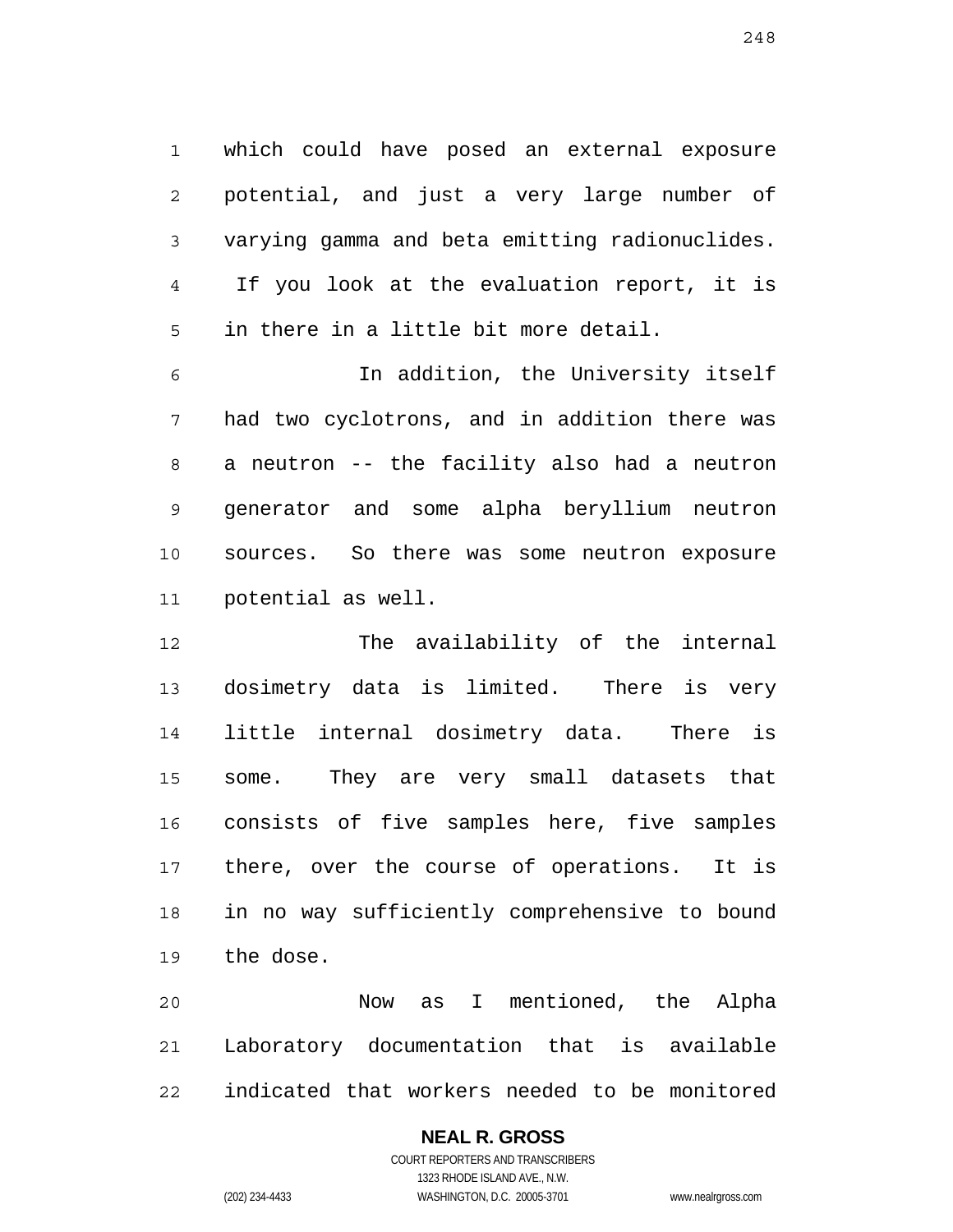which could have posed an external exposure potential, and just a very large number of varying gamma and beta emitting radionuclides. If you look at the evaluation report, it is in there in a little bit more detail.

In addition, the University itself had two cyclotrons, and in addition there was a neutron -- the facility also had a neutron generator and some alpha beryllium neutron sources. So there was some neutron exposure potential as well.

The availability of the internal dosimetry data is limited. There is very little internal dosimetry data. There is some. They are very small datasets that consists of five samples here, five samples there, over the course of operations. It is in no way sufficiently comprehensive to bound the dose.

Now as I mentioned, the Alpha Laboratory documentation that is available indicated that workers needed to be monitored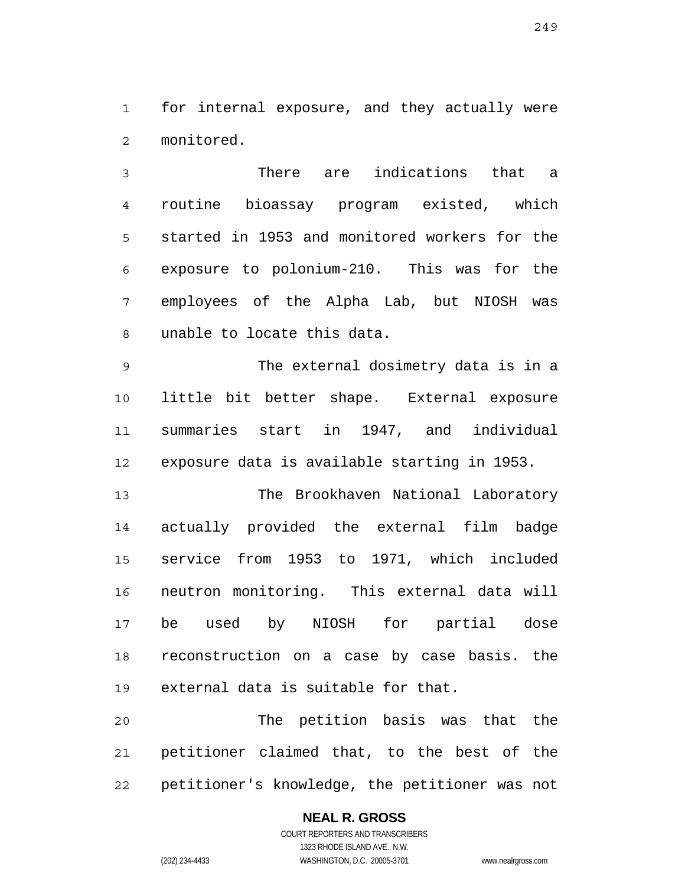for internal exposure, and they actually were monitored.

There are indications that a routine bioassay program existed, which started in 1953 and monitored workers for the exposure to polonium-210. This was for the employees of the Alpha Lab, but NIOSH was unable to locate this data.

The external dosimetry data is in a little bit better shape. External exposure summaries start in 1947, and individual exposure data is available starting in 1953.

The Brookhaven National Laboratory actually provided the external film badge service from 1953 to 1971, which included neutron monitoring. This external data will be used by NIOSH for partial dose reconstruction on a case by case basis. the external data is suitable for that.

The petition basis was that the petitioner claimed that, to the best of the petitioner's knowledge, the petitioner was not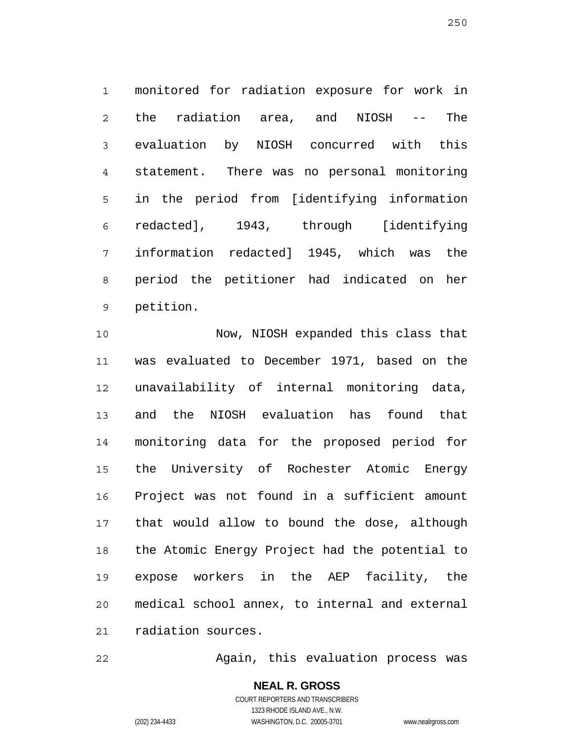monitored for radiation exposure for work in the radiation area, and NIOSH -- The evaluation by NIOSH concurred with this statement. There was no personal monitoring in the period from [identifying information redacted], 1943, through [identifying information redacted] 1945, which was the period the petitioner had indicated on her petition.

Now, NIOSH expanded this class that was evaluated to December 1971, based on the unavailability of internal monitoring data, and the NIOSH evaluation has found that monitoring data for the proposed period for the University of Rochester Atomic Energy Project was not found in a sufficient amount that would allow to bound the dose, although the Atomic Energy Project had the potential to expose workers in the AEP facility, the medical school annex, to internal and external radiation sources.

Again, this evaluation process was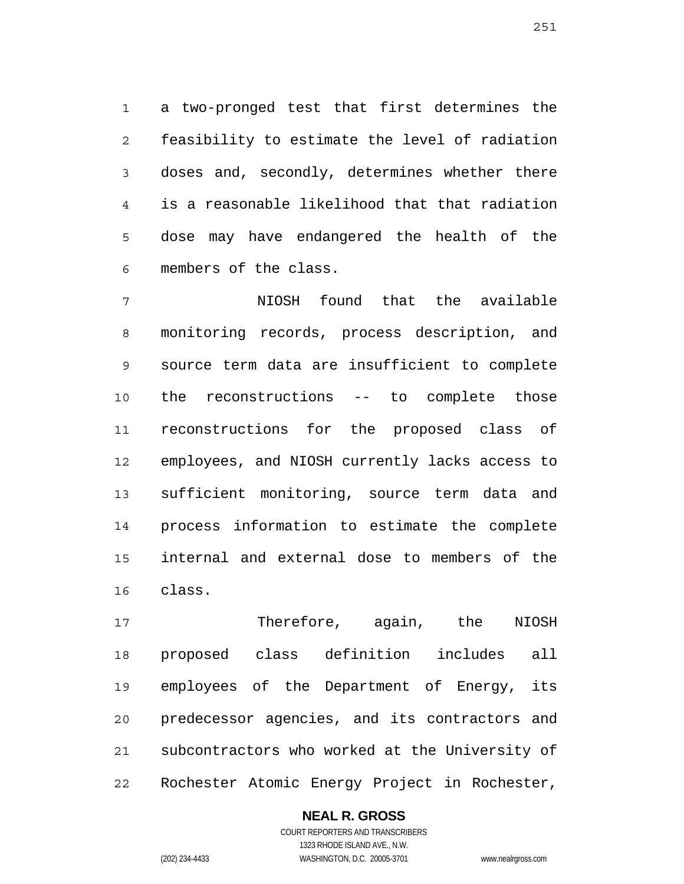a two-pronged test that first determines the feasibility to estimate the level of radiation doses and, secondly, determines whether there is a reasonable likelihood that that radiation dose may have endangered the health of the members of the class.

NIOSH found that the available monitoring records, process description, and source term data are insufficient to complete the reconstructions -- to complete those reconstructions for the proposed class of employees, and NIOSH currently lacks access to sufficient monitoring, source term data and process information to estimate the complete internal and external dose to members of the class.

Therefore, again, the NIOSH proposed class definition includes all employees of the Department of Energy, its predecessor agencies, and its contractors and subcontractors who worked at the University of Rochester Atomic Energy Project in Rochester,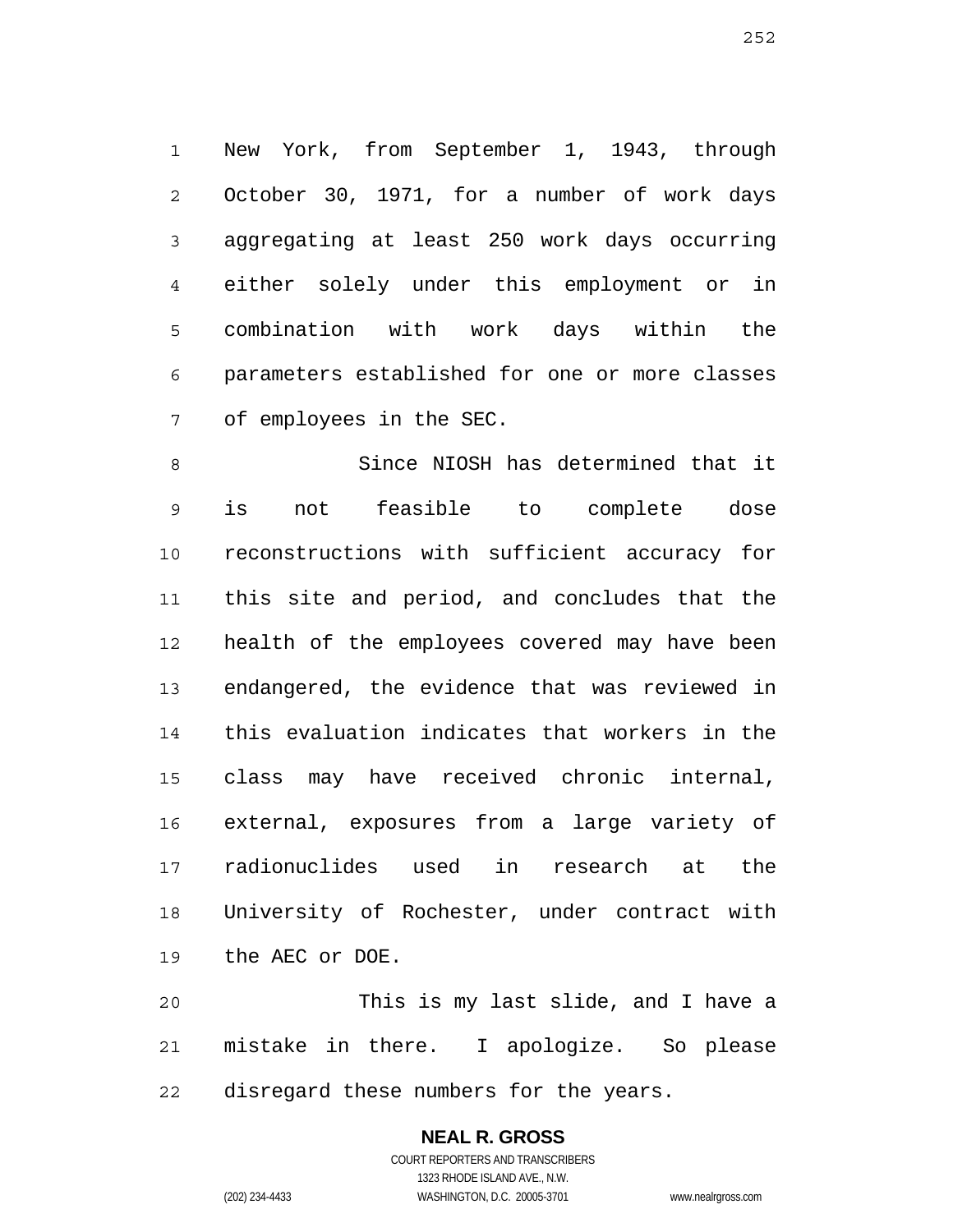New York, from September 1, 1943, through October 30, 1971, for a number of work days aggregating at least 250 work days occurring either solely under this employment or in combination with work days within the parameters established for one or more classes of employees in the SEC.

Since NIOSH has determined that it is not feasible to complete dose reconstructions with sufficient accuracy for this site and period, and concludes that the health of the employees covered may have been endangered, the evidence that was reviewed in this evaluation indicates that workers in the class may have received chronic internal, external, exposures from a large variety of radionuclides used in research at the University of Rochester, under contract with the AEC or DOE.

This is my last slide, and I have a mistake in there. I apologize. So please disregard these numbers for the years.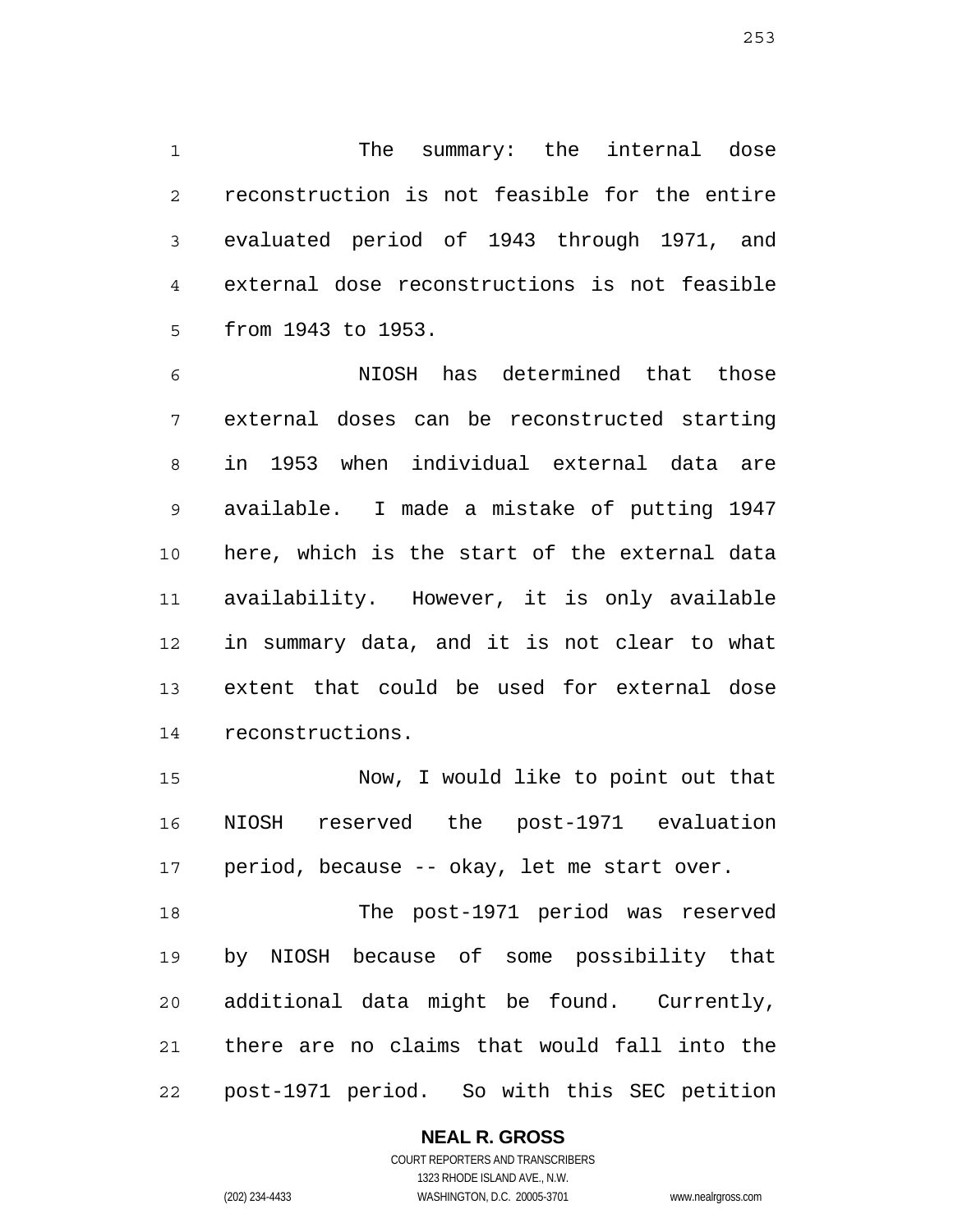The summary: the internal dose reconstruction is not feasible for the entire evaluated period of 1943 through 1971, and external dose reconstructions is not feasible from 1943 to 1953.

NIOSH has determined that those external doses can be reconstructed starting in 1953 when individual external data are available. I made a mistake of putting 1947 here, which is the start of the external data availability. However, it is only available in summary data, and it is not clear to what extent that could be used for external dose reconstructions.

Now, I would like to point out that NIOSH reserved the post-1971 evaluation period, because -- okay, let me start over.

The post-1971 period was reserved by NIOSH because of some possibility that additional data might be found. Currently, there are no claims that would fall into the post-1971 period. So with this SEC petition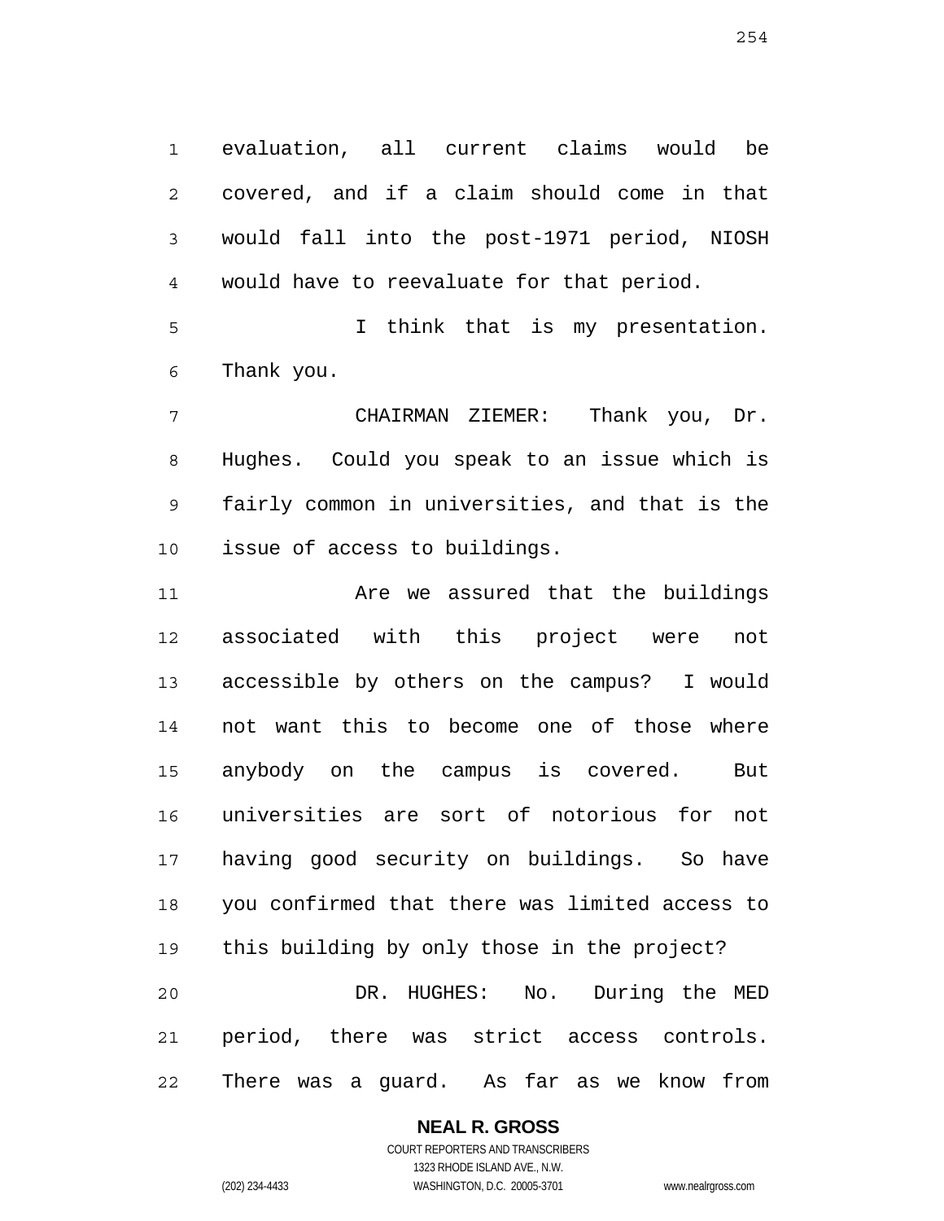evaluation, all current claims would be covered, and if a claim should come in that would fall into the post-1971 period, NIOSH would have to reevaluate for that period.

I think that is my presentation. Thank you.

CHAIRMAN ZIEMER: Thank you, Dr. Hughes. Could you speak to an issue which is fairly common in universities, and that is the issue of access to buildings.

Are we assured that the buildings associated with this project were not accessible by others on the campus? I would not want this to become one of those where anybody on the campus is covered. But universities are sort of notorious for not having good security on buildings. So have you confirmed that there was limited access to this building by only those in the project?

DR. HUGHES: No. During the MED period, there was strict access controls. There was a guard. As far as we know from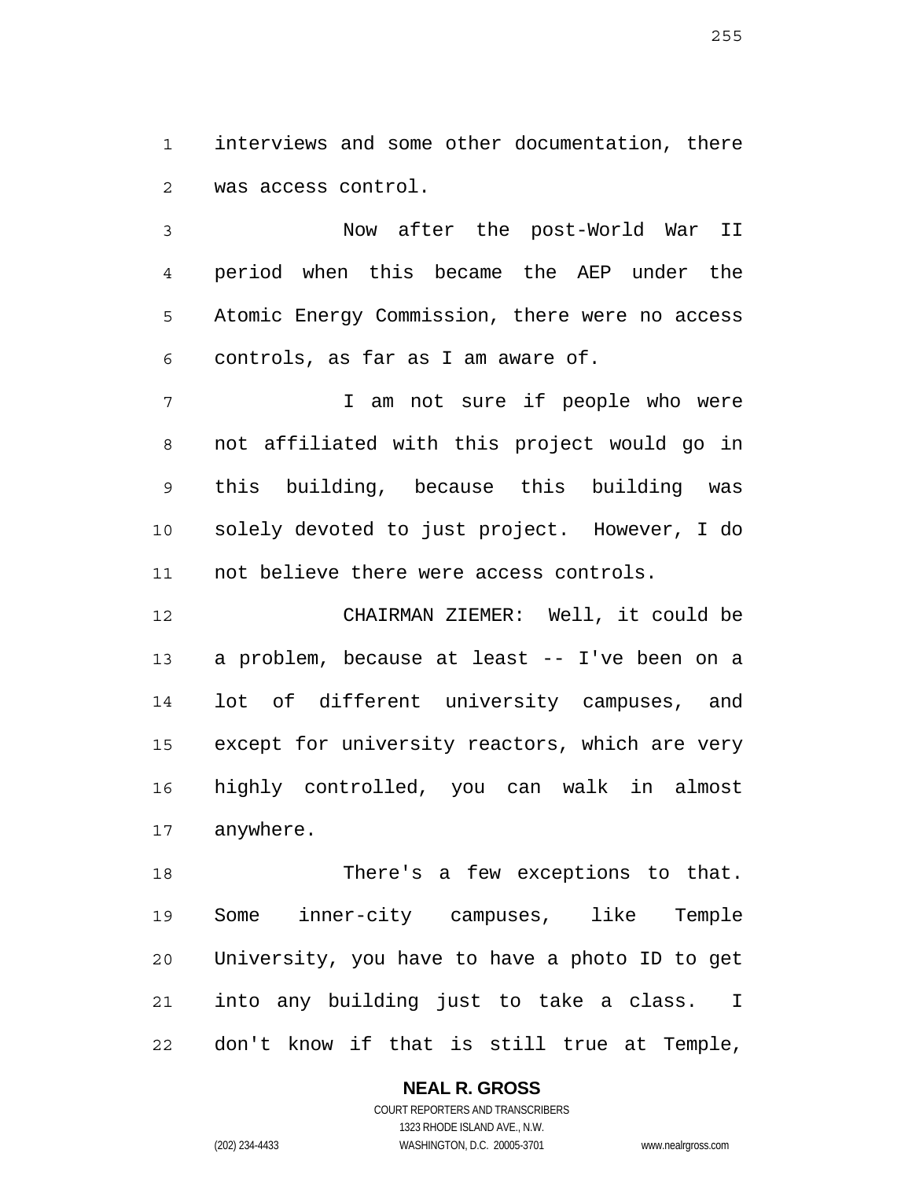interviews and some other documentation, there was access control.

Now after the post-World War II period when this became the AEP under the Atomic Energy Commission, there were no access controls, as far as I am aware of.

I am not sure if people who were not affiliated with this project would go in this building, because this building was solely devoted to just project. However, I do not believe there were access controls.

CHAIRMAN ZIEMER: Well, it could be a problem, because at least -- I've been on a lot of different university campuses, and except for university reactors, which are very highly controlled, you can walk in almost anywhere.

There's a few exceptions to that. Some inner-city campuses, like Temple University, you have to have a photo ID to get into any building just to take a class. I don't know if that is still true at Temple,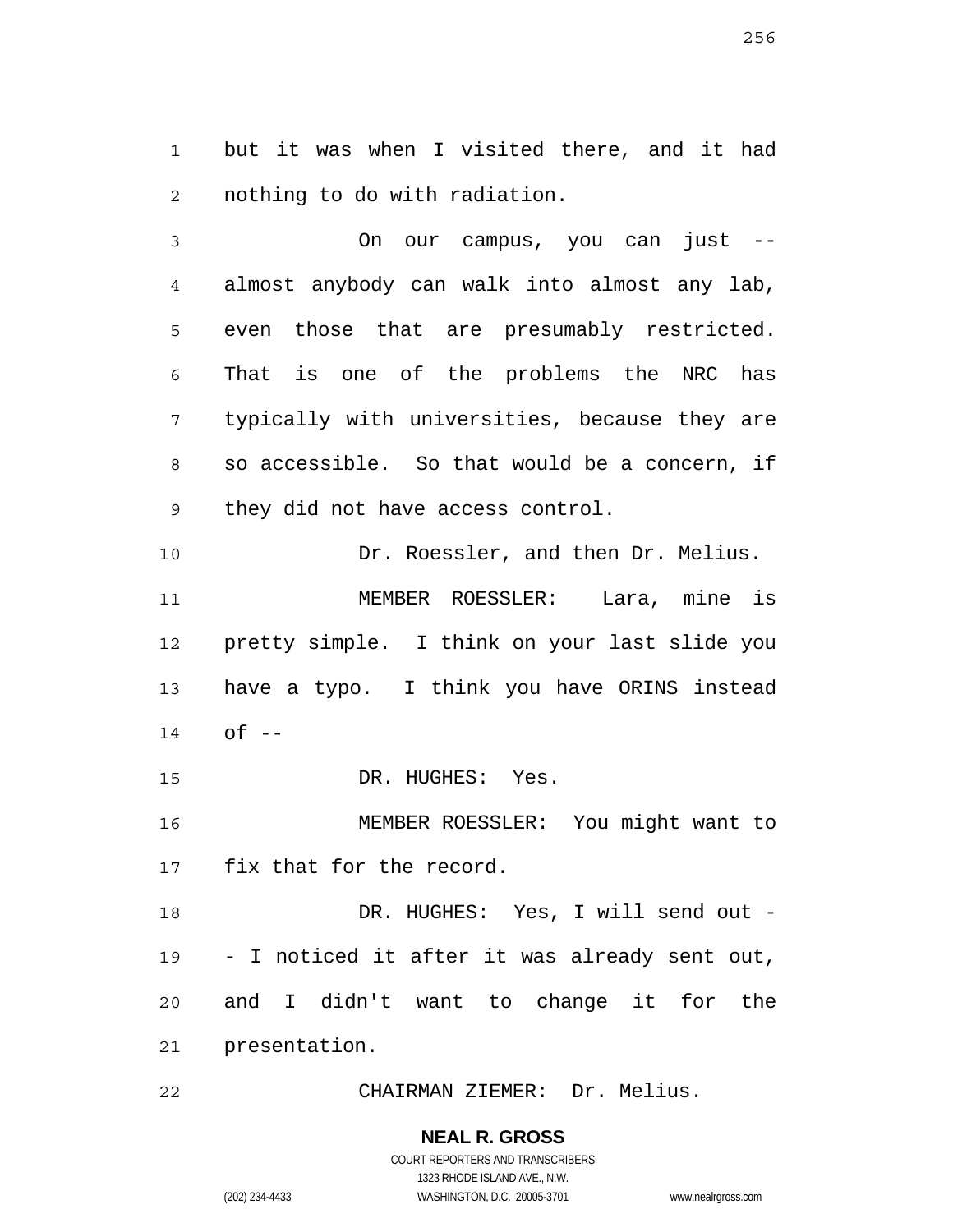but it was when I visited there, and it had nothing to do with radiation.

On our campus, you can just -- almost anybody can walk into almost any lab, even those that are presumably restricted. That is one of the problems the NRC has typically with universities, because they are so accessible. So that would be a concern, if they did not have access control.

Dr. Roessler, and then Dr. Melius.

MEMBER ROESSLER: Lara, mine is pretty simple. I think on your last slide you have a typo. I think you have ORINS instead of --

DR. HUGHES: Yes.

MEMBER ROESSLER: You might want to fix that for the record.

DR. HUGHES: Yes, I will send out -- I noticed it after it was already sent out, and I didn't want to change it for the presentation.

CHAIRMAN ZIEMER: Dr. Melius.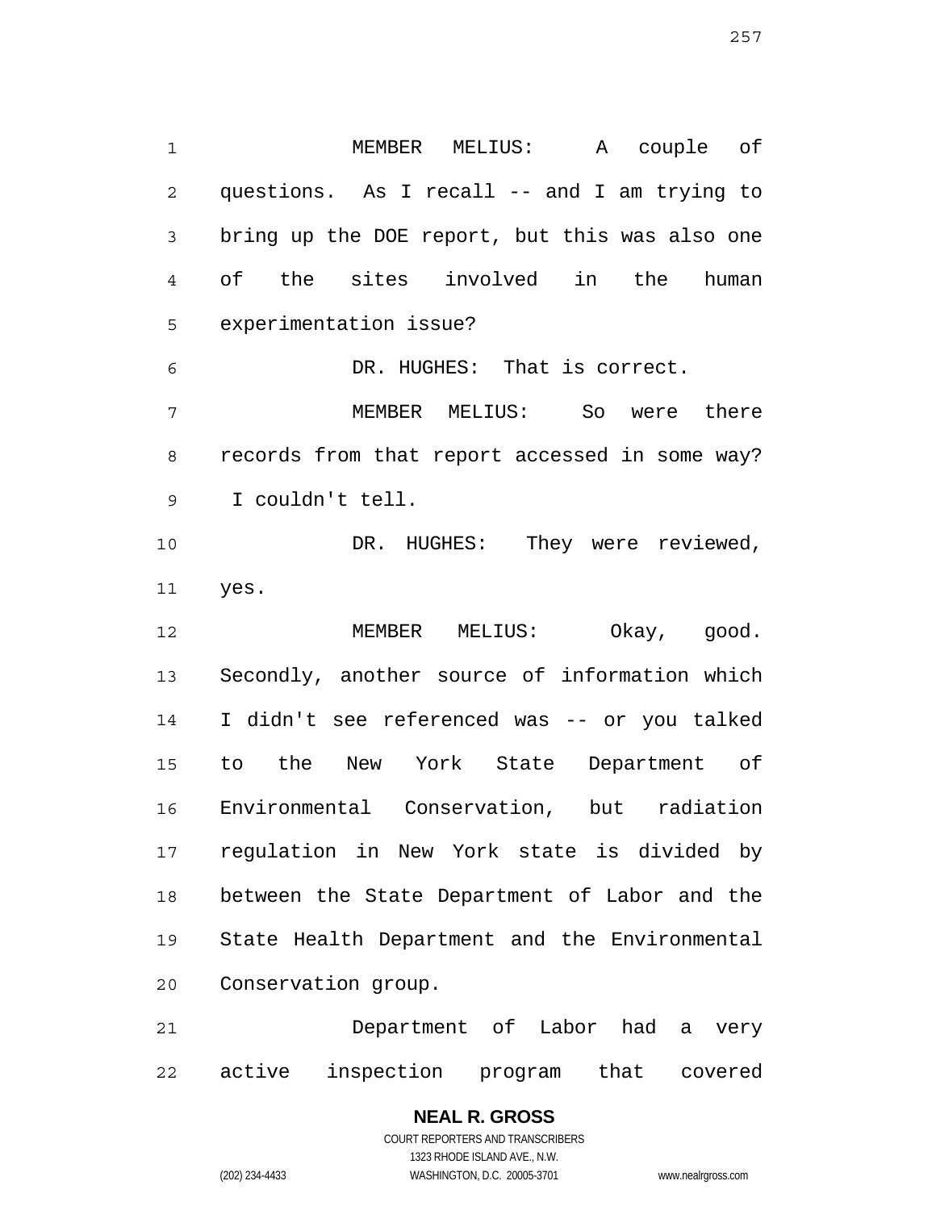MEMBER MELIUS: A couple of questions. As I recall -- and I am trying to bring up the DOE report, but this was also one of the sites involved in the human experimentation issue?

DR. HUGHES: That is correct.

MEMBER MELIUS: So were there records from that report accessed in some way? I couldn't tell.

DR. HUGHES: They were reviewed, yes.

MEMBER MELIUS: Okay, good. Secondly, another source of information which I didn't see referenced was -- or you talked to the New York State Department of Environmental Conservation, but radiation regulation in New York state is divided by between the State Department of Labor and the State Health Department and the Environmental Conservation group.

Department of Labor had a very active inspection program that covered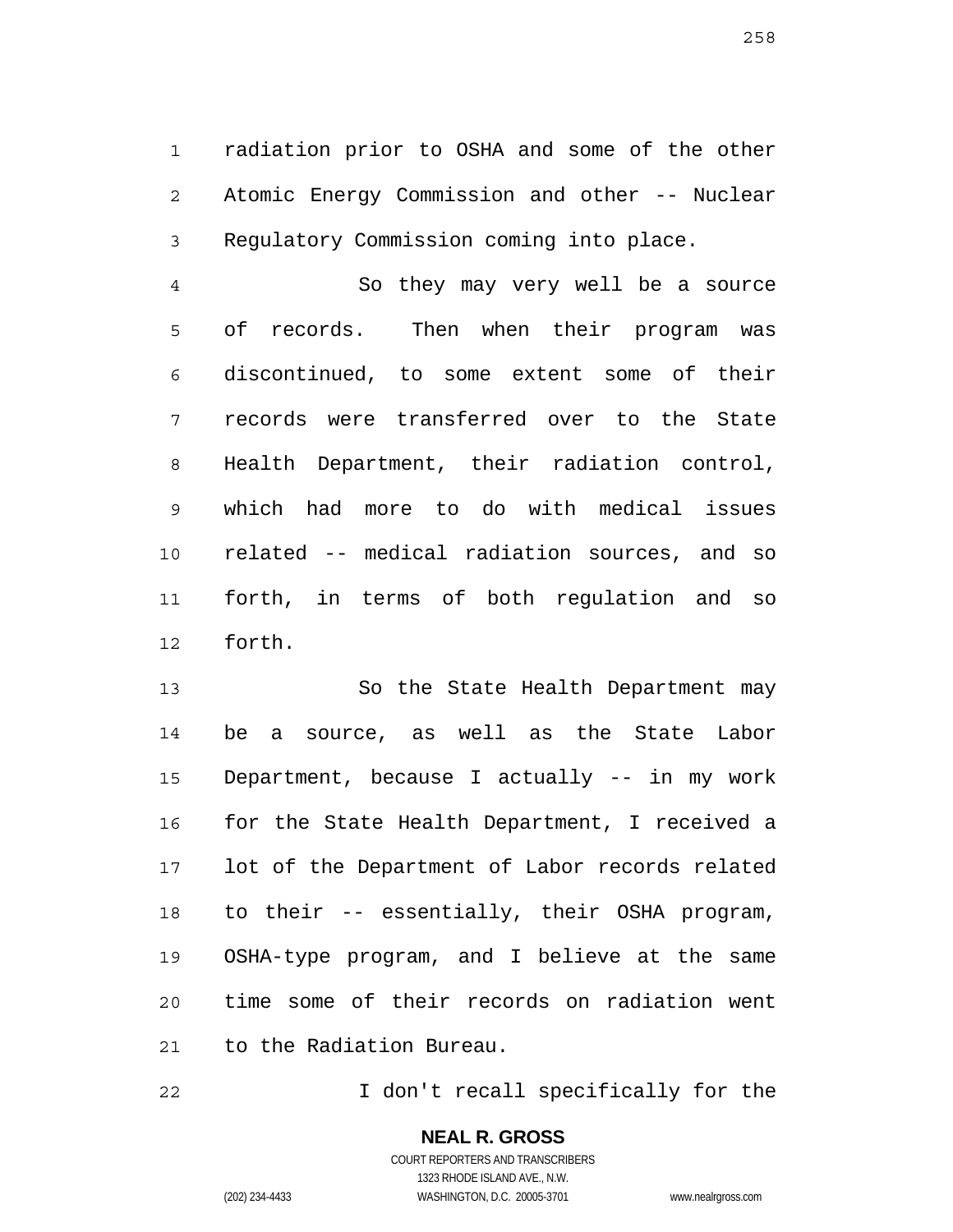radiation prior to OSHA and some of the other Atomic Energy Commission and other -- Nuclear Regulatory Commission coming into place.

So they may very well be a source of records. Then when their program was discontinued, to some extent some of their records were transferred over to the State Health Department, their radiation control, which had more to do with medical issues related -- medical radiation sources, and so forth, in terms of both regulation and so forth.

So the State Health Department may be a source, as well as the State Labor Department, because I actually -- in my work for the State Health Department, I received a lot of the Department of Labor records related to their -- essentially, their OSHA program, OSHA-type program, and I believe at the same time some of their records on radiation went to the Radiation Bureau.

I don't recall specifically for the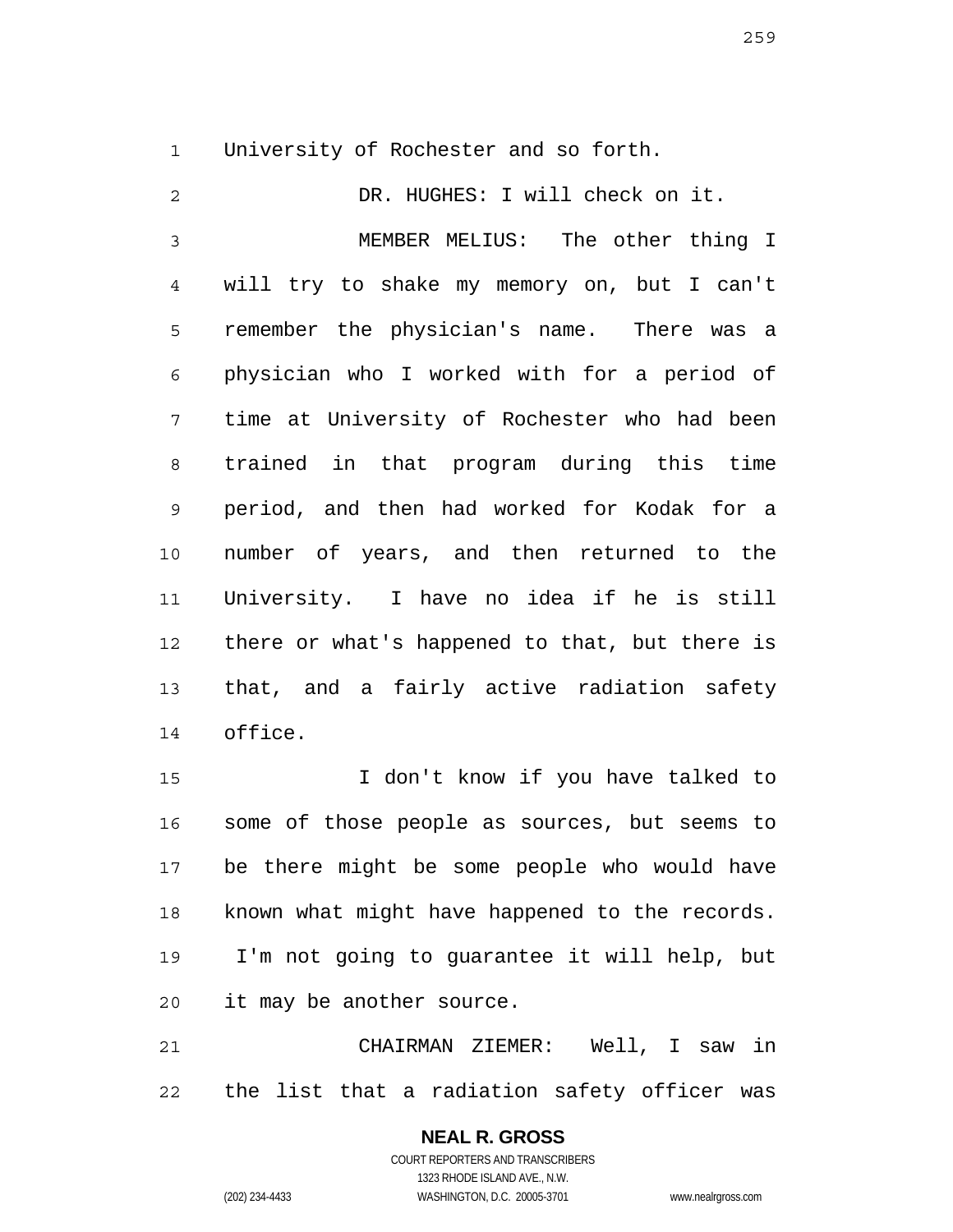University of Rochester and so forth.

DR. HUGHES: I will check on it.

MEMBER MELIUS: The other thing I will try to shake my memory on, but I can't remember the physician's name. There was a physician who I worked with for a period of time at University of Rochester who had been trained in that program during this time period, and then had worked for Kodak for a number of years, and then returned to the University. I have no idea if he is still there or what's happened to that, but there is that, and a fairly active radiation safety office.

I don't know if you have talked to some of those people as sources, but seems to be there might be some people who would have known what might have happened to the records. I'm not going to guarantee it will help, but it may be another source.

CHAIRMAN ZIEMER: Well, I saw in the list that a radiation safety officer was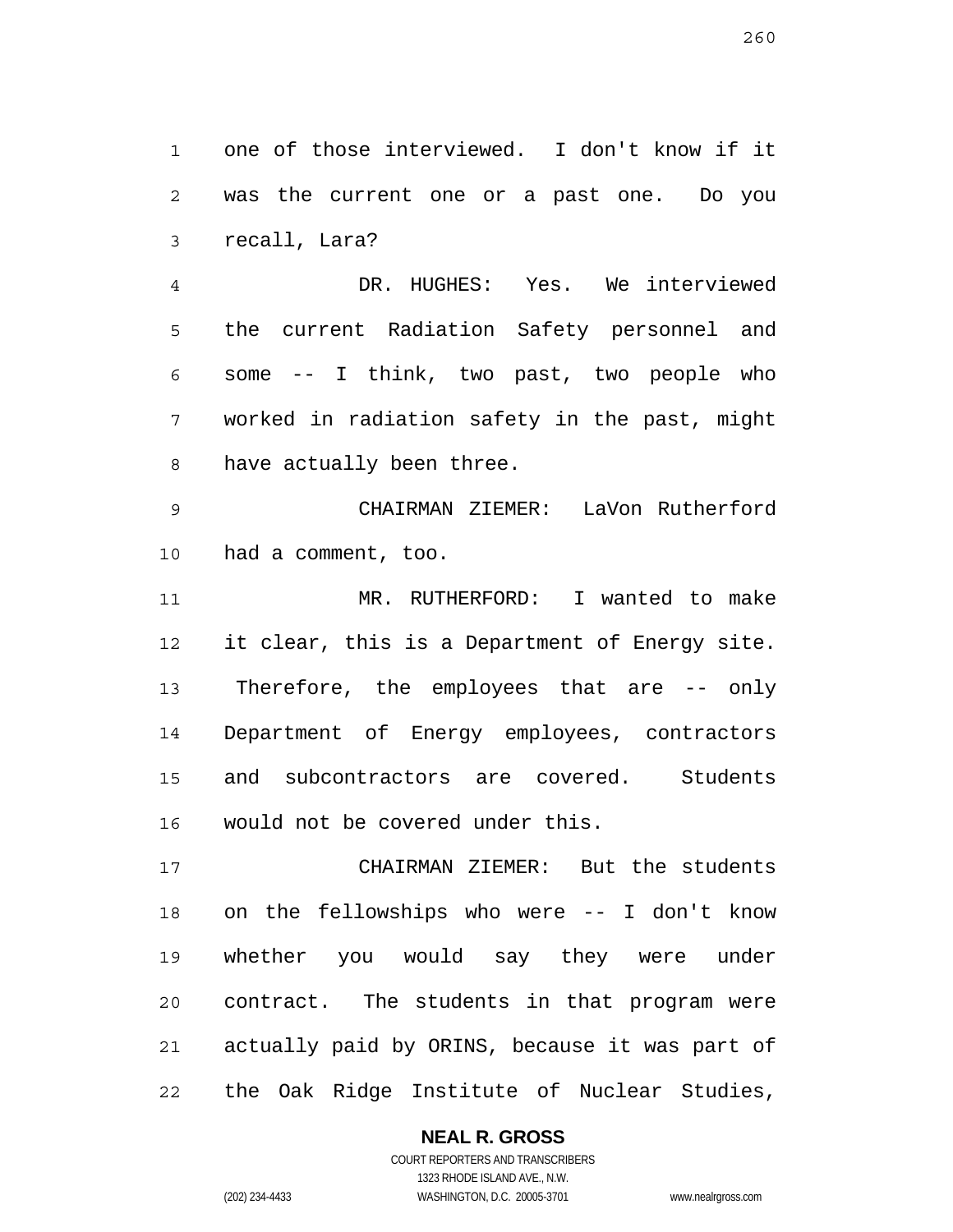one of those interviewed. I don't know if it was the current one or a past one. Do you recall, Lara?

DR. HUGHES: Yes. We interviewed the current Radiation Safety personnel and some -- I think, two past, two people who worked in radiation safety in the past, might have actually been three.

CHAIRMAN ZIEMER: LaVon Rutherford had a comment, too.

MR. RUTHERFORD: I wanted to make it clear, this is a Department of Energy site. Therefore, the employees that are -- only Department of Energy employees, contractors and subcontractors are covered. Students would not be covered under this.

CHAIRMAN ZIEMER: But the students on the fellowships who were -- I don't know whether you would say they were under contract. The students in that program were actually paid by ORINS, because it was part of the Oak Ridge Institute of Nuclear Studies,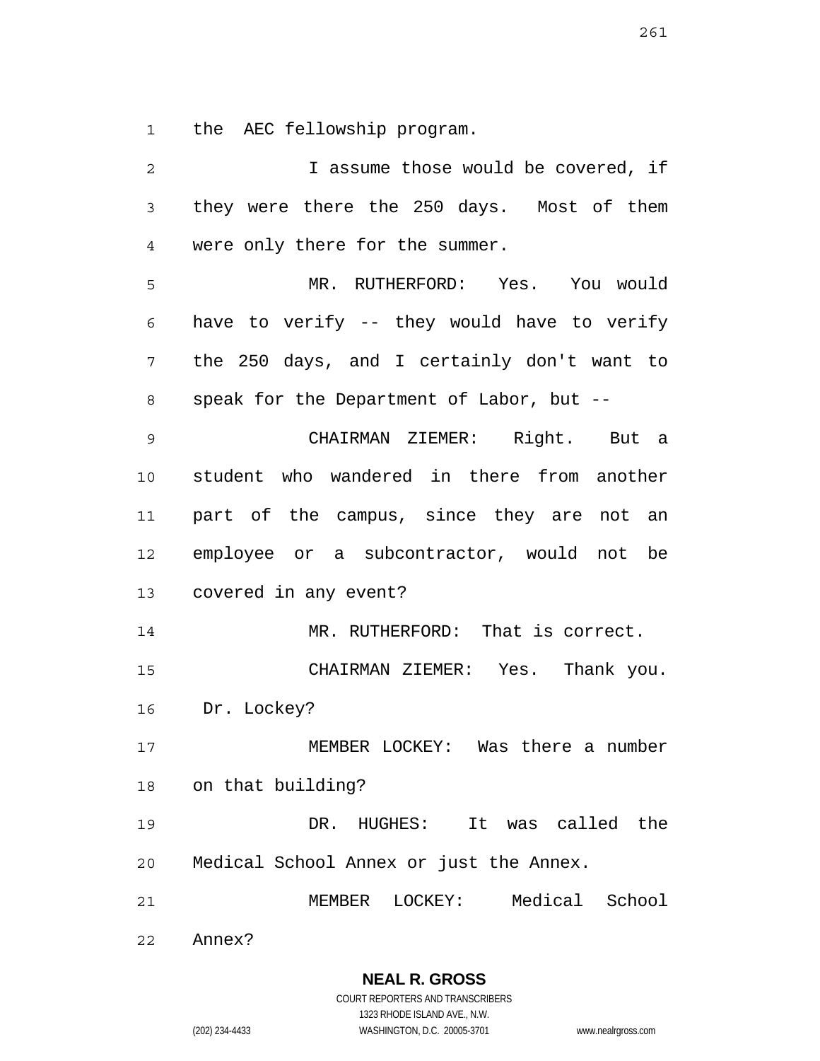the AEC fellowship program.

I assume those would be covered, if they were there the 250 days. Most of them were only there for the summer.

MR. RUTHERFORD: Yes. You would have to verify -- they would have to verify the 250 days, and I certainly don't want to speak for the Department of Labor, but --

CHAIRMAN ZIEMER: Right. But a student who wandered in there from another part of the campus, since they are not an employee or a subcontractor, would not be covered in any event?

MR. RUTHERFORD: That is correct.

CHAIRMAN ZIEMER: Yes. Thank you. Dr. Lockey?

MEMBER LOCKEY: Was there a number on that building?

DR. HUGHES: It was called the Medical School Annex or just the Annex.

MEMBER LOCKEY: Medical School Annex?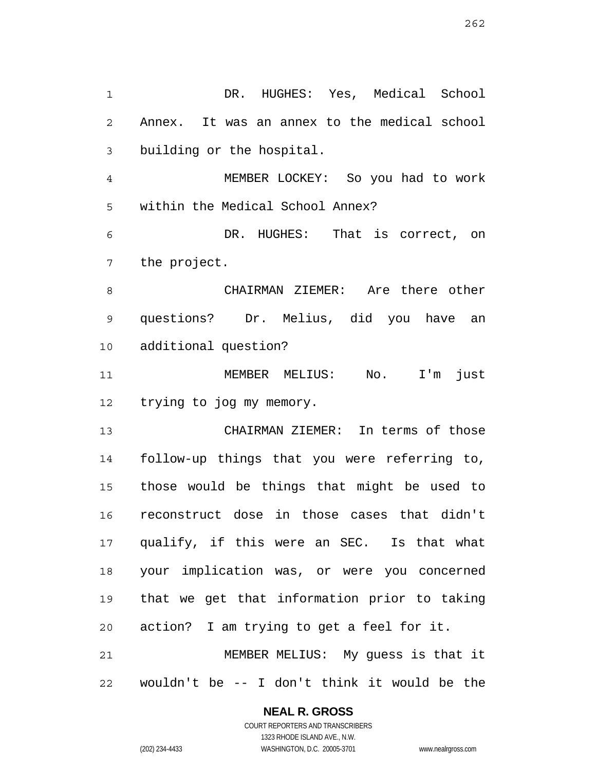DR. HUGHES: Yes, Medical School Annex. It was an annex to the medical school building or the hospital.

MEMBER LOCKEY: So you had to work within the Medical School Annex?

DR. HUGHES: That is correct, on the project.

CHAIRMAN ZIEMER: Are there other questions? Dr. Melius, did you have an additional question?

MEMBER MELIUS: No. I'm just trying to jog my memory.

CHAIRMAN ZIEMER: In terms of those follow-up things that you were referring to, those would be things that might be used to reconstruct dose in those cases that didn't qualify, if this were an SEC. Is that what your implication was, or were you concerned that we get that information prior to taking action? I am trying to get a feel for it.

MEMBER MELIUS: My guess is that it wouldn't be -- I don't think it would be the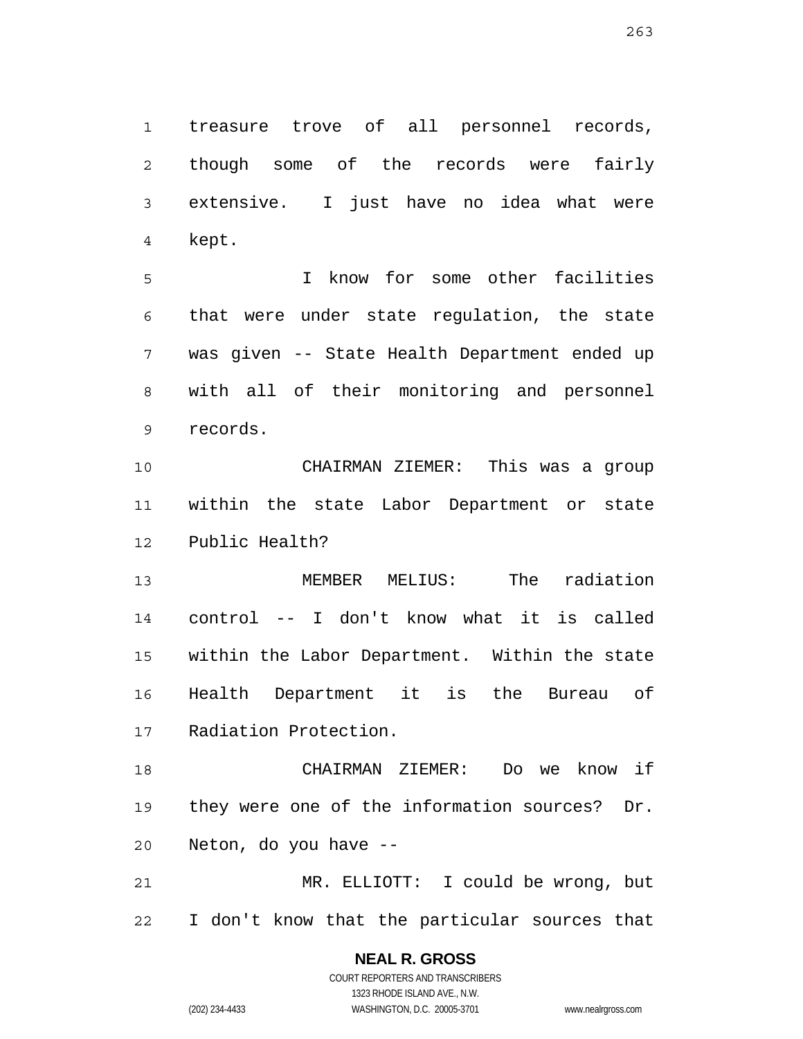treasure trove of all personnel records, though some of the records were fairly extensive. I just have no idea what were kept.

I know for some other facilities that were under state regulation, the state was given -- State Health Department ended up with all of their monitoring and personnel records.

CHAIRMAN ZIEMER: This was a group within the state Labor Department or state Public Health?

MEMBER MELIUS: The radiation control -- I don't know what it is called within the Labor Department. Within the state Health Department it is the Bureau of Radiation Protection.

CHAIRMAN ZIEMER: Do we know if they were one of the information sources? Dr. Neton, do you have --

MR. ELLIOTT: I could be wrong, but I don't know that the particular sources that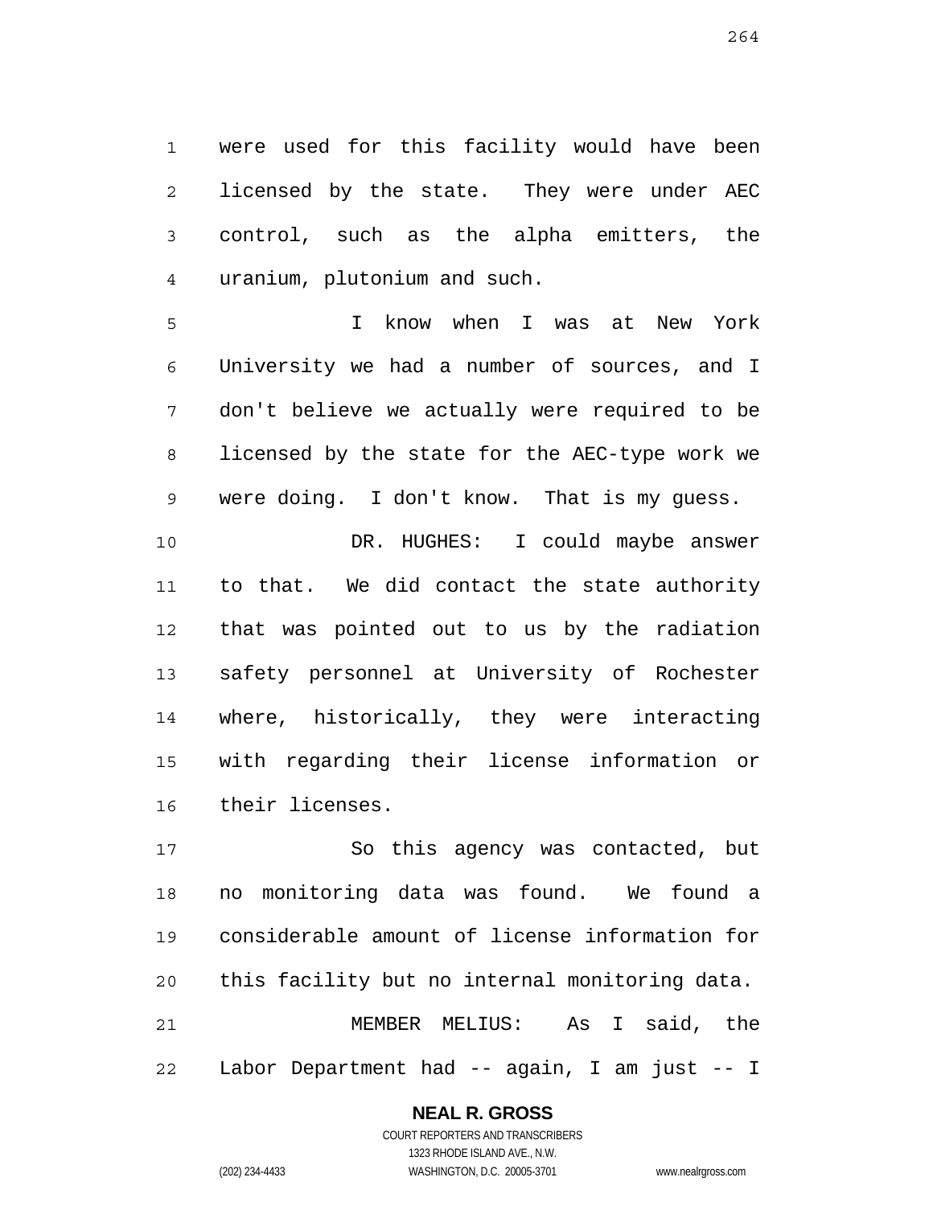were used for this facility would have been licensed by the state. They were under AEC control, such as the alpha emitters, the uranium, plutonium and such.

I know when I was at New York University we had a number of sources, and I don't believe we actually were required to be licensed by the state for the AEC-type work we were doing. I don't know. That is my guess.

DR. HUGHES: I could maybe answer to that. We did contact the state authority that was pointed out to us by the radiation safety personnel at University of Rochester where, historically, they were interacting with regarding their license information or their licenses.

So this agency was contacted, but no monitoring data was found. We found a considerable amount of license information for this facility but no internal monitoring data.

MEMBER MELIUS: As I said, the Labor Department had -- again, I am just -- I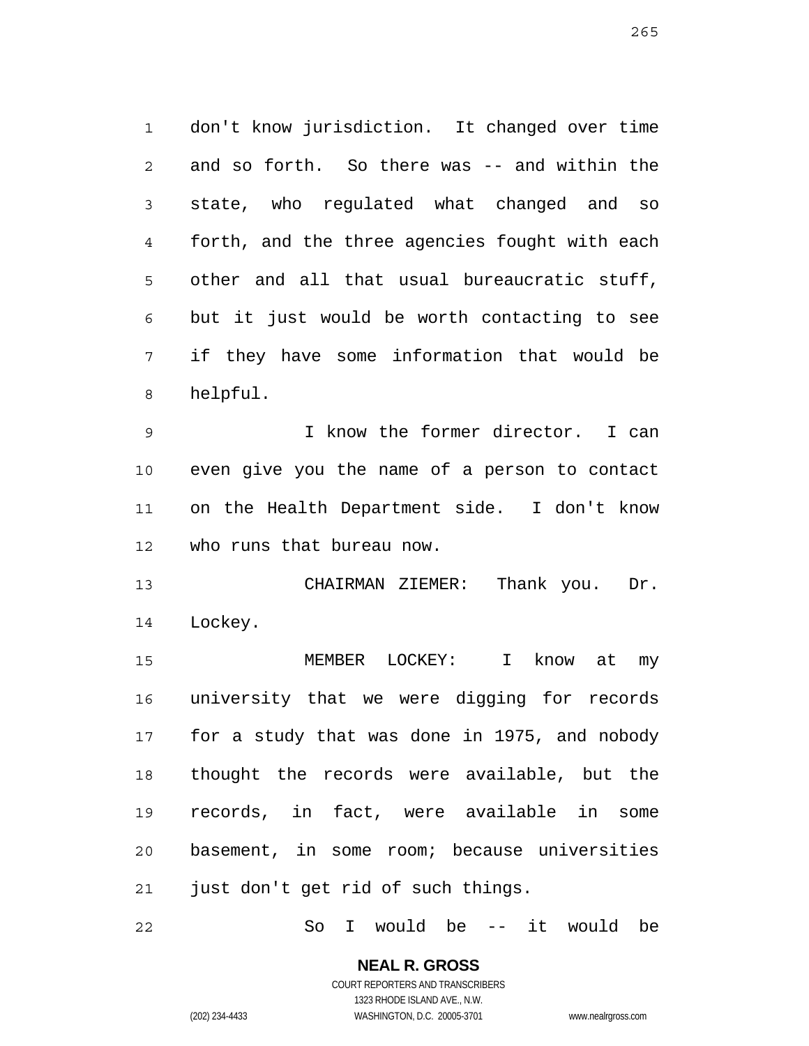don't know jurisdiction. It changed over time and so forth. So there was -- and within the state, who regulated what changed and so forth, and the three agencies fought with each other and all that usual bureaucratic stuff, but it just would be worth contacting to see if they have some information that would be helpful.

I know the former director. I can even give you the name of a person to contact on the Health Department side. I don't know who runs that bureau now.

CHAIRMAN ZIEMER: Thank you. Dr. Lockey.

MEMBER LOCKEY: I know at my university that we were digging for records for a study that was done in 1975, and nobody thought the records were available, but the records, in fact, were available in some basement, in some room; because universities just don't get rid of such things.

So I would be -- it would be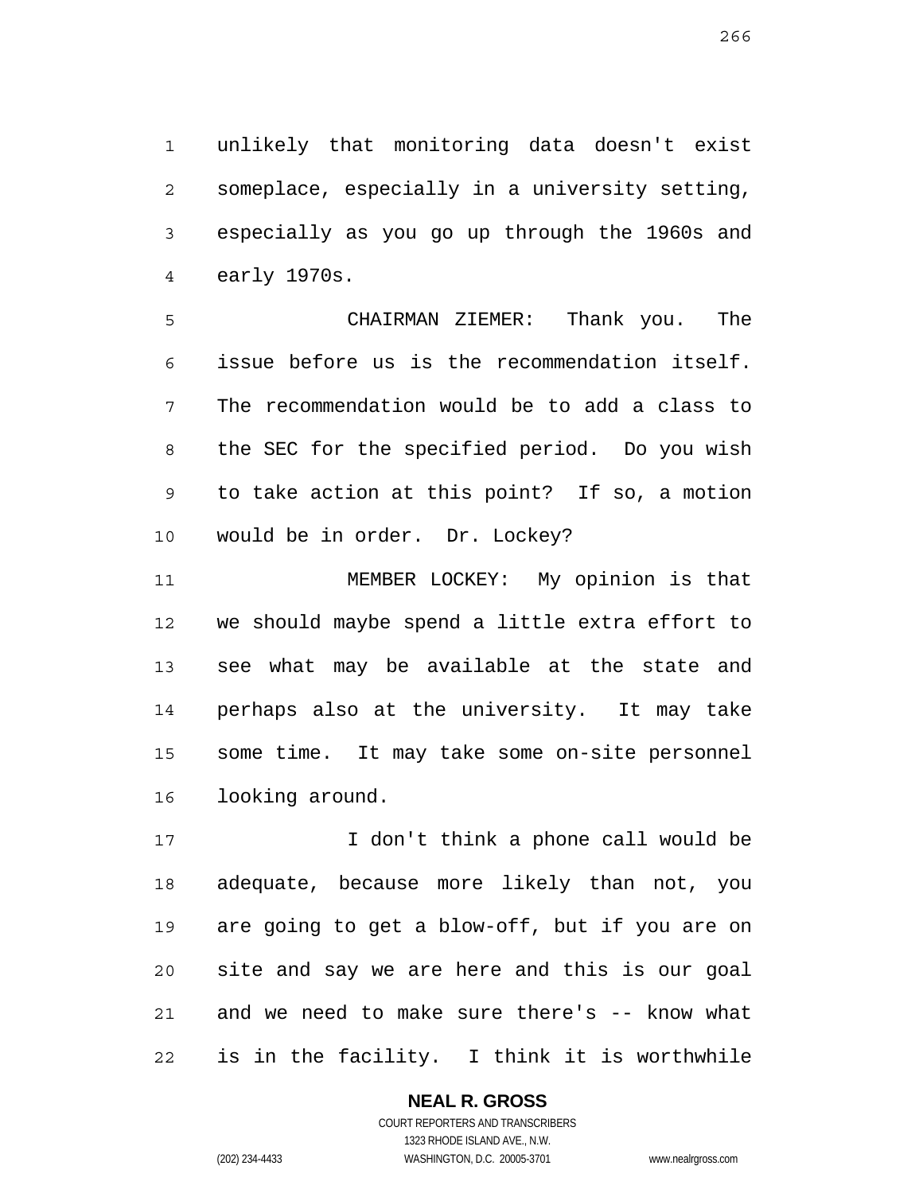unlikely that monitoring data doesn't exist someplace, especially in a university setting, especially as you go up through the 1960s and early 1970s.

CHAIRMAN ZIEMER: Thank you. The issue before us is the recommendation itself. The recommendation would be to add a class to the SEC for the specified period. Do you wish to take action at this point? If so, a motion would be in order. Dr. Lockey?

MEMBER LOCKEY: My opinion is that we should maybe spend a little extra effort to see what may be available at the state and perhaps also at the university. It may take some time. It may take some on-site personnel looking around.

I don't think a phone call would be adequate, because more likely than not, you are going to get a blow-off, but if you are on site and say we are here and this is our goal and we need to make sure there's -- know what is in the facility. I think it is worthwhile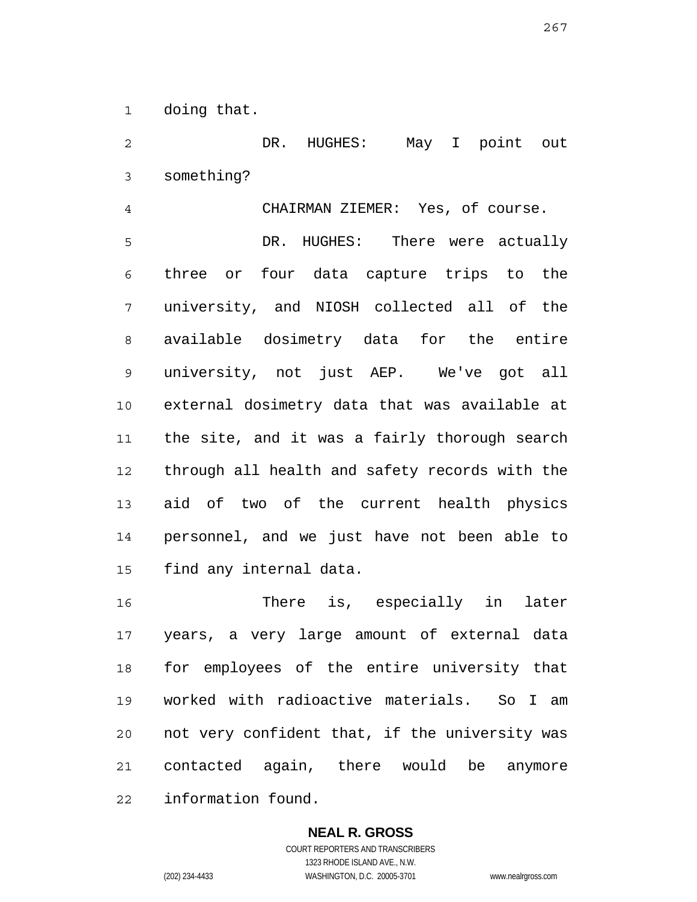doing that.

DR. HUGHES: May I point out something?

CHAIRMAN ZIEMER: Yes, of course.

DR. HUGHES: There were actually three or four data capture trips to the university, and NIOSH collected all of the available dosimetry data for the entire university, not just AEP. We've got all external dosimetry data that was available at the site, and it was a fairly thorough search through all health and safety records with the aid of two of the current health physics personnel, and we just have not been able to find any internal data.

There is, especially in later years, a very large amount of external data for employees of the entire university that worked with radioactive materials. So I am not very confident that, if the university was contacted again, there would be anymore information found.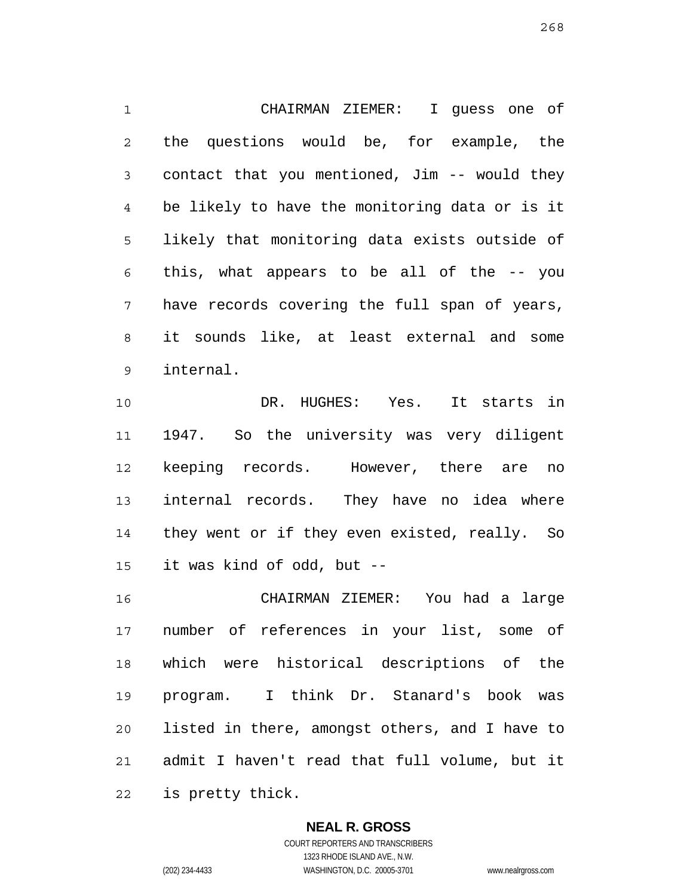CHAIRMAN ZIEMER: I guess one of the questions would be, for example, the contact that you mentioned, Jim -- would they be likely to have the monitoring data or is it likely that monitoring data exists outside of this, what appears to be all of the -- you have records covering the full span of years, it sounds like, at least external and some internal.

DR. HUGHES: Yes. It starts in 1947. So the university was very diligent keeping records. However, there are no internal records. They have no idea where they went or if they even existed, really. So it was kind of odd, but --

CHAIRMAN ZIEMER: You had a large number of references in your list, some of which were historical descriptions of the program. I think Dr. Stanard's book was listed in there, amongst others, and I have to admit I haven't read that full volume, but it is pretty thick.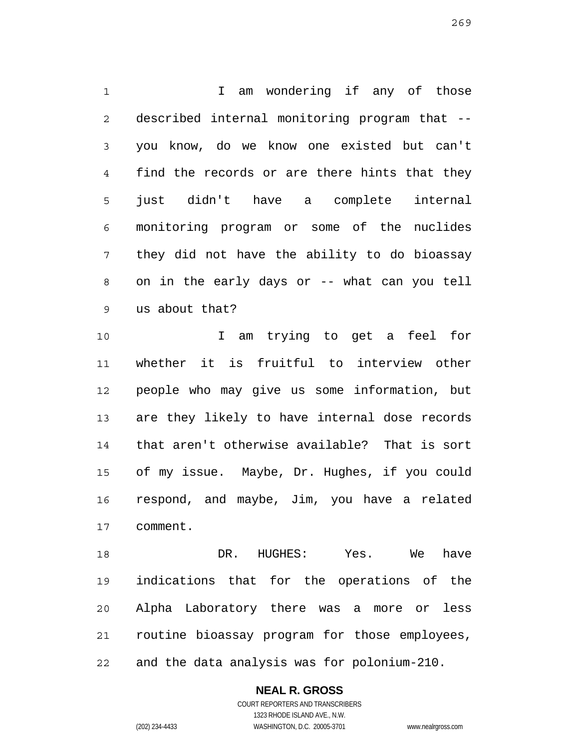I am wondering if any of those described internal monitoring program that -- you know, do we know one existed but can't find the records or are there hints that they just didn't have a complete internal monitoring program or some of the nuclides they did not have the ability to do bioassay on in the early days or -- what can you tell us about that?

I am trying to get a feel for whether it is fruitful to interview other people who may give us some information, but are they likely to have internal dose records that aren't otherwise available? That is sort of my issue. Maybe, Dr. Hughes, if you could respond, and maybe, Jim, you have a related comment.

DR. HUGHES: Yes. We have indications that for the operations of the Alpha Laboratory there was a more or less routine bioassay program for those employees, and the data analysis was for polonium-210.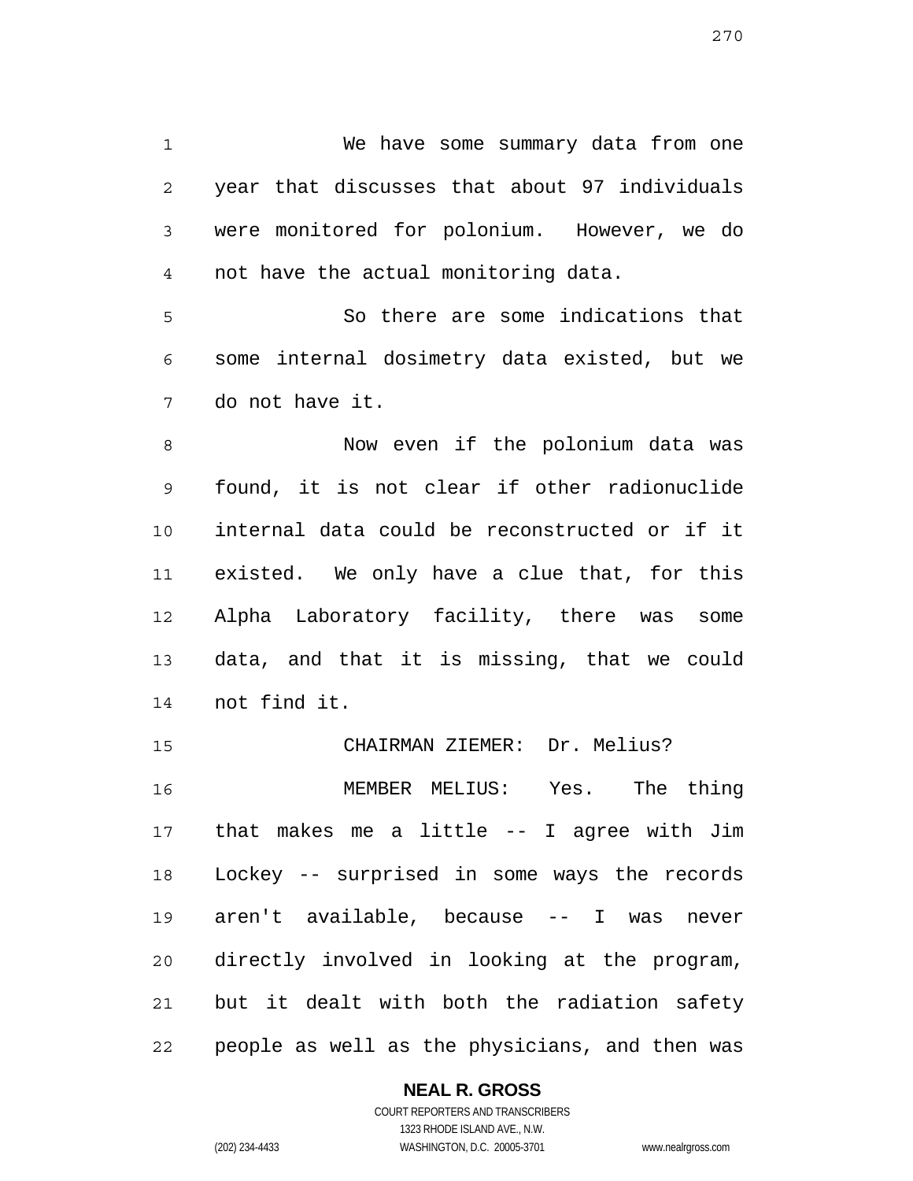We have some summary data from one year that discusses that about 97 individuals were monitored for polonium. However, we do not have the actual monitoring data.

So there are some indications that some internal dosimetry data existed, but we do not have it.

Now even if the polonium data was found, it is not clear if other radionuclide internal data could be reconstructed or if it existed. We only have a clue that, for this Alpha Laboratory facility, there was some data, and that it is missing, that we could not find it.

CHAIRMAN ZIEMER: Dr. Melius?

MEMBER MELIUS: Yes. The thing that makes me a little -- I agree with Jim Lockey -- surprised in some ways the records aren't available, because -- I was never directly involved in looking at the program, but it dealt with both the radiation safety people as well as the physicians, and then was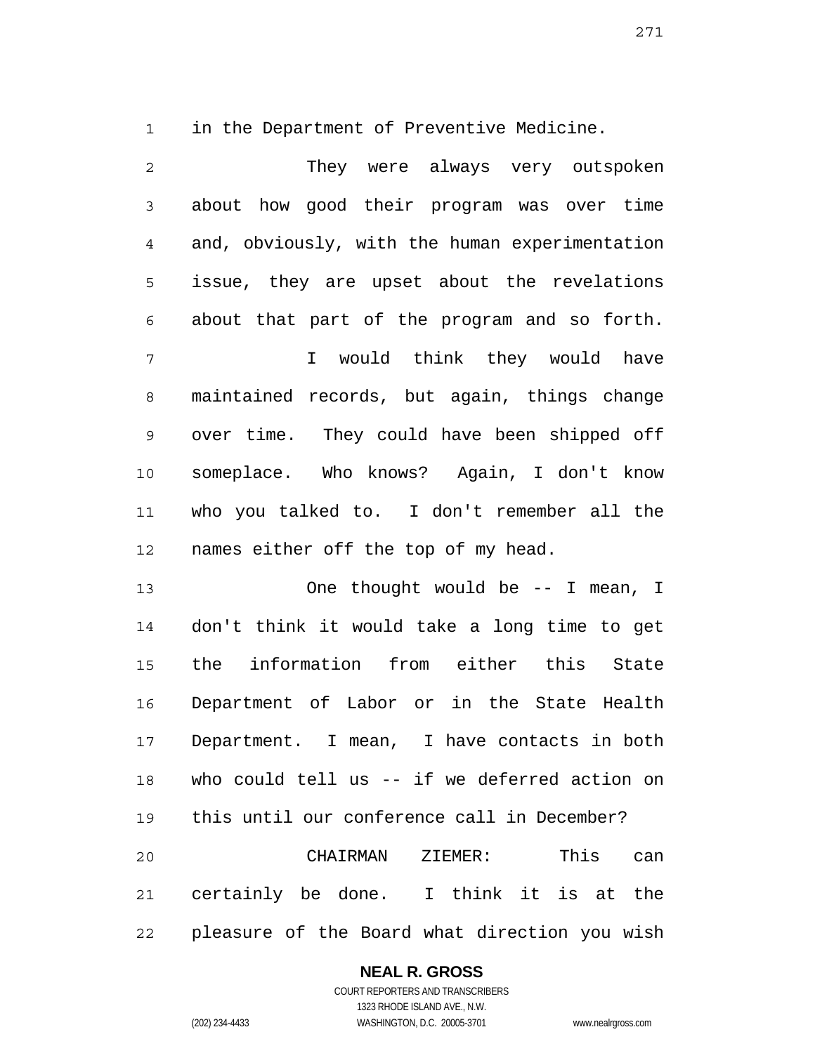in the Department of Preventive Medicine.

They were always very outspoken about how good their program was over time and, obviously, with the human experimentation issue, they are upset about the revelations about that part of the program and so forth.

I would think they would have maintained records, but again, things change over time. They could have been shipped off someplace. Who knows? Again, I don't know who you talked to. I don't remember all the names either off the top of my head.

One thought would be -- I mean, I don't think it would take a long time to get the information from either this State Department of Labor or in the State Health Department. I mean, I have contacts in both who could tell us -- if we deferred action on this until our conference call in December?

CHAIRMAN ZIEMER: This can certainly be done. I think it is at the pleasure of the Board what direction you wish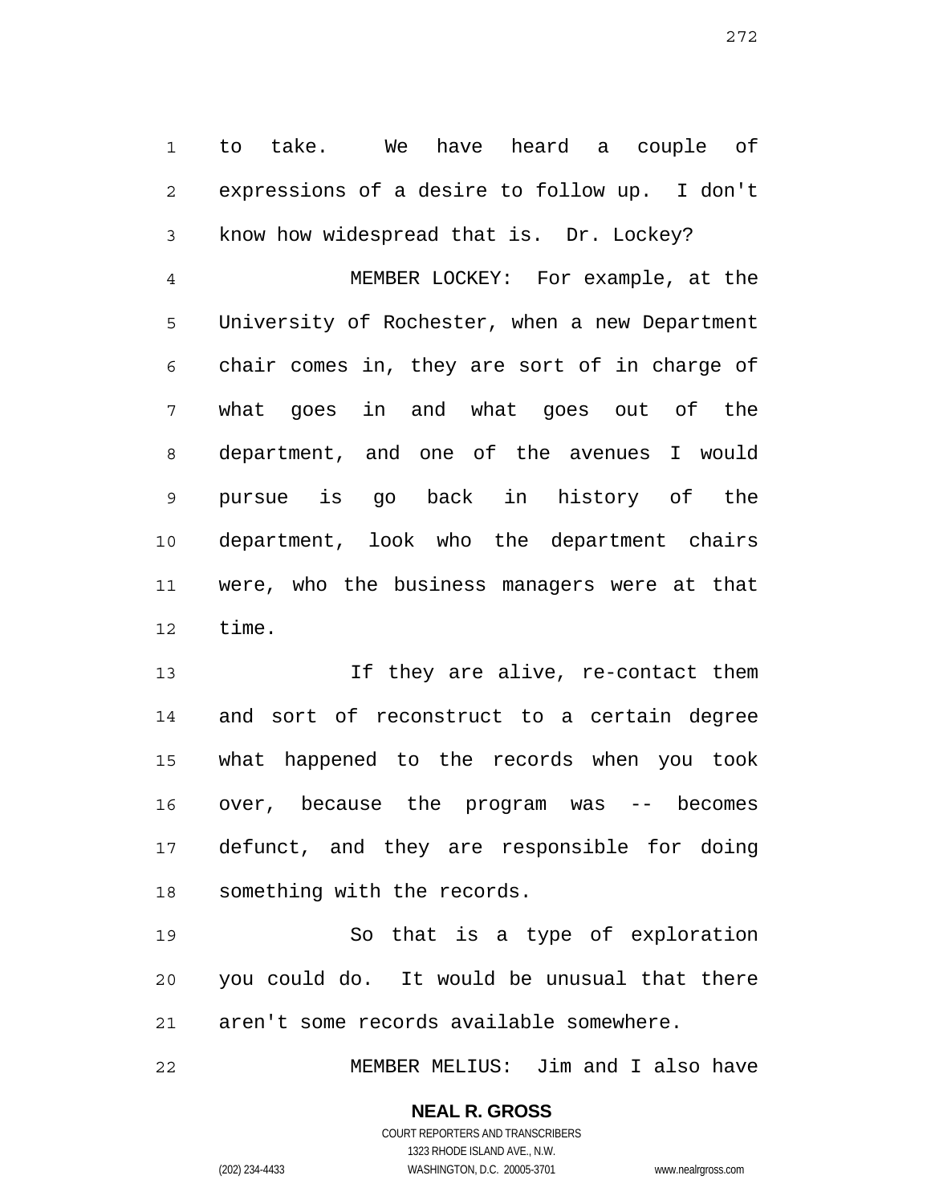to take. We have heard a couple of expressions of a desire to follow up. I don't know how widespread that is. Dr. Lockey?

MEMBER LOCKEY: For example, at the University of Rochester, when a new Department chair comes in, they are sort of in charge of what goes in and what goes out of the department, and one of the avenues I would pursue is go back in history of the department, look who the department chairs were, who the business managers were at that time.

If they are alive, re-contact them and sort of reconstruct to a certain degree what happened to the records when you took over, because the program was -- becomes defunct, and they are responsible for doing something with the records.

So that is a type of exploration you could do. It would be unusual that there aren't some records available somewhere.

MEMBER MELIUS: Jim and I also have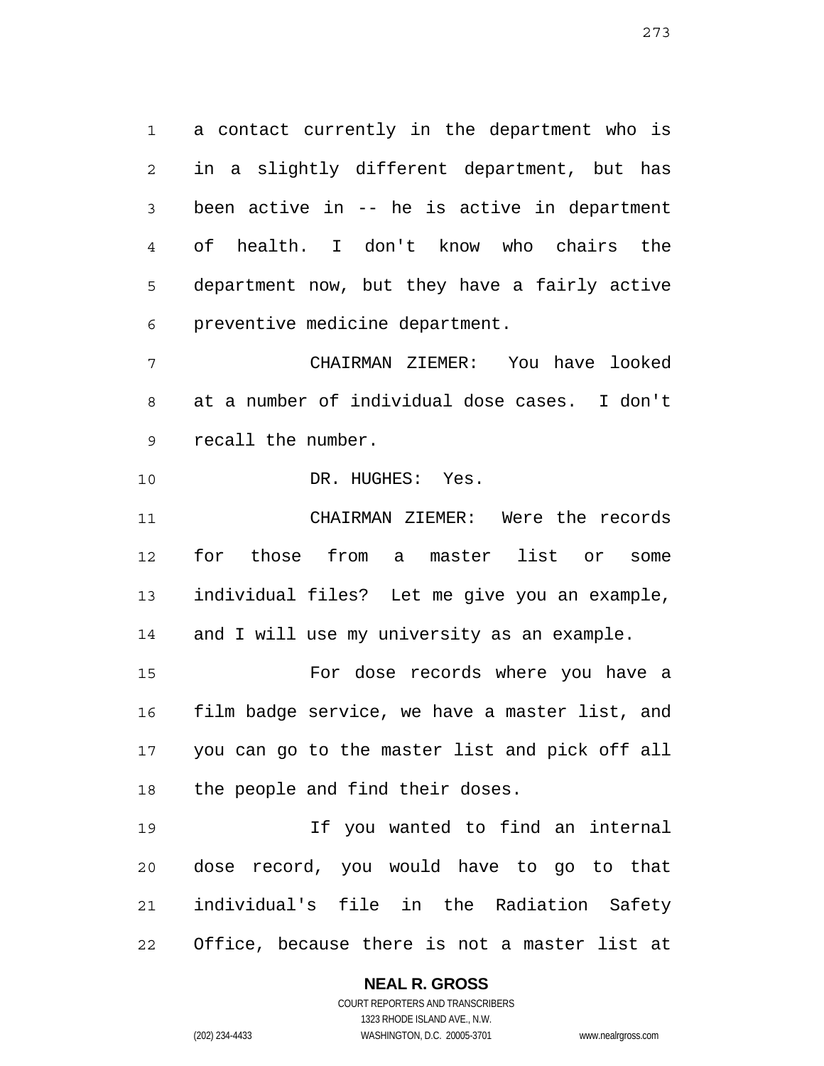a contact currently in the department who is in a slightly different department, but has been active in -- he is active in department of health. I don't know who chairs the department now, but they have a fairly active preventive medicine department.

CHAIRMAN ZIEMER: You have looked at a number of individual dose cases. I don't recall the number.

DR. HUGHES: Yes.

CHAIRMAN ZIEMER: Were the records for those from a master list or some individual files? Let me give you an example, and I will use my university as an example.

For dose records where you have a film badge service, we have a master list, and you can go to the master list and pick off all the people and find their doses.

If you wanted to find an internal dose record, you would have to go to that individual's file in the Radiation Safety Office, because there is not a master list at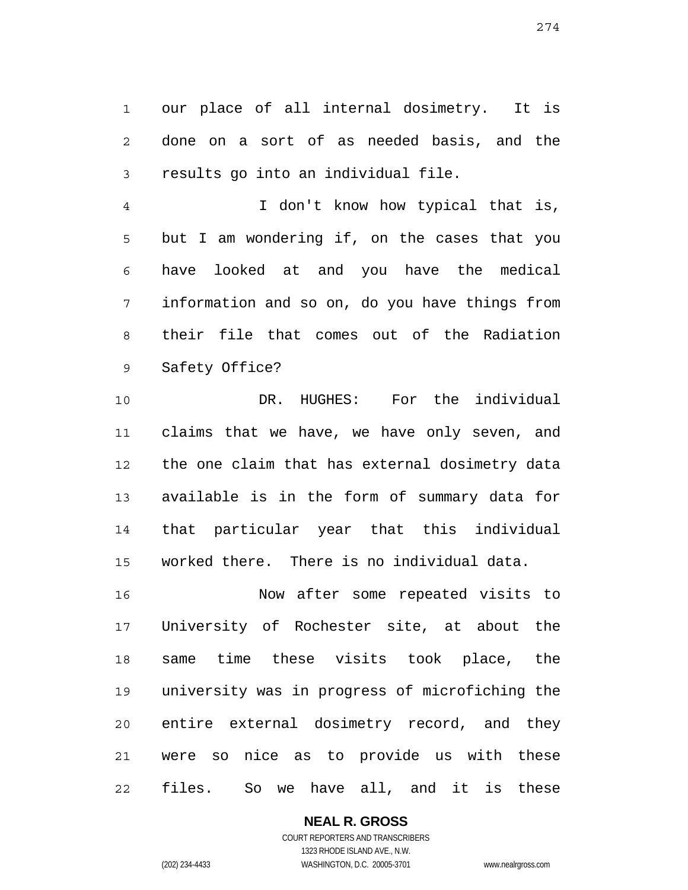our place of all internal dosimetry. It is done on a sort of as needed basis, and the results go into an individual file.

I don't know how typical that is, but I am wondering if, on the cases that you have looked at and you have the medical information and so on, do you have things from their file that comes out of the Radiation Safety Office?

DR. HUGHES: For the individual claims that we have, we have only seven, and the one claim that has external dosimetry data available is in the form of summary data for that particular year that this individual worked there. There is no individual data.

Now after some repeated visits to University of Rochester site, at about the same time these visits took place, the university was in progress of microfiching the entire external dosimetry record, and they were so nice as to provide us with these files. So we have all, and it is these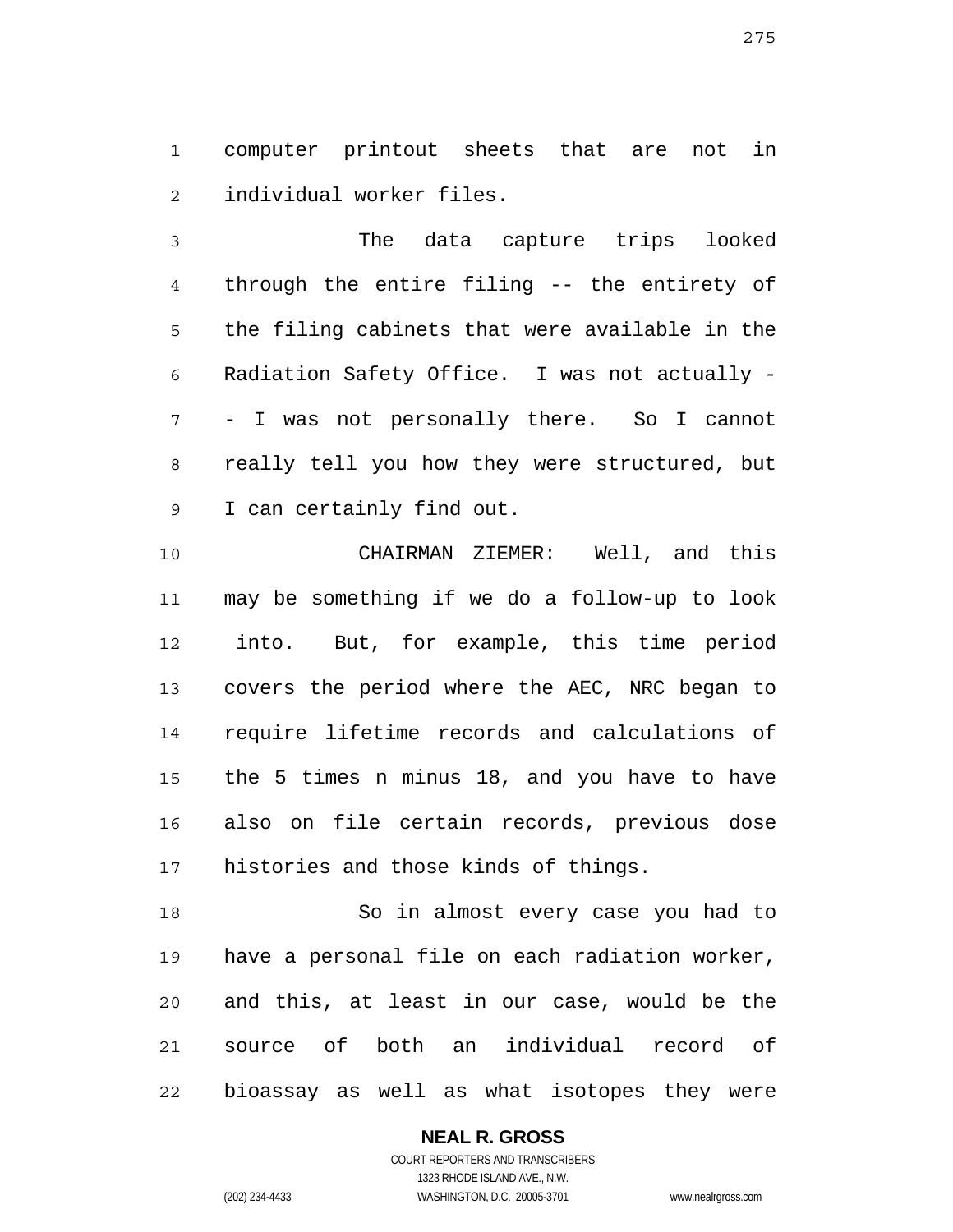computer printout sheets that are not in individual worker files.

The data capture trips looked through the entire filing -- the entirety of the filing cabinets that were available in the Radiation Safety Office. I was not actually -- I was not personally there. So I cannot really tell you how they were structured, but I can certainly find out.

CHAIRMAN ZIEMER: Well, and this may be something if we do a follow-up to look into. But, for example, this time period covers the period where the AEC, NRC began to require lifetime records and calculations of the 5 times n minus 18, and you have to have also on file certain records, previous dose histories and those kinds of things.

So in almost every case you had to have a personal file on each radiation worker, and this, at least in our case, would be the source of both an individual record of bioassay as well as what isotopes they were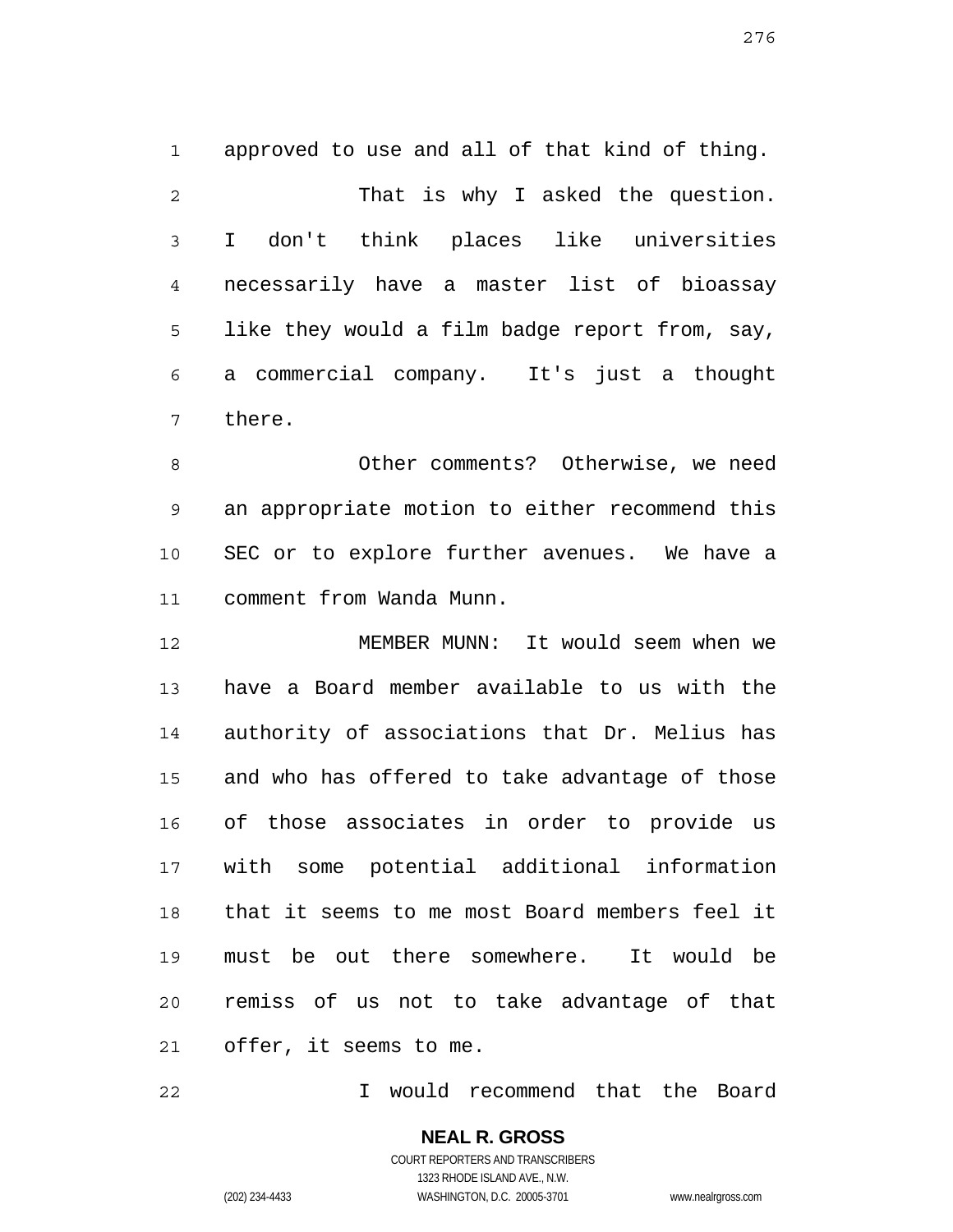approved to use and all of that kind of thing.

That is why I asked the question. I don't think places like universities necessarily have a master list of bioassay like they would a film badge report from, say, a commercial company. It's just a thought there.

Other comments? Otherwise, we need an appropriate motion to either recommend this SEC or to explore further avenues. We have a comment from Wanda Munn.

MEMBER MUNN: It would seem when we have a Board member available to us with the authority of associations that Dr. Melius has and who has offered to take advantage of those of those associates in order to provide us with some potential additional information that it seems to me most Board members feel it must be out there somewhere. It would be remiss of us not to take advantage of that offer, it seems to me.

I would recommend that the Board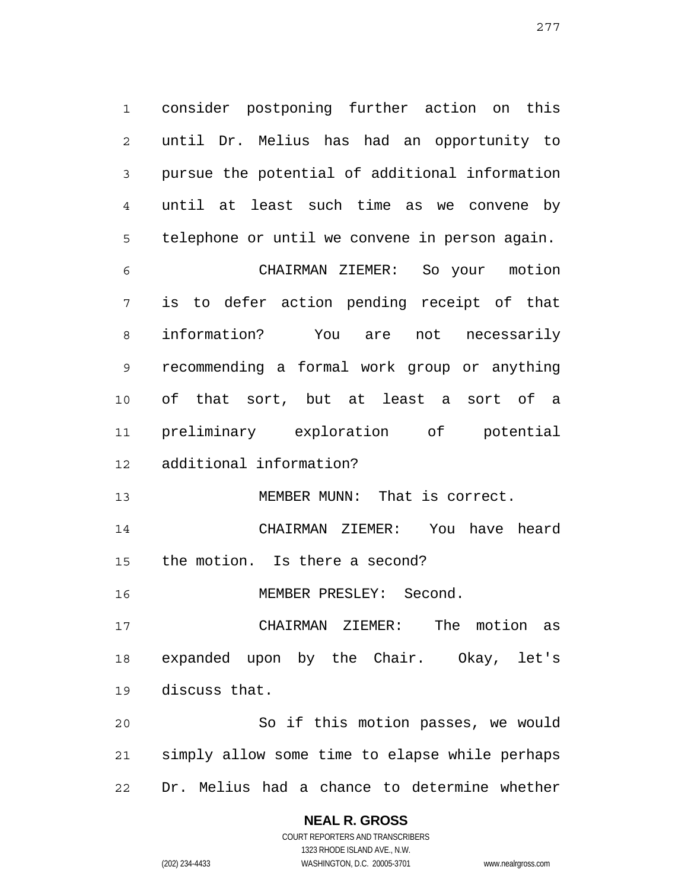consider postponing further action on this until Dr. Melius has had an opportunity to pursue the potential of additional information until at least such time as we convene by telephone or until we convene in person again.

CHAIRMAN ZIEMER: So your motion is to defer action pending receipt of that information? You are not necessarily recommending a formal work group or anything of that sort, but at least a sort of a preliminary exploration of potential additional information?

MEMBER MUNN: That is correct.

CHAIRMAN ZIEMER: You have heard the motion. Is there a second?

MEMBER PRESLEY: Second.

CHAIRMAN ZIEMER: The motion as expanded upon by the Chair. Okay, let's discuss that.

So if this motion passes, we would simply allow some time to elapse while perhaps Dr. Melius had a chance to determine whether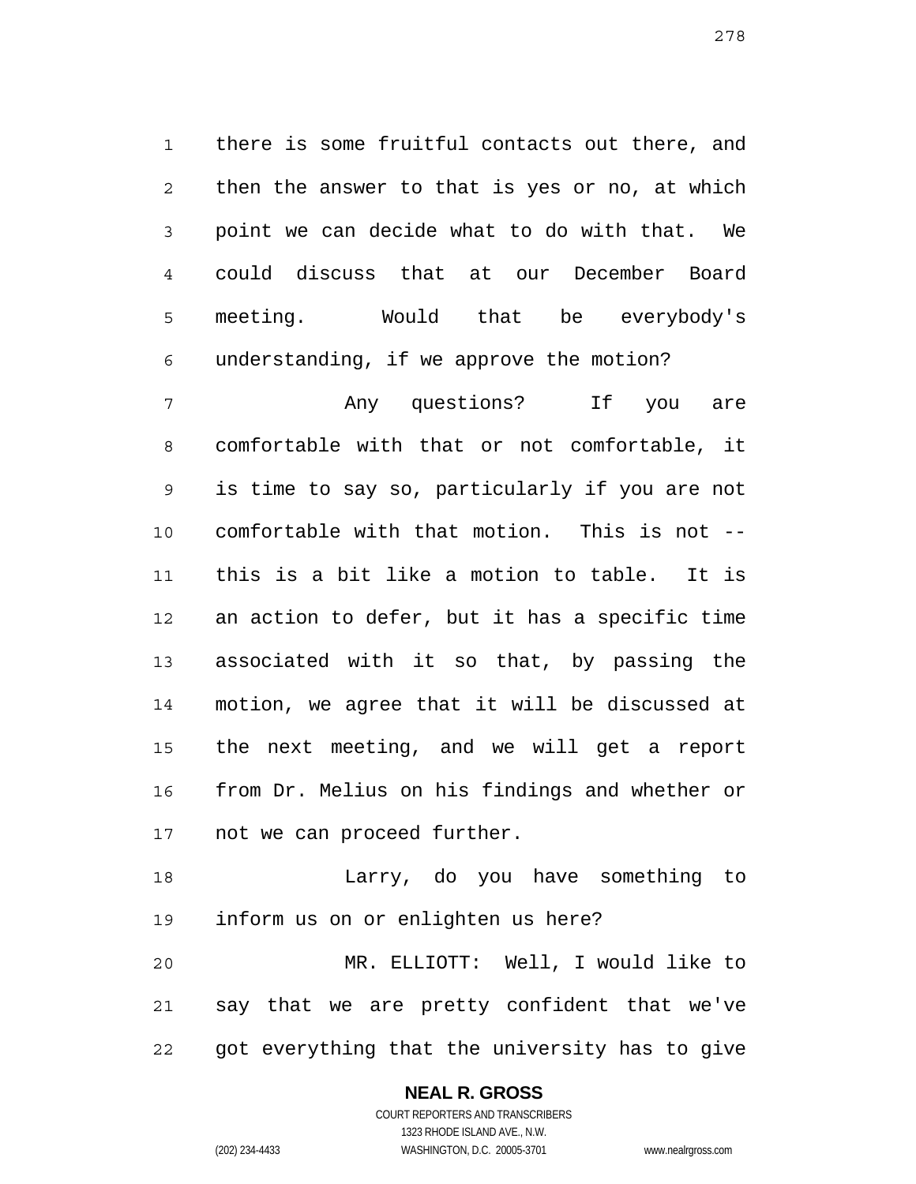there is some fruitful contacts out there, and then the answer to that is yes or no, at which point we can decide what to do with that. We could discuss that at our December Board meeting. Would that be everybody's understanding, if we approve the motion?

Any questions? If you are comfortable with that or not comfortable, it is time to say so, particularly if you are not comfortable with that motion. This is not -- this is a bit like a motion to table. It is an action to defer, but it has a specific time associated with it so that, by passing the motion, we agree that it will be discussed at the next meeting, and we will get a report from Dr. Melius on his findings and whether or not we can proceed further.

Larry, do you have something to inform us on or enlighten us here?

MR. ELLIOTT: Well, I would like to say that we are pretty confident that we've got everything that the university has to give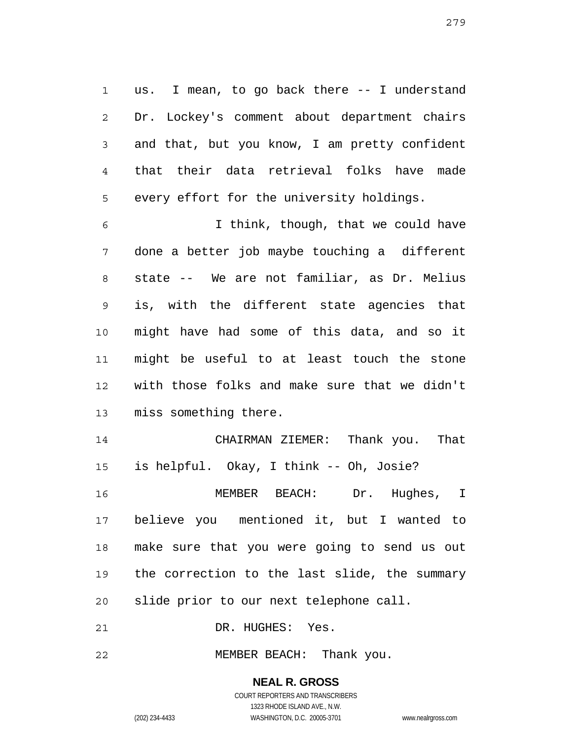us. I mean, to go back there -- I understand Dr. Lockey's comment about department chairs and that, but you know, I am pretty confident that their data retrieval folks have made every effort for the university holdings.

I think, though, that we could have done a better job maybe touching a different state -- We are not familiar, as Dr. Melius is, with the different state agencies that might have had some of this data, and so it might be useful to at least touch the stone with those folks and make sure that we didn't miss something there.

CHAIRMAN ZIEMER: Thank you. That is helpful. Okay, I think -- Oh, Josie?

MEMBER BEACH: Dr. Hughes, I believe you mentioned it, but I wanted to make sure that you were going to send us out the correction to the last slide, the summary slide prior to our next telephone call.

DR. HUGHES: Yes.

MEMBER BEACH: Thank you.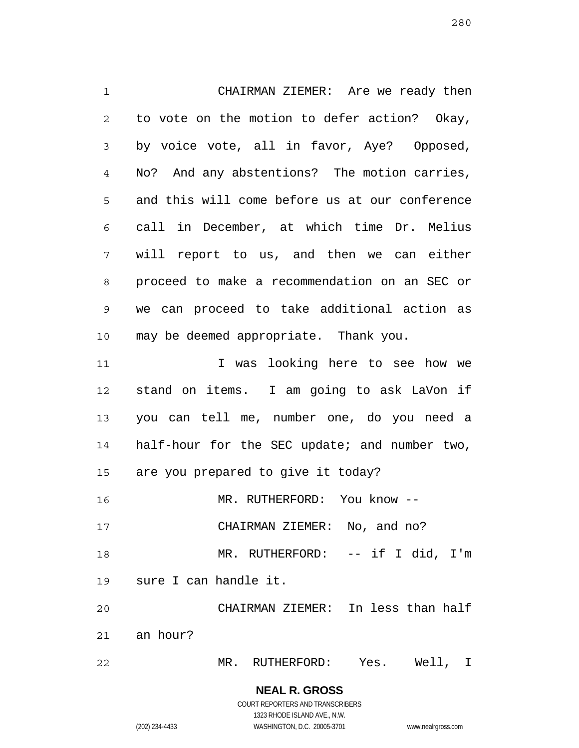CHAIRMAN ZIEMER: Are we ready then to vote on the motion to defer action? Okay, by voice vote, all in favor, Aye? Opposed, No? And any abstentions? The motion carries, and this will come before us at our conference call in December, at which time Dr. Melius will report to us, and then we can either proceed to make a recommendation on an SEC or we can proceed to take additional action as may be deemed appropriate. Thank you.

I was looking here to see how we stand on items. I am going to ask LaVon if you can tell me, number one, do you need a half-hour for the SEC update; and number two, are you prepared to give it today?

MR. RUTHERFORD: You know --

CHAIRMAN ZIEMER: No, and no?

MR. RUTHERFORD: -- if I did, I'm sure I can handle it.

CHAIRMAN ZIEMER: In less than half an hour?

MR. RUTHERFORD: Yes. Well, I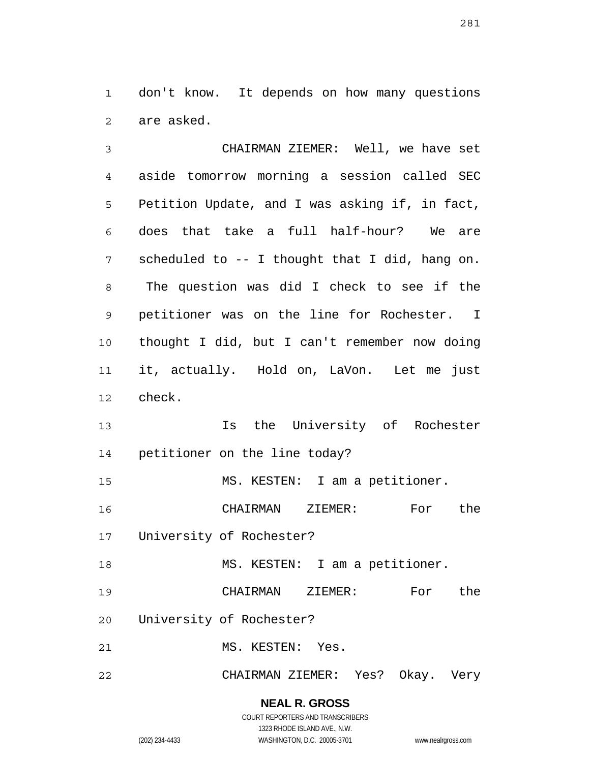don't know. It depends on how many questions are asked.

CHAIRMAN ZIEMER: Well, we have set aside tomorrow morning a session called SEC Petition Update, and I was asking if, in fact, does that take a full half-hour? We are scheduled to -- I thought that I did, hang on. The question was did I check to see if the petitioner was on the line for Rochester. I thought I did, but I can't remember now doing it, actually. Hold on, LaVon. Let me just check.

Is the University of Rochester petitioner on the line today?

MS. KESTEN: I am a petitioner.

CHAIRMAN ZIEMER: For the University of Rochester?

MS. KESTEN: I am a petitioner.

CHAIRMAN ZIEMER: For the University of Rochester?

MS. KESTEN: Yes.

CHAIRMAN ZIEMER: Yes? Okay. Very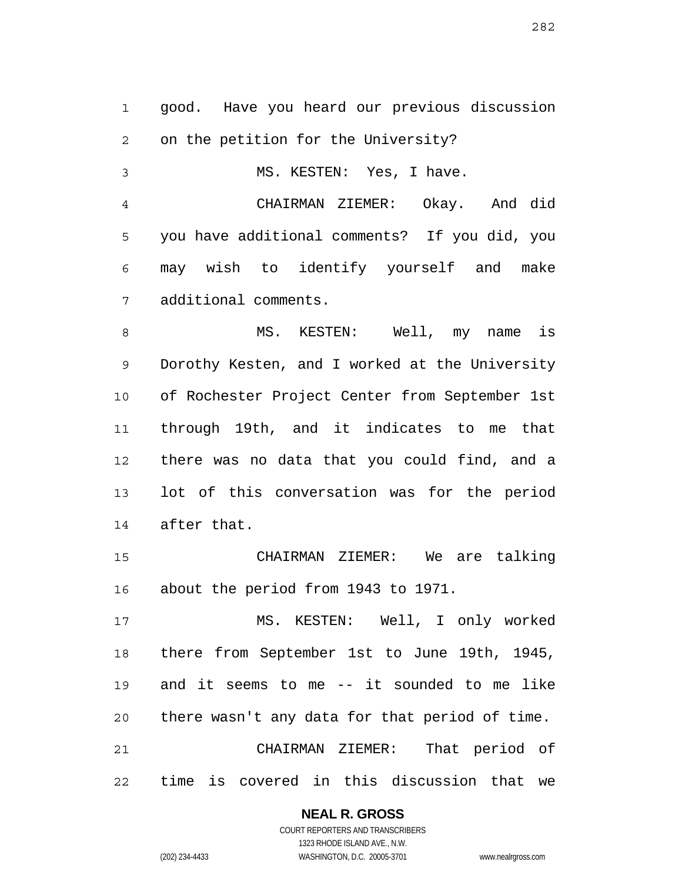good. Have you heard our previous discussion on the petition for the University?

MS. KESTEN: Yes, I have.

CHAIRMAN ZIEMER: Okay. And did you have additional comments? If you did, you may wish to identify yourself and make additional comments.

MS. KESTEN: Well, my name is Dorothy Kesten, and I worked at the University of Rochester Project Center from September 1st through 19th, and it indicates to me that there was no data that you could find, and a lot of this conversation was for the period after that.

CHAIRMAN ZIEMER: We are talking about the period from 1943 to 1971.

MS. KESTEN: Well, I only worked there from September 1st to June 19th, 1945, and it seems to me -- it sounded to me like there wasn't any data for that period of time.

CHAIRMAN ZIEMER: That period of time is covered in this discussion that we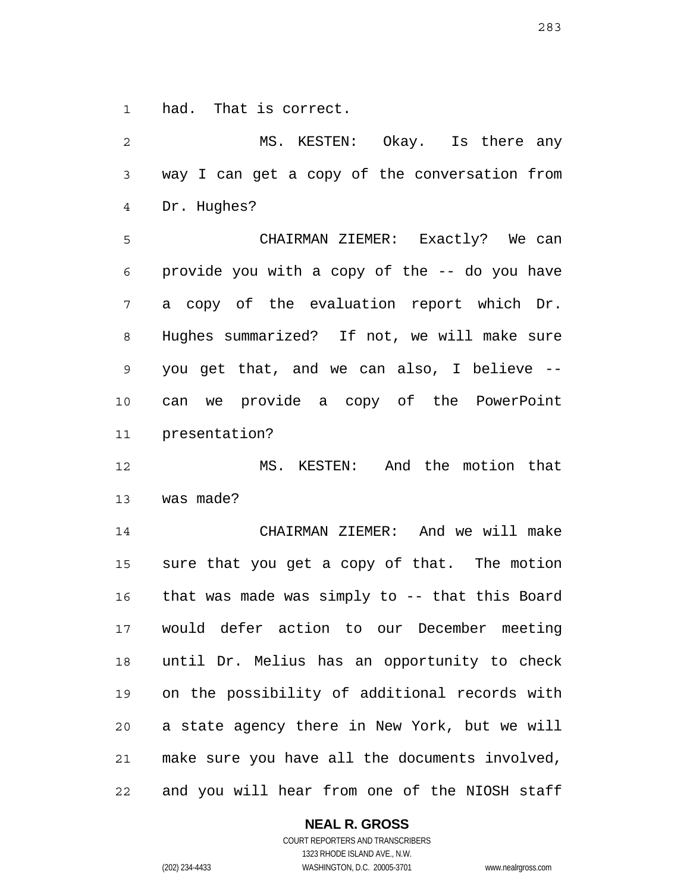had. That is correct.

MS. KESTEN: Okay. Is there any way I can get a copy of the conversation from Dr. Hughes?

CHAIRMAN ZIEMER: Exactly? We can provide you with a copy of the -- do you have a copy of the evaluation report which Dr. Hughes summarized? If not, we will make sure you get that, and we can also, I believe -- can we provide a copy of the PowerPoint presentation?

MS. KESTEN: And the motion that was made?

CHAIRMAN ZIEMER: And we will make sure that you get a copy of that. The motion that was made was simply to -- that this Board would defer action to our December meeting until Dr. Melius has an opportunity to check on the possibility of additional records with a state agency there in New York, but we will make sure you have all the documents involved, and you will hear from one of the NIOSH staff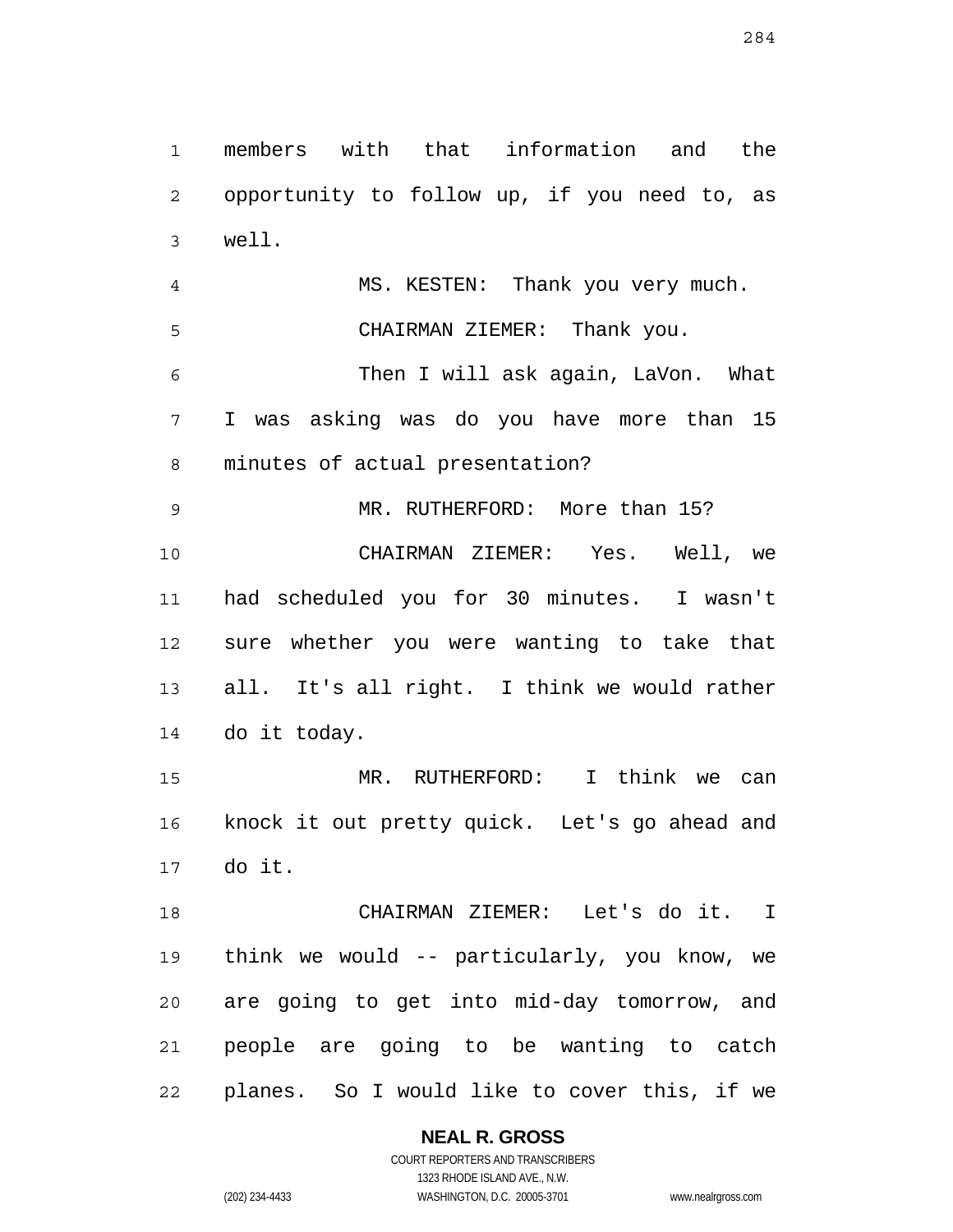members with that information and the opportunity to follow up, if you need to, as well.

MS. KESTEN: Thank you very much.

CHAIRMAN ZIEMER: Thank you.

Then I will ask again, LaVon. What I was asking was do you have more than 15 minutes of actual presentation?

MR. RUTHERFORD: More than 15?

CHAIRMAN ZIEMER: Yes. Well, we had scheduled you for 30 minutes. I wasn't sure whether you were wanting to take that all. It's all right. I think we would rather do it today.

MR. RUTHERFORD: I think we can knock it out pretty quick. Let's go ahead and do it.

CHAIRMAN ZIEMER: Let's do it. I think we would -- particularly, you know, we are going to get into mid-day tomorrow, and people are going to be wanting to catch planes. So I would like to cover this, if we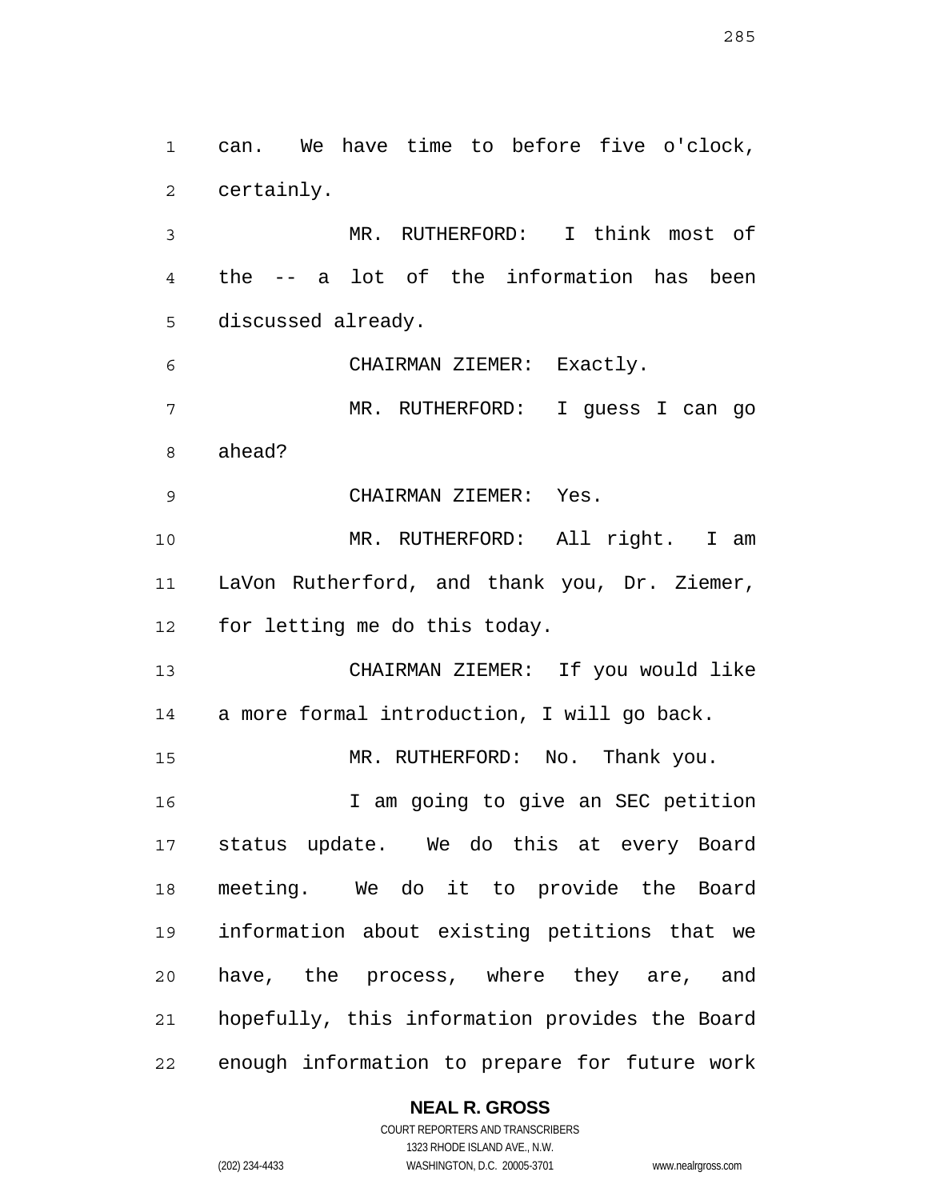can. We have time to before five o'clock, certainly.

MR. RUTHERFORD: I think most of the -- a lot of the information has been discussed already.

CHAIRMAN ZIEMER: Exactly.

MR. RUTHERFORD: I guess I can go ahead?

CHAIRMAN ZIEMER: Yes.

MR. RUTHERFORD: All right. I am LaVon Rutherford, and thank you, Dr. Ziemer, for letting me do this today.

CHAIRMAN ZIEMER: If you would like a more formal introduction, I will go back.

MR. RUTHERFORD: No. Thank you.

I am going to give an SEC petition status update. We do this at every Board meeting. We do it to provide the Board information about existing petitions that we have, the process, where they are, and hopefully, this information provides the Board enough information to prepare for future work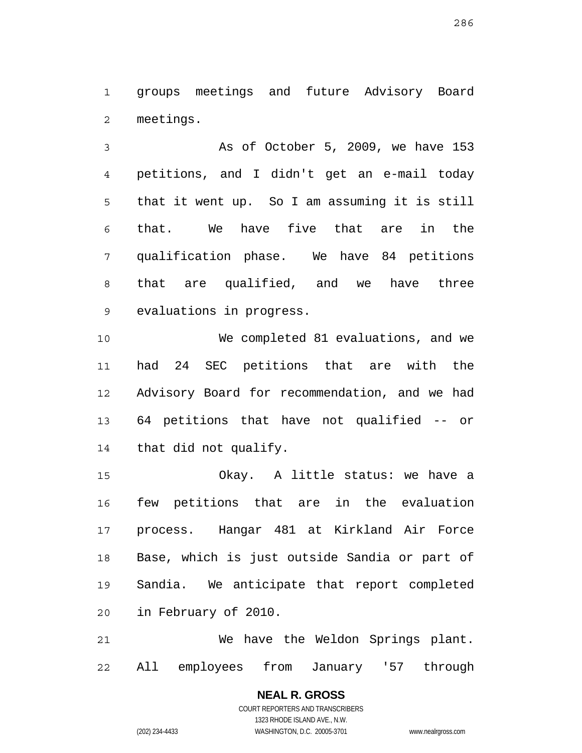groups meetings and future Advisory Board meetings.

As of October 5, 2009, we have 153 petitions, and I didn't get an e-mail today that it went up. So I am assuming it is still that. We have five that are in the qualification phase. We have 84 petitions that are qualified, and we have three evaluations in progress.

We completed 81 evaluations, and we had 24 SEC petitions that are with the Advisory Board for recommendation, and we had 64 petitions that have not qualified -- or that did not qualify.

Okay. A little status: we have a few petitions that are in the evaluation process. Hangar 481 at Kirkland Air Force Base, which is just outside Sandia or part of Sandia. We anticipate that report completed in February of 2010.

We have the Weldon Springs plant. All employees from January '57 through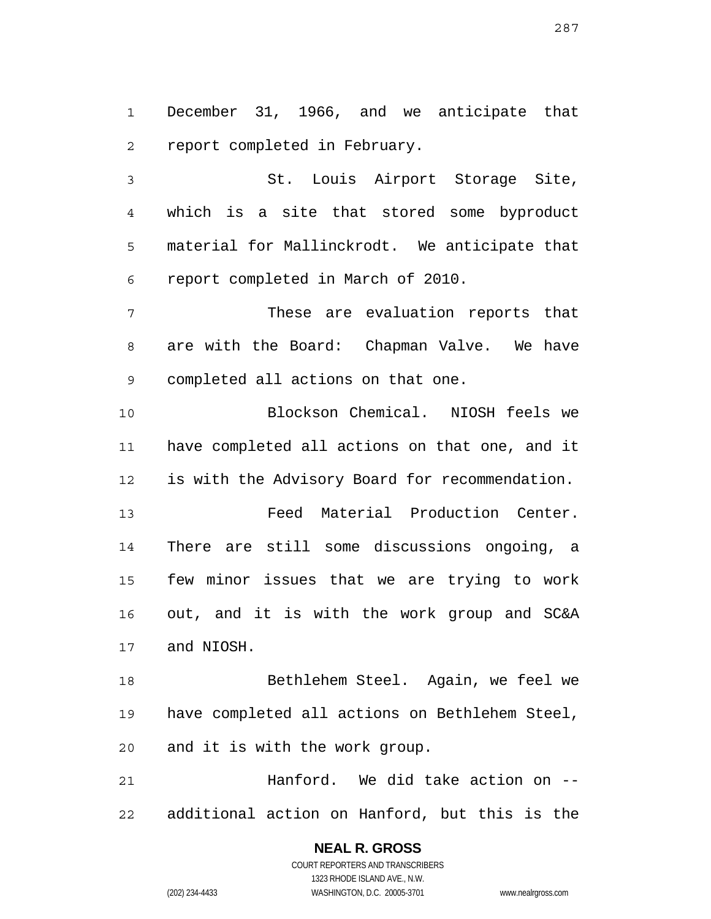December 31, 1966, and we anticipate that report completed in February.

St. Louis Airport Storage Site, which is a site that stored some byproduct material for Mallinckrodt. We anticipate that report completed in March of 2010.

These are evaluation reports that are with the Board: Chapman Valve. We have completed all actions on that one.

Blockson Chemical. NIOSH feels we have completed all actions on that one, and it is with the Advisory Board for recommendation.

Feed Material Production Center. There are still some discussions ongoing, a few minor issues that we are trying to work out, and it is with the work group and SC&A and NIOSH.

Bethlehem Steel. Again, we feel we have completed all actions on Bethlehem Steel, and it is with the work group.

Hanford. We did take action on -- additional action on Hanford, but this is the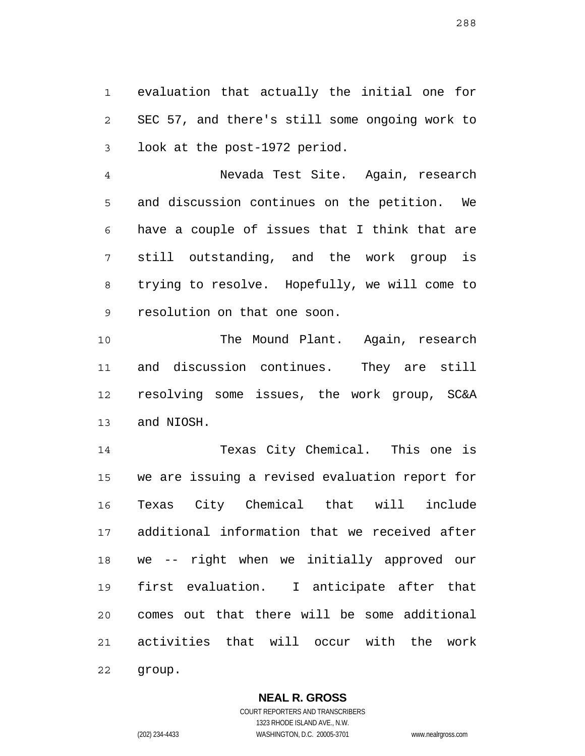evaluation that actually the initial one for SEC 57, and there's still some ongoing work to look at the post-1972 period.

Nevada Test Site. Again, research and discussion continues on the petition. We have a couple of issues that I think that are still outstanding, and the work group is trying to resolve. Hopefully, we will come to resolution on that one soon.

The Mound Plant. Again, research and discussion continues. They are still resolving some issues, the work group, SC&A and NIOSH.

Texas City Chemical. This one is we are issuing a revised evaluation report for Texas City Chemical that will include additional information that we received after we -- right when we initially approved our first evaluation. I anticipate after that comes out that there will be some additional activities that will occur with the work group.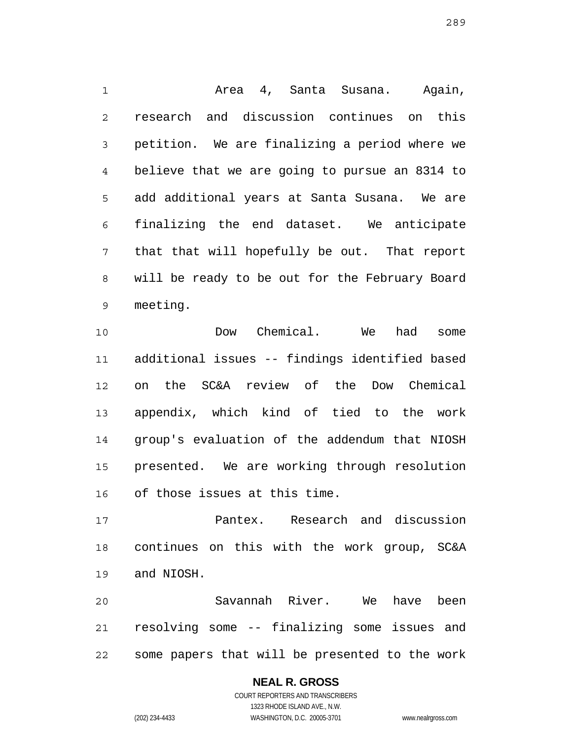Area 4, Santa Susana. Again, research and discussion continues on this petition. We are finalizing a period where we believe that we are going to pursue an 8314 to add additional years at Santa Susana. We are finalizing the end dataset. We anticipate that that will hopefully be out. That report will be ready to be out for the February Board meeting.

Dow Chemical. We had some additional issues -- findings identified based on the SC&A review of the Dow Chemical appendix, which kind of tied to the work group's evaluation of the addendum that NIOSH presented. We are working through resolution of those issues at this time.

Pantex. Research and discussion continues on this with the work group, SC&A and NIOSH.

Savannah River. We have been resolving some -- finalizing some issues and some papers that will be presented to the work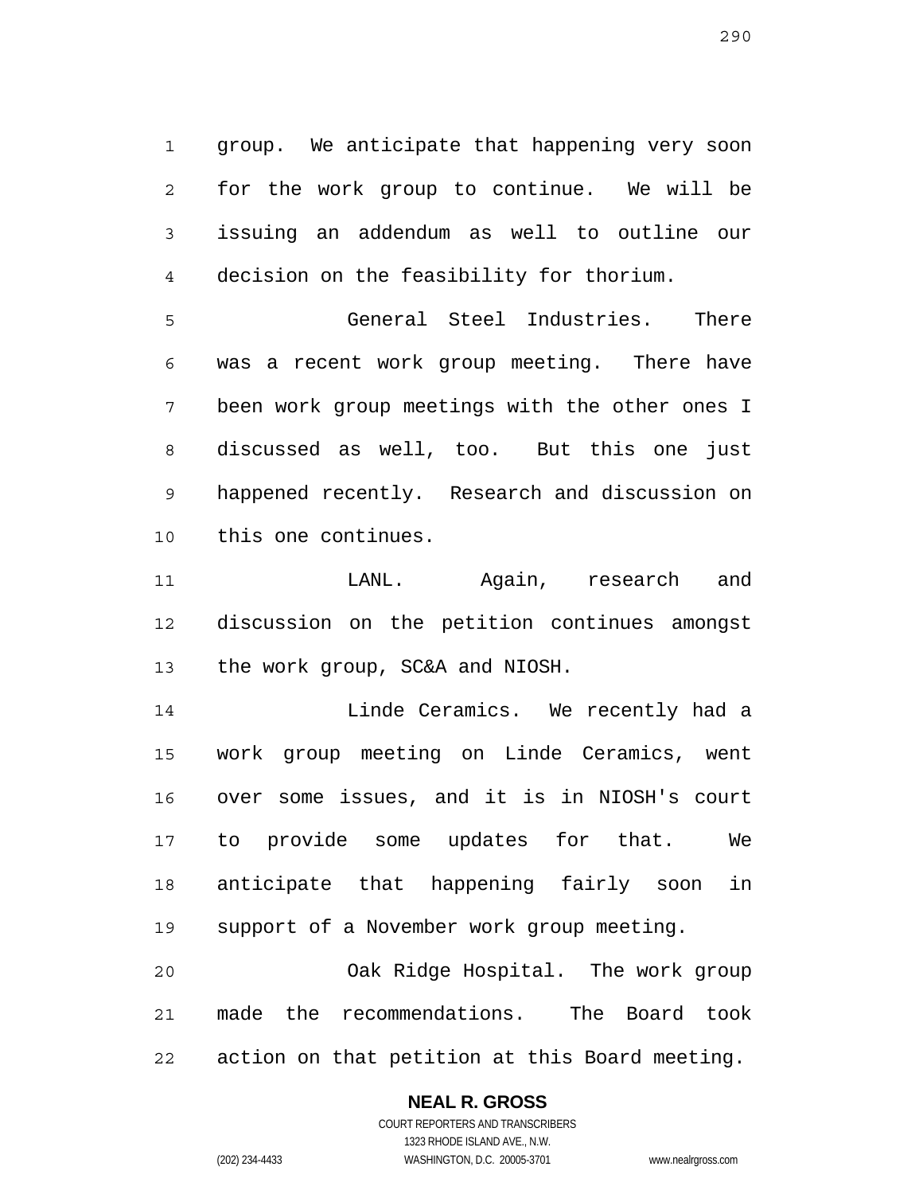group. We anticipate that happening very soon for the work group to continue. We will be issuing an addendum as well to outline our decision on the feasibility for thorium.

General Steel Industries. There was a recent work group meeting. There have been work group meetings with the other ones I discussed as well, too. But this one just happened recently. Research and discussion on this one continues.

LANL. Again, research and discussion on the petition continues amongst the work group, SC&A and NIOSH.

Linde Ceramics. We recently had a work group meeting on Linde Ceramics, went over some issues, and it is in NIOSH's court to provide some updates for that. We anticipate that happening fairly soon in support of a November work group meeting.

Oak Ridge Hospital. The work group made the recommendations. The Board took action on that petition at this Board meeting.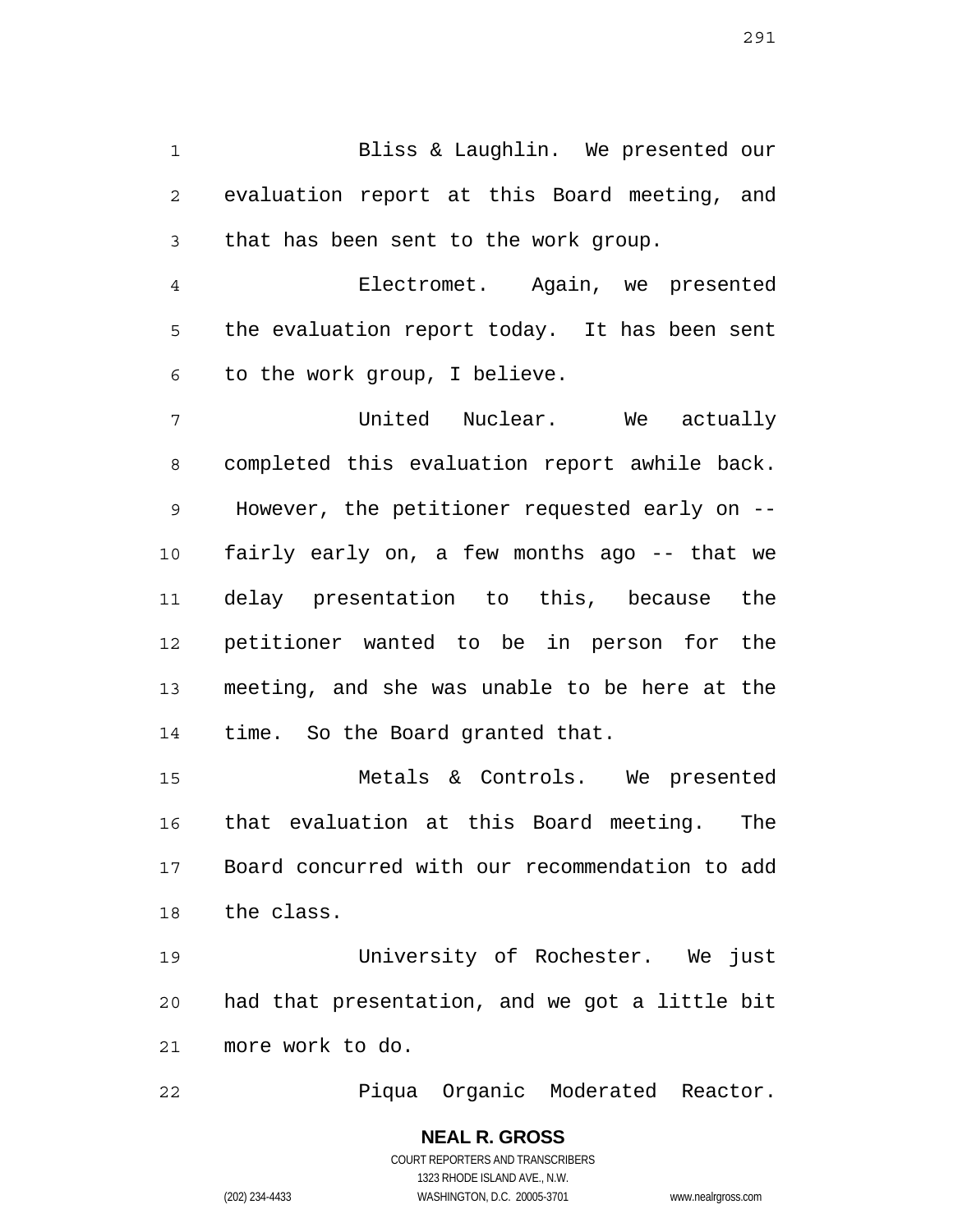Bliss & Laughlin. We presented our evaluation report at this Board meeting, and that has been sent to the work group.

Electromet. Again, we presented the evaluation report today. It has been sent to the work group, I believe.

United Nuclear. We actually completed this evaluation report awhile back. However, the petitioner requested early on -- fairly early on, a few months ago -- that we delay presentation to this, because the petitioner wanted to be in person for the meeting, and she was unable to be here at the time. So the Board granted that.

Metals & Controls. We presented that evaluation at this Board meeting. The Board concurred with our recommendation to add the class.

University of Rochester. We just had that presentation, and we got a little bit more work to do.

Piqua Organic Moderated Reactor.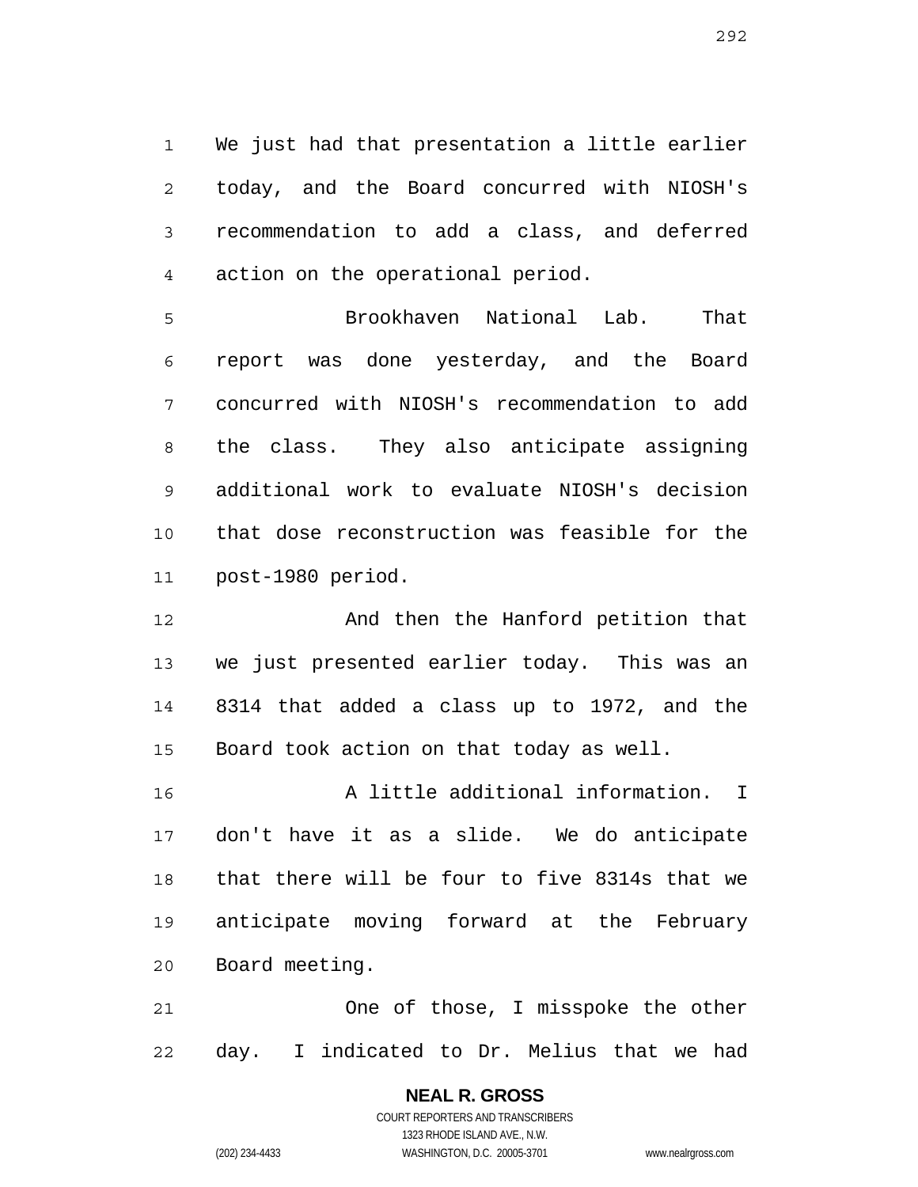We just had that presentation a little earlier today, and the Board concurred with NIOSH's recommendation to add a class, and deferred action on the operational period.

Brookhaven National Lab. That report was done yesterday, and the Board concurred with NIOSH's recommendation to add the class. They also anticipate assigning additional work to evaluate NIOSH's decision that dose reconstruction was feasible for the post-1980 period.

And then the Hanford petition that we just presented earlier today. This was an 8314 that added a class up to 1972, and the Board took action on that today as well.

A little additional information. I don't have it as a slide. We do anticipate that there will be four to five 8314s that we anticipate moving forward at the February Board meeting.

One of those, I misspoke the other day. I indicated to Dr. Melius that we had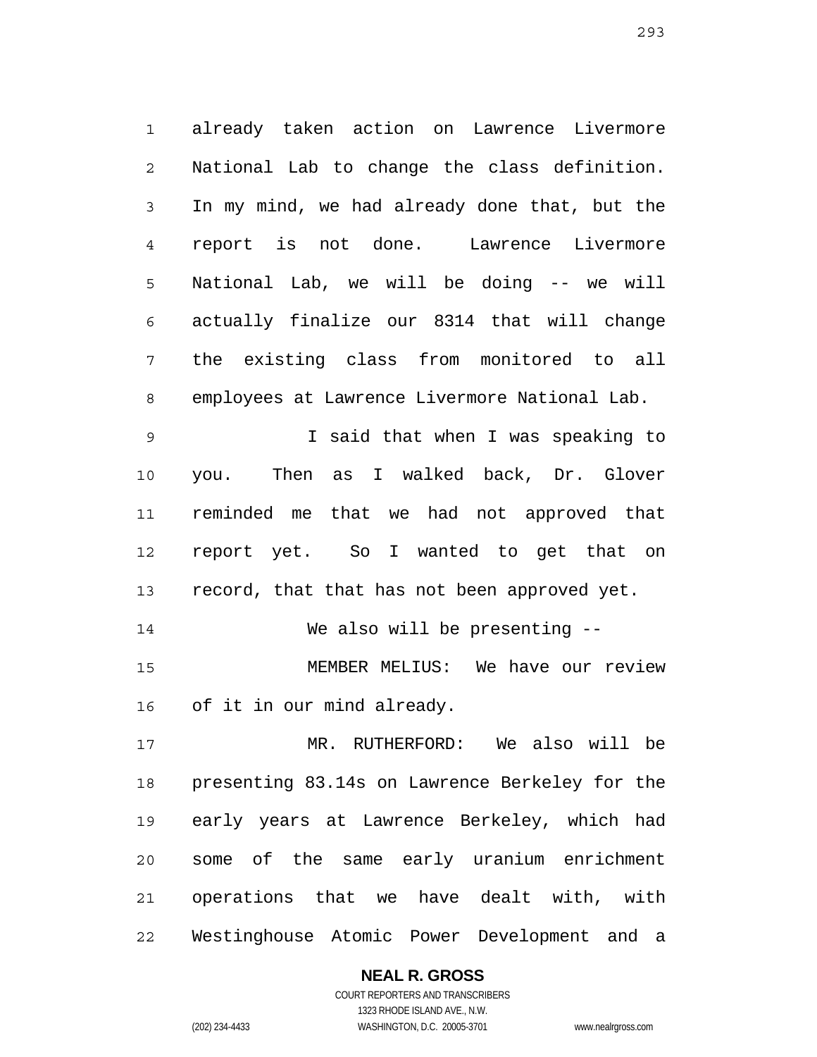already taken action on Lawrence Livermore National Lab to change the class definition. In my mind, we had already done that, but the report is not done. Lawrence Livermore National Lab, we will be doing -- we will actually finalize our 8314 that will change the existing class from monitored to all employees at Lawrence Livermore National Lab.

I said that when I was speaking to you. Then as I walked back, Dr. Glover reminded me that we had not approved that report yet. So I wanted to get that on record, that that has not been approved yet.

We also will be presenting --

MEMBER MELIUS: We have our review of it in our mind already.

MR. RUTHERFORD: We also will be presenting 83.14s on Lawrence Berkeley for the early years at Lawrence Berkeley, which had some of the same early uranium enrichment operations that we have dealt with, with Westinghouse Atomic Power Development and a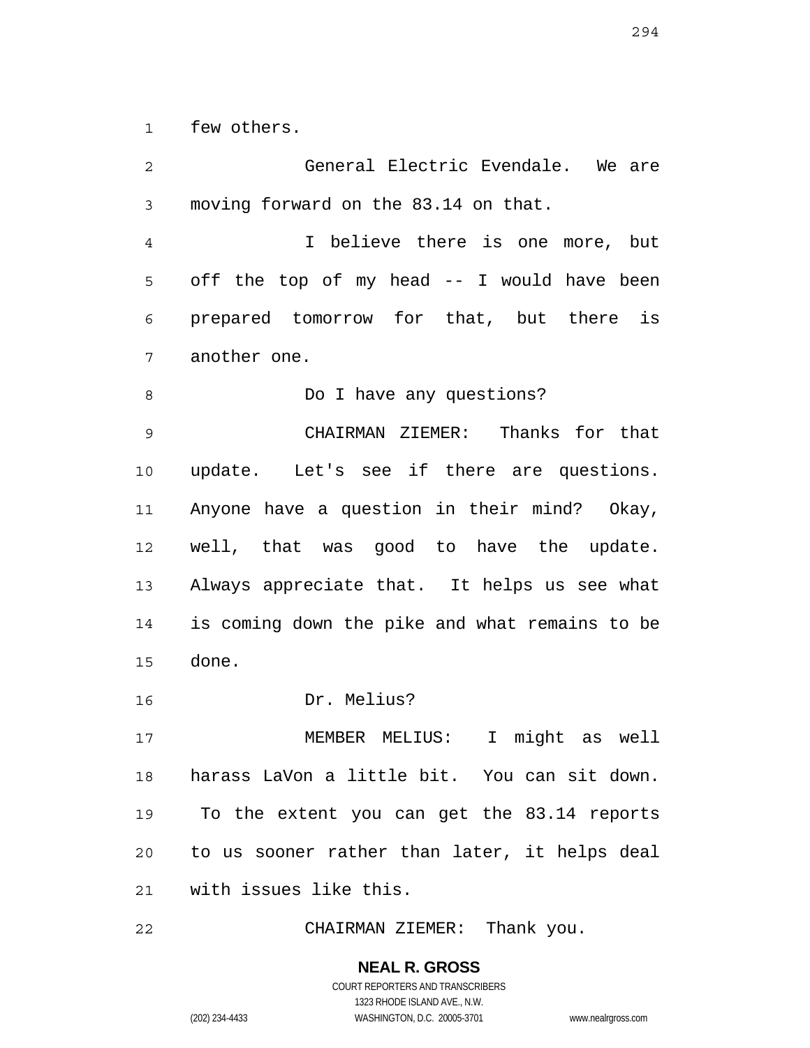few others.

General Electric Evendale. We are moving forward on the 83.14 on that.

I believe there is one more, but off the top of my head -- I would have been prepared tomorrow for that, but there is another one.

Do I have any questions?

CHAIRMAN ZIEMER: Thanks for that update. Let's see if there are questions. Anyone have a question in their mind? Okay, well, that was good to have the update. Always appreciate that. It helps us see what is coming down the pike and what remains to be done.

Dr. Melius?

MEMBER MELIUS: I might as well harass LaVon a little bit. You can sit down. To the extent you can get the 83.14 reports to us sooner rather than later, it helps deal with issues like this.

CHAIRMAN ZIEMER: Thank you.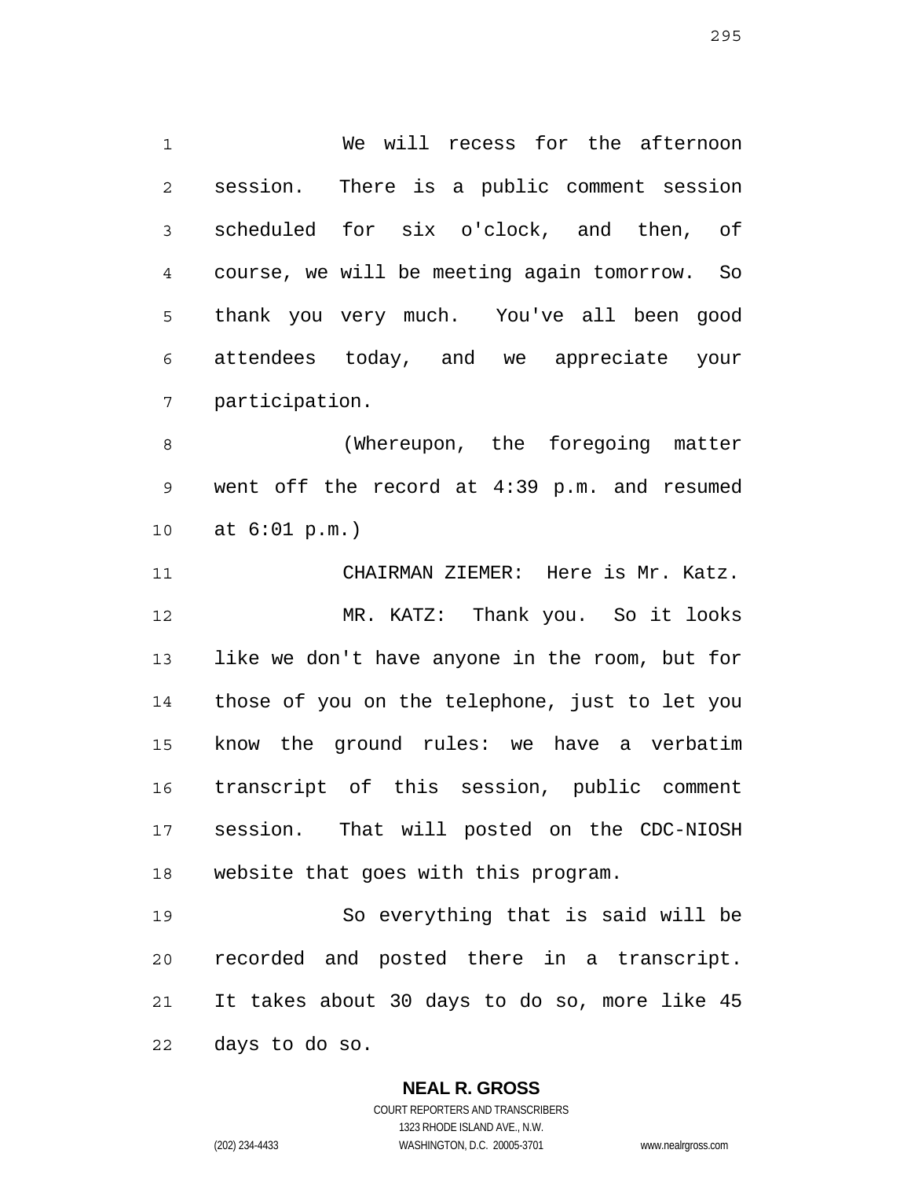We will recess for the afternoon session. There is a public comment session scheduled for six o'clock, and then, of course, we will be meeting again tomorrow. So thank you very much. You've all been good attendees today, and we appreciate your participation.

(Whereupon, the foregoing matter went off the record at 4:39 p.m. and resumed at 6:01 p.m.)

CHAIRMAN ZIEMER: Here is Mr. Katz.

MR. KATZ: Thank you. So it looks like we don't have anyone in the room, but for those of you on the telephone, just to let you know the ground rules: we have a verbatim transcript of this session, public comment session. That will posted on the CDC-NIOSH website that goes with this program.

So everything that is said will be recorded and posted there in a transcript. It takes about 30 days to do so, more like 45 days to do so.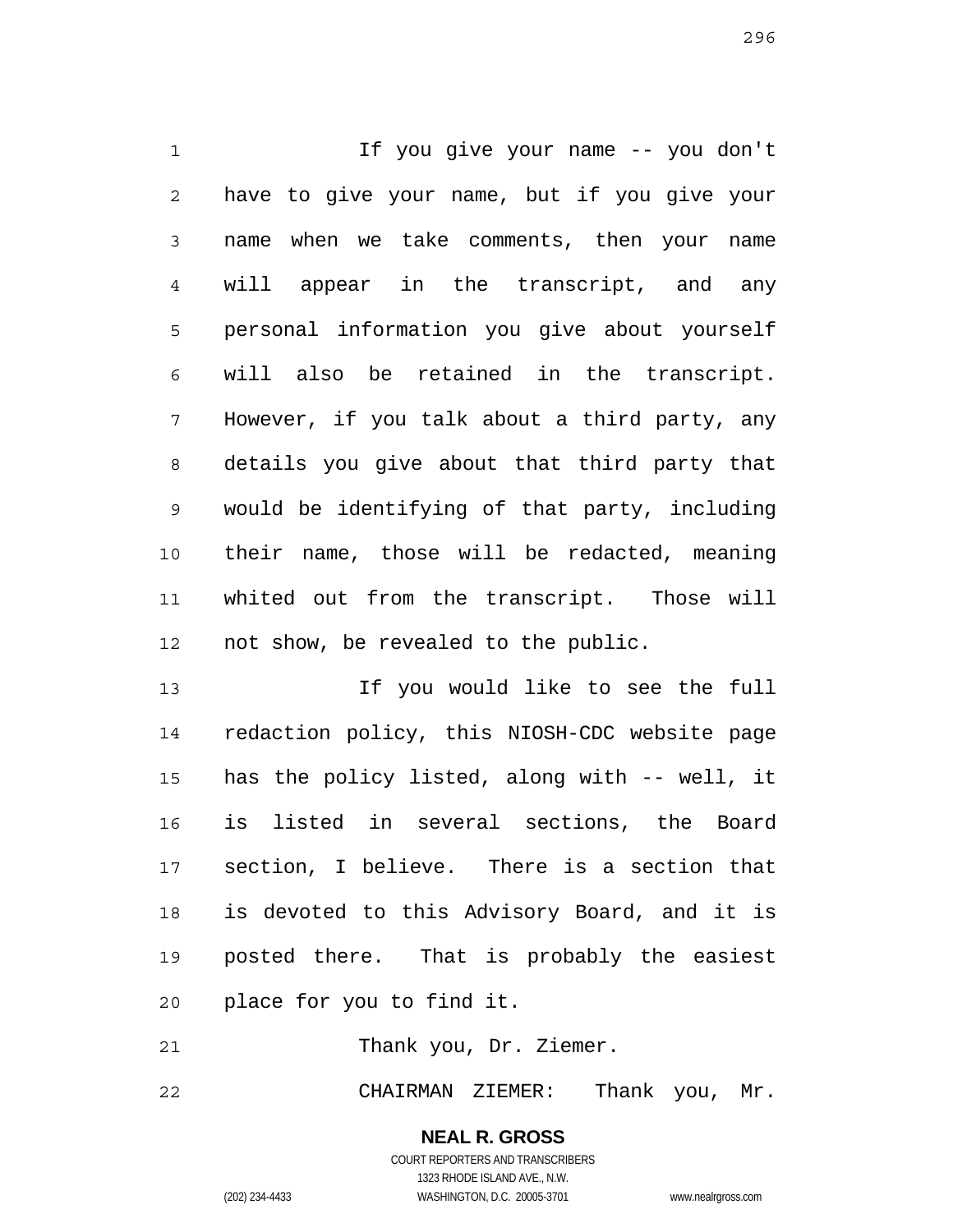If you give your name -- you don't have to give your name, but if you give your name when we take comments, then your name will appear in the transcript, and any personal information you give about yourself will also be retained in the transcript. However, if you talk about a third party, any details you give about that third party that would be identifying of that party, including their name, those will be redacted, meaning whited out from the transcript. Those will not show, be revealed to the public.

If you would like to see the full redaction policy, this NIOSH-CDC website page has the policy listed, along with -- well, it is listed in several sections, the Board section, I believe. There is a section that is devoted to this Advisory Board, and it is posted there. That is probably the easiest place for you to find it.

Thank you, Dr. Ziemer.

CHAIRMAN ZIEMER: Thank you, Mr.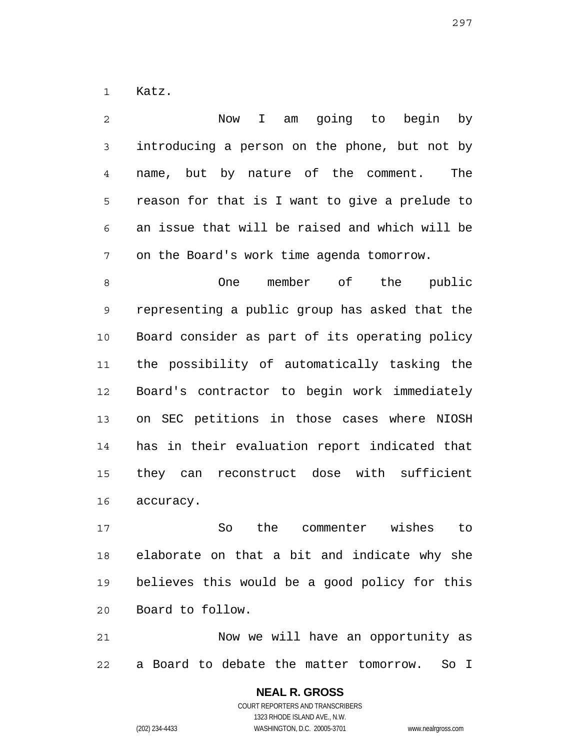Katz.

Now I am going to begin by introducing a person on the phone, but not by name, but by nature of the comment. The reason for that is I want to give a prelude to an issue that will be raised and which will be on the Board's work time agenda tomorrow.

One member of the public representing a public group has asked that the Board consider as part of its operating policy the possibility of automatically tasking the Board's contractor to begin work immediately on SEC petitions in those cases where NIOSH has in their evaluation report indicated that they can reconstruct dose with sufficient accuracy.

So the commenter wishes to elaborate on that a bit and indicate why she believes this would be a good policy for this Board to follow.

Now we will have an opportunity as a Board to debate the matter tomorrow. So I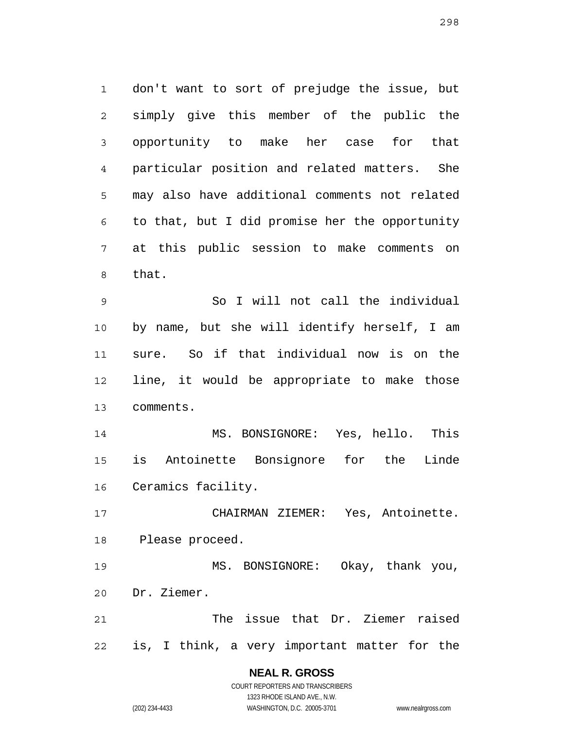don't want to sort of prejudge the issue, but simply give this member of the public the opportunity to make her case for that particular position and related matters. She may also have additional comments not related to that, but I did promise her the opportunity at this public session to make comments on that.

So I will not call the individual by name, but she will identify herself, I am sure. So if that individual now is on the line, it would be appropriate to make those comments.

MS. BONSIGNORE: Yes, hello. This is Antoinette Bonsignore for the Linde Ceramics facility.

CHAIRMAN ZIEMER: Yes, Antoinette. Please proceed.

MS. BONSIGNORE: Okay, thank you, Dr. Ziemer.

The issue that Dr. Ziemer raised is, I think, a very important matter for the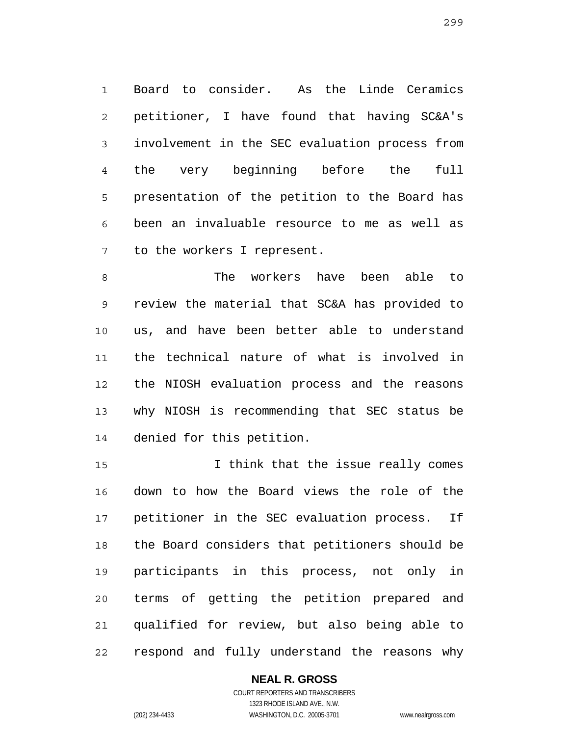Board to consider. As the Linde Ceramics petitioner, I have found that having SC&A's involvement in the SEC evaluation process from the very beginning before the full presentation of the petition to the Board has been an invaluable resource to me as well as to the workers I represent.

The workers have been able to review the material that SC&A has provided to us, and have been better able to understand the technical nature of what is involved in the NIOSH evaluation process and the reasons why NIOSH is recommending that SEC status be denied for this petition.

I think that the issue really comes down to how the Board views the role of the petitioner in the SEC evaluation process. If the Board considers that petitioners should be participants in this process, not only in terms of getting the petition prepared and qualified for review, but also being able to respond and fully understand the reasons why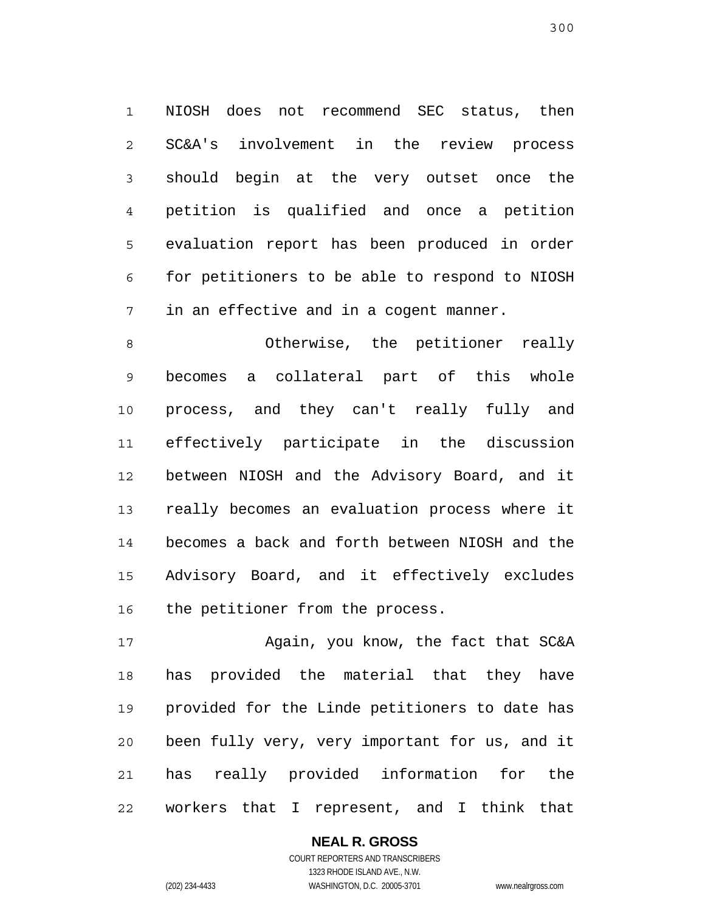NIOSH does not recommend SEC status, then SC&A's involvement in the review process should begin at the very outset once the petition is qualified and once a petition evaluation report has been produced in order for petitioners to be able to respond to NIOSH in an effective and in a cogent manner.

Otherwise, the petitioner really becomes a collateral part of this whole process, and they can't really fully and effectively participate in the discussion between NIOSH and the Advisory Board, and it really becomes an evaluation process where it becomes a back and forth between NIOSH and the Advisory Board, and it effectively excludes the petitioner from the process.

Again, you know, the fact that SC&A has provided the material that they have provided for the Linde petitioners to date has been fully very, very important for us, and it has really provided information for the workers that I represent, and I think that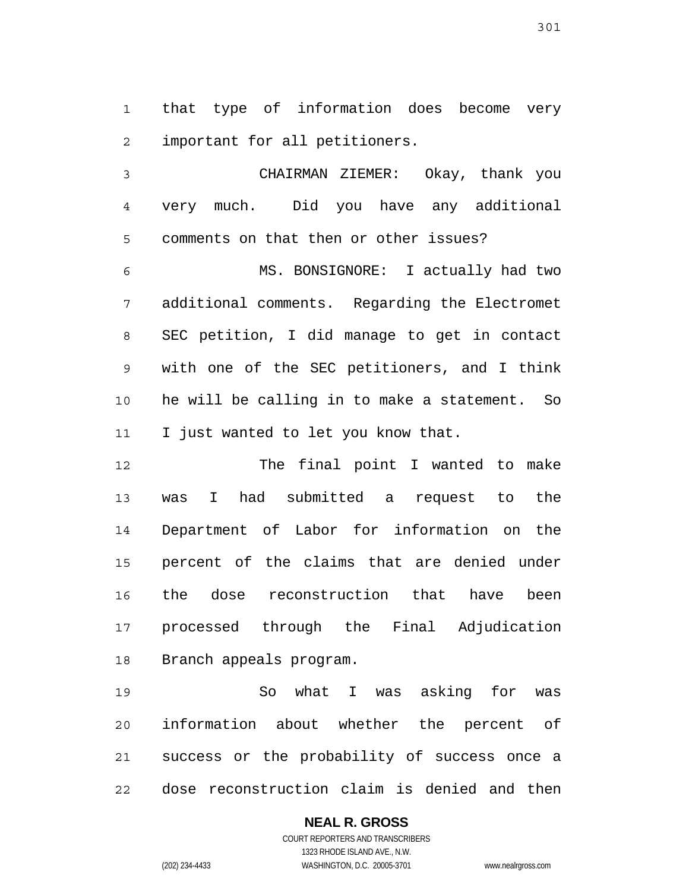that type of information does become very important for all petitioners.

CHAIRMAN ZIEMER: Okay, thank you very much. Did you have any additional comments on that then or other issues?

MS. BONSIGNORE: I actually had two additional comments. Regarding the Electromet SEC petition, I did manage to get in contact with one of the SEC petitioners, and I think he will be calling in to make a statement. So I just wanted to let you know that.

The final point I wanted to make was I had submitted a request to the Department of Labor for information on the percent of the claims that are denied under the dose reconstruction that have been processed through the Final Adjudication Branch appeals program.

So what I was asking for was information about whether the percent of success or the probability of success once a dose reconstruction claim is denied and then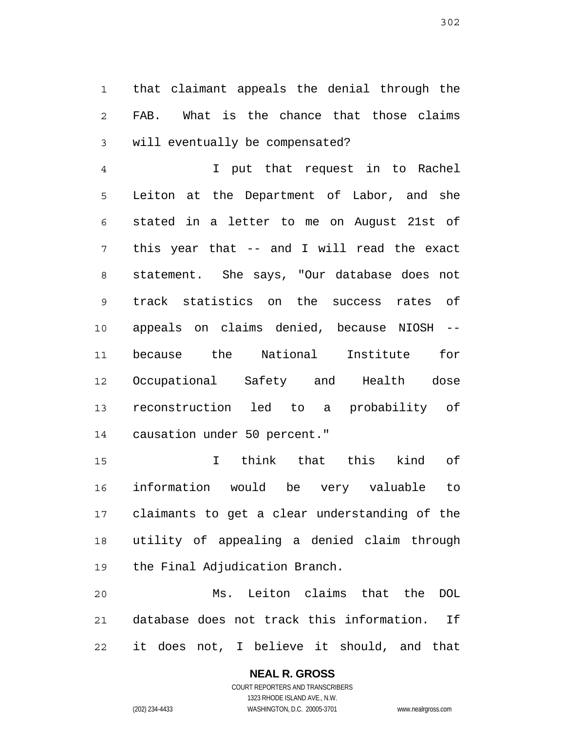that claimant appeals the denial through the FAB. What is the chance that those claims will eventually be compensated?

I put that request in to Rachel Leiton at the Department of Labor, and she stated in a letter to me on August 21st of this year that -- and I will read the exact statement. She says, "Our database does not track statistics on the success rates of appeals on claims denied, because NIOSH -- because the National Institute for Occupational Safety and Health dose reconstruction led to a probability of causation under 50 percent."

I think that this kind of information would be very valuable to claimants to get a clear understanding of the utility of appealing a denied claim through the Final Adjudication Branch.

Ms. Leiton claims that the DOL database does not track this information. If it does not, I believe it should, and that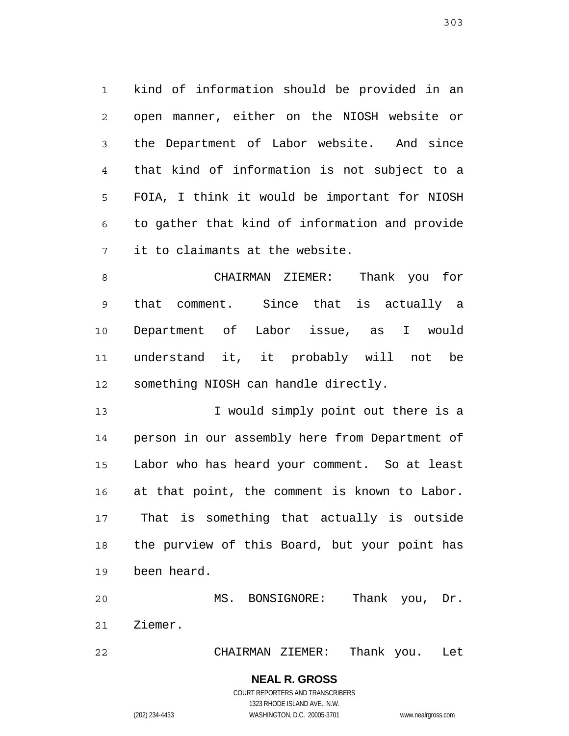kind of information should be provided in an open manner, either on the NIOSH website or the Department of Labor website. And since that kind of information is not subject to a FOIA, I think it would be important for NIOSH to gather that kind of information and provide it to claimants at the website.

CHAIRMAN ZIEMER: Thank you for that comment. Since that is actually a Department of Labor issue, as I would understand it, it probably will not be something NIOSH can handle directly.

I would simply point out there is a person in our assembly here from Department of Labor who has heard your comment. So at least at that point, the comment is known to Labor. That is something that actually is outside the purview of this Board, but your point has been heard.

MS. BONSIGNORE: Thank you, Dr. Ziemer.

CHAIRMAN ZIEMER: Thank you. Let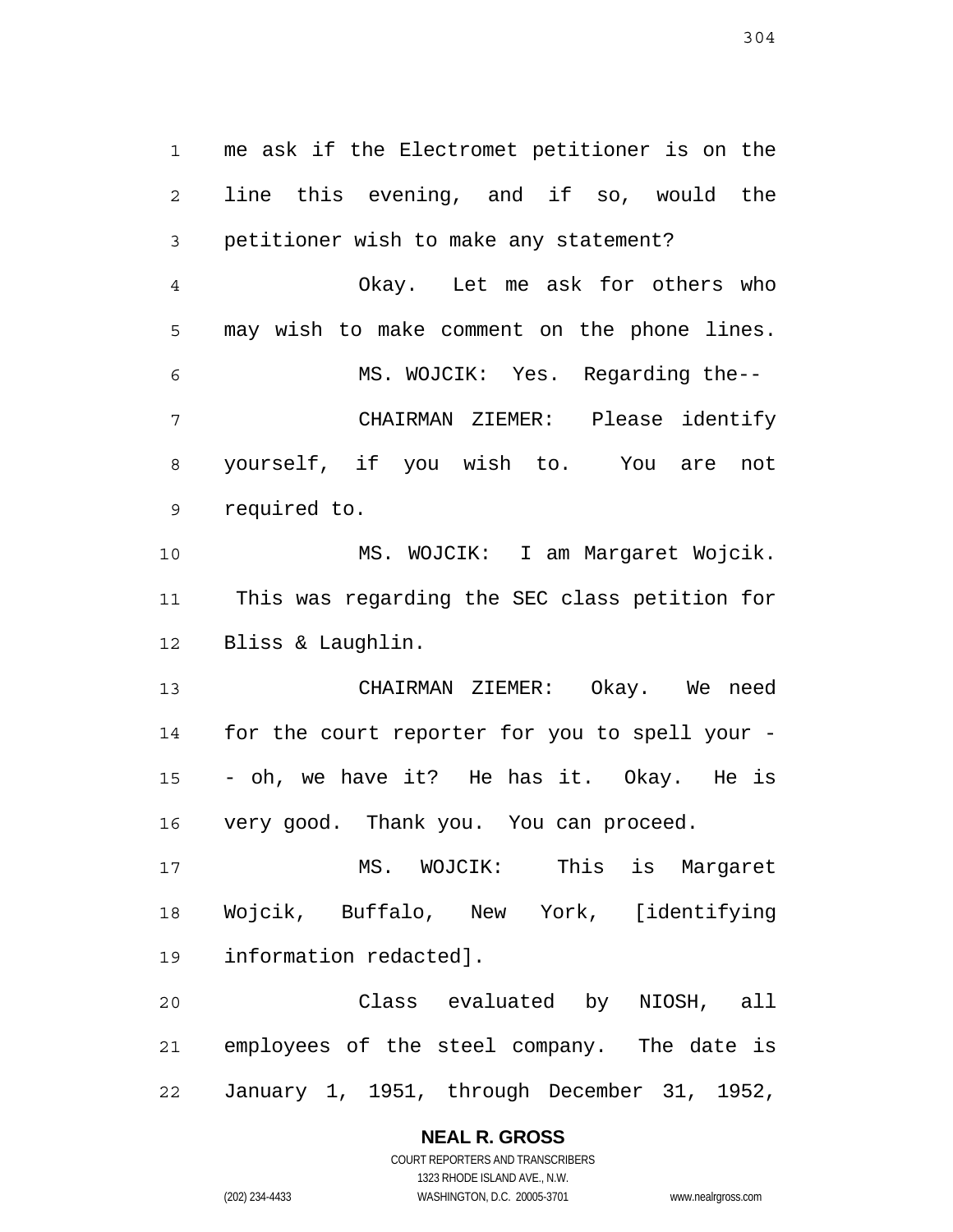me ask if the Electromet petitioner is on the line this evening, and if so, would the petitioner wish to make any statement?

Okay. Let me ask for others who may wish to make comment on the phone lines.

MS. WOJCIK: Yes. Regarding the--

CHAIRMAN ZIEMER: Please identify yourself, if you wish to. You are not required to.

MS. WOJCIK: I am Margaret Wojcik. This was regarding the SEC class petition for Bliss & Laughlin.

CHAIRMAN ZIEMER: Okay. We need for the court reporter for you to spell your -- oh, we have it? He has it. Okay. He is very good. Thank you. You can proceed.

MS. WOJCIK: This is Margaret Wojcik, Buffalo, New York, [identifying information redacted].

Class evaluated by NIOSH, all employees of the steel company. The date is January 1, 1951, through December 31, 1952,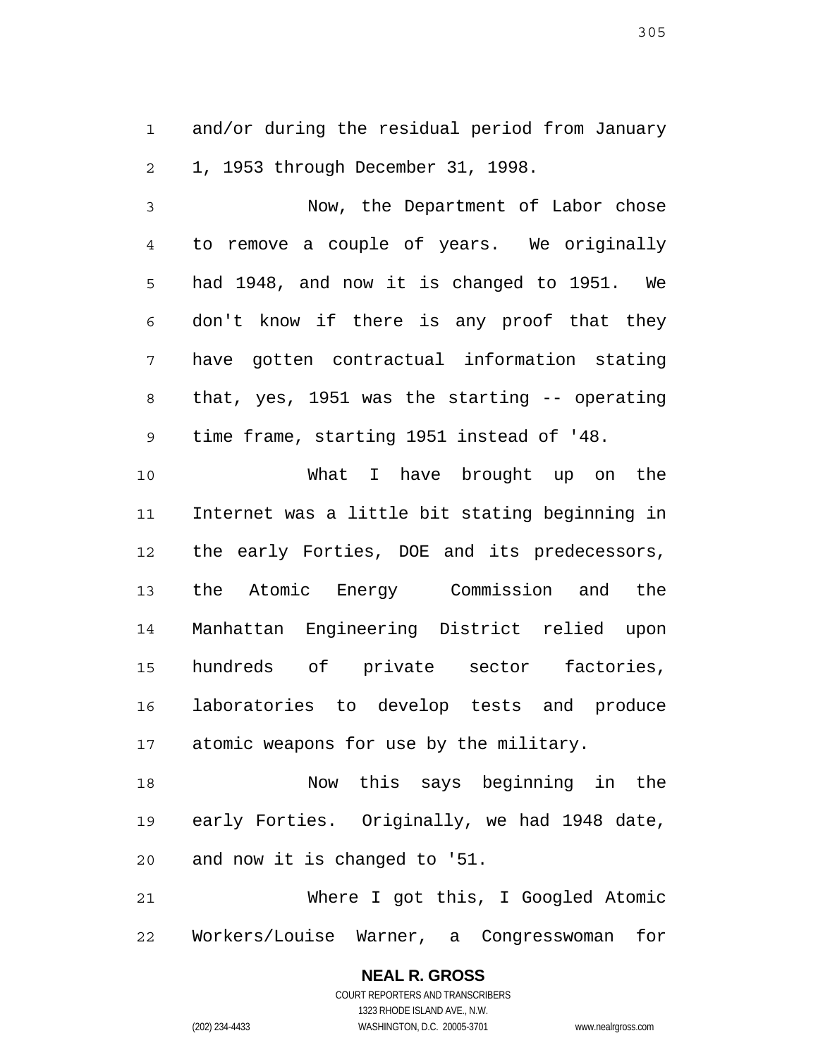and/or during the residual period from January 1, 1953 through December 31, 1998.

Now, the Department of Labor chose to remove a couple of years. We originally had 1948, and now it is changed to 1951. We don't know if there is any proof that they have gotten contractual information stating that, yes, 1951 was the starting -- operating time frame, starting 1951 instead of '48.

What I have brought up on the Internet was a little bit stating beginning in the early Forties, DOE and its predecessors, the Atomic Energy Commission and the Manhattan Engineering District relied upon hundreds of private sector factories, laboratories to develop tests and produce atomic weapons for use by the military.

Now this says beginning in the early Forties. Originally, we had 1948 date, and now it is changed to '51.

Where I got this, I Googled Atomic Workers/Louise Warner, a Congresswoman for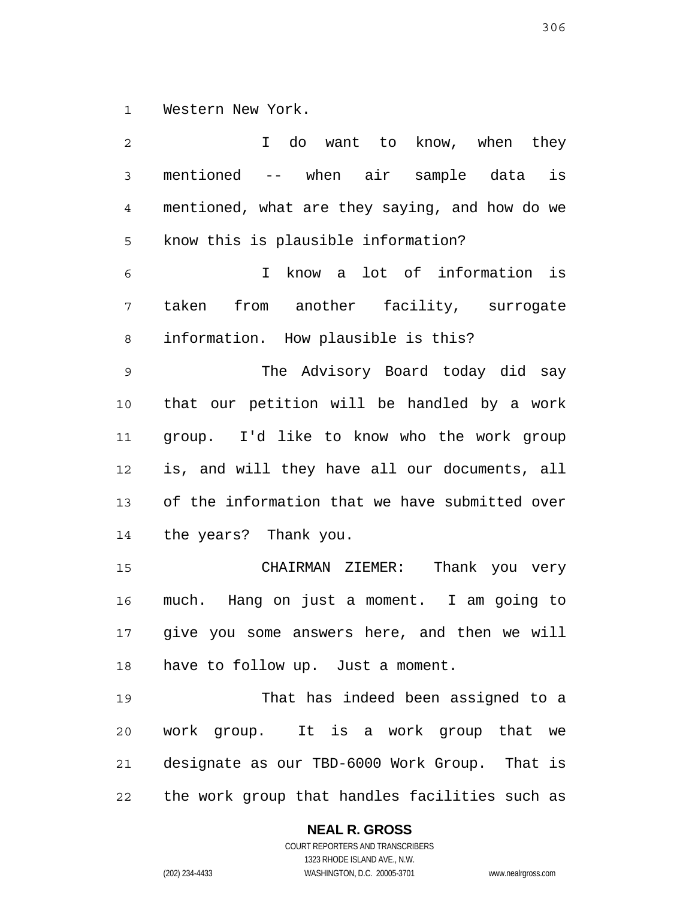Western New York.

I do want to know, when they mentioned -- when air sample data is mentioned, what are they saying, and how do we know this is plausible information?

I know a lot of information is taken from another facility, surrogate information. How plausible is this?

The Advisory Board today did say that our petition will be handled by a work group. I'd like to know who the work group is, and will they have all our documents, all of the information that we have submitted over the years? Thank you.

CHAIRMAN ZIEMER: Thank you very much. Hang on just a moment. I am going to give you some answers here, and then we will have to follow up. Just a moment.

That has indeed been assigned to a work group. It is a work group that we designate as our TBD-6000 Work Group. That is the work group that handles facilities such as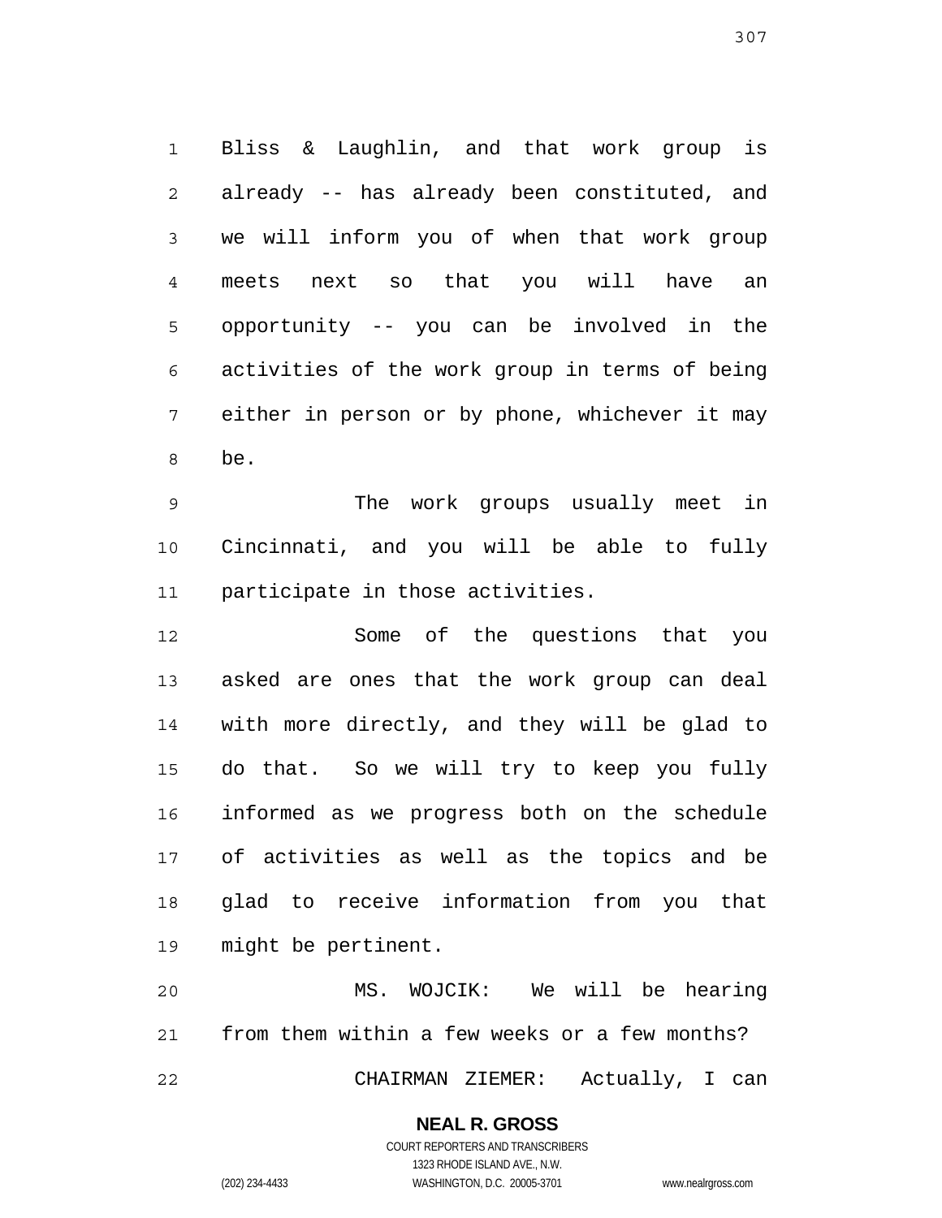Bliss & Laughlin, and that work group is already -- has already been constituted, and we will inform you of when that work group meets next so that you will have an opportunity -- you can be involved in the activities of the work group in terms of being either in person or by phone, whichever it may be.

The work groups usually meet in Cincinnati, and you will be able to fully participate in those activities.

Some of the questions that you asked are ones that the work group can deal with more directly, and they will be glad to do that. So we will try to keep you fully informed as we progress both on the schedule of activities as well as the topics and be glad to receive information from you that might be pertinent.

MS. WOJCIK: We will be hearing from them within a few weeks or a few months?

CHAIRMAN ZIEMER: Actually, I can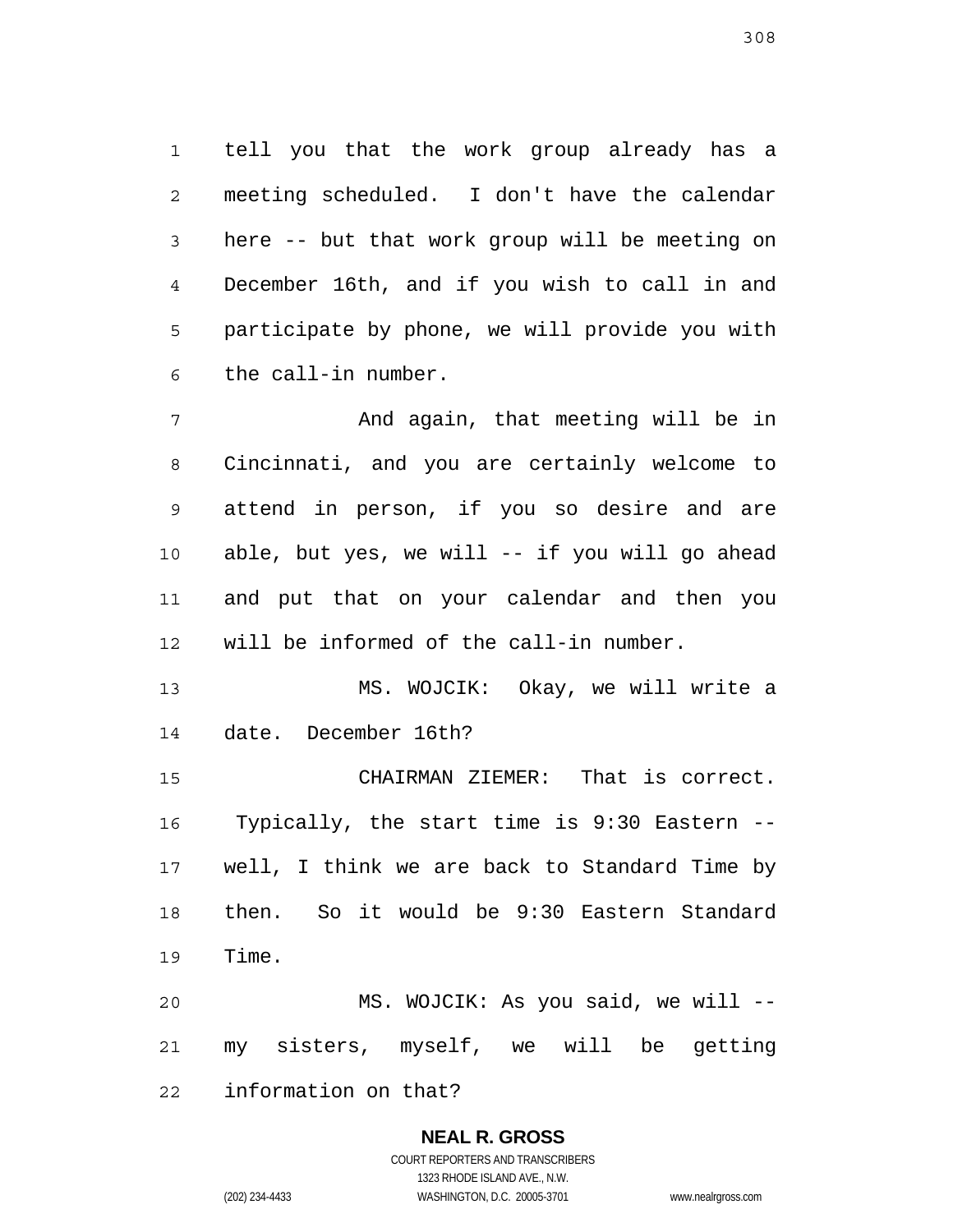tell you that the work group already has a meeting scheduled. I don't have the calendar here -- but that work group will be meeting on December 16th, and if you wish to call in and participate by phone, we will provide you with the call-in number.

And again, that meeting will be in Cincinnati, and you are certainly welcome to attend in person, if you so desire and are able, but yes, we will -- if you will go ahead and put that on your calendar and then you will be informed of the call-in number.

MS. WOJCIK: Okay, we will write a date. December 16th?

CHAIRMAN ZIEMER: That is correct. Typically, the start time is 9:30 Eastern -- well, I think we are back to Standard Time by then. So it would be 9:30 Eastern Standard Time.

MS. WOJCIK: As you said, we will -- my sisters, myself, we will be getting information on that?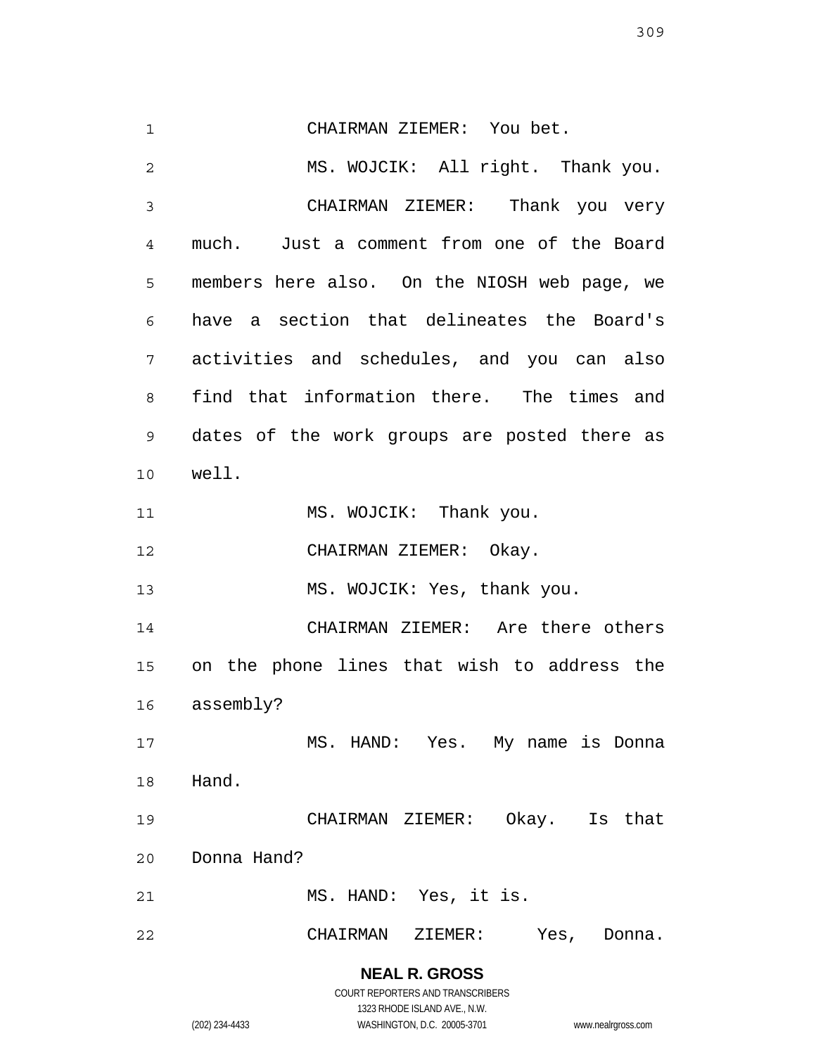CHAIRMAN ZIEMER: You bet.

MS. WOJCIK: All right. Thank you.

CHAIRMAN ZIEMER: Thank you very much. Just a comment from one of the Board members here also. On the NIOSH web page, we have a section that delineates the Board's activities and schedules, and you can also find that information there. The times and dates of the work groups are posted there as well.

MS. WOJCIK: Thank you.

CHAIRMAN ZIEMER: Okay.

MS. WOJCIK: Yes, thank you.

CHAIRMAN ZIEMER: Are there others on the phone lines that wish to address the assembly?

MS. HAND: Yes. My name is Donna Hand.

CHAIRMAN ZIEMER: Okay. Is that Donna Hand?

MS. HAND: Yes, it is.

CHAIRMAN ZIEMER: Yes, Donna.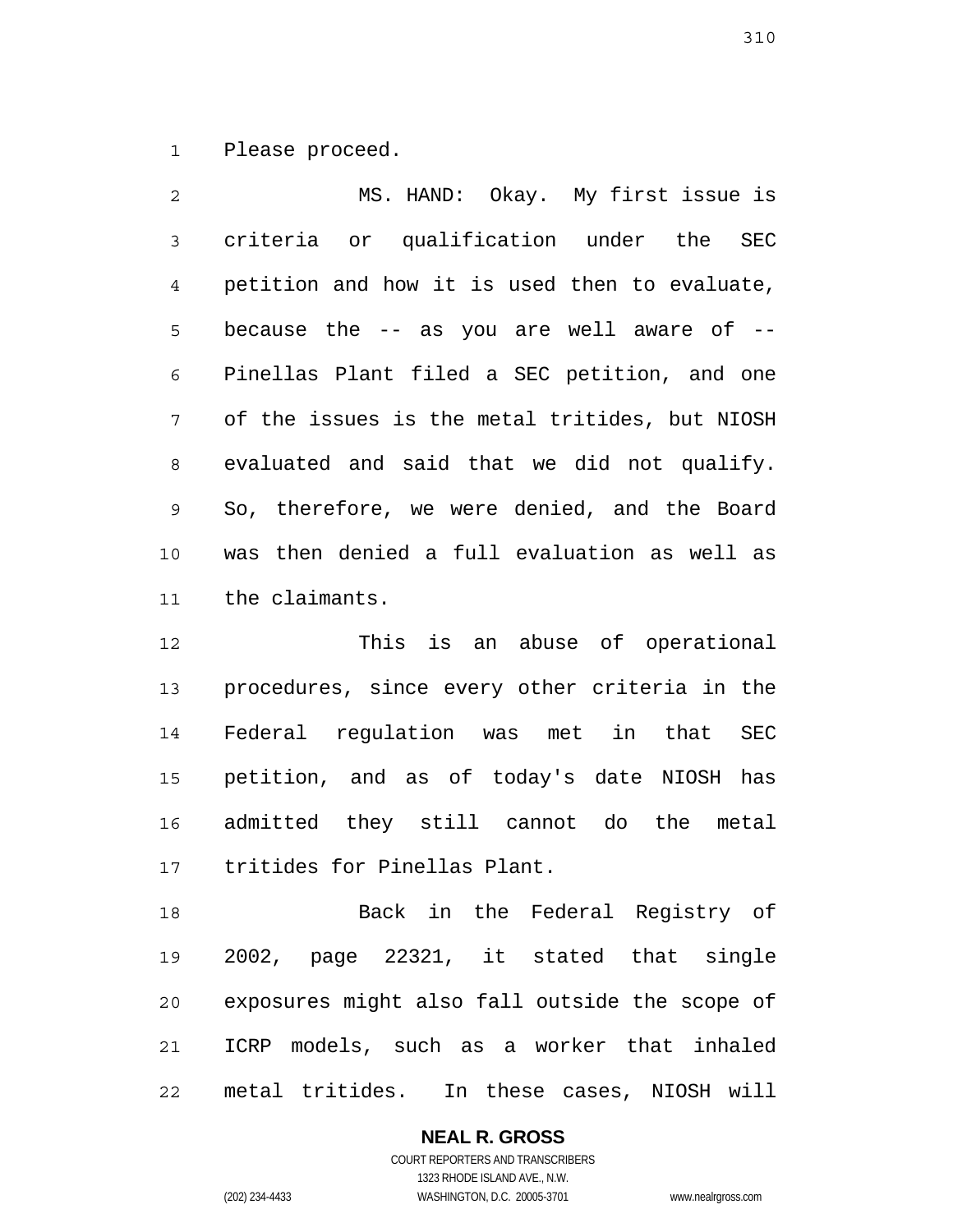Please proceed.

MS. HAND: Okay. My first issue is criteria or qualification under the SEC petition and how it is used then to evaluate, because the -- as you are well aware of -- Pinellas Plant filed a SEC petition, and one of the issues is the metal tritides, but NIOSH evaluated and said that we did not qualify. So, therefore, we were denied, and the Board was then denied a full evaluation as well as the claimants.

This is an abuse of operational procedures, since every other criteria in the Federal regulation was met in that SEC petition, and as of today's date NIOSH has admitted they still cannot do the metal tritides for Pinellas Plant.

Back in the Federal Registry of 2002, page 22321, it stated that single exposures might also fall outside the scope of ICRP models, such as a worker that inhaled metal tritides. In these cases, NIOSH will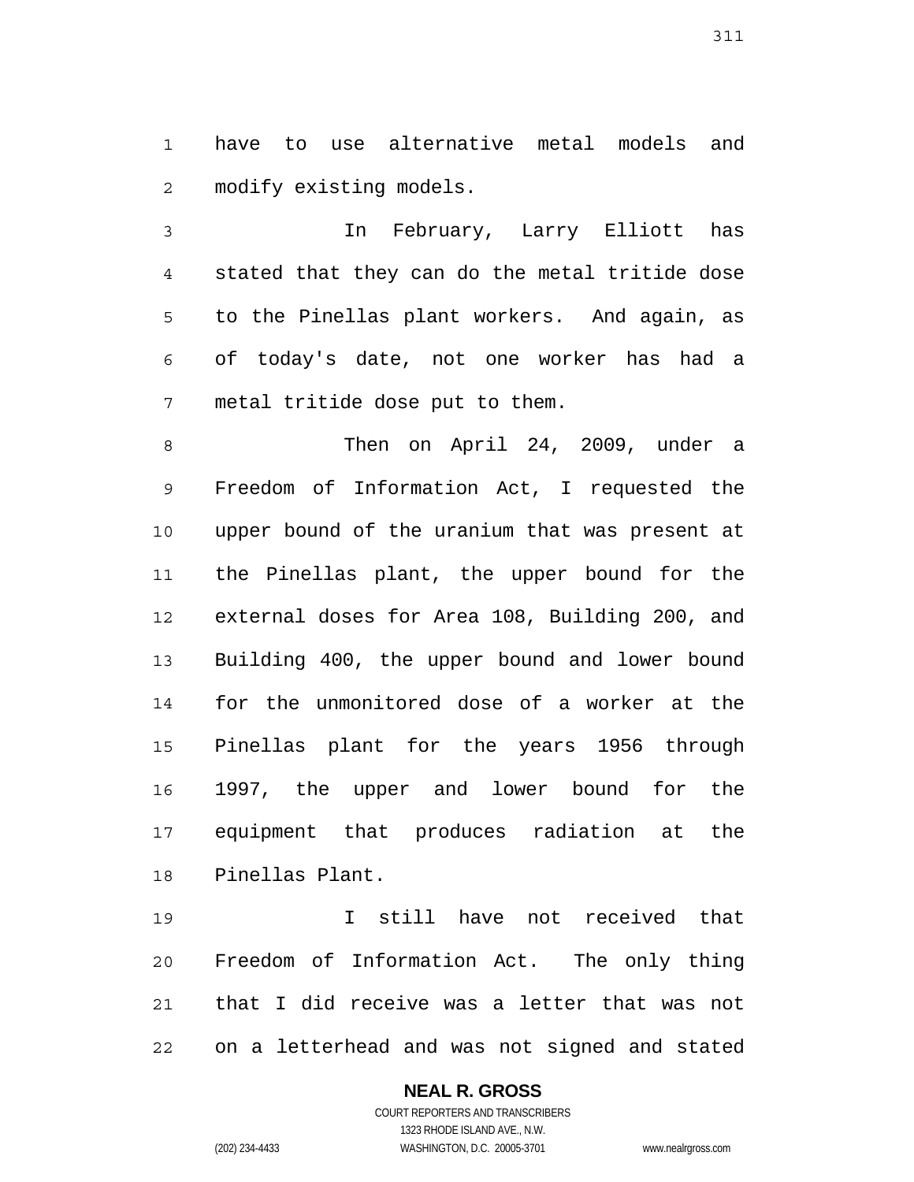have to use alternative metal models and modify existing models.

In February, Larry Elliott has stated that they can do the metal tritide dose to the Pinellas plant workers. And again, as of today's date, not one worker has had a metal tritide dose put to them.

Then on April 24, 2009, under a Freedom of Information Act, I requested the upper bound of the uranium that was present at the Pinellas plant, the upper bound for the external doses for Area 108, Building 200, and Building 400, the upper bound and lower bound for the unmonitored dose of a worker at the Pinellas plant for the years 1956 through 1997, the upper and lower bound for the equipment that produces radiation at the Pinellas Plant.

I still have not received that Freedom of Information Act. The only thing that I did receive was a letter that was not on a letterhead and was not signed and stated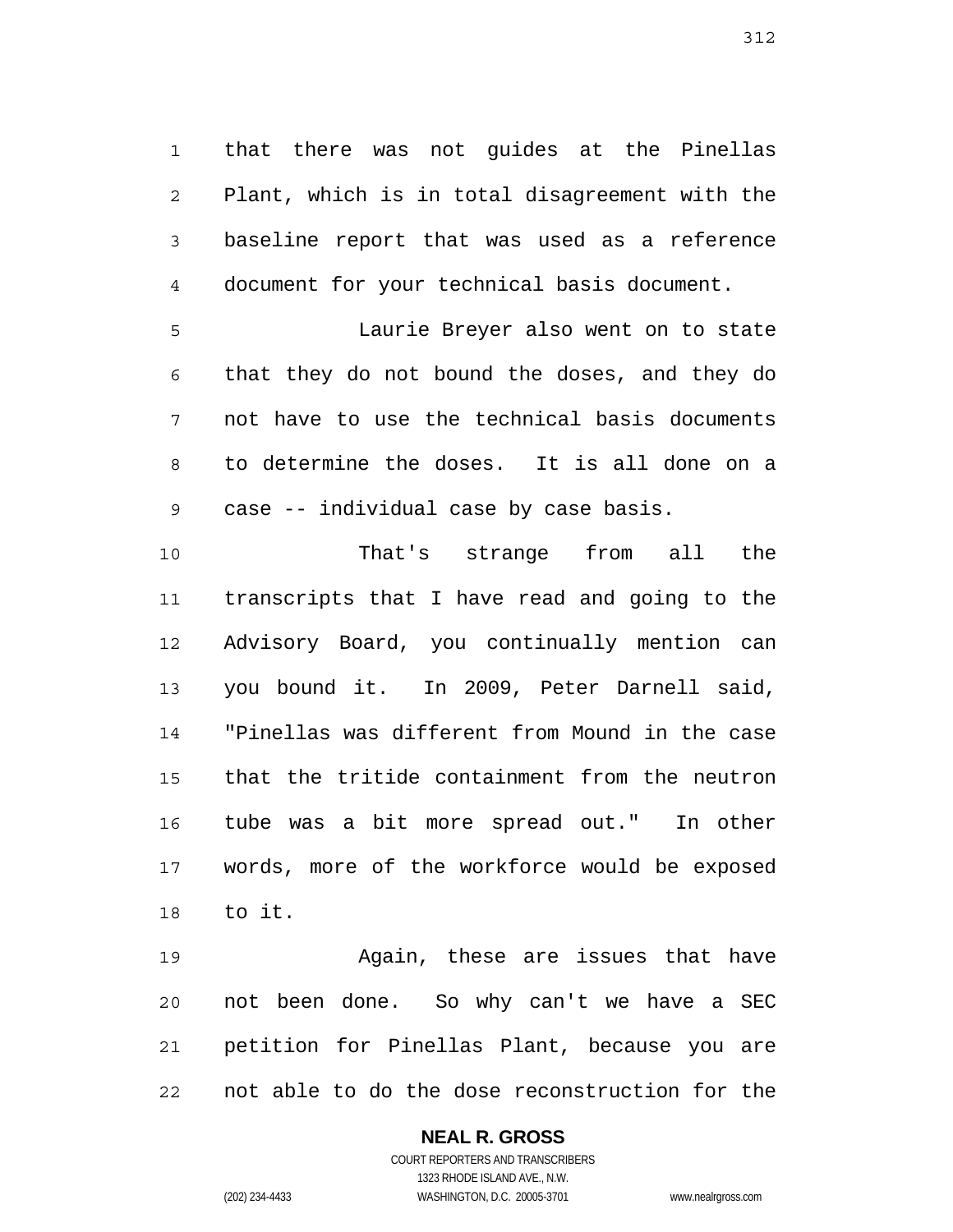that there was not guides at the Pinellas Plant, which is in total disagreement with the baseline report that was used as a reference document for your technical basis document.

Laurie Breyer also went on to state that they do not bound the doses, and they do not have to use the technical basis documents to determine the doses. It is all done on a case -- individual case by case basis.

That's strange from all the transcripts that I have read and going to the Advisory Board, you continually mention can you bound it. In 2009, Peter Darnell said, "Pinellas was different from Mound in the case that the tritide containment from the neutron tube was a bit more spread out." In other words, more of the workforce would be exposed to it.

Again, these are issues that have not been done. So why can't we have a SEC petition for Pinellas Plant, because you are not able to do the dose reconstruction for the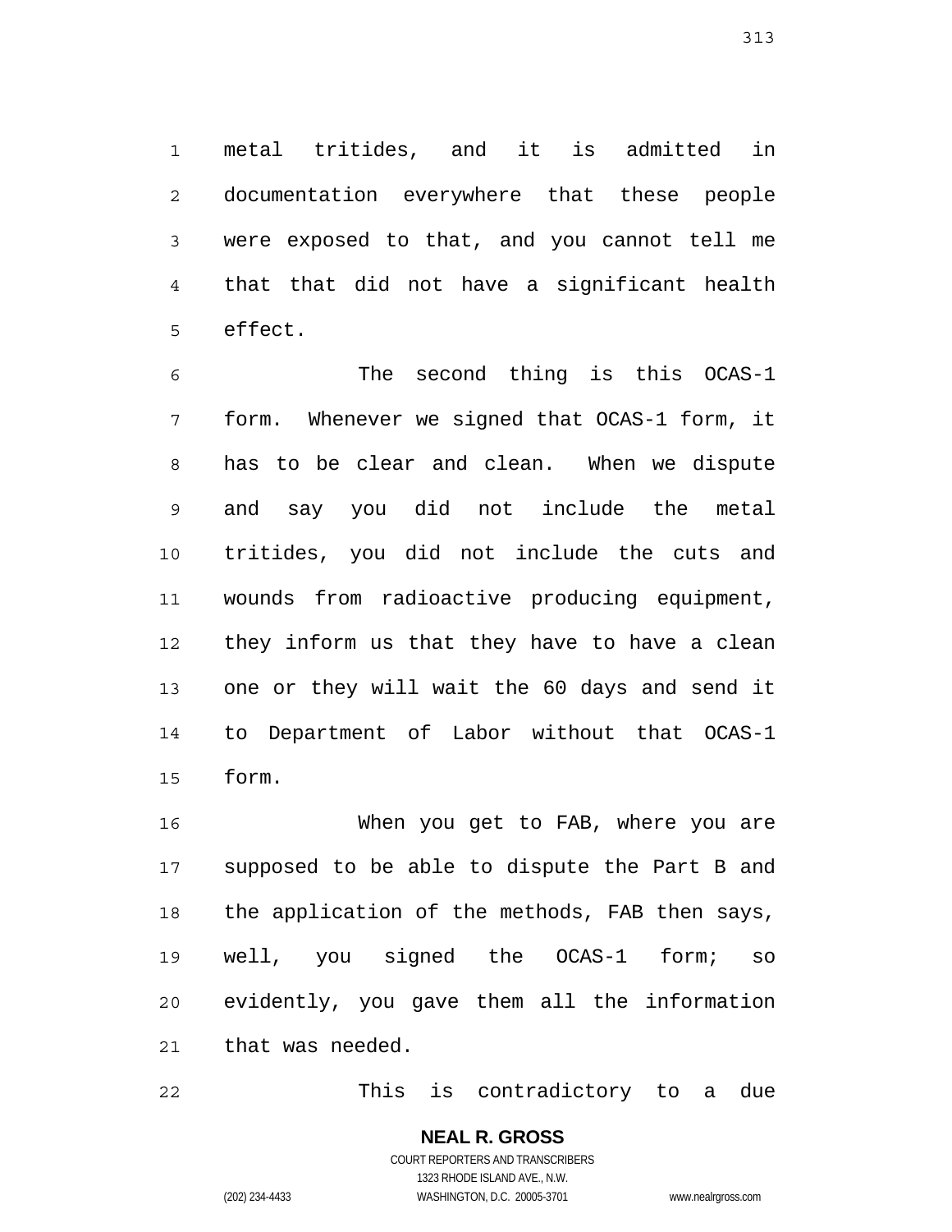metal tritides, and it is admitted in documentation everywhere that these people were exposed to that, and you cannot tell me that that did not have a significant health effect.

The second thing is this OCAS-1 form. Whenever we signed that OCAS-1 form, it has to be clear and clean. When we dispute and say you did not include the metal tritides, you did not include the cuts and wounds from radioactive producing equipment, they inform us that they have to have a clean one or they will wait the 60 days and send it to Department of Labor without that OCAS-1 form.

When you get to FAB, where you are supposed to be able to dispute the Part B and the application of the methods, FAB then says, well, you signed the OCAS-1 form; so evidently, you gave them all the information that was needed.

This is contradictory to a due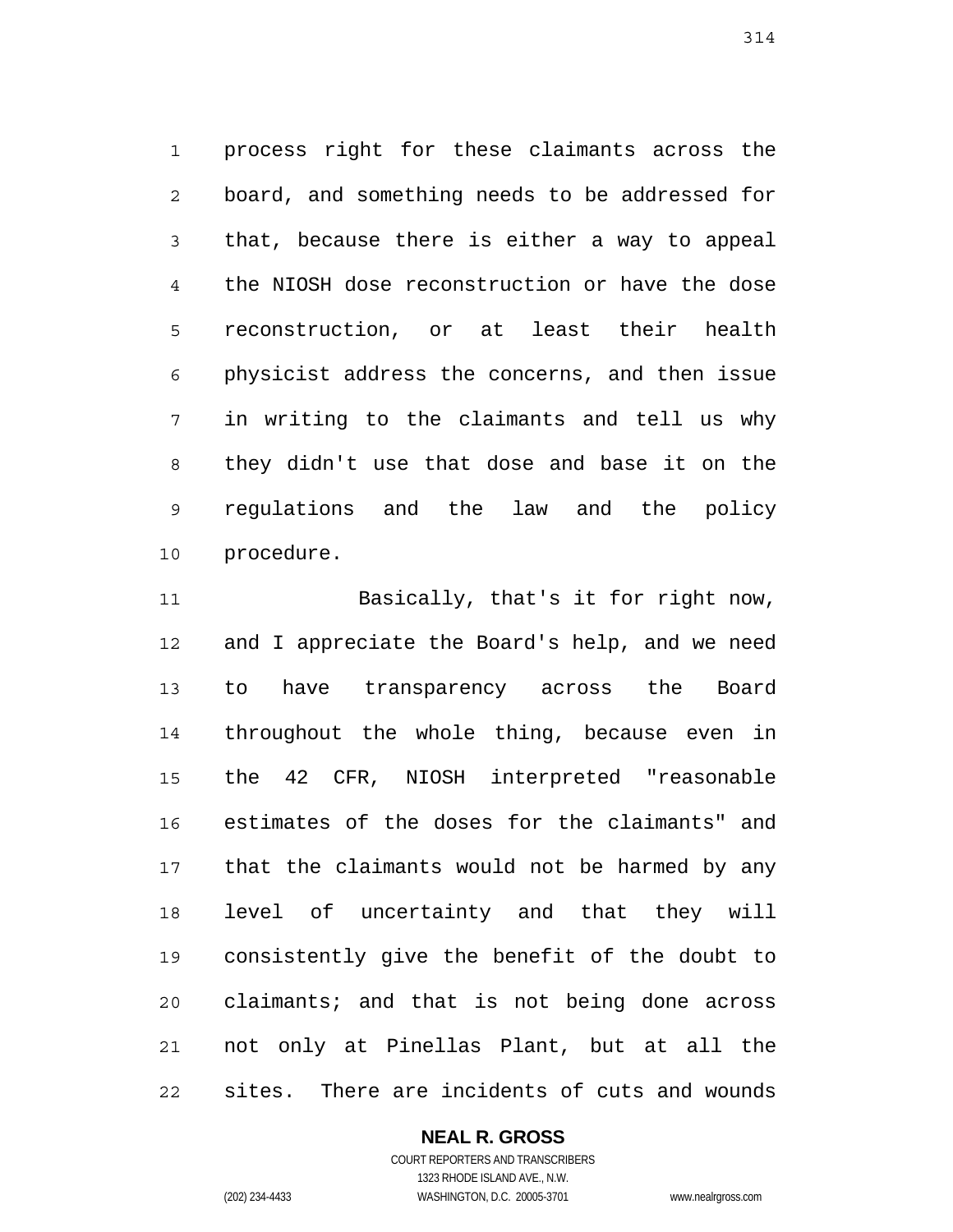process right for these claimants across the board, and something needs to be addressed for that, because there is either a way to appeal the NIOSH dose reconstruction or have the dose reconstruction, or at least their health physicist address the concerns, and then issue in writing to the claimants and tell us why they didn't use that dose and base it on the regulations and the law and the policy procedure.

Basically, that's it for right now, and I appreciate the Board's help, and we need to have transparency across the Board throughout the whole thing, because even in the 42 CFR, NIOSH interpreted "reasonable estimates of the doses for the claimants" and that the claimants would not be harmed by any level of uncertainty and that they will consistently give the benefit of the doubt to claimants; and that is not being done across not only at Pinellas Plant, but at all the sites. There are incidents of cuts and wounds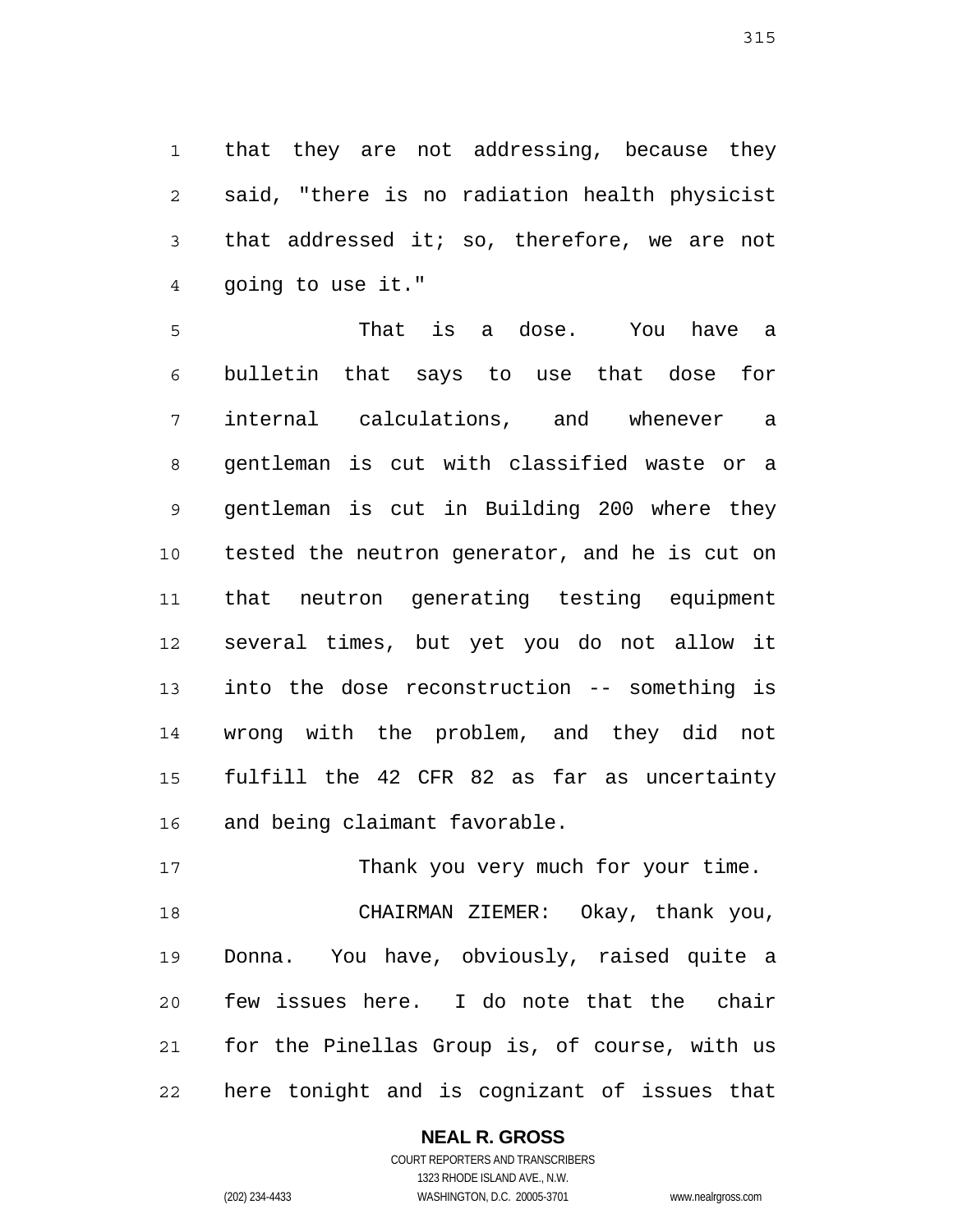that they are not addressing, because they said, "there is no radiation health physicist that addressed it; so, therefore, we are not going to use it."

That is a dose. You have a bulletin that says to use that dose for internal calculations, and whenever a gentleman is cut with classified waste or a gentleman is cut in Building 200 where they tested the neutron generator, and he is cut on that neutron generating testing equipment several times, but yet you do not allow it into the dose reconstruction -- something is wrong with the problem, and they did not fulfill the 42 CFR 82 as far as uncertainty and being claimant favorable.

Thank you very much for your time.

CHAIRMAN ZIEMER: Okay, thank you, Donna. You have, obviously, raised quite a few issues here. I do note that the chair for the Pinellas Group is, of course, with us here tonight and is cognizant of issues that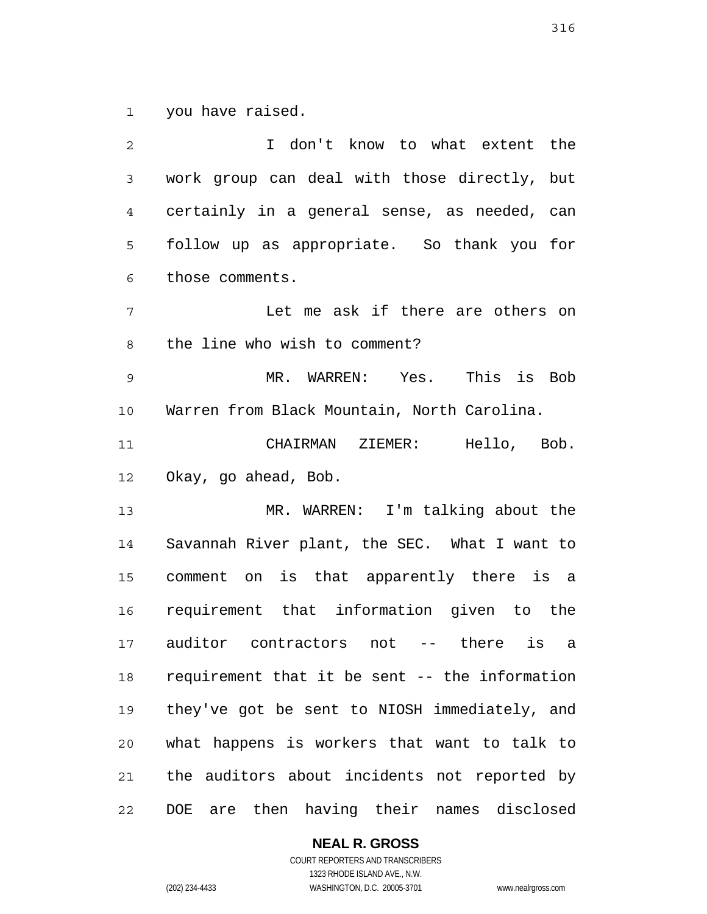you have raised.

I don't know to what extent the work group can deal with those directly, but certainly in a general sense, as needed, can follow up as appropriate. So thank you for those comments.

Let me ask if there are others on the line who wish to comment?

MR. WARREN: Yes. This is Bob Warren from Black Mountain, North Carolina.

CHAIRMAN ZIEMER: Hello, Bob. Okay, go ahead, Bob.

MR. WARREN: I'm talking about the Savannah River plant, the SEC. What I want to comment on is that apparently there is a requirement that information given to the auditor contractors not -- there is a requirement that it be sent -- the information they've got be sent to NIOSH immediately, and what happens is workers that want to talk to the auditors about incidents not reported by DOE are then having their names disclosed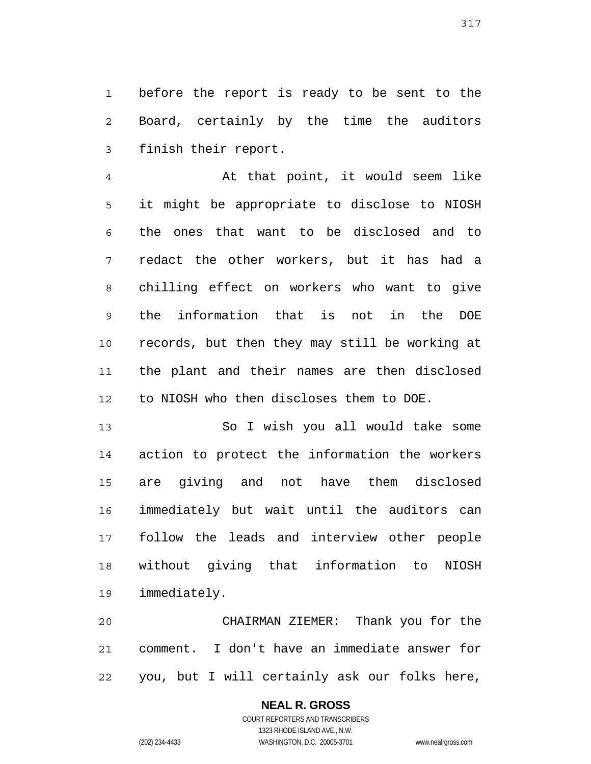before the report is ready to be sent to the Board, certainly by the time the auditors finish their report.

At that point, it would seem like it might be appropriate to disclose to NIOSH the ones that want to be disclosed and to redact the other workers, but it has had a chilling effect on workers who want to give the information that is not in the DOE records, but then they may still be working at the plant and their names are then disclosed to NIOSH who then discloses them to DOE.

So I wish you all would take some action to protect the information the workers are giving and not have them disclosed immediately but wait until the auditors can follow the leads and interview other people without giving that information to NIOSH immediately.

CHAIRMAN ZIEMER: Thank you for the comment. I don't have an immediate answer for you, but I will certainly ask our folks here,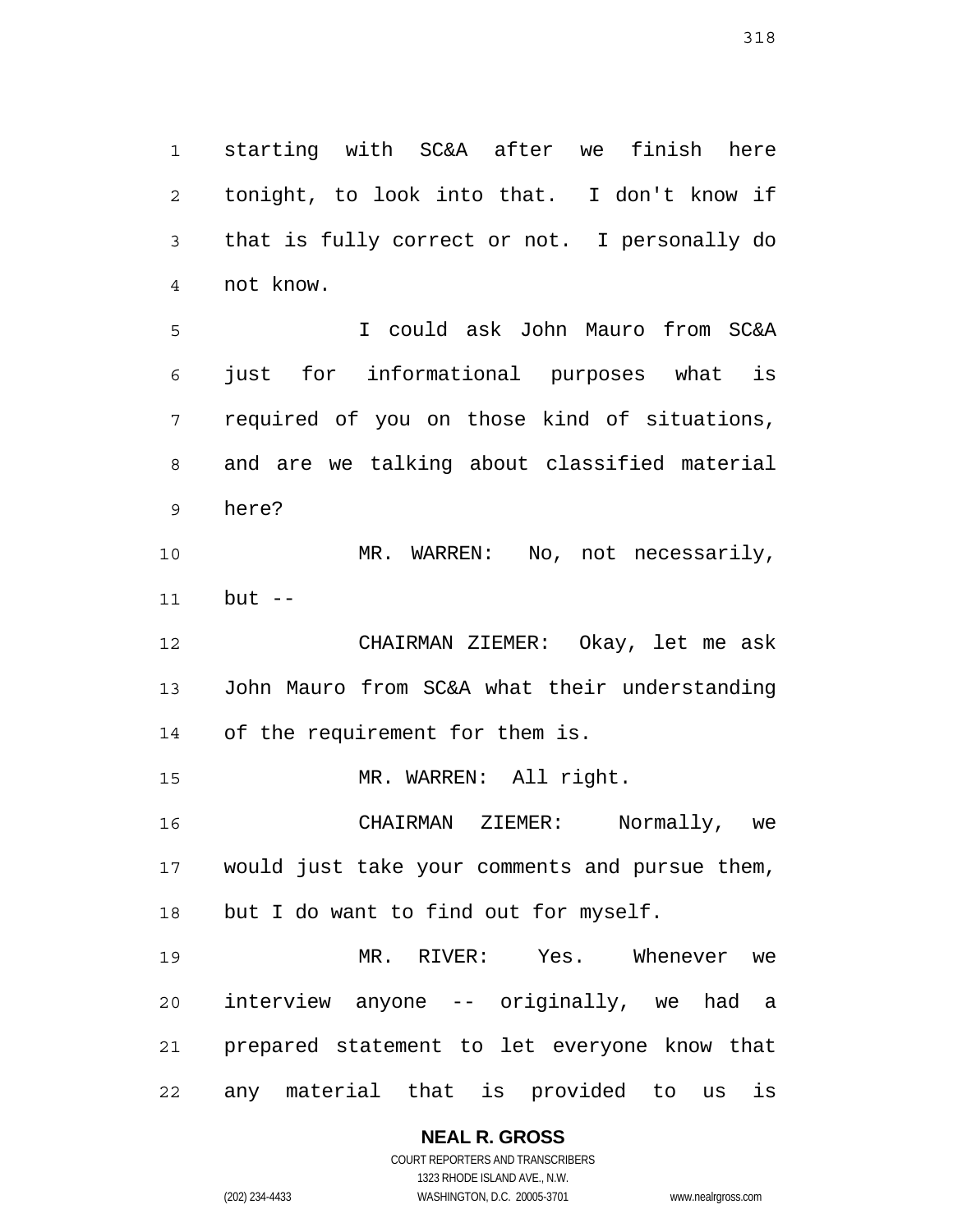starting with SC&A after we finish here tonight, to look into that. I don't know if that is fully correct or not. I personally do not know.

I could ask John Mauro from SC&A just for informational purposes what is required of you on those kind of situations, and are we talking about classified material here?

MR. WARREN: No, not necessarily, but --

CHAIRMAN ZIEMER: Okay, let me ask John Mauro from SC&A what their understanding of the requirement for them is.

MR. WARREN: All right.

CHAIRMAN ZIEMER: Normally, we would just take your comments and pursue them, but I do want to find out for myself.

MR. RIVER: Yes. Whenever we interview anyone -- originally, we had a prepared statement to let everyone know that any material that is provided to us is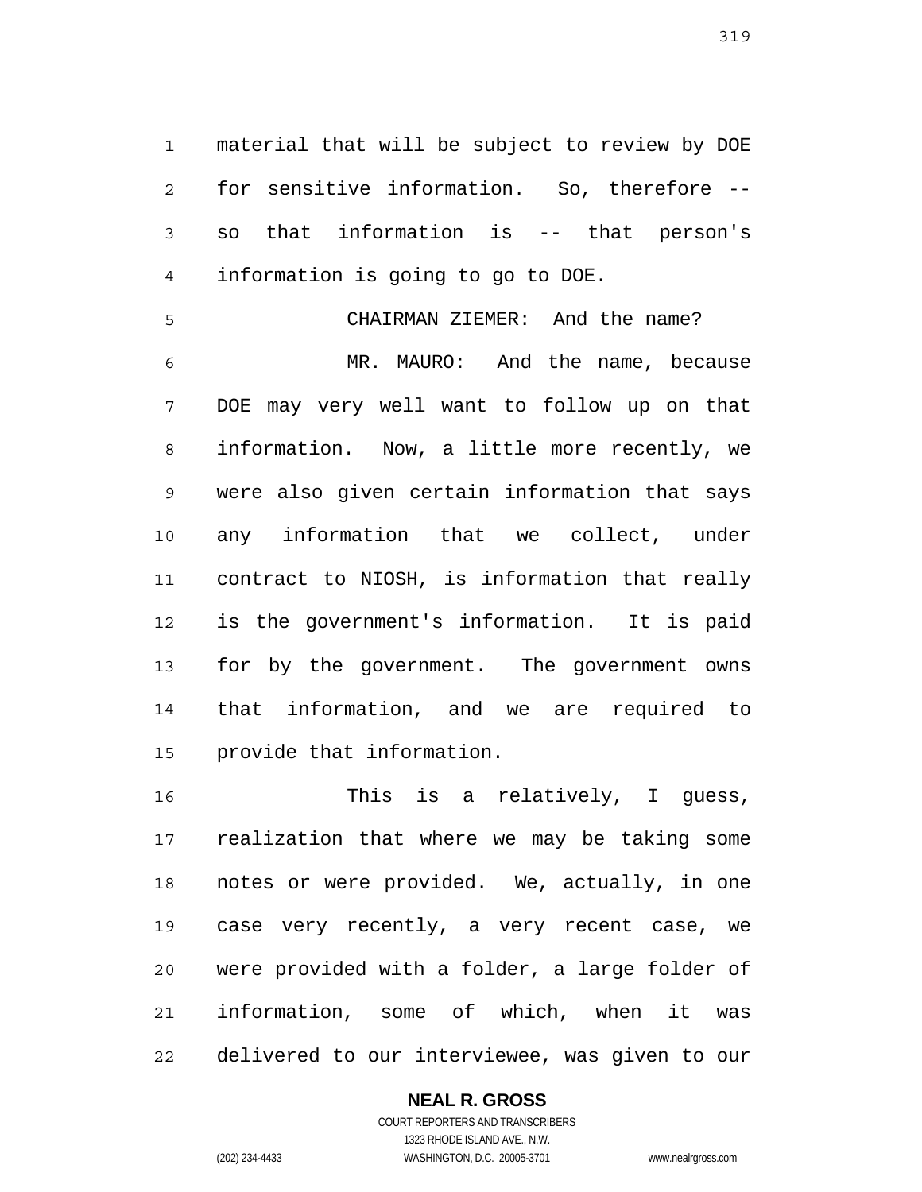material that will be subject to review by DOE for sensitive information. So, therefore -- so that information is -- that person's information is going to go to DOE.

CHAIRMAN ZIEMER: And the name?

MR. MAURO: And the name, because DOE may very well want to follow up on that information. Now, a little more recently, we were also given certain information that says any information that we collect, under contract to NIOSH, is information that really is the government's information. It is paid for by the government. The government owns that information, and we are required to provide that information.

This is a relatively, I guess, realization that where we may be taking some notes or were provided. We, actually, in one case very recently, a very recent case, we were provided with a folder, a large folder of information, some of which, when it was delivered to our interviewee, was given to our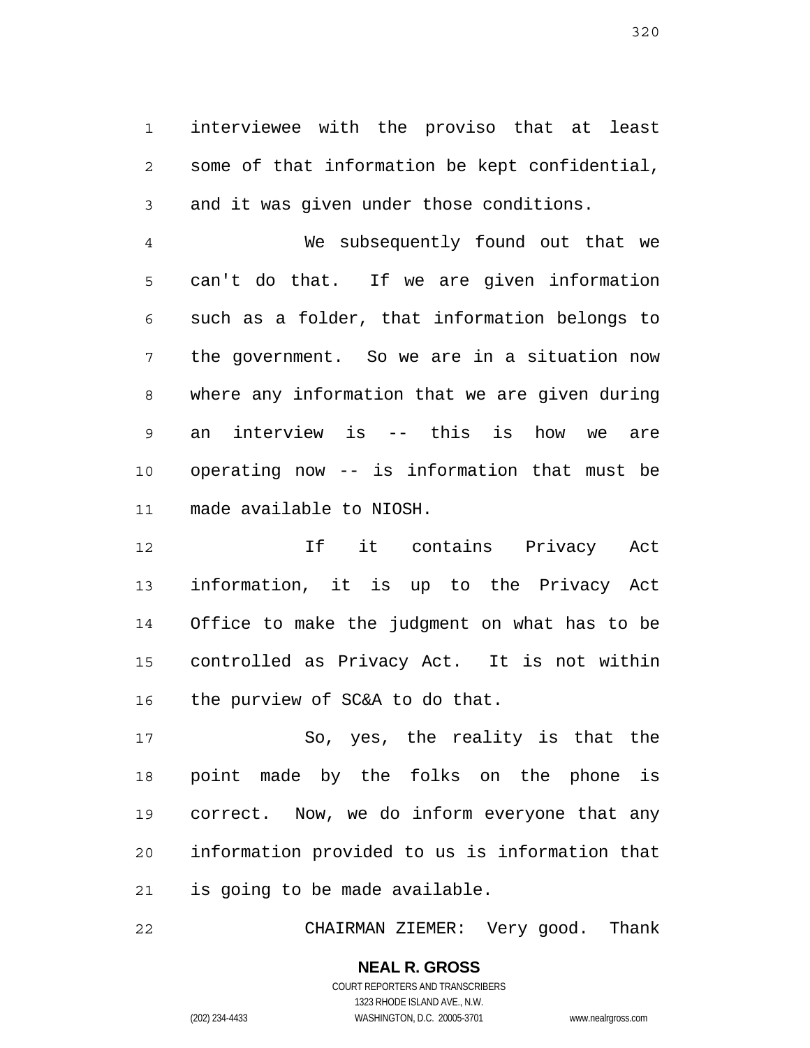interviewee with the proviso that at least some of that information be kept confidential, and it was given under those conditions.

We subsequently found out that we can't do that. If we are given information such as a folder, that information belongs to the government. So we are in a situation now where any information that we are given during an interview is -- this is how we are operating now -- is information that must be made available to NIOSH.

If it contains Privacy Act information, it is up to the Privacy Act Office to make the judgment on what has to be controlled as Privacy Act. It is not within the purview of SC&A to do that.

So, yes, the reality is that the point made by the folks on the phone is correct. Now, we do inform everyone that any information provided to us is information that is going to be made available.

CHAIRMAN ZIEMER: Very good. Thank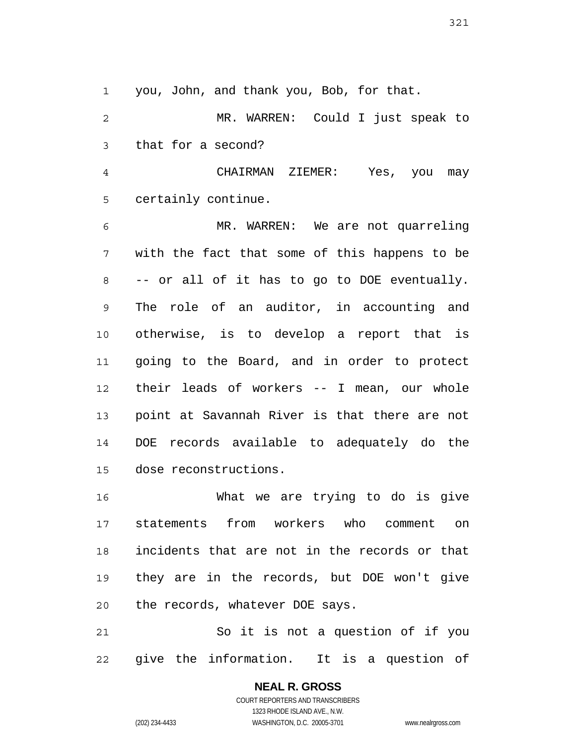you, John, and thank you, Bob, for that.

MR. WARREN: Could I just speak to that for a second?

CHAIRMAN ZIEMER: Yes, you may certainly continue.

MR. WARREN: We are not quarreling with the fact that some of this happens to be -- or all of it has to go to DOE eventually. The role of an auditor, in accounting and otherwise, is to develop a report that is going to the Board, and in order to protect their leads of workers -- I mean, our whole point at Savannah River is that there are not DOE records available to adequately do the dose reconstructions.

What we are trying to do is give statements from workers who comment on incidents that are not in the records or that they are in the records, but DOE won't give the records, whatever DOE says.

So it is not a question of if you give the information. It is a question of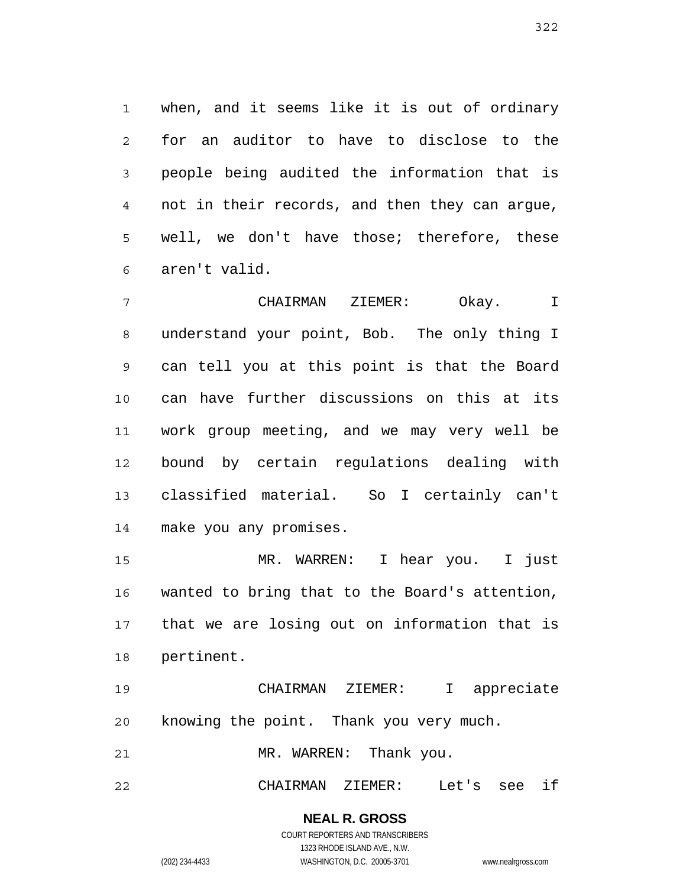when, and it seems like it is out of ordinary for an auditor to have to disclose to the people being audited the information that is not in their records, and then they can argue, well, we don't have those; therefore, these aren't valid.

CHAIRMAN ZIEMER: Okay. I understand your point, Bob. The only thing I can tell you at this point is that the Board can have further discussions on this at its work group meeting, and we may very well be bound by certain regulations dealing with classified material. So I certainly can't make you any promises.

MR. WARREN: I hear you. I just wanted to bring that to the Board's attention, that we are losing out on information that is pertinent.

CHAIRMAN ZIEMER: I appreciate knowing the point. Thank you very much.

MR. WARREN: Thank you.

CHAIRMAN ZIEMER: Let's see if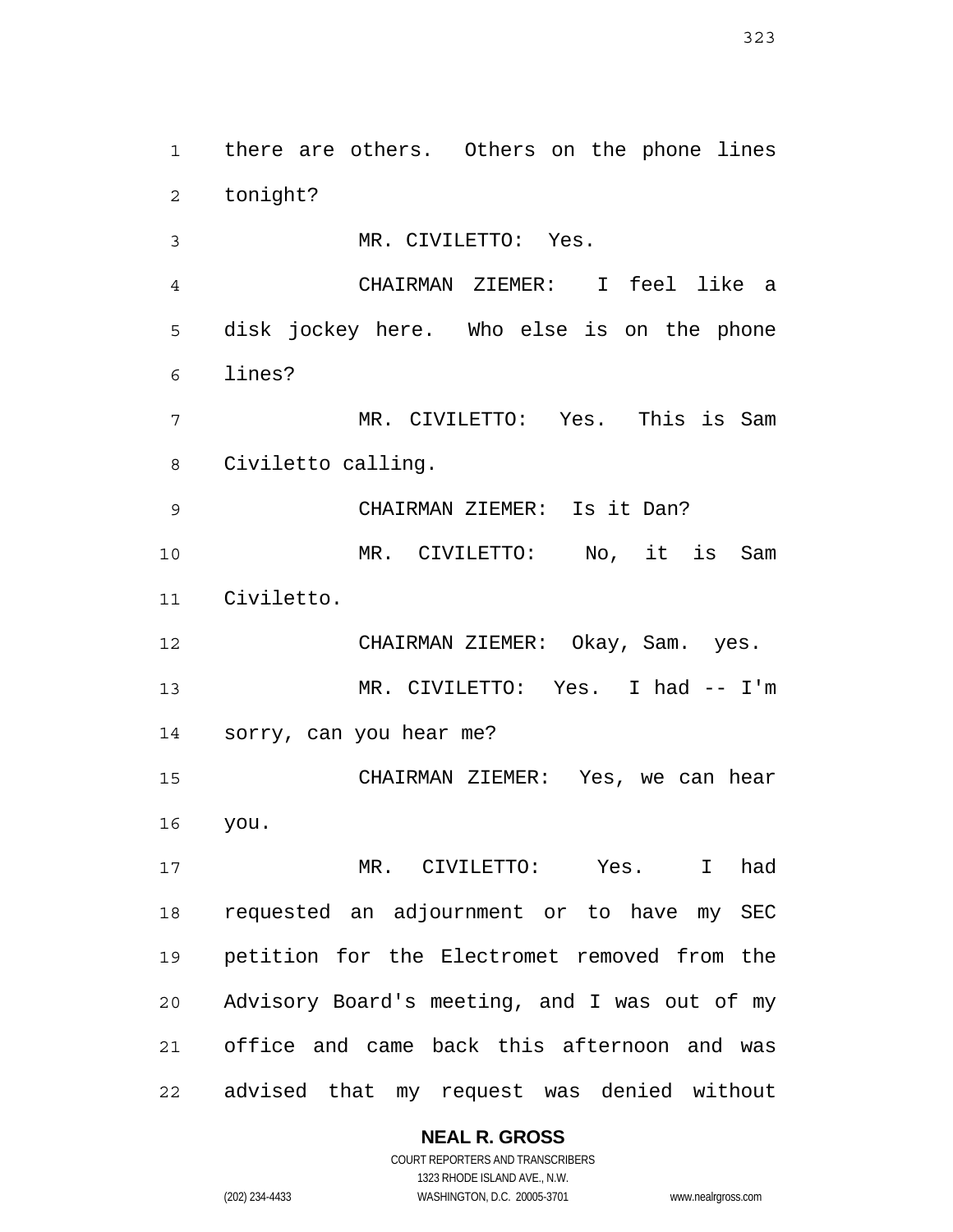there are others. Others on the phone lines tonight?

MR. CIVILETTO: Yes.

CHAIRMAN ZIEMER: I feel like a disk jockey here. Who else is on the phone lines?

MR. CIVILETTO: Yes. This is Sam Civiletto calling.

CHAIRMAN ZIEMER: Is it Dan?

MR. CIVILETTO: No, it is Sam Civiletto.

CHAIRMAN ZIEMER: Okay, Sam. yes.

MR. CIVILETTO: Yes. I had -- I'm sorry, can you hear me?

CHAIRMAN ZIEMER: Yes, we can hear you.

MR. CIVILETTO: Yes. I had requested an adjournment or to have my SEC petition for the Electromet removed from the Advisory Board's meeting, and I was out of my office and came back this afternoon and was advised that my request was denied without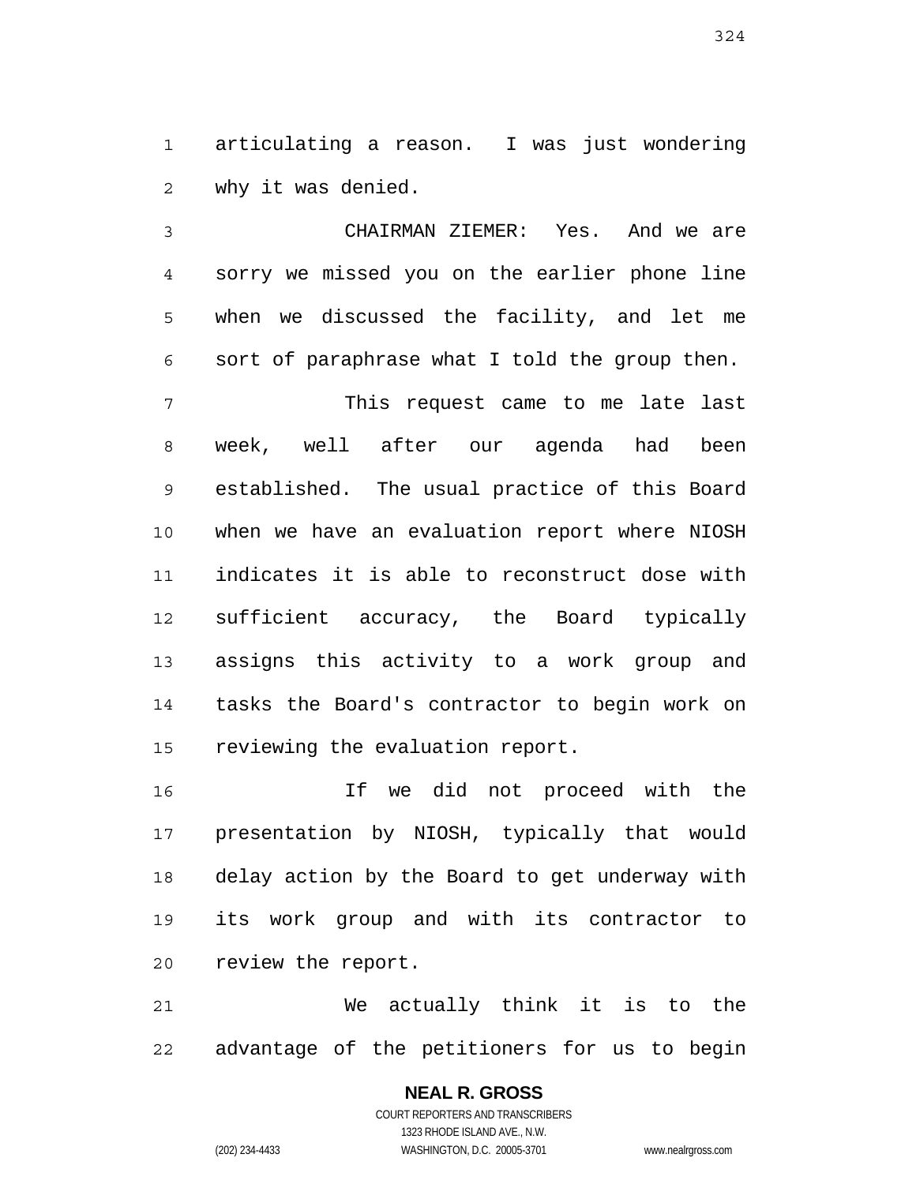articulating a reason. I was just wondering why it was denied.

CHAIRMAN ZIEMER: Yes. And we are sorry we missed you on the earlier phone line when we discussed the facility, and let me sort of paraphrase what I told the group then.

This request came to me late last week, well after our agenda had been established. The usual practice of this Board when we have an evaluation report where NIOSH indicates it is able to reconstruct dose with sufficient accuracy, the Board typically assigns this activity to a work group and tasks the Board's contractor to begin work on reviewing the evaluation report.

If we did not proceed with the presentation by NIOSH, typically that would delay action by the Board to get underway with its work group and with its contractor to review the report.

We actually think it is to the advantage of the petitioners for us to begin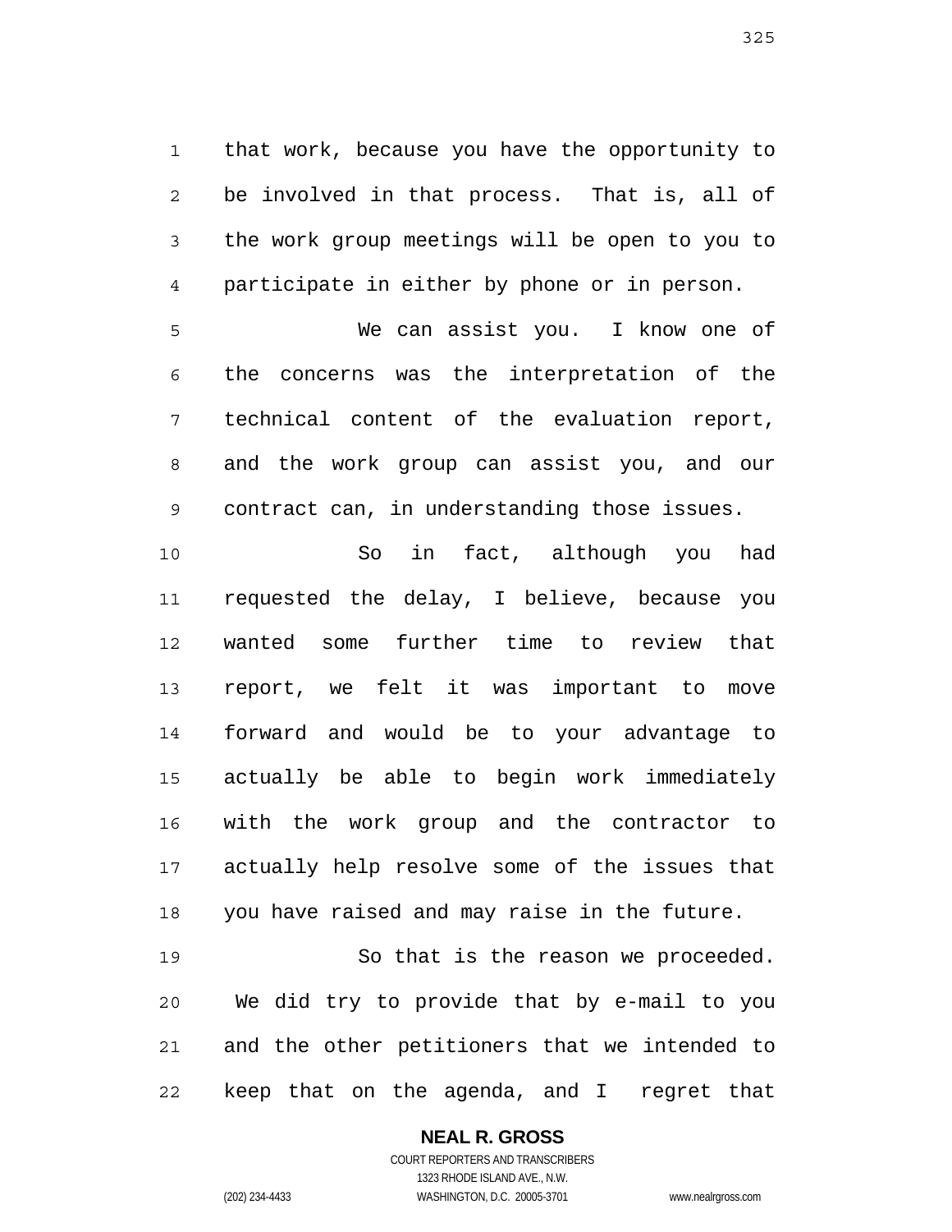that work, because you have the opportunity to be involved in that process. That is, all of the work group meetings will be open to you to participate in either by phone or in person.

We can assist you. I know one of the concerns was the interpretation of the technical content of the evaluation report, and the work group can assist you, and our contract can, in understanding those issues.

So in fact, although you had requested the delay, I believe, because you wanted some further time to review that report, we felt it was important to move forward and would be to your advantage to actually be able to begin work immediately with the work group and the contractor to actually help resolve some of the issues that you have raised and may raise in the future.

So that is the reason we proceeded. We did try to provide that by e-mail to you and the other petitioners that we intended to keep that on the agenda, and I regret that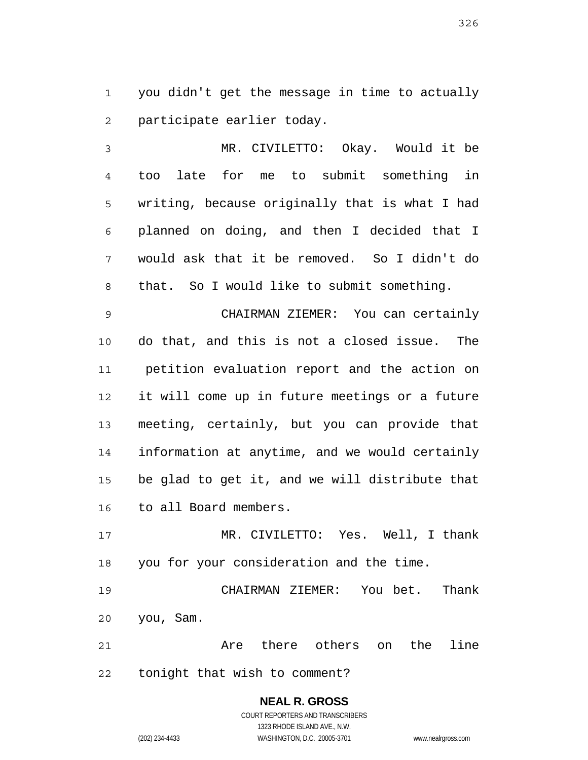you didn't get the message in time to actually participate earlier today.

MR. CIVILETTO: Okay. Would it be too late for me to submit something in writing, because originally that is what I had planned on doing, and then I decided that I would ask that it be removed. So I didn't do that. So I would like to submit something.

CHAIRMAN ZIEMER: You can certainly do that, and this is not a closed issue. The petition evaluation report and the action on it will come up in future meetings or a future meeting, certainly, but you can provide that information at anytime, and we would certainly be glad to get it, and we will distribute that to all Board members.

MR. CIVILETTO: Yes. Well, I thank you for your consideration and the time.

CHAIRMAN ZIEMER: You bet. Thank you, Sam.

Are there others on the line tonight that wish to comment?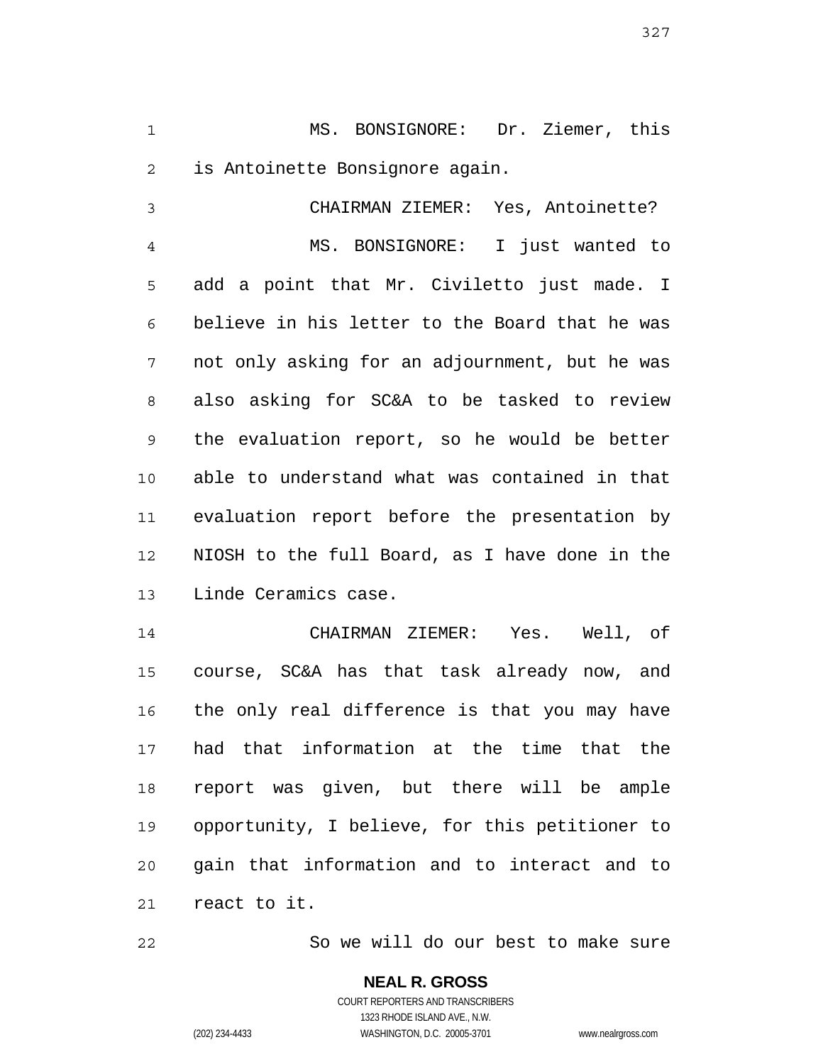MS. BONSIGNORE: Dr. Ziemer, this is Antoinette Bonsignore again.

CHAIRMAN ZIEMER: Yes, Antoinette?

MS. BONSIGNORE: I just wanted to add a point that Mr. Civiletto just made. I believe in his letter to the Board that he was not only asking for an adjournment, but he was also asking for SC&A to be tasked to review the evaluation report, so he would be better able to understand what was contained in that evaluation report before the presentation by NIOSH to the full Board, as I have done in the Linde Ceramics case.

CHAIRMAN ZIEMER: Yes. Well, of course, SC&A has that task already now, and the only real difference is that you may have had that information at the time that the report was given, but there will be ample opportunity, I believe, for this petitioner to gain that information and to interact and to react to it.

So we will do our best to make sure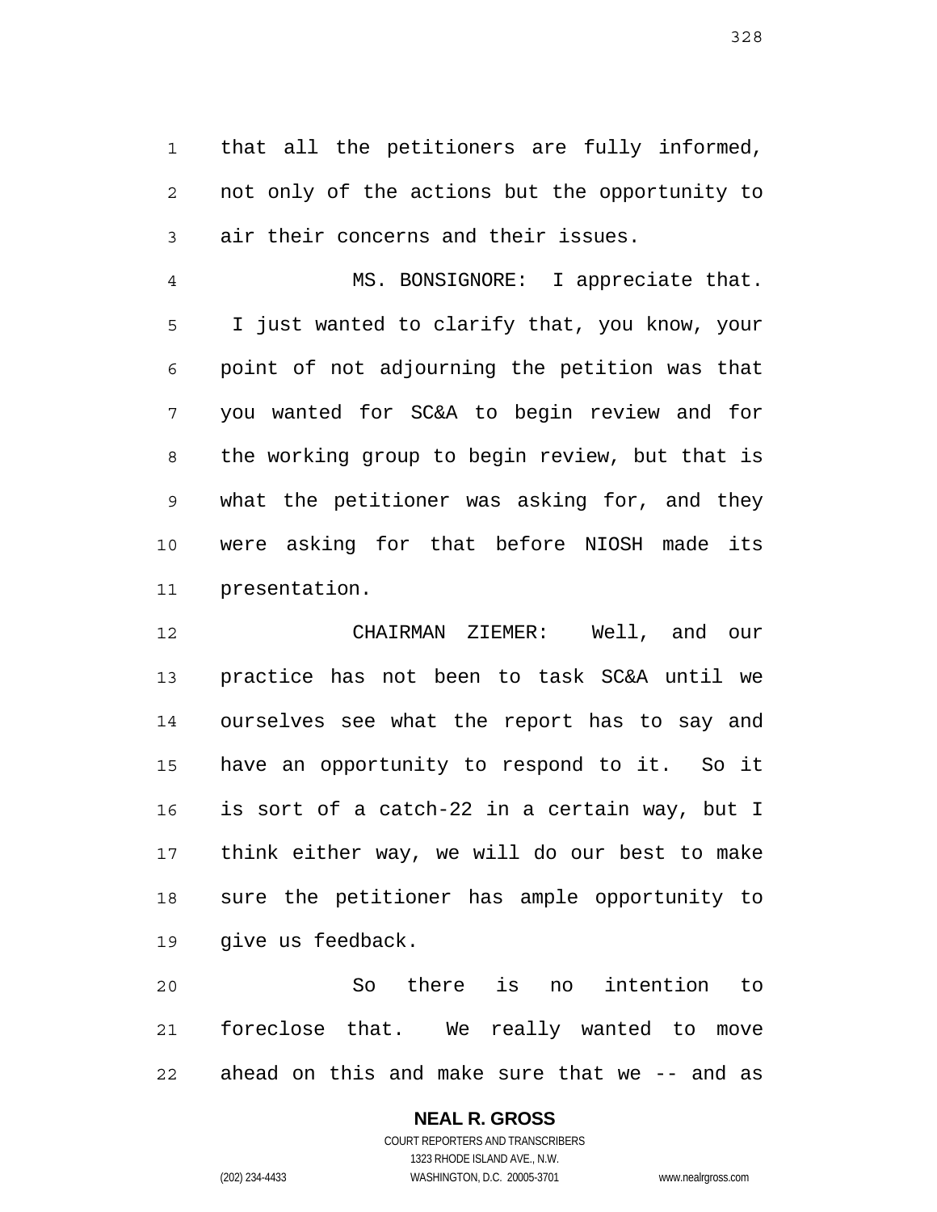that all the petitioners are fully informed, not only of the actions but the opportunity to air their concerns and their issues.

MS. BONSIGNORE: I appreciate that. I just wanted to clarify that, you know, your point of not adjourning the petition was that you wanted for SC&A to begin review and for the working group to begin review, but that is what the petitioner was asking for, and they were asking for that before NIOSH made its presentation.

CHAIRMAN ZIEMER: Well, and our practice has not been to task SC&A until we ourselves see what the report has to say and have an opportunity to respond to it. So it is sort of a catch-22 in a certain way, but I think either way, we will do our best to make sure the petitioner has ample opportunity to give us feedback.

So there is no intention to foreclose that. We really wanted to move ahead on this and make sure that we -- and as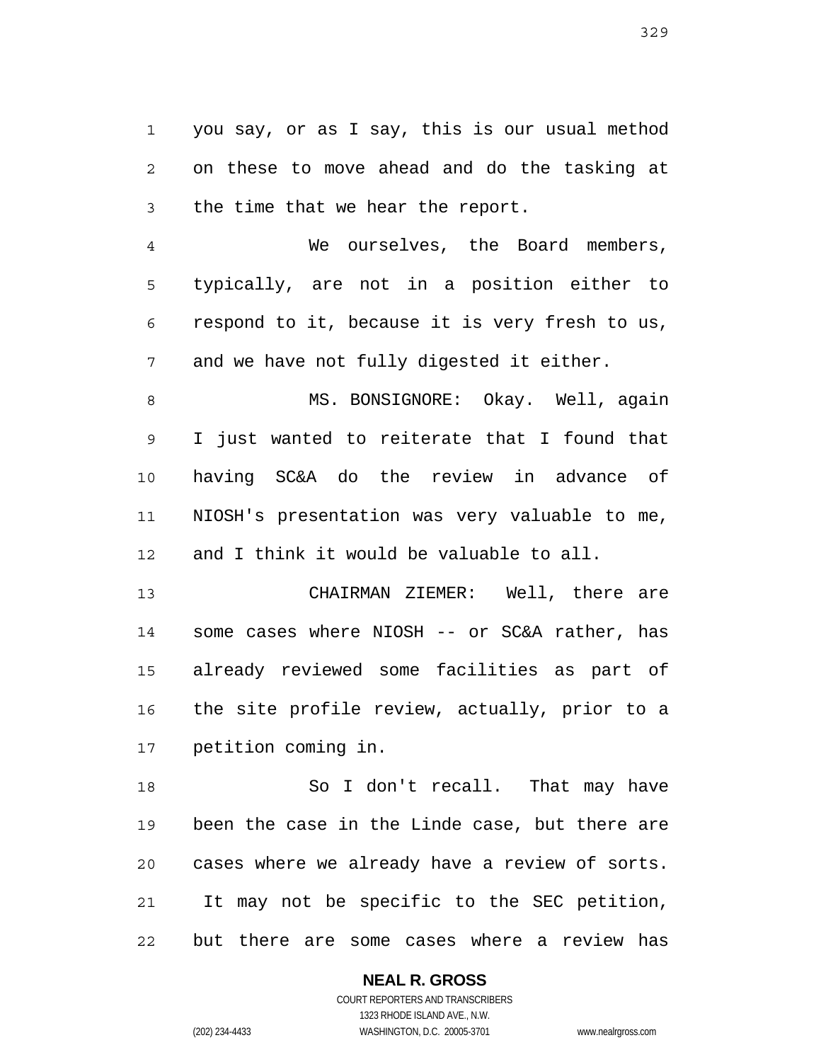you say, or as I say, this is our usual method on these to move ahead and do the tasking at the time that we hear the report.

We ourselves, the Board members, typically, are not in a position either to respond to it, because it is very fresh to us, and we have not fully digested it either.

MS. BONSIGNORE: Okay. Well, again I just wanted to reiterate that I found that having SC&A do the review in advance of NIOSH's presentation was very valuable to me, and I think it would be valuable to all.

CHAIRMAN ZIEMER: Well, there are some cases where NIOSH -- or SC&A rather, has already reviewed some facilities as part of the site profile review, actually, prior to a petition coming in.

So I don't recall. That may have been the case in the Linde case, but there are cases where we already have a review of sorts. It may not be specific to the SEC petition, but there are some cases where a review has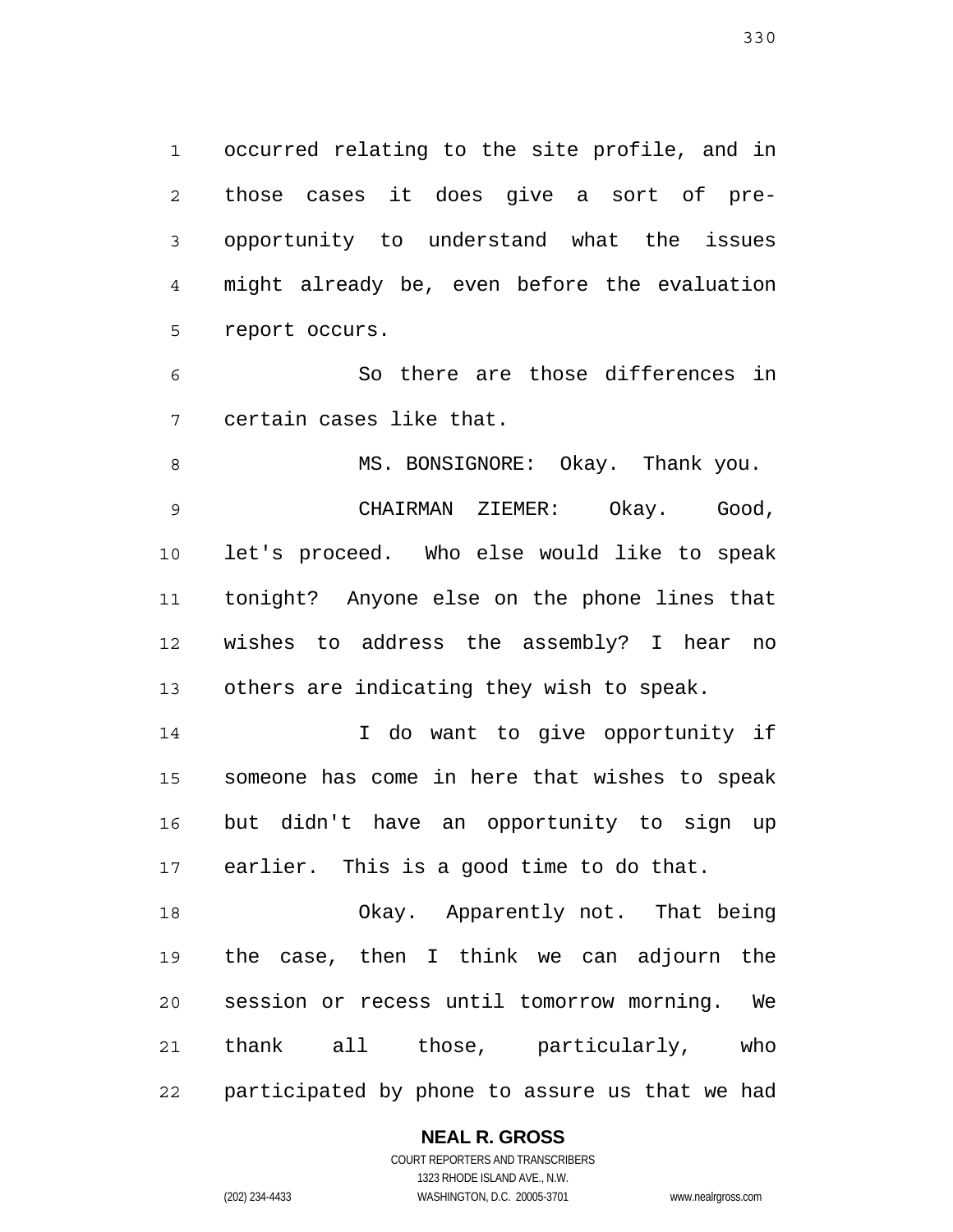occurred relating to the site profile, and in those cases it does give a sort of pre-opportunity to understand what the issues might already be, even before the evaluation report occurs.

So there are those differences in certain cases like that.

MS. BONSIGNORE: Okay. Thank you.

CHAIRMAN ZIEMER: Okay. Good, let's proceed. Who else would like to speak tonight? Anyone else on the phone lines that wishes to address the assembly? I hear no others are indicating they wish to speak.

I do want to give opportunity if someone has come in here that wishes to speak but didn't have an opportunity to sign up earlier. This is a good time to do that.

Okay. Apparently not. That being the case, then I think we can adjourn the session or recess until tomorrow morning. We thank all those, particularly, who participated by phone to assure us that we had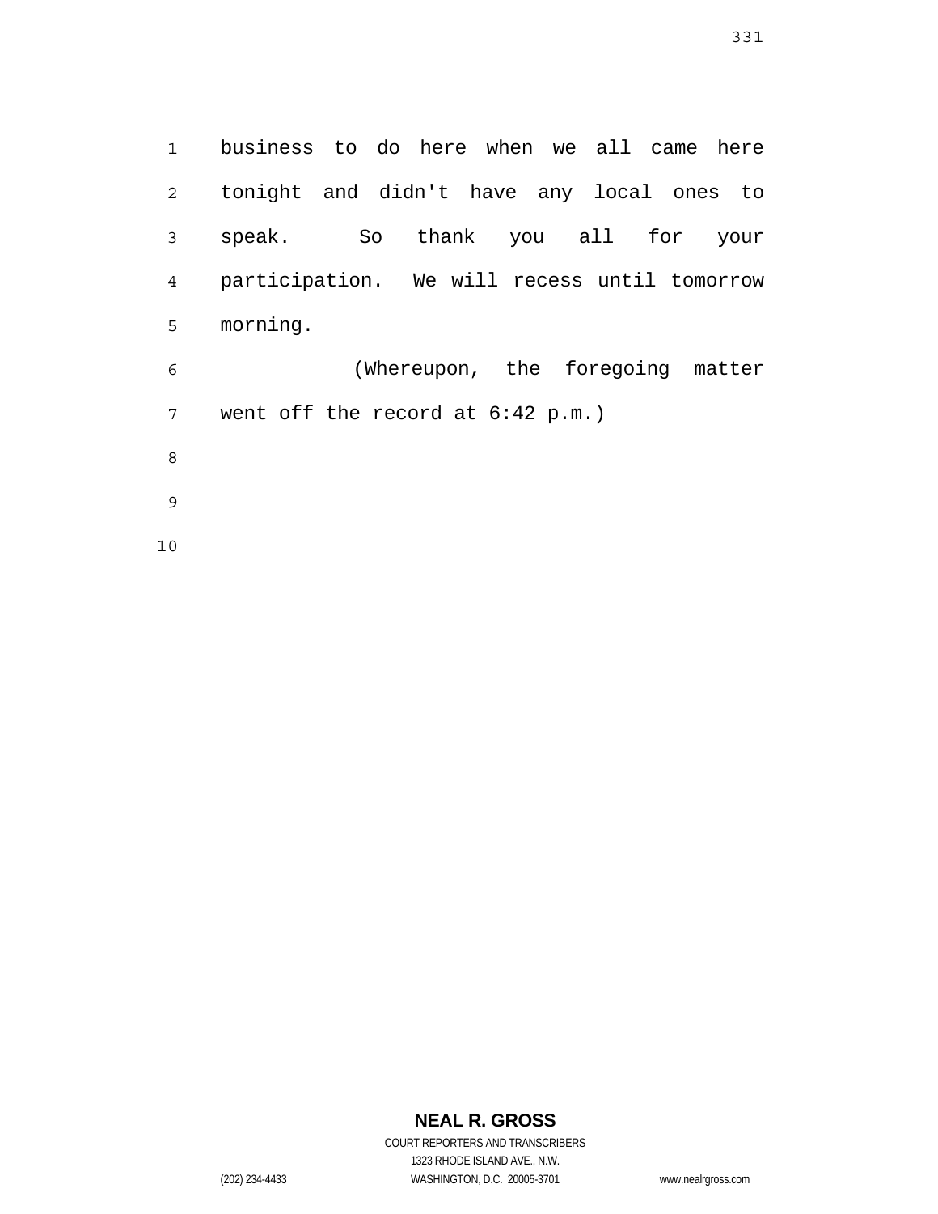business to do here when we all came here tonight and didn't have any local ones to speak. So thank you all for your participation. We will recess until tomorrow morning.

(Whereupon, the foregoing matter went off the record at 6:42 p.m.)